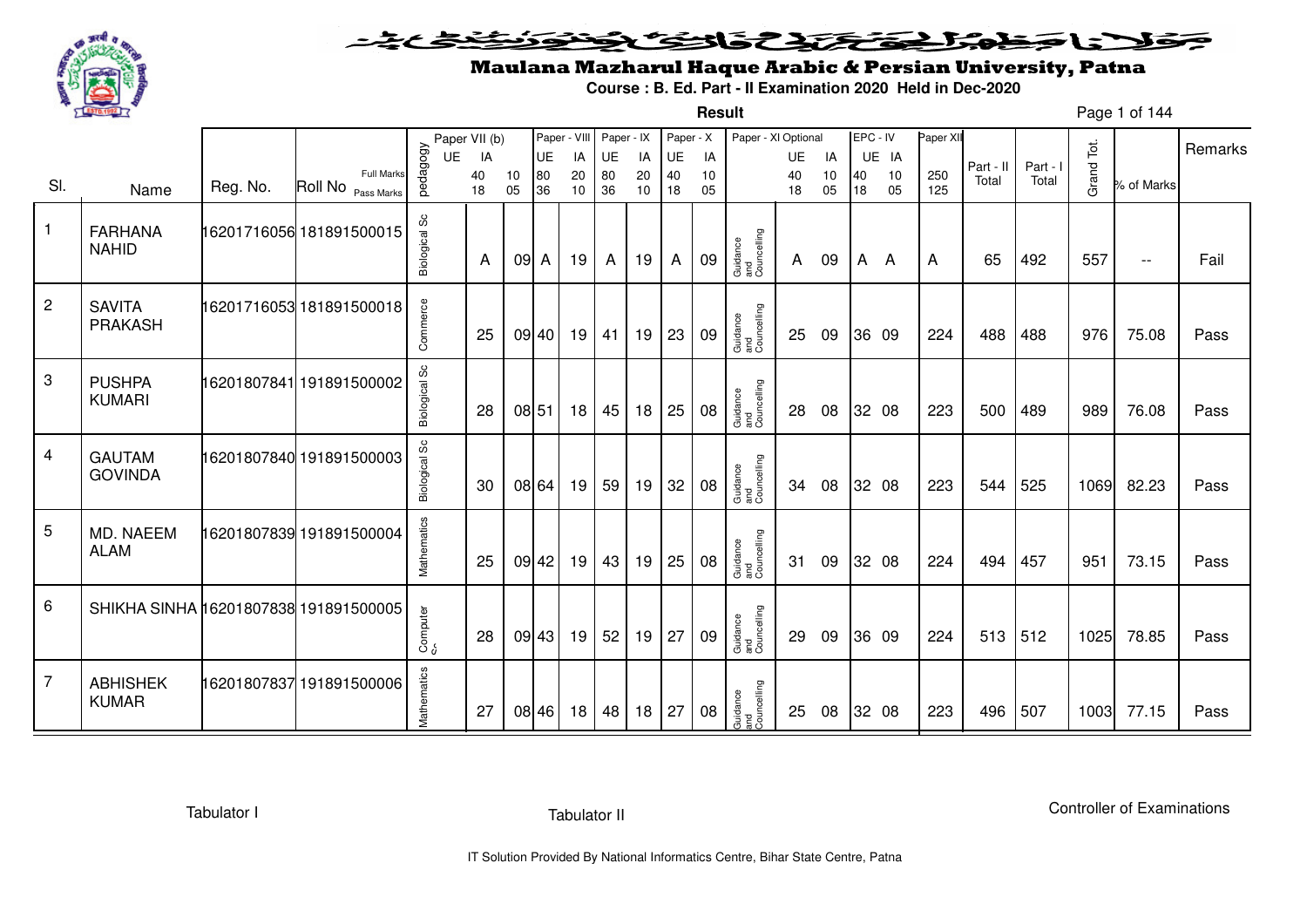# Maulana Mazharul Haque Arabic & Persian University, Patna

**Course : B. Ed. Part - II Examination 2020 Held in Dec-2020**

**Result**

| Sl. | Name | Reg. No. | Roll No | pedagogy | Paper VII (b) UE | Paper VII (b) IA | | Paper - VIII UE | Paper - VIII IA | Paper - IX UE | Paper - IX IA | Paper - X UE | Paper - X IA | Paper - XI Optional | Paper - XI UE | Paper - XI IA | EPC - IV UE | EPC - IV IA | Paper XII | Part - II Total | Part - I Total | Grand Tot. | % of Marks | Remarks |
|---|---|---|---|---|---|---|---|---|---|---|---|---|---|---|---|---|---|---|---|---|---|---|---|---|
| | | | Full Marks | | | 40 | 10 | 80 | 20 | 80 | 20 | 40 | 10 | | 40 | 10 | 40 | 10 | 250 | | | | | |
| | | | Pass Marks | | | 18 | 05 | 36 | 10 | 36 | 10 | 18 | 05 | | 18 | 05 | 18 | 05 | 125 | | | | | |
| 1 | FARHANA NAHID | 16201716056 | 181891500015 | Biological Sc | | A | 09 | A | 19 | A | 19 | A | 09 | Guidance and Councelling | A | 09 | A | A | A | 65 | 492 | 557 | -- | Fail |
| 2 | SAVITA PRAKASH | 16201716053 | 181891500018 | Commerce | | 25 | 09 | 40 | 19 | 41 | 19 | 23 | 09 | Guidance and Councelling | 25 | 09 | 36 | 09 | 224 | 488 | 488 | 976 | 75.08 | Pass |
| 3 | PUSHPA KUMARI | 16201807841 | 191891500002 | Biological Sc | | 28 | 08 | 51 | 18 | 45 | 18 | 25 | 08 | Guidance and Councelling | 28 | 08 | 32 | 08 | 223 | 500 | 489 | 989 | 76.08 | Pass |
| 4 | GAUTAM GOVINDA | 16201807840 | 191891500003 | Biological Sc | | 30 | 08 | 64 | 19 | 59 | 19 | 32 | 08 | Guidance and Councelling | 34 | 08 | 32 | 08 | 223 | 544 | 525 | 1069 | 82.23 | Pass |
| 5 | MD. NAEEM ALAM | 16201807839 | 191891500004 | Mathematics | | 25 | 09 | 42 | 19 | 43 | 19 | 25 | 08 | Guidance and Councelling | 31 | 09 | 32 | 08 | 224 | 494 | 457 | 951 | 73.15 | Pass |
| 6 | SHIKHA SINHA | 16201807838 | 191891500005 | Computer Sc | | 28 | 09 | 43 | 19 | 52 | 19 | 27 | 09 | Guidance and Councelling | 29 | 09 | 36 | 09 | 224 | 513 | 512 | 1025 | 78.85 | Pass |
| 7 | ABHISHEK KUMAR | 16201807837 | 191891500006 | Mathematics | | 27 | 08 | 46 | 18 | 48 | 18 | 27 | 08 | Guidance and Councelling | 25 | 08 | 32 | 08 | 223 | 496 | 507 | 1003 | 77.15 | Pass |

Tabulator I

Tabulator II

Controller of Examinations

IT Solution Provided By National Informatics Centre, Bihar State Centre, Patna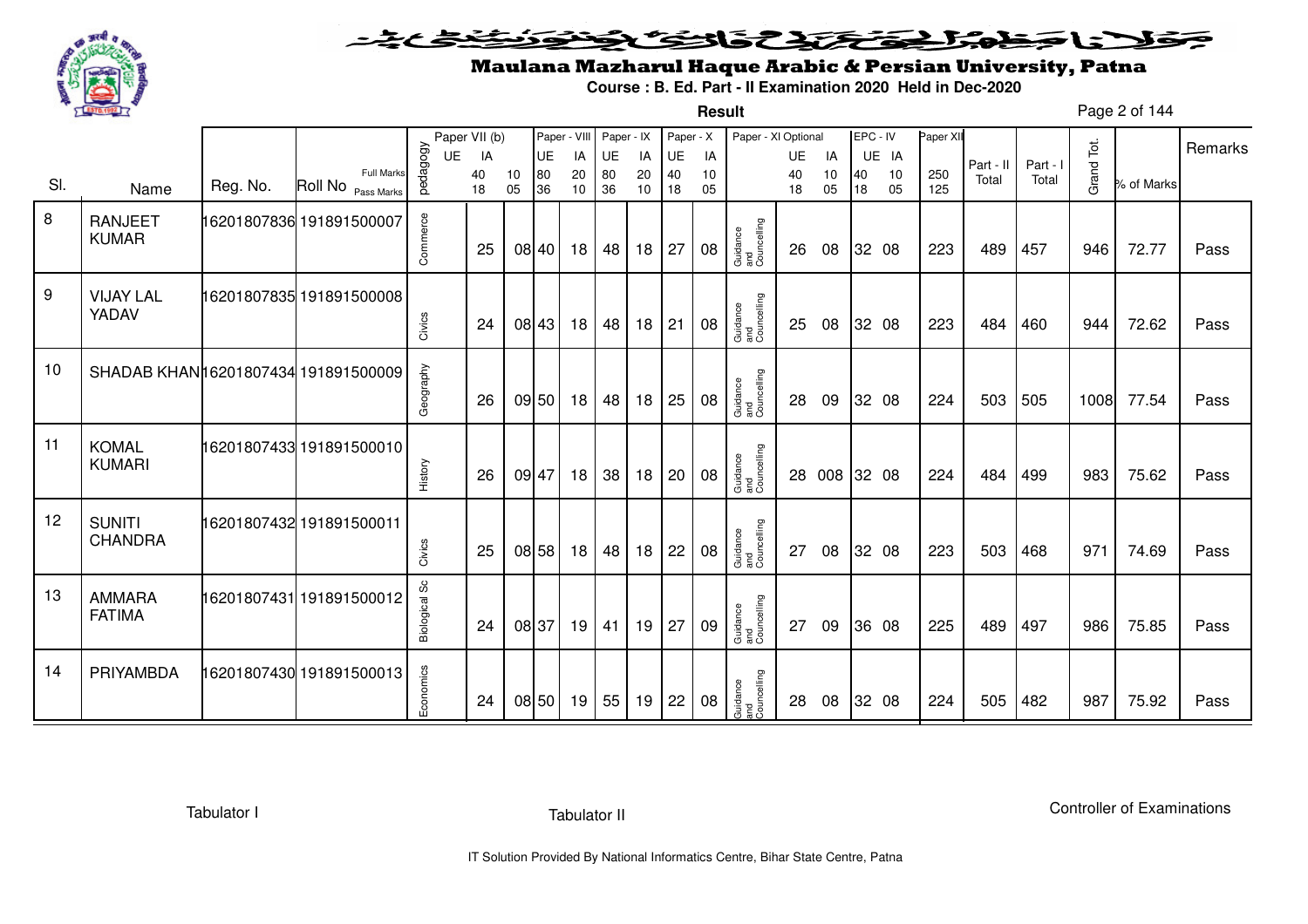# Maulana Mazharul Haque Arabic & Persian University, Patna

**Course : B. Ed. Part - II Examination 2020 Held in Dec-2020**

**Result**

| Sl. | Name | Reg. No. | Roll No | pedagogy | Paper VII (b) UE | IA | | Paper - VIII UE | IA | Paper - IX UE | IA | Paper - X UE | IA | Paper - XI Optional | UE | IA | EPC - IV UE | IA | Paper XII | Part - II Total | Part - I Total | Grand Tot. | % of Marks | Remarks |
|---|---|---|---|---|---|---|---|---|---|---|---|---|---|---|---|---|---|---|---|---|---|---|---|---|
| | | | Full Marks | | | 40 | 10 | 80 | 20 | 80 | 20 | 40 | 10 | | 40 | 10 | 40 | 10 | 250 | | | | | |
| | | | Pass Marks | | | 18 | 05 | 36 | 10 | 36 | 10 | 18 | 05 | | 18 | 05 | 18 | 05 | 125 | | | | | |
| 8 | RANJEET KUMAR | 16201807836 | 191891500007 | Commerce | | 25 | 08 | 40 | 18 | 48 | 18 | 27 | 08 | Guidance and Councelling | 26 | 08 | 32 | 08 | 223 | 489 | 457 | 946 | 72.77 | Pass |
| 9 | VIJAY LAL YADAV | 16201807835 | 191891500008 | Civics | | 24 | 08 | 43 | 18 | 48 | 18 | 21 | 08 | Guidance and Councelling | 25 | 08 | 32 | 08 | 223 | 484 | 460 | 944 | 72.62 | Pass |
| 10 | SHADAB KHAN | 16201807434 | 191891500009 | Geography | | 26 | 09 | 50 | 18 | 48 | 18 | 25 | 08 | Guidance and Councelling | 28 | 09 | 32 | 08 | 224 | 503 | 505 | 1008 | 77.54 | Pass |
| 11 | KOMAL KUMARI | 16201807433 | 191891500010 | History | | 26 | 09 | 47 | 18 | 38 | 18 | 20 | 08 | Guidance and Councelling | 28 | 008 | 32 | 08 | 224 | 484 | 499 | 983 | 75.62 | Pass |
| 12 | SUNITI CHANDRA | 16201807432 | 191891500011 | Civics | | 25 | 08 | 58 | 18 | 48 | 18 | 22 | 08 | Guidance and Councelling | 27 | 08 | 32 | 08 | 223 | 503 | 468 | 971 | 74.69 | Pass |
| 13 | AMMARA FATIMA | 16201807431 | 191891500012 | Biological Sc | | 24 | 08 | 37 | 19 | 41 | 19 | 27 | 09 | Guidance and Councelling | 27 | 09 | 36 | 08 | 225 | 489 | 497 | 986 | 75.85 | Pass |
| 14 | PRIYAMBDA | 16201807430 | 191891500013 | Economics | | 24 | 08 | 50 | 19 | 55 | 19 | 22 | 08 | Guidance and Councelling | 28 | 08 | 32 | 08 | 224 | 505 | 482 | 987 | 75.92 | Pass |

Tabulator I　　　　Tabulator II　　　　Controller of Examinations

IT Solution Provided By National Informatics Centre, Bihar State Centre, Patna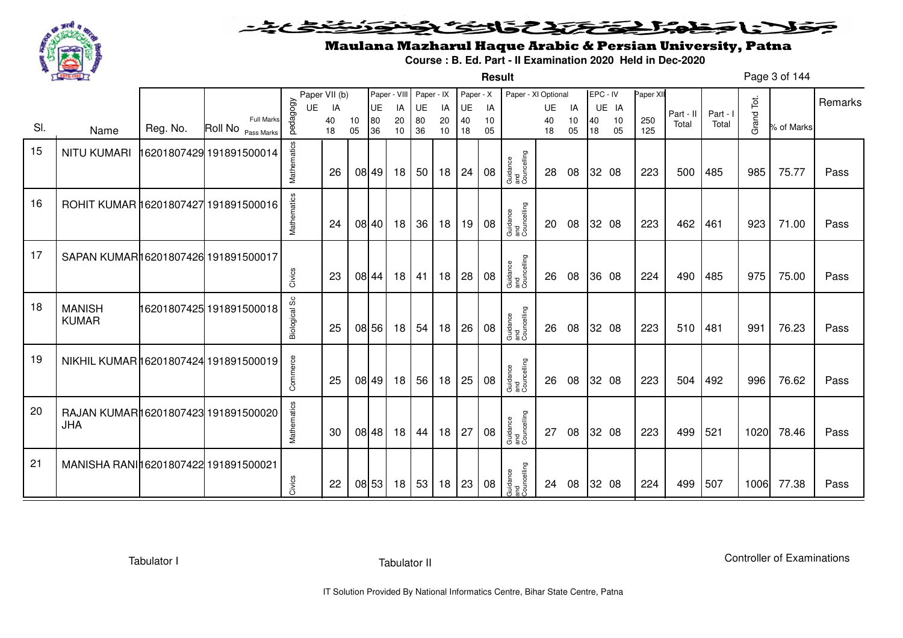# Maulana Mazharul Haque Arabic & Persian University, Patna

**Course : B. Ed. Part - II Examination 2020 Held in Dec-2020**

**Result**

| Sl. | Name | Reg. No. | Roll No | pedagogy | Paper VII (b) UE | Paper VII (b) IA (40/18) | (10/05) | Paper - VIII UE (80/36) | Paper - VIII IA (20/10) | Paper - IX UE (80/36) | Paper - IX IA (20/10) | Paper - X UE (40/18) | Paper - X IA (10/05) | Paper - XI Optional | Paper - XI UE (40/18) | Paper - XI IA (10/05) | EPC - IV UE (40/18) | EPC - IV IA (10/05) | Paper XII (250/125) | Part - II Total | Part - I Total | Grand Tot. | % of Marks | Remarks |
|---|---|---|---|---|---|---|---|---|---|---|---|---|---|---|---|---|---|---|---|---|---|---|---|---|
| 15 | NITU KUMARI | 16201807429 | 191891500014 | Mathematics | | 26 | 08 | 49 | 18 | 50 | 18 | 24 | 08 | Guidance and Councelling | 28 | 08 | 32 | 08 | 223 | 500 | 485 | 985 | 75.77 | Pass |
| 16 | ROHIT KUMAR | 16201807427 | 191891500016 | Mathematics | | 24 | 08 | 40 | 18 | 36 | 18 | 19 | 08 | Guidance and Councelling | 20 | 08 | 32 | 08 | 223 | 462 | 461 | 923 | 71.00 | Pass |
| 17 | SAPAN KUMAR | 16201807426 | 191891500017 | Civics | | 23 | 08 | 44 | 18 | 41 | 18 | 28 | 08 | Guidance and Councelling | 26 | 08 | 36 | 08 | 224 | 490 | 485 | 975 | 75.00 | Pass |
| 18 | MANISH KUMAR | 16201807425 | 191891500018 | Biological Sc | | 25 | 08 | 56 | 18 | 54 | 18 | 26 | 08 | Guidance and Councelling | 26 | 08 | 32 | 08 | 223 | 510 | 481 | 991 | 76.23 | Pass |
| 19 | NIKHIL KUMAR | 16201807424 | 191891500019 | Commerce | | 25 | 08 | 49 | 18 | 56 | 18 | 25 | 08 | Guidance and Councelling | 26 | 08 | 32 | 08 | 223 | 504 | 492 | 996 | 76.62 | Pass |
| 20 | RAJAN KUMAR JHA | 16201807423 | 191891500020 | Mathematics | | 30 | 08 | 48 | 18 | 44 | 18 | 27 | 08 | Guidance and Councelling | 27 | 08 | 32 | 08 | 223 | 499 | 521 | 1020 | 78.46 | Pass |
| 21 | MANISHA RANI | 16201807422 | 191891500021 | Civics | | 22 | 08 | 53 | 18 | 53 | 18 | 23 | 08 | Guidance and Councelling | 24 | 08 | 32 | 08 | 224 | 499 | 507 | 1006 | 77.38 | Pass |

Tabulator I | Tabulator II | Controller of Examinations

IT Solution Provided By National Informatics Centre, Bihar State Centre, Patna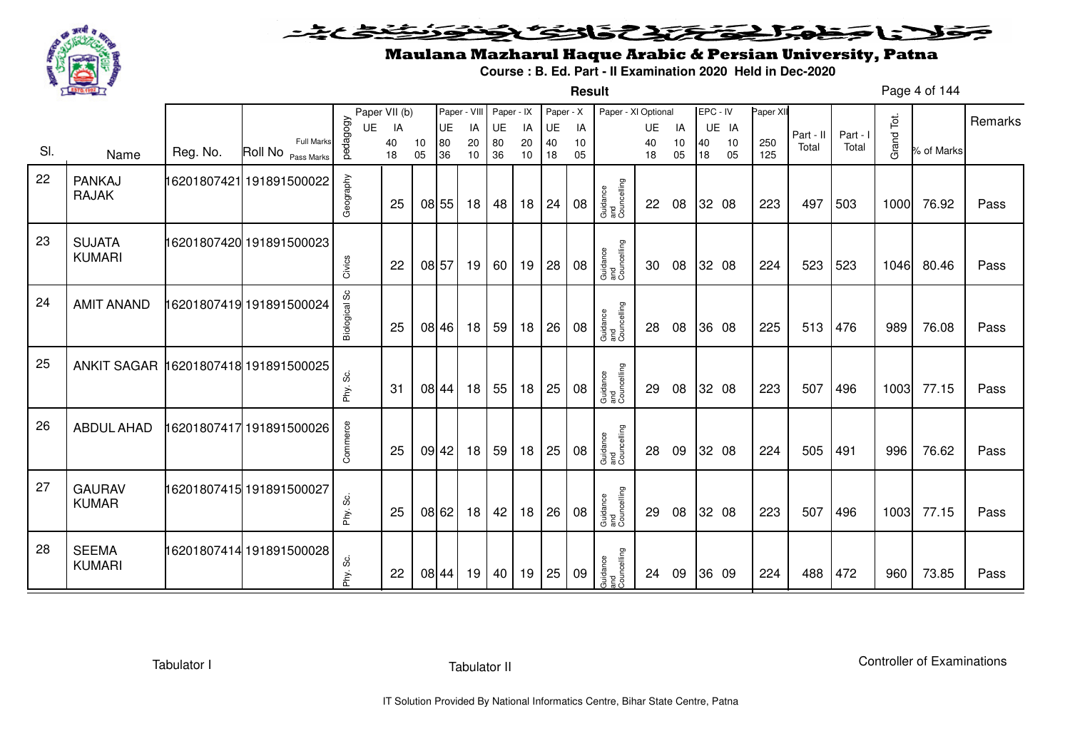# Maulana Mazharul Haque Arabic & Persian University, Patna

**Course : B. Ed. Part - II Examination 2020 Held in Dec-2020**

**Result**

| Sl. | Name | Reg. No. | Roll No | pedagogy | Paper VII (b) UE | Paper VII (b) IA | Paper - VIII UE | Paper - VIII IA | Paper - IX UE | Paper - IX IA | Paper - X UE | Paper - X IA | Paper - XI Optional | Paper - XI UE | Paper - XI IA | EPC - IV UE | EPC - IV IA | Paper XII | Part - II Total | Part - I Total | Grand Tot. | % of Marks | Remarks |
|---|---|---|---|---|---|---|---|---|---|---|---|---|---|---|---|---|---|---|---|---|---|---|---|
| | | | Full Marks | | 40 | 10 | 80 | 20 | 80 | 20 | 40 | 10 | | 40 | 10 | 40 | 10 | 250 | | | | | |
| | | | Pass Marks | | 18 | 05 | 36 | 10 | 36 | 10 | 18 | 05 | | 18 | 05 | 18 | 05 | 125 | | | | | |
| 22 | PANKAJ RAJAK | 16201807421 | 191891500022 | Geography | 25 | 08 | 55 | 18 | 48 | 18 | 24 | 08 | Guidance and Councelling | 22 | 08 | 32 | 08 | 223 | 497 | 503 | 1000 | 76.92 | Pass |
| 23 | SUJATA KUMARI | 16201807420 | 191891500023 | Civics | 22 | 08 | 57 | 19 | 60 | 19 | 28 | 08 | Guidance and Councelling | 30 | 08 | 32 | 08 | 224 | 523 | 523 | 1046 | 80.46 | Pass |
| 24 | AMIT ANAND | 16201807419 | 191891500024 | Biological Sc | 25 | 08 | 46 | 18 | 59 | 18 | 26 | 08 | Guidance and Councelling | 28 | 08 | 36 | 08 | 225 | 513 | 476 | 989 | 76.08 | Pass |
| 25 | ANKIT SAGAR | 16201807418 | 191891500025 | Phy. Sc. | 31 | 08 | 44 | 18 | 55 | 18 | 25 | 08 | Guidance and Councelling | 29 | 08 | 32 | 08 | 223 | 507 | 496 | 1003 | 77.15 | Pass |
| 26 | ABDUL AHAD | 16201807417 | 191891500026 | Commerce | 25 | 09 | 42 | 18 | 59 | 18 | 25 | 08 | Guidance and Councelling | 28 | 09 | 32 | 08 | 224 | 505 | 491 | 996 | 76.62 | Pass |
| 27 | GAURAV KUMAR | 16201807415 | 191891500027 | Phy. Sc. | 25 | 08 | 62 | 18 | 42 | 18 | 26 | 08 | Guidance and Councelling | 29 | 08 | 32 | 08 | 223 | 507 | 496 | 1003 | 77.15 | Pass |
| 28 | SEEMA KUMARI | 16201807414 | 191891500028 | Phy. Sc. | 22 | 08 | 44 | 19 | 40 | 19 | 25 | 09 | Guidance and Councelling | 24 | 09 | 36 | 09 | 224 | 488 | 472 | 960 | 73.85 | Pass |

Tabulator I Tabulator II Controller of Examinations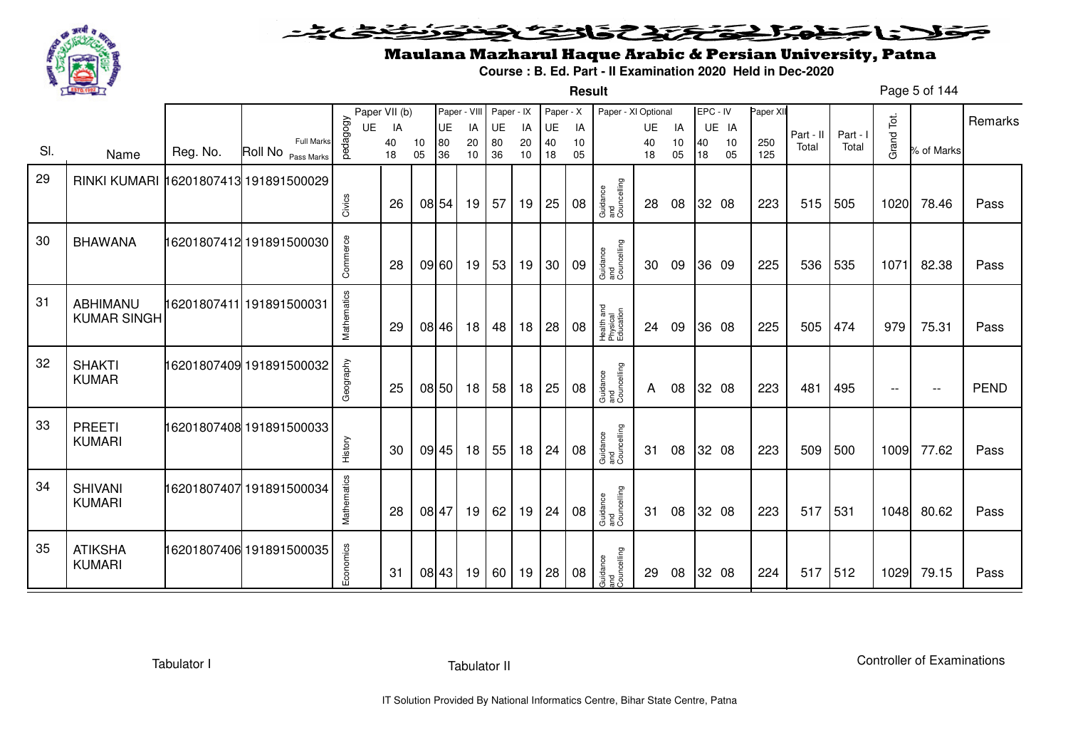# Maulana Mazharul Haque Arabic & Persian University, Patna

**Course : B. Ed. Part - II Examination 2020 Held in Dec-2020**

**Result**

| Sl. | Name | Reg. No. | Roll No | pedagogy | Paper VII (b) UE | Paper VII (b) IA | Paper - VIII UE | Paper - VIII IA | Paper - IX UE | Paper - IX IA | Paper - X UE | Paper - X IA | Paper - XI Optional | Paper - XI UE | Paper - XI IA | EPC - IV UE | EPC - IV IA | Paper XII | Part - II Total | Part - I Total | Grand Tot. | % of Marks | Remarks |
|---|---|---|---|---|---|---|---|---|---|---|---|---|---|---|---|---|---|---|---|---|---|---|---|
| | | | Full Marks | | 40 | 10 | 80 | 20 | 80 | 20 | 40 | 10 | | 40 | 10 | 40 | 10 | 250 | | | | | |
| | | | Pass Marks | | 18 | 05 | 36 | 10 | 36 | 10 | 18 | 05 | | 18 | 05 | 18 | 05 | 125 | | | | | |
| 29 | RINKI KUMARI | 16201807413 | 191891500029 | Civics | 26 | 08 | 54 | 19 | 57 | 19 | 25 | 08 | Guidance and Councelling | 28 | 08 | 32 | 08 | 223 | 515 | 505 | 1020 | 78.46 | Pass |
| 30 | BHAWANA | 16201807412 | 191891500030 | Commerce | 28 | 09 | 60 | 19 | 53 | 19 | 30 | 09 | Guidance and Councelling | 30 | 09 | 36 | 09 | 225 | 536 | 535 | 1071 | 82.38 | Pass |
| 31 | ABHIMANU KUMAR SINGH | 16201807411 | 191891500031 | Mathematics | 29 | 08 | 46 | 18 | 48 | 18 | 28 | 08 | Health and Physical Education | 24 | 09 | 36 | 08 | 225 | 505 | 474 | 979 | 75.31 | Pass |
| 32 | SHAKTI KUMAR | 16201807409 | 191891500032 | Geography | 25 | 08 | 50 | 18 | 58 | 18 | 25 | 08 | Guidance and Councelling | A | 08 | 32 | 08 | 223 | 481 | 495 | -- | -- | PEND |
| 33 | PREETI KUMARI | 16201807408 | 191891500033 | History | 30 | 09 | 45 | 18 | 55 | 18 | 24 | 08 | Guidance and Councelling | 31 | 08 | 32 | 08 | 223 | 509 | 500 | 1009 | 77.62 | Pass |
| 34 | SHIVANI KUMARI | 16201807407 | 191891500034 | Mathematics | 28 | 08 | 47 | 19 | 62 | 19 | 24 | 08 | Guidance and Councelling | 31 | 08 | 32 | 08 | 223 | 517 | 531 | 1048 | 80.62 | Pass |
| 35 | ATIKSHA KUMARI | 16201807406 | 191891500035 | Economics | 31 | 08 | 43 | 19 | 60 | 19 | 28 | 08 | Guidance and Councelling | 29 | 08 | 32 | 08 | 224 | 517 | 512 | 1029 | 79.15 | Pass |

Tabulator I | Tabulator II | Controller of Examinations

IT Solution Provided By National Informatics Centre, Bihar State Centre, Patna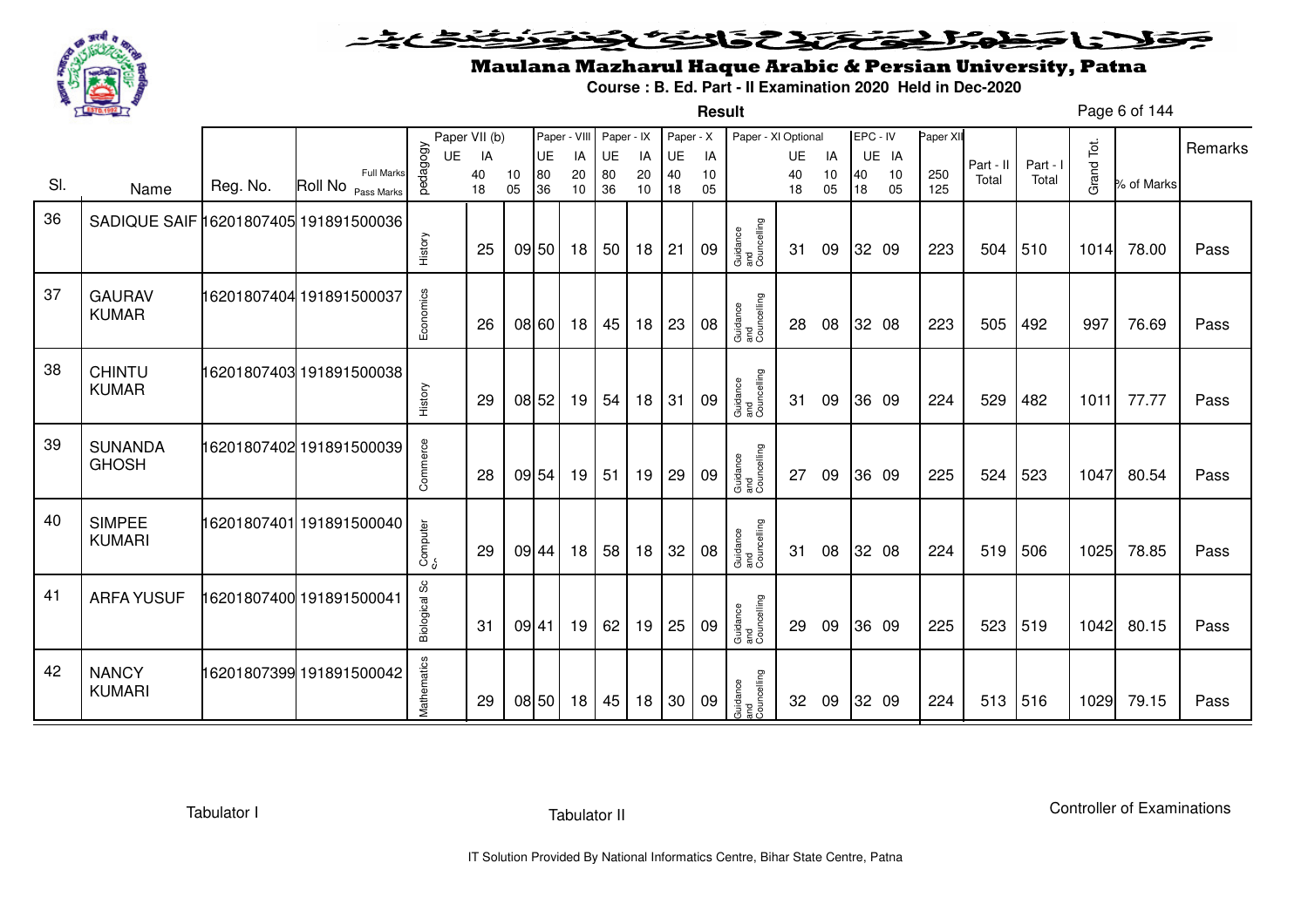# Maulana Mazharul Haque Arabic & Persian University, Patna

**Course : B. Ed. Part - II Examination 2020 Held in Dec-2020**

**Result**

| Sl. | Name | Reg. No. | Roll No (Full Marks / Pass Marks) | pedagogy | Paper VII (b) UE | Paper VII (b) IA 40 / 18 | 10 / 05 | Paper - VIII UE 80 / 36 | Paper - VIII IA 20 / 10 | Paper - IX UE 80 / 36 | Paper - IX IA 20 / 10 | Paper - X UE 40 / 18 | Paper - X IA 10 / 05 | Paper - XI Optional | UE 40 / 18 | IA 10 / 05 | EPC - IV UE 40 / 18 | EPC - IV IA 10 / 05 | Paper XII 250 / 125 | Part - II Total | Part - I Total | Grand Tot. | % of Marks | Remarks |
|---|---|---|---|---|---|---|---|---|---|---|---|---|---|---|---|---|---|---|---|---|---|---|---|---|
| 36 | SADIQUE SAIF | 16201807405 | 191891500036 | History | | 25 | 09 | 50 | 18 | 50 | 18 | 21 | 09 | Guidance and Councelling | 31 | 09 | 32 | 09 | 223 | 504 | 510 | 1014 | 78.00 | Pass |
| 37 | GAURAV KUMAR | 16201807404 | 191891500037 | Economics | | 26 | 08 | 60 | 18 | 45 | 18 | 23 | 08 | Guidance and Councelling | 28 | 08 | 32 | 08 | 223 | 505 | 492 | 997 | 76.69 | Pass |
| 38 | CHINTU KUMAR | 16201807403 | 191891500038 | History | | 29 | 08 | 52 | 19 | 54 | 18 | 31 | 09 | Guidance and Councelling | 31 | 09 | 36 | 09 | 224 | 529 | 482 | 1011 | 77.77 | Pass |
| 39 | SUNANDA GHOSH | 16201807402 | 191891500039 | Commerce | | 28 | 09 | 54 | 19 | 51 | 19 | 29 | 09 | Guidance and Councelling | 27 | 09 | 36 | 09 | 225 | 524 | 523 | 1047 | 80.54 | Pass |
| 40 | SIMPEE KUMARI | 16201807401 | 191891500040 | Computer Sc | | 29 | 09 | 44 | 18 | 58 | 18 | 32 | 08 | Guidance and Councelling | 31 | 08 | 32 | 08 | 224 | 519 | 506 | 1025 | 78.85 | Pass |
| 41 | ARFA YUSUF | 16201807400 | 191891500041 | Biological Sc | | 31 | 09 | 41 | 19 | 62 | 19 | 25 | 09 | Guidance and Councelling | 29 | 09 | 36 | 09 | 225 | 523 | 519 | 1042 | 80.15 | Pass |
| 42 | NANCY KUMARI | 16201807399 | 191891500042 | Mathematics | | 29 | 08 | 50 | 18 | 45 | 18 | 30 | 09 | Guidance and Councelling | 32 | 09 | 32 | 09 | 224 | 513 | 516 | 1029 | 79.15 | Pass |

Tabulator I

Tabulator II

Controller of Examinations

IT Solution Provided By National Informatics Centre, Bihar State Centre, Patna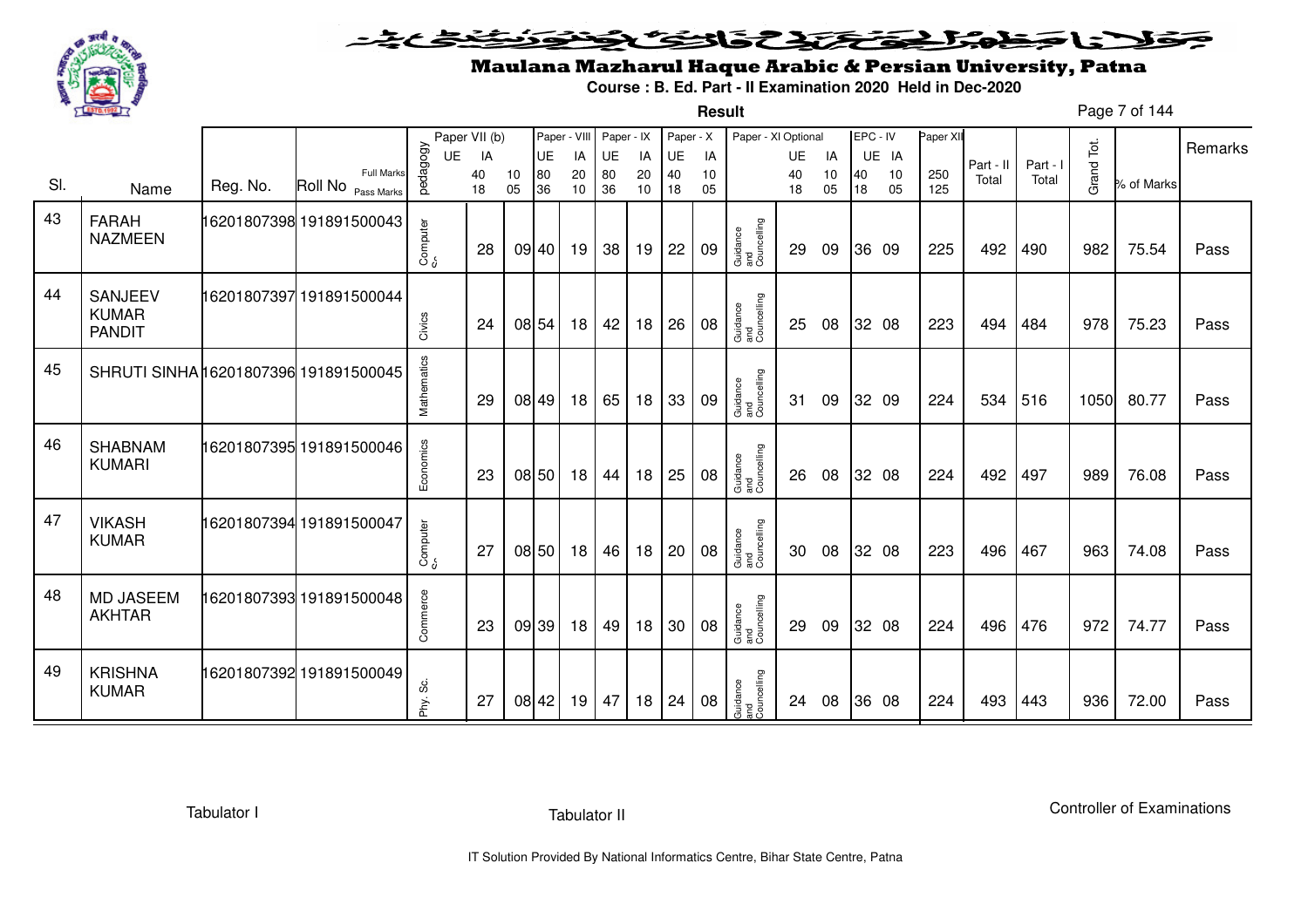# Maulana Mazharul Haque Arabic & Persian University, Patna

**Course : B. Ed. Part - II Examination 2020 Held in Dec-2020**

**Result**

| Sl. | Name | Reg. No. | Roll No | pedagogy | Paper VII (b) UE | Paper VII (b) IA | | Paper - VIII UE | Paper - VIII IA | Paper - IX UE | Paper - IX IA | Paper - X UE | Paper - X IA | Paper - XI Optional | UE | IA | EPC - IV UE | EPC - IV IA | Paper XII | Part - II Total | Part - I Total | Grand Tot. | % of Marks | Remarks |
|---|---|---|---|---|---|---|---|---|---|---|---|---|---|---|---|---|---|---|---|---|---|---|---|---|
| | | | Full Marks | | | 40 | 10 | 80 | 20 | 80 | 20 | 40 | 10 | | 40 | 10 | 40 | 10 | 250 | | | | | |
| | | | Pass Marks | | | 18 | 05 | 36 | 10 | 36 | 10 | 18 | 05 | | 18 | 05 | 18 | 05 | 125 | | | | | |
| 43 | FARAH NAZMEEN | 16201807398 | 191891500043 | Computer Sc. | | 28 | 09 | 40 | 19 | 38 | 19 | 22 | 09 | Guidance and Councelling | 29 | 09 | 36 | 09 | 225 | 492 | 490 | 982 | 75.54 | Pass |
| 44 | SANJEEV KUMAR PANDIT | 16201807397 | 191891500044 | Civics | | 24 | 08 | 54 | 18 | 42 | 18 | 26 | 08 | Guidance and Councelling | 25 | 08 | 32 | 08 | 223 | 494 | 484 | 978 | 75.23 | Pass |
| 45 | SHRUTI SINHA | 16201807396 | 191891500045 | Mathematics | | 29 | 08 | 49 | 18 | 65 | 18 | 33 | 09 | Guidance and Councelling | 31 | 09 | 32 | 09 | 224 | 534 | 516 | 1050 | 80.77 | Pass |
| 46 | SHABNAM KUMARI | 16201807395 | 191891500046 | Economics | | 23 | 08 | 50 | 18 | 44 | 18 | 25 | 08 | Guidance and Councelling | 26 | 08 | 32 | 08 | 224 | 492 | 497 | 989 | 76.08 | Pass |
| 47 | VIKASH KUMAR | 16201807394 | 191891500047 | Computer Sc. | | 27 | 08 | 50 | 18 | 46 | 18 | 20 | 08 | Guidance and Councelling | 30 | 08 | 32 | 08 | 223 | 496 | 467 | 963 | 74.08 | Pass |
| 48 | MD JASEEM AKHTAR | 16201807393 | 191891500048 | Commerce | | 23 | 09 | 39 | 18 | 49 | 18 | 30 | 08 | Guidance and Councelling | 29 | 09 | 32 | 08 | 224 | 496 | 476 | 972 | 74.77 | Pass |
| 49 | KRISHNA KUMAR | 16201807392 | 191891500049 | Phy. Sc. | | 27 | 08 | 42 | 19 | 47 | 18 | 24 | 08 | Guidance and Councelling | 24 | 08 | 36 | 08 | 224 | 493 | 443 | 936 | 72.00 | Pass |

Tabulator I Tabulator II Controller of Examinations

IT Solution Provided By National Informatics Centre, Bihar State Centre, Patna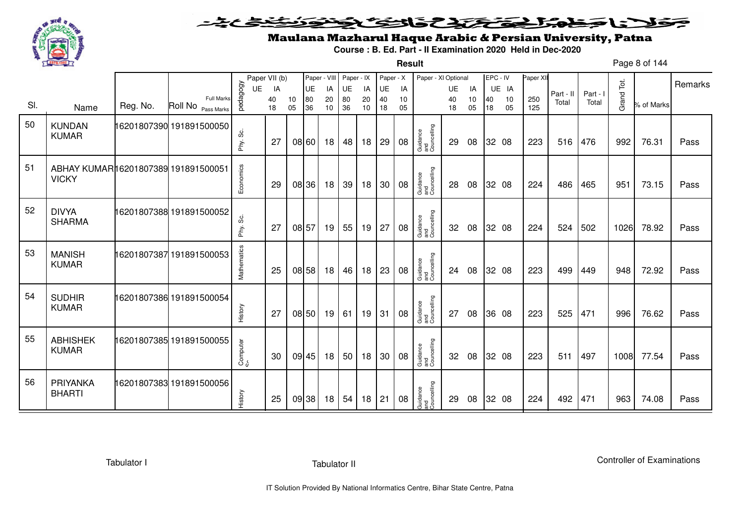# Maulana Mazharul Haque Arabic & Persian University, Patna

**Course : B. Ed. Part - II Examination 2020 Held in Dec-2020**

**Result**

| Sl. | Name | Reg. No. | Roll No | pedagogy | Paper VII (b) UE | Paper VII (b) IA | Paper - VIII UE | Paper - VIII IA | Paper - IX UE | Paper - IX IA | Paper - X UE | Paper - X IA | Paper - XI Optional | Paper - XI UE | Paper - XI IA | EPC - IV UE | EPC - IV IA | Paper XII | Part - II Total | Part - I Total | Grand Tot. | % of Marks | Remarks |
|---|---|---|---|---|---|---|---|---|---|---|---|---|---|---|---|---|---|---|---|---|---|---|---|
| | | | Full Marks | | 40 | 10 | 80 | 20 | 80 | 20 | 40 | 10 | | 40 | 10 | 40 | 10 | 250 | | | | | |
| | | | Pass Marks | | 18 | 05 | 36 | 10 | 36 | 10 | 18 | 05 | | 18 | 05 | 18 | 05 | 125 | | | | | |
| 50 | KUNDAN KUMAR | 16201807390 | 191891500050 | Phy. Sc. | 27 | 08 | 60 | 18 | 48 | 18 | 29 | 08 | Guidance and Councelling | 29 | 08 | 32 | 08 | 223 | 516 | 476 | 992 | 76.31 | Pass |
| 51 | ABHAY KUMAR VICKY | 16201807389 | 191891500051 | Economics | 29 | 08 | 36 | 18 | 39 | 18 | 30 | 08 | Guidance and Councelling | 28 | 08 | 32 | 08 | 224 | 486 | 465 | 951 | 73.15 | Pass |
| 52 | DIVYA SHARMA | 16201807388 | 191891500052 | Phy. Sc. | 27 | 08 | 57 | 19 | 55 | 19 | 27 | 08 | Guidance and Councelling | 32 | 08 | 32 | 08 | 224 | 524 | 502 | 1026 | 78.92 | Pass |
| 53 | MANISH KUMAR | 16201807387 | 191891500053 | Mathematics | 25 | 08 | 58 | 18 | 46 | 18 | 23 | 08 | Guidance and Councelling | 24 | 08 | 32 | 08 | 223 | 499 | 449 | 948 | 72.92 | Pass |
| 54 | SUDHIR KUMAR | 16201807386 | 191891500054 | History | 27 | 08 | 50 | 19 | 61 | 19 | 31 | 08 | Guidance and Councelling | 27 | 08 | 36 | 08 | 223 | 525 | 471 | 996 | 76.62 | Pass |
| 55 | ABHISHEK KUMAR | 16201807385 | 191891500055 | Computer Sc. | 30 | 09 | 45 | 18 | 50 | 18 | 30 | 08 | Guidance and Councelling | 32 | 08 | 32 | 08 | 223 | 511 | 497 | 1008 | 77.54 | Pass |
| 56 | PRIYANKA BHARTI | 16201807383 | 191891500056 | History | 25 | 09 | 38 | 18 | 54 | 18 | 21 | 08 | Guidance and Councelling | 29 | 08 | 32 | 08 | 224 | 492 | 471 | 963 | 74.08 | Pass |

Tabulator I &nbsp;&nbsp;&nbsp;&nbsp; Tabulator II &nbsp;&nbsp;&nbsp;&nbsp; Controller of Examinations

IT Solution Provided By National Informatics Centre, Bihar State Centre, Patna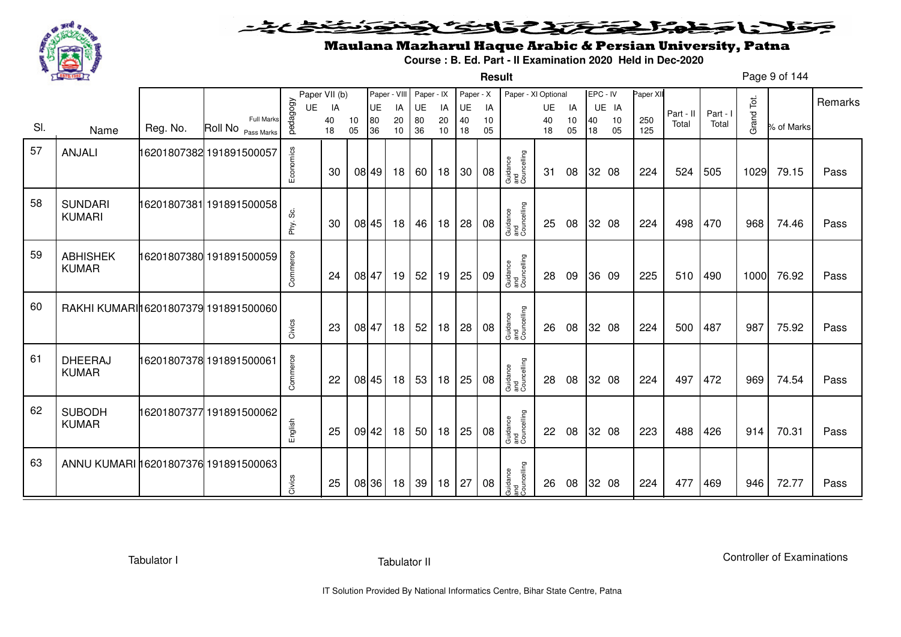# Maulana Mazharul Haque Arabic & Persian University, Patna

**Course : B. Ed. Part - II Examination 2020 Held in Dec-2020**

**Result**

| Sl. | Name | Reg. No. | Roll No | pedagogy | Paper VII (b) UE | IA | | Paper - VIII UE | IA | Paper - IX UE | IA | Paper - X UE | IA | Paper - XI Optional | UE | IA | EPC - IV UE | IA | Paper XII | Part - II Total | Part - I Total | Grand Tot. | % of Marks | Remarks |
|---|---|---|---|---|---|---|---|---|---|---|---|---|---|---|---|---|---|---|---|---|---|---|---|---|
| | | | Full Marks | | 40 | 10 | | 80 | 20 | 80 | 20 | 40 | 10 | | 40 | 10 | 40 | 10 | 250 | | | | | |
| | | | Pass Marks | | 18 | 05 | | 36 | 10 | 36 | 10 | 18 | 05 | | 18 | 05 | 18 | 05 | 125 | | | | | |
| 57 | ANJALI | 16201807382 | 191891500057 | Economics | 30 | 08 | | 49 | 18 | 60 | 18 | 30 | 08 | Guidance and Councelling | 31 | 08 | 32 | 08 | 224 | 524 | 505 | 1029 | 79.15 | Pass |
| 58 | SUNDARI KUMARI | 16201807381 | 191891500058 | Phy. Sc. | 30 | 08 | | 45 | 18 | 46 | 18 | 28 | 08 | Guidance and Councelling | 25 | 08 | 32 | 08 | 224 | 498 | 470 | 968 | 74.46 | Pass |
| 59 | ABHISHEK KUMAR | 16201807380 | 191891500059 | Commerce | 24 | 08 | | 47 | 19 | 52 | 19 | 25 | 09 | Guidance and Councelling | 28 | 09 | 36 | 09 | 225 | 510 | 490 | 1000 | 76.92 | Pass |
| 60 | RAKHI KUMARI | 16201807379 | 191891500060 | Civics | 23 | 08 | | 47 | 18 | 52 | 18 | 28 | 08 | Guidance and Councelling | 26 | 08 | 32 | 08 | 224 | 500 | 487 | 987 | 75.92 | Pass |
| 61 | DHEERAJ KUMAR | 16201807378 | 191891500061 | Commerce | 22 | 08 | | 45 | 18 | 53 | 18 | 25 | 08 | Guidance and Councelling | 28 | 08 | 32 | 08 | 224 | 497 | 472 | 969 | 74.54 | Pass |
| 62 | SUBODH KUMAR | 16201807377 | 191891500062 | English | 25 | 09 | | 42 | 18 | 50 | 18 | 25 | 08 | Guidance and Councelling | 22 | 08 | 32 | 08 | 223 | 488 | 426 | 914 | 70.31 | Pass |
| 63 | ANNU KUMARI | 16201807376 | 191891500063 | Civics | 25 | 08 | | 36 | 18 | 39 | 18 | 27 | 08 | Guidance and Councelling | 26 | 08 | 32 | 08 | 224 | 477 | 469 | 946 | 72.77 | Pass |

Tabulator I　　　　Tabulator II　　　　Controller of Examinations

IT Solution Provided By National Informatics Centre, Bihar State Centre, Patna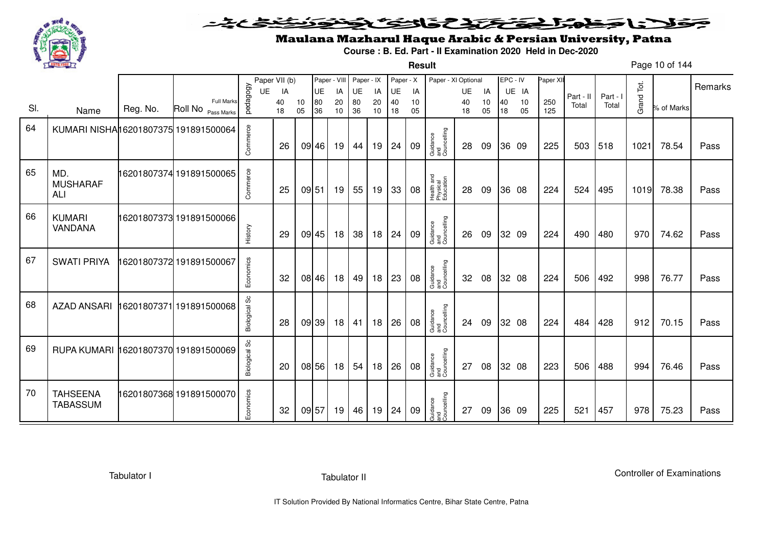# Maulana Mazharul Haque Arabic & Persian University, Patna

**Course : B. Ed. Part - II Examination 2020 Held in Dec-2020**

**Result**

| Sl. | Name | Reg. No. | Roll No | pedagogy | Paper VII (b) UE | Paper VII (b) IA | | Paper - VIII UE | Paper - VIII IA | Paper - IX UE | Paper - IX IA | Paper - X UE | Paper - X IA | Paper - XI Optional | UE | IA | EPC - IV UE | EPC - IV IA | Paper XII | Part - II Total | Part - I Total | Grand Tot. | % of Marks | Remarks |
|---|---|---|---|---|---|---|---|---|---|---|---|---|---|---|---|---|---|---|---|---|---|---|---|---|
| | | | Full Marks / Pass Marks | | | 40 / 18 | 10 / 05 | 80 / 36 | 20 / 10 | 80 / 36 | 20 / 10 | 40 / 18 | 10 / 05 | | 40 / 18 | 10 / 05 | 40 / 18 | 10 / 05 | 250 / 125 | | | | | |
| 64 | KUMARI NISHA | 16201807375 | 191891500064 | Commerce | | 26 | 09 | 46 | 19 | 44 | 19 | 24 | 09 | Guidance and Councelling | 28 | 09 | 36 | 09 | 225 | 503 | 518 | 1021 | 78.54 | Pass |
| 65 | MD. MUSHARAF ALI | 16201807374 | 191891500065 | Commerce | | 25 | 09 | 51 | 19 | 55 | 19 | 33 | 08 | Health and Physical Education | 28 | 09 | 36 | 08 | 224 | 524 | 495 | 1019 | 78.38 | Pass |
| 66 | KUMARI VANDANA | 16201807373 | 191891500066 | History | | 29 | 09 | 45 | 18 | 38 | 18 | 24 | 09 | Guidance and Councelling | 26 | 09 | 32 | 09 | 224 | 490 | 480 | 970 | 74.62 | Pass |
| 67 | SWATI PRIYA | 16201807372 | 191891500067 | Economics | | 32 | 08 | 46 | 18 | 49 | 18 | 23 | 08 | Guidance and Councelling | 32 | 08 | 32 | 08 | 224 | 506 | 492 | 998 | 76.77 | Pass |
| 68 | AZAD ANSARI | 16201807371 | 191891500068 | Biological Sc | | 28 | 09 | 39 | 18 | 41 | 18 | 26 | 08 | Guidance and Councelling | 24 | 09 | 32 | 08 | 224 | 484 | 428 | 912 | 70.15 | Pass |
| 69 | RUPA KUMARI | 16201807370 | 191891500069 | Biological Sc | | 20 | 08 | 56 | 18 | 54 | 18 | 26 | 08 | Guidance and Councelling | 27 | 08 | 32 | 08 | 223 | 506 | 488 | 994 | 76.46 | Pass |
| 70 | TAHSEENA TABASSUM | 16201807368 | 191891500070 | Economics | | 32 | 09 | 57 | 19 | 46 | 19 | 24 | 09 | Guidance and Councelling | 27 | 09 | 36 | 09 | 225 | 521 | 457 | 978 | 75.23 | Pass |

Tabulator I | Tabulator II | Controller of Examinations

IT Solution Provided By National Informatics Centre, Bihar State Centre, Patna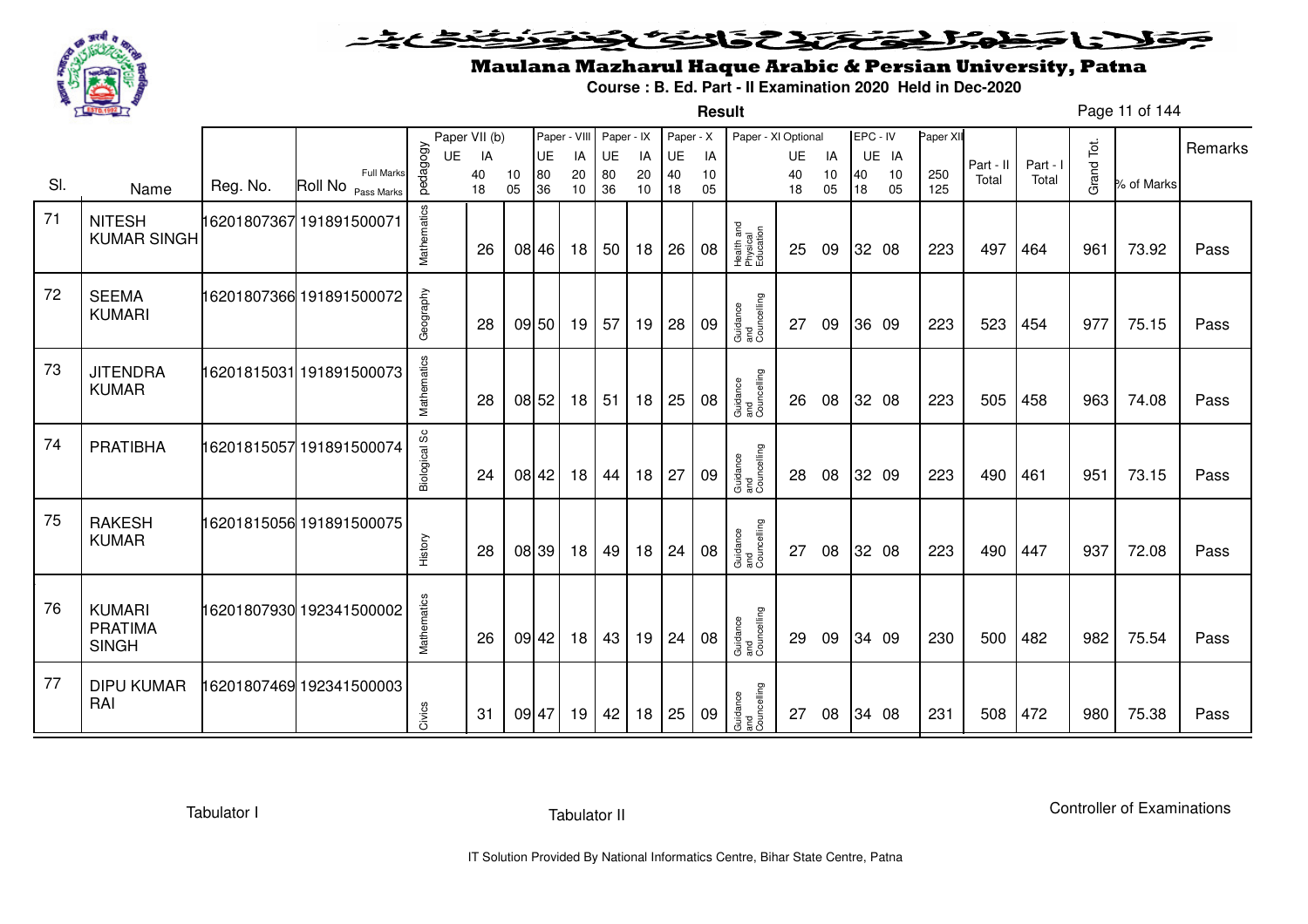# Maulana Mazharul Haque Arabic & Persian University, Patna

**Course : B. Ed. Part - II Examination 2020 Held in Dec-2020**

**Result**

| Sl. | Name | Reg. No. | Roll No | pedagogy | Paper VII (b) UE | Paper VII (b) IA | Paper - VIII UE | Paper - VIII IA | Paper - IX UE | Paper - IX IA | Paper - X UE | Paper - X IA | Paper - XI Optional | Paper - XI UE | Paper - XI IA | EPC - IV UE | EPC - IV IA | Paper XII | Part - II Total | Part - I Total | Grand Tot. | % of Marks | Remarks |
|---|---|---|---|---|---|---|---|---|---|---|---|---|---|---|---|---|---|---|---|---|---|---|---|
| | | | Full Marks | | 40 | 10 | 80 | 20 | 80 | 20 | 40 | 10 | | 40 | 10 | 40 | 10 | 250 | | | | | |
| | | | Pass Marks | | 18 | 05 | 36 | 10 | 36 | 10 | 18 | 05 | | 18 | 05 | 18 | 05 | 125 | | | | | |
| 71 | NITESH KUMAR SINGH | 16201807367 | 191891500071 | Mathematics | 26 | 08 | 46 | 18 | 50 | 18 | 26 | 08 | Health and Physical Education | 25 | 09 | 32 | 08 | 223 | 497 | 464 | 961 | 73.92 | Pass |
| 72 | SEEMA KUMARI | 16201807366 | 191891500072 | Geography | 28 | 09 | 50 | 19 | 57 | 19 | 28 | 09 | Guidance and Councelling | 27 | 09 | 36 | 09 | 223 | 523 | 454 | 977 | 75.15 | Pass |
| 73 | JITENDRA KUMAR | 16201815031 | 191891500073 | Mathematics | 28 | 08 | 52 | 18 | 51 | 18 | 25 | 08 | Guidance and Councelling | 26 | 08 | 32 | 08 | 223 | 505 | 458 | 963 | 74.08 | Pass |
| 74 | PRATIBHA | 16201815057 | 191891500074 | Biological Sc | 24 | 08 | 42 | 18 | 44 | 18 | 27 | 09 | Guidance and Councelling | 28 | 08 | 32 | 09 | 223 | 490 | 461 | 951 | 73.15 | Pass |
| 75 | RAKESH KUMAR | 16201815056 | 191891500075 | History | 28 | 08 | 39 | 18 | 49 | 18 | 24 | 08 | Guidance and Councelling | 27 | 08 | 32 | 08 | 223 | 490 | 447 | 937 | 72.08 | Pass |
| 76 | KUMARI PRATIMA SINGH | 16201807930 | 192341500002 | Mathematics | 26 | 09 | 42 | 18 | 43 | 19 | 24 | 08 | Guidance and Councelling | 29 | 09 | 34 | 09 | 230 | 500 | 482 | 982 | 75.54 | Pass |
| 77 | DIPU KUMAR RAI | 16201807469 | 192341500003 | Civics | 31 | 09 | 47 | 19 | 42 | 18 | 25 | 09 | Guidance and Councelling | 27 | 08 | 34 | 08 | 231 | 508 | 472 | 980 | 75.38 | Pass |

Tabulator I — Tabulator II — Controller of Examinations

IT Solution Provided By National Informatics Centre, Bihar State Centre, Patna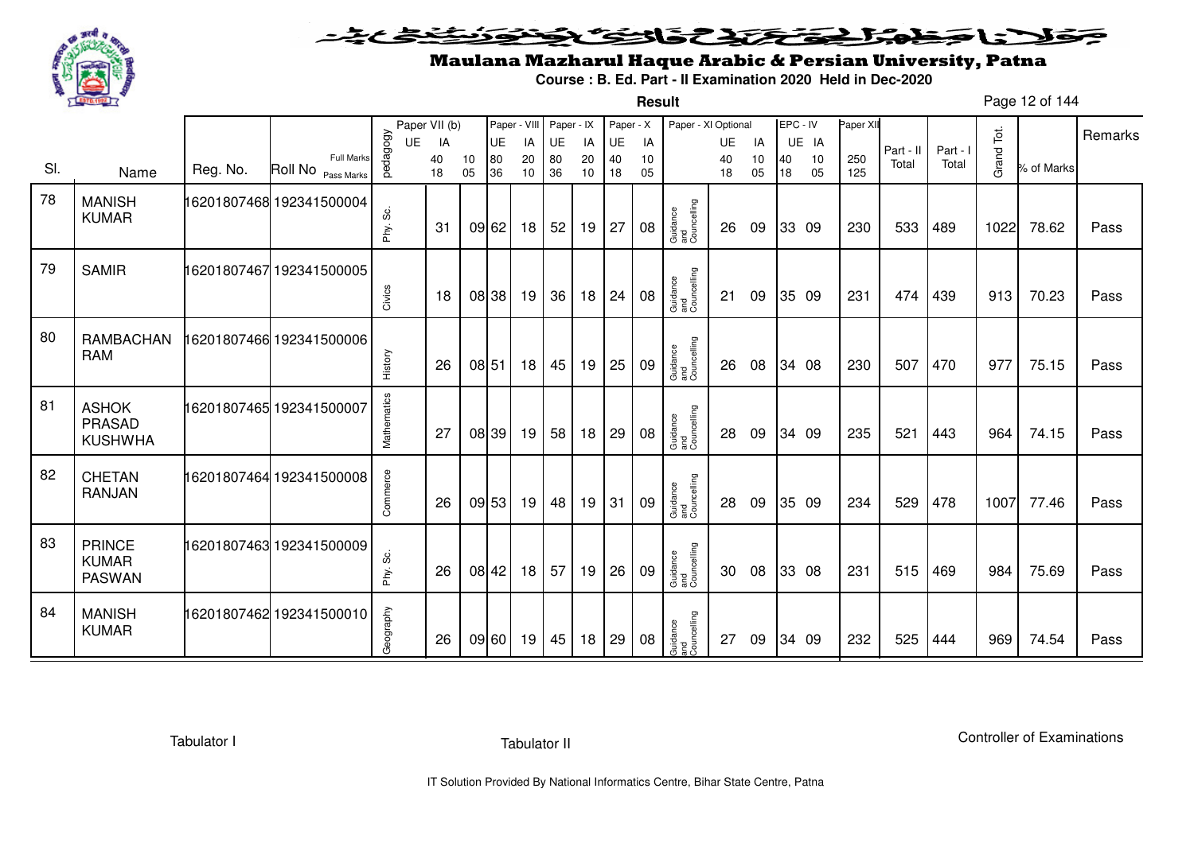# Maulana Mazharul Haque Arabic & Persian University, Patna

**Course : B. Ed. Part - II Examination 2020 Held in Dec-2020**

**Result**

| Sl. | Name | Reg. No. | Roll No | pedagogy | Paper VII (b) UE | Paper VII (b) IA | Paper - VIII UE | Paper - VIII IA | Paper - IX UE | Paper - IX IA | Paper - X UE | Paper - X IA | Paper - XI Optional | Paper - XI UE | Paper - XI IA | EPC - IV UE | EPC - IV IA | Paper XII | Part - II Total | Part - I Total | Grand Tot. | % of Marks | Remarks |
|---|---|---|---|---|---|---|---|---|---|---|---|---|---|---|---|---|---|---|---|---|---|---|---|
| | | | Full Marks | | 40 | 10 | 80 | 20 | 80 | 20 | 40 | 10 | | 40 | 10 | 40 | 10 | 250 | | | | | |
| | | | Pass Marks | | 18 | 05 | 36 | 10 | 36 | 10 | 18 | 05 | | 18 | 05 | 18 | 05 | 125 | | | | | |
| 78 | MANISH KUMAR | 16201807468 | 192341500004 | Phy. Sc. | 31 | 09 | 62 | 18 | 52 | 19 | 27 | 08 | Guidance and Councelling | 26 | 09 | 33 | 09 | 230 | 533 | 489 | 1022 | 78.62 | Pass |
| 79 | SAMIR | 16201807467 | 192341500005 | Civics | 18 | 08 | 38 | 19 | 36 | 18 | 24 | 08 | Guidance and Councelling | 21 | 09 | 35 | 09 | 231 | 474 | 439 | 913 | 70.23 | Pass |
| 80 | RAMBACHAN RAM | 16201807466 | 192341500006 | History | 26 | 08 | 51 | 18 | 45 | 19 | 25 | 09 | Guidance and Councelling | 26 | 08 | 34 | 08 | 230 | 507 | 470 | 977 | 75.15 | Pass |
| 81 | ASHOK PRASAD KUSHWHA | 16201807465 | 192341500007 | Mathematics | 27 | 08 | 39 | 19 | 58 | 18 | 29 | 08 | Guidance and Councelling | 28 | 09 | 34 | 09 | 235 | 521 | 443 | 964 | 74.15 | Pass |
| 82 | CHETAN RANJAN | 16201807464 | 192341500008 | Commerce | 26 | 09 | 53 | 19 | 48 | 19 | 31 | 09 | Guidance and Councelling | 28 | 09 | 35 | 09 | 234 | 529 | 478 | 1007 | 77.46 | Pass |
| 83 | PRINCE KUMAR PASWAN | 16201807463 | 192341500009 | Phy. Sc. | 26 | 08 | 42 | 18 | 57 | 19 | 26 | 09 | Guidance and Councelling | 30 | 08 | 33 | 08 | 231 | 515 | 469 | 984 | 75.69 | Pass |
| 84 | MANISH KUMAR | 16201807462 | 192341500010 | Geography | 26 | 09 | 60 | 19 | 45 | 18 | 29 | 08 | Guidance and Councelling | 27 | 09 | 34 | 09 | 232 | 525 | 444 | 969 | 74.54 | Pass |

Tabulator I　　　　Tabulator II　　　　Controller of Examinations

IT Solution Provided By National Informatics Centre, Bihar State Centre, Patna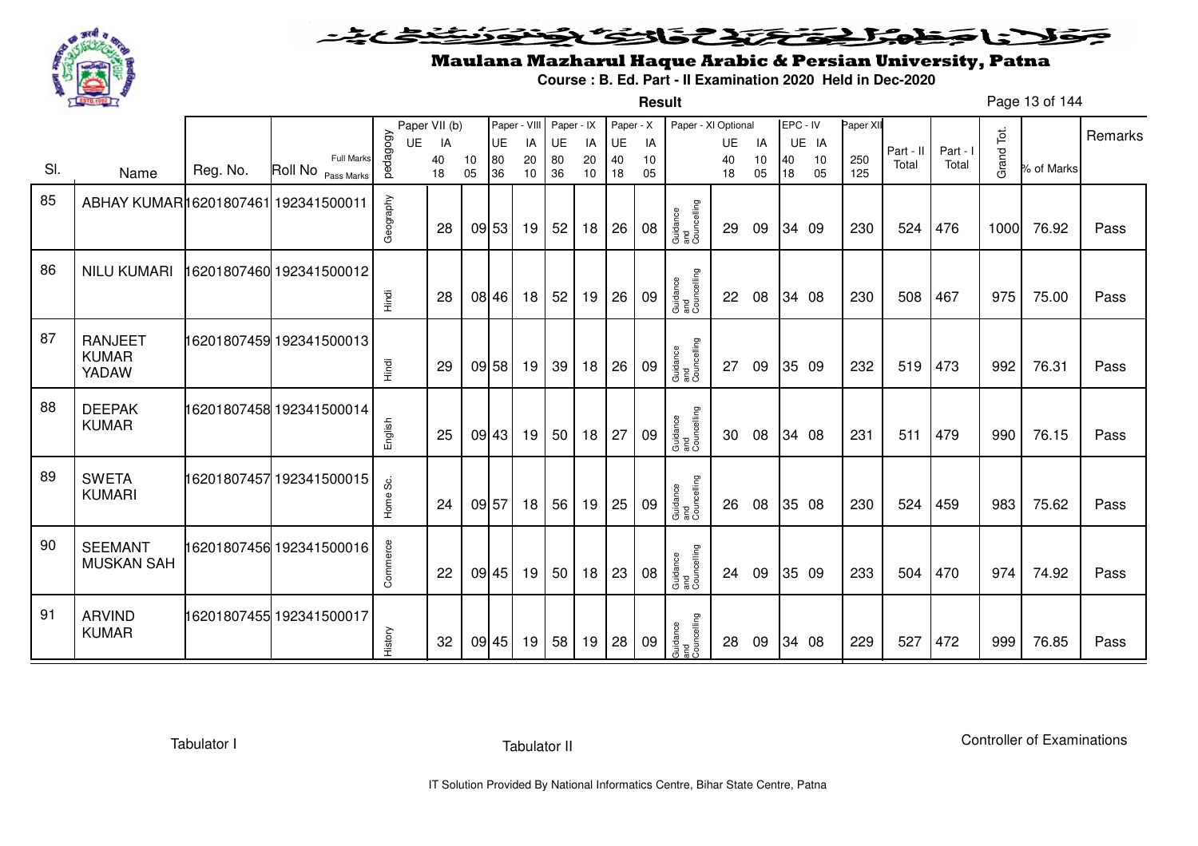# Maulana Mazharul Haque Arabic & Persian University, Patna

**Course : B. Ed. Part - II Examination 2020 Held in Dec-2020**

**Result**

| Sl. | Name | Reg. No. | Roll No | pedagogy | Paper VII (b) UE | Paper VII (b) IA | | Paper - VIII UE | Paper - VIII IA | Paper - IX UE | Paper - IX IA | Paper - X UE | Paper - X IA | Paper - XI Optional | Paper - XI UE | Paper - XI IA | EPC - IV UE | EPC - IV IA | Paper XII | Part - II Total | Part - I Total | Grand Tot. | % of Marks | Remarks |
|---|---|---|---|---|---|---|---|---|---|---|---|---|---|---|---|---|---|---|---|---|---|---|---|---|
| | | | Full Marks | | | 40 | 10 | 80 | 20 | 80 | 20 | 40 | 10 | | 40 | 10 | 40 | 10 | 250 | | | | | |
| | | | Pass Marks | | | 18 | 05 | 36 | 10 | 36 | 10 | 18 | 05 | | 18 | 05 | 18 | 05 | 125 | | | | | |
| 85 | ABHAY KUMAR | 16201807461 | 192341500011 | Geography | | 28 | 09 | 53 | 19 | 52 | 18 | 26 | 08 | Guidance and Councelling | 29 | 09 | 34 | 09 | 230 | 524 | 476 | 1000 | 76.92 | Pass |
| 86 | NILU KUMARI | 16201807460 | 192341500012 | Hindi | | 28 | 08 | 46 | 18 | 52 | 19 | 26 | 09 | Guidance and Councelling | 22 | 08 | 34 | 08 | 230 | 508 | 467 | 975 | 75.00 | Pass |
| 87 | RANJEET KUMAR YADAW | 16201807459 | 192341500013 | Hindi | | 29 | 09 | 58 | 19 | 39 | 18 | 26 | 09 | Guidance and Councelling | 27 | 09 | 35 | 09 | 232 | 519 | 473 | 992 | 76.31 | Pass |
| 88 | DEEPAK KUMAR | 16201807458 | 192341500014 | English | | 25 | 09 | 43 | 19 | 50 | 18 | 27 | 09 | Guidance and Councelling | 30 | 08 | 34 | 08 | 231 | 511 | 479 | 990 | 76.15 | Pass |
| 89 | SWETA KUMARI | 16201807457 | 192341500015 | Home Sc. | | 24 | 09 | 57 | 18 | 56 | 19 | 25 | 09 | Guidance and Councelling | 26 | 08 | 35 | 08 | 230 | 524 | 459 | 983 | 75.62 | Pass |
| 90 | SEEMANT MUSKAN SAH | 16201807456 | 192341500016 | Commerce | | 22 | 09 | 45 | 19 | 50 | 18 | 23 | 08 | Guidance and Councelling | 24 | 09 | 35 | 09 | 233 | 504 | 470 | 974 | 74.92 | Pass |
| 91 | ARVIND KUMAR | 16201807455 | 192341500017 | History | | 32 | 09 | 45 | 19 | 58 | 19 | 28 | 09 | Guidance and Councelling | 28 | 09 | 34 | 08 | 229 | 527 | 472 | 999 | 76.85 | Pass |

Tabulator I | Tabulator II | Controller of Examinations

IT Solution Provided By National Informatics Centre, Bihar State Centre, Patna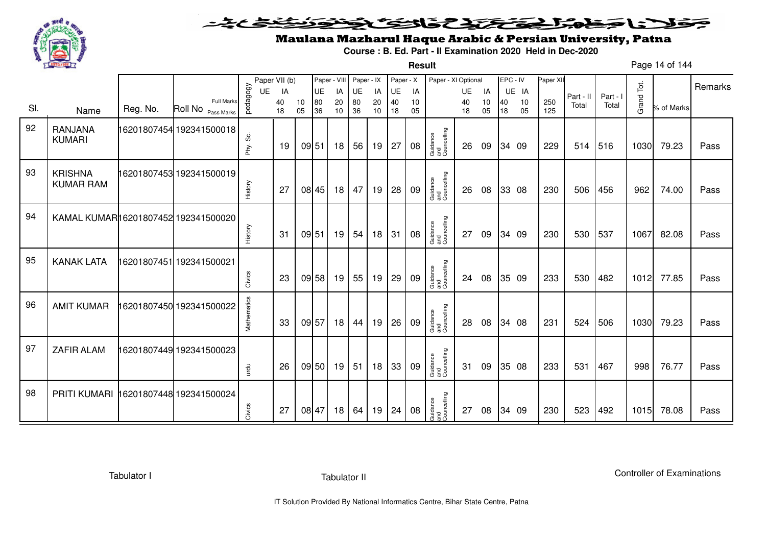# Maulana Mazharul Haque Arabic & Persian University, Patna

**Course : B. Ed. Part - II Examination 2020 Held in Dec-2020**

**Result**

| Sl. | Name | Reg. No. | Roll No | pedagogy | Paper VII (b) UE | IA | Paper - VIII UE | IA | Paper - IX UE | IA | Paper - X UE | IA | Paper - XI Optional | UE | IA | EPC - IV UE | IA | Paper XII | Part - II Total | Part - I Total | Grand Tot. | % of Marks | Remarks |
|---|---|---|---|---|---|---|---|---|---|---|---|---|---|---|---|---|---|---|---|---|---|---|---|
| | | | Full Marks | | 40 | 10 | 80 | 20 | 80 | 20 | 40 | 10 | | 40 | 10 | 40 | 10 | 250 | | | | | |
| | | | Pass Marks | | 18 | 05 | 36 | 10 | 36 | 10 | 18 | 05 | | 18 | 05 | 18 | 05 | 125 | | | | | |
| 92 | RANJANA KUMARI | 16201807454 | 192341500018 | Phy. Sc. | 19 | 09 | 51 | 18 | 56 | 19 | 27 | 08 | Guidance and Councelling | 26 | 09 | 34 | 09 | 229 | 514 | 516 | 1030 | 79.23 | Pass |
| 93 | KRISHNA KUMAR RAM | 16201807453 | 192341500019 | History | 27 | 08 | 45 | 18 | 47 | 19 | 28 | 09 | Guidance and Councelling | 26 | 08 | 33 | 08 | 230 | 506 | 456 | 962 | 74.00 | Pass |
| 94 | KAMAL KUMAR | 16201807452 | 192341500020 | History | 31 | 09 | 51 | 19 | 54 | 18 | 31 | 08 | Guidance and Councelling | 27 | 09 | 34 | 09 | 230 | 530 | 537 | 1067 | 82.08 | Pass |
| 95 | KANAK LATA | 16201807451 | 192341500021 | Civics | 23 | 09 | 58 | 19 | 55 | 19 | 29 | 09 | Guidance and Councelling | 24 | 08 | 35 | 09 | 233 | 530 | 482 | 1012 | 77.85 | Pass |
| 96 | AMIT KUMAR | 16201807450 | 192341500022 | Mathematics | 33 | 09 | 57 | 18 | 44 | 19 | 26 | 09 | Guidance and Councelling | 28 | 08 | 34 | 08 | 231 | 524 | 506 | 1030 | 79.23 | Pass |
| 97 | ZAFIR ALAM | 16201807449 | 192341500023 | urdu | 26 | 09 | 50 | 19 | 51 | 18 | 33 | 09 | Guidance and Councelling | 31 | 09 | 35 | 08 | 233 | 531 | 467 | 998 | 76.77 | Pass |
| 98 | PRITI KUMARI | 16201807448 | 192341500024 | Civics | 27 | 08 | 47 | 18 | 64 | 19 | 24 | 08 | Guidance and Councelling | 27 | 08 | 34 | 09 | 230 | 523 | 492 | 1015 | 78.08 | Pass |

Tabulator I | Tabulator II | Controller of Examinations

IT Solution Provided By National Informatics Centre, Bihar State Centre, Patna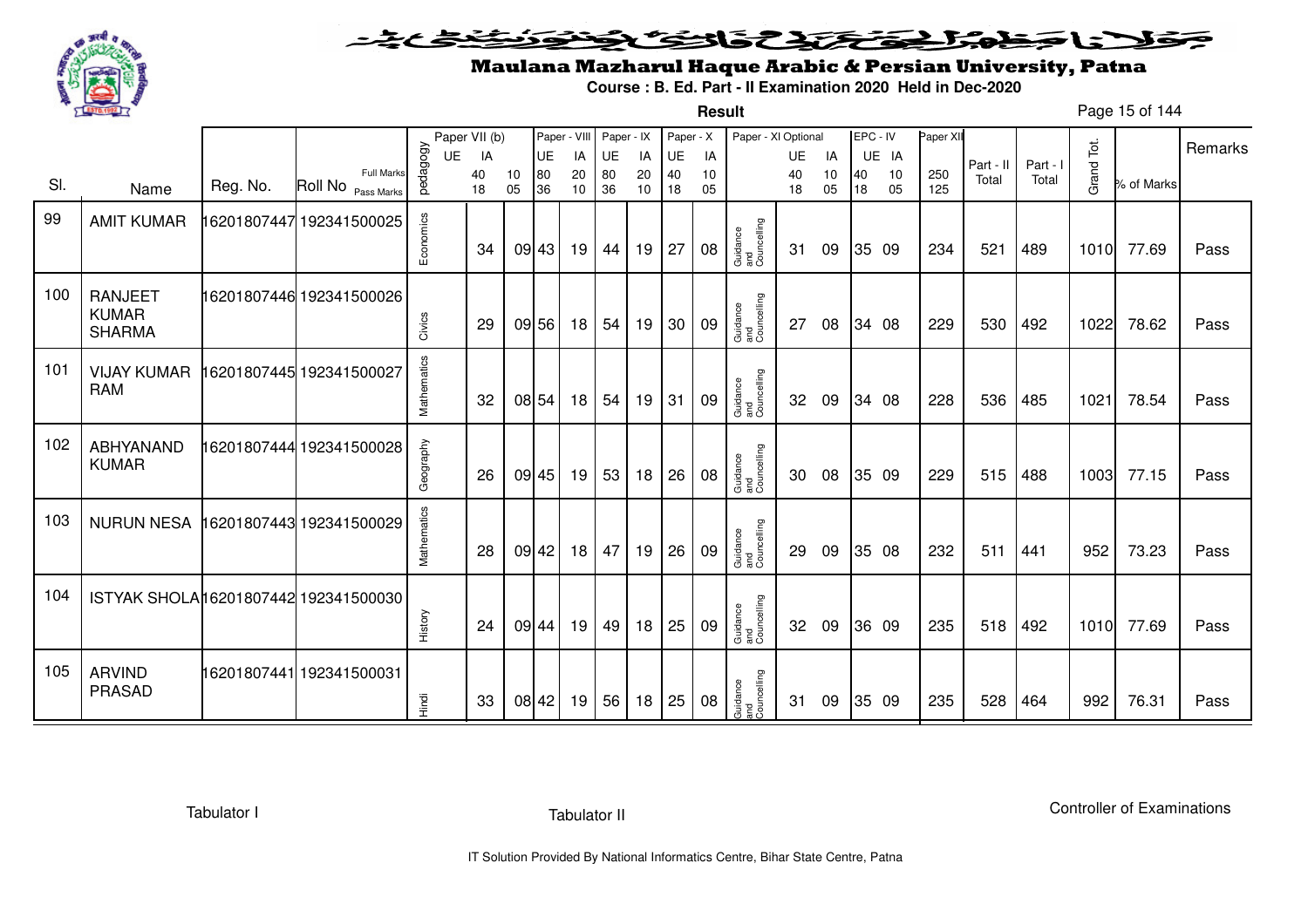# Maulana Mazharul Haque Arabic & Persian University, Patna

**Course : B. Ed. Part - II Examination 2020 Held in Dec-2020**

**Result**

| Sl. | Name | Reg. No. | Roll No | pedagogy | Paper VII (b) UE | Paper VII (b) IA | Paper - VIII UE | Paper - VIII IA | Paper - IX UE | Paper - IX IA | Paper - X UE | Paper - X IA | Paper - XI Optional | Paper - XI UE | Paper - XI IA | EPC - IV UE | EPC - IV IA | Paper XII | Part - II Total | Part - I Total | Grand Tot. | % of Marks | Remarks |
|---|---|---|---|---|---|---|---|---|---|---|---|---|---|---|---|---|---|---|---|---|---|---|---|
| | | | Full Marks | | 40 | 10 | 80 | 20 | 80 | 20 | 40 | 10 | | 40 | 10 | 40 | 10 | 250 | | | | | |
| | | | Pass Marks | | 18 | 05 | 36 | 10 | 36 | 10 | 18 | 05 | | 18 | 05 | 18 | 05 | 125 | | | | | |
| 99 | AMIT KUMAR | 16201807447 | 192341500025 | Economics | 34 | 09 | 43 | 19 | 44 | 19 | 27 | 08 | Guidance and Councelling | 31 | 09 | 35 | 09 | 234 | 521 | 489 | 1010 | 77.69 | Pass |
| 100 | RANJEET KUMAR SHARMA | 16201807446 | 192341500026 | Civics | 29 | 09 | 56 | 18 | 54 | 19 | 30 | 09 | Guidance and Councelling | 27 | 08 | 34 | 08 | 229 | 530 | 492 | 1022 | 78.62 | Pass |
| 101 | VIJAY KUMAR RAM | 16201807445 | 192341500027 | Mathematics | 32 | 08 | 54 | 18 | 54 | 19 | 31 | 09 | Guidance and Councelling | 32 | 09 | 34 | 08 | 228 | 536 | 485 | 1021 | 78.54 | Pass |
| 102 | ABHYANAND KUMAR | 16201807444 | 192341500028 | Geography | 26 | 09 | 45 | 19 | 53 | 18 | 26 | 08 | Guidance and Councelling | 30 | 08 | 35 | 09 | 229 | 515 | 488 | 1003 | 77.15 | Pass |
| 103 | NURUN NESA | 16201807443 | 192341500029 | Mathematics | 28 | 09 | 42 | 18 | 47 | 19 | 26 | 09 | Guidance and Councelling | 29 | 09 | 35 | 08 | 232 | 511 | 441 | 952 | 73.23 | Pass |
| 104 | ISTYAK SHOLA | 16201807442 | 192341500030 | History | 24 | 09 | 44 | 19 | 49 | 18 | 25 | 09 | Guidance and Councelling | 32 | 09 | 36 | 09 | 235 | 518 | 492 | 1010 | 77.69 | Pass |
| 105 | ARVIND PRASAD | 16201807441 | 192341500031 | Hindi | 33 | 08 | 42 | 19 | 56 | 18 | 25 | 08 | Guidance and Councelling | 31 | 09 | 35 | 09 | 235 | 528 | 464 | 992 | 76.31 | Pass |

Tabulator I | Tabulator II | Controller of Examinations

IT Solution Provided By National Informatics Centre, Bihar State Centre, Patna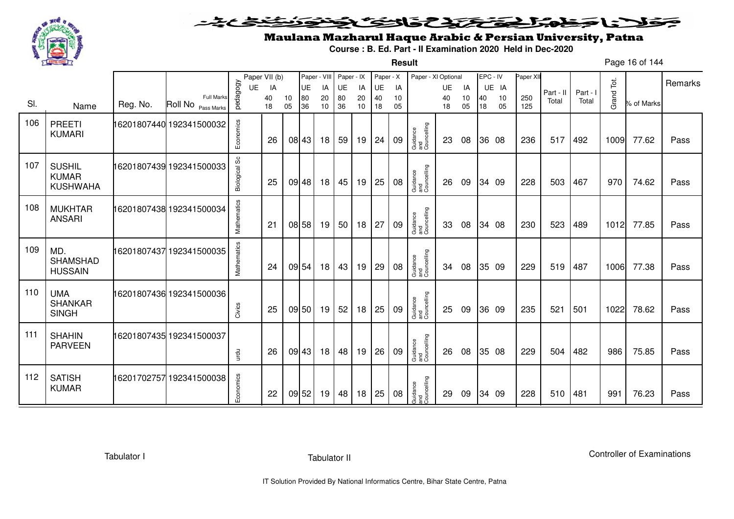# Maulana Mazharul Haque Arabic & Persian University, Patna

**Course : B. Ed. Part - II Examination 2020 Held in Dec-2020**

**Result**

| Sl. | Name | Reg. No. | Roll No | pedagogy | Paper VII (b) UE | Paper VII (b) IA | Paper - VIII UE | Paper - VIII IA | Paper - IX UE | Paper - IX IA | Paper - X UE | Paper - X IA | Paper - XI Optional | Paper - XI UE | Paper - XI IA | EPC - IV UE | EPC - IV IA | Paper XII | Part - II Total | Part - I Total | Grand Tot. | % of Marks | Remarks |
|---|---|---|---|---|---|---|---|---|---|---|---|---|---|---|---|---|---|---|---|---|---|---|---|
| | | | Full Marks | | 40 | 10 | 80 | 20 | 80 | 20 | 40 | 10 | | 40 | 10 | 40 | 10 | 250 | | | | | |
| | | | Pass Marks | | 18 | 05 | 36 | 10 | 36 | 10 | 18 | 05 | | 18 | 05 | 18 | 05 | 125 | | | | | |
| 106 | PREETI KUMARI | 16201807440 | 192341500032 | Economics | 26 | 08 | 43 | 18 | 59 | 19 | 24 | 09 | Guidance and Councelling | 23 | 08 | 36 | 08 | 236 | 517 | 492 | 1009 | 77.62 | Pass |
| 107 | SUSHIL KUMAR KUSHWAHA | 16201807439 | 192341500033 | Biological Sc | 25 | 09 | 48 | 18 | 45 | 19 | 25 | 08 | Guidance and Councelling | 26 | 09 | 34 | 09 | 228 | 503 | 467 | 970 | 74.62 | Pass |
| 108 | MUKHTAR ANSARI | 16201807438 | 192341500034 | Mathematics | 21 | 08 | 58 | 19 | 50 | 18 | 27 | 09 | Guidance and Councelling | 33 | 08 | 34 | 08 | 230 | 523 | 489 | 1012 | 77.85 | Pass |
| 109 | MD. SHAMSHAD HUSSAIN | 16201807437 | 192341500035 | Mathematics | 24 | 09 | 54 | 18 | 43 | 19 | 29 | 08 | Guidance and Councelling | 34 | 08 | 35 | 09 | 229 | 519 | 487 | 1006 | 77.38 | Pass |
| 110 | UMA SHANKAR SINGH | 16201807436 | 192341500036 | Civics | 25 | 09 | 50 | 19 | 52 | 18 | 25 | 09 | Guidance and Councelling | 25 | 09 | 36 | 09 | 235 | 521 | 501 | 1022 | 78.62 | Pass |
| 111 | SHAHIN PARVEEN | 16201807435 | 192341500037 | urdu | 26 | 09 | 43 | 18 | 48 | 19 | 26 | 09 | Guidance and Councelling | 26 | 08 | 35 | 08 | 229 | 504 | 482 | 986 | 75.85 | Pass |
| 112 | SATISH KUMAR | 16201702757 | 192341500038 | Economics | 22 | 09 | 52 | 19 | 48 | 18 | 25 | 08 | Guidance and Councelling | 29 | 09 | 34 | 09 | 228 | 510 | 481 | 991 | 76.23 | Pass |

Tabulator I | Tabulator II | Controller of Examinations

IT Solution Provided By National Informatics Centre, Bihar State Centre, Patna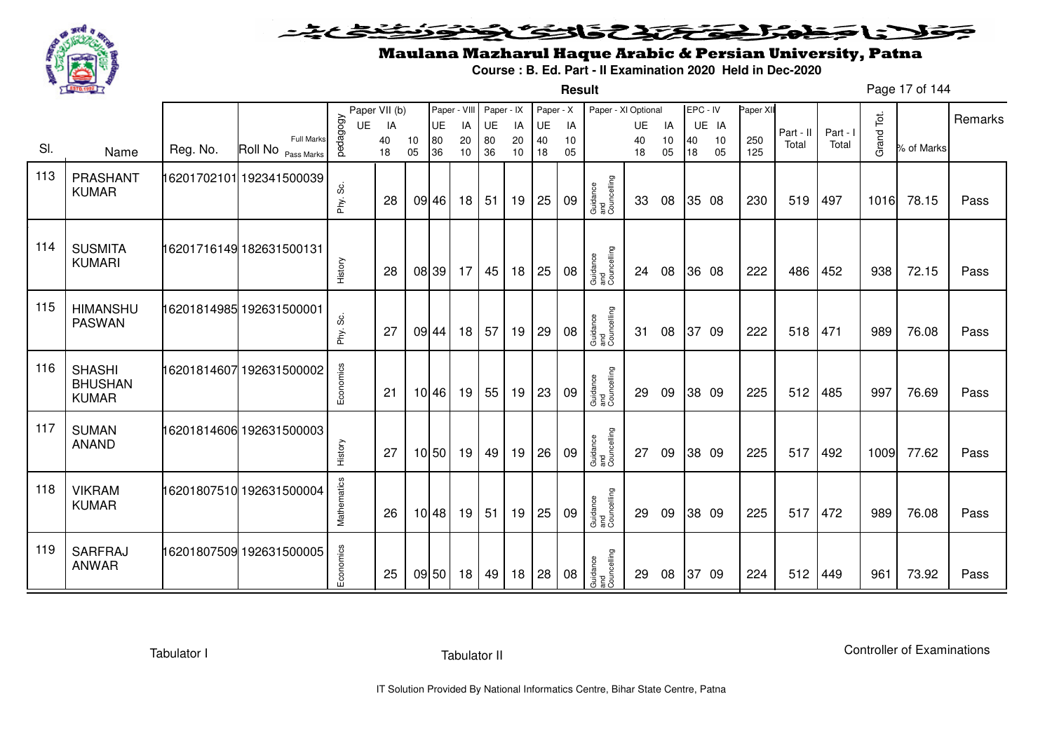# Maulana Mazharul Haque Arabic & Persian University, Patna

**Course : B. Ed. Part - II Examination 2020 Held in Dec-2020**

**Result**

| Sl. | Name | Reg. No. | Roll No | pedagogy | Paper VII (b) UE (40/18) | IA (10/05) | Paper - VIII UE (80/36) | IA (20/10) | Paper - IX UE (80/36) | IA (20/10) | Paper - X UE (40/18) | IA (10/05) | Paper - XI Optional | UE (40/18) | IA (10/05) | EPC - IV UE (40/18) | IA (10/05) | Paper XII (250/125) | Part - II Total | Part - I Total | Grand Tot. | % of Marks | Remarks |
|---|---|---|---|---|---|---|---|---|---|---|---|---|---|---|---|---|---|---|---|---|---|---|---|
| 113 | PRASHANT KUMAR | 16201702101 | 192341500039 | Phy. Sc. | 28 | 09 | 46 | 18 | 51 | 19 | 25 | 09 | Guidance and Councelling | 33 | 08 | 35 | 08 | 230 | 519 | 497 | 1016 | 78.15 | Pass |
| 114 | SUSMITA KUMARI | 16201716149 | 182631500131 | History | 28 | 08 | 39 | 17 | 45 | 18 | 25 | 08 | Guidance and Councelling | 24 | 08 | 36 | 08 | 222 | 486 | 452 | 938 | 72.15 | Pass |
| 115 | HIMANSHU PASWAN | 16201814985 | 192631500001 | Phy. Sc. | 27 | 09 | 44 | 18 | 57 | 19 | 29 | 08 | Guidance and Councelling | 31 | 08 | 37 | 09 | 222 | 518 | 471 | 989 | 76.08 | Pass |
| 116 | SHASHI BHUSHAN KUMAR | 16201814607 | 192631500002 | Economics | 21 | 10 | 46 | 19 | 55 | 19 | 23 | 09 | Guidance and Councelling | 29 | 09 | 38 | 09 | 225 | 512 | 485 | 997 | 76.69 | Pass |
| 117 | SUMAN ANAND | 16201814606 | 192631500003 | History | 27 | 10 | 50 | 19 | 49 | 19 | 26 | 09 | Guidance and Councelling | 27 | 09 | 38 | 09 | 225 | 517 | 492 | 1009 | 77.62 | Pass |
| 118 | VIKRAM KUMAR | 16201807510 | 192631500004 | Mathematics | 26 | 10 | 48 | 19 | 51 | 19 | 25 | 09 | Guidance and Councelling | 29 | 09 | 38 | 09 | 225 | 517 | 472 | 989 | 76.08 | Pass |
| 119 | SARFRAJ ANWAR | 16201807509 | 192631500005 | Economics | 25 | 09 | 50 | 18 | 49 | 18 | 28 | 08 | Guidance and Councelling | 29 | 08 | 37 | 09 | 224 | 512 | 449 | 961 | 73.92 | Pass |

Tabulator I                Tabulator II                Controller of Examinations

IT Solution Provided By National Informatics Centre, Bihar State Centre, Patna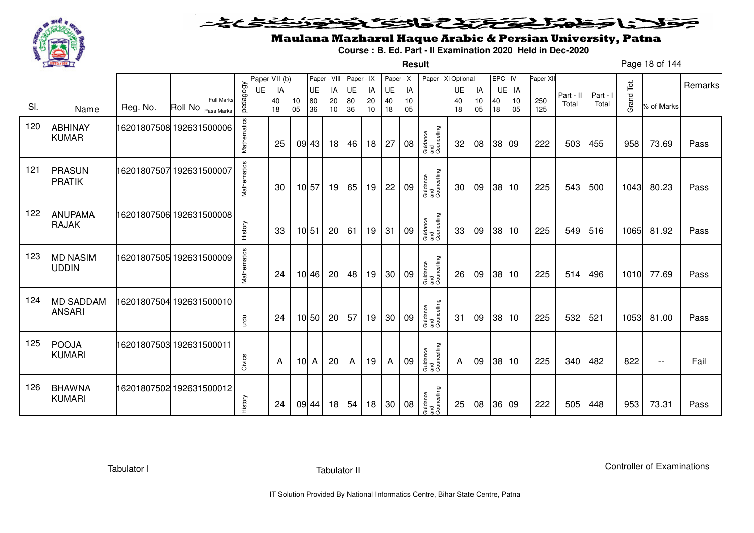# Maulana Mazharul Haque Arabic & Persian University, Patna

**Course : B. Ed. Part - II Examination 2020 Held in Dec-2020**

**Result**

| Sl. | Name | Reg. No. | Roll No | pedagogy | Paper VII (b) UE | Paper VII (b) IA | Paper - VIII UE | Paper - VIII IA | Paper - IX UE | Paper - IX IA | Paper - X UE | Paper - X IA | Paper - XI Optional | Paper - XI UE | Paper - XI IA | EPC - IV UE | EPC - IV IA | Paper XII | Part - II Total | Part - I Total | Grand Tot. | % of Marks | Remarks |
|---|---|---|---|---|---|---|---|---|---|---|---|---|---|---|---|---|---|---|---|---|---|---|---|
| | | | Full Marks | | 40 | 10 | 80 | 20 | 80 | 20 | 40 | 10 | | 40 | 10 | 40 | 10 | 250 | | | | | |
| | | | Pass Marks | | 18 | 05 | 36 | 10 | 36 | 10 | 18 | 05 | | 18 | 05 | 18 | 05 | 125 | | | | | |
| 120 | ABHINAY KUMAR | 16201807508 | 192631500006 | Mathematics | 25 | 09 | 43 | 18 | 46 | 18 | 27 | 08 | Guidance and Councelling | 32 | 08 | 38 | 09 | 222 | 503 | 455 | 958 | 73.69 | Pass |
| 121 | PRASUN PRATIK | 16201807507 | 192631500007 | Mathematics | 30 | 10 | 57 | 19 | 65 | 19 | 22 | 09 | Guidance and Councelling | 30 | 09 | 38 | 10 | 225 | 543 | 500 | 1043 | 80.23 | Pass |
| 122 | ANUPAMA RAJAK | 16201807506 | 192631500008 | History | 33 | 10 | 51 | 20 | 61 | 19 | 31 | 09 | Guidance and Councelling | 33 | 09 | 38 | 10 | 225 | 549 | 516 | 1065 | 81.92 | Pass |
| 123 | MD NASIM UDDIN | 16201807505 | 192631500009 | Mathematics | 24 | 10 | 46 | 20 | 48 | 19 | 30 | 09 | Guidance and Councelling | 26 | 09 | 38 | 10 | 225 | 514 | 496 | 1010 | 77.69 | Pass |
| 124 | MD SADDAM ANSARI | 16201807504 | 192631500010 | urdu | 24 | 10 | 50 | 20 | 57 | 19 | 30 | 09 | Guidance and Councelling | 31 | 09 | 38 | 10 | 225 | 532 | 521 | 1053 | 81.00 | Pass |
| 125 | POOJA KUMARI | 16201807503 | 192631500011 | Civics | A | 10 | A | 20 | A | 19 | A | 09 | Guidance and Councelling | A | 09 | 38 | 10 | 225 | 340 | 482 | 822 | -- | Fail |
| 126 | BHAWNA KUMARI | 16201807502 | 192631500012 | History | 24 | 09 | 44 | 18 | 54 | 18 | 30 | 08 | Guidance and Councelling | 25 | 08 | 36 | 09 | 222 | 505 | 448 | 953 | 73.31 | Pass |

Tabulator I | Tabulator II | Controller of Examinations

IT Solution Provided By National Informatics Centre, Bihar State Centre, Patna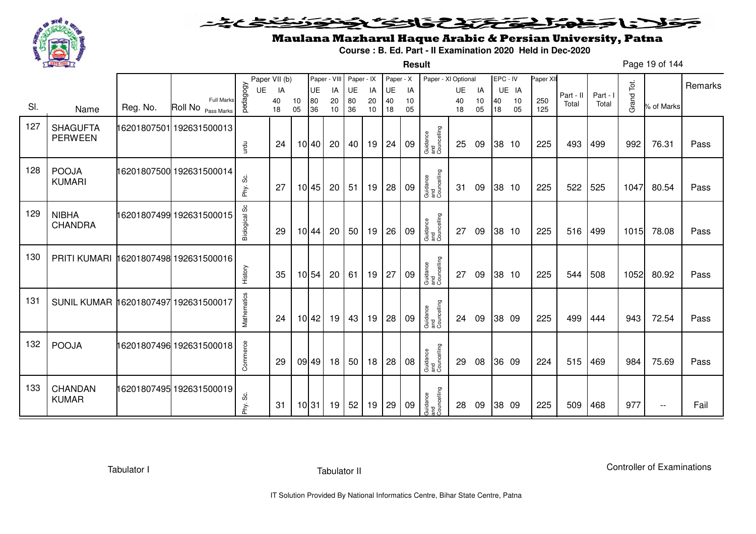# Maulana Mazharul Haque Arabic & Persian University, Patna

**Course : B. Ed. Part - II Examination 2020 Held in Dec-2020**

**Result**

| Sl. | Name | Reg. No. | Roll No | pedagogy | Paper VII (b) UE | IA | | Paper - VIII UE | IA | Paper - IX UE | IA | Paper - X UE | IA | Paper - XI Optional | UE | IA | EPC - IV UE | IA | Paper XII | Part - II Total | Part - I Total | Grand Tot. | % of Marks | Remarks |
|---|---|---|---|---|---|---|---|---|---|---|---|---|---|---|---|---|---|---|---|---|---|---|---|---|
| | | | Full Marks | | 40 | 10 | | 80 | 20 | 80 | 20 | 40 | 10 | | 40 | 10 | 40 | 10 | 250 | | | | | |
| | | | Pass Marks | | 18 | 05 | | 36 | 10 | 36 | 10 | 18 | 05 | | 18 | 05 | 18 | 05 | 125 | | | | | |
| 127 | SHAGUFTA PERWEEN | 16201807501 | 192631500013 | urdu | 24 | 10 | | 40 | 20 | 40 | 19 | 24 | 09 | Guidance and Councelling | 25 | 09 | 38 | 10 | 225 | 493 | 499 | 992 | 76.31 | Pass |
| 128 | POOJA KUMARI | 16201807500 | 192631500014 | Phy. Sc. | 27 | 10 | | 45 | 20 | 51 | 19 | 28 | 09 | Guidance and Councelling | 31 | 09 | 38 | 10 | 225 | 522 | 525 | 1047 | 80.54 | Pass |
| 129 | NIBHA CHANDRA | 16201807499 | 192631500015 | Biological Sc | 29 | 10 | | 44 | 20 | 50 | 19 | 26 | 09 | Guidance and Councelling | 27 | 09 | 38 | 10 | 225 | 516 | 499 | 1015 | 78.08 | Pass |
| 130 | PRITI KUMARI | 16201807498 | 192631500016 | History | 35 | 10 | | 54 | 20 | 61 | 19 | 27 | 09 | Guidance and Councelling | 27 | 09 | 38 | 10 | 225 | 544 | 508 | 1052 | 80.92 | Pass |
| 131 | SUNIL KUMAR | 16201807497 | 192631500017 | Mathematics | 24 | 10 | | 42 | 19 | 43 | 19 | 28 | 09 | Guidance and Councelling | 24 | 09 | 38 | 09 | 225 | 499 | 444 | 943 | 72.54 | Pass |
| 132 | POOJA | 16201807496 | 192631500018 | Commerce | 29 | 09 | | 49 | 18 | 50 | 18 | 28 | 08 | Guidance and Councelling | 29 | 08 | 36 | 09 | 224 | 515 | 469 | 984 | 75.69 | Pass |
| 133 | CHANDAN KUMAR | 16201807495 | 192631500019 | Phy. Sc. | 31 | 10 | | 31 | 19 | 52 | 19 | 29 | 09 | Guidance and Councelling | 28 | 09 | 38 | 09 | 225 | 509 | 468 | 977 | -- | Fail |

Tabulator I

Tabulator II

Controller of Examinations

IT Solution Provided By National Informatics Centre, Bihar State Centre, Patna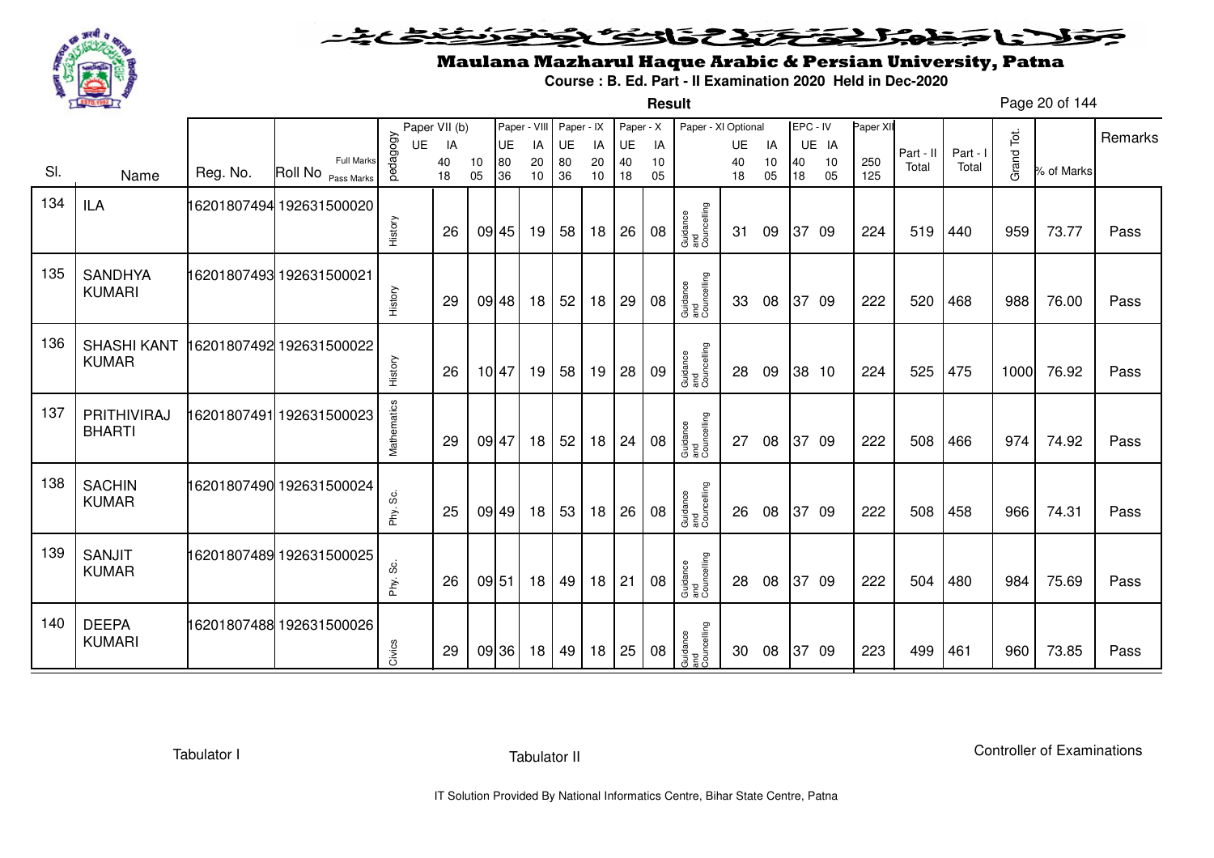# Maulana Mazharul Haque Arabic & Persian University, Patna

**Course : B. Ed. Part - II Examination 2020 Held in Dec-2020**

**Result**

| Sl. | Name | Reg. No. | Roll No | pedagogy | Paper VII (b) UE | IA | Paper - VIII UE | IA | Paper - IX UE | IA | Paper - X UE | IA | Paper - XI Optional | UE | IA | EPC - IV UE | IA | Paper XII | Part - II Total | Part - I Total | Grand Tot. | % of Marks | Remarks |
|---|---|---|---|---|---|---|---|---|---|---|---|---|---|---|---|---|---|---|---|---|---|---|---|
| | | | Full Marks | | 40 | 10 | 80 | 20 | 80 | 20 | 40 | 10 | | 40 | 10 | 40 | 10 | 250 | | | | | |
| | | | Pass Marks | | 18 | 05 | 36 | 10 | 36 | 10 | 18 | 05 | | 18 | 05 | 18 | 05 | 125 | | | | | |
| 134 | ILA | 16201807494 | 192631500020 | History | 26 | 09 | 45 | 19 | 58 | 18 | 26 | 08 | Guidance and Councelling | 31 | 09 | 37 | 09 | 224 | 519 | 440 | 959 | 73.77 | Pass |
| 135 | SANDHYA KUMARI | 16201807493 | 192631500021 | History | 29 | 09 | 48 | 18 | 52 | 18 | 29 | 08 | Guidance and Councelling | 33 | 08 | 37 | 09 | 222 | 520 | 468 | 988 | 76.00 | Pass |
| 136 | SHASHI KANT KUMAR | 16201807492 | 192631500022 | History | 26 | 10 | 47 | 19 | 58 | 19 | 28 | 09 | Guidance and Councelling | 28 | 09 | 38 | 10 | 224 | 525 | 475 | 1000 | 76.92 | Pass |
| 137 | PRITHIVIRAJ BHARTI | 16201807491 | 192631500023 | Mathematics | 29 | 09 | 47 | 18 | 52 | 18 | 24 | 08 | Guidance and Councelling | 27 | 08 | 37 | 09 | 222 | 508 | 466 | 974 | 74.92 | Pass |
| 138 | SACHIN KUMAR | 16201807490 | 192631500024 | Phy. Sc. | 25 | 09 | 49 | 18 | 53 | 18 | 26 | 08 | Guidance and Councelling | 26 | 08 | 37 | 09 | 222 | 508 | 458 | 966 | 74.31 | Pass |
| 139 | SANJIT KUMAR | 16201807489 | 192631500025 | Phy. Sc. | 26 | 09 | 51 | 18 | 49 | 18 | 21 | 08 | Guidance and Councelling | 28 | 08 | 37 | 09 | 222 | 504 | 480 | 984 | 75.69 | Pass |
| 140 | DEEPA KUMARI | 16201807488 | 192631500026 | Civics | 29 | 09 | 36 | 18 | 49 | 18 | 25 | 08 | Guidance and Councelling | 30 | 08 | 37 | 09 | 223 | 499 | 461 | 960 | 73.85 | Pass |

Tabulator I | Tabulator II | Controller of Examinations

IT Solution Provided By National Informatics Centre, Bihar State Centre, Patna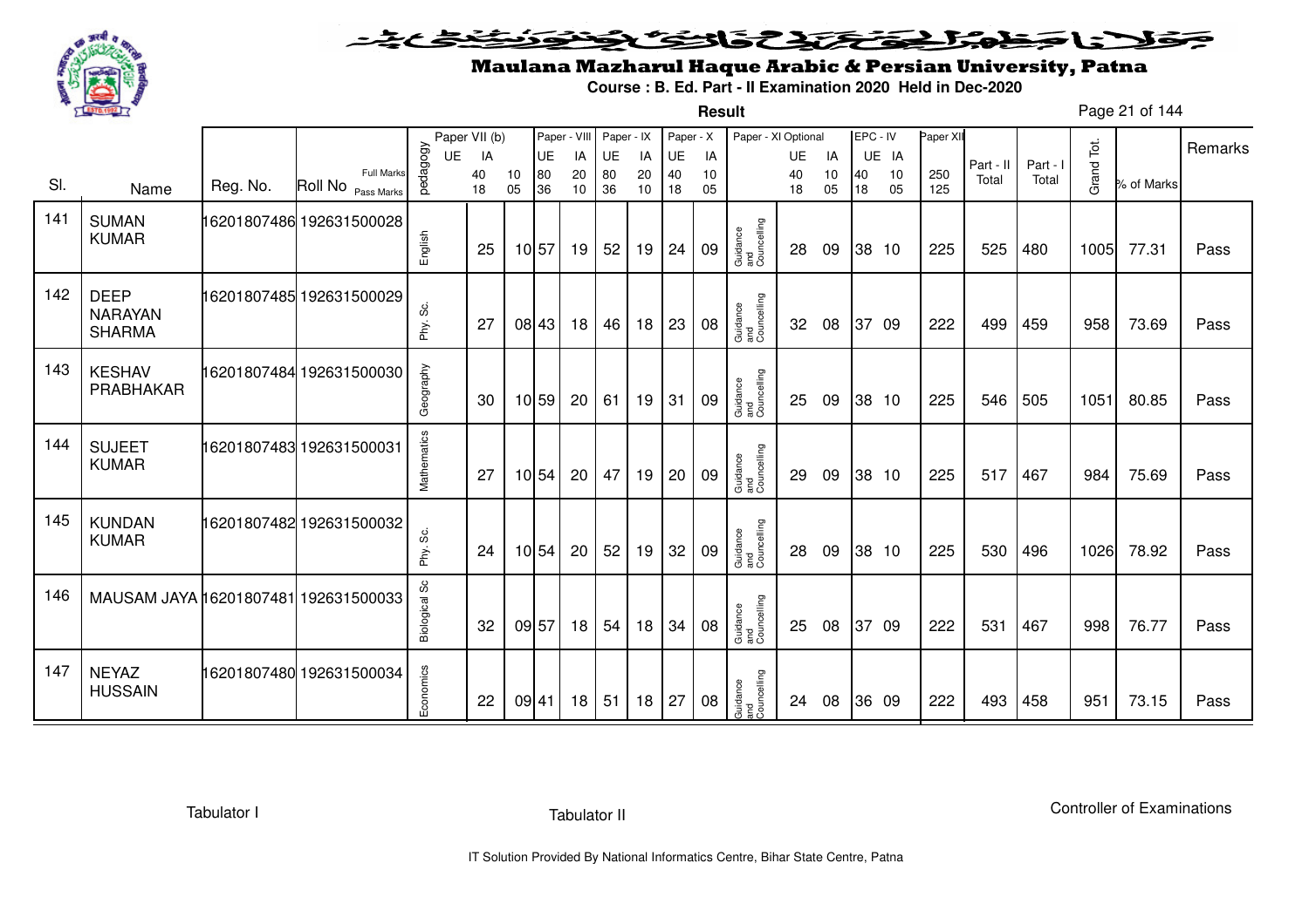# Maulana Mazharul Haque Arabic & Persian University, Patna

**Course : B. Ed. Part - II Examination 2020 Held in Dec-2020**

**Result**

| Sl. | Name | Reg. No. | Roll No | pedagogy | Paper VII (b) UE | Paper VII (b) IA | Paper - VIII UE | Paper - VIII IA | Paper - IX UE | Paper - IX IA | Paper - X UE | Paper - X IA | Paper - XI Optional | Paper - XI UE | Paper - XI IA | EPC - IV UE | EPC - IV IA | Paper XII | Part - II Total | Part - I Total | Grand Tot. | % of Marks | Remarks |
|---|---|---|---|---|---|---|---|---|---|---|---|---|---|---|---|---|---|---|---|---|---|---|---|
| | | | Full Marks | | 40 | 10 | 80 | 20 | 80 | 20 | 40 | 10 | | 40 | 10 | 40 | 10 | 250 | | | | | |
| | | | Pass Marks | | 18 | 05 | 36 | 10 | 36 | 10 | 18 | 05 | | 18 | 05 | 18 | 05 | 125 | | | | | |
| 141 | SUMAN KUMAR | 16201807486 | 192631500028 | English | 25 | 10 | 57 | 19 | 52 | 19 | 24 | 09 | Guidance and Councelling | 28 | 09 | 38 | 10 | 225 | 525 | 480 | 1005 | 77.31 | Pass |
| 142 | DEEP NARAYAN SHARMA | 16201807485 | 192631500029 | Phy. Sc. | 27 | 08 | 43 | 18 | 46 | 18 | 23 | 08 | Guidance and Councelling | 32 | 08 | 37 | 09 | 222 | 499 | 459 | 958 | 73.69 | Pass |
| 143 | KESHAV PRABHAKAR | 16201807484 | 192631500030 | Geography | 30 | 10 | 59 | 20 | 61 | 19 | 31 | 09 | Guidance and Councelling | 25 | 09 | 38 | 10 | 225 | 546 | 505 | 1051 | 80.85 | Pass |
| 144 | SUJEET KUMAR | 16201807483 | 192631500031 | Mathematics | 27 | 10 | 54 | 20 | 47 | 19 | 20 | 09 | Guidance and Councelling | 29 | 09 | 38 | 10 | 225 | 517 | 467 | 984 | 75.69 | Pass |
| 145 | KUNDAN KUMAR | 16201807482 | 192631500032 | Phy. Sc. | 24 | 10 | 54 | 20 | 52 | 19 | 32 | 09 | Guidance and Councelling | 28 | 09 | 38 | 10 | 225 | 530 | 496 | 1026 | 78.92 | Pass |
| 146 | MAUSAM JAYA | 16201807481 | 192631500033 | Biological Sc | 32 | 09 | 57 | 18 | 54 | 18 | 34 | 08 | Guidance and Councelling | 25 | 08 | 37 | 09 | 222 | 531 | 467 | 998 | 76.77 | Pass |
| 147 | NEYAZ HUSSAIN | 16201807480 | 192631500034 | Economics | 22 | 09 | 41 | 18 | 51 | 18 | 27 | 08 | Guidance and Councelling | 24 | 08 | 36 | 09 | 222 | 493 | 458 | 951 | 73.15 | Pass |

Tabulator I | Tabulator II | Controller of Examinations

IT Solution Provided By National Informatics Centre, Bihar State Centre, Patna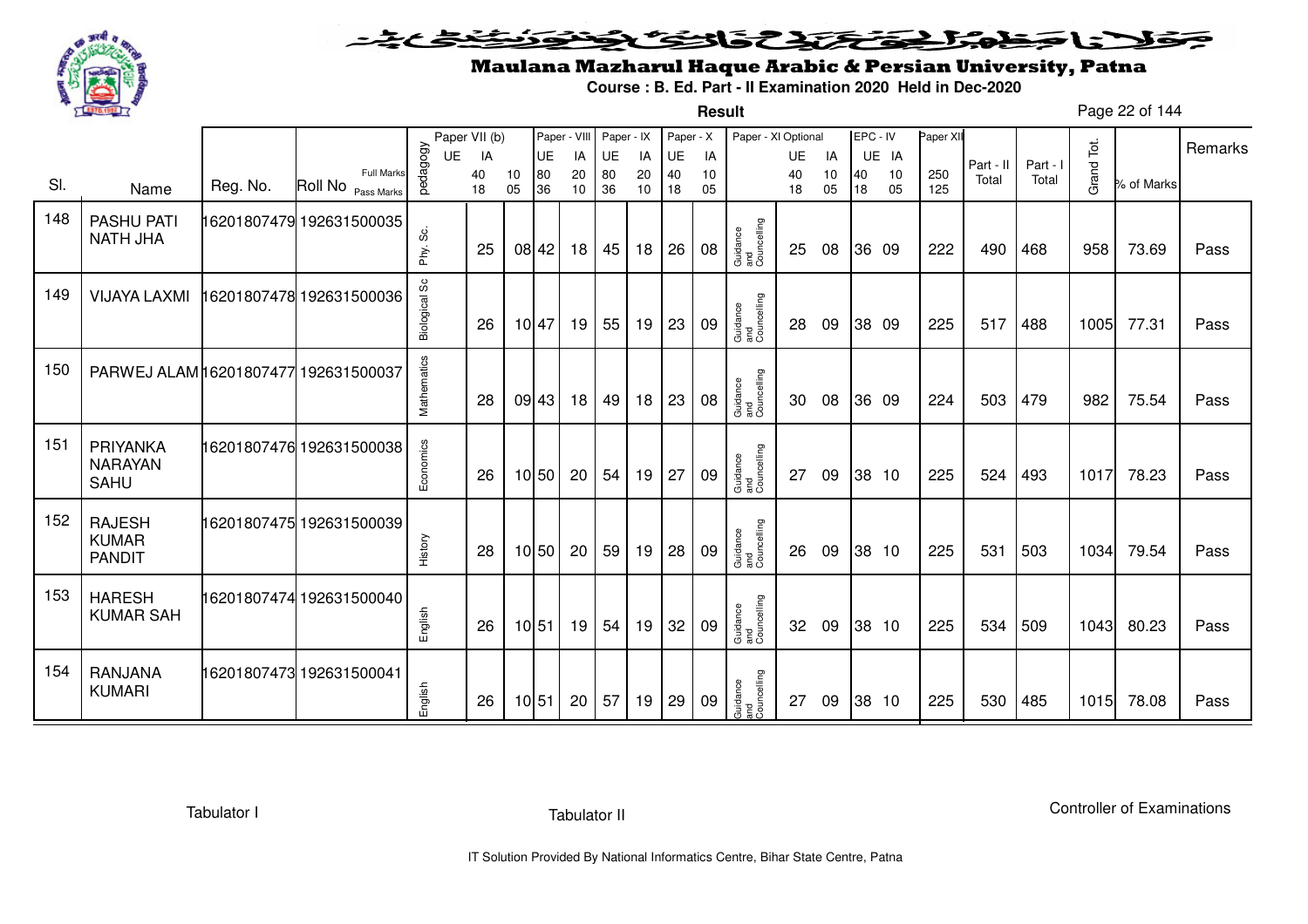# Maulana Mazharul Haque Arabic & Persian University, Patna

**Course : B. Ed. Part - II Examination 2020 Held in Dec-2020**

**Result**

| Sl. | Name | Reg. No. | Roll No | pedagogy | Paper VII (b) UE | IA | Paper - VIII UE | IA | Paper - IX UE | IA | Paper - X UE | IA | Paper - XI Optional | UE | IA | EPC - IV UE | IA | Paper XII | Part - II Total | Part - I Total | Grand Tot. | % of Marks | Remarks |
|---|---|---|---|---|---|---|---|---|---|---|---|---|---|---|---|---|---|---|---|---|---|---|---|
| | | | Full Marks | | 40 | 10 | 80 | 20 | 80 | 20 | 40 | 10 | | 40 | 10 | 40 | 10 | 250 | | | | | |
| | | | Pass Marks | | 18 | 05 | 36 | 10 | 36 | 10 | 18 | 05 | | 18 | 05 | 18 | 05 | 125 | | | | | |
| 148 | PASHU PATI NATH JHA | 16201807479 | 192631500035 | Phy. Sc. | 25 | 08 | 42 | 18 | 45 | 18 | 26 | 08 | Guidance and Councelling | 25 | 08 | 36 | 09 | 222 | 490 | 468 | 958 | 73.69 | Pass |
| 149 | VIJAYA LAXMI | 16201807478 | 192631500036 | Biological Sc | 26 | 10 | 47 | 19 | 55 | 19 | 23 | 09 | Guidance and Councelling | 28 | 09 | 38 | 09 | 225 | 517 | 488 | 1005 | 77.31 | Pass |
| 150 | PARWEJ ALAM | 16201807477 | 192631500037 | Mathematics | 28 | 09 | 43 | 18 | 49 | 18 | 23 | 08 | Guidance and Councelling | 30 | 08 | 36 | 09 | 224 | 503 | 479 | 982 | 75.54 | Pass |
| 151 | PRIYANKA NARAYAN SAHU | 16201807476 | 192631500038 | Economics | 26 | 10 | 50 | 20 | 54 | 19 | 27 | 09 | Guidance and Councelling | 27 | 09 | 38 | 10 | 225 | 524 | 493 | 1017 | 78.23 | Pass |
| 152 | RAJESH KUMAR PANDIT | 16201807475 | 192631500039 | History | 28 | 10 | 50 | 20 | 59 | 19 | 28 | 09 | Guidance and Councelling | 26 | 09 | 38 | 10 | 225 | 531 | 503 | 1034 | 79.54 | Pass |
| 153 | HARESH KUMAR SAH | 16201807474 | 192631500040 | English | 26 | 10 | 51 | 19 | 54 | 19 | 32 | 09 | Guidance and Councelling | 32 | 09 | 38 | 10 | 225 | 534 | 509 | 1043 | 80.23 | Pass |
| 154 | RANJANA KUMARI | 16201807473 | 192631500041 | English | 26 | 10 | 51 | 20 | 57 | 19 | 29 | 09 | Guidance and Councelling | 27 | 09 | 38 | 10 | 225 | 530 | 485 | 1015 | 78.08 | Pass |

Tabulator I    Tabulator II    Controller of Examinations

IT Solution Provided By National Informatics Centre, Bihar State Centre, Patna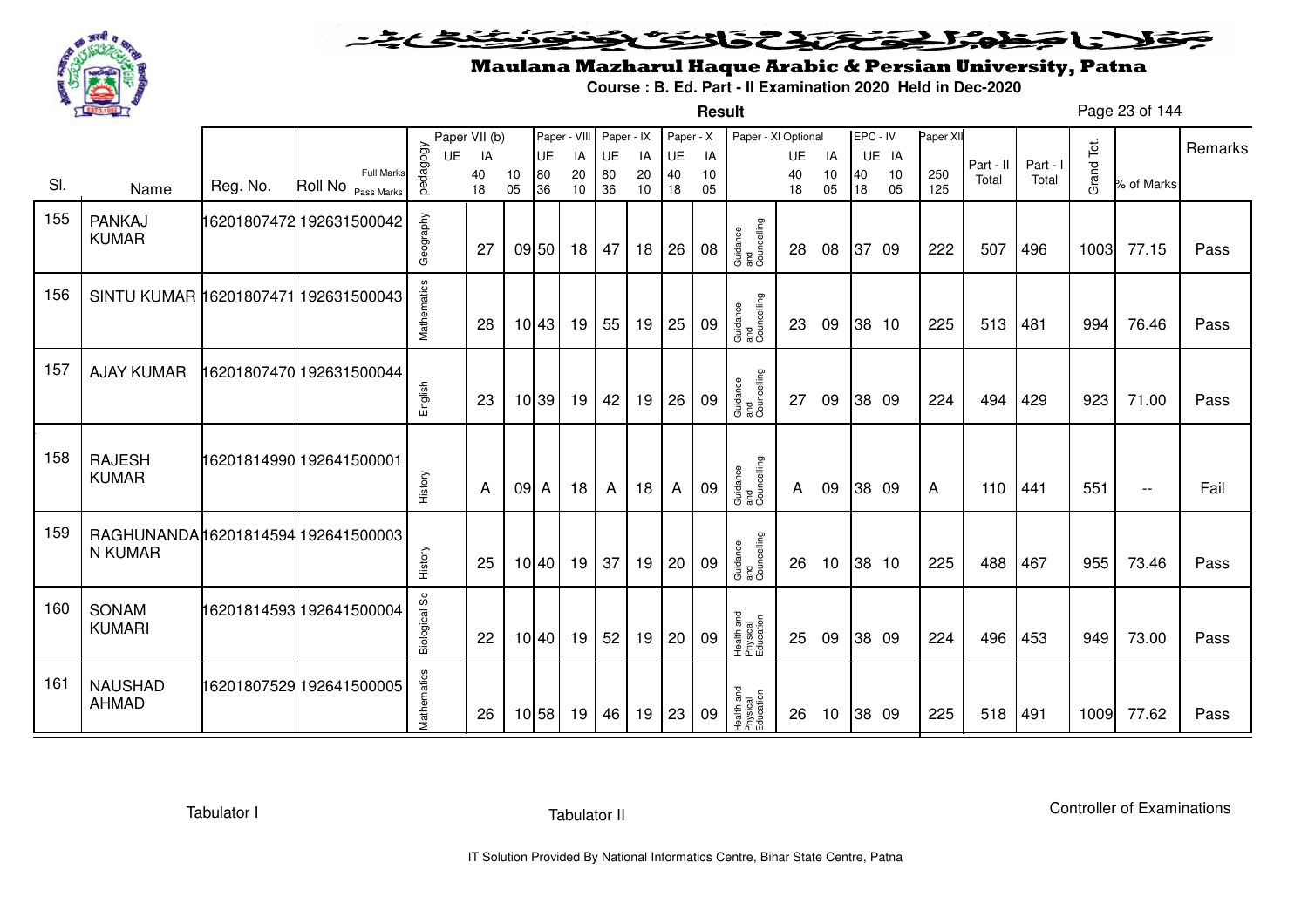# Maulana Mazharul Haque Arabic & Persian University, Patna

**Course : B. Ed. Part - II Examination 2020 Held in Dec-2020**

**Result**

| Sl. | Name | Reg. No. | Roll No | pedagogy | Paper VII (b) UE | Paper VII (b) IA | Paper - VIII UE | Paper - VIII IA | Paper - IX UE | Paper - IX IA | Paper - X UE | Paper - X IA | Paper - XI Optional | Paper - XI UE | Paper - XI IA | EPC - IV UE | EPC - IV IA | Paper XII | Part - II Total | Part - I Total | Grand Tot. | % of Marks | Remarks |
|---|---|---|---|---|---|---|---|---|---|---|---|---|---|---|---|---|---|---|---|---|---|---|---|
| | | | Full Marks | | 40 | 10 | 80 | 20 | 80 | 20 | 40 | 10 | | 40 | 10 | 40 | 10 | 250 | | | | | |
| | | | Pass Marks | | 18 | 05 | 36 | 10 | 36 | 10 | 18 | 05 | | 18 | 05 | 18 | 05 | 125 | | | | | |
| 155 | PANKAJ KUMAR | 16201807472 | 192631500042 | Geography | 27 | 09 | 50 | 18 | 47 | 18 | 26 | 08 | Guidance and Councelling | 28 | 08 | 37 | 09 | 222 | 507 | 496 | 1003 | 77.15 | Pass |
| 156 | SINTU KUMAR | 16201807471 | 192631500043 | Mathematics | 28 | 10 | 43 | 19 | 55 | 19 | 25 | 09 | Guidance and Councelling | 23 | 09 | 38 | 10 | 225 | 513 | 481 | 994 | 76.46 | Pass |
| 157 | AJAY KUMAR | 16201807470 | 192631500044 | English | 23 | 10 | 39 | 19 | 42 | 19 | 26 | 09 | Guidance and Councelling | 27 | 09 | 38 | 09 | 224 | 494 | 429 | 923 | 71.00 | Pass |
| 158 | RAJESH KUMAR | 16201814990 | 192641500001 | History | A | 09 | A | 18 | A | 18 | A | 09 | Guidance and Councelling | A | 09 | 38 | 09 | A | 110 | 441 | 551 | -- | Fail |
| 159 | RAGHUNANDAN KUMAR | 16201814594 | 192641500003 | History | 25 | 10 | 40 | 19 | 37 | 19 | 20 | 09 | Guidance and Councelling | 26 | 10 | 38 | 10 | 225 | 488 | 467 | 955 | 73.46 | Pass |
| 160 | SONAM KUMARI | 16201814593 | 192641500004 | Biological Sc | 22 | 10 | 40 | 19 | 52 | 19 | 20 | 09 | Health and Physical Education | 25 | 09 | 38 | 09 | 224 | 496 | 453 | 949 | 73.00 | Pass |
| 161 | NAUSHAD AHMAD | 16201807529 | 192641500005 | Mathematics | 26 | 10 | 58 | 19 | 46 | 19 | 23 | 09 | Health and Physical Education | 26 | 10 | 38 | 09 | 225 | 518 | 491 | 1009 | 77.62 | Pass |

Tabulator I | Tabulator II | Controller of Examinations

IT Solution Provided By National Informatics Centre, Bihar State Centre, Patna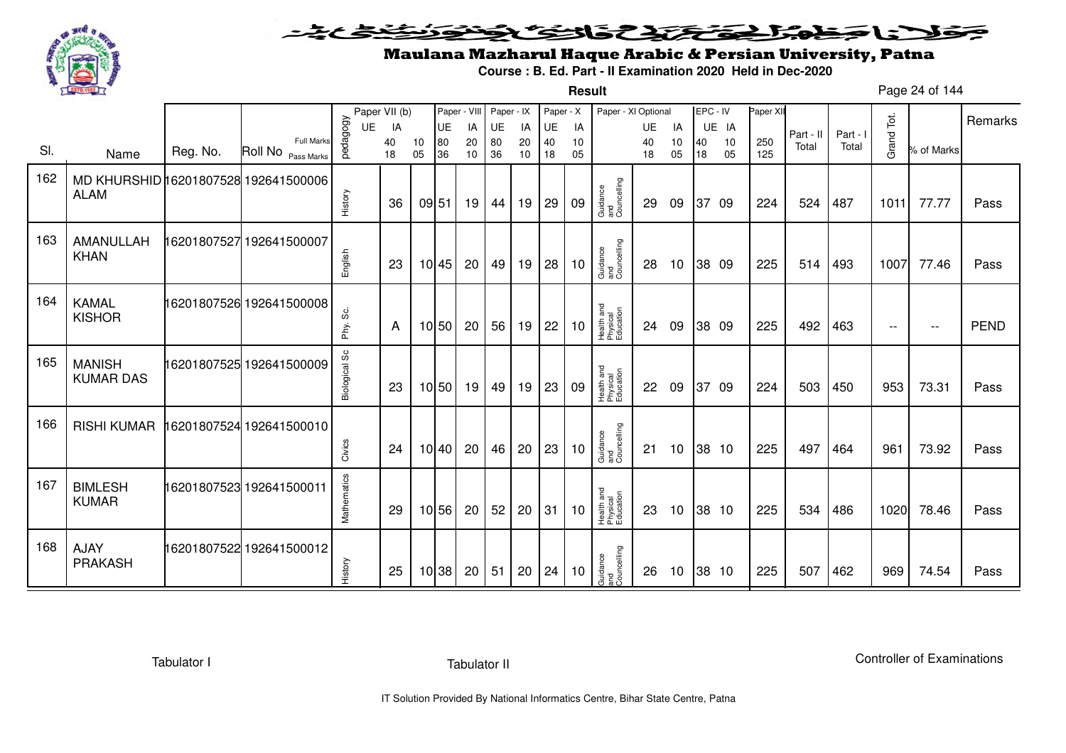# Maulana Mazharul Haque Arabic & Persian University, Patna

**Course : B. Ed. Part - II Examination 2020 Held in Dec-2020**

**Result**

| Sl. | Name | Reg. No. | Roll No | pedagogy | Paper VII (b) UE 40 18 | IA 10 05 | Paper - VIII UE 80 36 | IA 20 10 | Paper - IX UE 80 36 | IA 20 10 | Paper - X UE 40 18 | IA 10 05 | Paper - XI Optional | UE 40 18 | IA 10 05 | EPC - IV UE 40 18 | IA 10 05 | Paper XII 250 125 | Part - II Total | Part - I Total | Grand Tot. | % of Marks | Remarks |
|---|---|---|---|---|---|---|---|---|---|---|---|---|---|---|---|---|---|---|---|---|---|---|---|
| 162 | MD KHURSHID ALAM | 16201807528 | 192641500006 | History | 36 | 09 | 51 | 19 | 44 | 19 | 29 | 09 | Guidance and Councelling | 29 | 09 | 37 | 09 | 224 | 524 | 487 | 1011 | 77.77 | Pass |
| 163 | AMANULLAH KHAN | 16201807527 | 192641500007 | English | 23 | 10 | 45 | 20 | 49 | 19 | 28 | 10 | Guidance and Councelling | 28 | 10 | 38 | 09 | 225 | 514 | 493 | 1007 | 77.46 | Pass |
| 164 | KAMAL KISHOR | 16201807526 | 192641500008 | Phy. Sc. | A | 10 | 50 | 20 | 56 | 19 | 22 | 10 | Health and Physical Education | 24 | 09 | 38 | 09 | 225 | 492 | 463 | -- | -- | PEND |
| 165 | MANISH KUMAR DAS | 16201807525 | 192641500009 | Biological Sc | 23 | 10 | 50 | 19 | 49 | 19 | 23 | 09 | Health and Physical Education | 22 | 09 | 37 | 09 | 224 | 503 | 450 | 953 | 73.31 | Pass |
| 166 | RISHI KUMAR | 16201807524 | 192641500010 | Civics | 24 | 10 | 40 | 20 | 46 | 20 | 23 | 10 | Guidance and Councelling | 21 | 10 | 38 | 10 | 225 | 497 | 464 | 961 | 73.92 | Pass |
| 167 | BIMLESH KUMAR | 16201807523 | 192641500011 | Mathematics | 29 | 10 | 56 | 20 | 52 | 20 | 31 | 10 | Health and Physical Education | 23 | 10 | 38 | 10 | 225 | 534 | 486 | 1020 | 78.46 | Pass |
| 168 | AJAY PRAKASH | 16201807522 | 192641500012 | History | 25 | 10 | 38 | 20 | 51 | 20 | 24 | 10 | Guidance and Councelling | 26 | 10 | 38 | 10 | 225 | 507 | 462 | 969 | 74.54 | Pass |

Tabulator I    Tabulator II    Controller of Examinations

IT Solution Provided By National Informatics Centre, Bihar State Centre, Patna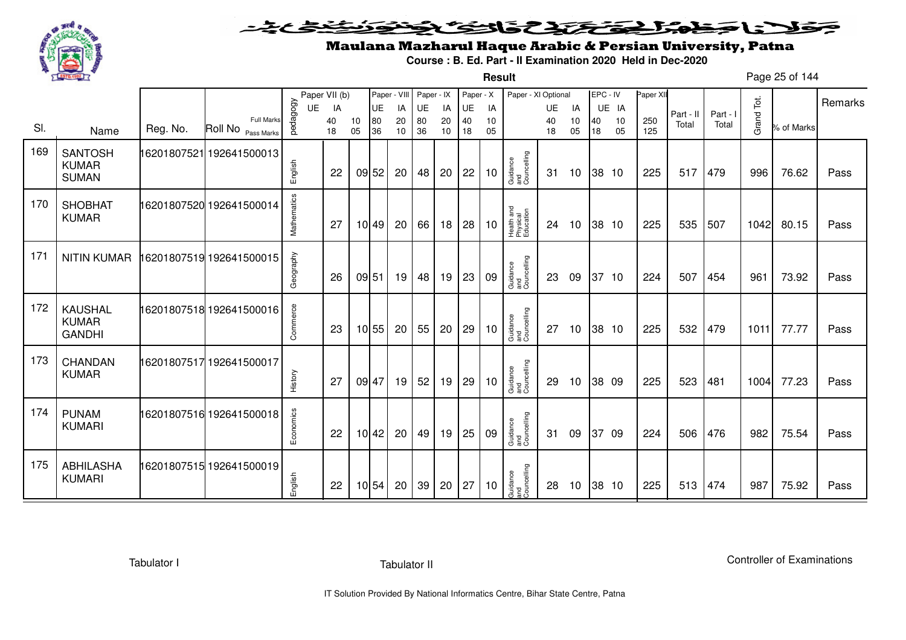# Maulana Mazharul Haque Arabic & Persian University, Patna

**Course : B. Ed. Part - II Examination 2020 Held in Dec-2020**

**Result**

| Sl. | Name | Reg. No. | Roll No | pedagogy | Paper VII (b) UE | Paper VII (b) IA | Paper - VIII UE | Paper - VIII IA | Paper - IX UE | Paper - IX IA | Paper - X UE | Paper - X IA | Paper - XI Optional | Paper - XI UE | Paper - XI IA | EPC - IV UE | EPC - IV IA | Paper XII | Part - II Total | Part - I Total | Grand Tot. | % of Marks | Remarks |
|---|---|---|---|---|---|---|---|---|---|---|---|---|---|---|---|---|---|---|---|---|---|---|---|
| | | | Full Marks | | 40 | 10 | 80 | 20 | 80 | 20 | 40 | 10 | | 40 | 10 | 40 | 10 | 250 | | | | | |
| | | | Pass Marks | | 18 | 05 | 36 | 10 | 36 | 10 | 18 | 05 | | 18 | 05 | 18 | 05 | 125 | | | | | |
| 169 | SANTOSH KUMAR SUMAN | 16201807521 | 192641500013 | English | 22 | 09 | 52 | 20 | 48 | 20 | 22 | 10 | Guidance and Councelling | 31 | 10 | 38 | 10 | 225 | 517 | 479 | 996 | 76.62 | Pass |
| 170 | SHOBHAT KUMAR | 16201807520 | 192641500014 | Mathematics | 27 | 10 | 49 | 20 | 66 | 18 | 28 | 10 | Health and Physical Education | 24 | 10 | 38 | 10 | 225 | 535 | 507 | 1042 | 80.15 | Pass |
| 171 | NITIN KUMAR | 16201807519 | 192641500015 | Geography | 26 | 09 | 51 | 19 | 48 | 19 | 23 | 09 | Guidance and Councelling | 23 | 09 | 37 | 10 | 224 | 507 | 454 | 961 | 73.92 | Pass |
| 172 | KAUSHAL KUMAR GANDHI | 16201807518 | 192641500016 | Commerce | 23 | 10 | 55 | 20 | 55 | 20 | 29 | 10 | Guidance and Councelling | 27 | 10 | 38 | 10 | 225 | 532 | 479 | 1011 | 77.77 | Pass |
| 173 | CHANDAN KUMAR | 16201807517 | 192641500017 | History | 27 | 09 | 47 | 19 | 52 | 19 | 29 | 10 | Guidance and Councelling | 29 | 10 | 38 | 09 | 225 | 523 | 481 | 1004 | 77.23 | Pass |
| 174 | PUNAM KUMARI | 16201807516 | 192641500018 | Economics | 22 | 10 | 42 | 20 | 49 | 19 | 25 | 09 | Guidance and Councelling | 31 | 09 | 37 | 09 | 224 | 506 | 476 | 982 | 75.54 | Pass |
| 175 | ABHILASHA KUMARI | 16201807515 | 192641500019 | English | 22 | 10 | 54 | 20 | 39 | 20 | 27 | 10 | Guidance and Councelling | 28 | 10 | 38 | 10 | 225 | 513 | 474 | 987 | 75.92 | Pass |

Tabulator I

Tabulator II

Controller of Examinations

IT Solution Provided By National Informatics Centre, Bihar State Centre, Patna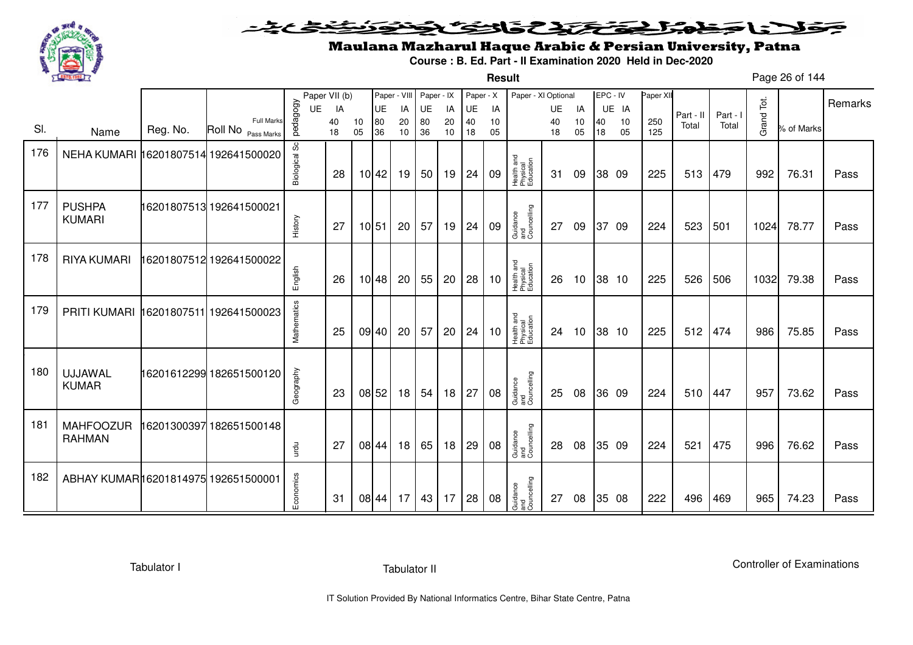# Maulana Mazharul Haque Arabic & Persian University, Patna

**Course : B. Ed. Part - II Examination 2020 Held in Dec-2020**

**Result**

| Sl. | Name | Reg. No. | Roll No | pedagogy | Paper VII (b) UE | Paper VII (b) IA | Paper - VIII UE | Paper - VIII IA | Paper - IX UE | Paper - IX IA | Paper - X UE | Paper - X IA | Paper - XI Optional | Paper - XI UE | Paper - XI IA | EPC - IV UE | EPC - IV IA | Paper XII | Part - II Total | Part - I Total | Grand Tot. | % of Marks | Remarks |
|---|---|---|---|---|---|---|---|---|---|---|---|---|---|---|---|---|---|---|---|---|---|---|---|
| | | | Full Marks | | 40 | 10 | 80 | 20 | 80 | 20 | 40 | 10 | | 40 | 10 | 40 | 10 | 250 | | | | | |
| | | | Pass Marks | | 18 | 05 | 36 | 10 | 36 | 10 | 18 | 05 | | 18 | 05 | 18 | 05 | 125 | | | | | |
| 176 | NEHA KUMARI | 16201807514 | 192641500020 | Biological Sc | 28 | 10 | 42 | 19 | 50 | 19 | 24 | 09 | Health and Physical Education | 31 | 09 | 38 | 09 | 225 | 513 | 479 | 992 | 76.31 | Pass |
| 177 | PUSHPA KUMARI | 16201807513 | 192641500021 | History | 27 | 10 | 51 | 20 | 57 | 19 | 24 | 09 | Guidance and Councelling | 27 | 09 | 37 | 09 | 224 | 523 | 501 | 1024 | 78.77 | Pass |
| 178 | RIYA KUMARI | 16201807512 | 192641500022 | English | 26 | 10 | 48 | 20 | 55 | 20 | 28 | 10 | Health and Physical Education | 26 | 10 | 38 | 10 | 225 | 526 | 506 | 1032 | 79.38 | Pass |
| 179 | PRITI KUMARI | 16201807511 | 192641500023 | Mathematics | 25 | 09 | 40 | 20 | 57 | 20 | 24 | 10 | Health and Physical Education | 24 | 10 | 38 | 10 | 225 | 512 | 474 | 986 | 75.85 | Pass |
| 180 | UJJAWAL KUMAR | 16201612299 | 182651500120 | Geography | 23 | 08 | 52 | 18 | 54 | 18 | 27 | 08 | Guidance and Councelling | 25 | 08 | 36 | 09 | 224 | 510 | 447 | 957 | 73.62 | Pass |
| 181 | MAHFOOZUR RAHMAN | 16201300397 | 182651500148 | urdu | 27 | 08 | 44 | 18 | 65 | 18 | 29 | 08 | Guidance and Councelling | 28 | 08 | 35 | 09 | 224 | 521 | 475 | 996 | 76.62 | Pass |
| 182 | ABHAY KUMAR | 16201814975 | 192651500001 | Economics | 31 | 08 | 44 | 17 | 43 | 17 | 28 | 08 | Guidance and Councelling | 27 | 08 | 35 | 08 | 222 | 496 | 469 | 965 | 74.23 | Pass |

Tabulator I | Tabulator II | Controller of Examinations

IT Solution Provided By National Informatics Centre, Bihar State Centre, Patna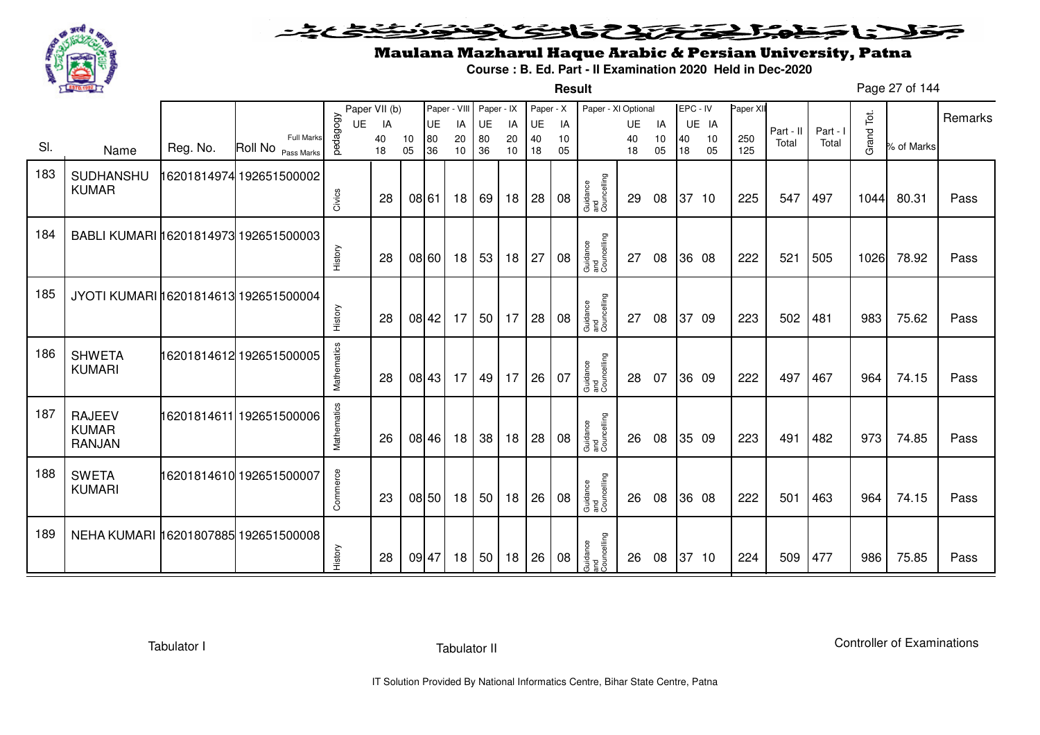# Maulana Mazharul Haque Arabic & Persian University, Patna

**Course : B. Ed. Part - II Examination 2020 Held in Dec-2020**

**Result**

| Sl. | Name | Reg. No. | Roll No | pedagogy | Paper VII (b) UE | Paper VII (b) IA | Paper - VIII UE | Paper - VIII IA | Paper - IX UE | Paper - IX IA | Paper - X UE | Paper - X IA | Paper - XI Optional | Paper - XI UE | Paper - XI IA | EPC - IV UE | EPC - IV IA | Paper XII | Part - II Total | Part - I Total | Grand Tot. | % of Marks | Remarks |
|---|---|---|---|---|---|---|---|---|---|---|---|---|---|---|---|---|---|---|---|---|---|---|---|
| | | | Full Marks | | 40 | 10 | 80 | 20 | 80 | 20 | 40 | 10 | | 40 | 10 | 40 | 10 | 250 | | | | | |
| | | | Pass Marks | | 18 | 05 | 36 | 10 | 36 | 10 | 18 | 05 | | 18 | 05 | 18 | 05 | 125 | | | | | |
| 183 | SUDHANSHU KUMAR | 16201814974 | 192651500002 | Civics | 28 | 08 | 61 | 18 | 69 | 18 | 28 | 08 | Guidance and Councelling | 29 | 08 | 37 | 10 | 225 | 547 | 497 | 1044 | 80.31 | Pass |
| 184 | BABLI KUMARI | 16201814973 | 192651500003 | History | 28 | 08 | 60 | 18 | 53 | 18 | 27 | 08 | Guidance and Councelling | 27 | 08 | 36 | 08 | 222 | 521 | 505 | 1026 | 78.92 | Pass |
| 185 | JYOTI KUMARI | 16201814613 | 192651500004 | History | 28 | 08 | 42 | 17 | 50 | 17 | 28 | 08 | Guidance and Councelling | 27 | 08 | 37 | 09 | 223 | 502 | 481 | 983 | 75.62 | Pass |
| 186 | SHWETA KUMARI | 16201814612 | 192651500005 | Mathematics | 28 | 08 | 43 | 17 | 49 | 17 | 26 | 07 | Guidance and Councelling | 28 | 07 | 36 | 09 | 222 | 497 | 467 | 964 | 74.15 | Pass |
| 187 | RAJEEV KUMAR RANJAN | 16201814611 | 192651500006 | Mathematics | 26 | 08 | 46 | 18 | 38 | 18 | 28 | 08 | Guidance and Councelling | 26 | 08 | 35 | 09 | 223 | 491 | 482 | 973 | 74.85 | Pass |
| 188 | SWETA KUMARI | 16201814610 | 192651500007 | Commerce | 23 | 08 | 50 | 18 | 50 | 18 | 26 | 08 | Guidance and Councelling | 26 | 08 | 36 | 08 | 222 | 501 | 463 | 964 | 74.15 | Pass |
| 189 | NEHA KUMARI | 16201807885 | 192651500008 | History | 28 | 09 | 47 | 18 | 50 | 18 | 26 | 08 | Guidance and Councelling | 26 | 08 | 37 | 10 | 224 | 509 | 477 | 986 | 75.85 | Pass |

Tabulator I    Tabulator II    Controller of Examinations

IT Solution Provided By National Informatics Centre, Bihar State Centre, Patna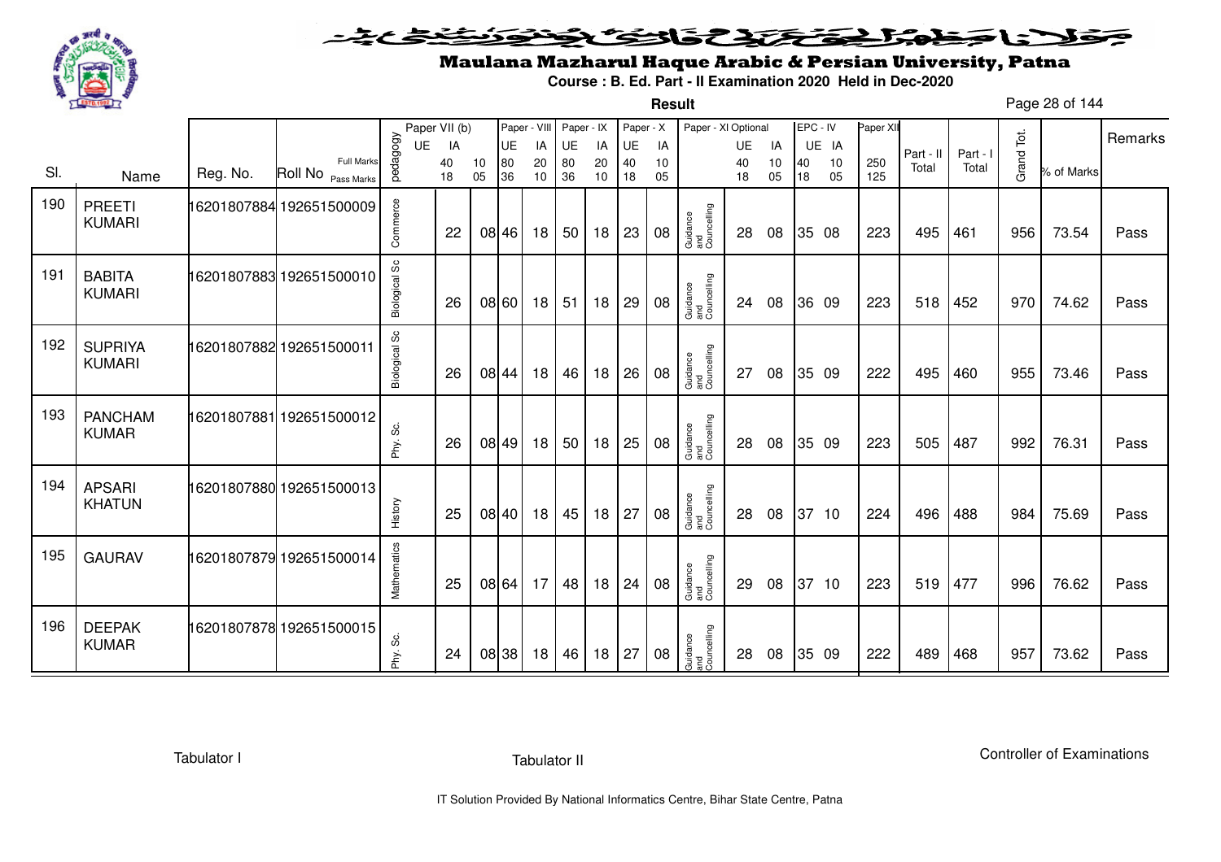مولانا مظہر الحق عربی و فارسی یونیورسٹی، پٹنہ

# Maulana Mazharul Haque Arabic & Persian University, Patna

**Course : B. Ed. Part - II Examination 2020 Held in Dec-2020**

**Result**

| Sl. | Name | Reg. No. | Roll No | pedagogy | Paper VII (b) UE | Paper VII (b) IA | | Paper - VIII UE | Paper - VIII IA | Paper - IX UE | Paper - IX IA | Paper - X UE | Paper - X IA | Paper - XI Optional | Paper - XI UE | Paper - XI IA | EPC - IV UE | EPC - IV IA | Paper XII | Part - II Total | Part - I Total | Grand Tot. | % of Marks | Remarks |
|---|---|---|---|---|---|---|---|---|---|---|---|---|---|---|---|---|---|---|---|---|---|---|---|---|
| | | | Full Marks | | | 40 | 10 | 80 | 20 | 80 | 20 | 40 | 10 | | 40 | 10 | 40 | 10 | 250 | | | | | |
| | | | Pass Marks | | | 18 | 05 | 36 | 10 | 36 | 10 | 18 | 05 | | 18 | 05 | 18 | 05 | 125 | | | | | |
| 190 | PREETI KUMARI | 16201807884 | 192651500009 | Commerce | | 22 | 08 | 46 | 18 | 50 | 18 | 23 | 08 | Guidance and Councelling | 28 | 08 | 35 | 08 | 223 | 495 | 461 | 956 | 73.54 | Pass |
| 191 | BABITA KUMARI | 16201807883 | 192651500010 | Biological Sc | | 26 | 08 | 60 | 18 | 51 | 18 | 29 | 08 | Guidance and Councelling | 24 | 08 | 36 | 09 | 223 | 518 | 452 | 970 | 74.62 | Pass |
| 192 | SUPRIYA KUMARI | 16201807882 | 192651500011 | Biological Sc | | 26 | 08 | 44 | 18 | 46 | 18 | 26 | 08 | Guidance and Councelling | 27 | 08 | 35 | 09 | 222 | 495 | 460 | 955 | 73.46 | Pass |
| 193 | PANCHAM KUMAR | 16201807881 | 192651500012 | Phy. Sc. | | 26 | 08 | 49 | 18 | 50 | 18 | 25 | 08 | Guidance and Councelling | 28 | 08 | 35 | 09 | 223 | 505 | 487 | 992 | 76.31 | Pass |
| 194 | APSARI KHATUN | 16201807880 | 192651500013 | History | | 25 | 08 | 40 | 18 | 45 | 18 | 27 | 08 | Guidance and Councelling | 28 | 08 | 37 | 10 | 224 | 496 | 488 | 984 | 75.69 | Pass |
| 195 | GAURAV | 16201807879 | 192651500014 | Mathematics | | 25 | 08 | 64 | 17 | 48 | 18 | 24 | 08 | Guidance and Councelling | 29 | 08 | 37 | 10 | 223 | 519 | 477 | 996 | 76.62 | Pass |
| 196 | DEEPAK KUMAR | 16201807878 | 192651500015 | Phy. Sc. | | 24 | 08 | 38 | 18 | 46 | 18 | 27 | 08 | Guidance and Councelling | 28 | 08 | 35 | 09 | 222 | 489 | 468 | 957 | 73.62 | Pass |

Tabulator I | Tabulator II | Controller of Examinations

IT Solution Provided By National Informatics Centre, Bihar State Centre, Patna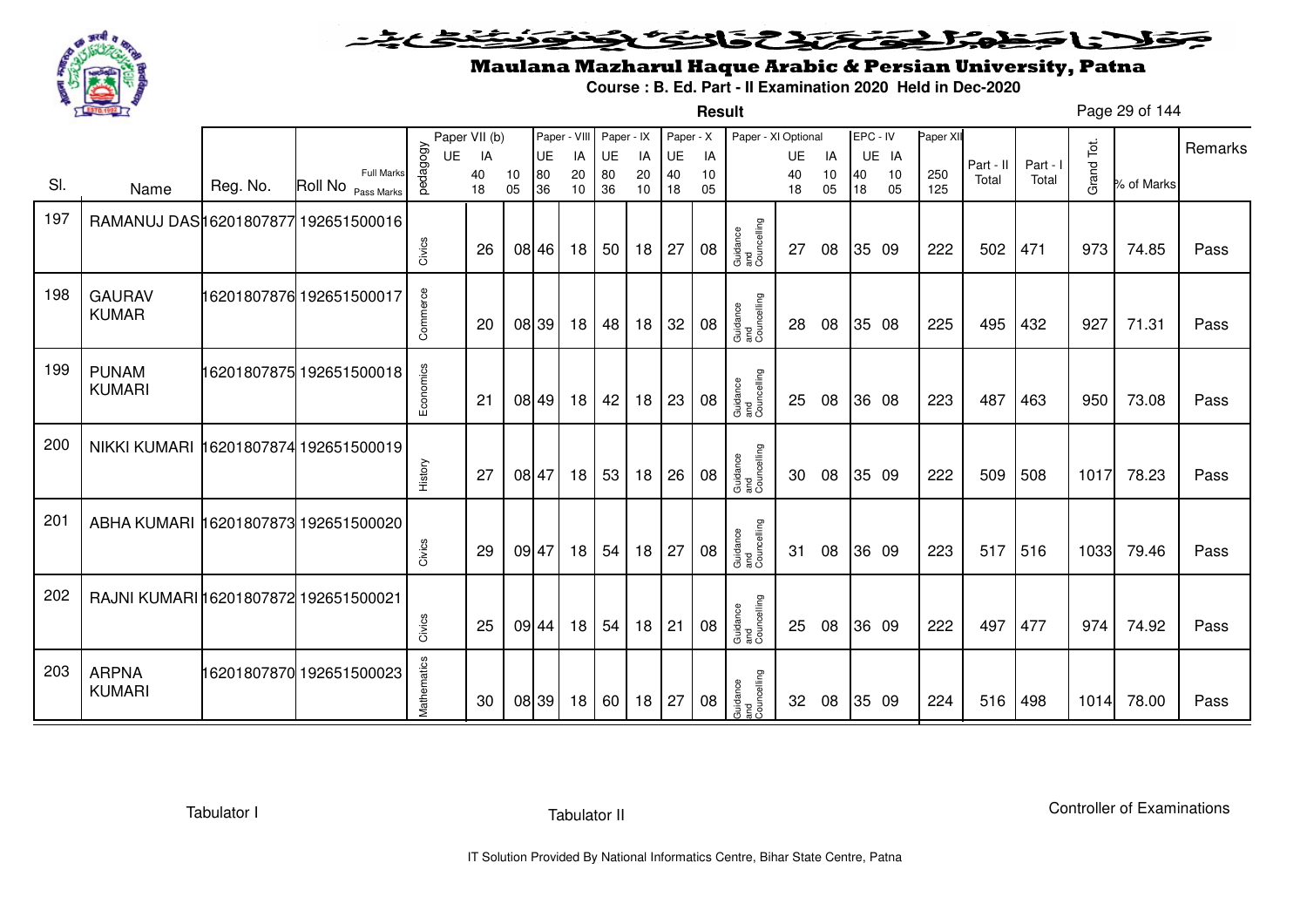# Maulana Mazharul Haque Arabic & Persian University, Patna

**Course : B. Ed. Part - II Examination 2020 Held in Dec-2020**

**Result**

| Sl. | Name | Reg. No. | Roll No | pedagogy | Paper VII (b) UE | Paper VII (b) IA | Paper - VIII UE | Paper - VIII IA | Paper - IX UE | Paper - IX IA | Paper - X UE | Paper - X IA | Paper - XI Optional | Paper - XI UE | Paper - XI IA | EPC - IV UE | EPC - IV IA | Paper XII | Part - II Total | Part - I Total | Grand Tot. | % of Marks | Remarks |
|---|---|---|---|---|---|---|---|---|---|---|---|---|---|---|---|---|---|---|---|---|---|---|---|
| | | | Full Marks | | 40 | 10 | 80 | 20 | 80 | 20 | 40 | 10 | | 40 | 10 | 40 | 10 | 250 | | | | | |
| | | | Pass Marks | | 18 | 05 | 36 | 10 | 36 | 10 | 18 | 05 | | 18 | 05 | 18 | 05 | 125 | | | | | |
| 197 | RAMANUJ DAS | 16201807877 | 192651500016 | Civics | 26 | 08 | 46 | 18 | 50 | 18 | 27 | 08 | Guidance and Councelling | 27 | 08 | 35 | 09 | 222 | 502 | 471 | 973 | 74.85 | Pass |
| 198 | GAURAV KUMAR | 16201807876 | 192651500017 | Commerce | 20 | 08 | 39 | 18 | 48 | 18 | 32 | 08 | Guidance and Councelling | 28 | 08 | 35 | 08 | 225 | 495 | 432 | 927 | 71.31 | Pass |
| 199 | PUNAM KUMARI | 16201807875 | 192651500018 | Economics | 21 | 08 | 49 | 18 | 42 | 18 | 23 | 08 | Guidance and Councelling | 25 | 08 | 36 | 08 | 223 | 487 | 463 | 950 | 73.08 | Pass |
| 200 | NIKKI KUMARI | 16201807874 | 192651500019 | History | 27 | 08 | 47 | 18 | 53 | 18 | 26 | 08 | Guidance and Councelling | 30 | 08 | 35 | 09 | 222 | 509 | 508 | 1017 | 78.23 | Pass |
| 201 | ABHA KUMARI | 16201807873 | 192651500020 | Civics | 29 | 09 | 47 | 18 | 54 | 18 | 27 | 08 | Guidance and Councelling | 31 | 08 | 36 | 09 | 223 | 517 | 516 | 1033 | 79.46 | Pass |
| 202 | RAJNI KUMARI | 16201807872 | 192651500021 | Civics | 25 | 09 | 44 | 18 | 54 | 18 | 21 | 08 | Guidance and Councelling | 25 | 08 | 36 | 09 | 222 | 497 | 477 | 974 | 74.92 | Pass |
| 203 | ARPNA KUMARI | 16201807870 | 192651500023 | Mathematics | 30 | 08 | 39 | 18 | 60 | 18 | 27 | 08 | Guidance and Councelling | 32 | 08 | 35 | 09 | 224 | 516 | 498 | 1014 | 78.00 | Pass |

Tabulator I    Tabulator II    Controller of Examinations

IT Solution Provided By National Informatics Centre, Bihar State Centre, Patna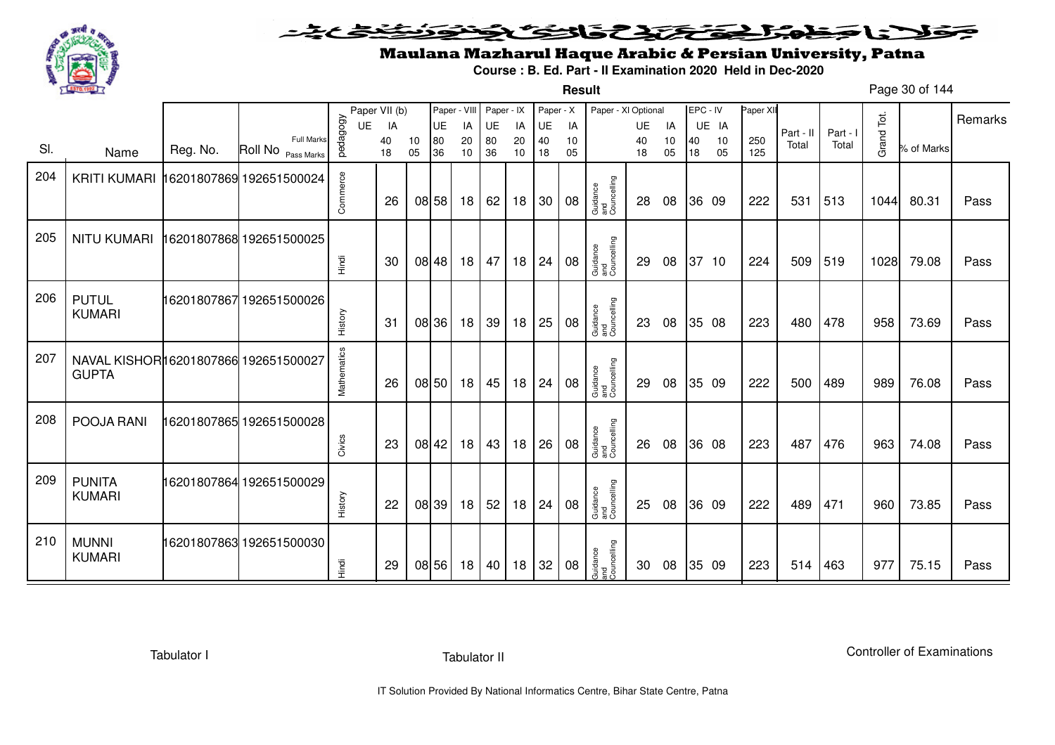# Maulana Mazharul Haque Arabic & Persian University, Patna

**Course : B. Ed. Part - II Examination 2020 Held in Dec-2020**

**Result**

| Sl. | Name | Reg. No. | Roll No | pedagogy | Paper VII (b) UE | Paper VII (b) IA | | Paper - VIII UE | Paper - VIII IA | Paper - IX UE | Paper - IX IA | Paper - X UE | Paper - X IA | Paper - XI Optional | Paper - XI UE | Paper - XI IA | EPC - IV UE | EPC - IV IA | Paper XII | Part - II Total | Part - I Total | Grand Tot. | % of Marks | Remarks |
|---|---|---|---|---|---|---|---|---|---|---|---|---|---|---|---|---|---|---|---|---|---|---|---|---|
| | | | Full Marks | | | 40 | 10 | 80 | 20 | 80 | 20 | 40 | 10 | | 40 | 10 | 40 | 10 | 250 | | | | | |
| | | | Pass Marks | | | 18 | 05 | 36 | 10 | 36 | 10 | 18 | 05 | | 18 | 05 | 18 | 05 | 125 | | | | | |
| 204 | KRITI KUMARI | 16201807869 | 192651500024 | Commerce | | 26 | 08 | 58 | 18 | 62 | 18 | 30 | 08 | Guidance and Councelling | 28 | 08 | 36 | 09 | 222 | 531 | 513 | 1044 | 80.31 | Pass |
| 205 | NITU KUMARI | 16201807868 | 192651500025 | Hindi | | 30 | 08 | 48 | 18 | 47 | 18 | 24 | 08 | Guidance and Councelling | 29 | 08 | 37 | 10 | 224 | 509 | 519 | 1028 | 79.08 | Pass |
| 206 | PUTUL KUMARI | 16201807867 | 192651500026 | History | | 31 | 08 | 36 | 18 | 39 | 18 | 25 | 08 | Guidance and Councelling | 23 | 08 | 35 | 08 | 223 | 480 | 478 | 958 | 73.69 | Pass |
| 207 | NAVAL KISHOR GUPTA | 16201807866 | 192651500027 | Mathematics | | 26 | 08 | 50 | 18 | 45 | 18 | 24 | 08 | Guidance and Councelling | 29 | 08 | 35 | 09 | 222 | 500 | 489 | 989 | 76.08 | Pass |
| 208 | POOJA RANI | 16201807865 | 192651500028 | Civics | | 23 | 08 | 42 | 18 | 43 | 18 | 26 | 08 | Guidance and Councelling | 26 | 08 | 36 | 08 | 223 | 487 | 476 | 963 | 74.08 | Pass |
| 209 | PUNITA KUMARI | 16201807864 | 192651500029 | History | | 22 | 08 | 39 | 18 | 52 | 18 | 24 | 08 | Guidance and Councelling | 25 | 08 | 36 | 09 | 222 | 489 | 471 | 960 | 73.85 | Pass |
| 210 | MUNNI KUMARI | 16201807863 | 192651500030 | Hindi | | 29 | 08 | 56 | 18 | 40 | 18 | 32 | 08 | Guidance and Councelling | 30 | 08 | 35 | 09 | 223 | 514 | 463 | 977 | 75.15 | Pass |

Tabulator I | Tabulator II | Controller of Examinations

IT Solution Provided By National Informatics Centre, Bihar State Centre, Patna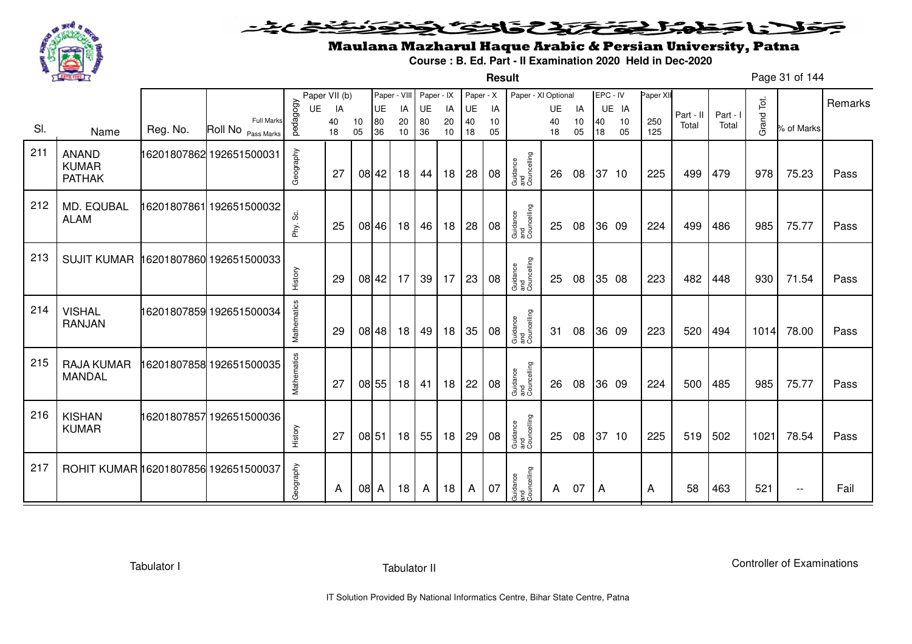# Maulana Mazharul Haque Arabic & Persian University, Patna

**Course : B. Ed. Part - II Examination 2020 Held in Dec-2020**

**Result**

| Sl. | Name | Reg. No. | Roll No | pedagogy | Paper VII (b) UE 40 18 | IA 10 05 | Paper - VIII UE 80 36 | IA 20 10 | Paper - IX UE 80 36 | IA 20 10 | Paper - X UE 40 18 | IA 10 05 | Paper - XI Optional | UE 40 18 | IA 10 05 | EPC - IV UE 40 18 | IA 10 05 | Paper XII 250 125 | Part - II Total | Part - I Total | Grand Tot. | % of Marks | Remarks |
|---|---|---|---|---|---|---|---|---|---|---|---|---|---|---|---|---|---|---|---|---|---|---|---|
| 211 | ANAND KUMAR PATHAK | 16201807862 | 192651500031 | Geography | 27 | 08 | 42 | 18 | 44 | 18 | 28 | 08 | Guidance and Councelling | 26 | 08 | 37 | 10 | 225 | 499 | 479 | 978 | 75.23 | Pass |
| 212 | MD. EQUBAL ALAM | 16201807861 | 192651500032 | Phy. Sc. | 25 | 08 | 46 | 18 | 46 | 18 | 28 | 08 | Guidance and Councelling | 25 | 08 | 36 | 09 | 224 | 499 | 486 | 985 | 75.77 | Pass |
| 213 | SUJIT KUMAR | 16201807860 | 192651500033 | History | 29 | 08 | 42 | 17 | 39 | 17 | 23 | 08 | Guidance and Councelling | 25 | 08 | 35 | 08 | 223 | 482 | 448 | 930 | 71.54 | Pass |
| 214 | VISHAL RANJAN | 16201807859 | 192651500034 | Mathematics | 29 | 08 | 48 | 18 | 49 | 18 | 35 | 08 | Guidance and Councelling | 31 | 08 | 36 | 09 | 223 | 520 | 494 | 1014 | 78.00 | Pass |
| 215 | RAJA KUMAR MANDAL | 16201807858 | 192651500035 | Mathematics | 27 | 08 | 55 | 18 | 41 | 18 | 22 | 08 | Guidance and Councelling | 26 | 08 | 36 | 09 | 224 | 500 | 485 | 985 | 75.77 | Pass |
| 216 | KISHAN KUMAR | 16201807857 | 192651500036 | History | 27 | 08 | 51 | 18 | 55 | 18 | 29 | 08 | Guidance and Councelling | 25 | 08 | 37 | 10 | 225 | 519 | 502 | 1021 | 78.54 | Pass |
| 217 | ROHIT KUMAR | 16201807856 | 192651500037 | Geography | A | 08 | A | 18 | A | 18 | A | 07 | Guidance and Councelling | A | 07 | A | | A | 58 | 463 | 521 | -- | Fail |

Tabulator I | Tabulator II | Controller of Examinations

IT Solution Provided By National Informatics Centre, Bihar State Centre, Patna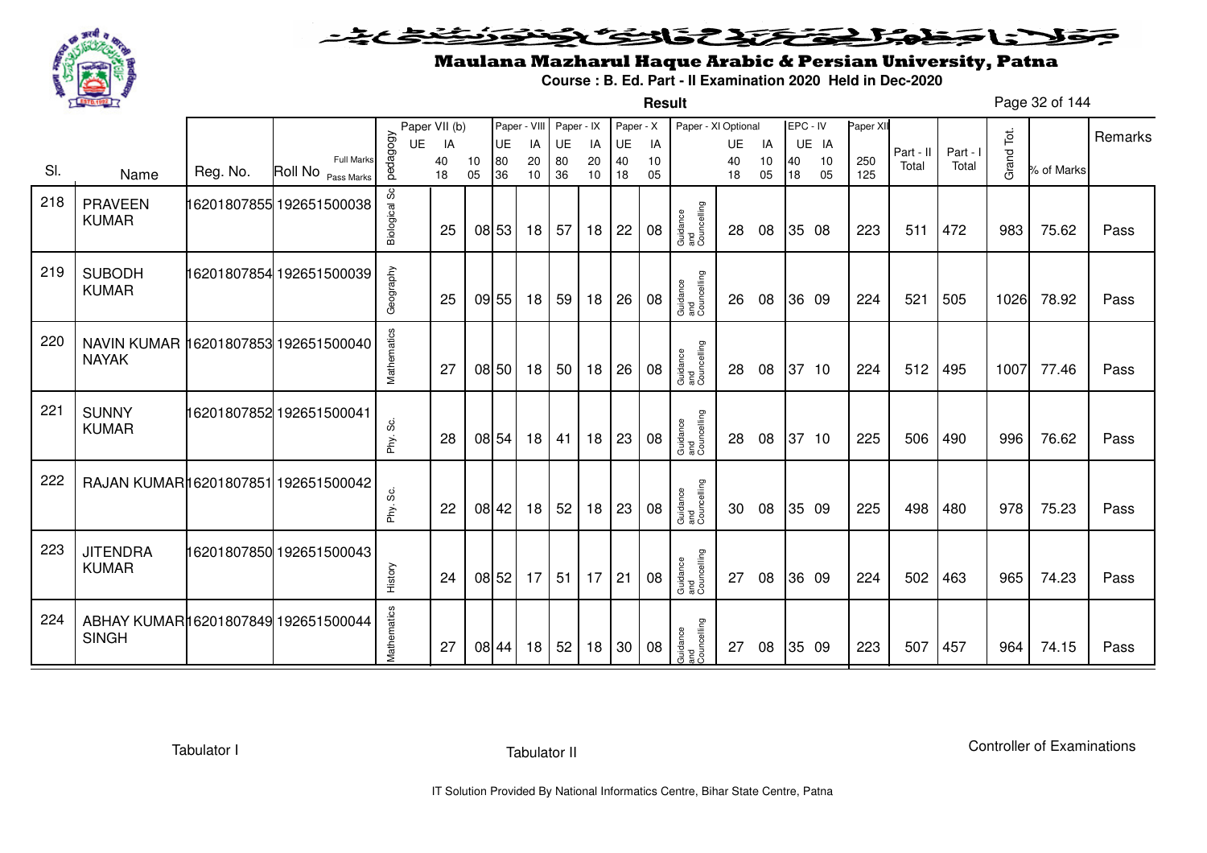# Maulana Mazharul Haque Arabic & Persian University, Patna

**Course : B. Ed. Part - II Examination 2020 Held in Dec-2020**

**Result**

| Sl. | Name | Reg. No. | Roll No | pedagogy | Paper VII (b) UE | Paper VII (b) IA | Paper - VIII UE | Paper - VIII IA | Paper - IX UE | Paper - IX IA | Paper - X UE | Paper - X IA | Paper - XI Optional | Paper - XI UE | Paper - XI IA | EPC - IV UE | EPC - IV IA | Paper XII | Part - II Total | Part - I Total | Grand Tot. | % of Marks | Remarks |
|---|---|---|---|---|---|---|---|---|---|---|---|---|---|---|---|---|---|---|---|---|---|---|---|
| | | | Full Marks | | 40 | 10 | 80 | 20 | 80 | 20 | 40 | 10 | | 40 | 10 | 40 | 10 | 250 | | | | | |
| | | | Pass Marks | | 18 | 05 | 36 | 10 | 36 | 10 | 18 | 05 | | 18 | 05 | 18 | 05 | 125 | | | | | |
| 218 | PRAVEEN KUMAR | 16201807855 | 192651500038 | Biological Sc | 25 | 08 | 53 | 18 | 57 | 18 | 22 | 08 | Guidance and Councelling | 28 | 08 | 35 | 08 | 223 | 511 | 472 | 983 | 75.62 | Pass |
| 219 | SUBODH KUMAR | 16201807854 | 192651500039 | Geography | 25 | 09 | 55 | 18 | 59 | 18 | 26 | 08 | Guidance and Councelling | 26 | 08 | 36 | 09 | 224 | 521 | 505 | 1026 | 78.92 | Pass |
| 220 | NAVIN KUMAR NAYAK | 16201807853 | 192651500040 | Mathematics | 27 | 08 | 50 | 18 | 50 | 18 | 26 | 08 | Guidance and Councelling | 28 | 08 | 37 | 10 | 224 | 512 | 495 | 1007 | 77.46 | Pass |
| 221 | SUNNY KUMAR | 16201807852 | 192651500041 | Phy. Sc. | 28 | 08 | 54 | 18 | 41 | 18 | 23 | 08 | Guidance and Councelling | 28 | 08 | 37 | 10 | 225 | 506 | 490 | 996 | 76.62 | Pass |
| 222 | RAJAN KUMAR | 16201807851 | 192651500042 | Phy. Sc. | 22 | 08 | 42 | 18 | 52 | 18 | 23 | 08 | Guidance and Councelling | 30 | 08 | 35 | 09 | 225 | 498 | 480 | 978 | 75.23 | Pass |
| 223 | JITENDRA KUMAR | 16201807850 | 192651500043 | History | 24 | 08 | 52 | 17 | 51 | 17 | 21 | 08 | Guidance and Councelling | 27 | 08 | 36 | 09 | 224 | 502 | 463 | 965 | 74.23 | Pass |
| 224 | ABHAY KUMAR SINGH | 16201807849 | 192651500044 | Mathematics | 27 | 08 | 44 | 18 | 52 | 18 | 30 | 08 | Guidance and Councelling | 27 | 08 | 35 | 09 | 223 | 507 | 457 | 964 | 74.15 | Pass |

Tabulator I | Tabulator II | Controller of Examinations

IT Solution Provided By National Informatics Centre, Bihar State Centre, Patna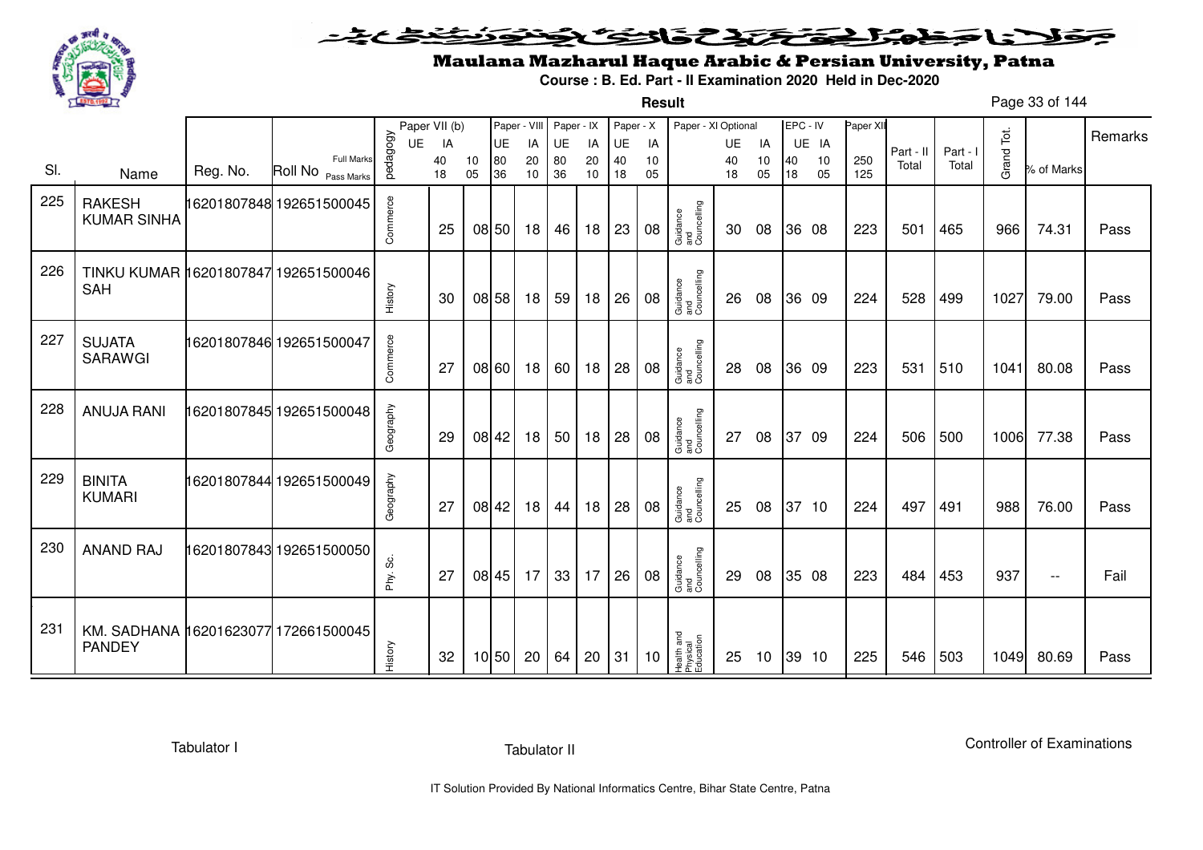# Maulana Mazharul Haque Arabic & Persian University, Patna

**Course : B. Ed. Part - II Examination 2020 Held in Dec-2020**

**Result**

| Sl. | Name | Reg. No. | Roll No | pedagogy | Paper VII (b) UE | IA | | Paper - VIII UE | IA | Paper - IX UE | IA | Paper - X UE | IA | Paper - XI Optional | UE | IA | EPC - IV UE | IA | Paper XII | Part - II Total | Part - I Total | Grand Tot. | % of Marks | Remarks |
|---|---|---|---|---|---|---|---|---|---|---|---|---|---|---|---|---|---|---|---|---|---|---|---|---|
| | | | Full Marks | | | 40 | 10 | 80 | 20 | 80 | 20 | 40 | 10 | | 40 | 10 | 40 | 10 | 250 | | | | | |
| | | | Pass Marks | | | 18 | 05 | 36 | 10 | 36 | 10 | 18 | 05 | | 18 | 05 | 18 | 05 | 125 | | | | | |
| 225 | RAKESH KUMAR SINHA | 16201807848 | 192651500045 | Commerce | | 25 | 08 | 50 | 18 | 46 | 18 | 23 | 08 | Guidance and Councelling | 30 | 08 | 36 | 08 | 223 | 501 | 465 | 966 | 74.31 | Pass |
| 226 | TINKU KUMAR SAH | 16201807847 | 192651500046 | History | | 30 | 08 | 58 | 18 | 59 | 18 | 26 | 08 | Guidance and Councelling | 26 | 08 | 36 | 09 | 224 | 528 | 499 | 1027 | 79.00 | Pass |
| 227 | SUJATA SARAWGI | 16201807846 | 192651500047 | Commerce | | 27 | 08 | 60 | 18 | 60 | 18 | 28 | 08 | Guidance and Councelling | 28 | 08 | 36 | 09 | 223 | 531 | 510 | 1041 | 80.08 | Pass |
| 228 | ANUJA RANI | 16201807845 | 192651500048 | Geography | | 29 | 08 | 42 | 18 | 50 | 18 | 28 | 08 | Guidance and Councelling | 27 | 08 | 37 | 09 | 224 | 506 | 500 | 1006 | 77.38 | Pass |
| 229 | BINITA KUMARI | 16201807844 | 192651500049 | Geography | | 27 | 08 | 42 | 18 | 44 | 18 | 28 | 08 | Guidance and Councelling | 25 | 08 | 37 | 10 | 224 | 497 | 491 | 988 | 76.00 | Pass |
| 230 | ANAND RAJ | 16201807843 | 192651500050 | Phy. Sc. | | 27 | 08 | 45 | 17 | 33 | 17 | 26 | 08 | Guidance and Councelling | 29 | 08 | 35 | 08 | 223 | 484 | 453 | 937 | -- | Fail |
| 231 | KM. SADHANA PANDEY | 16201623077 | 172661500045 | History | | 32 | 10 | 50 | 20 | 64 | 20 | 31 | 10 | Health and Physical Education | 25 | 10 | 39 | 10 | 225 | 546 | 503 | 1049 | 80.69 | Pass |

Tabulator I

Tabulator II

Controller of Examinations

IT Solution Provided By National Informatics Centre, Bihar State Centre, Patna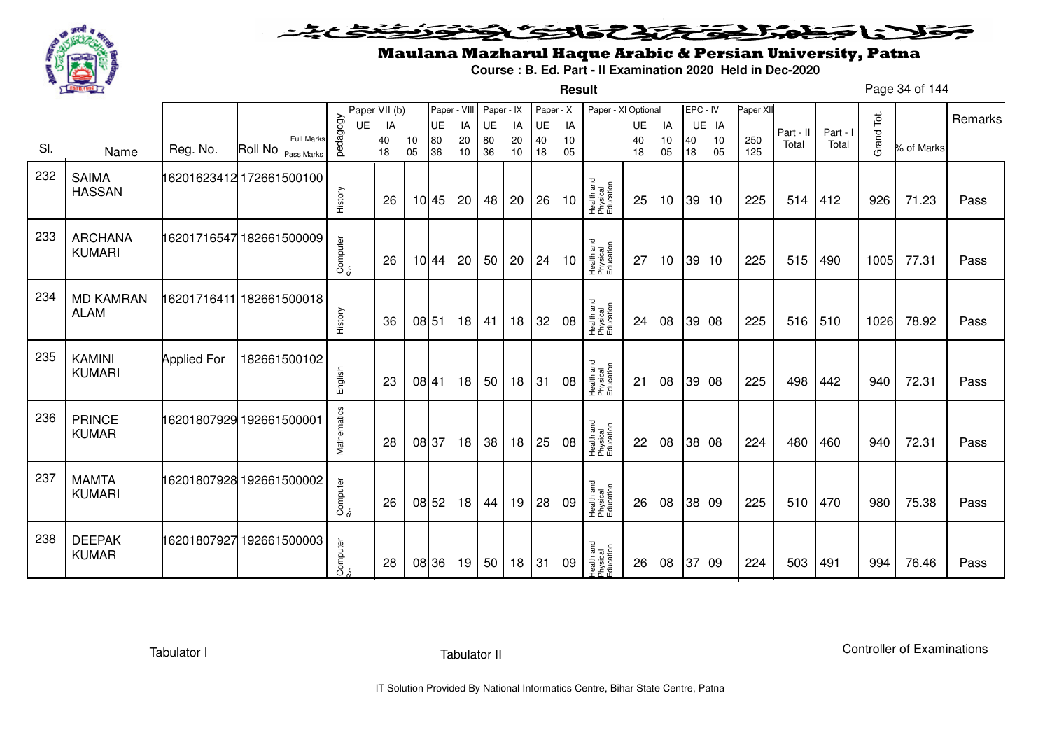# Maulana Mazharul Haque Arabic & Persian University, Patna

**Course : B. Ed. Part - II Examination 2020 Held in Dec-2020**

**Result**

| Sl. | Name | Reg. No. | Roll No | pedagogy | Paper VII (b) UE | Paper VII (b) IA | | Paper - VIII UE | Paper - VIII IA | Paper - IX UE | Paper - IX IA | Paper - X UE | Paper - X IA | Paper - XI Optional | UE | IA | EPC - IV UE | EPC - IV IA | Paper XII | Part - II Total | Part - I Total | Grand Tot. | % of Marks | Remarks |
|---|---|---|---|---|---|---|---|---|---|---|---|---|---|---|---|---|---|---|---|---|---|---|---|---|
| | | | Full Marks | | 40 | 10 | | 80 | 20 | 80 | 20 | 40 | 10 | | 40 | 10 | 40 | 10 | 250 | | | | | |
| | | | Pass Marks | | 18 | 05 | | 36 | 10 | 36 | 10 | 18 | 05 | | 18 | 05 | 18 | 05 | 125 | | | | | |
| 232 | SAIMA HASSAN | 16201623412 | 172661500100 | History | 26 | 10 | | 45 | 20 | 48 | 20 | 26 | 10 | Health and Physical Education | 25 | 10 | 39 | 10 | 225 | 514 | 412 | 926 | 71.23 | Pass |
| 233 | ARCHANA KUMARI | 16201716547 | 182661500009 | Computer | 26 | 10 | | 44 | 20 | 50 | 20 | 24 | 10 | Health and Physical Education | 27 | 10 | 39 | 10 | 225 | 515 | 490 | 1005 | 77.31 | Pass |
| 234 | MD KAMRAN ALAM | 16201716411 | 182661500018 | History | 36 | 08 | | 51 | 18 | 41 | 18 | 32 | 08 | Health and Physical Education | 24 | 08 | 39 | 08 | 225 | 516 | 510 | 1026 | 78.92 | Pass |
| 235 | KAMINI KUMARI | Applied For | 182661500102 | English | 23 | 08 | | 41 | 18 | 50 | 18 | 31 | 08 | Health and Physical Education | 21 | 08 | 39 | 08 | 225 | 498 | 442 | 940 | 72.31 | Pass |
| 236 | PRINCE KUMAR | 16201807929 | 192661500001 | Mathematics | 28 | 08 | | 37 | 18 | 38 | 18 | 25 | 08 | Health and Physical Education | 22 | 08 | 38 | 08 | 224 | 480 | 460 | 940 | 72.31 | Pass |
| 237 | MAMTA KUMARI | 16201807928 | 192661500002 | Computer | 26 | 08 | | 52 | 18 | 44 | 19 | 28 | 09 | Health and Physical Education | 26 | 08 | 38 | 09 | 225 | 510 | 470 | 980 | 75.38 | Pass |
| 238 | DEEPAK KUMAR | 16201807927 | 192661500003 | Computer | 28 | 08 | | 36 | 19 | 50 | 18 | 31 | 09 | Health and Physical Education | 26 | 08 | 37 | 09 | 224 | 503 | 491 | 994 | 76.46 | Pass |

Tabulator I    Tabulator II    Controller of Examinations

IT Solution Provided By National Informatics Centre, Bihar State Centre, Patna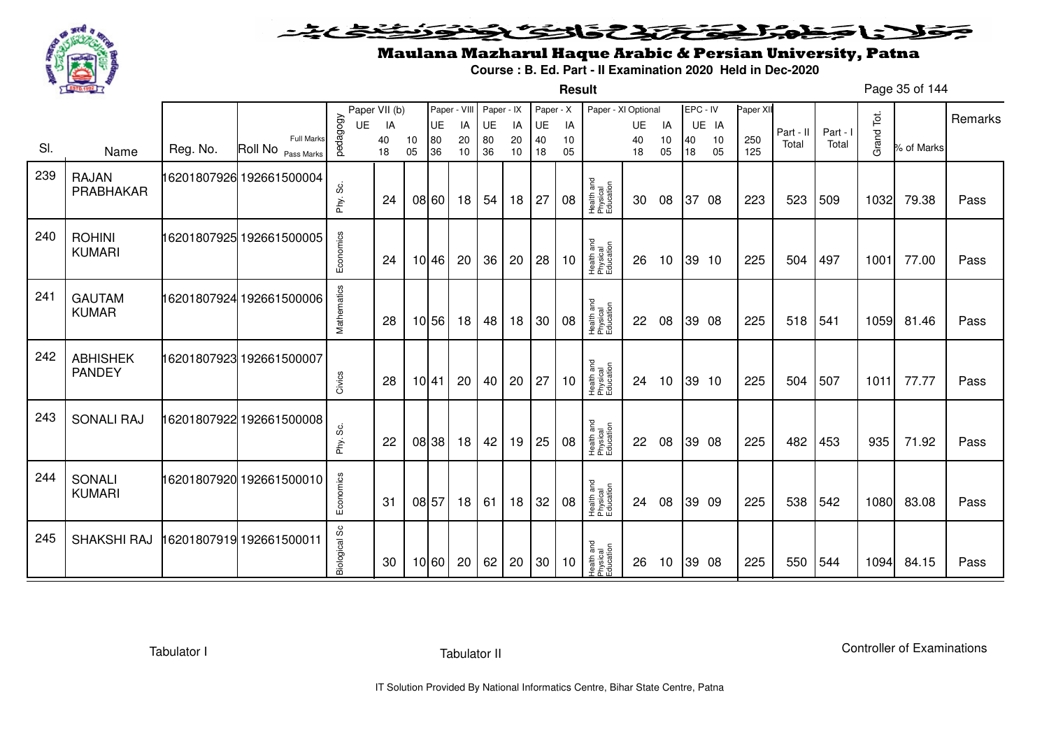# Maulana Mazharul Haque Arabic & Persian University, Patna

**Course : B. Ed. Part - II Examination 2020 Held in Dec-2020**

**Result**

| Sl. | Name | Reg. No. | Roll No | pedagogy | Paper VII (b) UE | IA | Paper - VIII UE | IA | Paper - IX UE | IA | Paper - X UE | IA | Paper - XI Optional | UE | IA | EPC - IV UE | IA | Paper XII | Part - II Total | Part - I Total | Grand Tot. | % of Marks | Remarks |
|---|---|---|---|---|---|---|---|---|---|---|---|---|---|---|---|---|---|---|---|---|---|---|---|
| | | | Full Marks | | 40 | 10 | 80 | 20 | 80 | 20 | 40 | 10 | | 40 | 10 | 40 | 10 | 250 | | | | | |
| | | | Pass Marks | | 18 | 05 | 36 | 10 | 36 | 10 | 18 | 05 | | 18 | 05 | 18 | 05 | 125 | | | | | |
| 239 | RAJAN PRABHAKAR | 16201807926 | 192661500004 | Phy. Sc. | 24 | 08 | 60 | 18 | 54 | 18 | 27 | 08 | Health and Physical Education | 30 | 08 | 37 | 08 | 223 | 523 | 509 | 1032 | 79.38 | Pass |
| 240 | ROHINI KUMARI | 16201807925 | 192661500005 | Economics | 24 | 10 | 46 | 20 | 36 | 20 | 28 | 10 | Health and Physical Education | 26 | 10 | 39 | 10 | 225 | 504 | 497 | 1001 | 77.00 | Pass |
| 241 | GAUTAM KUMAR | 16201807924 | 192661500006 | Mathematics | 28 | 10 | 56 | 18 | 48 | 18 | 30 | 08 | Health and Physical Education | 22 | 08 | 39 | 08 | 225 | 518 | 541 | 1059 | 81.46 | Pass |
| 242 | ABHISHEK PANDEY | 16201807923 | 192661500007 | Civics | 28 | 10 | 41 | 20 | 40 | 20 | 27 | 10 | Health and Physical Education | 24 | 10 | 39 | 10 | 225 | 504 | 507 | 1011 | 77.77 | Pass |
| 243 | SONALI RAJ | 16201807922 | 192661500008 | Phy. Sc. | 22 | 08 | 38 | 18 | 42 | 19 | 25 | 08 | Health and Physical Education | 22 | 08 | 39 | 08 | 225 | 482 | 453 | 935 | 71.92 | Pass |
| 244 | SONALI KUMARI | 16201807920 | 192661500010 | Economics | 31 | 08 | 57 | 18 | 61 | 18 | 32 | 08 | Health and Physical Education | 24 | 08 | 39 | 09 | 225 | 538 | 542 | 1080 | 83.08 | Pass |
| 245 | SHAKSHI RAJ | 16201807919 | 192661500011 | Biological Sc | 30 | 10 | 60 | 20 | 62 | 20 | 30 | 10 | Health and Physical Education | 26 | 10 | 39 | 08 | 225 | 550 | 544 | 1094 | 84.15 | Pass |

Tabulator I | Tabulator II | Controller of Examinations

IT Solution Provided By National Informatics Centre, Bihar State Centre, Patna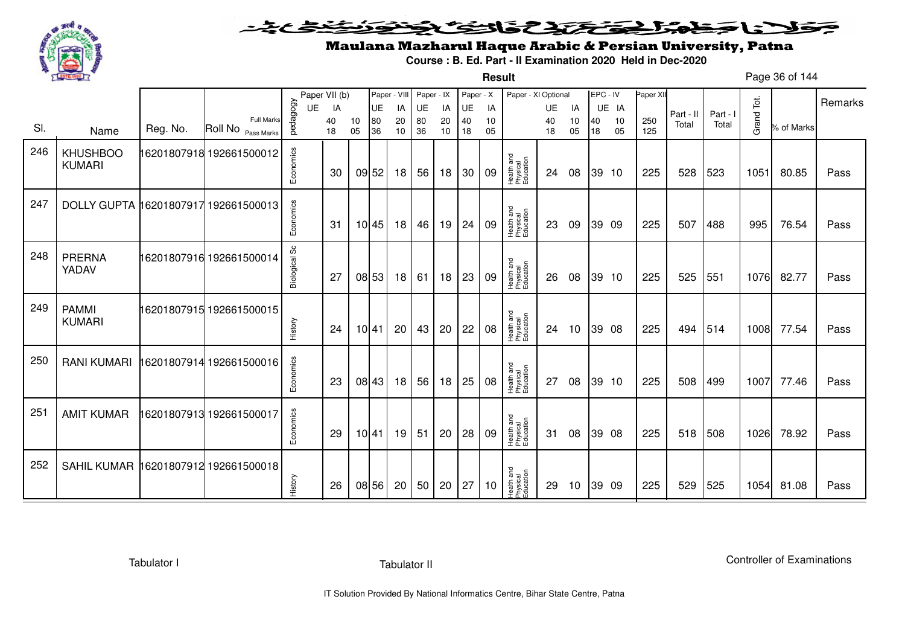# Maulana Mazharul Haque Arabic & Persian University, Patna

**Course : B. Ed. Part - II Examination 2020 Held in Dec-2020**

**Result**

| Sl. | Name | Reg. No. | Roll No | pedagogy | Paper VII (b) UE | IA | | Paper - VIII UE | IA | Paper - IX UE | IA | Paper - X UE | IA | Paper - XI Optional | UE | IA | EPC - IV UE | IA | Paper XII | Part - II Total | Part - I Total | Grand Tot. | % of Marks | Remarks |
|---|---|---|---|---|---|---|---|---|---|---|---|---|---|---|---|---|---|---|---|---|---|---|---|---|
| | | | Full Marks | | 40 | 10 | | 80 | 20 | 80 | 20 | 40 | 10 | | 40 | 10 | 40 | 10 | 250 | | | | | |
| | | | Pass Marks | | 18 | 05 | | 36 | 10 | 36 | 10 | 18 | 05 | | 18 | 05 | 18 | 05 | 125 | | | | | |
| 246 | KHUSHBOO KUMARI | 16201807918 | 192661500012 | Economics | 30 | 09 | | 52 | 18 | 56 | 18 | 30 | 09 | Health and Physical Education | 24 | 08 | 39 | 10 | 225 | 528 | 523 | 1051 | 80.85 | Pass |
| 247 | DOLLY GUPTA | 16201807917 | 192661500013 | Economics | 31 | 10 | | 45 | 18 | 46 | 19 | 24 | 09 | Health and Physical Education | 23 | 09 | 39 | 09 | 225 | 507 | 488 | 995 | 76.54 | Pass |
| 248 | PRERNA YADAV | 16201807916 | 192661500014 | Biological Sc | 27 | 08 | | 53 | 18 | 61 | 18 | 23 | 09 | Health and Physical Education | 26 | 08 | 39 | 10 | 225 | 525 | 551 | 1076 | 82.77 | Pass |
| 249 | PAMMI KUMARI | 16201807915 | 192661500015 | History | 24 | 10 | | 41 | 20 | 43 | 20 | 22 | 08 | Health and Physical Education | 24 | 10 | 39 | 08 | 225 | 494 | 514 | 1008 | 77.54 | Pass |
| 250 | RANI KUMARI | 16201807914 | 192661500016 | Economics | 23 | 08 | | 43 | 18 | 56 | 18 | 25 | 08 | Health and Physical Education | 27 | 08 | 39 | 10 | 225 | 508 | 499 | 1007 | 77.46 | Pass |
| 251 | AMIT KUMAR | 16201807913 | 192661500017 | Economics | 29 | 10 | | 41 | 19 | 51 | 20 | 28 | 09 | Health and Physical Education | 31 | 08 | 39 | 08 | 225 | 518 | 508 | 1026 | 78.92 | Pass |
| 252 | SAHIL KUMAR | 16201807912 | 192661500018 | History | 26 | 08 | | 56 | 20 | 50 | 20 | 27 | 10 | Health and Physical Education | 29 | 10 | 39 | 09 | 225 | 529 | 525 | 1054 | 81.08 | Pass |

Tabulator I    Tabulator II    Controller of Examinations

IT Solution Provided By National Informatics Centre, Bihar State Centre, Patna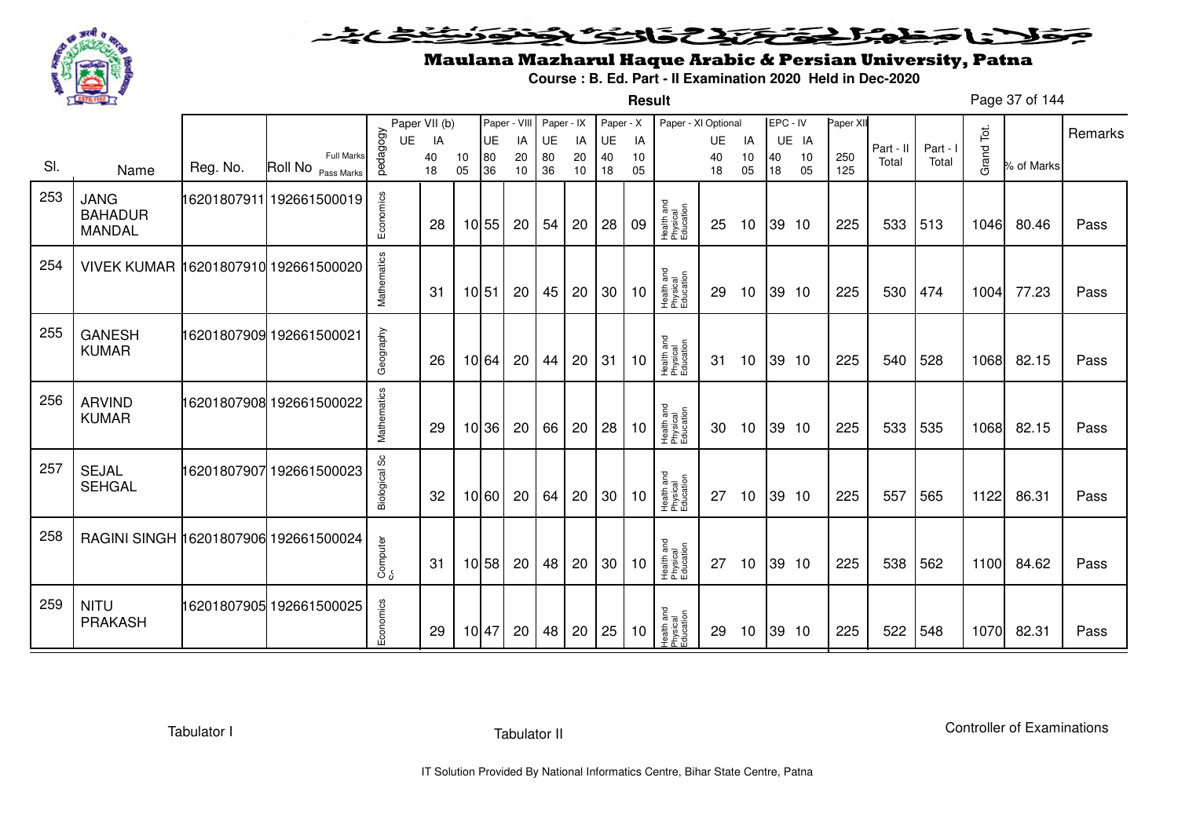# Maulana Mazharul Haque Arabic & Persian University, Patna

**Course : B. Ed. Part - II Examination 2020 Held in Dec-2020**

**Result**

| Sl. | Name | Reg. No. | Roll No | pedagogy | Paper VII (b) UE | Paper VII (b) IA | | Paper - VIII UE | Paper - VIII IA | Paper - IX UE | Paper - IX IA | Paper - X UE | Paper - X IA | Paper - XI Optional | UE | IA | EPC - IV UE | EPC - IV IA | Paper XII | Part - II Total | Part - I Total | Grand Tot. | % of Marks | Remarks |
|---|---|---|---|---|---|---|---|---|---|---|---|---|---|---|---|---|---|---|---|---|---|---|---|---|
| | | | Full Marks | | | 40 | 10 | 80 | 20 | 80 | 20 | 40 | 10 | | 40 | 10 | 40 | 10 | 250 | | | | | |
| | | | Pass Marks | | | 18 | 05 | 36 | 10 | 36 | 10 | 18 | 05 | | 18 | 05 | 18 | 05 | 125 | | | | | |
| 253 | JANG BAHADUR MANDAL | 16201807911 | 192661500019 | Economics | | 28 | 10 | 55 | 20 | 54 | 20 | 28 | 09 | Health and Physical Education | 25 | 10 | 39 | 10 | 225 | 533 | 513 | 1046 | 80.46 | Pass |
| 254 | VIVEK KUMAR | 16201807910 | 192661500020 | Mathematics | | 31 | 10 | 51 | 20 | 45 | 20 | 30 | 10 | Health and Physical Education | 29 | 10 | 39 | 10 | 225 | 530 | 474 | 1004 | 77.23 | Pass |
| 255 | GANESH KUMAR | 16201807909 | 192661500021 | Geography | | 26 | 10 | 64 | 20 | 44 | 20 | 31 | 10 | Health and Physical Education | 31 | 10 | 39 | 10 | 225 | 540 | 528 | 1068 | 82.15 | Pass |
| 256 | ARVIND KUMAR | 16201807908 | 192661500022 | Mathematics | | 29 | 10 | 36 | 20 | 66 | 20 | 28 | 10 | Health and Physical Education | 30 | 10 | 39 | 10 | 225 | 533 | 535 | 1068 | 82.15 | Pass |
| 257 | SEJAL SEHGAL | 16201807907 | 192661500023 | Biological Sc | | 32 | 10 | 60 | 20 | 64 | 20 | 30 | 10 | Health and Physical Education | 27 | 10 | 39 | 10 | 225 | 557 | 565 | 1122 | 86.31 | Pass |
| 258 | RAGINI SINGH | 16201807906 | 192661500024 | Computer Sc | | 31 | 10 | 58 | 20 | 48 | 20 | 30 | 10 | Health and Physical Education | 27 | 10 | 39 | 10 | 225 | 538 | 562 | 1100 | 84.62 | Pass |
| 259 | NITU PRAKASH | 16201807905 | 192661500025 | Economics | | 29 | 10 | 47 | 20 | 48 | 20 | 25 | 10 | Health and Physical Education | 29 | 10 | 39 | 10 | 225 | 522 | 548 | 1070 | 82.31 | Pass |

Tabulator I | Tabulator II | Controller of Examinations

IT Solution Provided By National Informatics Centre, Bihar State Centre, Patna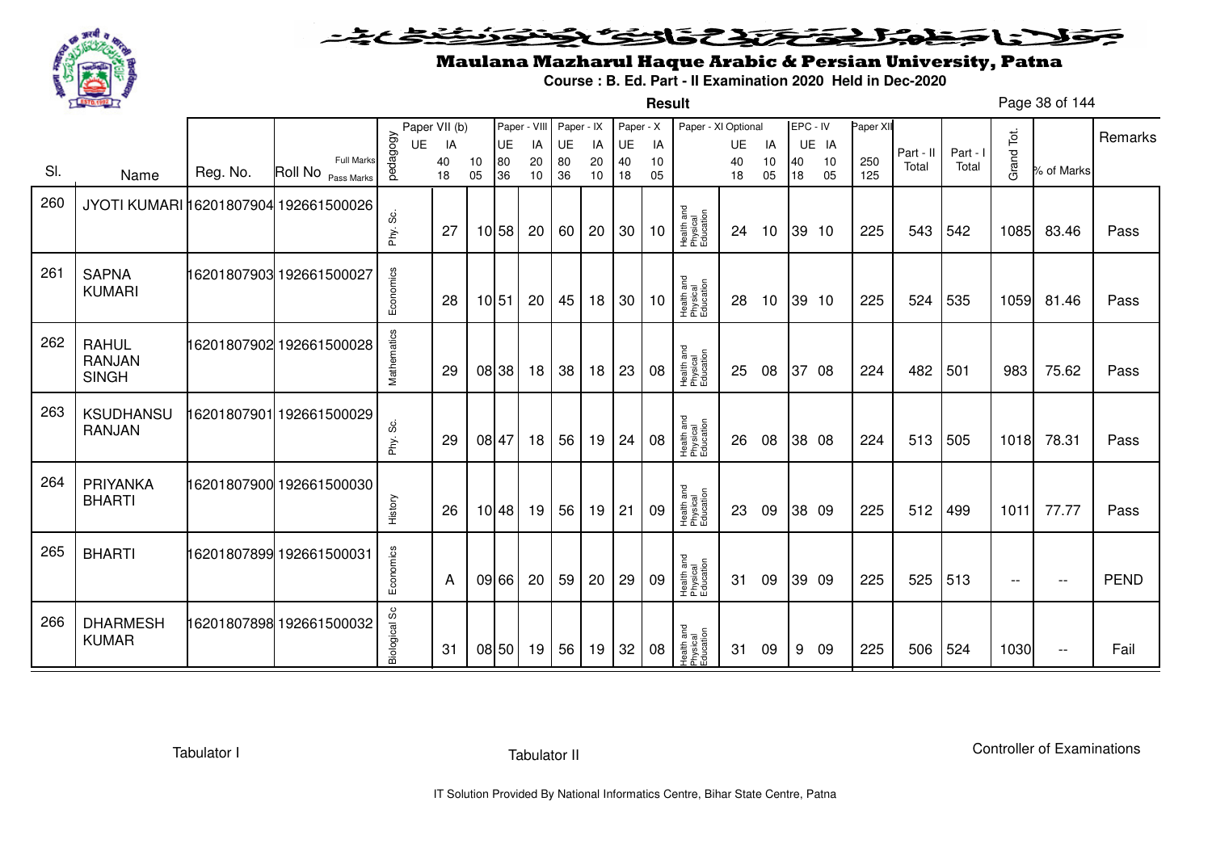# Maulana Mazharul Haque Arabic & Persian University, Patna

**Course : B. Ed. Part - II Examination 2020 Held in Dec-2020**

**Result**

| Sl. | Name | Reg. No. | Roll No | pedagogy | Paper VII (b) UE | Paper VII (b) IA | | Paper - VIII UE | Paper - VIII IA | Paper - IX UE | Paper - IX IA | Paper - X UE | Paper - X IA | Paper - XI Optional | Paper - XI UE | Paper - XI IA | EPC - IV UE | EPC - IV IA | Paper XII | Part - II Total | Part - I Total | Grand Tot. | % of Marks | Remarks |
|---|---|---|---|---|---|---|---|---|---|---|---|---|---|---|---|---|---|---|---|---|---|---|---|---|
| | | | Full Marks | | | 40 | 10 | 80 | 20 | 80 | 20 | 40 | 10 | | 40 | 10 | 40 | 10 | 250 | | | | | |
| | | | Pass Marks | | | 18 | 05 | 36 | 10 | 36 | 10 | 18 | 05 | | 18 | 05 | 18 | 05 | 125 | | | | | |
| 260 | JYOTI KUMARI | 16201807904 | 192661500026 | Phy. Sc. | | 27 | 10 | 58 | 20 | 60 | 20 | 30 | 10 | Health and Physical Education | 24 | 10 | 39 | 10 | 225 | 543 | 542 | 1085 | 83.46 | Pass |
| 261 | SAPNA KUMARI | 16201807903 | 192661500027 | Economics | | 28 | 10 | 51 | 20 | 45 | 18 | 30 | 10 | Health and Physical Education | 28 | 10 | 39 | 10 | 225 | 524 | 535 | 1059 | 81.46 | Pass |
| 262 | RAHUL RANJAN SINGH | 16201807902 | 192661500028 | Mathematics | | 29 | 08 | 38 | 18 | 38 | 18 | 23 | 08 | Health and Physical Education | 25 | 08 | 37 | 08 | 224 | 482 | 501 | 983 | 75.62 | Pass |
| 263 | KSUDHANSU RANJAN | 16201807901 | 192661500029 | Phy. Sc. | | 29 | 08 | 47 | 18 | 56 | 19 | 24 | 08 | Health and Physical Education | 26 | 08 | 38 | 08 | 224 | 513 | 505 | 1018 | 78.31 | Pass |
| 264 | PRIYANKA BHARTI | 16201807900 | 192661500030 | History | | 26 | 10 | 48 | 19 | 56 | 19 | 21 | 09 | Health and Physical Education | 23 | 09 | 38 | 09 | 225 | 512 | 499 | 1011 | 77.77 | Pass |
| 265 | BHARTI | 16201807899 | 192661500031 | Economics | | A | 09 | 66 | 20 | 59 | 20 | 29 | 09 | Health and Physical Education | 31 | 09 | 39 | 09 | 225 | 525 | 513 | -- | -- | PEND |
| 266 | DHARMESH KUMAR | 16201807898 | 192661500032 | Biological Sc | | 31 | 08 | 50 | 19 | 56 | 19 | 32 | 08 | Health and Physical Education | 31 | 09 | 9 | 09 | 225 | 506 | 524 | 1030 | -- | Fail |

Tabulator I &nbsp;&nbsp;&nbsp;&nbsp;&nbsp;&nbsp;&nbsp;&nbsp; Tabulator II &nbsp;&nbsp;&nbsp;&nbsp;&nbsp;&nbsp;&nbsp;&nbsp; Controller of Examinations

IT Solution Provided By National Informatics Centre, Bihar State Centre, Patna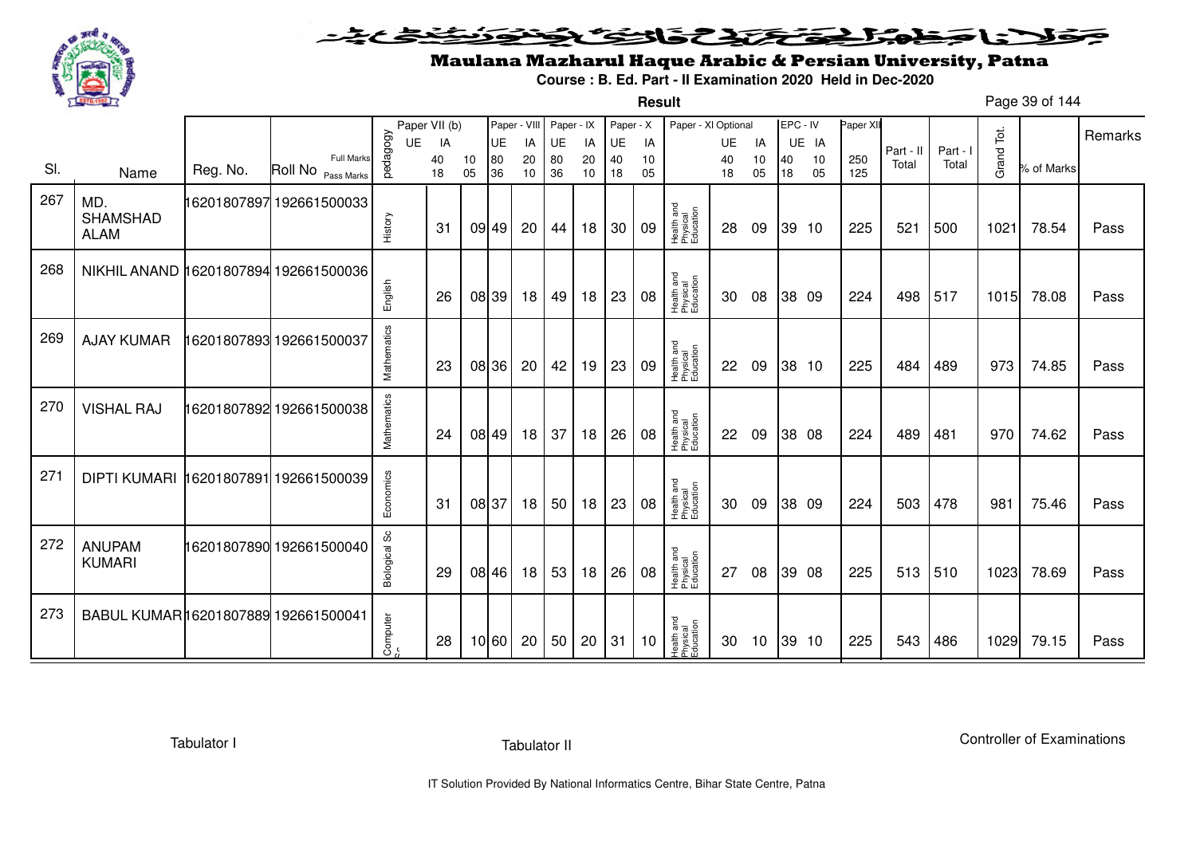# Maulana Mazharul Haque Arabic & Persian University, Patna

**Course : B. Ed. Part - II Examination 2020 Held in Dec-2020**

**Result**

| Sl. | Name | Reg. No. | Roll No | pedagogy | Paper VII (b) UE | IA | Paper - VIII UE | IA | Paper - IX UE | IA | Paper - X UE | IA | Paper - XI Optional | UE | IA | EPC - IV UE | IA | Paper XII | Part - II Total | Part - I Total | Grand Tot. | % of Marks | Remarks |
|---|---|---|---|---|---|---|---|---|---|---|---|---|---|---|---|---|---|---|---|---|---|---|---|
| | | | Full Marks | | 40 | 10 | 80 | 20 | 80 | 20 | 40 | 10 | | 40 | 10 | 40 | 10 | 250 | | | | | |
| | | | Pass Marks | | 18 | 05 | 36 | 10 | 36 | 10 | 18 | 05 | | 18 | 05 | 18 | 05 | 125 | | | | | |
| 267 | MD. SHAMSHAD ALAM | 16201807897 | 192661500033 | History | 31 | 09 | 49 | 20 | 44 | 18 | 30 | 09 | Health and Physical Education | 28 | 09 | 39 | 10 | 225 | 521 | 500 | 1021 | 78.54 | Pass |
| 268 | NIKHIL ANAND | 16201807894 | 192661500036 | English | 26 | 08 | 39 | 18 | 49 | 18 | 23 | 08 | Health and Physical Education | 30 | 08 | 38 | 09 | 224 | 498 | 517 | 1015 | 78.08 | Pass |
| 269 | AJAY KUMAR | 16201807893 | 192661500037 | Mathematics | 23 | 08 | 36 | 20 | 42 | 19 | 23 | 09 | Health and Physical Education | 22 | 09 | 38 | 10 | 225 | 484 | 489 | 973 | 74.85 | Pass |
| 270 | VISHAL RAJ | 16201807892 | 192661500038 | Mathematics | 24 | 08 | 49 | 18 | 37 | 18 | 26 | 08 | Health and Physical Education | 22 | 09 | 38 | 08 | 224 | 489 | 481 | 970 | 74.62 | Pass |
| 271 | DIPTI KUMARI | 16201807891 | 192661500039 | Economics | 31 | 08 | 37 | 18 | 50 | 18 | 23 | 08 | Health and Physical Education | 30 | 09 | 38 | 09 | 224 | 503 | 478 | 981 | 75.46 | Pass |
| 272 | ANUPAM KUMARI | 16201807890 | 192661500040 | Biological Sc | 29 | 08 | 46 | 18 | 53 | 18 | 26 | 08 | Health and Physical Education | 27 | 08 | 39 | 08 | 225 | 513 | 510 | 1023 | 78.69 | Pass |
| 273 | BABUL KUMAR | 16201807889 | 192661500041 | Computer Sc | 28 | 10 | 60 | 20 | 50 | 20 | 31 | 10 | Health and Physical Education | 30 | 10 | 39 | 10 | 225 | 543 | 486 | 1029 | 79.15 | Pass |

Tabulator I Tabulator II Controller of Examinations

IT Solution Provided By National Informatics Centre, Bihar State Centre, Patna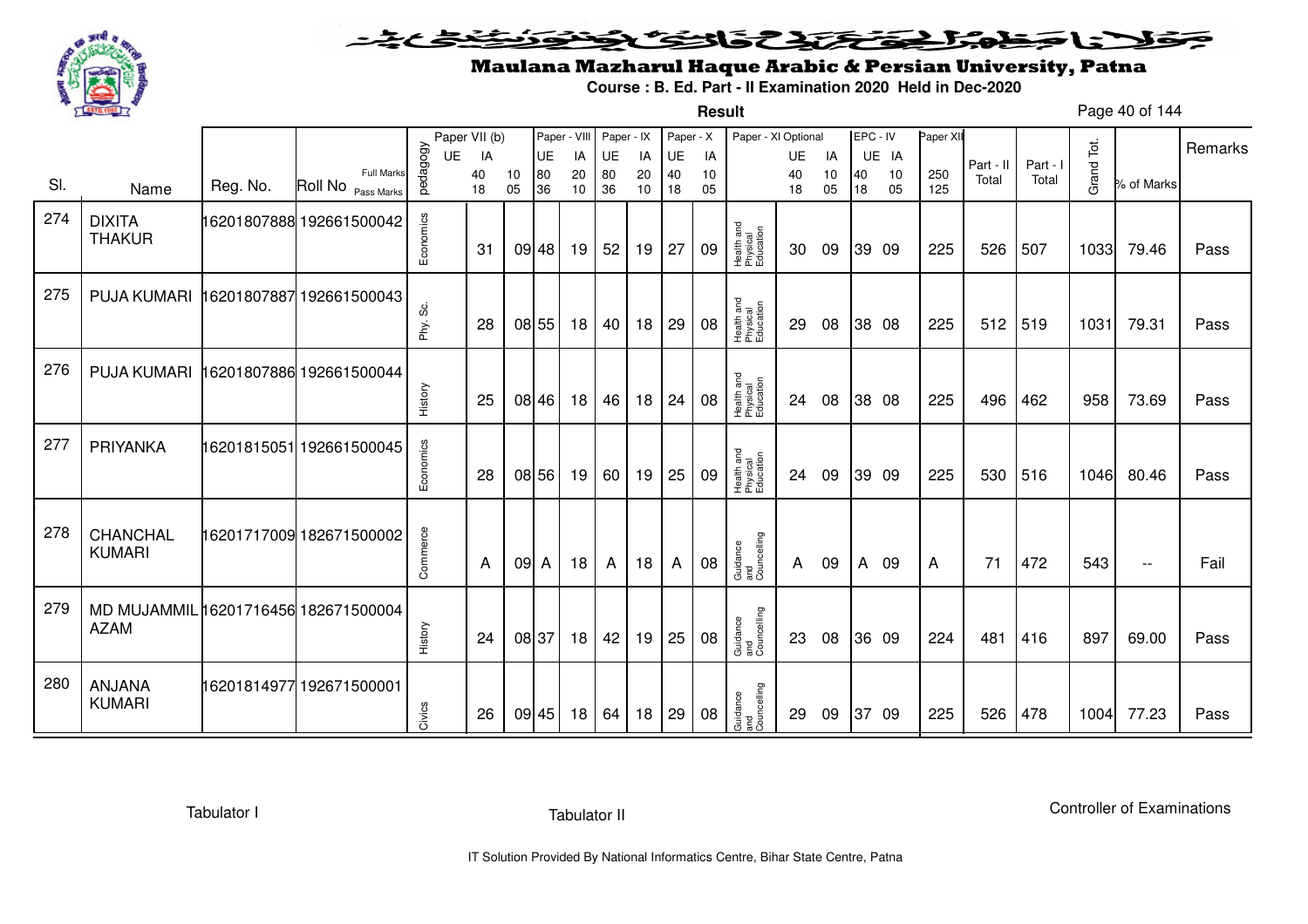# Maulana Mazharul Haque Arabic & Persian University, Patna

**Course : B. Ed. Part - II Examination 2020 Held in Dec-2020**

**Result**

| Sl. | Name | Reg. No. | Roll No | pedagogy | Paper VII (b) UE | IA | | Paper - VIII UE | IA | Paper - IX UE | IA | Paper - X UE | IA | Paper - XI Optional | UE | IA | EPC - IV UE | IA | Paper XII | Part - II Total | Part - I Total | Grand Tot. | % of Marks | Remarks |
|---|---|---|---|---|---|---|---|---|---|---|---|---|---|---|---|---|---|---|---|---|---|---|---|---|
| | | | Full Marks | | 40 | 10 | | 80 | 20 | 80 | 20 | 40 | 10 | | 40 | 10 | 40 | 10 | 250 | | | | | |
| | | | Pass Marks | | 18 | 05 | | 36 | 10 | 36 | 10 | 18 | 05 | | 18 | 05 | 18 | 05 | 125 | | | | | |
| 274 | DIXITA THAKUR | 16201807888 | 192661500042 | Economics | 31 | 09 | | 48 | 19 | 52 | 19 | 27 | 09 | Health and Physical Education | 30 | 09 | 39 | 09 | 225 | 526 | 507 | 1033 | 79.46 | Pass |
| 275 | PUJA KUMARI | 16201807887 | 192661500043 | Phy. Sc. | 28 | 08 | | 55 | 18 | 40 | 18 | 29 | 08 | Health and Physical Education | 29 | 08 | 38 | 08 | 225 | 512 | 519 | 1031 | 79.31 | Pass |
| 276 | PUJA KUMARI | 16201807886 | 192661500044 | History | 25 | 08 | | 46 | 18 | 46 | 18 | 24 | 08 | Health and Physical Education | 24 | 08 | 38 | 08 | 225 | 496 | 462 | 958 | 73.69 | Pass |
| 277 | PRIYANKA | 16201815051 | 192661500045 | Economics | 28 | 08 | | 56 | 19 | 60 | 19 | 25 | 09 | Health and Physical Education | 24 | 09 | 39 | 09 | 225 | 530 | 516 | 1046 | 80.46 | Pass |
| 278 | CHANCHAL KUMARI | 16201717009 | 182671500002 | Commerce | A | 09 | | A | 18 | A | 18 | A | 08 | Guidance and Councelling | A | 09 | A | 09 | A | 71 | 472 | 543 | -- | Fail |
| 279 | MD MUJAMMIL AZAM | 16201716456 | 182671500004 | History | 24 | 08 | | 37 | 18 | 42 | 19 | 25 | 08 | Guidance and Councelling | 23 | 08 | 36 | 09 | 224 | 481 | 416 | 897 | 69.00 | Pass |
| 280 | ANJANA KUMARI | 16201814977 | 192671500001 | Civics | 26 | 09 | | 45 | 18 | 64 | 18 | 29 | 08 | Guidance and Councelling | 29 | 09 | 37 | 09 | 225 | 526 | 478 | 1004 | 77.23 | Pass |

Tabulator I | Tabulator II | Controller of Examinations

IT Solution Provided By National Informatics Centre, Bihar State Centre, Patna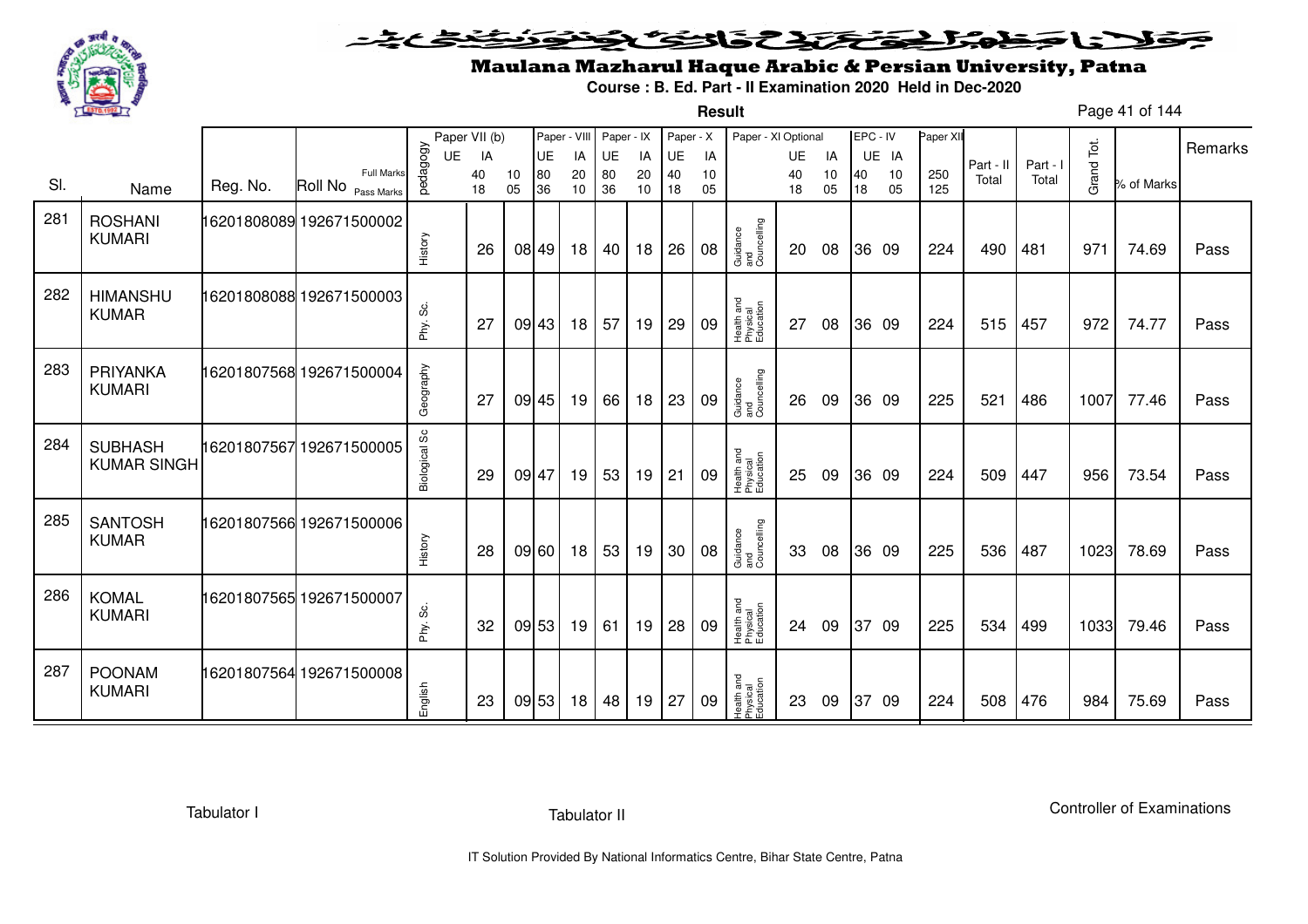# Maulana Mazharul Haque Arabic & Persian University, Patna

**Course : B. Ed. Part - II Examination 2020 Held in Dec-2020**

**Result**

| Sl. | Name | Reg. No. | Roll No | pedagogy | Paper VII (b) UE | Paper VII (b) IA | Paper - VIII UE | Paper - VIII IA | Paper - IX UE | Paper - IX IA | Paper - X UE | Paper - X IA | Paper - XI Optional | Paper - XI UE | Paper - XI IA | EPC - IV UE | EPC - IV IA | Paper XII | Part - II Total | Part - I Total | Grand Tot. | % of Marks | Remarks |
|---|---|---|---|---|---|---|---|---|---|---|---|---|---|---|---|---|---|---|---|---|---|---|---|
| | | | Full Marks | | 40 | 10 | 80 | 20 | 80 | 20 | 40 | 10 | | 40 | 10 | 40 | 10 | 250 | | | | | |
| | | | Pass Marks | | 18 | 05 | 36 | 10 | 36 | 10 | 18 | 05 | | 18 | 05 | 18 | 05 | 125 | | | | | |
| 281 | ROSHANI KUMARI | 16201808089 | 192671500002 | History | 26 | 08 | 49 | 18 | 40 | 18 | 26 | 08 | Guidance and Councelling | 20 | 08 | 36 | 09 | 224 | 490 | 481 | 971 | 74.69 | Pass |
| 282 | HIMANSHU KUMAR | 16201808088 | 192671500003 | Phy. Sc. | 27 | 09 | 43 | 18 | 57 | 19 | 29 | 09 | Health and Physical Education | 27 | 08 | 36 | 09 | 224 | 515 | 457 | 972 | 74.77 | Pass |
| 283 | PRIYANKA KUMARI | 16201807568 | 192671500004 | Geography | 27 | 09 | 45 | 19 | 66 | 18 | 23 | 09 | Guidance and Councelling | 26 | 09 | 36 | 09 | 225 | 521 | 486 | 1007 | 77.46 | Pass |
| 284 | SUBHASH KUMAR SINGH | 16201807567 | 192671500005 | Biological Sc | 29 | 09 | 47 | 19 | 53 | 19 | 21 | 09 | Health and Physical Education | 25 | 09 | 36 | 09 | 224 | 509 | 447 | 956 | 73.54 | Pass |
| 285 | SANTOSH KUMAR | 16201807566 | 192671500006 | History | 28 | 09 | 60 | 18 | 53 | 19 | 30 | 08 | Guidance and Councelling | 33 | 08 | 36 | 09 | 225 | 536 | 487 | 1023 | 78.69 | Pass |
| 286 | KOMAL KUMARI | 16201807565 | 192671500007 | Phy. Sc. | 32 | 09 | 53 | 19 | 61 | 19 | 28 | 09 | Health and Physical Education | 24 | 09 | 37 | 09 | 225 | 534 | 499 | 1033 | 79.46 | Pass |
| 287 | POONAM KUMARI | 16201807564 | 192671500008 | English | 23 | 09 | 53 | 18 | 48 | 19 | 27 | 09 | Health and Physical Education | 23 | 09 | 37 | 09 | 224 | 508 | 476 | 984 | 75.69 | Pass |

Tabulator I    Tabulator II    Controller of Examinations

IT Solution Provided By National Informatics Centre, Bihar State Centre, Patna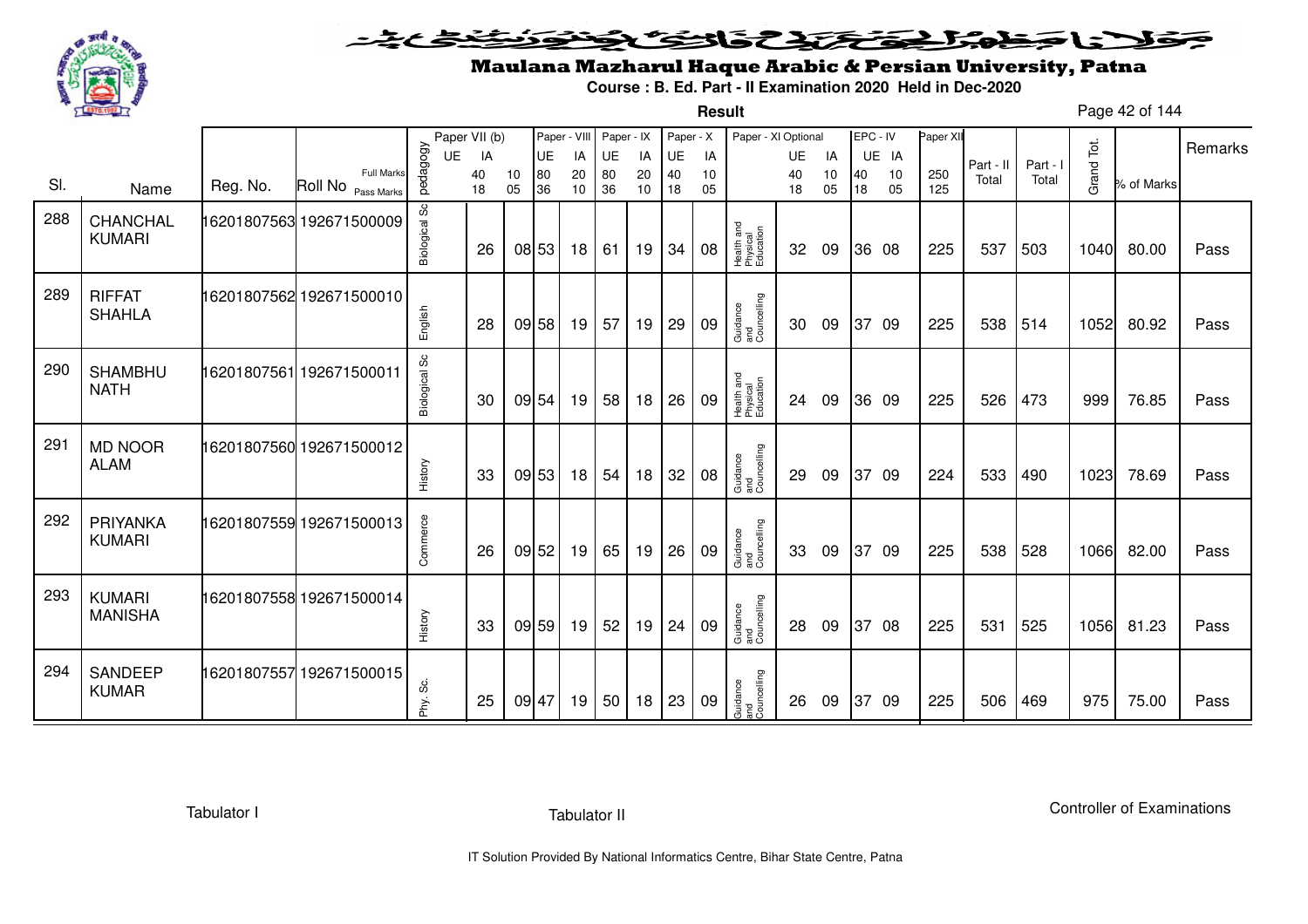# Maulana Mazharul Haque Arabic & Persian University, Patna

**Course : B. Ed. Part - II Examination 2020 Held in Dec-2020**

**Result**

| Sl. | Name | Reg. No. | Roll No | pedagogy | Paper VII (b) UE | Paper VII (b) IA | | Paper - VIII UE | Paper - VIII IA | Paper - IX UE | Paper - IX IA | Paper - X UE | Paper - X IA | Paper - XI Optional | UE | IA | EPC - IV UE | EPC - IV IA | Paper XII | Part - II Total | Part - I Total | Grand Tot. | % of Marks | Remarks |
|---|---|---|---|---|---|---|---|---|---|---|---|---|---|---|---|---|---|---|---|---|---|---|---|---|
| | | | Full Marks / Pass Marks | | | 40 / 18 | 10 / 05 | 80 / 36 | 20 / 10 | 80 / 36 | 20 / 10 | 40 / 18 | 10 / 05 | | 40 / 18 | 10 / 05 | 40 / 18 | 10 / 05 | 250 / 125 | | | | | |
| 288 | CHANCHAL KUMARI | 16201807563 | 192671500009 | Biological Sc | | 26 | 08 | 53 | 18 | 61 | 19 | 34 | 08 | Health and Physical Education | 32 | 09 | 36 | 08 | 225 | 537 | 503 | 1040 | 80.00 | Pass |
| 289 | RIFFAT SHAHLA | 16201807562 | 192671500010 | English | | 28 | 09 | 58 | 19 | 57 | 19 | 29 | 09 | Guidance and Councelling | 30 | 09 | 37 | 09 | 225 | 538 | 514 | 1052 | 80.92 | Pass |
| 290 | SHAMBHU NATH | 16201807561 | 192671500011 | Biological Sc | | 30 | 09 | 54 | 19 | 58 | 18 | 26 | 09 | Health and Physical Education | 24 | 09 | 36 | 09 | 225 | 526 | 473 | 999 | 76.85 | Pass |
| 291 | MD NOOR ALAM | 16201807560 | 192671500012 | History | | 33 | 09 | 53 | 18 | 54 | 18 | 32 | 08 | Guidance and Councelling | 29 | 09 | 37 | 09 | 224 | 533 | 490 | 1023 | 78.69 | Pass |
| 292 | PRIYANKA KUMARI | 16201807559 | 192671500013 | Commerce | | 26 | 09 | 52 | 19 | 65 | 19 | 26 | 09 | Guidance and Councelling | 33 | 09 | 37 | 09 | 225 | 538 | 528 | 1066 | 82.00 | Pass |
| 293 | KUMARI MANISHA | 16201807558 | 192671500014 | History | | 33 | 09 | 59 | 19 | 52 | 19 | 24 | 09 | Guidance and Councelling | 28 | 09 | 37 | 08 | 225 | 531 | 525 | 1056 | 81.23 | Pass |
| 294 | SANDEEP KUMAR | 16201807557 | 192671500015 | Phy. Sc. | | 25 | 09 | 47 | 19 | 50 | 18 | 23 | 09 | Guidance and Councelling | 26 | 09 | 37 | 09 | 225 | 506 | 469 | 975 | 75.00 | Pass |

Tabulator I | Tabulator II | Controller of Examinations

IT Solution Provided By National Informatics Centre, Bihar State Centre, Patna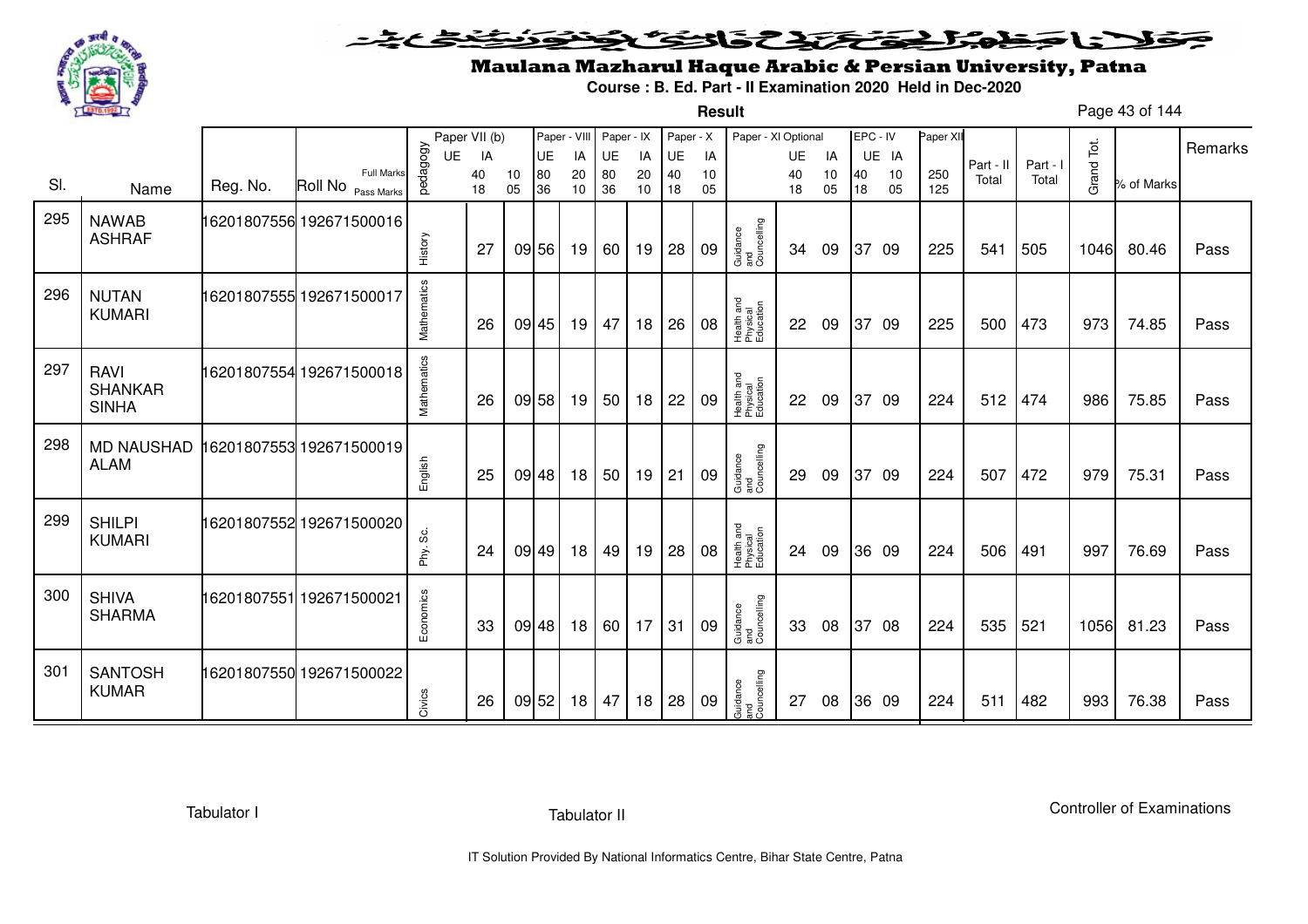# Maulana Mazharul Haque Arabic & Persian University, Patna

**Course : B. Ed. Part - II Examination 2020 Held in Dec-2020**

**Result**

| Sl. | Name | Reg. No. | Roll No | pedagogy | Paper VII (b) UE | Paper VII (b) IA | | Paper - VIII UE | Paper - VIII IA | Paper - IX UE | Paper - IX IA | Paper - X UE | Paper - X IA | Paper - XI Optional | Paper - XI UE | Paper - XI IA | EPC - IV UE | EPC - IV IA | Paper XII | Part - II Total | Part - I Total | Grand Tot. | % of Marks | Remarks |
|---|---|---|---|---|---|---|---|---|---|---|---|---|---|---|---|---|---|---|---|---|---|---|---|---|
| | | | Full Marks | | | 40 | 10 | 80 | 20 | 80 | 20 | 40 | 10 | | 40 | 10 | 40 | 10 | 250 | | | | | |
| | | | Pass Marks | | | 18 | 05 | 36 | 10 | 36 | 10 | 18 | 05 | | 18 | 05 | 18 | 05 | 125 | | | | | |
| 295 | NAWAB ASHRAF | 16201807556 | 192671500016 | History | | 27 | 09 | 56 | 19 | 60 | 19 | 28 | 09 | Guidance and Councelling | 34 | 09 | 37 | 09 | 225 | 541 | 505 | 1046 | 80.46 | Pass |
| 296 | NUTAN KUMARI | 16201807555 | 192671500017 | Mathematics | | 26 | 09 | 45 | 19 | 47 | 18 | 26 | 08 | Health and Physical Education | 22 | 09 | 37 | 09 | 225 | 500 | 473 | 973 | 74.85 | Pass |
| 297 | RAVI SHANKAR SINHA | 16201807554 | 192671500018 | Mathematics | | 26 | 09 | 58 | 19 | 50 | 18 | 22 | 09 | Health and Physical Education | 22 | 09 | 37 | 09 | 224 | 512 | 474 | 986 | 75.85 | Pass |
| 298 | MD NAUSHAD ALAM | 16201807553 | 192671500019 | English | | 25 | 09 | 48 | 18 | 50 | 19 | 21 | 09 | Guidance and Councelling | 29 | 09 | 37 | 09 | 224 | 507 | 472 | 979 | 75.31 | Pass |
| 299 | SHILPI KUMARI | 16201807552 | 192671500020 | Phy. Sc. | | 24 | 09 | 49 | 18 | 49 | 19 | 28 | 08 | Health and Physical Education | 24 | 09 | 36 | 09 | 224 | 506 | 491 | 997 | 76.69 | Pass |
| 300 | SHIVA SHARMA | 16201807551 | 192671500021 | Economics | | 33 | 09 | 48 | 18 | 60 | 17 | 31 | 09 | Guidance and Councelling | 33 | 08 | 37 | 08 | 224 | 535 | 521 | 1056 | 81.23 | Pass |
| 301 | SANTOSH KUMAR | 16201807550 | 192671500022 | Civics | | 26 | 09 | 52 | 18 | 47 | 18 | 28 | 09 | Guidance and Councelling | 27 | 08 | 36 | 09 | 224 | 511 | 482 | 993 | 76.38 | Pass |

Tabulator I

Tabulator II

Controller of Examinations

IT Solution Provided By National Informatics Centre, Bihar State Centre, Patna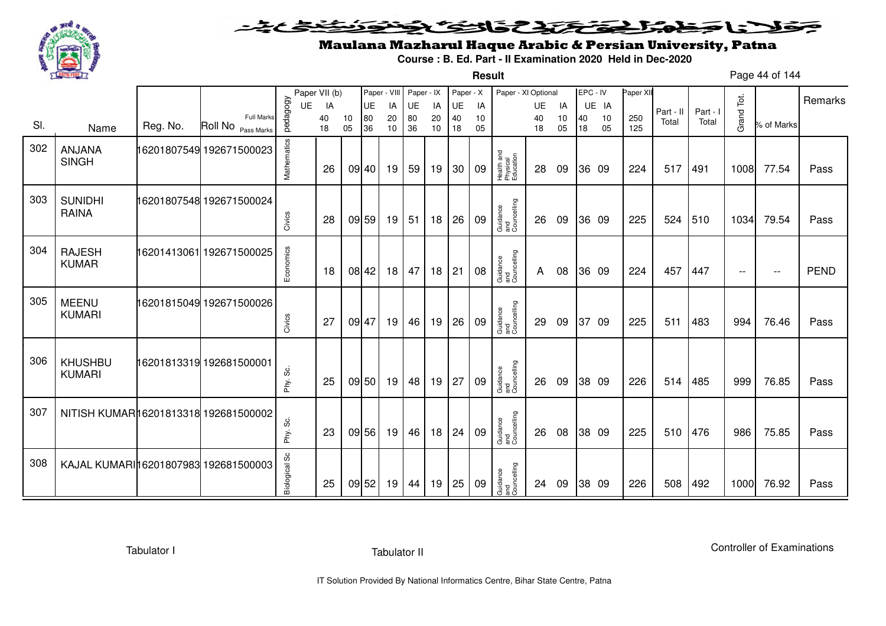# Maulana Mazharul Haque Arabic & Persian University, Patna

**Course : B. Ed. Part - II Examination 2020 Held in Dec-2020**

**Result**

| Sl. | Name | Reg. No. | Roll No | pedagogy | Paper VII (b) UE | Paper VII (b) IA | | Paper - VIII UE | Paper - VIII IA | Paper - IX UE | Paper - IX IA | Paper - X UE | Paper - X IA | Paper - XI Optional | Paper - XI UE | Paper - XI IA | EPC - IV UE | EPC - IV IA | Paper XII | Part - II Total | Part - I Total | Grand Tot. | % of Marks | Remarks |
|---|---|---|---|---|---|---|---|---|---|---|---|---|---|---|---|---|---|---|---|---|---|---|---|---|
| | | | Full Marks | | | 40 | 10 | 80 | 20 | 80 | 20 | 40 | 10 | | 40 | 10 | 40 | 10 | 250 | | | | | |
| | | | Pass Marks | | | 18 | 05 | 36 | 10 | 36 | 10 | 18 | 05 | | 18 | 05 | 18 | 05 | 125 | | | | | |
| 302 | ANJANA SINGH | 16201807549 | 192671500023 | Mathematics | | 26 | 09 | 40 | 19 | 59 | 19 | 30 | 09 | Health and Physical Education | 28 | 09 | 36 | 09 | 224 | 517 | 491 | 1008 | 77.54 | Pass |
| 303 | SUNIDHI RAINA | 16201807548 | 192671500024 | Civics | | 28 | 09 | 59 | 19 | 51 | 18 | 26 | 09 | Guidance and Councelling | 26 | 09 | 36 | 09 | 225 | 524 | 510 | 1034 | 79.54 | Pass |
| 304 | RAJESH KUMAR | 16201413061 | 192671500025 | Economics | | 18 | 08 | 42 | 18 | 47 | 18 | 21 | 08 | Guidance and Councelling | A | 08 | 36 | 09 | 224 | 457 | 447 | -- | -- | PEND |
| 305 | MEENU KUMARI | 16201815049 | 192671500026 | Civics | | 27 | 09 | 47 | 19 | 46 | 19 | 26 | 09 | Guidance and Councelling | 29 | 09 | 37 | 09 | 225 | 511 | 483 | 994 | 76.46 | Pass |
| 306 | KHUSHBU KUMARI | 16201813319 | 192681500001 | Phy. Sc. | | 25 | 09 | 50 | 19 | 48 | 19 | 27 | 09 | Guidance and Councelling | 26 | 09 | 38 | 09 | 226 | 514 | 485 | 999 | 76.85 | Pass |
| 307 | NITISH KUMAR | 16201813318 | 192681500002 | Phy. Sc. | | 23 | 09 | 56 | 19 | 46 | 18 | 24 | 09 | Guidance and Councelling | 26 | 08 | 38 | 09 | 225 | 510 | 476 | 986 | 75.85 | Pass |
| 308 | KAJAL KUMARI | 16201807983 | 192681500003 | Biological Sc | | 25 | 09 | 52 | 19 | 44 | 19 | 25 | 09 | Guidance and Councelling | 24 | 09 | 38 | 09 | 226 | 508 | 492 | 1000 | 76.92 | Pass |

Tabulator I    Tabulator II    Controller of Examinations

IT Solution Provided By National Informatics Centre, Bihar State Centre, Patna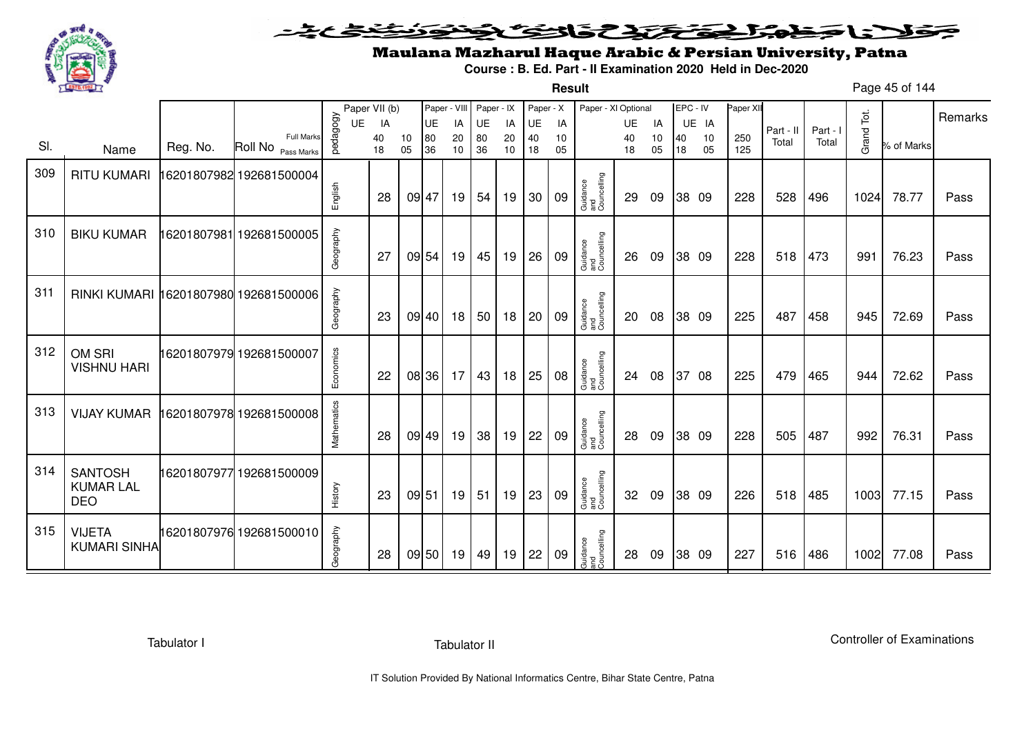# Maulana Mazharul Haque Arabic & Persian University, Patna

**Course : B. Ed. Part - II Examination 2020 Held in Dec-2020**

**Result**

| Sl. | Name | Reg. No. | Roll No | pedagogy | Paper VII (b) UE (40/18) | Paper VII (b) IA (10/05) | Paper - VIII UE (80/36) | Paper - VIII IA (20/10) | Paper - IX UE (80/36) | Paper - IX IA (20/10) | Paper - X UE (40/18) | Paper - X IA (10/05) | Paper - XI Optional | Paper - XI UE (40/18) | Paper - XI IA (10/05) | EPC - IV UE (40/18) | EPC - IV IA (10/05) | Paper XII (250/125) | Part - II Total | Part - I Total | Grand Tot. | % of Marks | Remarks |
|---|---|---|---|---|---|---|---|---|---|---|---|---|---|---|---|---|---|---|---|---|---|---|---|
| 309 | RITU KUMARI | 16201807982 | 192681500004 | English | 28 | 09 | 47 | 19 | 54 | 19 | 30 | 09 | Guidance and Councelling | 29 | 09 | 38 | 09 | 228 | 528 | 496 | 1024 | 78.77 | Pass |
| 310 | BIKU KUMAR | 16201807981 | 192681500005 | Geography | 27 | 09 | 54 | 19 | 45 | 19 | 26 | 09 | Guidance and Councelling | 26 | 09 | 38 | 09 | 228 | 518 | 473 | 991 | 76.23 | Pass |
| 311 | RINKI KUMARI | 16201807980 | 192681500006 | Geography | 23 | 09 | 40 | 18 | 50 | 18 | 20 | 09 | Guidance and Councelling | 20 | 08 | 38 | 09 | 225 | 487 | 458 | 945 | 72.69 | Pass |
| 312 | OM SRI VISHNU HARI | 16201807979 | 192681500007 | Economics | 22 | 08 | 36 | 17 | 43 | 18 | 25 | 08 | Guidance and Councelling | 24 | 08 | 37 | 08 | 225 | 479 | 465 | 944 | 72.62 | Pass |
| 313 | VIJAY KUMAR | 16201807978 | 192681500008 | Mathematics | 28 | 09 | 49 | 19 | 38 | 19 | 22 | 09 | Guidance and Councelling | 28 | 09 | 38 | 09 | 228 | 505 | 487 | 992 | 76.31 | Pass |
| 314 | SANTOSH KUMAR LAL DEO | 16201807977 | 192681500009 | History | 23 | 09 | 51 | 19 | 51 | 19 | 23 | 09 | Guidance and Councelling | 32 | 09 | 38 | 09 | 226 | 518 | 485 | 1003 | 77.15 | Pass |
| 315 | VIJETA KUMARI SINHA | 16201807976 | 192681500010 | Geography | 28 | 09 | 50 | 19 | 49 | 19 | 22 | 09 | Guidance and Councelling | 28 | 09 | 38 | 09 | 227 | 516 | 486 | 1002 | 77.08 | Pass |

Tabulator I | Tabulator II | Controller of Examinations

IT Solution Provided By National Informatics Centre, Bihar State Centre, Patna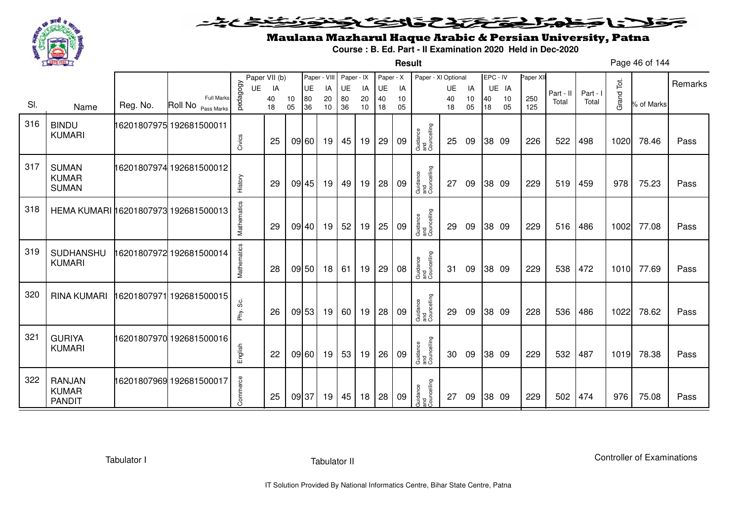# Maulana Mazharul Haque Arabic & Persian University, Patna

**Course : B. Ed. Part - II Examination 2020 Held in Dec-2020**

**Result**

| Sl. | Name | Reg. No. | Roll No (Full Marks / Pass Marks) | pedagogy | Paper VII (b) UE 40/18 | Paper VII (b) IA 10/05 | Paper - VIII UE 80/36 | Paper - VIII IA 20/10 | Paper - IX UE 80/36 | Paper - IX IA 20/10 | Paper - X UE 40/18 | Paper - X IA 10/05 | Paper - XI Optional | Paper - XI UE 40/18 | Paper - XI IA 10/05 | EPC - IV UE 40/18 | EPC - IV IA 10/05 | Paper XII 250/125 | Part - II Total | Part - I Total | Grand Tot. | % of Marks | Remarks |
|---|---|---|---|---|---|---|---|---|---|---|---|---|---|---|---|---|---|---|---|---|---|---|---|
| 316 | BINDU KUMARI | 16201807975 | 192681500011 | Civics | 25 | 09 | 60 | 19 | 45 | 19 | 29 | 09 | Guidance and Councelling | 25 | 09 | 38 | 09 | 226 | 522 | 498 | 1020 | 78.46 | Pass |
| 317 | SUMAN KUMAR SUMAN | 16201807974 | 192681500012 | History | 29 | 09 | 45 | 19 | 49 | 19 | 28 | 09 | Guidance and Councelling | 27 | 09 | 38 | 09 | 229 | 519 | 459 | 978 | 75.23 | Pass |
| 318 | HEMA KUMARI | 16201807973 | 192681500013 | Mathematics | 29 | 09 | 40 | 19 | 52 | 19 | 25 | 09 | Guidance and Councelling | 29 | 09 | 38 | 09 | 229 | 516 | 486 | 1002 | 77.08 | Pass |
| 319 | SUDHANSHU KUMARI | 16201807972 | 192681500014 | Mathematics | 28 | 09 | 50 | 18 | 61 | 19 | 29 | 08 | Guidance and Councelling | 31 | 09 | 38 | 09 | 229 | 538 | 472 | 1010 | 77.69 | Pass |
| 320 | RINA KUMARI | 16201807971 | 192681500015 | Phy. Sc. | 26 | 09 | 53 | 19 | 60 | 19 | 28 | 09 | Guidance and Councelling | 29 | 09 | 38 | 09 | 228 | 536 | 486 | 1022 | 78.62 | Pass |
| 321 | GURIYA KUMARI | 16201807970 | 192681500016 | English | 22 | 09 | 60 | 19 | 53 | 19 | 26 | 09 | Guidance and Councelling | 30 | 09 | 38 | 09 | 229 | 532 | 487 | 1019 | 78.38 | Pass |
| 322 | RANJAN KUMAR PANDIT | 16201807969 | 192681500017 | Commerce | 25 | 09 | 37 | 19 | 45 | 18 | 28 | 09 | Guidance and Councelling | 27 | 09 | 38 | 09 | 229 | 502 | 474 | 976 | 75.08 | Pass |

Tabulator I | Tabulator II | Controller of Examinations

IT Solution Provided By National Informatics Centre, Bihar State Centre, Patna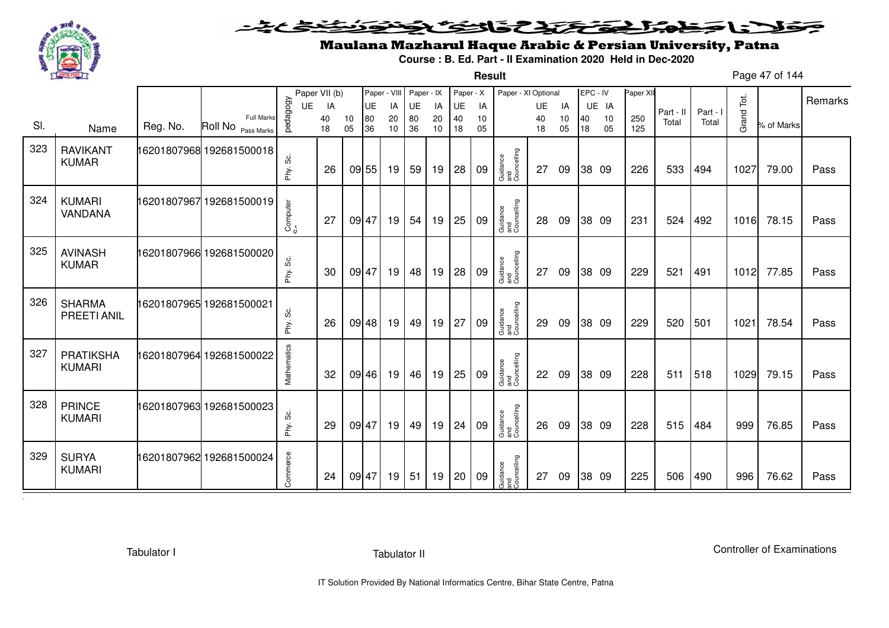# Maulana Mazharul Haque Arabic & Persian University, Patna

**Course : B. Ed. Part - II Examination 2020 Held in Dec-2020**

**Result**

| Sl. | Name | Reg. No. | Roll No | pedagogy | Paper VII (b) UE | Paper VII (b) IA | Paper - VIII UE | Paper - VIII IA | Paper - IX UE | Paper - IX IA | Paper - X UE | Paper - X IA | Paper - XI Optional | Paper - XI UE | Paper - XI IA | EPC - IV UE | EPC - IV IA | Paper XII | Part - II Total | Part - I Total | Grand Tot. | % of Marks | Remarks |
|---|---|---|---|---|---|---|---|---|---|---|---|---|---|---|---|---|---|---|---|---|---|---|---|
| | | | Full Marks | | 40 | 10 | 80 | 20 | 80 | 20 | 40 | 10 | | 40 | 10 | 40 | 10 | 250 | | | | | |
| | | | Pass Marks | | 18 | 05 | 36 | 10 | 36 | 10 | 18 | 05 | | 18 | 05 | 18 | 05 | 125 | | | | | |
| 323 | RAVIKANT KUMAR | 16201807968 | 192681500018 | Phy. Sc. | 26 | 09 | 55 | 19 | 59 | 19 | 28 | 09 | Guidance and Councelling | 27 | 09 | 38 | 09 | 226 | 533 | 494 | 1027 | 79.00 | Pass |
| 324 | KUMARI VANDANA | 16201807967 | 192681500019 | Computer Sc. | 27 | 09 | 47 | 19 | 54 | 19 | 25 | 09 | Guidance and Councelling | 28 | 09 | 38 | 09 | 231 | 524 | 492 | 1016 | 78.15 | Pass |
| 325 | AVINASH KUMAR | 16201807966 | 192681500020 | Phy. Sc. | 30 | 09 | 47 | 19 | 48 | 19 | 28 | 09 | Guidance and Councelling | 27 | 09 | 38 | 09 | 229 | 521 | 491 | 1012 | 77.85 | Pass |
| 326 | SHARMA PREETI ANIL | 16201807965 | 192681500021 | Phy. Sc. | 26 | 09 | 48 | 19 | 49 | 19 | 27 | 09 | Guidance and Councelling | 29 | 09 | 38 | 09 | 229 | 520 | 501 | 1021 | 78.54 | Pass |
| 327 | PRATIKSHA KUMARI | 16201807964 | 192681500022 | Mathematics | 32 | 09 | 46 | 19 | 46 | 19 | 25 | 09 | Guidance and Councelling | 22 | 09 | 38 | 09 | 228 | 511 | 518 | 1029 | 79.15 | Pass |
| 328 | PRINCE KUMARI | 16201807963 | 192681500023 | Phy. Sc. | 29 | 09 | 47 | 19 | 49 | 19 | 24 | 09 | Guidance and Councelling | 26 | 09 | 38 | 09 | 228 | 515 | 484 | 999 | 76.85 | Pass |
| 329 | SURYA KUMARI | 16201807962 | 192681500024 | Commerce | 24 | 09 | 47 | 19 | 51 | 19 | 20 | 09 | Guidance and Councelling | 27 | 09 | 38 | 09 | 225 | 506 | 490 | 996 | 76.62 | Pass |

Tabulator I | Tabulator II | Controller of Examinations

IT Solution Provided By National Informatics Centre, Bihar State Centre, Patna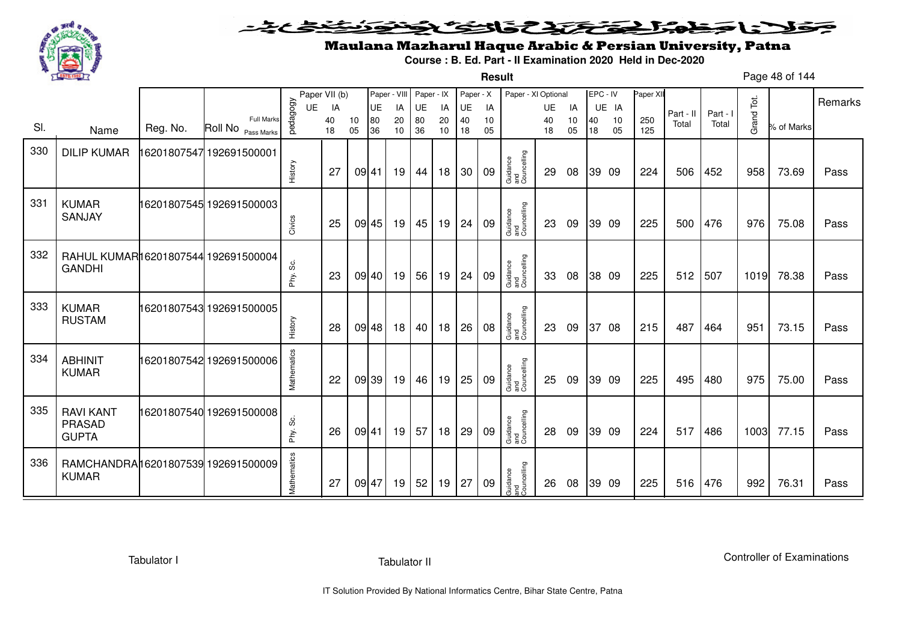# Maulana Mazharul Haque Arabic & Persian University, Patna

**Course : B. Ed. Part - II Examination 2020 Held in Dec-2020**

**Result**

| Sl. | Name | Reg. No. | Roll No | pedagogy | Paper VII (b) UE | Paper VII (b) IA | Paper - VIII UE | Paper - VIII IA | Paper - IX UE | Paper - IX IA | Paper - X UE | Paper - X IA | Paper - XI Optional | Paper - XI UE | Paper - XI IA | EPC - IV UE | EPC - IV IA | Paper XII | Part - II Total | Part - I Total | Grand Tot. | % of Marks | Remarks |
|---|---|---|---|---|---|---|---|---|---|---|---|---|---|---|---|---|---|---|---|---|---|---|---|
| | | | Full Marks | | 40 | 10 | 80 | 20 | 80 | 20 | 40 | 10 | | 40 | 10 | 40 | 10 | 250 | | | | | |
| | | | Pass Marks | | 18 | 05 | 36 | 10 | 36 | 10 | 18 | 05 | | 18 | 05 | 18 | 05 | 125 | | | | | |
| 330 | DILIP KUMAR | 16201807547 | 192691500001 | History | 27 | 09 | 41 | 19 | 44 | 18 | 30 | 09 | Guidance and Councelling | 29 | 08 | 39 | 09 | 224 | 506 | 452 | 958 | 73.69 | Pass |
| 331 | KUMAR SANJAY | 16201807545 | 192691500003 | Civics | 25 | 09 | 45 | 19 | 45 | 19 | 24 | 09 | Guidance and Councelling | 23 | 09 | 39 | 09 | 225 | 500 | 476 | 976 | 75.08 | Pass |
| 332 | RAHUL KUMAR GANDHI | 16201807544 | 192691500004 | Phy. Sc. | 23 | 09 | 40 | 19 | 56 | 19 | 24 | 09 | Guidance and Councelling | 33 | 08 | 38 | 09 | 225 | 512 | 507 | 1019 | 78.38 | Pass |
| 333 | KUMAR RUSTAM | 16201807543 | 192691500005 | History | 28 | 09 | 48 | 18 | 40 | 18 | 26 | 08 | Guidance and Councelling | 23 | 09 | 37 | 08 | 215 | 487 | 464 | 951 | 73.15 | Pass |
| 334 | ABHINIT KUMAR | 16201807542 | 192691500006 | Mathematics | 22 | 09 | 39 | 19 | 46 | 19 | 25 | 09 | Guidance and Councelling | 25 | 09 | 39 | 09 | 225 | 495 | 480 | 975 | 75.00 | Pass |
| 335 | RAVI KANT PRASAD GUPTA | 16201807540 | 192691500008 | Phy. Sc. | 26 | 09 | 41 | 19 | 57 | 18 | 29 | 09 | Guidance and Councelling | 28 | 09 | 39 | 09 | 224 | 517 | 486 | 1003 | 77.15 | Pass |
| 336 | RAMCHANDRA KUMAR | 16201807539 | 192691500009 | Mathematics | 27 | 09 | 47 | 19 | 52 | 19 | 27 | 09 | Guidance and Councelling | 26 | 08 | 39 | 09 | 225 | 516 | 476 | 992 | 76.31 | Pass |

Tabulator I | Tabulator II | Controller of Examinations

IT Solution Provided By National Informatics Centre, Bihar State Centre, Patna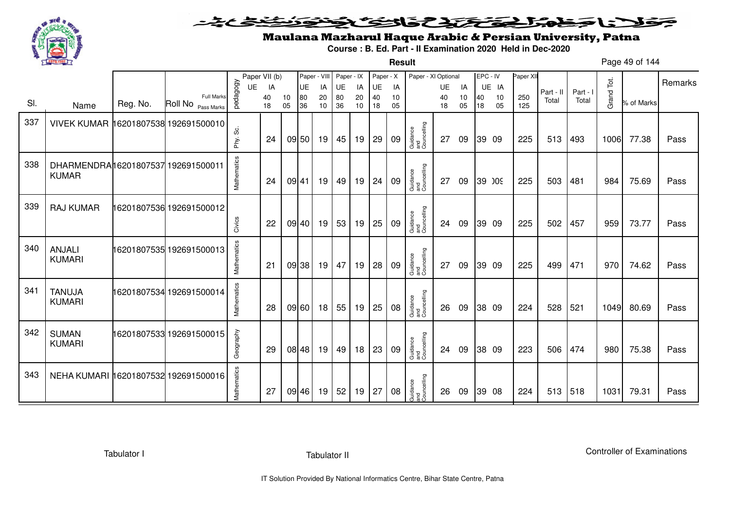# Maulana Mazharul Haque Arabic & Persian University, Patna

**Course : B. Ed. Part - II Examination 2020 Held in Dec-2020**

**Result**

| Sl. | Name | Reg. No. | Roll No | pedagogy | Paper VII (b) UE | IA | Paper - VIII UE | IA | Paper - IX UE | IA | Paper - X UE | IA | Paper - XI Optional | UE | IA | EPC - IV UE | IA | Paper XII | Part - II Total | Part - I Total | Grand Tot. | % of Marks | Remarks |
|---|---|---|---|---|---|---|---|---|---|---|---|---|---|---|---|---|---|---|---|---|---|---|---|
| | | | Full Marks | | 40 | 10 | 80 | 20 | 80 | 20 | 40 | 10 | | 40 | 10 | 40 | 10 | 250 | | | | | |
| | | | Pass Marks | | 18 | 05 | 36 | 10 | 36 | 10 | 18 | 05 | | 18 | 05 | 18 | 05 | 125 | | | | | |
| 337 | VIVEK KUMAR | 16201807538 | 192691500010 | Phy. Sc. | 24 | 09 | 50 | 19 | 45 | 19 | 29 | 09 | Guidance and Councelling | 27 | 09 | 39 | 09 | 225 | 513 | 493 | 1006 | 77.38 | Pass |
| 338 | DHARMENDRA KUMAR | 16201807537 | 192691500011 | Mathematics | 24 | 09 | 41 | 19 | 49 | 19 | 24 | 09 | Guidance and Councelling | 27 | 09 | 39 | )0( | 225 | 503 | 481 | 984 | 75.69 | Pass |
| 339 | RAJ KUMAR | 16201807536 | 192691500012 | Civics | 22 | 09 | 40 | 19 | 53 | 19 | 25 | 09 | Guidance and Councelling | 24 | 09 | 39 | 09 | 225 | 502 | 457 | 959 | 73.77 | Pass |
| 340 | ANJALI KUMARI | 16201807535 | 192691500013 | Mathematics | 21 | 09 | 38 | 19 | 47 | 19 | 28 | 09 | Guidance and Councelling | 27 | 09 | 39 | 09 | 225 | 499 | 471 | 970 | 74.62 | Pass |
| 341 | TANUJA KUMARI | 16201807534 | 192691500014 | Mathematics | 28 | 09 | 60 | 18 | 55 | 19 | 25 | 08 | Guidance and Councelling | 26 | 09 | 38 | 09 | 224 | 528 | 521 | 1049 | 80.69 | Pass |
| 342 | SUMAN KUMARI | 16201807533 | 192691500015 | Geography | 29 | 08 | 48 | 19 | 49 | 18 | 23 | 09 | Guidance and Councelling | 24 | 09 | 38 | 09 | 223 | 506 | 474 | 980 | 75.38 | Pass |
| 343 | NEHA KUMARI | 16201807532 | 192691500016 | Mathematics | 27 | 09 | 46 | 19 | 52 | 19 | 27 | 08 | Guidance and Councelling | 26 | 09 | 39 | 08 | 224 | 513 | 518 | 1031 | 79.31 | Pass |

Tabulator I                    Tabulator II                    Controller of Examinations

IT Solution Provided By National Informatics Centre, Bihar State Centre, Patna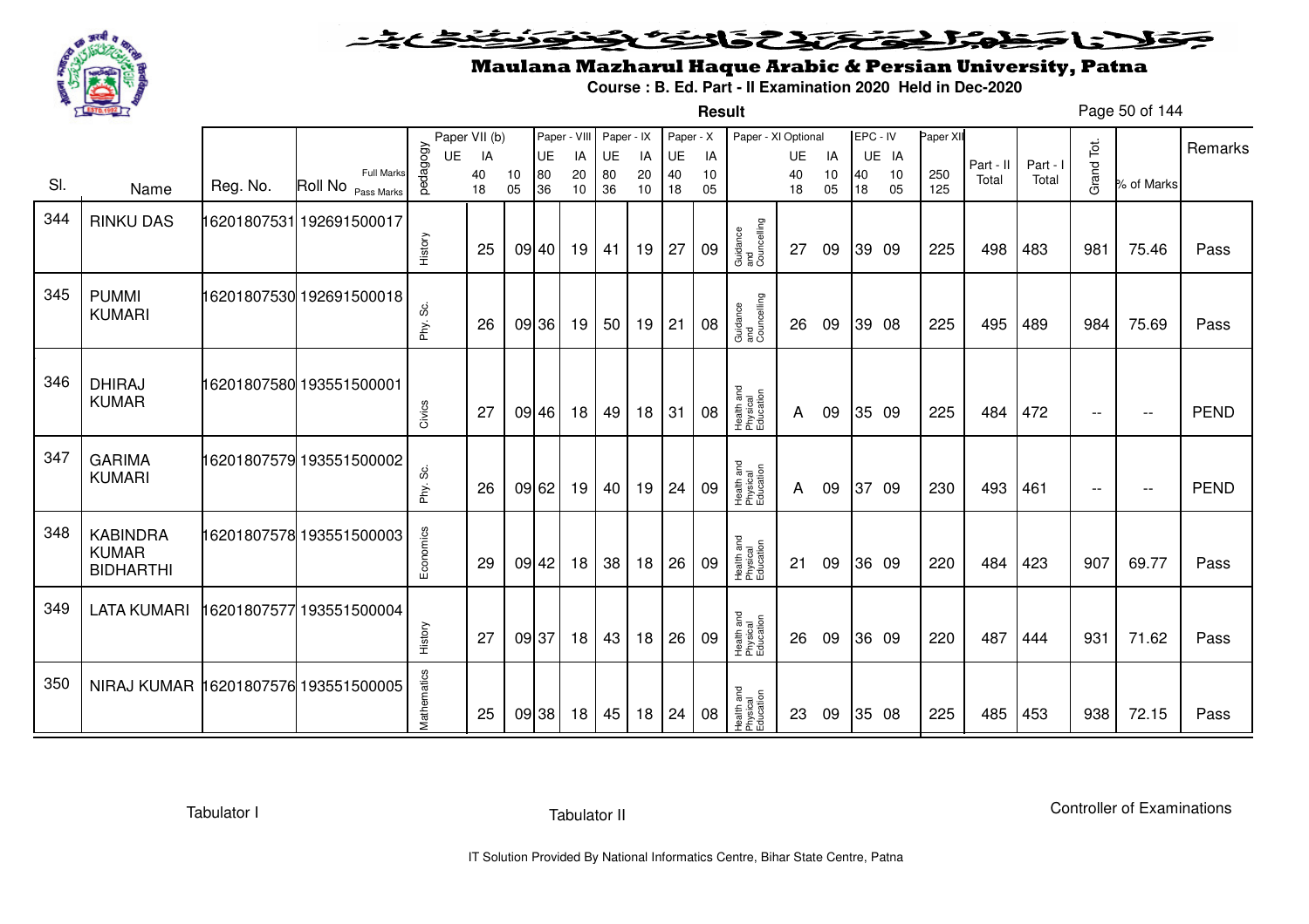# Maulana Mazharul Haque Arabic & Persian University, Patna

**Course : B. Ed. Part - II Examination 2020 Held in Dec-2020**

**Result**

| Sl. | Name | Reg. No. | Roll No | pedagogy | Paper VII (b) UE | Paper VII (b) IA | Paper - VIII UE | Paper - VIII IA | Paper - IX UE | Paper - IX IA | Paper - X UE | Paper - X IA | Paper - XI Optional | Paper - XI UE | Paper - XI IA | EPC - IV UE | EPC - IV IA | Paper XII | Part - II Total | Part - I Total | Grand Tot. | % of Marks | Remarks |
|---|---|---|---|---|---|---|---|---|---|---|---|---|---|---|---|---|---|---|---|---|---|---|---|
| | | | Full Marks | | 40 | 10 | 80 | 20 | 80 | 20 | 40 | 10 | | 40 | 10 | 40 | 10 | 250 | | | | | |
| | | | Pass Marks | | 18 | 05 | 36 | 10 | 36 | 10 | 18 | 05 | | 18 | 05 | 18 | 05 | 125 | | | | | |
| 344 | RINKU DAS | 16201807531 | 192691500017 | History | 25 | 09 | 40 | 19 | 41 | 19 | 27 | 09 | Guidance and Councelling | 27 | 09 | 39 | 09 | 225 | 498 | 483 | 981 | 75.46 | Pass |
| 345 | PUMMI KUMARI | 16201807530 | 192691500018 | Phy. Sc. | 26 | 09 | 36 | 19 | 50 | 19 | 21 | 08 | Guidance and Councelling | 26 | 09 | 39 | 08 | 225 | 495 | 489 | 984 | 75.69 | Pass |
| 346 | DHIRAJ KUMAR | 16201807580 | 193551500001 | Civics | 27 | 09 | 46 | 18 | 49 | 18 | 31 | 08 | Health and Physical Education | A | 09 | 35 | 09 | 225 | 484 | 472 | -- | -- | PEND |
| 347 | GARIMA KUMARI | 16201807579 | 193551500002 | Phy. Sc. | 26 | 09 | 62 | 19 | 40 | 19 | 24 | 09 | Health and Physical Education | A | 09 | 37 | 09 | 230 | 493 | 461 | -- | -- | PEND |
| 348 | KABINDRA KUMAR BIDHARTHI | 16201807578 | 193551500003 | Economics | 29 | 09 | 42 | 18 | 38 | 18 | 26 | 09 | Health and Physical Education | 21 | 09 | 36 | 09 | 220 | 484 | 423 | 907 | 69.77 | Pass |
| 349 | LATA KUMARI | 16201807577 | 193551500004 | History | 27 | 09 | 37 | 18 | 43 | 18 | 26 | 09 | Health and Physical Education | 26 | 09 | 36 | 09 | 220 | 487 | 444 | 931 | 71.62 | Pass |
| 350 | NIRAJ KUMAR | 16201807576 | 193551500005 | Mathematics | 25 | 09 | 38 | 18 | 45 | 18 | 24 | 08 | Health and Physical Education | 23 | 09 | 35 | 08 | 225 | 485 | 453 | 938 | 72.15 | Pass |

Tabulator I　　　　Tabulator II　　　　Controller of Examinations

IT Solution Provided By National Informatics Centre, Bihar State Centre, Patna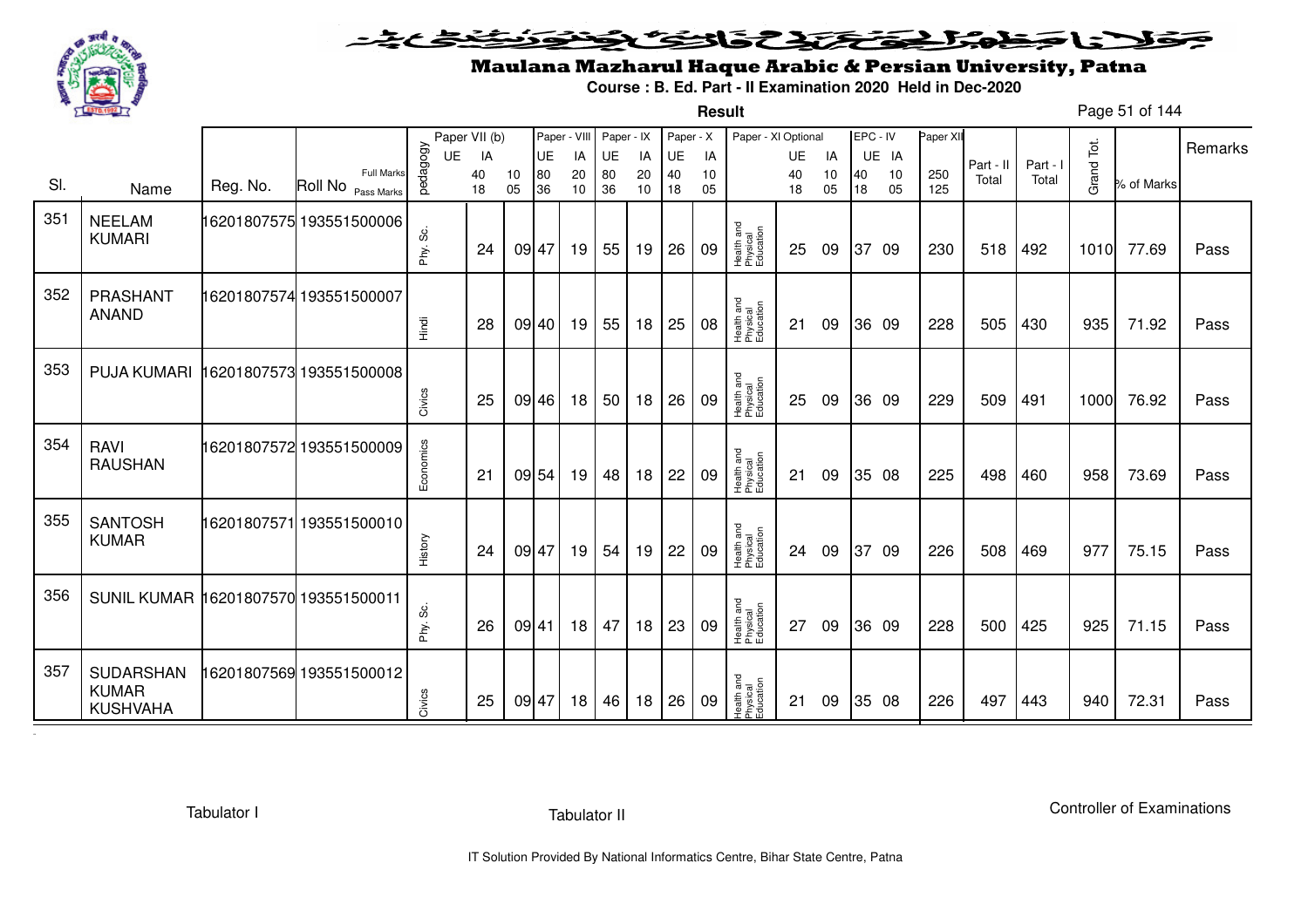# Maulana Mazharul Haque Arabic & Persian University, Patna

**Course : B. Ed. Part - II Examination 2020 Held in Dec-2020**

**Result**

| Sl. | Name | Reg. No. | Roll No | pedagogy | Paper VII (b) UE | Paper VII (b) IA | Paper - VIII UE | Paper - VIII IA | Paper - IX UE | Paper - IX IA | Paper - X UE | Paper - X IA | Paper - XI Optional | Paper - XI UE | Paper - XI IA | EPC - IV UE | EPC - IV IA | Paper XII | Part - II Total | Part - I Total | Grand Tot. | % of Marks | Remarks |
|---|---|---|---|---|---|---|---|---|---|---|---|---|---|---|---|---|---|---|---|---|---|---|---|
| | | | Full Marks | | 40 | 10 | 80 | 20 | 80 | 20 | 40 | 10 | | 40 | 10 | 40 | 10 | 250 | | | | | |
| | | | Pass Marks | | 18 | 05 | 36 | 10 | 36 | 10 | 18 | 05 | | 18 | 05 | 18 | 05 | 125 | | | | | |
| 351 | NEELAM KUMARI | 16201807575 | 193551500006 | Phy. Sc. | 24 | 09 | 47 | 19 | 55 | 19 | 26 | 09 | Health and Physical Education | 25 | 09 | 37 | 09 | 230 | 518 | 492 | 1010 | 77.69 | Pass |
| 352 | PRASHANT ANAND | 16201807574 | 193551500007 | Hindi | 28 | 09 | 40 | 19 | 55 | 18 | 25 | 08 | Health and Physical Education | 21 | 09 | 36 | 09 | 228 | 505 | 430 | 935 | 71.92 | Pass |
| 353 | PUJA KUMARI | 16201807573 | 193551500008 | Civics | 25 | 09 | 46 | 18 | 50 | 18 | 26 | 09 | Health and Physical Education | 25 | 09 | 36 | 09 | 229 | 509 | 491 | 1000 | 76.92 | Pass |
| 354 | RAVI RAUSHAN | 16201807572 | 193551500009 | Economics | 21 | 09 | 54 | 19 | 48 | 18 | 22 | 09 | Health and Physical Education | 21 | 09 | 35 | 08 | 225 | 498 | 460 | 958 | 73.69 | Pass |
| 355 | SANTOSH KUMAR | 16201807571 | 193551500010 | History | 24 | 09 | 47 | 19 | 54 | 19 | 22 | 09 | Health and Physical Education | 24 | 09 | 37 | 09 | 226 | 508 | 469 | 977 | 75.15 | Pass |
| 356 | SUNIL KUMAR | 16201807570 | 193551500011 | Phy. Sc. | 26 | 09 | 41 | 18 | 47 | 18 | 23 | 09 | Health and Physical Education | 27 | 09 | 36 | 09 | 228 | 500 | 425 | 925 | 71.15 | Pass |
| 357 | SUDARSHAN KUMAR KUSHVAHA | 16201807569 | 193551500012 | Civics | 25 | 09 | 47 | 18 | 46 | 18 | 26 | 09 | Health and Physical Education | 21 | 09 | 35 | 08 | 226 | 497 | 443 | 940 | 72.31 | Pass |

Tabulator I &emsp; Tabulator II &emsp; Controller of Examinations

IT Solution Provided By National Informatics Centre, Bihar State Centre, Patna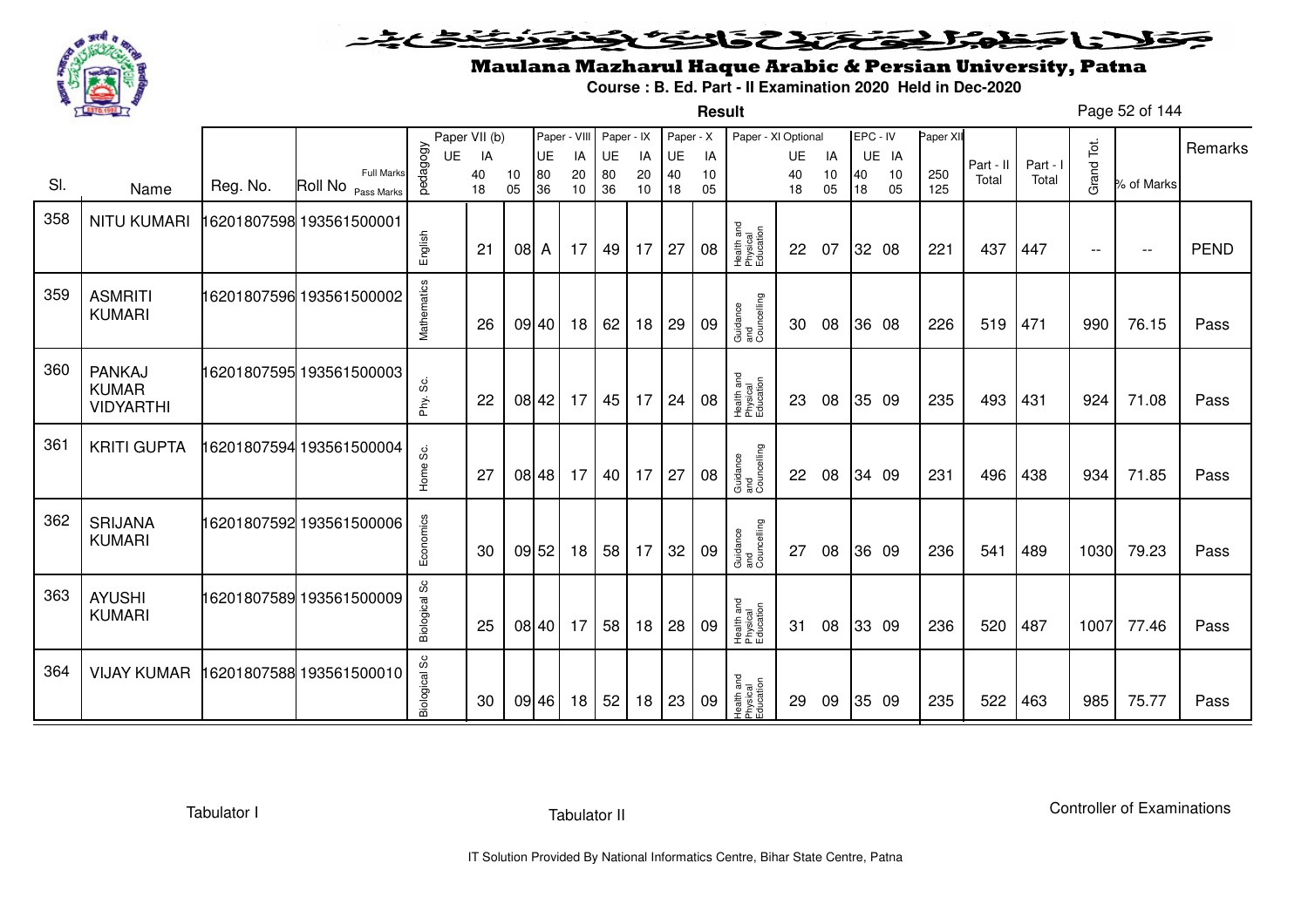# Maulana Mazharul Haque Arabic & Persian University, Patna

**Course : B. Ed. Part - II Examination 2020 Held in Dec-2020**

**Result**

| Sl. | Name | Reg. No. | Roll No | pedagogy | Paper VII (b) UE | IA | | Paper - VIII UE | IA | Paper - IX UE | IA | Paper - X UE | IA | Paper - XI Optional | UE | IA | EPC - IV UE | IA | Paper XII | Part - II Total | Part - I Total | Grand Tot. | % of Marks | Remarks |
|---|---|---|---|---|---|---|---|---|---|---|---|---|---|---|---|---|---|---|---|---|---|---|---|---|
| | | | Full Marks | | | 40 | 10 | 80 | 20 | 80 | 20 | 40 | 10 | | 40 | 10 | 40 | 10 | 250 | | | | | |
| | | | Pass Marks | | | 18 | 05 | 36 | 10 | 36 | 10 | 18 | 05 | | 18 | 05 | 18 | 05 | 125 | | | | | |
| 358 | NITU KUMARI | 16201807598 | 193561500001 | English | | 21 | 08 | A | 17 | 49 | 17 | 27 | 08 | Health and Physical Education | 22 | 07 | 32 | 08 | 221 | 437 | 447 | -- | -- | PEND |
| 359 | ASMRITI KUMARI | 16201807596 | 193561500002 | Mathematics | | 26 | 09 | 40 | 18 | 62 | 18 | 29 | 09 | Guidance and Councelling | 30 | 08 | 36 | 08 | 226 | 519 | 471 | 990 | 76.15 | Pass |
| 360 | PANKAJ KUMAR VIDYARTHI | 16201807595 | 193561500003 | Phy. Sc. | | 22 | 08 | 42 | 17 | 45 | 17 | 24 | 08 | Health and Physical Education | 23 | 08 | 35 | 09 | 235 | 493 | 431 | 924 | 71.08 | Pass |
| 361 | KRITI GUPTA | 16201807594 | 193561500004 | Home Sc. | | 27 | 08 | 48 | 17 | 40 | 17 | 27 | 08 | Guidance and Councelling | 22 | 08 | 34 | 09 | 231 | 496 | 438 | 934 | 71.85 | Pass |
| 362 | SRIJANA KUMARI | 16201807592 | 193561500006 | Economics | | 30 | 09 | 52 | 18 | 58 | 17 | 32 | 09 | Guidance and Councelling | 27 | 08 | 36 | 09 | 236 | 541 | 489 | 1030 | 79.23 | Pass |
| 363 | AYUSHI KUMARI | 16201807589 | 193561500009 | Biological Sc | | 25 | 08 | 40 | 17 | 58 | 18 | 28 | 09 | Health and Physical Education | 31 | 08 | 33 | 09 | 236 | 520 | 487 | 1007 | 77.46 | Pass |
| 364 | VIJAY KUMAR | 16201807588 | 193561500010 | Biological Sc | | 30 | 09 | 46 | 18 | 52 | 18 | 23 | 09 | Health and Physical Education | 29 | 09 | 35 | 09 | 235 | 522 | 463 | 985 | 75.77 | Pass |

Tabulator I

Tabulator II

Controller of Examinations

IT Solution Provided By National Informatics Centre, Bihar State Centre, Patna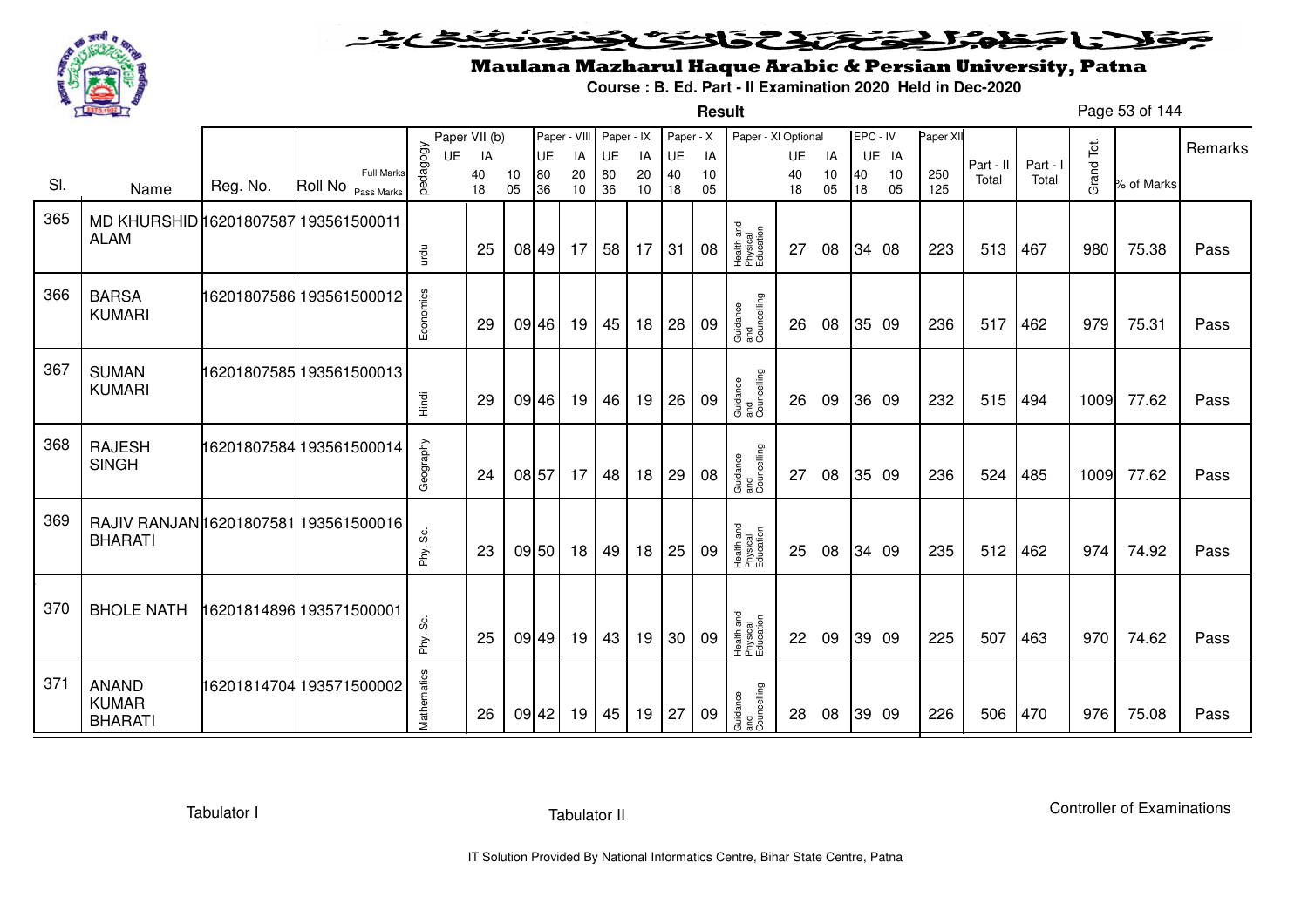# Maulana Mazharul Haque Arabic & Persian University, Patna

**Course : B. Ed. Part - II Examination 2020 Held in Dec-2020**

**Result**

| Sl. | Name | Reg. No. | Roll No | pedagogy | Paper VII (b) UE | Paper VII (b) IA | | Paper - VIII UE | Paper - VIII IA | Paper - IX UE | Paper - IX IA | Paper - X UE | Paper - X IA | Paper - XI Optional | UE | IA | EPC - IV UE | EPC - IV IA | Paper XII | Part - II Total | Part - I Total | Grand Tot. | % of Marks | Remarks |
|---|---|---|---|---|---|---|---|---|---|---|---|---|---|---|---|---|---|---|---|---|---|---|---|---|
| | | | Full Marks | | | 40 | 10 | 80 | 20 | 80 | 20 | 40 | 10 | | 40 | 10 | 40 | 10 | 250 | | | | | |
| | | | Pass Marks | | | 18 | 05 | 36 | 10 | 36 | 10 | 18 | 05 | | 18 | 05 | 18 | 05 | 125 | | | | | |
| 365 | MD KHURSHID ALAM | 16201807587 | 193561500011 | urdu | | 25 | 08 | 49 | 17 | 58 | 17 | 31 | 08 | Health and Physical Education | 27 | 08 | 34 | 08 | 223 | 513 | 467 | 980 | 75.38 | Pass |
| 366 | BARSA KUMARI | 16201807586 | 193561500012 | Economics | | 29 | 09 | 46 | 19 | 45 | 18 | 28 | 09 | Guidance and Councelling | 26 | 08 | 35 | 09 | 236 | 517 | 462 | 979 | 75.31 | Pass |
| 367 | SUMAN KUMARI | 16201807585 | 193561500013 | Hindi | | 29 | 09 | 46 | 19 | 46 | 19 | 26 | 09 | Guidance and Councelling | 26 | 09 | 36 | 09 | 232 | 515 | 494 | 1009 | 77.62 | Pass |
| 368 | RAJESH SINGH | 16201807584 | 193561500014 | Geography | | 24 | 08 | 57 | 17 | 48 | 18 | 29 | 08 | Guidance and Councelling | 27 | 08 | 35 | 09 | 236 | 524 | 485 | 1009 | 77.62 | Pass |
| 369 | RAJIV RANJAN BHARATI | 16201807581 | 193561500016 | Phy. Sc. | | 23 | 09 | 50 | 18 | 49 | 18 | 25 | 09 | Health and Physical Education | 25 | 08 | 34 | 09 | 235 | 512 | 462 | 974 | 74.92 | Pass |
| 370 | BHOLE NATH | 16201814896 | 193571500001 | Phy. Sc. | | 25 | 09 | 49 | 19 | 43 | 19 | 30 | 09 | Health and Physical Education | 22 | 09 | 39 | 09 | 225 | 507 | 463 | 970 | 74.62 | Pass |
| 371 | ANAND KUMAR BHARATI | 16201814704 | 193571500002 | Mathematics | | 26 | 09 | 42 | 19 | 45 | 19 | 27 | 09 | Guidance and Councelling | 28 | 08 | 39 | 09 | 226 | 506 | 470 | 976 | 75.08 | Pass |

Tabulator I | Tabulator II | Controller of Examinations

IT Solution Provided By National Informatics Centre, Bihar State Centre, Patna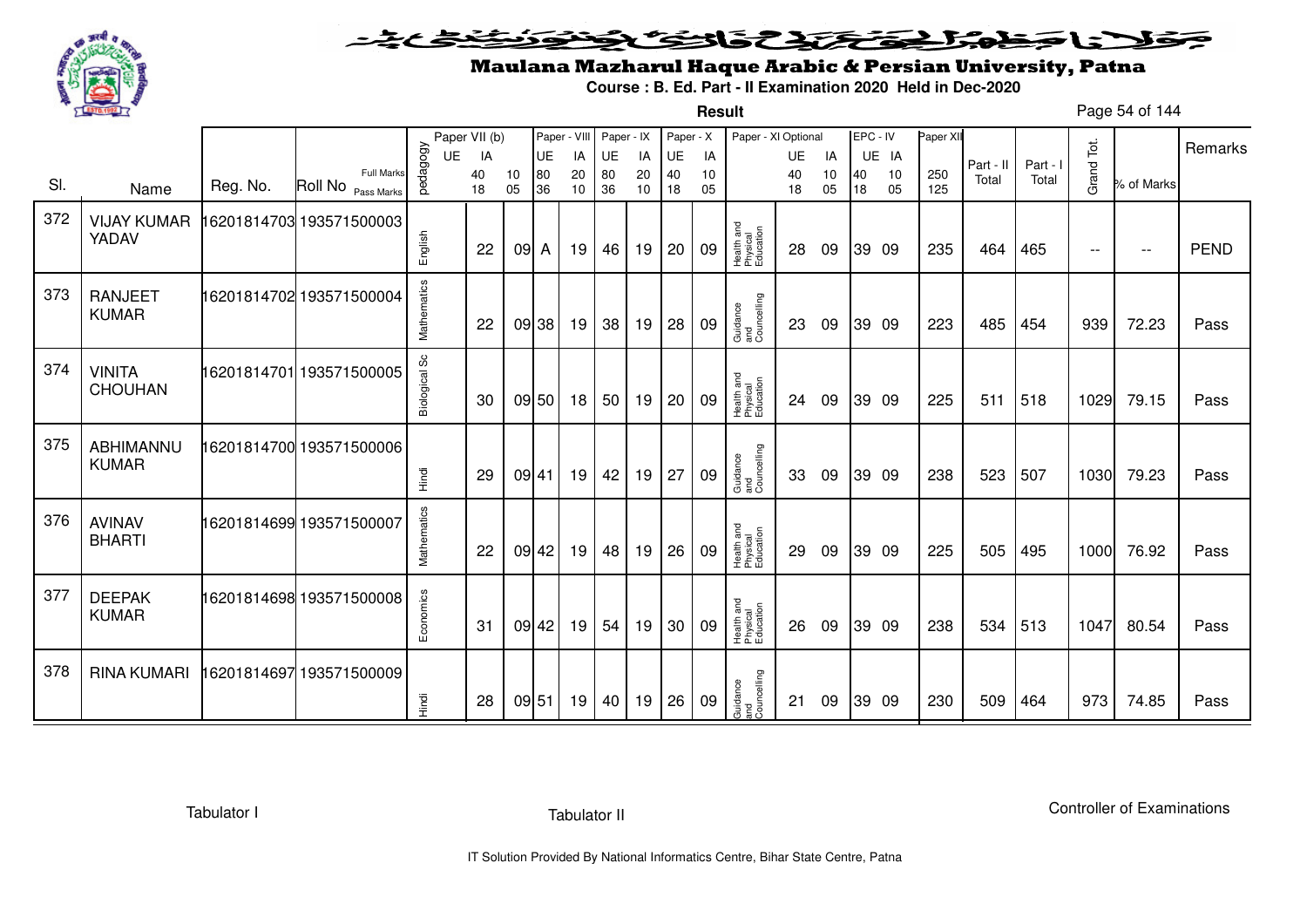# Maulana Mazharul Haque Arabic & Persian University, Patna

**Course : B. Ed. Part - II Examination 2020 Held in Dec-2020**

**Result**

| Sl. | Name | Reg. No. | Roll No | pedagogy | Paper VII (b) UE | IA | | Paper - VIII UE | IA | Paper - IX UE | IA | Paper - X UE | IA | Paper - XI Optional | UE | IA | EPC - IV UE | IA | Paper XII | Part - II Total | Part - I Total | Grand Tot. | % of Marks | Remarks |
|---|---|---|---|---|---|---|---|---|---|---|---|---|---|---|---|---|---|---|---|---|---|---|---|---|
| | | | Full Marks / Pass Marks | | 40 / 18 | 10 / 05 | | 80 / 36 | 20 / 10 | 80 / 36 | 20 / 10 | 40 / 18 | 10 / 05 | | 40 / 18 | 10 / 05 | 40 / 18 | 10 / 05 | 250 / 125 | | | | | |
| 372 | VIJAY KUMAR YADAV | 16201814703 | 193571500003 | English | 22 | 09 | | A | 19 | 46 | 19 | 20 | 09 | Health and Physical Education | 28 | 09 | 39 | 09 | 235 | 464 | 465 | -- | -- | PEND |
| 373 | RANJEET KUMAR | 16201814702 | 193571500004 | Mathematics | 22 | 09 | | 38 | 19 | 38 | 19 | 28 | 09 | Guidance and Councelling | 23 | 09 | 39 | 09 | 223 | 485 | 454 | 939 | 72.23 | Pass |
| 374 | VINITA CHOUHAN | 16201814701 | 193571500005 | Biological Sc | 30 | 09 | | 50 | 18 | 50 | 19 | 20 | 09 | Health and Physical Education | 24 | 09 | 39 | 09 | 225 | 511 | 518 | 1029 | 79.15 | Pass |
| 375 | ABHIMANNU KUMAR | 16201814700 | 193571500006 | Hindi | 29 | 09 | | 41 | 19 | 42 | 19 | 27 | 09 | Guidance and Councelling | 33 | 09 | 39 | 09 | 238 | 523 | 507 | 1030 | 79.23 | Pass |
| 376 | AVINAV BHARTI | 16201814699 | 193571500007 | Mathematics | 22 | 09 | | 42 | 19 | 48 | 19 | 26 | 09 | Health and Physical Education | 29 | 09 | 39 | 09 | 225 | 505 | 495 | 1000 | 76.92 | Pass |
| 377 | DEEPAK KUMAR | 16201814698 | 193571500008 | Economics | 31 | 09 | | 42 | 19 | 54 | 19 | 30 | 09 | Health and Physical Education | 26 | 09 | 39 | 09 | 238 | 534 | 513 | 1047 | 80.54 | Pass |
| 378 | RINA KUMARI | 16201814697 | 193571500009 | Hindi | 28 | 09 | | 51 | 19 | 40 | 19 | 26 | 09 | Guidance and Councelling | 21 | 09 | 39 | 09 | 230 | 509 | 464 | 973 | 74.85 | Pass |

Tabulator I          Tabulator II          Controller of Examinations

IT Solution Provided By National Informatics Centre, Bihar State Centre, Patna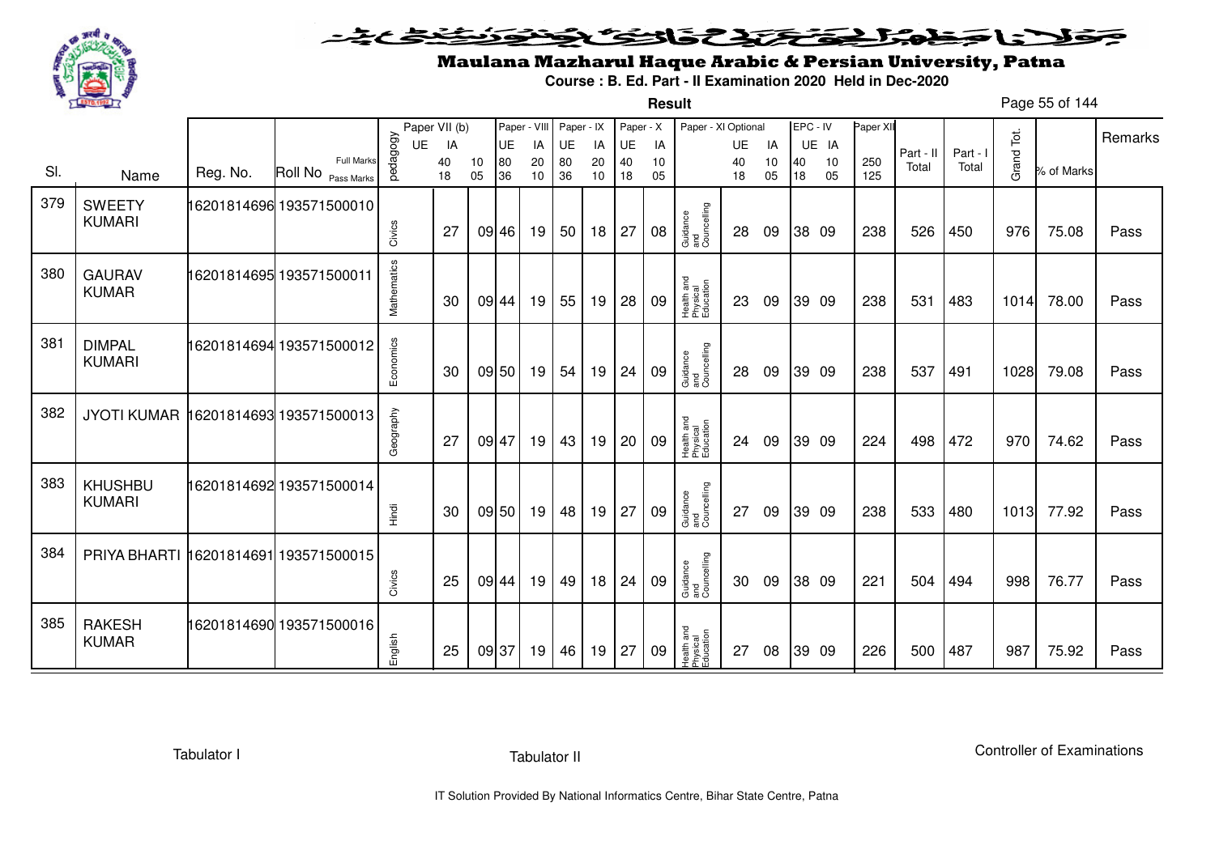# Maulana Mazharul Haque Arabic & Persian University, Patna

**Course : B. Ed. Part - II Examination 2020 Held in Dec-2020**

**Result**

| Sl. | Name | Reg. No. | Roll No | pedagogy | Paper VII (b) UE | Paper VII (b) IA | | Paper - VIII UE | Paper - VIII IA | Paper - IX UE | Paper - IX IA | Paper - X UE | Paper - X IA | Paper - XI Optional | UE | IA | EPC - IV UE | EPC - IV IA | Paper XII | Part - II Total | Part - I Total | Grand Tot. | % of Marks | Remarks |
|---|---|---|---|---|---|---|---|---|---|---|---|---|---|---|---|---|---|---|---|---|---|---|---|---|
| | | | Full Marks | | | 40 | 10 | 80 | 20 | 80 | 20 | 40 | 10 | | 40 | 10 | 40 | 10 | 250 | | | | | |
| | | | Pass Marks | | | 18 | 05 | 36 | 10 | 36 | 10 | 18 | 05 | | 18 | 05 | 18 | 05 | 125 | | | | | |
| 379 | SWEETY KUMARI | 16201814696 | 193571500010 | Civics | | 27 | 09 | 46 | 19 | 50 | 18 | 27 | 08 | Guidance and Councelling | 28 | 09 | 38 | 09 | 238 | 526 | 450 | 976 | 75.08 | Pass |
| 380 | GAURAV KUMAR | 16201814695 | 193571500011 | Mathematics | | 30 | 09 | 44 | 19 | 55 | 19 | 28 | 09 | Health and Physical Education | 23 | 09 | 39 | 09 | 238 | 531 | 483 | 1014 | 78.00 | Pass |
| 381 | DIMPAL KUMARI | 16201814694 | 193571500012 | Economics | | 30 | 09 | 50 | 19 | 54 | 19 | 24 | 09 | Guidance and Councelling | 28 | 09 | 39 | 09 | 238 | 537 | 491 | 1028 | 79.08 | Pass |
| 382 | JYOTI KUMAR | 16201814693 | 193571500013 | Geography | | 27 | 09 | 47 | 19 | 43 | 19 | 20 | 09 | Health and Physical Education | 24 | 09 | 39 | 09 | 224 | 498 | 472 | 970 | 74.62 | Pass |
| 383 | KHUSHBU KUMARI | 16201814692 | 193571500014 | Hindi | | 30 | 09 | 50 | 19 | 48 | 19 | 27 | 09 | Guidance and Councelling | 27 | 09 | 39 | 09 | 238 | 533 | 480 | 1013 | 77.92 | Pass |
| 384 | PRIYA BHARTI | 16201814691 | 193571500015 | Civics | | 25 | 09 | 44 | 19 | 49 | 18 | 24 | 09 | Guidance and Councelling | 30 | 09 | 38 | 09 | 221 | 504 | 494 | 998 | 76.77 | Pass |
| 385 | RAKESH KUMAR | 16201814690 | 193571500016 | English | | 25 | 09 | 37 | 19 | 46 | 19 | 27 | 09 | Health and Physical Education | 27 | 08 | 39 | 09 | 226 | 500 | 487 | 987 | 75.92 | Pass |

Tabulator I | Tabulator II | Controller of Examinations

IT Solution Provided By National Informatics Centre, Bihar State Centre, Patna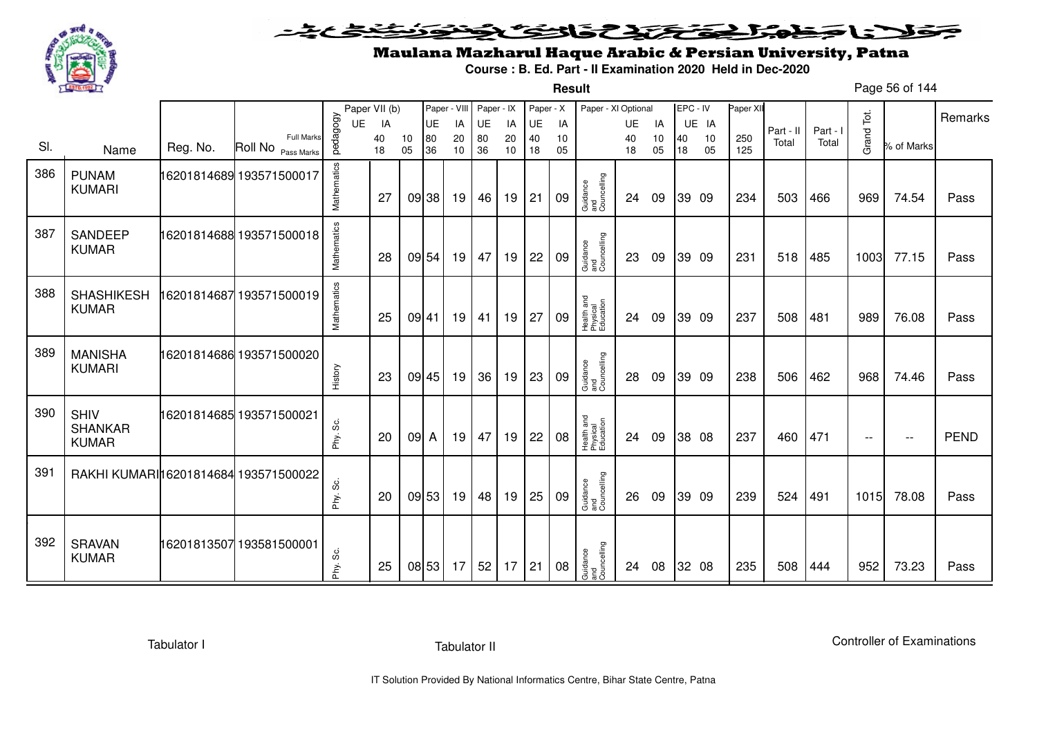# Maulana Mazharul Haque Arabic & Persian University, Patna

**Course : B. Ed. Part - II Examination 2020 Held in Dec-2020**

**Result**

| Sl. | Name | Reg. No. | Roll No | pedagogy | Paper VII (b) UE | Paper VII (b) IA | | Paper - VIII UE | Paper - VIII IA | Paper - IX UE | Paper - IX IA | Paper - X UE | Paper - X IA | Paper - XI Optional | UE | IA | EPC - IV UE | EPC - IV IA | Paper XII | Part - II Total | Part - I Total | Grand Tot. | % of Marks | Remarks |
|---|---|---|---|---|---|---|---|---|---|---|---|---|---|---|---|---|---|---|---|---|---|---|---|---|
| | | | Full Marks | | | 40 | 10 | 80 | 20 | 80 | 20 | 40 | 10 | | 40 | 10 | 40 | 10 | 250 | | | | | |
| | | | Pass Marks | | | 18 | 05 | 36 | 10 | 36 | 10 | 18 | 05 | | 18 | 05 | 18 | 05 | 125 | | | | | |
| 386 | PUNAM KUMARI | 16201814689 | 193571500017 | Mathematics | | 27 | 09 | 38 | 19 | 46 | 19 | 21 | 09 | Guidance and Councelling | 24 | 09 | 39 | 09 | 234 | 503 | 466 | 969 | 74.54 | Pass |
| 387 | SANDEEP KUMAR | 16201814688 | 193571500018 | Mathematics | | 28 | 09 | 54 | 19 | 47 | 19 | 22 | 09 | Guidance and Councelling | 23 | 09 | 39 | 09 | 231 | 518 | 485 | 1003 | 77.15 | Pass |
| 388 | SHASHIKESH KUMAR | 16201814687 | 193571500019 | Mathematics | | 25 | 09 | 41 | 19 | 41 | 19 | 27 | 09 | Health and Physical Education | 24 | 09 | 39 | 09 | 237 | 508 | 481 | 989 | 76.08 | Pass |
| 389 | MANISHA KUMARI | 16201814686 | 193571500020 | History | | 23 | 09 | 45 | 19 | 36 | 19 | 23 | 09 | Guidance and Councelling | 28 | 09 | 39 | 09 | 238 | 506 | 462 | 968 | 74.46 | Pass |
| 390 | SHIV SHANKAR KUMAR | 16201814685 | 193571500021 | Phy. Sc. | | 20 | 09 | A | 19 | 47 | 19 | 22 | 08 | Health and Physical Education | 24 | 09 | 38 | 08 | 237 | 460 | 471 | -- | -- | PEND |
| 391 | RAKHI KUMARI | 16201814684 | 193571500022 | Phy. Sc. | | 20 | 09 | 53 | 19 | 48 | 19 | 25 | 09 | Guidance and Councelling | 26 | 09 | 39 | 09 | 239 | 524 | 491 | 1015 | 78.08 | Pass |
| 392 | SRAVAN KUMAR | 16201813507 | 193581500001 | Phy. Sc. | | 25 | 08 | 53 | 17 | 52 | 17 | 21 | 08 | Guidance and Councelling | 24 | 08 | 32 | 08 | 235 | 508 | 444 | 952 | 73.23 | Pass |

Tabulator I | Tabulator II | Controller of Examinations

IT Solution Provided By National Informatics Centre, Bihar State Centre, Patna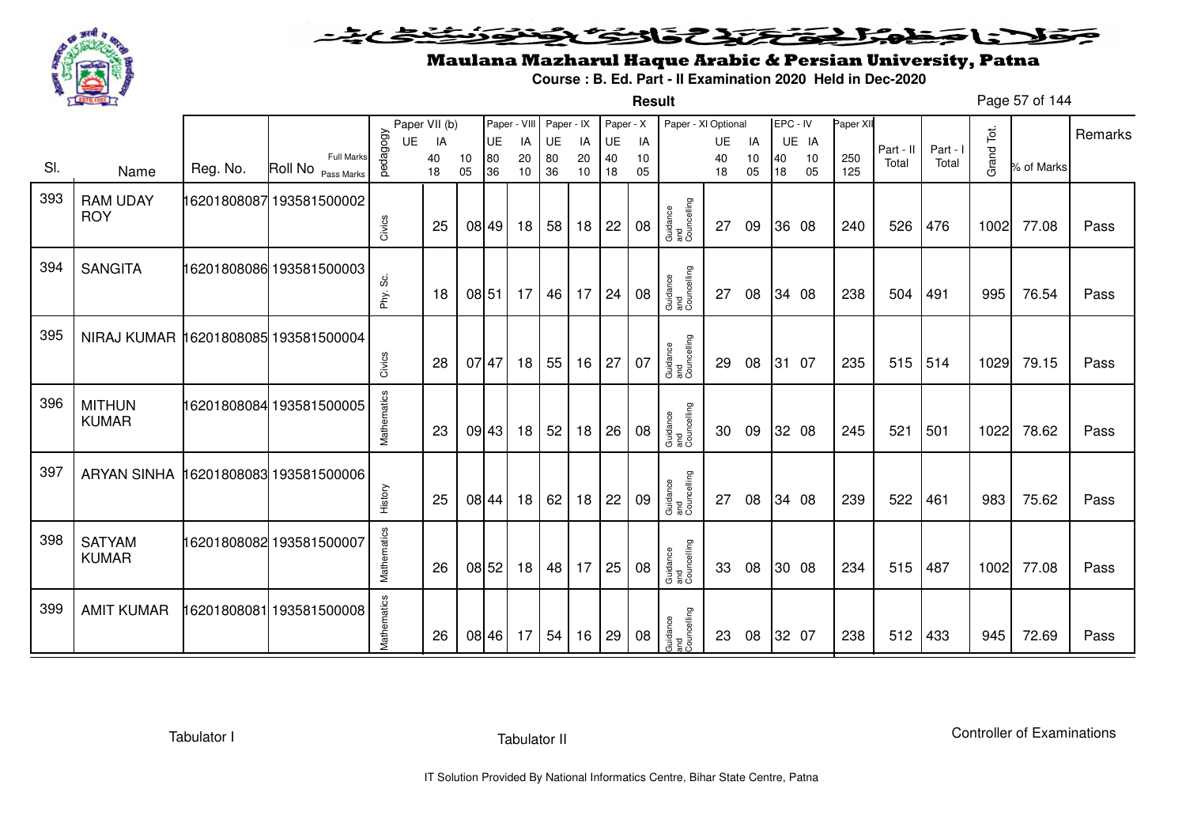# Maulana Mazharul Haque Arabic & Persian University, Patna

**Course : B. Ed. Part - II Examination 2020 Held in Dec-2020**

**Result**

| Sl. | Name | Reg. No. | Roll No | pedagogy | Paper VII (b) UE | Paper VII (b) IA | | Paper - VIII UE | Paper - VIII IA | Paper - IX UE | Paper - IX IA | Paper - X UE | Paper - X IA | Paper - XI Optional | Paper - XI UE | Paper - XI IA | EPC - IV UE | EPC - IV IA | Paper XII | Part - II Total | Part - I Total | Grand Tot. | % of Marks | Remarks |
|---|---|---|---|---|---|---|---|---|---|---|---|---|---|---|---|---|---|---|---|---|---|---|---|---|
| | | | Full Marks | | | 40 | 10 | 80 | 20 | 80 | 20 | 40 | 10 | | 40 | 10 | 40 | 10 | 250 | | | | | |
| | | | Pass Marks | | | 18 | 05 | 36 | 10 | 36 | 10 | 18 | 05 | | 18 | 05 | 18 | 05 | 125 | | | | | |
| 393 | RAM UDAY ROY | 16201808087 | 193581500002 | Civics | | 25 | 08 | 49 | 18 | 58 | 18 | 22 | 08 | Guidance and Councelling | 27 | 09 | 36 | 08 | 240 | 526 | 476 | 1002 | 77.08 | Pass |
| 394 | SANGITA | 16201808086 | 193581500003 | Phy. Sc. | | 18 | 08 | 51 | 17 | 46 | 17 | 24 | 08 | Guidance and Councelling | 27 | 08 | 34 | 08 | 238 | 504 | 491 | 995 | 76.54 | Pass |
| 395 | NIRAJ KUMAR | 16201808085 | 193581500004 | Civics | | 28 | 07 | 47 | 18 | 55 | 16 | 27 | 07 | Guidance and Councelling | 29 | 08 | 31 | 07 | 235 | 515 | 514 | 1029 | 79.15 | Pass |
| 396 | MITHUN KUMAR | 16201808084 | 193581500005 | Mathematics | | 23 | 09 | 43 | 18 | 52 | 18 | 26 | 08 | Guidance and Councelling | 30 | 09 | 32 | 08 | 245 | 521 | 501 | 1022 | 78.62 | Pass |
| 397 | ARYAN SINHA | 16201808083 | 193581500006 | History | | 25 | 08 | 44 | 18 | 62 | 18 | 22 | 09 | Guidance and Councelling | 27 | 08 | 34 | 08 | 239 | 522 | 461 | 983 | 75.62 | Pass |
| 398 | SATYAM KUMAR | 16201808082 | 193581500007 | Mathematics | | 26 | 08 | 52 | 18 | 48 | 17 | 25 | 08 | Guidance and Councelling | 33 | 08 | 30 | 08 | 234 | 515 | 487 | 1002 | 77.08 | Pass |
| 399 | AMIT KUMAR | 16201808081 | 193581500008 | Mathematics | | 26 | 08 | 46 | 17 | 54 | 16 | 29 | 08 | Guidance and Councelling | 23 | 08 | 32 | 07 | 238 | 512 | 433 | 945 | 72.69 | Pass |

Tabulator I

Tabulator II

Controller of Examinations

IT Solution Provided By National Informatics Centre, Bihar State Centre, Patna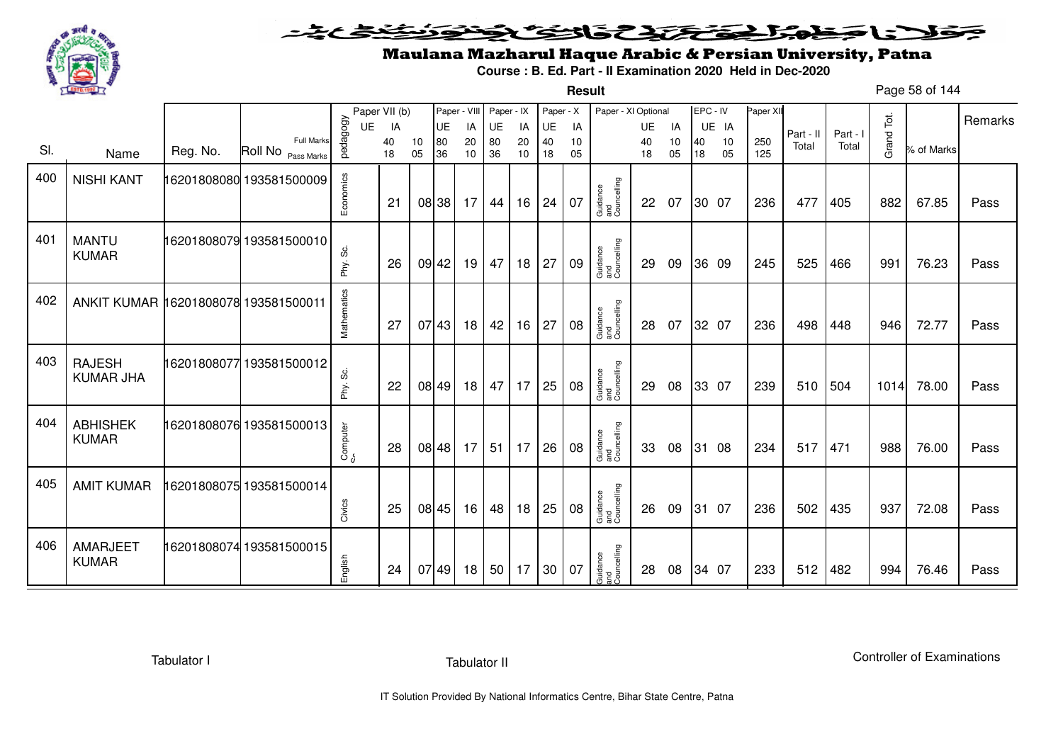# Maulana Mazharul Haque Arabic & Persian University, Patna

**Course : B. Ed. Part - II Examination 2020 Held in Dec-2020**

**Result**

| Sl. | Name | Reg. No. | Roll No | pedagogy | Paper VII (b) UE | Paper VII (b) IA | Paper - VIII UE | Paper - VIII IA | Paper - IX UE | Paper - IX IA | Paper - X UE | Paper - X IA | Paper - XI Optional | Paper - XI UE | Paper - XI IA | EPC - IV UE | EPC - IV IA | Paper XII | Part - II Total | Part - I Total | Grand Tot. | % of Marks | Remarks |
|---|---|---|---|---|---|---|---|---|---|---|---|---|---|---|---|---|---|---|---|---|---|---|---|
| | | | Full Marks | | 40 | 10 | 80 | 20 | 80 | 20 | 40 | 10 | | 40 | 10 | 40 | 10 | 250 | | | | | |
| | | | Pass Marks | | 18 | 05 | 36 | 10 | 36 | 10 | 18 | 05 | | 18 | 05 | 18 | 05 | 125 | | | | | |
| 400 | NISHI KANT | 16201808080 | 193581500009 | Economics | 21 | 08 | 38 | 17 | 44 | 16 | 24 | 07 | Guidance and Councelling | 22 | 07 | 30 | 07 | 236 | 477 | 405 | 882 | 67.85 | Pass |
| 401 | MANTU KUMAR | 16201808079 | 193581500010 | Phy. Sc. | 26 | 09 | 42 | 19 | 47 | 18 | 27 | 09 | Guidance and Councelling | 29 | 09 | 36 | 09 | 245 | 525 | 466 | 991 | 76.23 | Pass |
| 402 | ANKIT KUMAR | 16201808078 | 193581500011 | Mathematics | 27 | 07 | 43 | 18 | 42 | 16 | 27 | 08 | Guidance and Councelling | 28 | 07 | 32 | 07 | 236 | 498 | 448 | 946 | 72.77 | Pass |
| 403 | RAJESH KUMAR JHA | 16201808077 | 193581500012 | Phy. Sc. | 22 | 08 | 49 | 18 | 47 | 17 | 25 | 08 | Guidance and Councelling | 29 | 08 | 33 | 07 | 239 | 510 | 504 | 1014 | 78.00 | Pass |
| 404 | ABHISHEK KUMAR | 16201808076 | 193581500013 | Computer Sc. | 28 | 08 | 48 | 17 | 51 | 17 | 26 | 08 | Guidance and Councelling | 33 | 08 | 31 | 08 | 234 | 517 | 471 | 988 | 76.00 | Pass |
| 405 | AMIT KUMAR | 16201808075 | 193581500014 | Civics | 25 | 08 | 45 | 16 | 48 | 18 | 25 | 08 | Guidance and Councelling | 26 | 09 | 31 | 07 | 236 | 502 | 435 | 937 | 72.08 | Pass |
| 406 | AMARJEET KUMAR | 16201808074 | 193581500015 | English | 24 | 07 | 49 | 18 | 50 | 17 | 30 | 07 | Guidance and Councelling | 28 | 08 | 34 | 07 | 233 | 512 | 482 | 994 | 76.46 | Pass |

Tabulator I    Tabulator II    Controller of Examinations

IT Solution Provided By National Informatics Centre, Bihar State Centre, Patna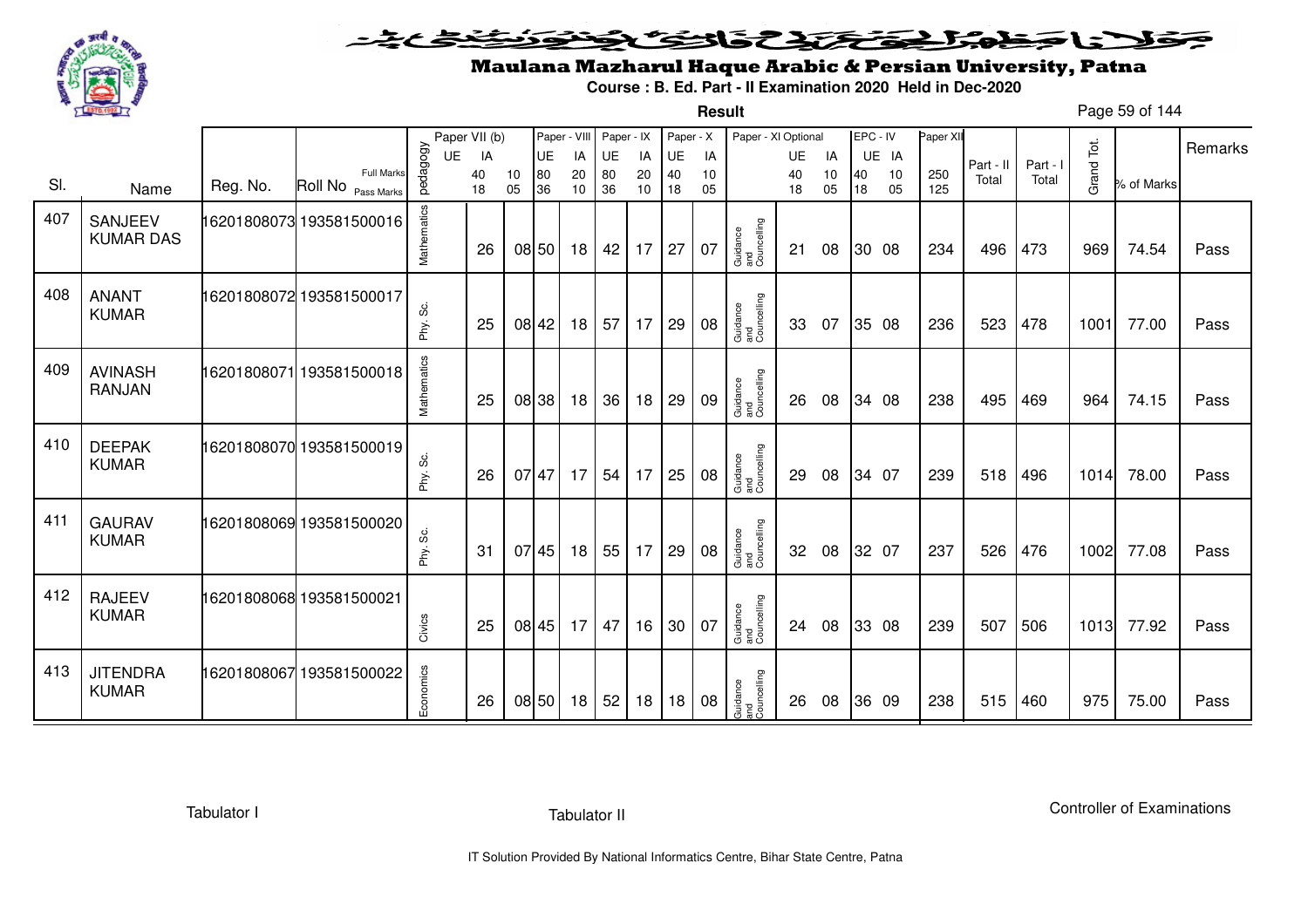# Maulana Mazharul Haque Arabic & Persian University, Patna

**Course : B. Ed. Part - II Examination 2020 Held in Dec-2020**

**Result**

| Sl. | Name | Reg. No. | Roll No | pedagogy | Paper VII (b) UE 40/18 | Paper VII (b) IA 10/05 | Paper - VIII UE 80/36 | Paper - VIII IA 20/10 | Paper - IX UE 80/36 | Paper - IX IA 20/10 | Paper - X UE 40/18 | Paper - X IA 10/05 | Paper - XI Optional | Paper - XI UE 40/18 | Paper - XI IA 10/05 | EPC - IV UE 40/18 | EPC - IV IA 10/05 | Paper XII 250/125 | Part - II Total | Part - I Total | Grand Tot. | % of Marks | Remarks |
|---|---|---|---|---|---|---|---|---|---|---|---|---|---|---|---|---|---|---|---|---|---|---|---|
| 407 | SANJEEV KUMAR DAS | 16201808073 | 193581500016 | Mathematics | 26 | 08 | 50 | 18 | 42 | 17 | 27 | 07 | Guidance and Councelling | 21 | 08 | 30 | 08 | 234 | 496 | 473 | 969 | 74.54 | Pass |
| 408 | ANANT KUMAR | 16201808072 | 193581500017 | Phy. Sc. | 25 | 08 | 42 | 18 | 57 | 17 | 29 | 08 | Guidance and Councelling | 33 | 07 | 35 | 08 | 236 | 523 | 478 | 1001 | 77.00 | Pass |
| 409 | AVINASH RANJAN | 16201808071 | 193581500018 | Mathematics | 25 | 08 | 38 | 18 | 36 | 18 | 29 | 09 | Guidance and Councelling | 26 | 08 | 34 | 08 | 238 | 495 | 469 | 964 | 74.15 | Pass |
| 410 | DEEPAK KUMAR | 16201808070 | 193581500019 | Phy. Sc. | 26 | 07 | 47 | 17 | 54 | 17 | 25 | 08 | Guidance and Councelling | 29 | 08 | 34 | 07 | 239 | 518 | 496 | 1014 | 78.00 | Pass |
| 411 | GAURAV KUMAR | 16201808069 | 193581500020 | Phy. Sc. | 31 | 07 | 45 | 18 | 55 | 17 | 29 | 08 | Guidance and Councelling | 32 | 08 | 32 | 07 | 237 | 526 | 476 | 1002 | 77.08 | Pass |
| 412 | RAJEEV KUMAR | 16201808068 | 193581500021 | Civics | 25 | 08 | 45 | 17 | 47 | 16 | 30 | 07 | Guidance and Councelling | 24 | 08 | 33 | 08 | 239 | 507 | 506 | 1013 | 77.92 | Pass |
| 413 | JITENDRA KUMAR | 16201808067 | 193581500022 | Economics | 26 | 08 | 50 | 18 | 52 | 18 | 18 | 08 | Guidance and Councelling | 26 | 08 | 36 | 09 | 238 | 515 | 460 | 975 | 75.00 | Pass |

Tabulator I | Tabulator II | Controller of Examinations

IT Solution Provided By National Informatics Centre, Bihar State Centre, Patna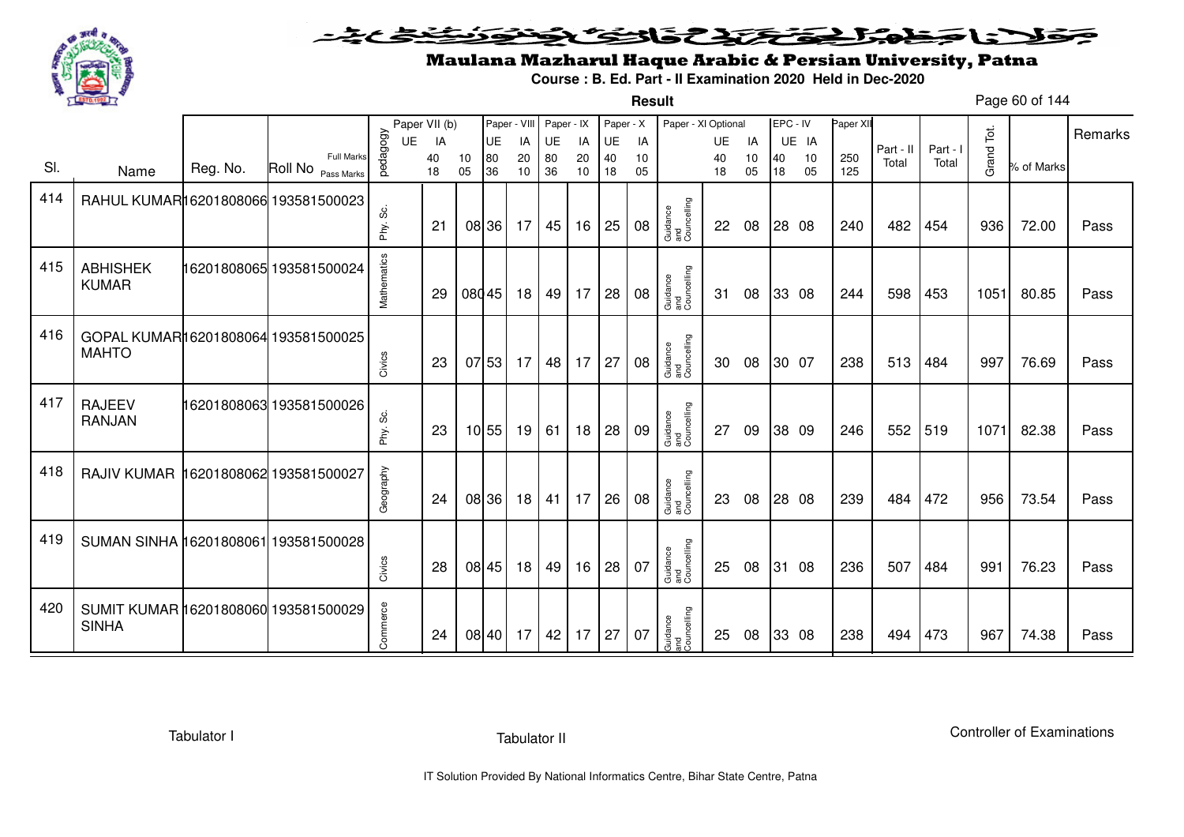# Maulana Mazharul Haque Arabic & Persian University, Patna

**Course : B. Ed. Part - II Examination 2020 Held in Dec-2020**

**Result**

| Sl. | Name | Reg. No. | Roll No | pedagogy | Paper VII (b) UE | Paper VII (b) IA | | Paper - VIII UE | Paper - VIII IA | Paper - IX UE | Paper - IX IA | Paper - X UE | Paper - X IA | Paper - XI Optional | Paper - XI UE | Paper - XI IA | EPC - IV UE | EPC - IV IA | Paper XII | Part - II Total | Part - I Total | Grand Tot. | % of Marks | Remarks |
|---|---|---|---|---|---|---|---|---|---|---|---|---|---|---|---|---|---|---|---|---|---|---|---|---|
| | | | Full Marks | | | 40 | 10 | 80 | 20 | 80 | 20 | 40 | 10 | | 40 | 10 | 40 | 10 | 250 | | | | | |
| | | | Pass Marks | | | 18 | 05 | 36 | 10 | 36 | 10 | 18 | 05 | | 18 | 05 | 18 | 05 | 125 | | | | | |
| 414 | RAHUL KUMAR | 16201808066 | 193581500023 | Phy. Sc. | | 21 | 08 | 36 | 17 | 45 | 16 | 25 | 08 | Guidance and Councelling | 22 | 08 | 28 | 08 | 240 | 482 | 454 | 936 | 72.00 | Pass |
| 415 | ABHISHEK KUMAR | 16201808065 | 193581500024 | Mathematics | | 29 | 08 | 45 | 18 | 49 | 17 | 28 | 08 | Guidance and Councelling | 31 | 08 | 33 | 08 | 244 | 598 | 453 | 1051 | 80.85 | Pass |
| 416 | GOPAL KUMAR MAHTO | 16201808064 | 193581500025 | Civics | | 23 | 07 | 53 | 17 | 48 | 17 | 27 | 08 | Guidance and Councelling | 30 | 08 | 30 | 07 | 238 | 513 | 484 | 997 | 76.69 | Pass |
| 417 | RAJEEV RANJAN | 16201808063 | 193581500026 | Phy. Sc. | | 23 | 10 | 55 | 19 | 61 | 18 | 28 | 09 | Guidance and Councelling | 27 | 09 | 38 | 09 | 246 | 552 | 519 | 1071 | 82.38 | Pass |
| 418 | RAJIV KUMAR | 16201808062 | 193581500027 | Geography | | 24 | 08 | 36 | 18 | 41 | 17 | 26 | 08 | Guidance and Councelling | 23 | 08 | 28 | 08 | 239 | 484 | 472 | 956 | 73.54 | Pass |
| 419 | SUMAN SINHA | 16201808061 | 193581500028 | Civics | | 28 | 08 | 45 | 18 | 49 | 16 | 28 | 07 | Guidance and Councelling | 25 | 08 | 31 | 08 | 236 | 507 | 484 | 991 | 76.23 | Pass |
| 420 | SUMIT KUMAR SINHA | 16201808060 | 193581500029 | Commerce | | 24 | 08 | 40 | 17 | 42 | 17 | 27 | 07 | Guidance and Councelling | 25 | 08 | 33 | 08 | 238 | 494 | 473 | 967 | 74.38 | Pass |

Tabulator I          Tabulator II          Controller of Examinations

IT Solution Provided By National Informatics Centre, Bihar State Centre, Patna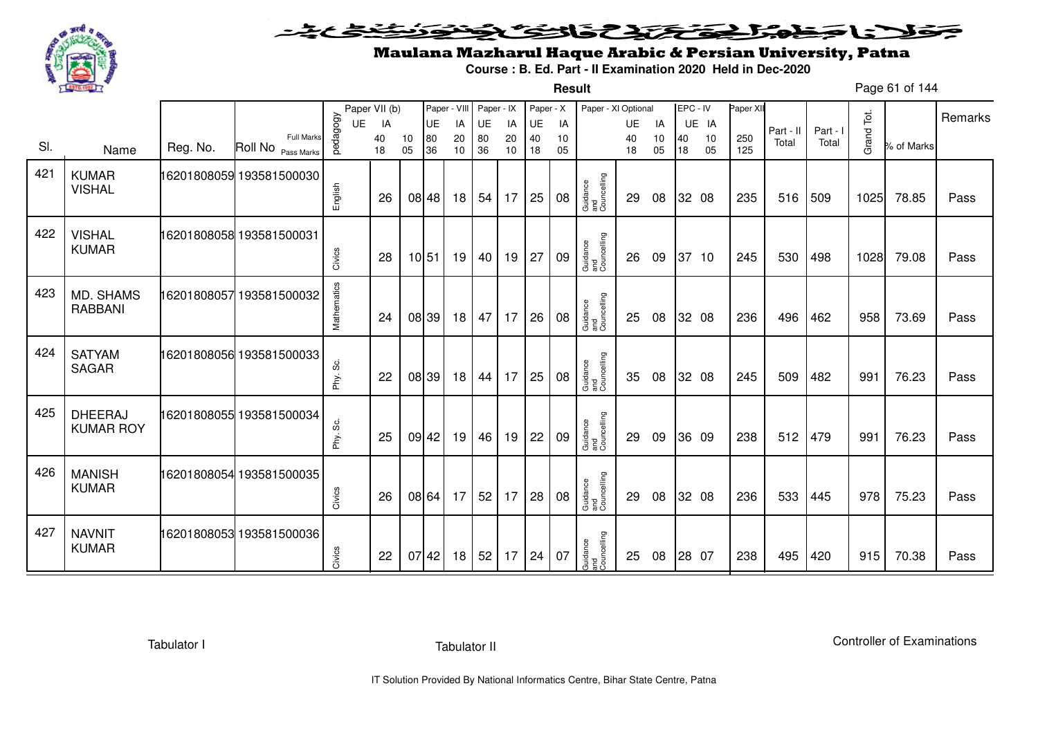# Maulana Mazharul Haque Arabic & Persian University, Patna

**Course : B. Ed. Part - II Examination 2020 Held in Dec-2020**

**Result**

| Sl. | Name | Reg. No. | Roll No | pedagogy | Paper VII (b) UE | Paper VII (b) IA | Paper - VIII UE | Paper - VIII IA | Paper - IX UE | Paper - IX IA | Paper - X UE | Paper - X IA | Paper - XI Optional | Paper - XI UE | Paper - XI IA | EPC - IV UE | EPC - IV IA | Paper XII | Part - II Total | Part - I Total | Grand Tot. | % of Marks | Remarks |
|---|---|---|---|---|---|---|---|---|---|---|---|---|---|---|---|---|---|---|---|---|---|---|---|
| | | | Full Marks | | 40 | 10 | 80 | 20 | 80 | 20 | 40 | 10 | | 40 | 10 | 40 | 10 | 250 | | | | | |
| | | | Pass Marks | | 18 | 05 | 36 | 10 | 36 | 10 | 18 | 05 | | 18 | 05 | 18 | 05 | 125 | | | | | |
| 421 | KUMAR VISHAL | 16201808059 | 193581500030 | English | 26 | 08 | 48 | 18 | 54 | 17 | 25 | 08 | Guidance and Councelling | 29 | 08 | 32 | 08 | 235 | 516 | 509 | 1025 | 78.85 | Pass |
| 422 | VISHAL KUMAR | 16201808058 | 193581500031 | Civics | 28 | 10 | 51 | 19 | 40 | 19 | 27 | 09 | Guidance and Councelling | 26 | 09 | 37 | 10 | 245 | 530 | 498 | 1028 | 79.08 | Pass |
| 423 | MD. SHAMS RABBANI | 16201808057 | 193581500032 | Mathematics | 24 | 08 | 39 | 18 | 47 | 17 | 26 | 08 | Guidance and Councelling | 25 | 08 | 32 | 08 | 236 | 496 | 462 | 958 | 73.69 | Pass |
| 424 | SATYAM SAGAR | 16201808056 | 193581500033 | Phy. Sc. | 22 | 08 | 39 | 18 | 44 | 17 | 25 | 08 | Guidance and Councelling | 35 | 08 | 32 | 08 | 245 | 509 | 482 | 991 | 76.23 | Pass |
| 425 | DHEERAJ KUMAR ROY | 16201808055 | 193581500034 | Phy. Sc. | 25 | 09 | 42 | 19 | 46 | 19 | 22 | 09 | Guidance and Councelling | 29 | 09 | 36 | 09 | 238 | 512 | 479 | 991 | 76.23 | Pass |
| 426 | MANISH KUMAR | 16201808054 | 193581500035 | Civics | 26 | 08 | 64 | 17 | 52 | 17 | 28 | 08 | Guidance and Councelling | 29 | 08 | 32 | 08 | 236 | 533 | 445 | 978 | 75.23 | Pass |
| 427 | NAVNIT KUMAR | 16201808053 | 193581500036 | Civics | 22 | 07 | 42 | 18 | 52 | 17 | 24 | 07 | Guidance and Councelling | 25 | 08 | 28 | 07 | 238 | 495 | 420 | 915 | 70.38 | Pass |

Tabulator I    Tabulator II    Controller of Examinations

IT Solution Provided By National Informatics Centre, Bihar State Centre, Patna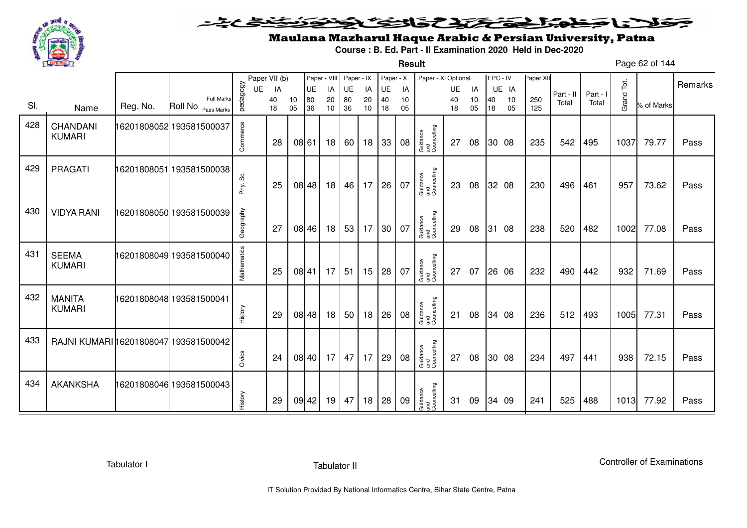# Maulana Mazharul Haque Arabic & Persian University, Patna

**Course : B. Ed. Part - II Examination 2020 Held in Dec-2020**

**Result**

| Sl. | Name | Reg. No. | Roll No | pedagogy | Paper VII (b) UE | IA | | Paper - VIII UE | IA | Paper - IX UE | IA | Paper - X UE | IA | Paper - XI Optional | UE | IA | EPC - IV UE | IA | Paper XII | Part - II Total | Part - I Total | Grand Tot. | % of Marks | Remarks |
|---|---|---|---|---|---|---|---|---|---|---|---|---|---|---|---|---|---|---|---|---|---|---|---|---|
| | | | Full Marks / Pass Marks | | 40 / 18 | 10 / 05 | | 80 / 36 | 20 / 10 | 80 / 36 | 20 / 10 | 40 / 18 | 10 / 05 | | 40 / 18 | 10 / 05 | 40 / 18 | 10 / 05 | 250 / 125 | | | | | |
| 428 | CHANDANI KUMARI | 16201808052 | 193581500037 | Commerce | 28 | 08 | | 61 | 18 | 60 | 18 | 33 | 08 | Guidance and Councelling | 27 | 08 | 30 | 08 | 235 | 542 | 495 | 1037 | 79.77 | Pass |
| 429 | PRAGATI | 16201808051 | 193581500038 | Phy. Sc. | 25 | 08 | | 48 | 18 | 46 | 17 | 26 | 07 | Guidance and Councelling | 23 | 08 | 32 | 08 | 230 | 496 | 461 | 957 | 73.62 | Pass |
| 430 | VIDYA RANI | 16201808050 | 193581500039 | Geography | 27 | 08 | | 46 | 18 | 53 | 17 | 30 | 07 | Guidance and Councelling | 29 | 08 | 31 | 08 | 238 | 520 | 482 | 1002 | 77.08 | Pass |
| 431 | SEEMA KUMARI | 16201808049 | 193581500040 | Mathematics | 25 | 08 | | 41 | 17 | 51 | 15 | 28 | 07 | Guidance and Councelling | 27 | 07 | 26 | 06 | 232 | 490 | 442 | 932 | 71.69 | Pass |
| 432 | MANITA KUMARI | 16201808048 | 193581500041 | History | 29 | 08 | | 48 | 18 | 50 | 18 | 26 | 08 | Guidance and Councelling | 21 | 08 | 34 | 08 | 236 | 512 | 493 | 1005 | 77.31 | Pass |
| 433 | RAJNI KUMARI | 16201808047 | 193581500042 | Civics | 24 | 08 | | 40 | 17 | 47 | 17 | 29 | 08 | Guidance and Councelling | 27 | 08 | 30 | 08 | 234 | 497 | 441 | 938 | 72.15 | Pass |
| 434 | AKANKSHA | 16201808046 | 193581500043 | History | 29 | 09 | | 42 | 19 | 47 | 18 | 28 | 09 | Guidance and Councelling | 31 | 09 | 34 | 09 | 241 | 525 | 488 | 1013 | 77.92 | Pass |

Tabulator I    Tabulator II    Controller of Examinations

IT Solution Provided By National Informatics Centre, Bihar State Centre, Patna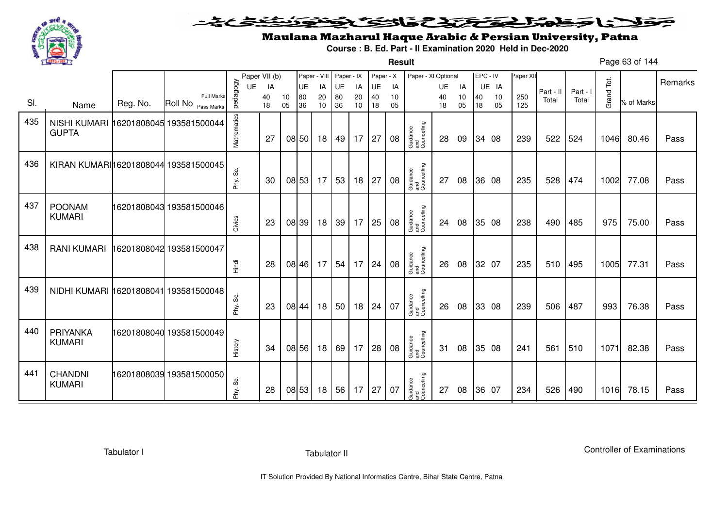# Maulana Mazharul Haque Arabic & Persian University, Patna

**Course : B. Ed. Part - II Examination 2020 Held in Dec-2020**

**Result**

| Sl. | Name | Reg. No. | Roll No | pedagogy | Paper VII (b) UE | Paper VII (b) IA (40/18) | (10/05) | Paper - VIII UE (80/36) | Paper - VIII IA (20/10) | Paper - IX UE (80/36) | Paper - IX IA (20/10) | Paper - X UE (40/18) | Paper - X IA (10/05) | Paper - XI Optional | UE (40/18) | IA (10/05) | EPC - IV UE (40/18) | EPC - IV IA (10/05) | Paper XII (250/125) | Part - II Total | Part - I Total | Grand Tot. | % of Marks | Remarks |
|---|---|---|---|---|---|---|---|---|---|---|---|---|---|---|---|---|---|---|---|---|---|---|---|---|
| 435 | NISHI KUMARI GUPTA | 16201808045 | 193581500044 | Mathematics | | 27 | 08 | 50 | 18 | 49 | 17 | 27 | 08 | Guidance and Councelling | 28 | 09 | 34 | 08 | 239 | 522 | 524 | 1046 | 80.46 | Pass |
| 436 | KIRAN KUMARI | 16201808044 | 193581500045 | Phy. Sc. | | 30 | 08 | 53 | 17 | 53 | 18 | 27 | 08 | Guidance and Councelling | 27 | 08 | 36 | 08 | 235 | 528 | 474 | 1002 | 77.08 | Pass |
| 437 | POONAM KUMARI | 16201808043 | 193581500046 | Civics | | 23 | 08 | 39 | 18 | 39 | 17 | 25 | 08 | Guidance and Councelling | 24 | 08 | 35 | 08 | 238 | 490 | 485 | 975 | 75.00 | Pass |
| 438 | RANI KUMARI | 16201808042 | 193581500047 | Hindi | | 28 | 08 | 46 | 17 | 54 | 17 | 24 | 08 | Guidance and Councelling | 26 | 08 | 32 | 07 | 235 | 510 | 495 | 1005 | 77.31 | Pass |
| 439 | NIDHI KUMARI | 16201808041 | 193581500048 | Phy. Sc. | | 23 | 08 | 44 | 18 | 50 | 18 | 24 | 07 | Guidance and Councelling | 26 | 08 | 33 | 08 | 239 | 506 | 487 | 993 | 76.38 | Pass |
| 440 | PRIYANKA KUMARI | 16201808040 | 193581500049 | History | | 34 | 08 | 56 | 18 | 69 | 17 | 28 | 08 | Guidance and Councelling | 31 | 08 | 35 | 08 | 241 | 561 | 510 | 1071 | 82.38 | Pass |
| 441 | CHANDNI KUMARI | 16201808039 | 193581500050 | Phy. Sc. | | 28 | 08 | 53 | 18 | 56 | 17 | 27 | 07 | Guidance and Councelling | 27 | 08 | 36 | 07 | 234 | 526 | 490 | 1016 | 78.15 | Pass |

Tabulator I Tabulator II Controller of Examinations

IT Solution Provided By National Informatics Centre, Bihar State Centre, Patna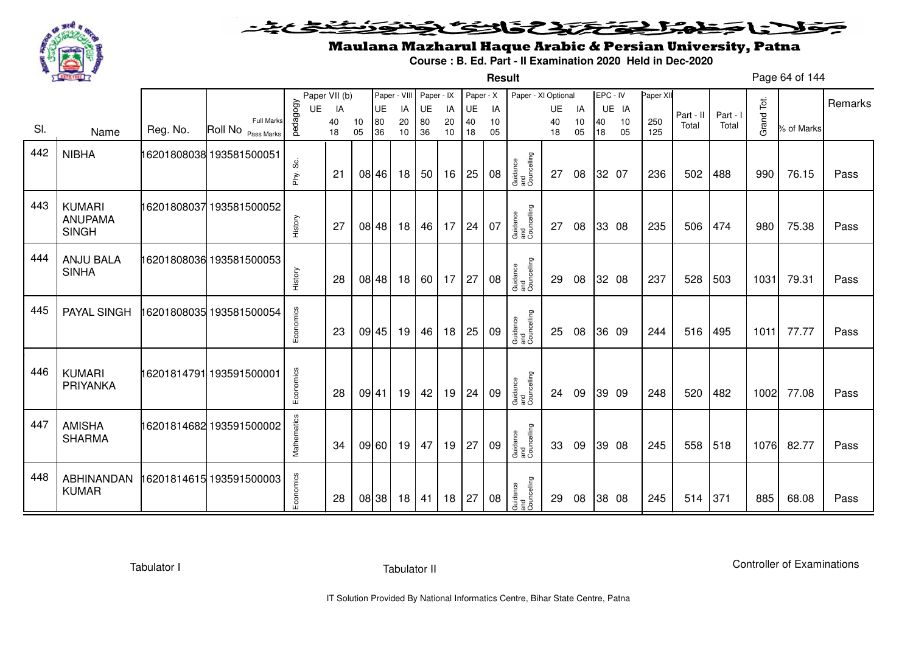# Maulana Mazharul Haque Arabic & Persian University, Patna

**Course : B. Ed. Part - II Examination 2020 Held in Dec-2020**

**Result**

| Sl. | Name | Reg. No. | Roll No | pedagogy | Paper VII (b) UE | IA | | Paper - VIII UE | IA | Paper - IX UE | IA | Paper - X UE | IA | Paper - XI Optional | UE | IA | EPC - IV UE | IA | Paper XII | Part - II Total | Part - I Total | Grand Tot. | % of Marks | Remarks |
|---|---|---|---|---|---|---|---|---|---|---|---|---|---|---|---|---|---|---|---|---|---|---|---|---|
| | | | Full Marks | | | 40 | 10 | 80 | 20 | 80 | 20 | 40 | 10 | | 40 | 10 | 40 | 10 | 250 | | | | | |
| | | | Pass Marks | | | 18 | 05 | 36 | 10 | 36 | 10 | 18 | 05 | | 18 | 05 | 18 | 05 | 125 | | | | | |
| 442 | NIBHA | 16201808038 | 193581500051 | Phy. Sc. | | 21 | 08 | 46 | 18 | 50 | 16 | 25 | 08 | Guidance and Councelling | 27 | 08 | 32 | 07 | 236 | 502 | 488 | 990 | 76.15 | Pass |
| 443 | KUMARI ANUPAMA SINGH | 16201808037 | 193581500052 | History | | 27 | 08 | 48 | 18 | 46 | 17 | 24 | 07 | Guidance and Councelling | 27 | 08 | 33 | 08 | 235 | 506 | 474 | 980 | 75.38 | Pass |
| 444 | ANJU BALA SINHA | 16201808036 | 193581500053 | History | | 28 | 08 | 48 | 18 | 60 | 17 | 27 | 08 | Guidance and Councelling | 29 | 08 | 32 | 08 | 237 | 528 | 503 | 1031 | 79.31 | Pass |
| 445 | PAYAL SINGH | 16201808035 | 193581500054 | Economics | | 23 | 09 | 45 | 19 | 46 | 18 | 25 | 09 | Guidance and Councelling | 25 | 08 | 36 | 09 | 244 | 516 | 495 | 1011 | 77.77 | Pass |
| 446 | KUMARI PRIYANKA | 16201814791 | 193591500001 | Economics | | 28 | 09 | 41 | 19 | 42 | 19 | 24 | 09 | Guidance and Councelling | 24 | 09 | 39 | 09 | 248 | 520 | 482 | 1002 | 77.08 | Pass |
| 447 | AMISHA SHARMA | 16201814682 | 193591500002 | Mathematics | | 34 | 09 | 60 | 19 | 47 | 19 | 27 | 09 | Guidance and Councelling | 33 | 09 | 39 | 08 | 245 | 558 | 518 | 1076 | 82.77 | Pass |
| 448 | ABHINANDAN KUMAR | 16201814615 | 193591500003 | Economics | | 28 | 08 | 38 | 18 | 41 | 18 | 27 | 08 | Guidance and Councelling | 29 | 08 | 38 | 08 | 245 | 514 | 371 | 885 | 68.08 | Pass |

Tabulator I | Tabulator II | Controller of Examinations

IT Solution Provided By National Informatics Centre, Bihar State Centre, Patna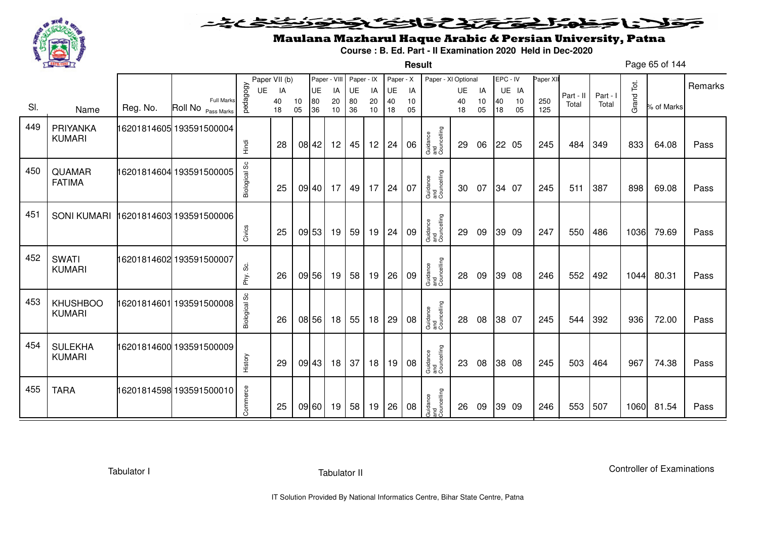# Maulana Mazharul Haque Arabic & Persian University, Patna

**Course : B. Ed. Part - II Examination 2020 Held in Dec-2020**

**Result**

| Sl. | Name | Reg. No. | Roll No | pedagogy | Paper VII (b) UE (40/18) | Paper VII (b) IA (10/05) | Paper - VIII UE (80/36) | Paper - VIII IA (20/10) | Paper - IX UE (80/36) | Paper - IX IA (20/10) | Paper - X UE (40/18) | Paper - X IA (10/05) | Paper - XI Optional | Paper - XI UE (40/18) | Paper - XI IA (10/05) | EPC - IV UE (40/18) | EPC - IV IA (10/05) | Paper XII (250/125) | Part - II Total | Part - I Total | Grand Tot. | % of Marks | Remarks |
|---|---|---|---|---|---|---|---|---|---|---|---|---|---|---|---|---|---|---|---|---|---|---|---|
| 449 | PRIYANKA KUMARI | 16201814605 | 193591500004 | Hindi | 28 | 08 | 42 | 12 | 45 | 12 | 24 | 06 | Guidance and Councelling | 29 | 06 | 22 | 05 | 245 | 484 | 349 | 833 | 64.08 | Pass |
| 450 | QUAMAR FATIMA | 16201814604 | 193591500005 | Biological Sc | 25 | 09 | 40 | 17 | 49 | 17 | 24 | 07 | Guidance and Councelling | 30 | 07 | 34 | 07 | 245 | 511 | 387 | 898 | 69.08 | Pass |
| 451 | SONI KUMARI | 16201814603 | 193591500006 | Civics | 25 | 09 | 53 | 19 | 59 | 19 | 24 | 09 | Guidance and Councelling | 29 | 09 | 39 | 09 | 247 | 550 | 486 | 1036 | 79.69 | Pass |
| 452 | SWATI KUMARI | 16201814602 | 193591500007 | Phy. Sc. | 26 | 09 | 56 | 19 | 58 | 19 | 26 | 09 | Guidance and Councelling | 28 | 09 | 39 | 08 | 246 | 552 | 492 | 1044 | 80.31 | Pass |
| 453 | KHUSHBOO KUMARI | 16201814601 | 193591500008 | Biological Sc | 26 | 08 | 56 | 18 | 55 | 18 | 29 | 08 | Guidance and Councelling | 28 | 08 | 38 | 07 | 245 | 544 | 392 | 936 | 72.00 | Pass |
| 454 | SULEKHA KUMARI | 16201814600 | 193591500009 | History | 29 | 09 | 43 | 18 | 37 | 18 | 19 | 08 | Guidance and Councelling | 23 | 08 | 38 | 08 | 245 | 503 | 464 | 967 | 74.38 | Pass |
| 455 | TARA | 16201814598 | 193591500010 | Commerce | 25 | 09 | 60 | 19 | 58 | 19 | 26 | 08 | Guidance and Councelling | 26 | 09 | 39 | 09 | 246 | 553 | 507 | 1060 | 81.54 | Pass |

Tabulator I | Tabulator II | Controller of Examinations

IT Solution Provided By National Informatics Centre, Bihar State Centre, Patna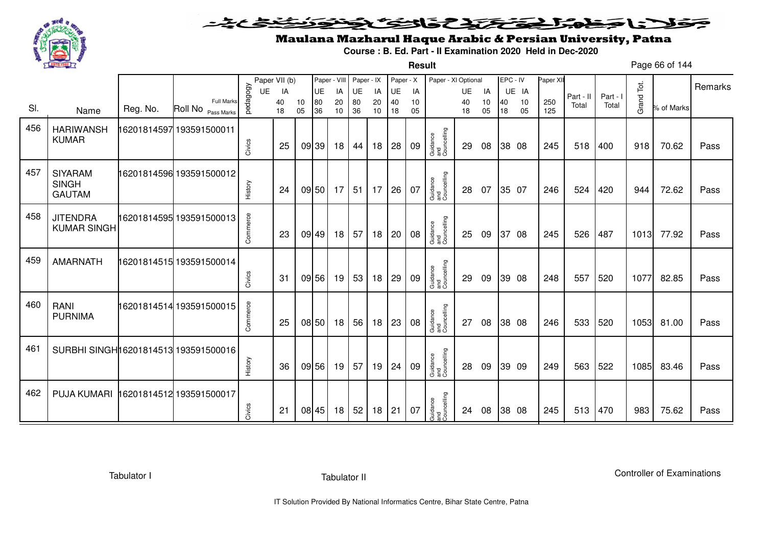# Maulana Mazharul Haque Arabic & Persian University, Patna

**Course : B. Ed. Part - II Examination 2020 Held in Dec-2020**

**Result**

| Sl. | Name | Reg. No. | Roll No | pedagogy | Paper VII (b) UE | IA | | Paper - VIII UE | IA | Paper - IX UE | IA | Paper - X UE | IA | Paper - XI Optional | UE | IA | EPC - IV UE | IA | Paper XII | Part - II Total | Part - I Total | Grand Tot. | % of Marks | Remarks |
|---|---|---|---|---|---|---|---|---|---|---|---|---|---|---|---|---|---|---|---|---|---|---|---|---|
| | | | Full Marks | | | 40 | 10 | 80 | 20 | 80 | 20 | 40 | 10 | | 40 | 10 | 40 | 10 | 250 | | | | | |
| | | | Pass Marks | | | 18 | 05 | 36 | 10 | 36 | 10 | 18 | 05 | | 18 | 05 | 18 | 05 | 125 | | | | | |
| 456 | HARIWANSH KUMAR | 16201814597 | 193591500011 | Civics | | 25 | 09 | 39 | 18 | 44 | 18 | 28 | 09 | Guidance and Councelling | 29 | 08 | 38 | 08 | 245 | 518 | 400 | 918 | 70.62 | Pass |
| 457 | SIYARAM SINGH GAUTAM | 16201814596 | 193591500012 | History | | 24 | 09 | 50 | 17 | 51 | 17 | 26 | 07 | Guidance and Councelling | 28 | 07 | 35 | 07 | 246 | 524 | 420 | 944 | 72.62 | Pass |
| 458 | JITENDRA KUMAR SINGH | 16201814595 | 193591500013 | Commerce | | 23 | 09 | 49 | 18 | 57 | 18 | 20 | 08 | Guidance and Councelling | 25 | 09 | 37 | 08 | 245 | 526 | 487 | 1013 | 77.92 | Pass |
| 459 | AMARNATH | 16201814515 | 193591500014 | Civics | | 31 | 09 | 56 | 19 | 53 | 18 | 29 | 09 | Guidance and Councelling | 29 | 09 | 39 | 08 | 248 | 557 | 520 | 1077 | 82.85 | Pass |
| 460 | RANI PURNIMA | 16201814514 | 193591500015 | Commerce | | 25 | 08 | 50 | 18 | 56 | 18 | 23 | 08 | Guidance and Councelling | 27 | 08 | 38 | 08 | 246 | 533 | 520 | 1053 | 81.00 | Pass |
| 461 | SURBHI SINGH | 16201814513 | 193591500016 | History | | 36 | 09 | 56 | 19 | 57 | 19 | 24 | 09 | Guidance and Councelling | 28 | 09 | 39 | 09 | 249 | 563 | 522 | 1085 | 83.46 | Pass |
| 462 | PUJA KUMARI | 16201814512 | 193591500017 | Civics | | 21 | 08 | 45 | 18 | 52 | 18 | 21 | 07 | Guidance and Councelling | 24 | 08 | 38 | 08 | 245 | 513 | 470 | 983 | 75.62 | Pass |

Tabulator I

Tabulator II

Controller of Examinations

IT Solution Provided By National Informatics Centre, Bihar State Centre, Patna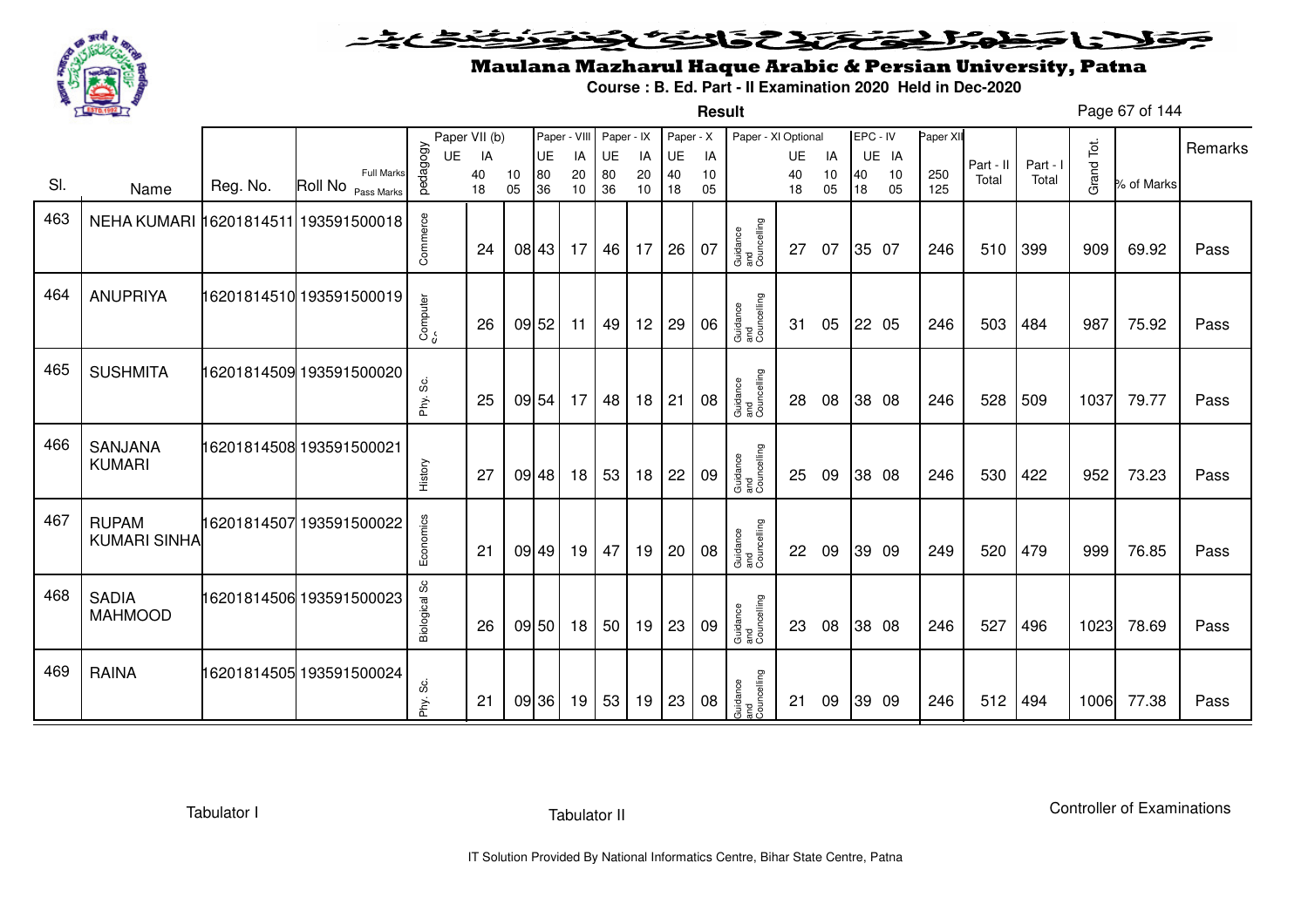# Maulana Mazharul Haque Arabic & Persian University, Patna

**Course : B. Ed. Part - II Examination 2020 Held in Dec-2020**

**Result**

| Sl. | Name | Reg. No. | Roll No | pedagogy | Paper VII (b) UE | Paper VII (b) IA | | Paper - VIII UE | Paper - VIII IA | Paper - IX UE | Paper - IX IA | Paper - X UE | Paper - X IA | Paper - XI Optional | Paper - XI UE | Paper - XI IA | EPC - IV UE | EPC - IV IA | Paper XII | Part - II Total | Part - I Total | Grand Tot. | % of Marks | Remarks |
|---|---|---|---|---|---|---|---|---|---|---|---|---|---|---|---|---|---|---|---|---|---|---|---|---|
| | | | Full Marks | | | 40 | 10 | 80 | 20 | 80 | 20 | 40 | 10 | | 40 | 10 | 40 | 10 | 250 | | | | | |
| | | | Pass Marks | | | 18 | 05 | 36 | 10 | 36 | 10 | 18 | 05 | | 18 | 05 | 18 | 05 | 125 | | | | | |
| 463 | NEHA KUMARI | 16201814511 | 193591500018 | Commerce | | 24 | 08 | 43 | 17 | 46 | 17 | 26 | 07 | Guidance and Councelling | 27 | 07 | 35 | 07 | 246 | 510 | 399 | 909 | 69.92 | Pass |
| 464 | ANUPRIYA | 16201814510 | 193591500019 | Computer Sc. | | 26 | 09 | 52 | 11 | 49 | 12 | 29 | 06 | Guidance and Councelling | 31 | 05 | 22 | 05 | 246 | 503 | 484 | 987 | 75.92 | Pass |
| 465 | SUSHMITA | 16201814509 | 193591500020 | Phy. Sc. | | 25 | 09 | 54 | 17 | 48 | 18 | 21 | 08 | Guidance and Councelling | 28 | 08 | 38 | 08 | 246 | 528 | 509 | 1037 | 79.77 | Pass |
| 466 | SANJANA KUMARI | 16201814508 | 193591500021 | History | | 27 | 09 | 48 | 18 | 53 | 18 | 22 | 09 | Guidance and Councelling | 25 | 09 | 38 | 08 | 246 | 530 | 422 | 952 | 73.23 | Pass |
| 467 | RUPAM KUMARI SINHA | 16201814507 | 193591500022 | Economics | | 21 | 09 | 49 | 19 | 47 | 19 | 20 | 08 | Guidance and Councelling | 22 | 09 | 39 | 09 | 249 | 520 | 479 | 999 | 76.85 | Pass |
| 468 | SADIA MAHMOOD | 16201814506 | 193591500023 | Biological Sc | | 26 | 09 | 50 | 18 | 50 | 19 | 23 | 09 | Guidance and Councelling | 23 | 08 | 38 | 08 | 246 | 527 | 496 | 1023 | 78.69 | Pass |
| 469 | RAINA | 16201814505 | 193591500024 | Phy. Sc. | | 21 | 09 | 36 | 19 | 53 | 19 | 23 | 08 | Guidance and Councelling | 21 | 09 | 39 | 09 | 246 | 512 | 494 | 1006 | 77.38 | Pass |

Tabulator I | Tabulator II | Controller of Examinations

IT Solution Provided By National Informatics Centre, Bihar State Centre, Patna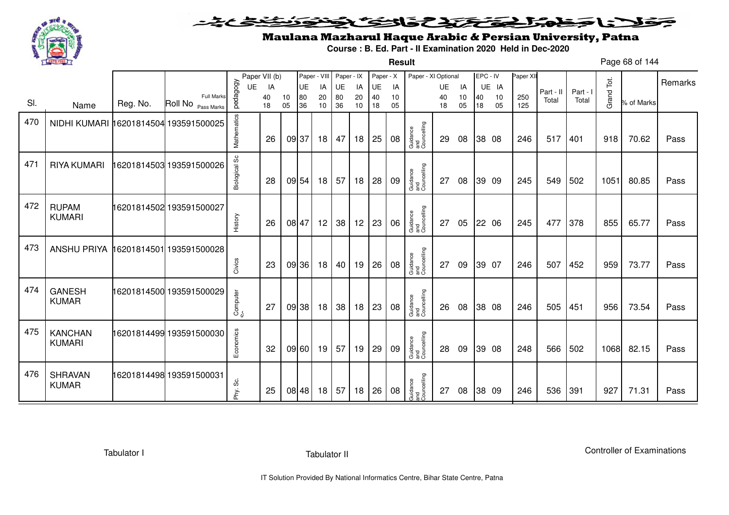# Maulana Mazharul Haque Arabic & Persian University, Patna

**Course : B. Ed. Part - II Examination 2020 Held in Dec-2020**

**Result**

| Sl. | Name | Reg. No. | Roll No | pedagogy | Paper VII (b) UE | Paper VII (b) IA | Paper - VIII UE | Paper - VIII IA | Paper - IX UE | Paper - IX IA | Paper - X UE | Paper - X IA | Paper - XI Optional | Paper - XI UE | Paper - XI IA | EPC - IV UE | EPC - IV IA | Paper XII | Part - II Total | Part - I Total | Grand Tot. | % of Marks | Remarks |
|---|---|---|---|---|---|---|---|---|---|---|---|---|---|---|---|---|---|---|---|---|---|---|---|
| | | | Full Marks | | 40 | 10 | 80 | 20 | 80 | 20 | 40 | 10 | | 40 | 10 | 40 | 10 | 250 | | | | | |
| | | | Pass Marks | | 18 | 05 | 36 | 10 | 36 | 10 | 18 | 05 | | 18 | 05 | 18 | 05 | 125 | | | | | |
| 470 | NIDHI KUMARI | 16201814504 | 193591500025 | Mathematics | 26 | 09 | 37 | 18 | 47 | 18 | 25 | 08 | Guidance and Councelling | 29 | 08 | 38 | 08 | 246 | 517 | 401 | 918 | 70.62 | Pass |
| 471 | RIYA KUMARI | 16201814503 | 193591500026 | Biological Sc | 28 | 09 | 54 | 18 | 57 | 18 | 28 | 09 | Guidance and Councelling | 27 | 08 | 39 | 09 | 245 | 549 | 502 | 1051 | 80.85 | Pass |
| 472 | RUPAM KUMARI | 16201814502 | 193591500027 | History | 26 | 08 | 47 | 12 | 38 | 12 | 23 | 06 | Guidance and Councelling | 27 | 05 | 22 | 06 | 245 | 477 | 378 | 855 | 65.77 | Pass |
| 473 | ANSHU PRIYA | 16201814501 | 193591500028 | Civics | 23 | 09 | 36 | 18 | 40 | 19 | 26 | 08 | Guidance and Councelling | 27 | 09 | 39 | 07 | 246 | 507 | 452 | 959 | 73.77 | Pass |
| 474 | GANESH KUMAR | 16201814500 | 193591500029 | Computer Sc | 27 | 09 | 38 | 18 | 38 | 18 | 23 | 08 | Guidance and Councelling | 26 | 08 | 38 | 08 | 246 | 505 | 451 | 956 | 73.54 | Pass |
| 475 | KANCHAN KUMARI | 16201814499 | 193591500030 | Economics | 32 | 09 | 60 | 19 | 57 | 19 | 29 | 09 | Guidance and Councelling | 28 | 09 | 39 | 08 | 248 | 566 | 502 | 1068 | 82.15 | Pass |
| 476 | SHRAVAN KUMAR | 16201814498 | 193591500031 | Phy. Sc. | 25 | 08 | 48 | 18 | 57 | 18 | 26 | 08 | Guidance and Councelling | 27 | 08 | 38 | 09 | 246 | 536 | 391 | 927 | 71.31 | Pass |

Tabulator I　　　　Tabulator II　　　　Controller of Examinations

IT Solution Provided By National Informatics Centre, Bihar State Centre, Patna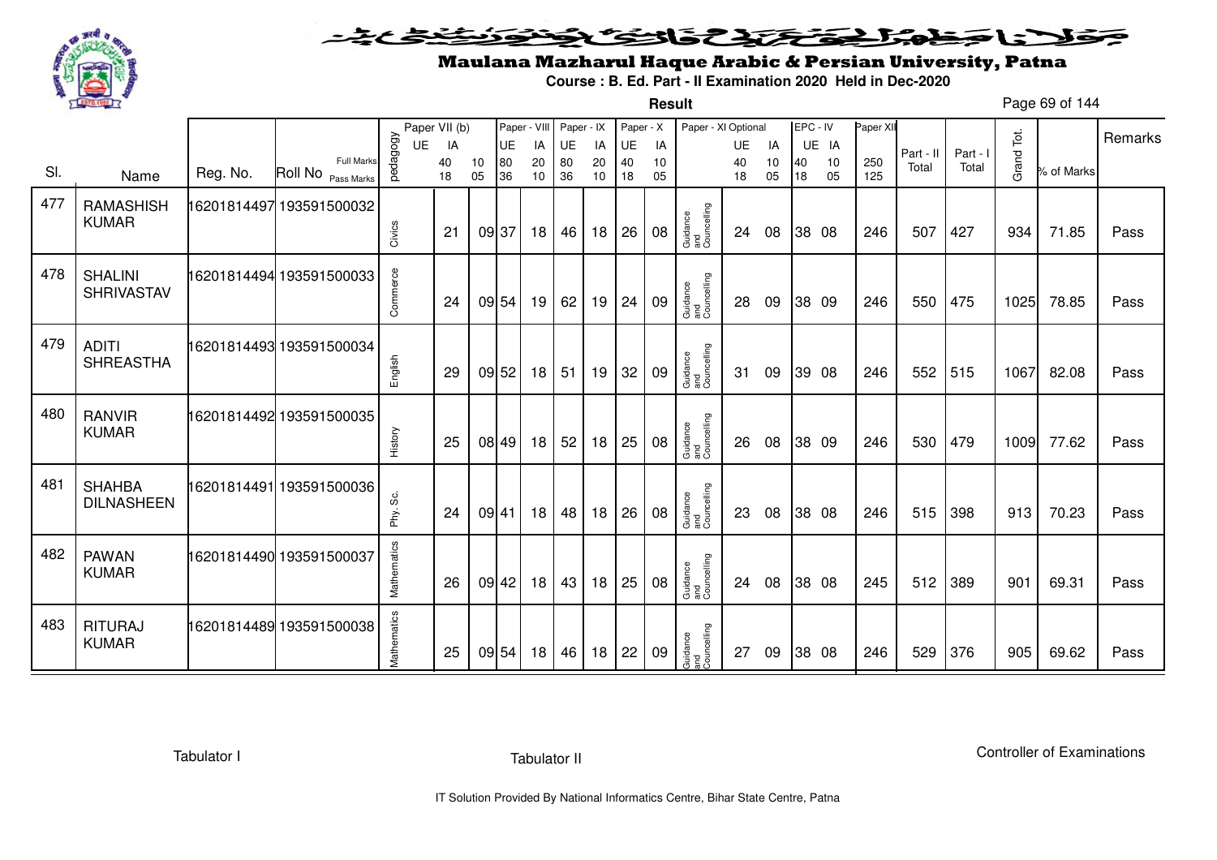# Maulana Mazharul Haque Arabic & Persian University, Patna

**Course : B. Ed. Part - II Examination 2020 Held in Dec-2020**

**Result**

| Sl. | Name | Reg. No. | Roll No | pedagogy | Paper VII (b) UE | IA | | Paper - VIII UE | IA | Paper - IX UE | IA | Paper - X UE | IA | Paper - XI Optional | UE | IA | EPC - IV UE | IA | Paper XII | Part - II Total | Part - I Total | Grand Tot. | % of Marks | Remarks |
|---|---|---|---|---|---|---|---|---|---|---|---|---|---|---|---|---|---|---|---|---|---|---|---|---|
| | | | Full Marks | | 40 | 10 | | 80 | 20 | 80 | 20 | 40 | 10 | | 40 | 10 | 40 | 10 | 250 | | | | | |
| | | | Pass Marks | | 18 | 05 | | 36 | 10 | 36 | 10 | 18 | 05 | | 18 | 05 | 18 | 05 | 125 | | | | | |
| 477 | RAMASHISH KUMAR | 16201814497 | 193591500032 | Civics | 21 | 09 | | 37 | 18 | 46 | 18 | 26 | 08 | Guidance and Councelling | 24 | 08 | 38 | 08 | 246 | 507 | 427 | 934 | 71.85 | Pass |
| 478 | SHALINI SHRIVASTAV | 16201814494 | 193591500033 | Commerce | 24 | 09 | | 54 | 19 | 62 | 19 | 24 | 09 | Guidance and Councelling | 28 | 09 | 38 | 09 | 246 | 550 | 475 | 1025 | 78.85 | Pass |
| 479 | ADITI SHREASTHA | 16201814493 | 193591500034 | English | 29 | 09 | | 52 | 18 | 51 | 19 | 32 | 09 | Guidance and Councelling | 31 | 09 | 39 | 08 | 246 | 552 | 515 | 1067 | 82.08 | Pass |
| 480 | RANVIR KUMAR | 16201814492 | 193591500035 | History | 25 | 08 | | 49 | 18 | 52 | 18 | 25 | 08 | Guidance and Councelling | 26 | 08 | 38 | 09 | 246 | 530 | 479 | 1009 | 77.62 | Pass |
| 481 | SHAHBA DILNASHEEN | 16201814491 | 193591500036 | Phy. Sc. | 24 | 09 | | 41 | 18 | 48 | 18 | 26 | 08 | Guidance and Councelling | 23 | 08 | 38 | 08 | 246 | 515 | 398 | 913 | 70.23 | Pass |
| 482 | PAWAN KUMAR | 16201814490 | 193591500037 | Mathematics | 26 | 09 | | 42 | 18 | 43 | 18 | 25 | 08 | Guidance and Councelling | 24 | 08 | 38 | 08 | 245 | 512 | 389 | 901 | 69.31 | Pass |
| 483 | RITURAJ KUMAR | 16201814489 | 193591500038 | Mathematics | 25 | 09 | | 54 | 18 | 46 | 18 | 22 | 09 | Guidance and Councelling | 27 | 09 | 38 | 08 | 246 | 529 | 376 | 905 | 69.62 | Pass |

Tabulator I

Tabulator II

Controller of Examinations

IT Solution Provided By National Informatics Centre, Bihar State Centre, Patna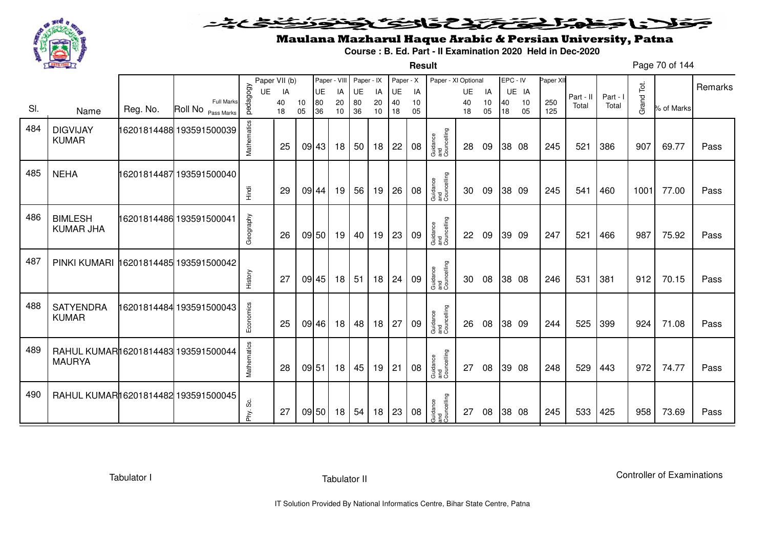# Maulana Mazharul Haque Arabic & Persian University, Patna

**Course : B. Ed. Part - II Examination 2020 Held in Dec-2020**

**Result**

| Sl. | Name | Reg. No. | Roll No | pedagogy | Paper VII (b) UE | Paper VII (b) IA | | Paper - VIII UE | Paper - VIII IA | Paper - IX UE | Paper - IX IA | Paper - X UE | Paper - X IA | Paper - XI Optional | Paper - XI UE | Paper - XI IA | EPC - IV UE | EPC - IV IA | Paper XII | Part - II Total | Part - I Total | Grand Tot. | % of Marks | Remarks |
|---|---|---|---|---|---|---|---|---|---|---|---|---|---|---|---|---|---|---|---|---|---|---|---|---|
| | | | Full Marks | | | 40 | 10 | 80 | 20 | 80 | 20 | 40 | 10 | | 40 | 10 | 40 | 10 | 250 | | | | | |
| | | | Pass Marks | | | 18 | 05 | 36 | 10 | 36 | 10 | 18 | 05 | | 18 | 05 | 18 | 05 | 125 | | | | | |
| 484 | DIGVIJAY KUMAR | 16201814488 | 193591500039 | Mathematics | | 25 | 09 | 43 | 18 | 50 | 18 | 22 | 08 | Guidance and Councelling | 28 | 09 | 38 | 08 | 245 | 521 | 386 | 907 | 69.77 | Pass |
| 485 | NEHA | 16201814487 | 193591500040 | Hindi | | 29 | 09 | 44 | 19 | 56 | 19 | 26 | 08 | Guidance and Councelling | 30 | 09 | 38 | 09 | 245 | 541 | 460 | 1001 | 77.00 | Pass |
| 486 | BIMLESH KUMAR JHA | 16201814486 | 193591500041 | Geography | | 26 | 09 | 50 | 19 | 40 | 19 | 23 | 09 | Guidance and Councelling | 22 | 09 | 39 | 09 | 247 | 521 | 466 | 987 | 75.92 | Pass |
| 487 | PINKI KUMARI | 16201814485 | 193591500042 | History | | 27 | 09 | 45 | 18 | 51 | 18 | 24 | 09 | Guidance and Councelling | 30 | 08 | 38 | 08 | 246 | 531 | 381 | 912 | 70.15 | Pass |
| 488 | SATYENDRA KUMAR | 16201814484 | 193591500043 | Economics | | 25 | 09 | 46 | 18 | 48 | 18 | 27 | 09 | Guidance and Councelling | 26 | 08 | 38 | 09 | 244 | 525 | 399 | 924 | 71.08 | Pass |
| 489 | RAHUL KUMAR MAURYA | 16201814483 | 193591500044 | Mathematics | | 28 | 09 | 51 | 18 | 45 | 19 | 21 | 08 | Guidance and Councelling | 27 | 08 | 39 | 08 | 248 | 529 | 443 | 972 | 74.77 | Pass |
| 490 | RAHUL KUMAR | 16201814482 | 193591500045 | Phy. Sc. | | 27 | 09 | 50 | 18 | 54 | 18 | 23 | 08 | Guidance and Councelling | 27 | 08 | 38 | 08 | 245 | 533 | 425 | 958 | 73.69 | Pass |

Tabulator I | Tabulator II | Controller of Examinations

IT Solution Provided By National Informatics Centre, Bihar State Centre, Patna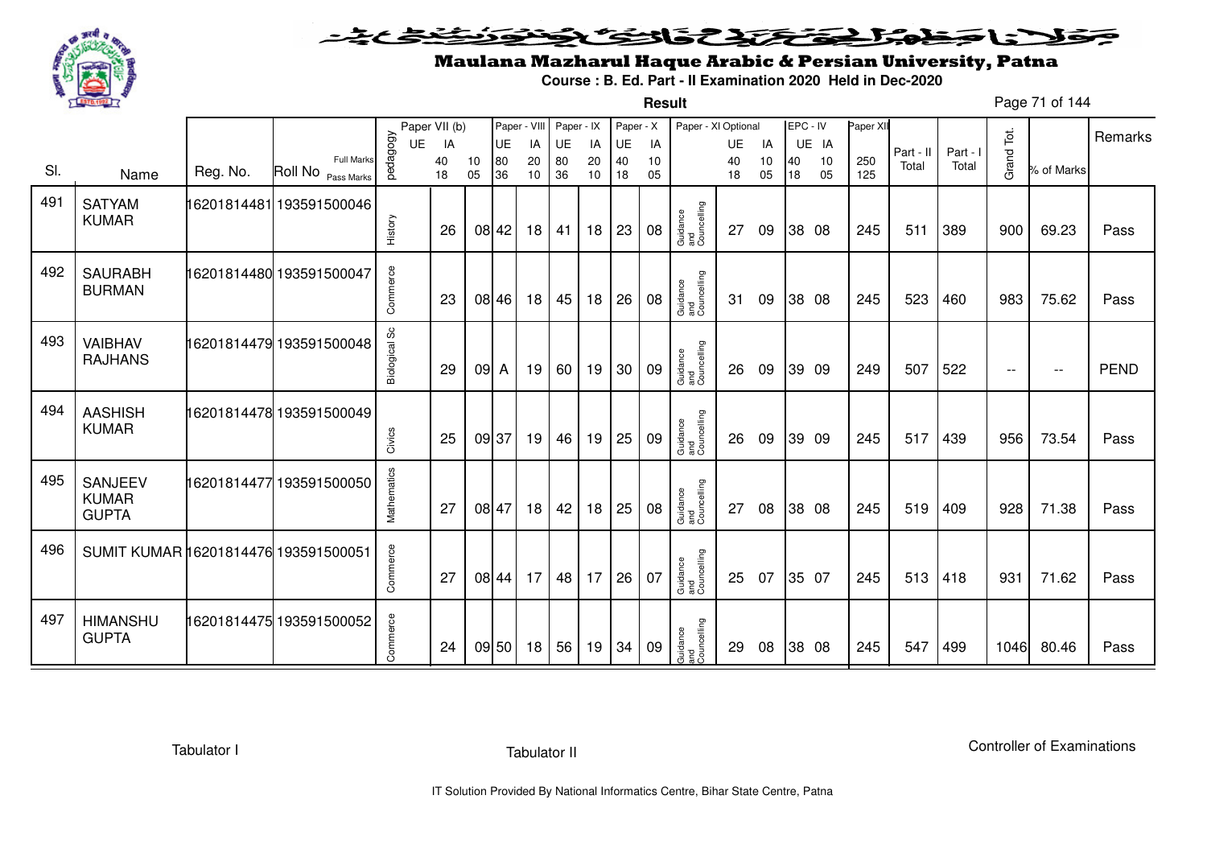# Maulana Mazharul Haque Arabic & Persian University, Patna

**Course : B. Ed. Part - II Examination 2020 Held in Dec-2020**

**Result**

| Sl. | Name | Reg. No. | Roll No | pedagogy | Paper VII (b) UE IA | | Paper - VIII UE | IA | Paper - IX UE | IA | Paper - X UE | IA | Paper - XI Optional | UE | IA | EPC - IV UE | IA | Paper XII | Part - II Total | Part - I Total | Grand Tot. | % of Marks | Remarks |
|---|---|---|---|---|---|---|---|---|---|---|---|---|---|---|---|---|---|---|---|---|---|---|---|
| | | | Full Marks | | 40 | 10 | 80 | 20 | 80 | 20 | 40 | 10 | | 40 | 10 | 40 | 10 | 250 | | | | | |
| | | | Pass Marks | | 18 | 05 | 36 | 10 | 36 | 10 | 18 | 05 | | 18 | 05 | 18 | 05 | 125 | | | | | |
| 491 | SATYAM KUMAR | 16201814481 | 193591500046 | History | 26 | 08 | 42 | 18 | 41 | 18 | 23 | 08 | Guidance and Councelling | 27 | 09 | 38 | 08 | 245 | 511 | 389 | 900 | 69.23 | Pass |
| 492 | SAURABH BURMAN | 16201814480 | 193591500047 | Commerce | 23 | 08 | 46 | 18 | 45 | 18 | 26 | 08 | Guidance and Councelling | 31 | 09 | 38 | 08 | 245 | 523 | 460 | 983 | 75.62 | Pass |
| 493 | VAIBHAV RAJHANS | 16201814479 | 193591500048 | Biological Sc | 29 | 09 | A | 19 | 60 | 19 | 30 | 09 | Guidance and Councelling | 26 | 09 | 39 | 09 | 249 | 507 | 522 | -- | -- | PEND |
| 494 | AASHISH KUMAR | 16201814478 | 193591500049 | Civics | 25 | 09 | 37 | 19 | 46 | 19 | 25 | 09 | Guidance and Councelling | 26 | 09 | 39 | 09 | 245 | 517 | 439 | 956 | 73.54 | Pass |
| 495 | SANJEEV KUMAR GUPTA | 16201814477 | 193591500050 | Mathematics | 27 | 08 | 47 | 18 | 42 | 18 | 25 | 08 | Guidance and Councelling | 27 | 08 | 38 | 08 | 245 | 519 | 409 | 928 | 71.38 | Pass |
| 496 | SUMIT KUMAR | 16201814476 | 193591500051 | Commerce | 27 | 08 | 44 | 17 | 48 | 17 | 26 | 07 | Guidance and Councelling | 25 | 07 | 35 | 07 | 245 | 513 | 418 | 931 | 71.62 | Pass |
| 497 | HIMANSHU GUPTA | 16201814475 | 193591500052 | Commerce | 24 | 09 | 50 | 18 | 56 | 19 | 34 | 09 | Guidance and Councelling | 29 | 08 | 38 | 08 | 245 | 547 | 499 | 1046 | 80.46 | Pass |

Tabulator I          Tabulator II          Controller of Examinations

IT Solution Provided By National Informatics Centre, Bihar State Centre, Patna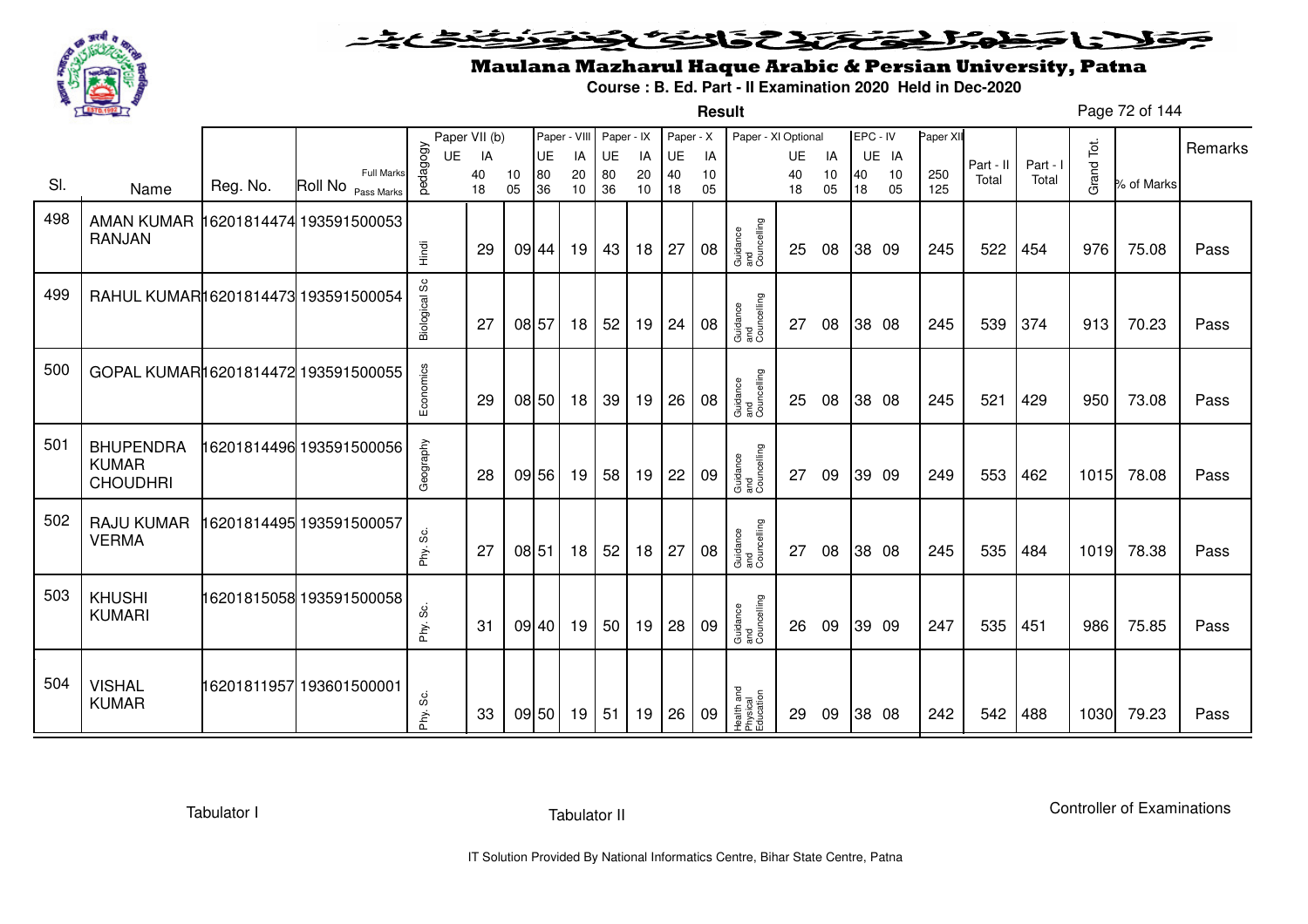# Maulana Mazharul Haque Arabic & Persian University, Patna

**Course : B. Ed. Part - II Examination 2020 Held in Dec-2020**

**Result**

| Sl. | Name | Reg. No. | Roll No | pedagogy | Paper VII (b) UE | IA 40 18 | 10 05 | Paper - VIII UE 80 36 | IA 20 10 | Paper - IX UE 80 36 | IA 20 10 | Paper - X UE 40 18 | IA 10 05 | Paper - XI Optional | UE 40 18 | IA 10 05 | EPC - IV UE 40 18 | IA 10 05 | Paper XII 250 125 | Part - II Total | Part - I Total | Grand Tot. | % of Marks | Remarks |
|---|---|---|---|---|---|---|---|---|---|---|---|---|---|---|---|---|---|---|---|---|---|---|---|---|
| 498 | AMAN KUMAR RANJAN | 16201814474 | 193591500053 | Hindi | | 29 | 09 | 44 | 19 | 43 | 18 | 27 | 08 | Guidance and Councelling | 25 | 08 | 38 | 09 | 245 | 522 | 454 | 976 | 75.08 | Pass |
| 499 | RAHUL KUMAR | 16201814473 | 193591500054 | Biological Sc | | 27 | 08 | 57 | 18 | 52 | 19 | 24 | 08 | Guidance and Councelling | 27 | 08 | 38 | 08 | 245 | 539 | 374 | 913 | 70.23 | Pass |
| 500 | GOPAL KUMAR | 16201814472 | 193591500055 | Economics | | 29 | 08 | 50 | 18 | 39 | 19 | 26 | 08 | Guidance and Councelling | 25 | 08 | 38 | 08 | 245 | 521 | 429 | 950 | 73.08 | Pass |
| 501 | BHUPENDRA KUMAR CHOUDHRI | 16201814496 | 193591500056 | Geography | | 28 | 09 | 56 | 19 | 58 | 19 | 22 | 09 | Guidance and Councelling | 27 | 09 | 39 | 09 | 249 | 553 | 462 | 1015 | 78.08 | Pass |
| 502 | RAJU KUMAR VERMA | 16201814495 | 193591500057 | Phy. Sc. | | 27 | 08 | 51 | 18 | 52 | 18 | 27 | 08 | Guidance and Councelling | 27 | 08 | 38 | 08 | 245 | 535 | 484 | 1019 | 78.38 | Pass |
| 503 | KHUSHI KUMARI | 16201815058 | 193591500058 | Phy. Sc. | | 31 | 09 | 40 | 19 | 50 | 19 | 28 | 09 | Guidance and Councelling | 26 | 09 | 39 | 09 | 247 | 535 | 451 | 986 | 75.85 | Pass |
| 504 | VISHAL KUMAR | 16201811957 | 193601500001 | Phy. Sc. | | 33 | 09 | 50 | 19 | 51 | 19 | 26 | 09 | Health and Physical Education | 29 | 09 | 38 | 08 | 242 | 542 | 488 | 1030 | 79.23 | Pass |

Tabulator I | Tabulator II | Controller of Examinations

IT Solution Provided By National Informatics Centre, Bihar State Centre, Patna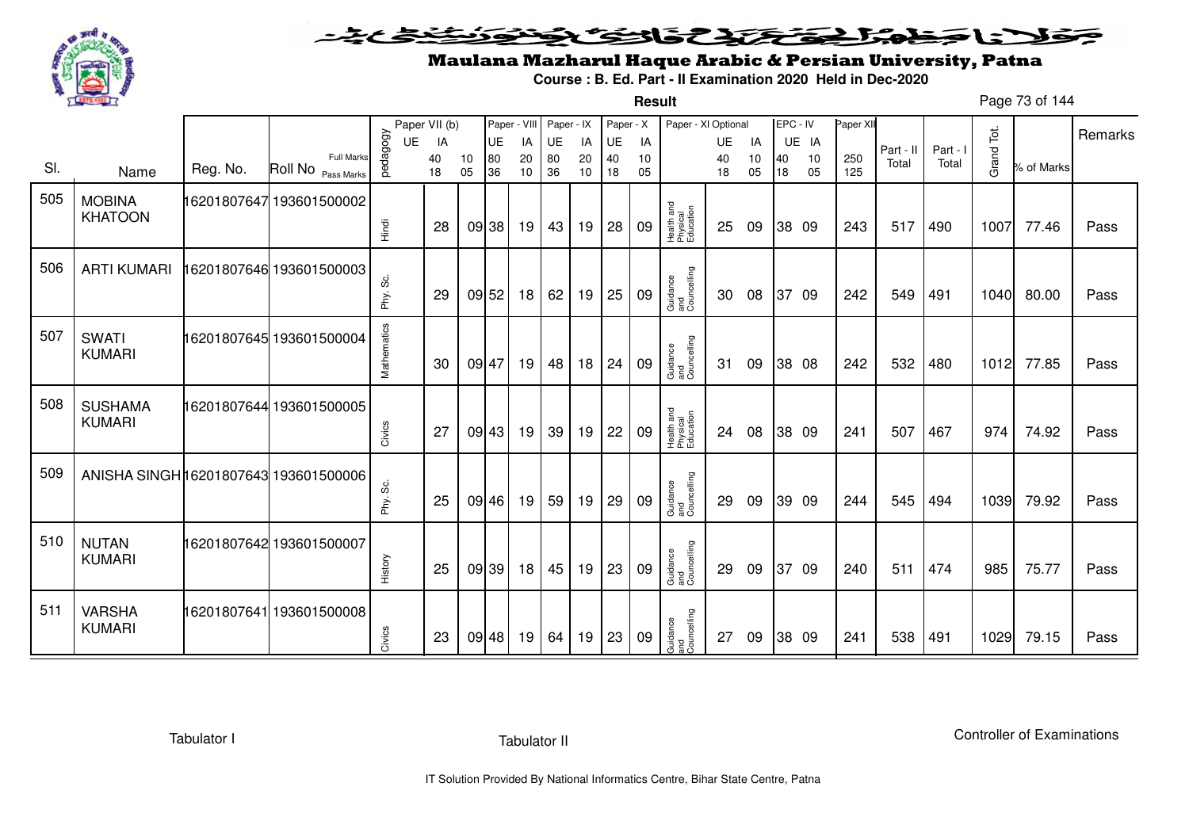# Maulana Mazharul Haque Arabic & Persian University, Patna

**Course : B. Ed. Part - II Examination 2020 Held in Dec-2020**

**Result**

| Sl. | Name | Reg. No. | Roll No | pedagogy | Paper VII (b) UE 40 18 | IA 10 05 | Paper - VIII UE 80 36 | IA 20 10 | Paper - IX UE 80 36 | IA 20 10 | Paper - X UE 40 18 | IA 10 05 | Paper - XI Optional | UE 40 18 | IA 10 05 | EPC - IV UE 40 18 | IA 10 05 | Paper XII 250 125 | Part - II Total | Part - I Total | Grand Tot. | % of Marks | Remarks |
|---|---|---|---|---|---|---|---|---|---|---|---|---|---|---|---|---|---|---|---|---|---|---|---|
| 505 | MOBINA KHATOON | 16201807647 | 193601500002 | Hindi | 28 | 09 | 38 | 19 | 43 | 19 | 28 | 09 | Health and Physical Education | 25 | 09 | 38 | 09 | 243 | 517 | 490 | 1007 | 77.46 | Pass |
| 506 | ARTI KUMARI | 16201807646 | 193601500003 | Phy. Sc. | 29 | 09 | 52 | 18 | 62 | 19 | 25 | 09 | Guidance and Councelling | 30 | 08 | 37 | 09 | 242 | 549 | 491 | 1040 | 80.00 | Pass |
| 507 | SWATI KUMARI | 16201807645 | 193601500004 | Mathematics | 30 | 09 | 47 | 19 | 48 | 18 | 24 | 09 | Guidance and Councelling | 31 | 09 | 38 | 08 | 242 | 532 | 480 | 1012 | 77.85 | Pass |
| 508 | SUSHAMA KUMARI | 16201807644 | 193601500005 | Civics | 27 | 09 | 43 | 19 | 39 | 19 | 22 | 09 | Health and Physical Education | 24 | 08 | 38 | 09 | 241 | 507 | 467 | 974 | 74.92 | Pass |
| 509 | ANISHA SINGH | 16201807643 | 193601500006 | Phy. Sc. | 25 | 09 | 46 | 19 | 59 | 19 | 29 | 09 | Guidance and Councelling | 29 | 09 | 39 | 09 | 244 | 545 | 494 | 1039 | 79.92 | Pass |
| 510 | NUTAN KUMARI | 16201807642 | 193601500007 | History | 25 | 09 | 39 | 18 | 45 | 19 | 23 | 09 | Guidance and Councelling | 29 | 09 | 37 | 09 | 240 | 511 | 474 | 985 | 75.77 | Pass |
| 511 | VARSHA KUMARI | 16201807641 | 193601500008 | Civics | 23 | 09 | 48 | 19 | 64 | 19 | 23 | 09 | Guidance and Councelling | 27 | 09 | 38 | 09 | 241 | 538 | 491 | 1029 | 79.15 | Pass |

Tabulator I    Tabulator II    Controller of Examinations

IT Solution Provided By National Informatics Centre, Bihar State Centre, Patna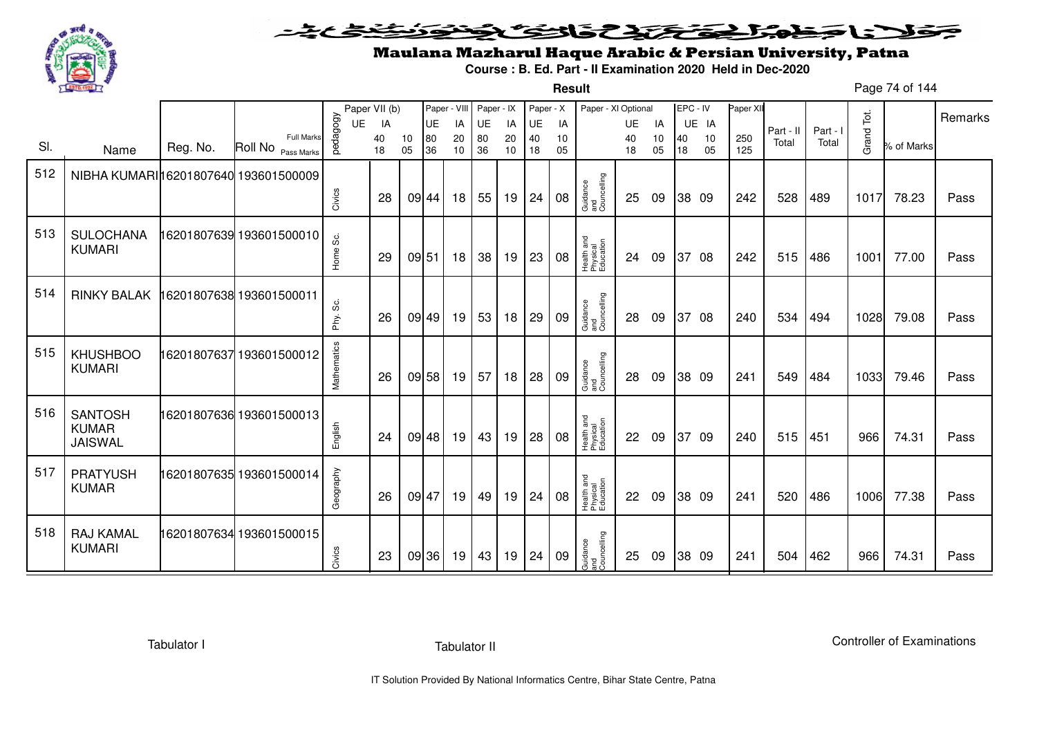# Maulana Mazharul Haque Arabic & Persian University, Patna

**Course : B. Ed. Part - II Examination 2020 Held in Dec-2020**

**Result**

| Sl. | Name | Reg. No. | Roll No | pedagogy | Paper VII (b) UE 40 18 | IA 10 05 | Paper - VIII UE 80 36 | IA 20 10 | Paper - IX UE 80 36 | IA 20 10 | Paper - X UE 40 18 | IA 10 05 | Paper - XI Optional | UE 40 18 | IA 10 05 | EPC - IV UE 40 18 | IA 10 05 | Paper XII 250 125 | Part - II Total | Part - I Total | Grand Tot. | % of Marks | Remarks |
|---|---|---|---|---|---|---|---|---|---|---|---|---|---|---|---|---|---|---|---|---|---|---|---|
| 512 | NIBHA KUMARI | 16201807640 | 193601500009 | Civics | 28 | 09 | 44 | 18 | 55 | 19 | 24 | 08 | Guidance and Councelling | 25 | 09 | 38 | 09 | 242 | 528 | 489 | 1017 | 78.23 | Pass |
| 513 | SULOCHANA KUMARI | 16201807639 | 193601500010 | Home Sc. | 29 | 09 | 51 | 18 | 38 | 19 | 23 | 08 | Health and Physical Education | 24 | 09 | 37 | 08 | 242 | 515 | 486 | 1001 | 77.00 | Pass |
| 514 | RINKY BALAK | 16201807638 | 193601500011 | Phy. Sc. | 26 | 09 | 49 | 19 | 53 | 18 | 29 | 09 | Guidance and Councelling | 28 | 09 | 37 | 08 | 240 | 534 | 494 | 1028 | 79.08 | Pass |
| 515 | KHUSHBOO KUMARI | 16201807637 | 193601500012 | Mathematics | 26 | 09 | 58 | 19 | 57 | 18 | 28 | 09 | Guidance and Councelling | 28 | 09 | 38 | 09 | 241 | 549 | 484 | 1033 | 79.46 | Pass |
| 516 | SANTOSH KUMAR JAISWAL | 16201807636 | 193601500013 | English | 24 | 09 | 48 | 19 | 43 | 19 | 28 | 08 | Health and Physical Education | 22 | 09 | 37 | 09 | 240 | 515 | 451 | 966 | 74.31 | Pass |
| 517 | PRATYUSH KUMAR | 16201807635 | 193601500014 | Geography | 26 | 09 | 47 | 19 | 49 | 19 | 24 | 08 | Health and Physical Education | 22 | 09 | 38 | 09 | 241 | 520 | 486 | 1006 | 77.38 | Pass |
| 518 | RAJ KAMAL KUMARI | 16201807634 | 193601500015 | Civics | 23 | 09 | 36 | 19 | 43 | 19 | 24 | 09 | Guidance and Councelling | 25 | 09 | 38 | 09 | 241 | 504 | 462 | 966 | 74.31 | Pass |

Tabulator I — Tabulator II — Controller of Examinations

IT Solution Provided By National Informatics Centre, Bihar State Centre, Patna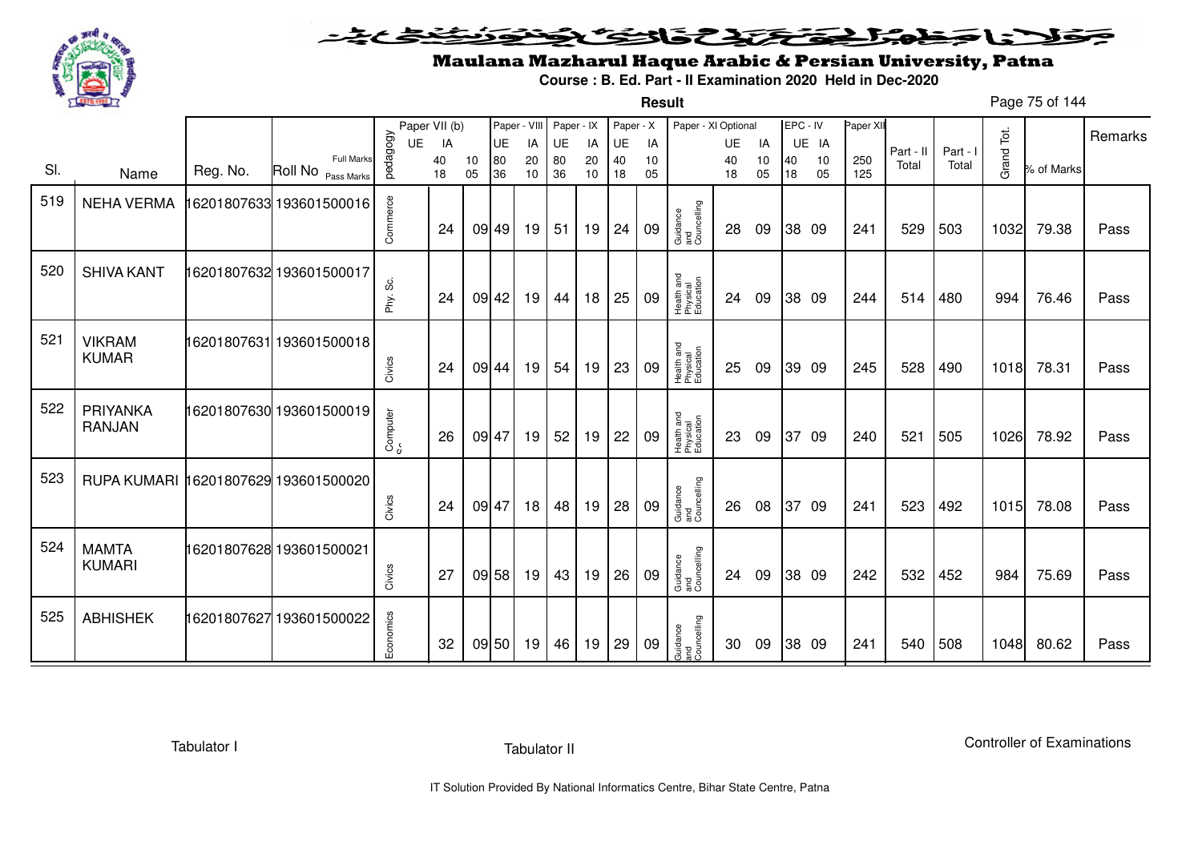# Maulana Mazharul Haque Arabic & Persian University, Patna

**Course : B. Ed. Part - II Examination 2020 Held in Dec-2020**

**Result**

| Sl. | Name | Reg. No. | Roll No | pedagogy | Paper VII (b) UE | Paper VII (b) IA | | Paper - VIII UE | Paper - VIII IA | Paper - IX UE | Paper - IX IA | Paper - X UE | Paper - X IA | Paper - XI Optional | XI UE | XI IA | EPC - IV UE | EPC - IV IA | Paper XII | Part - II Total | Part - I Total | Grand Tot. | % of Marks | Remarks |
|---|---|---|---|---|---|---|---|---|---|---|---|---|---|---|---|---|---|---|---|---|---|---|---|---|
| | | | Full Marks | | | 40 | 10 | 80 | 20 | 80 | 20 | 40 | 10 | | 40 | 10 | 40 | 10 | 250 | | | | | |
| | | | Pass Marks | | | 18 | 05 | 36 | 10 | 36 | 10 | 18 | 05 | | 18 | 05 | 18 | 05 | 125 | | | | | |
| 519 | NEHA VERMA | 16201807633 | 193601500016 | Commerce | | 24 | 09 | 49 | 19 | 51 | 19 | 24 | 09 | Guidance and Councelling | 28 | 09 | 38 | 09 | 241 | 529 | 503 | 1032 | 79.38 | Pass |
| 520 | SHIVA KANT | 16201807632 | 193601500017 | Phy. Sc. | | 24 | 09 | 42 | 19 | 44 | 18 | 25 | 09 | Health and Physical Education | 24 | 09 | 38 | 09 | 244 | 514 | 480 | 994 | 76.46 | Pass |
| 521 | VIKRAM KUMAR | 16201807631 | 193601500018 | Civics | | 24 | 09 | 44 | 19 | 54 | 19 | 23 | 09 | Health and Physical Education | 25 | 09 | 39 | 09 | 245 | 528 | 490 | 1018 | 78.31 | Pass |
| 522 | PRIYANKA RANJAN | 16201807630 | 193601500019 | Computer Sc. | | 26 | 09 | 47 | 19 | 52 | 19 | 22 | 09 | Health and Physical Education | 23 | 09 | 37 | 09 | 240 | 521 | 505 | 1026 | 78.92 | Pass |
| 523 | RUPA KUMARI | 16201807629 | 193601500020 | Civics | | 24 | 09 | 47 | 18 | 48 | 19 | 28 | 09 | Guidance and Councelling | 26 | 08 | 37 | 09 | 241 | 523 | 492 | 1015 | 78.08 | Pass |
| 524 | MAMTA KUMARI | 16201807628 | 193601500021 | Civics | | 27 | 09 | 58 | 19 | 43 | 19 | 26 | 09 | Guidance and Councelling | 24 | 09 | 38 | 09 | 242 | 532 | 452 | 984 | 75.69 | Pass |
| 525 | ABHISHEK | 16201807627 | 193601500022 | Economics | | 32 | 09 | 50 | 19 | 46 | 19 | 29 | 09 | Guidance and Councelling | 30 | 09 | 38 | 09 | 241 | 540 | 508 | 1048 | 80.62 | Pass |

Tabulator I | Tabulator II | Controller of Examinations

IT Solution Provided By National Informatics Centre, Bihar State Centre, Patna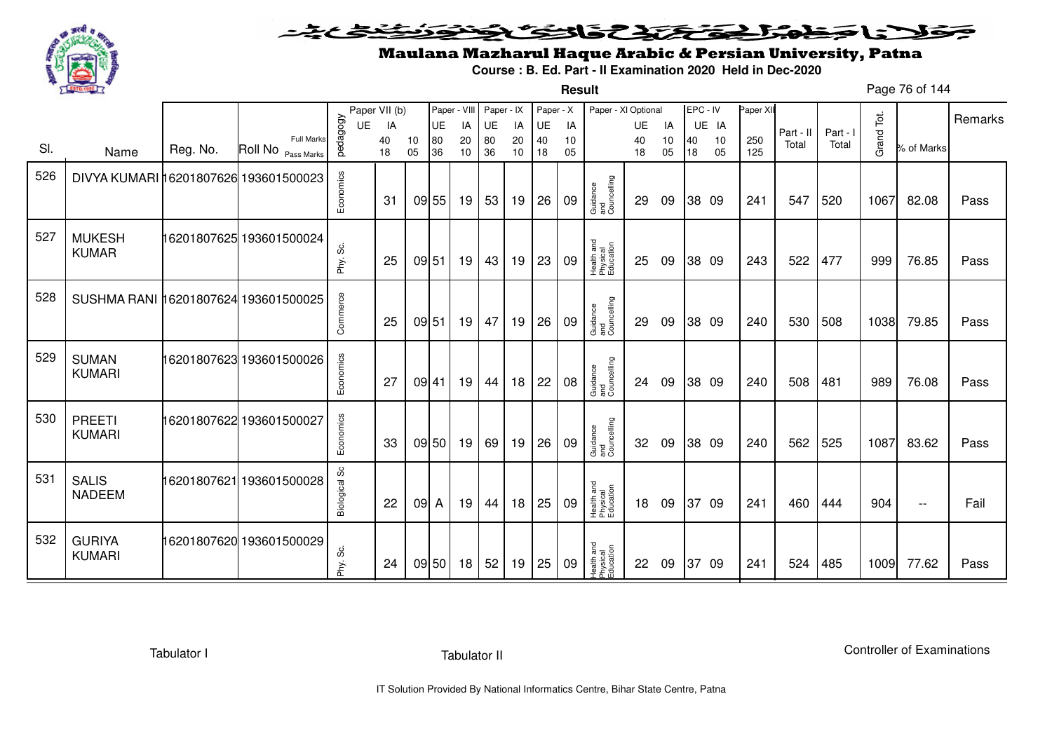# Maulana Mazharul Haque Arabic & Persian University, Patna

**Course : B. Ed. Part - II Examination 2020 Held in Dec-2020**

**Result**

| Sl. | Name | Reg. No. | Roll No | pedagogy | Paper VII (b) UE | Paper VII (b) IA |  | Paper - VIII UE | Paper - VIII IA | Paper - IX UE | Paper - IX IA | Paper - X UE | Paper - X IA | Paper - XI Optional | Paper - XI UE | Paper - XI IA | EPC - IV UE | EPC - IV IA | Paper XII | Part - II Total | Part - I Total | Grand Tot. | % of Marks | Remarks |
|---|---|---|---|---|---|---|---|---|---|---|---|---|---|---|---|---|---|---|---|---|---|---|---|---|
|  |  |  | Full Marks / Pass Marks |  |  | 40 / 18 | 10 / 05 | 80 / 36 | 20 / 10 | 80 / 36 | 20 / 10 | 40 / 18 | 10 / 05 |  | 40 / 18 | 10 / 05 | 40 / 18 | 10 / 05 | 250 / 125 |  |  |  |  |  |
| 526 | DIVYA KUMARI | 16201807626 | 193601500023 | Economics |  | 31 | 09 | 55 | 19 | 53 | 19 | 26 | 09 | Guidance and Councelling | 29 | 09 | 38 | 09 | 241 | 547 | 520 | 1067 | 82.08 | Pass |
| 527 | MUKESH KUMAR | 16201807625 | 193601500024 | Phy. Sc. |  | 25 | 09 | 51 | 19 | 43 | 19 | 23 | 09 | Health and Physical Education | 25 | 09 | 38 | 09 | 243 | 522 | 477 | 999 | 76.85 | Pass |
| 528 | SUSHMA RANI | 16201807624 | 193601500025 | Commerce |  | 25 | 09 | 51 | 19 | 47 | 19 | 26 | 09 | Guidance and Councelling | 29 | 09 | 38 | 09 | 240 | 530 | 508 | 1038 | 79.85 | Pass |
| 529 | SUMAN KUMARI | 16201807623 | 193601500026 | Economics |  | 27 | 09 | 41 | 19 | 44 | 18 | 22 | 08 | Guidance and Councelling | 24 | 09 | 38 | 09 | 240 | 508 | 481 | 989 | 76.08 | Pass |
| 530 | PREETI KUMARI | 16201807622 | 193601500027 | Economics |  | 33 | 09 | 50 | 19 | 69 | 19 | 26 | 09 | Guidance and Councelling | 32 | 09 | 38 | 09 | 240 | 562 | 525 | 1087 | 83.62 | Pass |
| 531 | SALIS NADEEM | 16201807621 | 193601500028 | Biological Sc |  | 22 | 09 | A | 19 | 44 | 18 | 25 | 09 | Health and Physical Education | 18 | 09 | 37 | 09 | 241 | 460 | 444 | 904 | -- | Fail |
| 532 | GURIYA KUMARI | 16201807620 | 193601500029 | Phy. Sc. |  | 24 | 09 | 50 | 18 | 52 | 19 | 25 | 09 | Health and Physical Education | 22 | 09 | 37 | 09 | 241 | 524 | 485 | 1009 | 77.62 | Pass |

Tabulator I | Tabulator II | Controller of Examinations

IT Solution Provided By National Informatics Centre, Bihar State Centre, Patna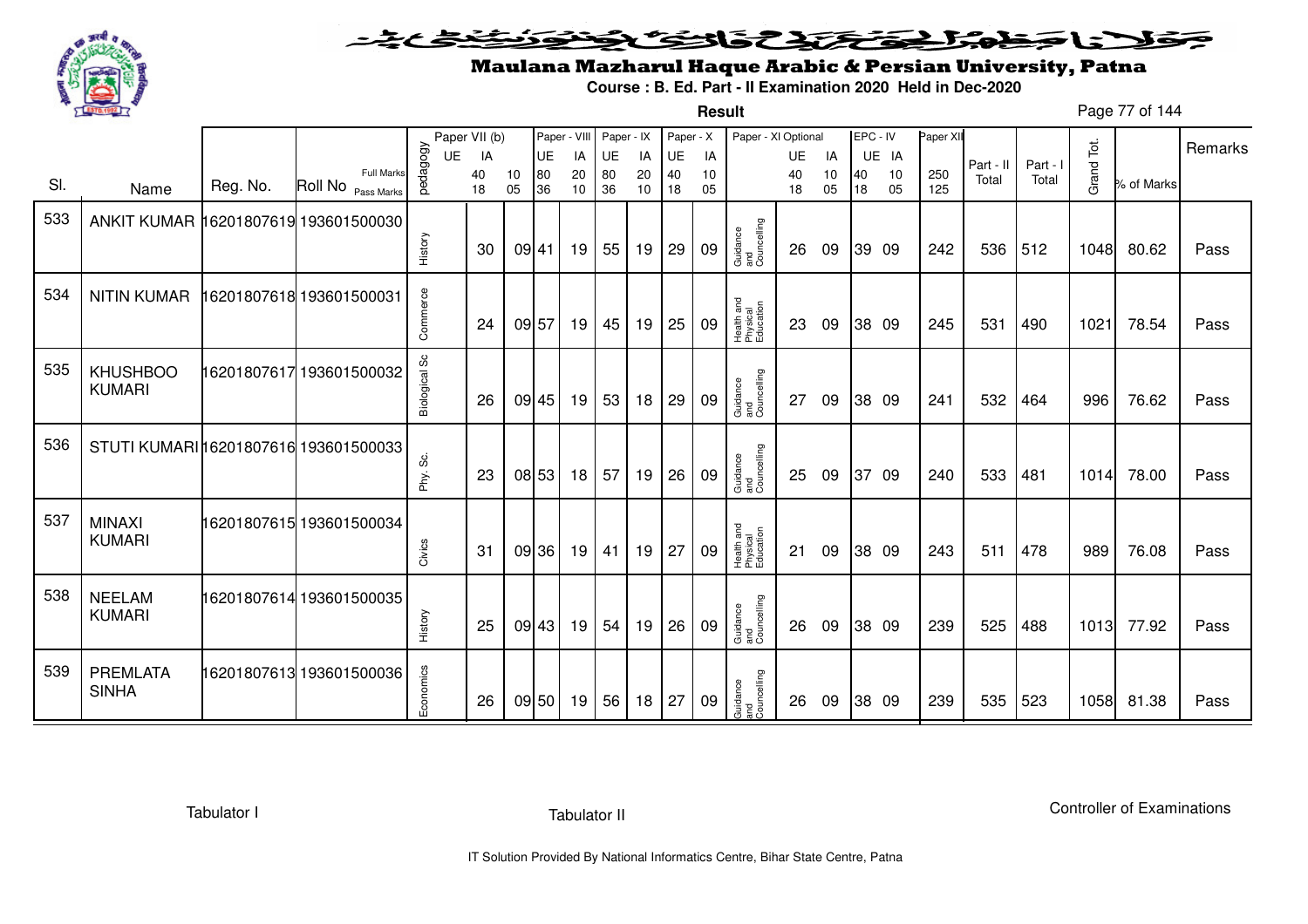# Maulana Mazharul Haque Arabic & Persian University, Patna

**Course : B. Ed. Part - II Examination 2020 Held in Dec-2020**

**Result**

| Sl. | Name | Reg. No. | Roll No | pedagogy | Paper VII (b) UE | Paper VII (b) IA | Paper - VIII UE | Paper - VIII IA | Paper - IX UE | Paper - IX IA | Paper - X UE | Paper - X IA | Paper - XI Optional | Paper - XI UE | Paper - XI IA | EPC - IV UE | EPC - IV IA | Paper XII | Part - II Total | Part - I Total | Grand Tot. | % of Marks | Remarks |
|---|---|---|---|---|---|---|---|---|---|---|---|---|---|---|---|---|---|---|---|---|---|---|---|
| | | | Full Marks | | 40 | 10 | 80 | 20 | 80 | 20 | 40 | 10 | | 40 | 10 | 40 | 10 | 250 | | | | | |
| | | | Pass Marks | | 18 | 05 | 36 | 10 | 36 | 10 | 18 | 05 | | 18 | 05 | 18 | 05 | 125 | | | | | |
| 533 | ANKIT KUMAR | 16201807619 | 193601500030 | History | 30 | 09 | 41 | 19 | 55 | 19 | 29 | 09 | Guidance and Councelling | 26 | 09 | 39 | 09 | 242 | 536 | 512 | 1048 | 80.62 | Pass |
| 534 | NITIN KUMAR | 16201807618 | 193601500031 | Commerce | 24 | 09 | 57 | 19 | 45 | 19 | 25 | 09 | Health and Physical Education | 23 | 09 | 38 | 09 | 245 | 531 | 490 | 1021 | 78.54 | Pass |
| 535 | KHUSHBOO KUMARI | 16201807617 | 193601500032 | Biological Sc | 26 | 09 | 45 | 19 | 53 | 18 | 29 | 09 | Guidance and Councelling | 27 | 09 | 38 | 09 | 241 | 532 | 464 | 996 | 76.62 | Pass |
| 536 | STUTI KUMARI | 16201807616 | 193601500033 | Phy. Sc. | 23 | 08 | 53 | 18 | 57 | 19 | 26 | 09 | Guidance and Councelling | 25 | 09 | 37 | 09 | 240 | 533 | 481 | 1014 | 78.00 | Pass |
| 537 | MINAXI KUMARI | 16201807615 | 193601500034 | Civics | 31 | 09 | 36 | 19 | 41 | 19 | 27 | 09 | Health and Physical Education | 21 | 09 | 38 | 09 | 243 | 511 | 478 | 989 | 76.08 | Pass |
| 538 | NEELAM KUMARI | 16201807614 | 193601500035 | History | 25 | 09 | 43 | 19 | 54 | 19 | 26 | 09 | Guidance and Councelling | 26 | 09 | 38 | 09 | 239 | 525 | 488 | 1013 | 77.92 | Pass |
| 539 | PREMLATA SINHA | 16201807613 | 193601500036 | Economics | 26 | 09 | 50 | 19 | 56 | 18 | 27 | 09 | Guidance and Councelling | 26 | 09 | 38 | 09 | 239 | 535 | 523 | 1058 | 81.38 | Pass |

Tabulator I          Tabulator II          Controller of Examinations

IT Solution Provided By National Informatics Centre, Bihar State Centre, Patna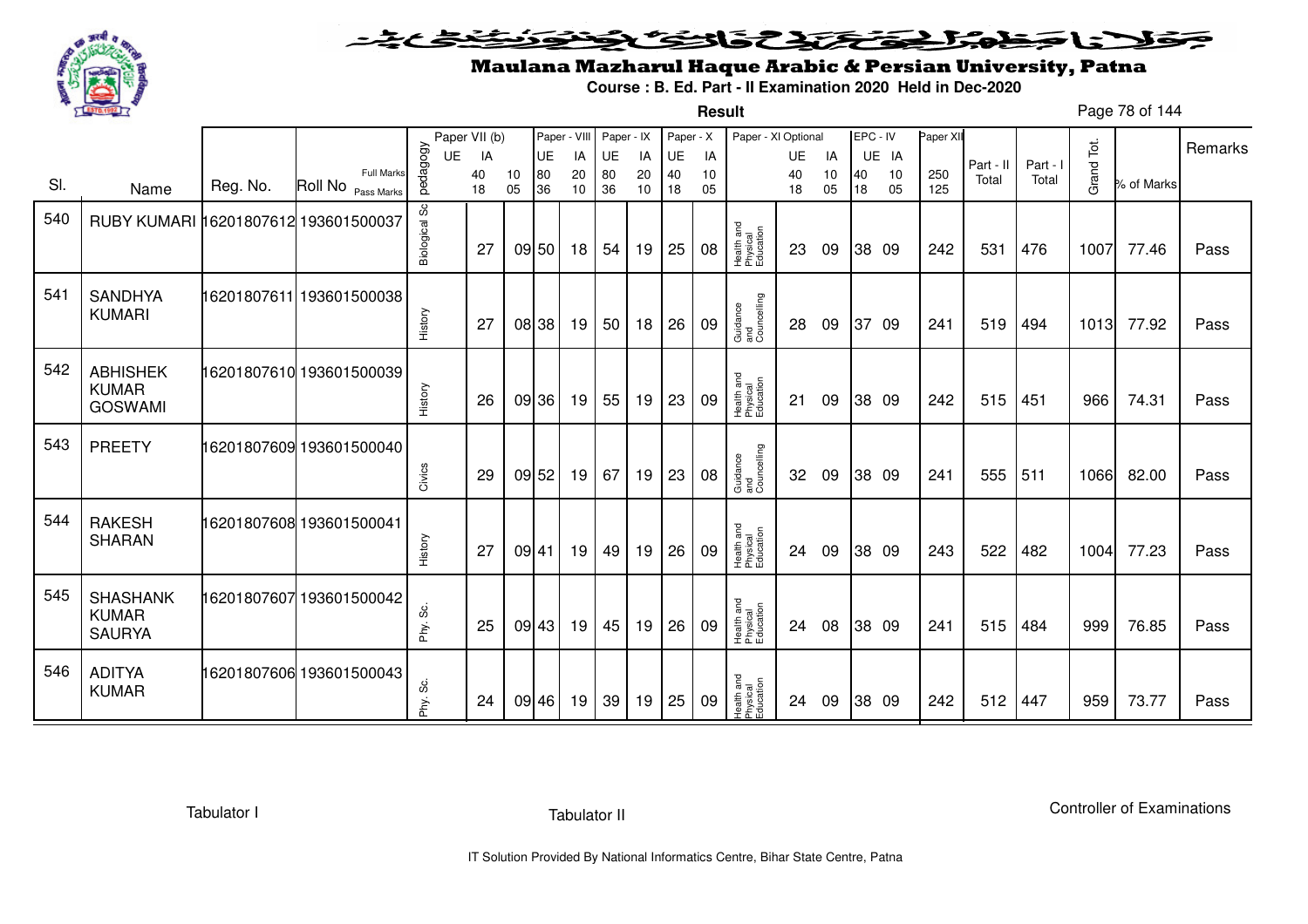# Maulana Mazharul Haque Arabic & Persian University, Patna

**Course : B. Ed. Part - II Examination 2020 Held in Dec-2020**

**Result**

| Sl. | Name | Reg. No. | Roll No | pedagogy | Paper VII (b) UE | Paper VII (b) IA | | Paper - VIII UE | Paper - VIII IA | Paper - IX UE | Paper - IX IA | Paper - X UE | Paper - X IA | Paper - XI Optional | Paper - XI UE | Paper - XI IA | EPC - IV UE | EPC - IV IA | Paper XII | Part - II Total | Part - I Total | Grand Tot. | % of Marks | Remarks |
|---|---|---|---|---|---|---|---|---|---|---|---|---|---|---|---|---|---|---|---|---|---|---|---|---|
| | | | Full Marks | | | 40 | 10 | 80 | 20 | 80 | 20 | 40 | 10 | | 40 | 10 | 40 | 10 | 250 | | | | | |
| | | | Pass Marks | | | 18 | 05 | 36 | 10 | 36 | 10 | 18 | 05 | | 18 | 05 | 18 | 05 | 125 | | | | | |
| 540 | RUBY KUMARI | 16201807612 | 193601500037 | Biological Sc | | 27 | 09 | 50 | 18 | 54 | 19 | 25 | 08 | Health and Physical Education | 23 | 09 | 38 | 09 | 242 | 531 | 476 | 1007 | 77.46 | Pass |
| 541 | SANDHYA KUMARI | 16201807611 | 193601500038 | History | | 27 | 08 | 38 | 19 | 50 | 18 | 26 | 09 | Guidance and Councelling | 28 | 09 | 37 | 09 | 241 | 519 | 494 | 1013 | 77.92 | Pass |
| 542 | ABHISHEK KUMAR GOSWAMI | 16201807610 | 193601500039 | History | | 26 | 09 | 36 | 19 | 55 | 19 | 23 | 09 | Health and Physical Education | 21 | 09 | 38 | 09 | 242 | 515 | 451 | 966 | 74.31 | Pass |
| 543 | PREETY | 16201807609 | 193601500040 | Civics | | 29 | 09 | 52 | 19 | 67 | 19 | 23 | 08 | Guidance and Councelling | 32 | 09 | 38 | 09 | 241 | 555 | 511 | 1066 | 82.00 | Pass |
| 544 | RAKESH SHARAN | 16201807608 | 193601500041 | History | | 27 | 09 | 41 | 19 | 49 | 19 | 26 | 09 | Health and Physical Education | 24 | 09 | 38 | 09 | 243 | 522 | 482 | 1004 | 77.23 | Pass |
| 545 | SHASHANK KUMAR SAURYA | 16201807607 | 193601500042 | Phy. Sc. | | 25 | 09 | 43 | 19 | 45 | 19 | 26 | 09 | Health and Physical Education | 24 | 08 | 38 | 09 | 241 | 515 | 484 | 999 | 76.85 | Pass |
| 546 | ADITYA KUMAR | 16201807606 | 193601500043 | Phy. Sc. | | 24 | 09 | 46 | 19 | 39 | 19 | 25 | 09 | Health and Physical Education | 24 | 09 | 38 | 09 | 242 | 512 | 447 | 959 | 73.77 | Pass |

Tabulator I — Tabulator II — Controller of Examinations

IT Solution Provided By National Informatics Centre, Bihar State Centre, Patna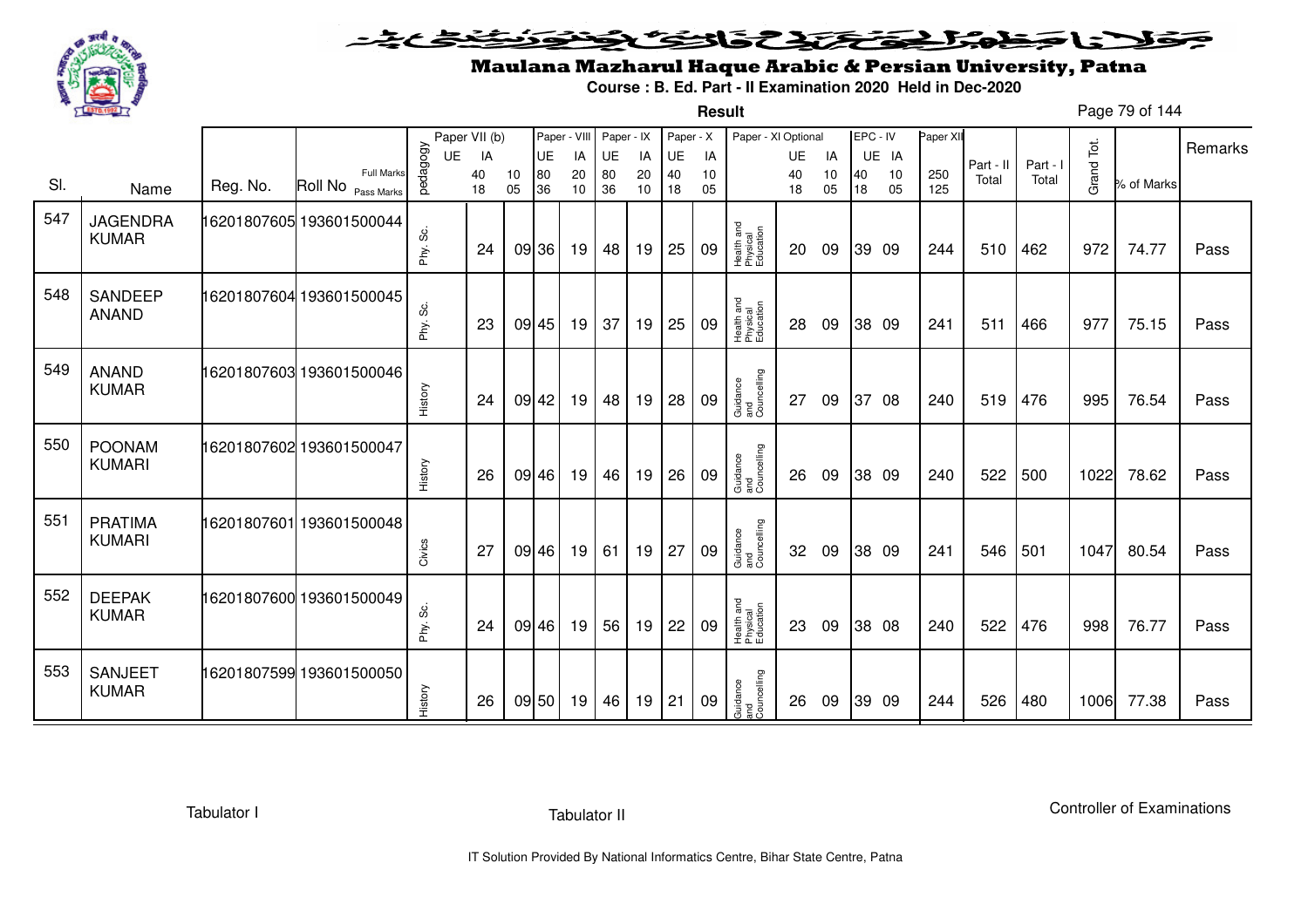# Maulana Mazharul Haque Arabic & Persian University, Patna

**Course : B. Ed. Part - II Examination 2020 Held in Dec-2020**

**Result**

| Sl. | Name | Reg. No. | Roll No | pedagogy | Paper VII (b) UE | Paper VII (b) IA | Paper - VIII UE | Paper - VIII IA | Paper - IX UE | Paper - IX IA | Paper - X UE | Paper - X IA | Paper - XI Optional | Paper - XI UE | Paper - XI IA | EPC - IV UE | EPC - IV IA | Paper XII | Part - II Total | Part - I Total | Grand Tot. | % of Marks | Remarks |
|---|---|---|---|---|---|---|---|---|---|---|---|---|---|---|---|---|---|---|---|---|---|---|---|
| | | | Full Marks | | 40 | 10 | 80 | 20 | 80 | 20 | 40 | 10 | | 40 | 10 | 40 | 10 | 250 | | | | | |
| | | | Pass Marks | | 18 | 05 | 36 | 10 | 36 | 10 | 18 | 05 | | 18 | 05 | 18 | 05 | 125 | | | | | |
| 547 | JAGENDRA KUMAR | 16201807605 | 193601500044 | Phy. Sc. | 24 | 09 | 36 | 19 | 48 | 19 | 25 | 09 | Health and Physical Education | 20 | 09 | 39 | 09 | 244 | 510 | 462 | 972 | 74.77 | Pass |
| 548 | SANDEEP ANAND | 16201807604 | 193601500045 | Phy. Sc. | 23 | 09 | 45 | 19 | 37 | 19 | 25 | 09 | Health and Physical Education | 28 | 09 | 38 | 09 | 241 | 511 | 466 | 977 | 75.15 | Pass |
| 549 | ANAND KUMAR | 16201807603 | 193601500046 | History | 24 | 09 | 42 | 19 | 48 | 19 | 28 | 09 | Guidance and Councelling | 27 | 09 | 37 | 08 | 240 | 519 | 476 | 995 | 76.54 | Pass |
| 550 | POONAM KUMARI | 16201807602 | 193601500047 | History | 26 | 09 | 46 | 19 | 46 | 19 | 26 | 09 | Guidance and Councelling | 26 | 09 | 38 | 09 | 240 | 522 | 500 | 1022 | 78.62 | Pass |
| 551 | PRATIMA KUMARI | 16201807601 | 193601500048 | Civics | 27 | 09 | 46 | 19 | 61 | 19 | 27 | 09 | Guidance and Councelling | 32 | 09 | 38 | 09 | 241 | 546 | 501 | 1047 | 80.54 | Pass |
| 552 | DEEPAK KUMAR | 16201807600 | 193601500049 | Phy. Sc. | 24 | 09 | 46 | 19 | 56 | 19 | 22 | 09 | Health and Physical Education | 23 | 09 | 38 | 08 | 240 | 522 | 476 | 998 | 76.77 | Pass |
| 553 | SANJEET KUMAR | 16201807599 | 193601500050 | History | 26 | 09 | 50 | 19 | 46 | 19 | 21 | 09 | Guidance and Councelling | 26 | 09 | 39 | 09 | 244 | 526 | 480 | 1006 | 77.38 | Pass |

Tabulator I | Tabulator II | Controller of Examinations

IT Solution Provided By National Informatics Centre, Bihar State Centre, Patna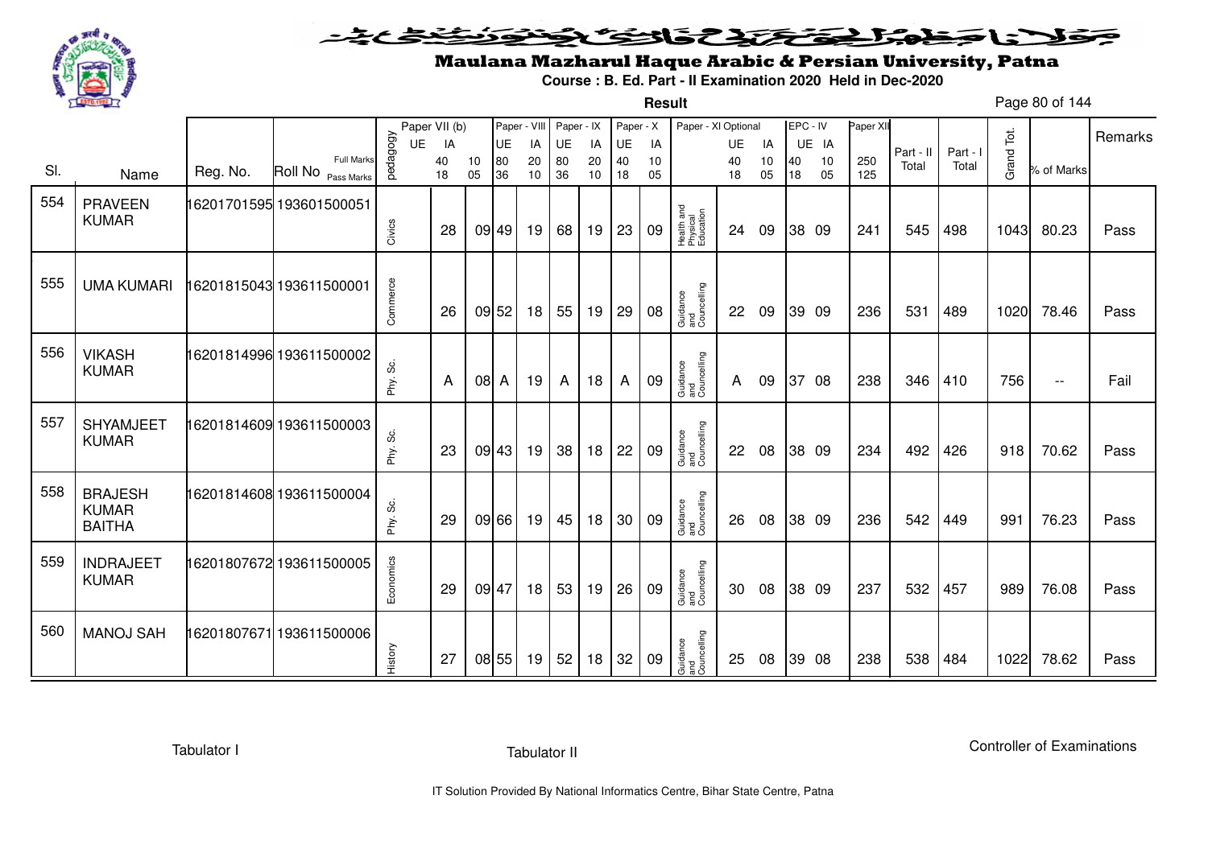# Maulana Mazharul Haque Arabic & Persian University, Patna

**Course : B. Ed. Part - II Examination 2020 Held in Dec-2020**

**Result**

| Sl. | Name | Reg. No. | Roll No | pedagogy | Paper VII (b) UE | Paper VII (b) IA | | Paper - VIII UE | Paper - VIII IA | Paper - IX UE | Paper - IX IA | Paper - X UE | Paper - X IA | Paper - XI Optional | UE | IA | EPC - IV UE | EPC - IV IA | Paper XII | Part - II Total | Part - I Total | Grand Tot. | % of Marks | Remarks |
|---|---|---|---|---|---|---|---|---|---|---|---|---|---|---|---|---|---|---|---|---|---|---|---|---|
| | | | Full Marks | | | 40 | 10 | 80 | 20 | 80 | 20 | 40 | 10 | | 40 | 10 | 40 | 10 | 250 | | | | | |
| | | | Pass Marks | | | 18 | 05 | 36 | 10 | 36 | 10 | 18 | 05 | | 18 | 05 | 18 | 05 | 125 | | | | | |
| 554 | PRAVEEN KUMAR | 16201701595 | 193601500051 | Civics | | 28 | 09 | 49 | 19 | 68 | 19 | 23 | 09 | Health and Physical Education | 24 | 09 | 38 | 09 | 241 | 545 | 498 | 1043 | 80.23 | Pass |
| 555 | UMA KUMARI | 16201815043 | 193611500001 | Commerce | | 26 | 09 | 52 | 18 | 55 | 19 | 29 | 08 | Guidance and Councelling | 22 | 09 | 39 | 09 | 236 | 531 | 489 | 1020 | 78.46 | Pass |
| 556 | VIKASH KUMAR | 16201814996 | 193611500002 | Phy. Sc. | | A | 08 | A | 19 | A | 18 | A | 09 | Guidance and Councelling | A | 09 | 37 | 08 | 238 | 346 | 410 | 756 | -- | Fail |
| 557 | SHYAMJEET KUMAR | 16201814609 | 193611500003 | Phy. Sc. | | 23 | 09 | 43 | 19 | 38 | 18 | 22 | 09 | Guidance and Councelling | 22 | 08 | 38 | 09 | 234 | 492 | 426 | 918 | 70.62 | Pass |
| 558 | BRAJESH KUMAR BAITHA | 16201814608 | 193611500004 | Phy. Sc. | | 29 | 09 | 66 | 19 | 45 | 18 | 30 | 09 | Guidance and Councelling | 26 | 08 | 38 | 09 | 236 | 542 | 449 | 991 | 76.23 | Pass |
| 559 | INDRAJEET KUMAR | 16201807672 | 193611500005 | Economics | | 29 | 09 | 47 | 18 | 53 | 19 | 26 | 09 | Guidance and Councelling | 30 | 08 | 38 | 09 | 237 | 532 | 457 | 989 | 76.08 | Pass |
| 560 | MANOJ SAH | 16201807671 | 193611500006 | History | | 27 | 08 | 55 | 19 | 52 | 18 | 32 | 09 | Guidance and Councelling | 25 | 08 | 39 | 08 | 238 | 538 | 484 | 1022 | 78.62 | Pass |

Tabulator I | Tabulator II | Controller of Examinations

IT Solution Provided By National Informatics Centre, Bihar State Centre, Patna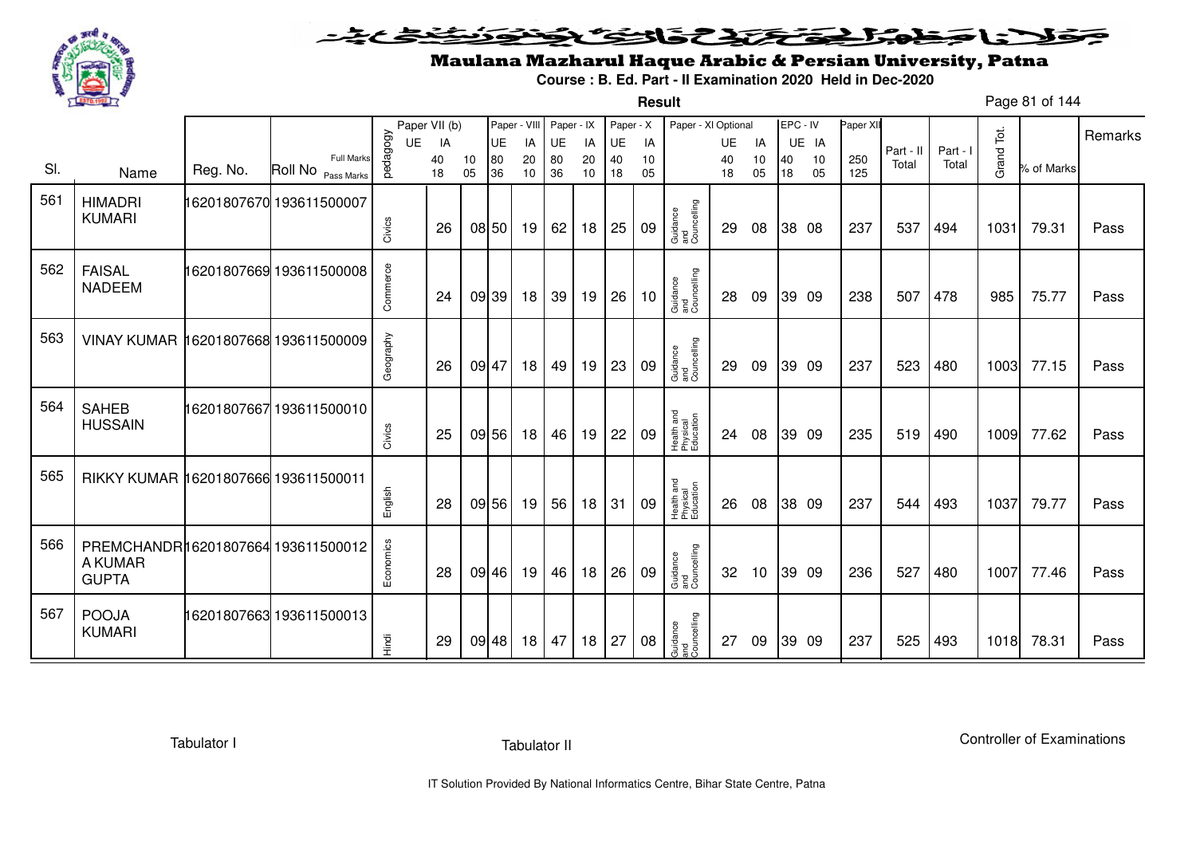# Maulana Mazharul Haque Arabic & Persian University, Patna

**Course : B. Ed. Part - II Examination 2020 Held in Dec-2020**

**Result**

| Sl. | Name | Reg. No. | Roll No | pedagogy | Paper VII (b) UE (40/18) | Paper VII (b) IA (10/05) | Paper - VIII UE (80/36) | Paper - VIII IA (20/10) | Paper - IX UE (80/36) | Paper - IX IA (20/10) | Paper - X UE (40/18) | Paper - X IA (10/05) | Paper - XI Optional | Paper - XI UE (40/18) | Paper - XI IA (10/05) | EPC - IV UE (40/18) | EPC - IV IA (10/05) | Paper XII (250/125) | Part - II Total | Part - I Total | Grand Tot. | % of Marks | Remarks |
|---|---|---|---|---|---|---|---|---|---|---|---|---|---|---|---|---|---|---|---|---|---|---|---|
| 561 | HIMADRI KUMARI | 16201807670 | 193611500007 | Civics | 26 | 08 | 50 | 19 | 62 | 18 | 25 | 09 | Guidance and Councelling | 29 | 08 | 38 | 08 | 237 | 537 | 494 | 1031 | 79.31 | Pass |
| 562 | FAISAL NADEEM | 16201807669 | 193611500008 | Commerce | 24 | 09 | 39 | 18 | 39 | 19 | 26 | 10 | Guidance and Councelling | 28 | 09 | 39 | 09 | 238 | 507 | 478 | 985 | 75.77 | Pass |
| 563 | VINAY KUMAR | 16201807668 | 193611500009 | Geography | 26 | 09 | 47 | 18 | 49 | 19 | 23 | 09 | Guidance and Councelling | 29 | 09 | 39 | 09 | 237 | 523 | 480 | 1003 | 77.15 | Pass |
| 564 | SAHEB HUSSAIN | 16201807667 | 193611500010 | Civics | 25 | 09 | 56 | 18 | 46 | 19 | 22 | 09 | Health and Physical Education | 24 | 08 | 39 | 09 | 235 | 519 | 490 | 1009 | 77.62 | Pass |
| 565 | RIKKY KUMAR | 16201807666 | 193611500011 | English | 28 | 09 | 56 | 19 | 56 | 18 | 31 | 09 | Health and Physical Education | 26 | 08 | 38 | 09 | 237 | 544 | 493 | 1037 | 79.77 | Pass |
| 566 | PREMCHANDRA KUMAR GUPTA | 16201807664 | 193611500012 | Economics | 28 | 09 | 46 | 19 | 46 | 18 | 26 | 09 | Guidance and Councelling | 32 | 10 | 39 | 09 | 236 | 527 | 480 | 1007 | 77.46 | Pass |
| 567 | POOJA KUMARI | 16201807663 | 193611500013 | Hindi | 29 | 09 | 48 | 18 | 47 | 18 | 27 | 08 | Guidance and Councelling | 27 | 09 | 39 | 09 | 237 | 525 | 493 | 1018 | 78.31 | Pass |

Tabulator I | Tabulator II | Controller of Examinations

IT Solution Provided By National Informatics Centre, Bihar State Centre, Patna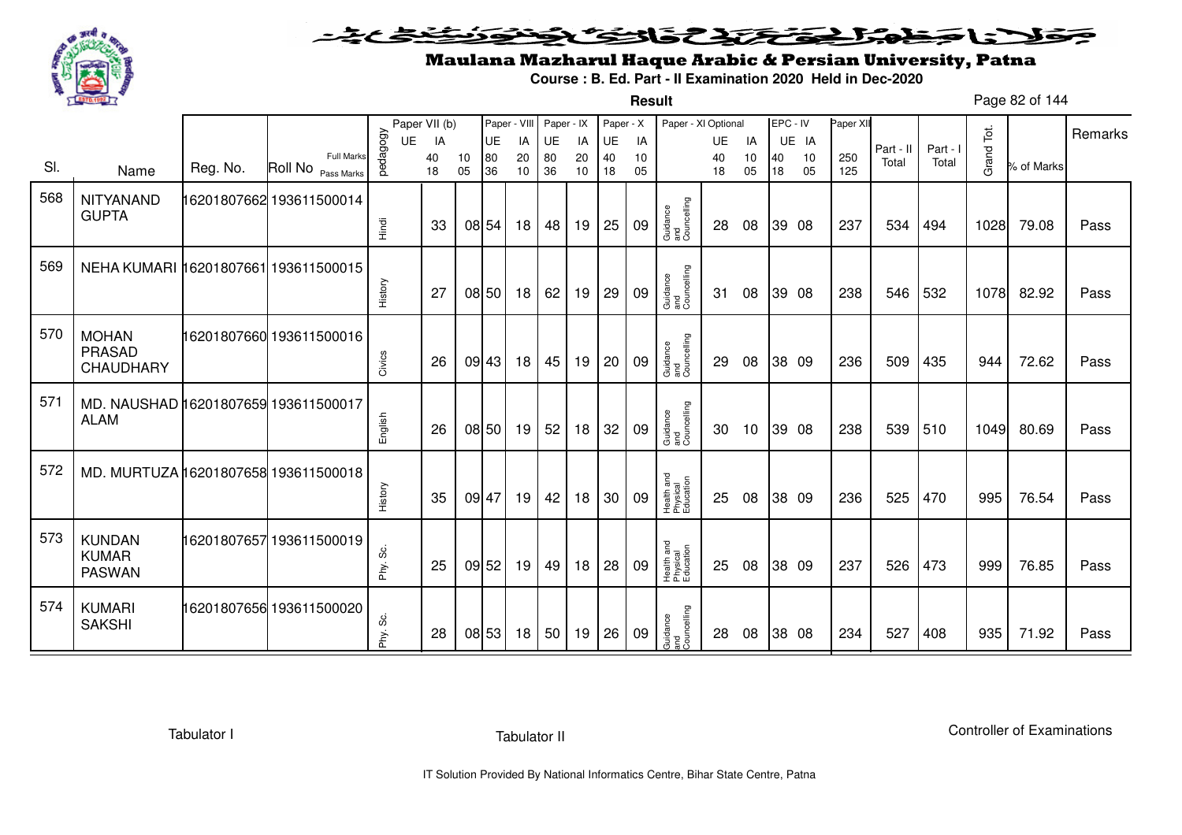# Maulana Mazharul Haque Arabic & Persian University, Patna

**Course : B. Ed. Part - II Examination 2020 Held in Dec-2020**

**Result**

| Sl. | Name | Reg. No. | Roll No | pedagogy | Paper VII (b) UE | IA | Paper - VIII UE | IA | Paper - IX UE | IA | Paper - X UE | IA | Paper - XI Optional | UE | IA | EPC - IV UE | IA | Paper XII | Part - II Total | Part - I Total | Grand Tot. | % of Marks | Remarks |
|---|---|---|---|---|---|---|---|---|---|---|---|---|---|---|---|---|---|---|---|---|---|---|---|
| | | | Full Marks | | 40 | 10 | 80 | 20 | 80 | 20 | 40 | 10 | | 40 | 10 | 40 | 10 | 250 | | | | | |
| | | | Pass Marks | | 18 | 05 | 36 | 10 | 36 | 10 | 18 | 05 | | 18 | 05 | 18 | 05 | 125 | | | | | |
| 568 | NITYANAND GUPTA | 16201807662 | 193611500014 | Hindi | 33 | 08 | 54 | 18 | 48 | 19 | 25 | 09 | Guidance and Councelling | 28 | 08 | 39 | 08 | 237 | 534 | 494 | 1028 | 79.08 | Pass |
| 569 | NEHA KUMARI | 16201807661 | 193611500015 | History | 27 | 08 | 50 | 18 | 62 | 19 | 29 | 09 | Guidance and Councelling | 31 | 08 | 39 | 08 | 238 | 546 | 532 | 1078 | 82.92 | Pass |
| 570 | MOHAN PRASAD CHAUDHARY | 16201807660 | 193611500016 | Civics | 26 | 09 | 43 | 18 | 45 | 19 | 20 | 09 | Guidance and Councelling | 29 | 08 | 38 | 09 | 236 | 509 | 435 | 944 | 72.62 | Pass |
| 571 | MD. NAUSHAD ALAM | 16201807659 | 193611500017 | English | 26 | 08 | 50 | 19 | 52 | 18 | 32 | 09 | Guidance and Councelling | 30 | 10 | 39 | 08 | 238 | 539 | 510 | 1049 | 80.69 | Pass |
| 572 | MD. MURTUZA | 16201807658 | 193611500018 | History | 35 | 09 | 47 | 19 | 42 | 18 | 30 | 09 | Health and Physical Education | 25 | 08 | 38 | 09 | 236 | 525 | 470 | 995 | 76.54 | Pass |
| 573 | KUNDAN KUMAR PASWAN | 16201807657 | 193611500019 | Phy. Sc. | 25 | 09 | 52 | 19 | 49 | 18 | 28 | 09 | Health and Physical Education | 25 | 08 | 38 | 09 | 237 | 526 | 473 | 999 | 76.85 | Pass |
| 574 | KUMARI SAKSHI | 16201807656 | 193611500020 | Phy. Sc. | 28 | 08 | 53 | 18 | 50 | 19 | 26 | 09 | Guidance and Councelling | 28 | 08 | 38 | 08 | 234 | 527 | 408 | 935 | 71.92 | Pass |

Tabulator I — Tabulator II — Controller of Examinations

IT Solution Provided By National Informatics Centre, Bihar State Centre, Patna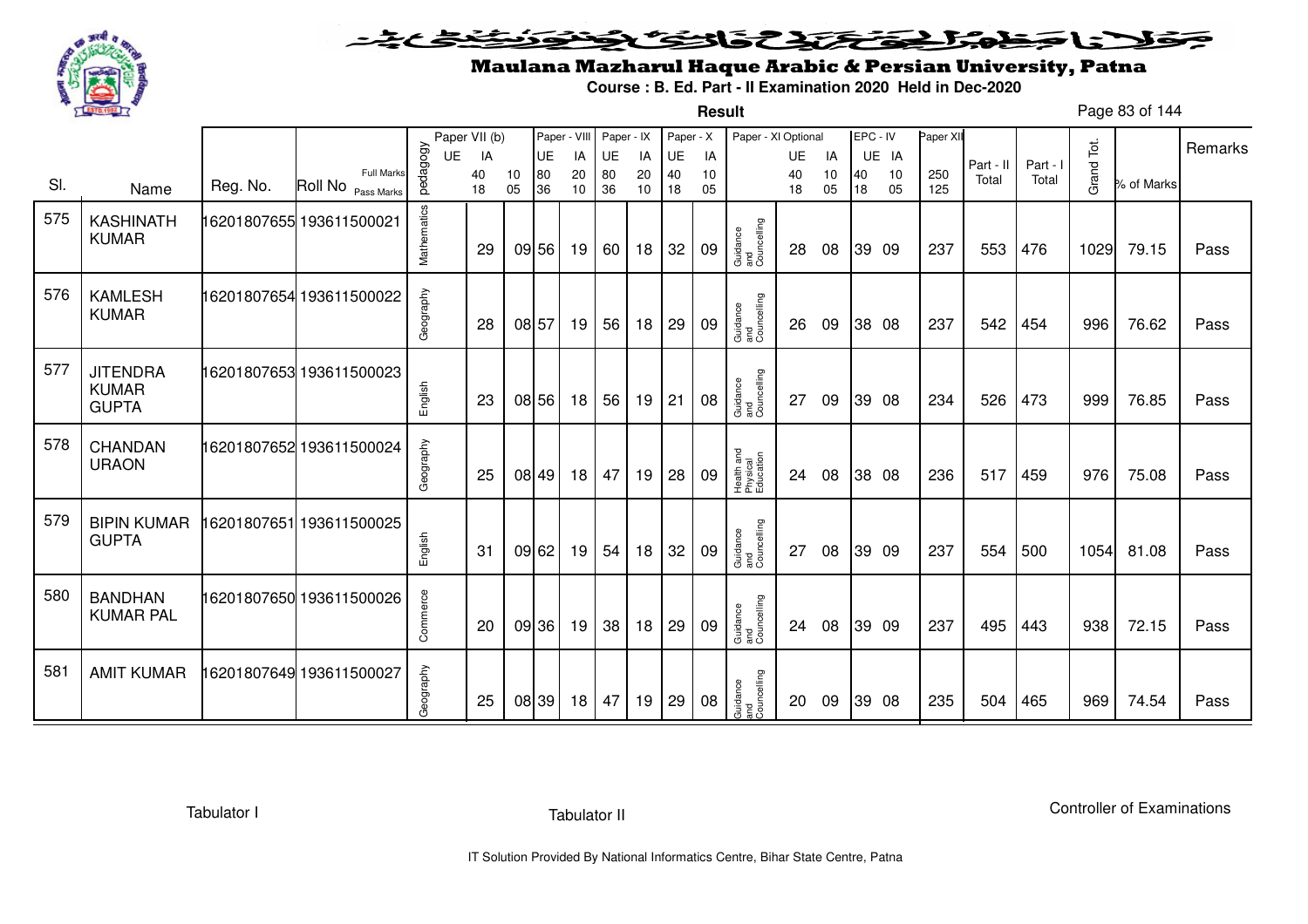# Maulana Mazharul Haque Arabic & Persian University, Patna

**Course : B. Ed. Part - II Examination 2020 Held in Dec-2020**

**Result**

| Sl. | Name | Reg. No. | Roll No | pedagogy | Paper VII (b) UE | Paper VII (b) IA | | Paper - VIII UE | Paper - VIII IA | Paper - IX UE | Paper - IX IA | Paper - X UE | Paper - X IA | Paper - XI Optional | Paper - XI UE | Paper - XI IA | EPC - IV UE | EPC - IV IA | Paper XII | Part - II Total | Part - I Total | Grand Tot. | % of Marks | Remarks |
|---|---|---|---|---|---|---|---|---|---|---|---|---|---|---|---|---|---|---|---|---|---|---|---|---|
| | | | Full Marks | | | 40 | 10 | 80 | 20 | 80 | 20 | 40 | 10 | | 40 | 10 | 40 | 10 | 250 | | | | | |
| | | | Pass Marks | | | 18 | 05 | 36 | 10 | 36 | 10 | 18 | 05 | | 18 | 05 | 18 | 05 | 125 | | | | | |
| 575 | KASHINATH KUMAR | 16201807655 | 193611500021 | Mathematics | | 29 | 09 | 56 | 19 | 60 | 18 | 32 | 09 | Guidance and Councelling | 28 | 08 | 39 | 09 | 237 | 553 | 476 | 1029 | 79.15 | Pass |
| 576 | KAMLESH KUMAR | 16201807654 | 193611500022 | Geography | | 28 | 08 | 57 | 19 | 56 | 18 | 29 | 09 | Guidance and Councelling | 26 | 09 | 38 | 08 | 237 | 542 | 454 | 996 | 76.62 | Pass |
| 577 | JITENDRA KUMAR GUPTA | 16201807653 | 193611500023 | English | | 23 | 08 | 56 | 18 | 56 | 19 | 21 | 08 | Guidance and Councelling | 27 | 09 | 39 | 08 | 234 | 526 | 473 | 999 | 76.85 | Pass |
| 578 | CHANDAN URAON | 16201807652 | 193611500024 | Geography | | 25 | 08 | 49 | 18 | 47 | 19 | 28 | 09 | Health and Physical Education | 24 | 08 | 38 | 08 | 236 | 517 | 459 | 976 | 75.08 | Pass |
| 579 | BIPIN KUMAR GUPTA | 16201807651 | 193611500025 | English | | 31 | 09 | 62 | 19 | 54 | 18 | 32 | 09 | Guidance and Councelling | 27 | 08 | 39 | 09 | 237 | 554 | 500 | 1054 | 81.08 | Pass |
| 580 | BANDHAN KUMAR PAL | 16201807650 | 193611500026 | Commerce | | 20 | 09 | 36 | 19 | 38 | 18 | 29 | 09 | Guidance and Councelling | 24 | 08 | 39 | 09 | 237 | 495 | 443 | 938 | 72.15 | Pass |
| 581 | AMIT KUMAR | 16201807649 | 193611500027 | Geography | | 25 | 08 | 39 | 18 | 47 | 19 | 29 | 08 | Guidance and Councelling | 20 | 09 | 39 | 08 | 235 | 504 | 465 | 969 | 74.54 | Pass |

Tabulator I          Tabulator II          Controller of Examinations

IT Solution Provided By National Informatics Centre, Bihar State Centre, Patna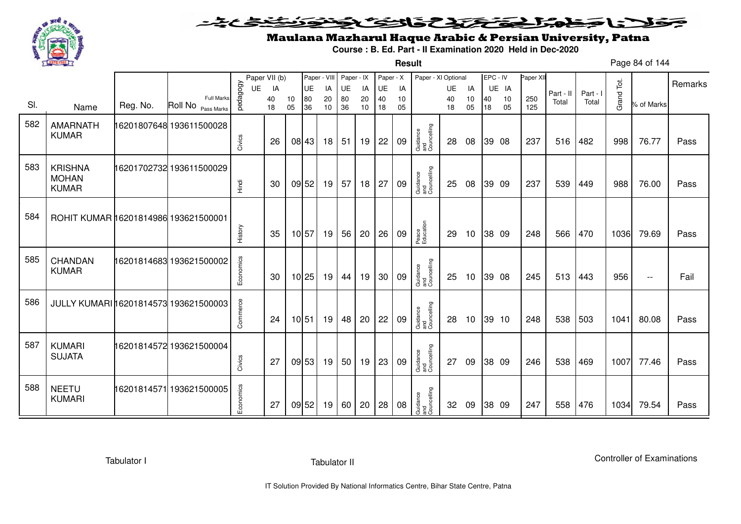# Maulana Mazharul Haque Arabic & Persian University, Patna

**Course : B. Ed. Part - II Examination 2020 Held in Dec-2020**

**Result**

| Sl. | Name | Reg. No. | Roll No | pedagogy | Paper VII (b) UE | Paper VII (b) IA | Paper - VIII UE | Paper - VIII IA | Paper - IX UE | Paper - IX IA | Paper - X UE | Paper - X IA | Paper - XI Optional | Paper - XI UE | Paper - XI IA | EPC - IV UE | EPC - IV IA | Paper XII | Part - II Total | Part - I Total | Grand Tot. | % of Marks | Remarks |
|---|---|---|---|---|---|---|---|---|---|---|---|---|---|---|---|---|---|---|---|---|---|---|---|
| | | | Full Marks | | 40 | 10 | 80 | 20 | 80 | 20 | 40 | 10 | | 40 | 10 | 40 | 10 | 250 | | | | | |
| | | | Pass Marks | | 18 | 05 | 36 | 10 | 36 | 10 | 18 | 05 | | 18 | 05 | 18 | 05 | 125 | | | | | |
| 582 | AMARNATH KUMAR | 16201807648 | 193611500028 | Civics | 26 | 08 | 43 | 18 | 51 | 19 | 22 | 09 | Guidance and Councelling | 28 | 08 | 39 | 08 | 237 | 516 | 482 | 998 | 76.77 | Pass |
| 583 | KRISHNA MOHAN KUMAR | 16201702732 | 193611500029 | Hindi | 30 | 09 | 52 | 19 | 57 | 18 | 27 | 09 | Guidance and Councelling | 25 | 08 | 39 | 09 | 237 | 539 | 449 | 988 | 76.00 | Pass |
| 584 | ROHIT KUMAR | 16201814986 | 193621500001 | History | 35 | 10 | 57 | 19 | 56 | 20 | 26 | 09 | Peace Education | 29 | 10 | 38 | 09 | 248 | 566 | 470 | 1036 | 79.69 | Pass |
| 585 | CHANDAN KUMAR | 16201814683 | 193621500002 | Economics | 30 | 10 | 25 | 19 | 44 | 19 | 30 | 09 | Guidance and Councelling | 25 | 10 | 39 | 08 | 245 | 513 | 443 | 956 | -- | Fail |
| 586 | JULLY KUMARI | 16201814573 | 193621500003 | Commerce | 24 | 10 | 51 | 19 | 48 | 20 | 22 | 09 | Guidance and Councelling | 28 | 10 | 39 | 10 | 248 | 538 | 503 | 1041 | 80.08 | Pass |
| 587 | KUMARI SUJATA | 16201814572 | 193621500004 | Civics | 27 | 09 | 53 | 19 | 50 | 19 | 23 | 09 | Guidance and Councelling | 27 | 09 | 38 | 09 | 246 | 538 | 469 | 1007 | 77.46 | Pass |
| 588 | NEETU KUMARI | 16201814571 | 193621500005 | Economics | 27 | 09 | 52 | 19 | 60 | 20 | 28 | 08 | Guidance and Councelling | 32 | 09 | 38 | 09 | 247 | 558 | 476 | 1034 | 79.54 | Pass |

Tabulator I

Tabulator II

Controller of Examinations

IT Solution Provided By National Informatics Centre, Bihar State Centre, Patna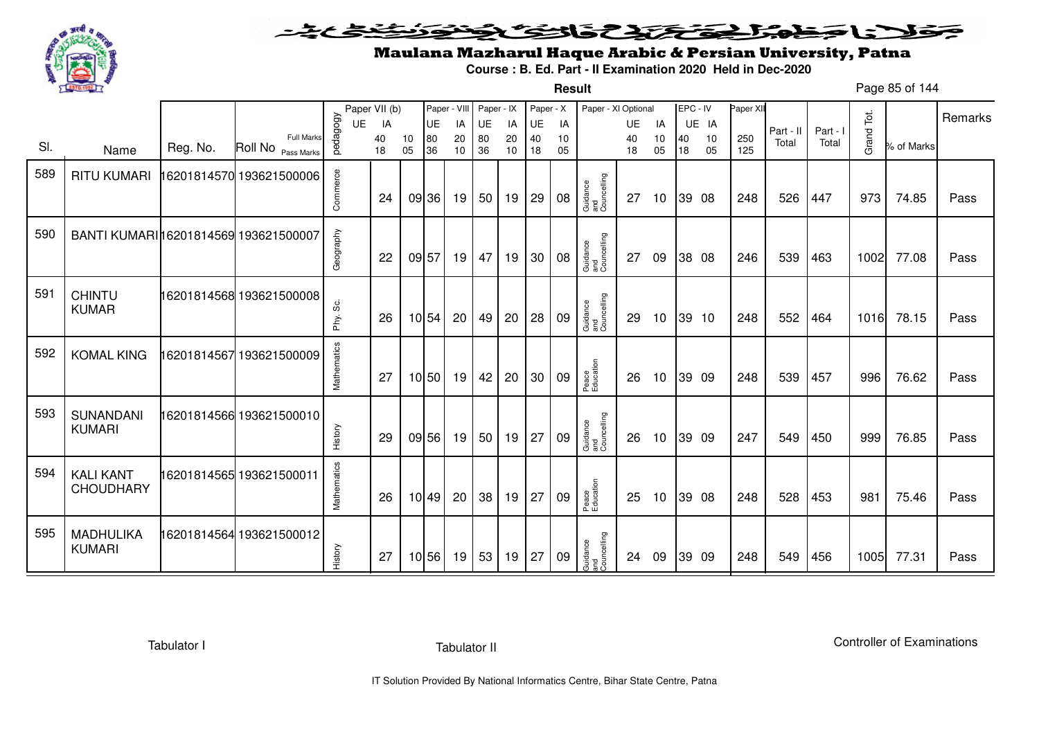# Maulana Mazharul Haque Arabic & Persian University, Patna

**Course : B. Ed. Part - II Examination 2020 Held in Dec-2020**

**Result**

| Sl. | Name | Reg. No. | Roll No | pedagogy | Paper VII (b) UE (40/18) | Paper VII (b) IA (10/05) | Paper - VIII UE (80/36) | Paper - VIII IA (20/10) | Paper - IX UE (80/36) | Paper - IX IA (20/10) | Paper - X UE (40/18) | Paper - X IA (10/05) | Paper - XI Optional | Paper - XI UE (40/18) | Paper - XI IA (10/05) | EPC - IV UE (40/18) | EPC - IV IA (10/05) | Paper XII (250/125) | Part - II Total | Part - I Total | Grand Tot. | % of Marks | Remarks |
|---|---|---|---|---|---|---|---|---|---|---|---|---|---|---|---|---|---|---|---|---|---|---|---|
| 589 | RITU KUMARI | 16201814570 | 193621500006 | Commerce | 24 | 09 | 36 | 19 | 50 | 19 | 29 | 08 | Guidance and Councelling | 27 | 10 | 39 | 08 | 248 | 526 | 447 | 973 | 74.85 | Pass |
| 590 | BANTI KUMARI | 16201814569 | 193621500007 | Geography | 22 | 09 | 57 | 19 | 47 | 19 | 30 | 08 | Guidance and Councelling | 27 | 09 | 38 | 08 | 246 | 539 | 463 | 1002 | 77.08 | Pass |
| 591 | CHINTU KUMAR | 16201814568 | 193621500008 | Phy. Sc. | 26 | 10 | 54 | 20 | 49 | 20 | 28 | 09 | Guidance and Councelling | 29 | 10 | 39 | 10 | 248 | 552 | 464 | 1016 | 78.15 | Pass |
| 592 | KOMAL KING | 16201814567 | 193621500009 | Mathematics | 27 | 10 | 50 | 19 | 42 | 20 | 30 | 09 | Peace Education | 26 | 10 | 39 | 09 | 248 | 539 | 457 | 996 | 76.62 | Pass |
| 593 | SUNANDANI KUMARI | 16201814566 | 193621500010 | History | 29 | 09 | 56 | 19 | 50 | 19 | 27 | 09 | Guidance and Councelling | 26 | 10 | 39 | 09 | 247 | 549 | 450 | 999 | 76.85 | Pass |
| 594 | KALI KANT CHOUDHARY | 16201814565 | 193621500011 | Mathematics | 26 | 10 | 49 | 20 | 38 | 19 | 27 | 09 | Peace Education | 25 | 10 | 39 | 08 | 248 | 528 | 453 | 981 | 75.46 | Pass |
| 595 | MADHULIKA KUMARI | 16201814564 | 193621500012 | History | 27 | 10 | 56 | 19 | 53 | 19 | 27 | 09 | Guidance and Councelling | 24 | 09 | 39 | 09 | 248 | 549 | 456 | 1005 | 77.31 | Pass |

Tabulator I | Tabulator II | Controller of Examinations

IT Solution Provided By National Informatics Centre, Bihar State Centre, Patna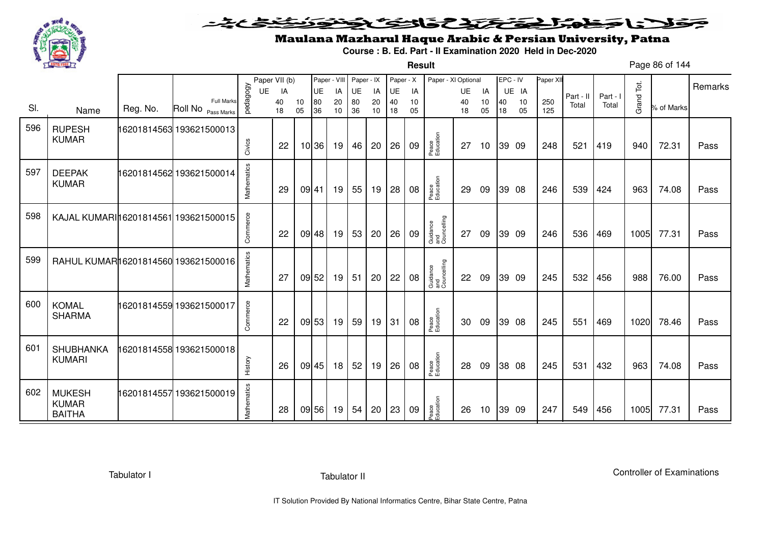# Maulana Mazharul Haque Arabic & Persian University, Patna

**Course : B. Ed. Part - II Examination 2020 Held in Dec-2020**

**Result**

| Sl. | Name | Reg. No. | Roll No | pedagogy | Paper VII (b) UE | IA | | Paper - VIII UE | IA | Paper - IX UE | IA | Paper - X UE | IA | Paper - XI Optional | UE | IA | EPC - IV UE | IA | Paper XII | Part - II Total | Part - I Total | Grand Tot. | % of Marks | Remarks |
|---|---|---|---|---|---|---|---|---|---|---|---|---|---|---|---|---|---|---|---|---|---|---|---|---|
| | | | Full Marks | | | 40 | 10 | 80 | 20 | 80 | 20 | 40 | 10 | | 40 | 10 | 40 | 10 | 250 | | | | | |
| | | | Pass Marks | | | 18 | 05 | 36 | 10 | 36 | 10 | 18 | 05 | | 18 | 05 | 18 | 05 | 125 | | | | | |
| 596 | RUPESH KUMAR | 16201814563 | 193621500013 | Civics | | 22 | 10 | 36 | 19 | 46 | 20 | 26 | 09 | Peace Education | 27 | 10 | 39 | 09 | 248 | 521 | 419 | 940 | 72.31 | Pass |
| 597 | DEEPAK KUMAR | 16201814562 | 193621500014 | Mathematics | | 29 | 09 | 41 | 19 | 55 | 19 | 28 | 08 | Peace Education | 29 | 09 | 39 | 08 | 246 | 539 | 424 | 963 | 74.08 | Pass |
| 598 | KAJAL KUMARI | 16201814561 | 193621500015 | Commerce | | 22 | 09 | 48 | 19 | 53 | 20 | 26 | 09 | Guidance and Councelling | 27 | 09 | 39 | 09 | 246 | 536 | 469 | 1005 | 77.31 | Pass |
| 599 | RAHUL KUMAR | 16201814560 | 193621500016 | Mathematics | | 27 | 09 | 52 | 19 | 51 | 20 | 22 | 08 | Guidance and Councelling | 22 | 09 | 39 | 09 | 245 | 532 | 456 | 988 | 76.00 | Pass |
| 600 | KOMAL SHARMA | 16201814559 | 193621500017 | Commerce | | 22 | 09 | 53 | 19 | 59 | 19 | 31 | 08 | Peace Education | 30 | 09 | 39 | 08 | 245 | 551 | 469 | 1020 | 78.46 | Pass |
| 601 | SHUBHANKA KUMARI | 16201814558 | 193621500018 | History | | 26 | 09 | 45 | 18 | 52 | 19 | 26 | 08 | Peace Education | 28 | 09 | 38 | 08 | 245 | 531 | 432 | 963 | 74.08 | Pass |
| 602 | MUKESH KUMAR BAITHA | 16201814557 | 193621500019 | Mathematics | | 28 | 09 | 56 | 19 | 54 | 20 | 23 | 09 | Peace Education | 26 | 10 | 39 | 09 | 247 | 549 | 456 | 1005 | 77.31 | Pass |

Tabulator I | Tabulator II | Controller of Examinations

IT Solution Provided By National Informatics Centre, Bihar State Centre, Patna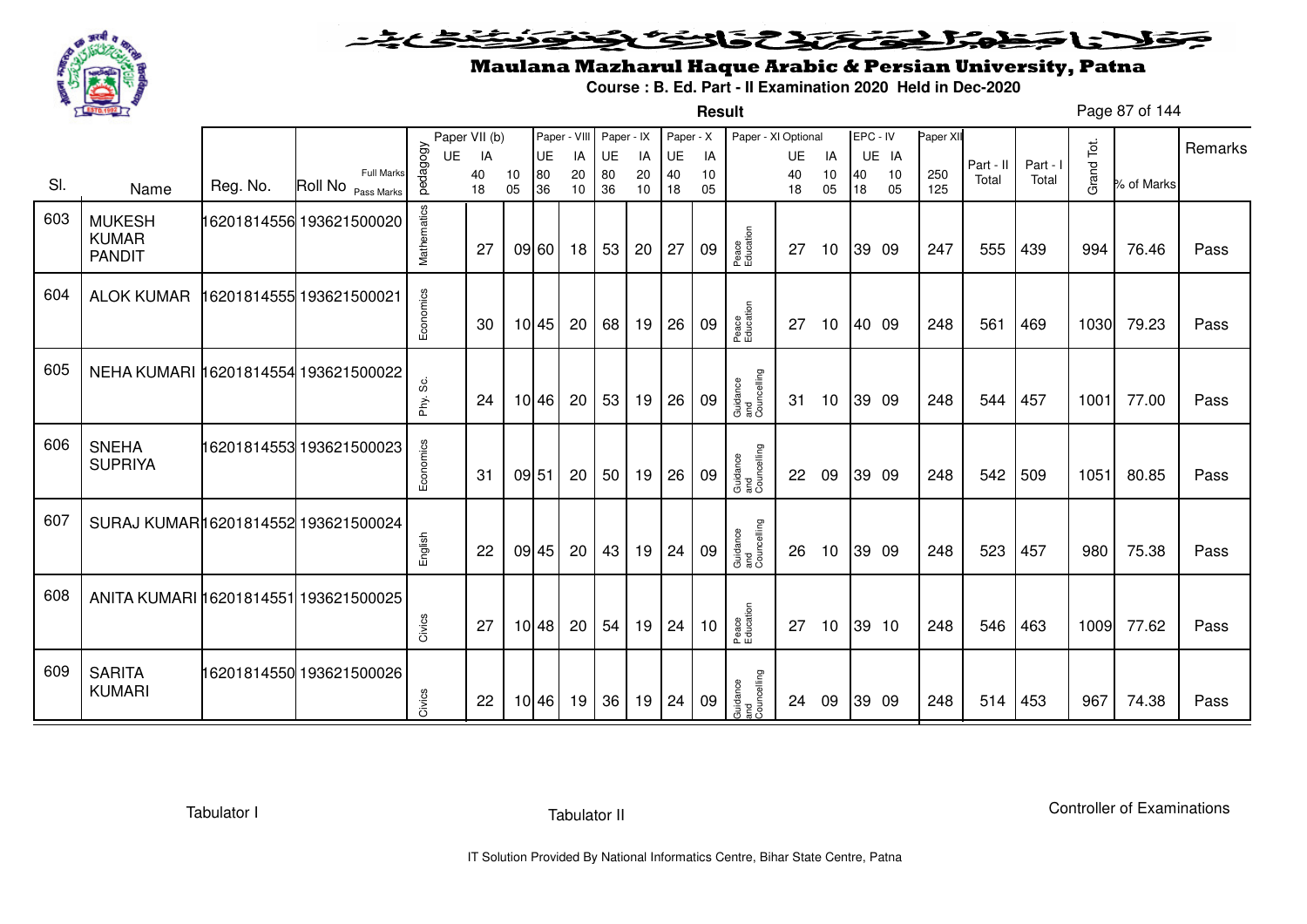# Maulana Mazharul Haque Arabic & Persian University, Patna

**Course : B. Ed. Part - II Examination 2020 Held in Dec-2020**

**Result**

| Sl. | Name | Reg. No. | Roll No | pedagogy | Paper VII (b) UE | Paper VII (b) IA | | Paper - VIII UE | Paper - VIII IA | Paper - IX UE | Paper - IX IA | Paper - X UE | Paper - X IA | Paper - XI Optional | UE | IA | EPC - IV UE | EPC - IV IA | Paper XII | Part - II Total | Part - I Total | Grand Tot. | % of Marks | Remarks |
|---|---|---|---|---|---|---|---|---|---|---|---|---|---|---|---|---|---|---|---|---|---|---|---|---|
| | | | Full Marks | | | 40 | 10 | 80 | 20 | 80 | 20 | 40 | 10 | | 40 | 10 | 40 | 10 | 250 | | | | | |
| | | | Pass Marks | | | 18 | 05 | 36 | 10 | 36 | 10 | 18 | 05 | | 18 | 05 | 18 | 05 | 125 | | | | | |
| 603 | MUKESH KUMAR PANDIT | 16201814556 | 193621500020 | Mathematics | | 27 | 09 | 60 | 18 | 53 | 20 | 27 | 09 | Peace Education | 27 | 10 | 39 | 09 | 247 | 555 | 439 | 994 | 76.46 | Pass |
| 604 | ALOK KUMAR | 16201814555 | 193621500021 | Economics | | 30 | 10 | 45 | 20 | 68 | 19 | 26 | 09 | Peace Education | 27 | 10 | 40 | 09 | 248 | 561 | 469 | 1030 | 79.23 | Pass |
| 605 | NEHA KUMARI | 16201814554 | 193621500022 | Phy. Sc. | | 24 | 10 | 46 | 20 | 53 | 19 | 26 | 09 | Guidance and Councelling | 31 | 10 | 39 | 09 | 248 | 544 | 457 | 1001 | 77.00 | Pass |
| 606 | SNEHA SUPRIYA | 16201814553 | 193621500023 | Economics | | 31 | 09 | 51 | 20 | 50 | 19 | 26 | 09 | Guidance and Councelling | 22 | 09 | 39 | 09 | 248 | 542 | 509 | 1051 | 80.85 | Pass |
| 607 | SURAJ KUMAR | 16201814552 | 193621500024 | English | | 22 | 09 | 45 | 20 | 43 | 19 | 24 | 09 | Guidance and Councelling | 26 | 10 | 39 | 09 | 248 | 523 | 457 | 980 | 75.38 | Pass |
| 608 | ANITA KUMARI | 16201814551 | 193621500025 | Civics | | 27 | 10 | 48 | 20 | 54 | 19 | 24 | 10 | Peace Education | 27 | 10 | 39 | 10 | 248 | 546 | 463 | 1009 | 77.62 | Pass |
| 609 | SARITA KUMARI | 16201814550 | 193621500026 | Civics | | 22 | 10 | 46 | 19 | 36 | 19 | 24 | 09 | Guidance and Councelling | 24 | 09 | 39 | 09 | 248 | 514 | 453 | 967 | 74.38 | Pass |

Tabulator I | Tabulator II | Controller of Examinations

IT Solution Provided By National Informatics Centre, Bihar State Centre, Patna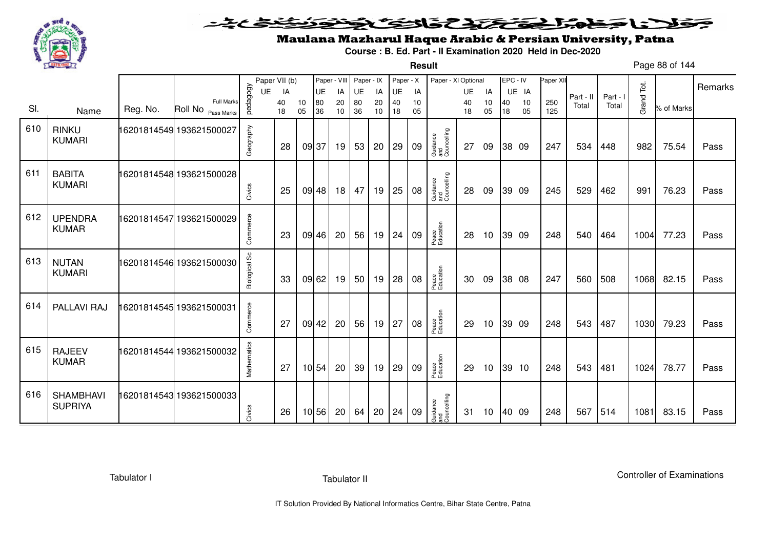# Maulana Mazharul Haque Arabic & Persian University, Patna

**Course : B. Ed. Part - II Examination 2020 Held in Dec-2020**

**Result**

| Sl. | Name | Reg. No. | Roll No | Paper VII (b) pedagogy | Paper VII (b) UE (40/18) | Paper VII (b) IA (10/05) | Paper - VIII UE (80/36) | Paper - VIII IA (20/10) | Paper - IX UE (80/36) | Paper - IX IA (20/10) | Paper - X UE (40/18) | Paper - X IA (10/05) | Paper - XI Optional | Paper - XI UE (40/18) | Paper - XI IA (10/05) | EPC - IV UE (40/18) | EPC - IV IA (10/05) | Paper XII (250/125) | Part - II Total | Part - I Total | Grand Tot. | % of Marks | Remarks |
|---|---|---|---|---|---|---|---|---|---|---|---|---|---|---|---|---|---|---|---|---|---|---|---|
| 610 | RINKU KUMARI | 16201814549 | 193621500027 | Geography | 28 | 09 | 37 | 19 | 53 | 20 | 29 | 09 | Guidance and Councelling | 27 | 09 | 38 | 09 | 247 | 534 | 448 | 982 | 75.54 | Pass |
| 611 | BABITA KUMARI | 16201814548 | 193621500028 | Civics | 25 | 09 | 48 | 18 | 47 | 19 | 25 | 08 | Guidance and Councelling | 28 | 09 | 39 | 09 | 245 | 529 | 462 | 991 | 76.23 | Pass |
| 612 | UPENDRA KUMAR | 16201814547 | 193621500029 | Commerce | 23 | 09 | 46 | 20 | 56 | 19 | 24 | 09 | Peace Education | 28 | 10 | 39 | 09 | 248 | 540 | 464 | 1004 | 77.23 | Pass |
| 613 | NUTAN KUMARI | 16201814546 | 193621500030 | Biological Sc | 33 | 09 | 62 | 19 | 50 | 19 | 28 | 08 | Peace Education | 30 | 09 | 38 | 08 | 247 | 560 | 508 | 1068 | 82.15 | Pass |
| 614 | PALLAVI RAJ | 16201814545 | 193621500031 | Commerce | 27 | 09 | 42 | 20 | 56 | 19 | 27 | 08 | Peace Education | 29 | 10 | 39 | 09 | 248 | 543 | 487 | 1030 | 79.23 | Pass |
| 615 | RAJEEV KUMAR | 16201814544 | 193621500032 | Mathematics | 27 | 10 | 54 | 20 | 39 | 19 | 29 | 09 | Peace Education | 29 | 10 | 39 | 10 | 248 | 543 | 481 | 1024 | 78.77 | Pass |
| 616 | SHAMBHAVI SUPRIYA | 16201814543 | 193621500033 | Civics | 26 | 10 | 56 | 20 | 64 | 20 | 24 | 09 | Guidance and Councelling | 31 | 10 | 40 | 09 | 248 | 567 | 514 | 1081 | 83.15 | Pass |

Tabulator I | Tabulator II | Controller of Examinations

IT Solution Provided By National Informatics Centre, Bihar State Centre, Patna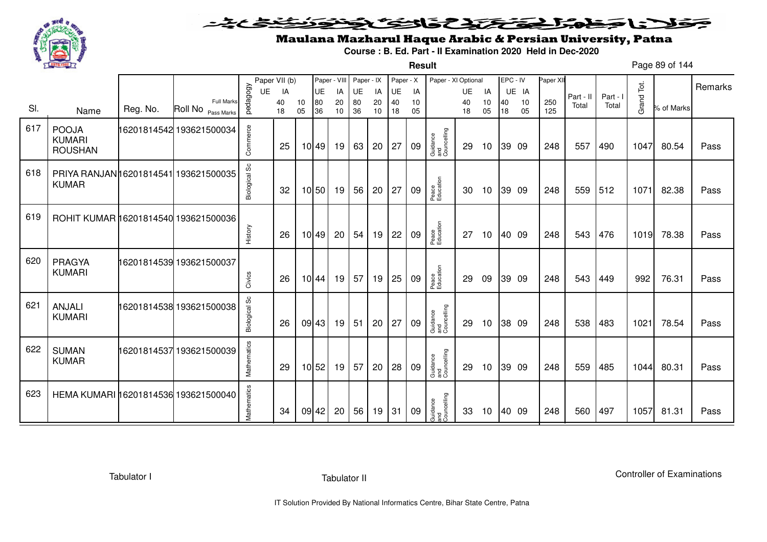# Maulana Mazharul Haque Arabic & Persian University, Patna

**Course : B. Ed. Part - II Examination 2020 Held in Dec-2020**

**Result**

| Sl. | Name | Reg. No. | Roll No | pedagogy | Paper VII (b) UE 40 18 | IA 10 05 | Paper - VIII UE 80 36 | IA 20 10 | Paper - IX UE 80 36 | IA 20 10 | Paper - X UE 40 18 | IA 10 05 | Paper - XI Optional | UE 40 18 | IA 10 05 | EPC - IV UE 40 18 | IA 10 05 | Paper XII 250 125 | Part - II Total | Part - I Total | Grand Tot. | % of Marks | Remarks |
|---|---|---|---|---|---|---|---|---|---|---|---|---|---|---|---|---|---|---|---|---|---|---|---|
| 617 | POOJA KUMARI ROUSHAN | 16201814542 | 193621500034 | Commerce | 25 | 10 | 49 | 19 | 63 | 20 | 27 | 09 | Guidance and Councelling | 29 | 10 | 39 | 09 | 248 | 557 | 490 | 1047 | 80.54 | Pass |
| 618 | PRIYA RANJAN KUMAR | 16201814541 | 193621500035 | Biological Sc | 32 | 10 | 50 | 19 | 56 | 20 | 27 | 09 | Peace Education | 30 | 10 | 39 | 09 | 248 | 559 | 512 | 1071 | 82.38 | Pass |
| 619 | ROHIT KUMAR | 16201814540 | 193621500036 | History | 26 | 10 | 49 | 20 | 54 | 19 | 22 | 09 | Peace Education | 27 | 10 | 40 | 09 | 248 | 543 | 476 | 1019 | 78.38 | Pass |
| 620 | PRAGYA KUMARI | 16201814539 | 193621500037 | Civics | 26 | 10 | 44 | 19 | 57 | 19 | 25 | 09 | Peace Education | 29 | 09 | 39 | 09 | 248 | 543 | 449 | 992 | 76.31 | Pass |
| 621 | ANJALI KUMARI | 16201814538 | 193621500038 | Biological Sc | 26 | 09 | 43 | 19 | 51 | 20 | 27 | 09 | Guidance and Councelling | 29 | 10 | 38 | 09 | 248 | 538 | 483 | 1021 | 78.54 | Pass |
| 622 | SUMAN KUMAR | 16201814537 | 193621500039 | Mathematics | 29 | 10 | 52 | 19 | 57 | 20 | 28 | 09 | Guidance and Councelling | 29 | 10 | 39 | 09 | 248 | 559 | 485 | 1044 | 80.31 | Pass |
| 623 | HEMA KUMARI | 16201814536 | 193621500040 | Mathematics | 34 | 09 | 42 | 20 | 56 | 19 | 31 | 09 | Guidance and Councelling | 33 | 10 | 40 | 09 | 248 | 560 | 497 | 1057 | 81.31 | Pass |

Tabulator I Tabulator II Controller of Examinations

IT Solution Provided By National Informatics Centre, Bihar State Centre, Patna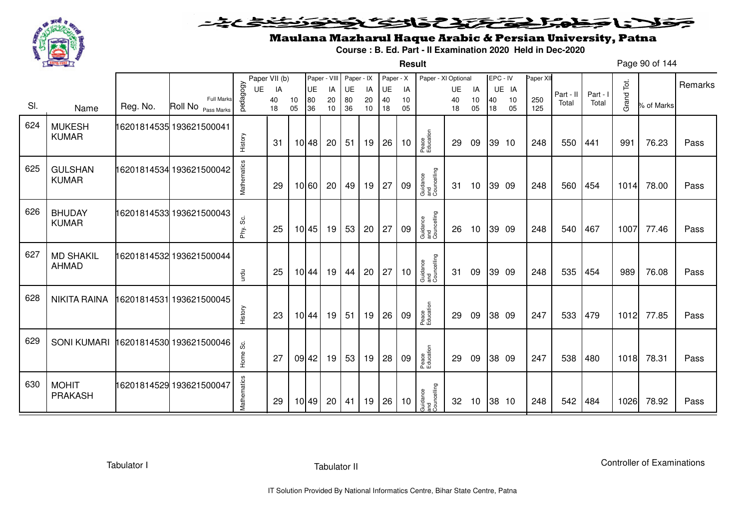# Maulana Mazharul Haque Arabic & Persian University, Patna

**Course : B. Ed. Part - II Examination 2020 Held in Dec-2020**

**Result**

| Sl. | Name | Reg. No. | Roll No | pedagogy | Paper VII (b) UE | IA | Paper - VIII UE | IA | Paper - IX UE | IA | Paper - X UE | IA | Paper - XI Optional | UE | IA | EPC - IV UE | IA | Paper XII | Part - II Total | Part - I Total | Grand Tot. | % of Marks | Remarks |
|---|---|---|---|---|---|---|---|---|---|---|---|---|---|---|---|---|---|---|---|---|---|---|---|
| | | | Full Marks | | 40 | 10 | 80 | 20 | 80 | 20 | 40 | 10 | | 40 | 10 | 40 | 10 | 250 | | | | | |
| | | | Pass Marks | | 18 | 05 | 36 | 10 | 36 | 10 | 18 | 05 | | 18 | 05 | 18 | 05 | 125 | | | | | |
| 624 | MUKESH KUMAR | 16201814535 | 193621500041 | History | 31 | 10 | 48 | 20 | 51 | 19 | 26 | 10 | Peace Education | 29 | 09 | 39 | 10 | 248 | 550 | 441 | 991 | 76.23 | Pass |
| 625 | GULSHAN KUMAR | 16201814534 | 193621500042 | Mathematics | 29 | 10 | 60 | 20 | 49 | 19 | 27 | 09 | Guidance and Councelling | 31 | 10 | 39 | 09 | 248 | 560 | 454 | 1014 | 78.00 | Pass |
| 626 | BHUDAY KUMAR | 16201814533 | 193621500043 | Phy. Sc. | 25 | 10 | 45 | 19 | 53 | 20 | 27 | 09 | Guidance and Councelling | 26 | 10 | 39 | 09 | 248 | 540 | 467 | 1007 | 77.46 | Pass |
| 627 | MD SHAKIL AHMAD | 16201814532 | 193621500044 | urdu | 25 | 10 | 44 | 19 | 44 | 20 | 27 | 10 | Guidance and Councelling | 31 | 09 | 39 | 09 | 248 | 535 | 454 | 989 | 76.08 | Pass |
| 628 | NIKITA RAINA | 16201814531 | 193621500045 | History | 23 | 10 | 44 | 19 | 51 | 19 | 26 | 09 | Peace Education | 29 | 09 | 38 | 09 | 247 | 533 | 479 | 1012 | 77.85 | Pass |
| 629 | SONI KUMARI | 16201814530 | 193621500046 | Home Sc. | 27 | 09 | 42 | 19 | 53 | 19 | 28 | 09 | Peace Education | 29 | 09 | 38 | 09 | 247 | 538 | 480 | 1018 | 78.31 | Pass |
| 630 | MOHIT PRAKASH | 16201814529 | 193621500047 | Mathematics | 29 | 10 | 49 | 20 | 41 | 19 | 26 | 10 | Guidance and Councelling | 32 | 10 | 38 | 10 | 248 | 542 | 484 | 1026 | 78.92 | Pass |

Tabulator I | Tabulator II | Controller of Examinations

IT Solution Provided By National Informatics Centre, Bihar State Centre, Patna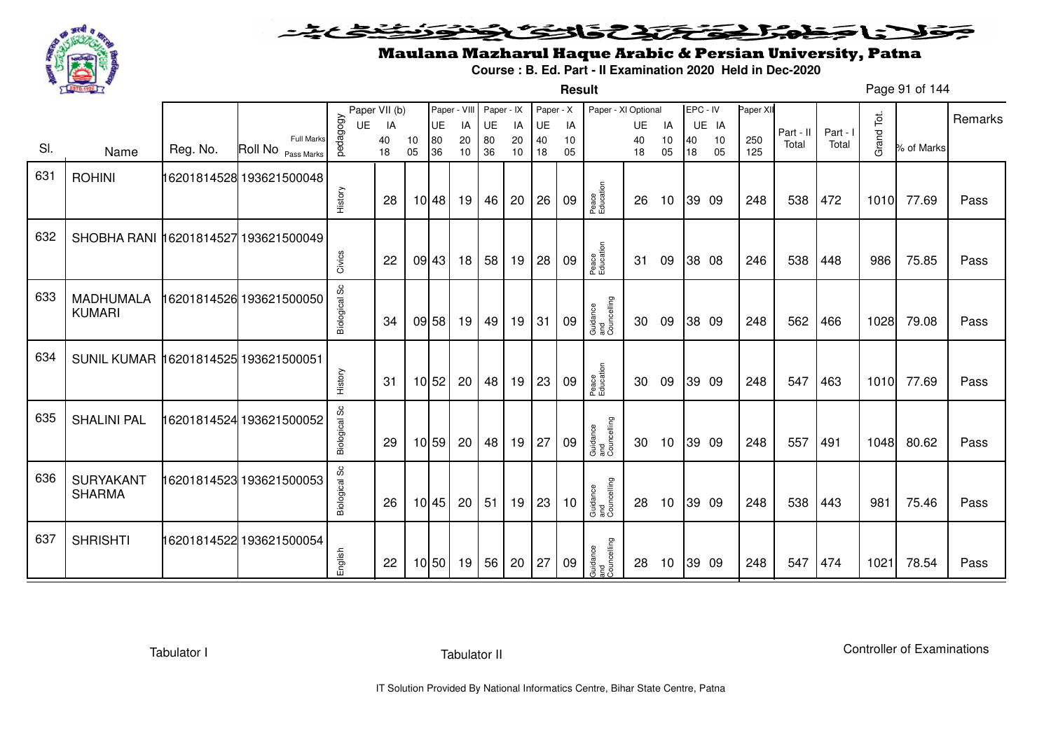# Maulana Mazharul Haque Arabic & Persian University, Patna

**Course : B. Ed. Part - II Examination 2020 Held in Dec-2020**

**Result**

| Sl. | Name | Reg. No. | Roll No | pedagogy | Paper VII (b) UE | IA | | Paper - VIII UE | IA | Paper - IX UE | IA | Paper - X UE | IA | Paper - XI Optional | UE | IA | EPC - IV UE | IA | Paper XII | Part - II Total | Part - I Total | Grand Tot. | % of Marks | Remarks |
|---|---|---|---|---|---|---|---|---|---|---|---|---|---|---|---|---|---|---|---|---|---|---|---|---|
| | | | Full Marks | | 40 | 10 | | 80 | 20 | 80 | 20 | 40 | 10 | | 40 | 10 | 40 | 10 | 250 | | | | | |
| | | | Pass Marks | | 18 | 05 | | 36 | 10 | 36 | 10 | 18 | 05 | | 18 | 05 | 18 | 05 | 125 | | | | | |
| 631 | ROHINI | 16201814528 | 193621500048 | History | 28 | 10 | | 48 | 19 | 46 | 20 | 26 | 09 | Peace Education | 26 | 10 | 39 | 09 | 248 | 538 | 472 | 1010 | 77.69 | Pass |
| 632 | SHOBHA RANI | 16201814527 | 193621500049 | Civics | 22 | 09 | | 43 | 18 | 58 | 19 | 28 | 09 | Peace Education | 31 | 09 | 38 | 08 | 246 | 538 | 448 | 986 | 75.85 | Pass |
| 633 | MADHUMALA KUMARI | 16201814526 | 193621500050 | Biological Sc | 34 | 09 | | 58 | 19 | 49 | 19 | 31 | 09 | Guidance and Councelling | 30 | 09 | 38 | 09 | 248 | 562 | 466 | 1028 | 79.08 | Pass |
| 634 | SUNIL KUMAR | 16201814525 | 193621500051 | History | 31 | 10 | | 52 | 20 | 48 | 19 | 23 | 09 | Peace Education | 30 | 09 | 39 | 09 | 248 | 547 | 463 | 1010 | 77.69 | Pass |
| 635 | SHALINI PAL | 16201814524 | 193621500052 | Biological Sc | 29 | 10 | | 59 | 20 | 48 | 19 | 27 | 09 | Guidance and Councelling | 30 | 10 | 39 | 09 | 248 | 557 | 491 | 1048 | 80.62 | Pass |
| 636 | SURYAKANT SHARMA | 16201814523 | 193621500053 | Biological Sc | 26 | 10 | | 45 | 20 | 51 | 19 | 23 | 10 | Guidance and Councelling | 28 | 10 | 39 | 09 | 248 | 538 | 443 | 981 | 75.46 | Pass |
| 637 | SHRISHTI | 16201814522 | 193621500054 | English | 22 | 10 | | 50 | 19 | 56 | 20 | 27 | 09 | Guidance and Councelling | 28 | 10 | 39 | 09 | 248 | 547 | 474 | 1021 | 78.54 | Pass |

Tabulator I

Tabulator II

Controller of Examinations

IT Solution Provided By National Informatics Centre, Bihar State Centre, Patna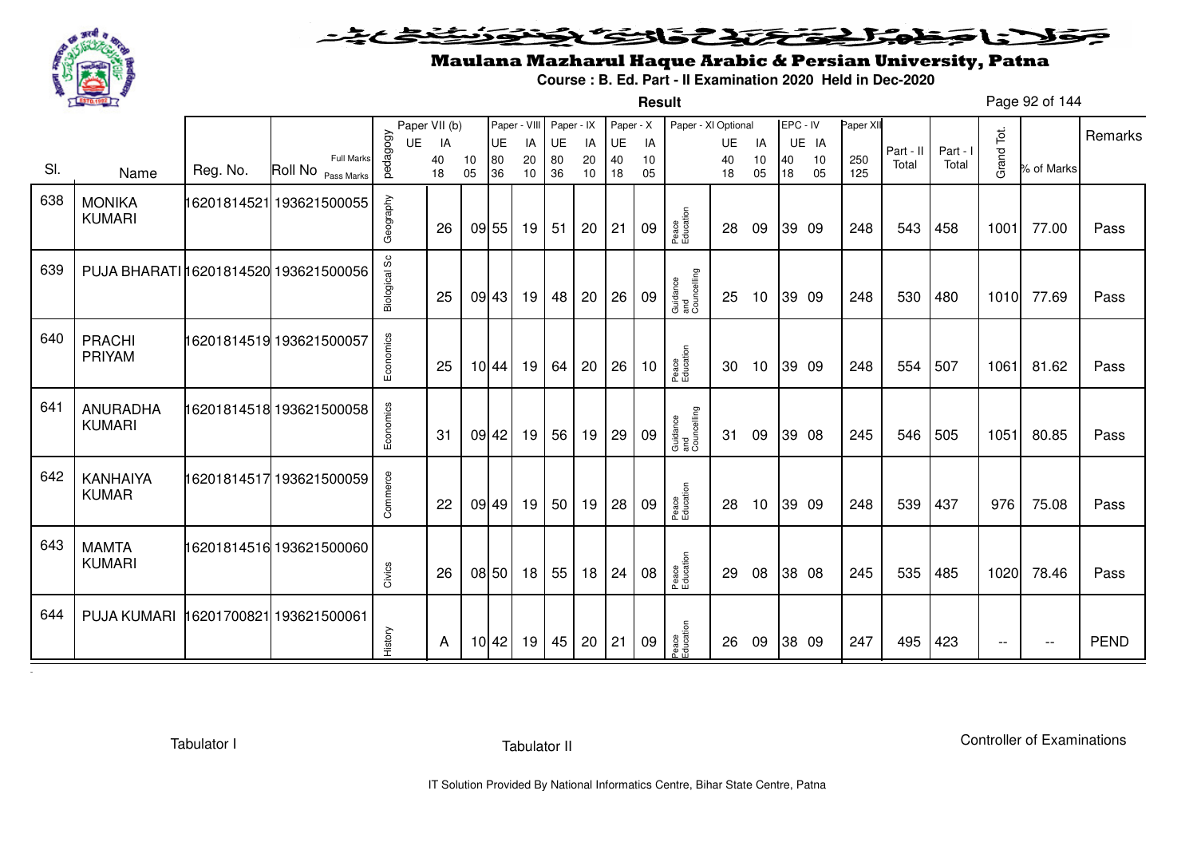# Maulana Mazharul Haque Arabic & Persian University, Patna

**Course : B. Ed. Part - II Examination 2020 Held in Dec-2020**

**Result**

| Sl. | Name | Reg. No. | Roll No | pedagogy | Paper VII (b) UE | Paper VII (b) IA | | Paper - VIII UE | Paper - VIII IA | Paper - IX UE | Paper - IX IA | Paper - X UE | Paper - X IA | Paper - XI Optional | UE | IA | EPC - IV UE | EPC - IV IA | Paper XII | Part - II Total | Part - I Total | Grand Tot. | % of Marks | Remarks |
|---|---|---|---|---|---|---|---|---|---|---|---|---|---|---|---|---|---|---|---|---|---|---|---|---|
| | | | Full Marks | | | 40 | 10 | 80 | 20 | 80 | 20 | 40 | 10 | | 40 | 10 | 40 | 10 | 250 | | | | | |
| | | | Pass Marks | | | 18 | 05 | 36 | 10 | 36 | 10 | 18 | 05 | | 18 | 05 | 18 | 05 | 125 | | | | | |
| 638 | MONIKA KUMARI | 16201814521 | 193621500055 | Geography | | 26 | 09 | 55 | 19 | 51 | 20 | 21 | 09 | Peace Education | 28 | 09 | 39 | 09 | 248 | 543 | 458 | 1001 | 77.00 | Pass |
| 639 | PUJA BHARATI | 16201814520 | 193621500056 | Biological Sc | | 25 | 09 | 43 | 19 | 48 | 20 | 26 | 09 | Guidance and Councelling | 25 | 10 | 39 | 09 | 248 | 530 | 480 | 1010 | 77.69 | Pass |
| 640 | PRACHI PRIYAM | 16201814519 | 193621500057 | Economics | | 25 | 10 | 44 | 19 | 64 | 20 | 26 | 10 | Peace Education | 30 | 10 | 39 | 09 | 248 | 554 | 507 | 1061 | 81.62 | Pass |
| 641 | ANURADHA KUMARI | 16201814518 | 193621500058 | Economics | | 31 | 09 | 42 | 19 | 56 | 19 | 29 | 09 | Guidance and Councelling | 31 | 09 | 39 | 08 | 245 | 546 | 505 | 1051 | 80.85 | Pass |
| 642 | KANHAIYA KUMAR | 16201814517 | 193621500059 | Commerce | | 22 | 09 | 49 | 19 | 50 | 19 | 28 | 09 | Peace Education | 28 | 10 | 39 | 09 | 248 | 539 | 437 | 976 | 75.08 | Pass |
| 643 | MAMTA KUMARI | 16201814516 | 193621500060 | Civics | | 26 | 08 | 50 | 18 | 55 | 18 | 24 | 08 | Peace Education | 29 | 08 | 38 | 08 | 245 | 535 | 485 | 1020 | 78.46 | Pass |
| 644 | PUJA KUMARI | 16201700821 | 193621500061 | History | | A | 10 | 42 | 19 | 45 | 20 | 21 | 09 | Peace Education | 26 | 09 | 38 | 09 | 247 | 495 | 423 | -- | -- | PEND |

Tabulator I | Tabulator II | Controller of Examinations

IT Solution Provided By National Informatics Centre, Bihar State Centre, Patna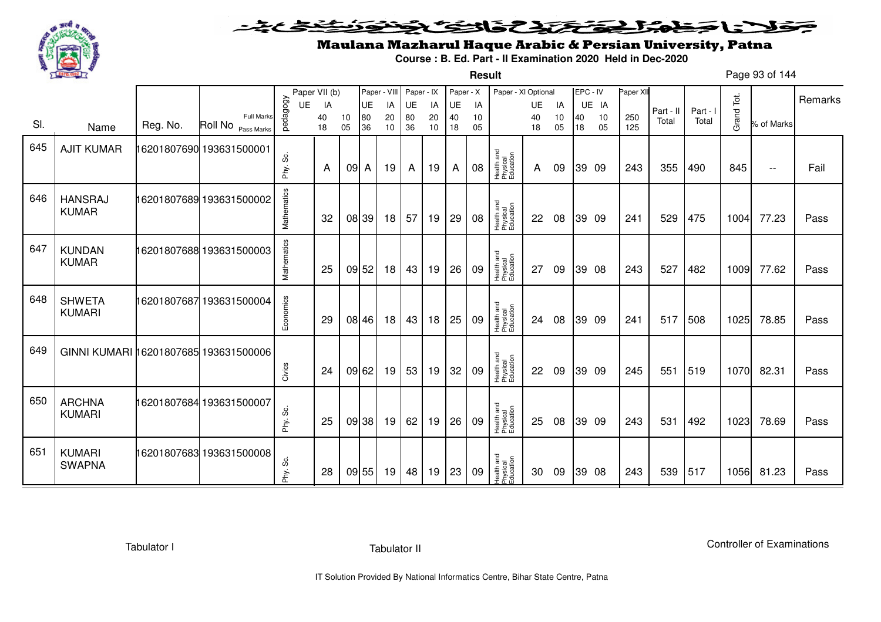# Maulana Mazharul Haque Arabic & Persian University, Patna

**Course : B. Ed. Part - II Examination 2020 Held in Dec-2020**

**Result**

| Sl. | Name | Reg. No. | Roll No | pedagogy | Paper VII (b) UE | IA | | Paper - VIII UE | IA | Paper - IX UE | IA | Paper - X UE | IA | Paper - XI Optional | UE | IA | EPC - IV UE | IA | Paper XII | Part - II Total | Part - I Total | Grand Tot. | % of Marks | Remarks |
|---|---|---|---|---|---|---|---|---|---|---|---|---|---|---|---|---|---|---|---|---|---|---|---|---|
| | | | Full Marks | | 40 | 10 | | 80 | 20 | 80 | 20 | 40 | 10 | | 40 | 10 | 40 | 10 | 250 | | | | | |
| | | | Pass Marks | | 18 | 05 | | 36 | 10 | 36 | 10 | 18 | 05 | | 18 | 05 | 18 | 05 | 125 | | | | | |
| 645 | AJIT KUMAR | 16201807690 | 193631500001 | Phy. Sc. | A | 09 | | A | 19 | A | 19 | A | 08 | Health and Physical Education | A | 09 | 39 | 09 | 243 | 355 | 490 | 845 | -- | Fail |
| 646 | HANSRAJ KUMAR | 16201807689 | 193631500002 | Mathematics | 32 | 08 | | 39 | 18 | 57 | 19 | 29 | 08 | Health and Physical Education | 22 | 08 | 39 | 09 | 241 | 529 | 475 | 1004 | 77.23 | Pass |
| 647 | KUNDAN KUMAR | 16201807688 | 193631500003 | Mathematics | 25 | 09 | | 52 | 18 | 43 | 19 | 26 | 09 | Health and Physical Education | 27 | 09 | 39 | 08 | 243 | 527 | 482 | 1009 | 77.62 | Pass |
| 648 | SHWETA KUMARI | 16201807687 | 193631500004 | Economics | 29 | 08 | | 46 | 18 | 43 | 18 | 25 | 09 | Health and Physical Education | 24 | 08 | 39 | 09 | 241 | 517 | 508 | 1025 | 78.85 | Pass |
| 649 | GINNI KUMARI | 16201807685 | 193631500006 | Civics | 24 | 09 | | 62 | 19 | 53 | 19 | 32 | 09 | Health and Physical Education | 22 | 09 | 39 | 09 | 245 | 551 | 519 | 1070 | 82.31 | Pass |
| 650 | ARCHNA KUMARI | 16201807684 | 193631500007 | Phy. Sc. | 25 | 09 | | 38 | 19 | 62 | 19 | 26 | 09 | Health and Physical Education | 25 | 08 | 39 | 09 | 243 | 531 | 492 | 1023 | 78.69 | Pass |
| 651 | KUMARI SWAPNA | 16201807683 | 193631500008 | Phy. Sc. | 28 | 09 | | 55 | 19 | 48 | 19 | 23 | 09 | Health and Physical Education | 30 | 09 | 39 | 08 | 243 | 539 | 517 | 1056 | 81.23 | Pass |

Tabulator I | Tabulator II | Controller of Examinations

IT Solution Provided By National Informatics Centre, Bihar State Centre, Patna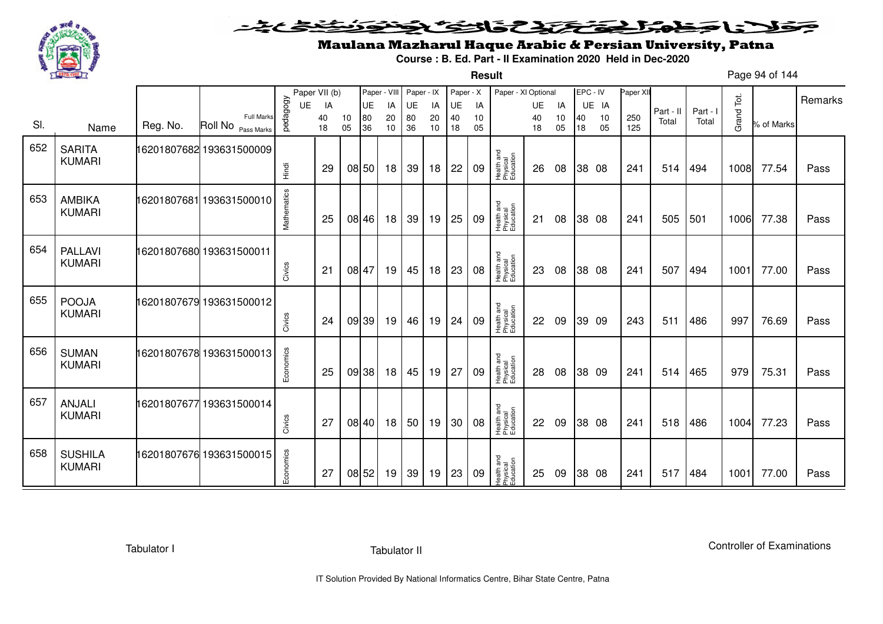# Maulana Mazharul Haque Arabic & Persian University, Patna

**Course : B. Ed. Part - II Examination 2020 Held in Dec-2020**

**Result**

| Sl. | Name | Reg. No. | Roll No | pedagogy | Paper VII (b) UE | Paper VII (b) IA | | Paper - VIII UE | Paper - VIII IA | Paper - IX UE | Paper - IX IA | Paper - X UE | Paper - X IA | Paper - XI Optional | Paper - XI UE | Paper - XI IA | EPC - IV UE | EPC - IV IA | Paper XII | Part - II Total | Part - I Total | Grand Tot. | % of Marks | Remarks |
|---|---|---|---|---|---|---|---|---|---|---|---|---|---|---|---|---|---|---|---|---|---|---|---|---|
| | | | Full Marks | | | 40 | 10 | 80 | 20 | 80 | 20 | 40 | 10 | | 40 | 10 | 40 | 10 | 250 | | | | | |
| | | | Pass Marks | | | 18 | 05 | 36 | 10 | 36 | 10 | 18 | 05 | | 18 | 05 | 18 | 05 | 125 | | | | | |
| 652 | SARITA KUMARI | 16201807682 | 193631500009 | Hindi | | 29 | 08 | 50 | 18 | 39 | 18 | 22 | 09 | Health and Physical Education | 26 | 08 | 38 | 08 | 241 | 514 | 494 | 1008 | 77.54 | Pass |
| 653 | AMBIKA KUMARI | 16201807681 | 193631500010 | Mathematics | | 25 | 08 | 46 | 18 | 39 | 19 | 25 | 09 | Health and Physical Education | 21 | 08 | 38 | 08 | 241 | 505 | 501 | 1006 | 77.38 | Pass |
| 654 | PALLAVI KUMARI | 16201807680 | 193631500011 | Civics | | 21 | 08 | 47 | 19 | 45 | 18 | 23 | 08 | Health and Physical Education | 23 | 08 | 38 | 08 | 241 | 507 | 494 | 1001 | 77.00 | Pass |
| 655 | POOJA KUMARI | 16201807679 | 193631500012 | Civics | | 24 | 09 | 39 | 19 | 46 | 19 | 24 | 09 | Health and Physical Education | 22 | 09 | 39 | 09 | 243 | 511 | 486 | 997 | 76.69 | Pass |
| 656 | SUMAN KUMARI | 16201807678 | 193631500013 | Economics | | 25 | 09 | 38 | 18 | 45 | 19 | 27 | 09 | Health and Physical Education | 28 | 08 | 38 | 09 | 241 | 514 | 465 | 979 | 75.31 | Pass |
| 657 | ANJALI KUMARI | 16201807677 | 193631500014 | Civics | | 27 | 08 | 40 | 18 | 50 | 19 | 30 | 08 | Health and Physical Education | 22 | 09 | 38 | 08 | 241 | 518 | 486 | 1004 | 77.23 | Pass |
| 658 | SUSHILA KUMARI | 16201807676 | 193631500015 | Economics | | 27 | 08 | 52 | 19 | 39 | 19 | 23 | 09 | Health and Physical Education | 25 | 09 | 38 | 08 | 241 | 517 | 484 | 1001 | 77.00 | Pass |

Tabulator I    Tabulator II    Controller of Examinations

IT Solution Provided By National Informatics Centre, Bihar State Centre, Patna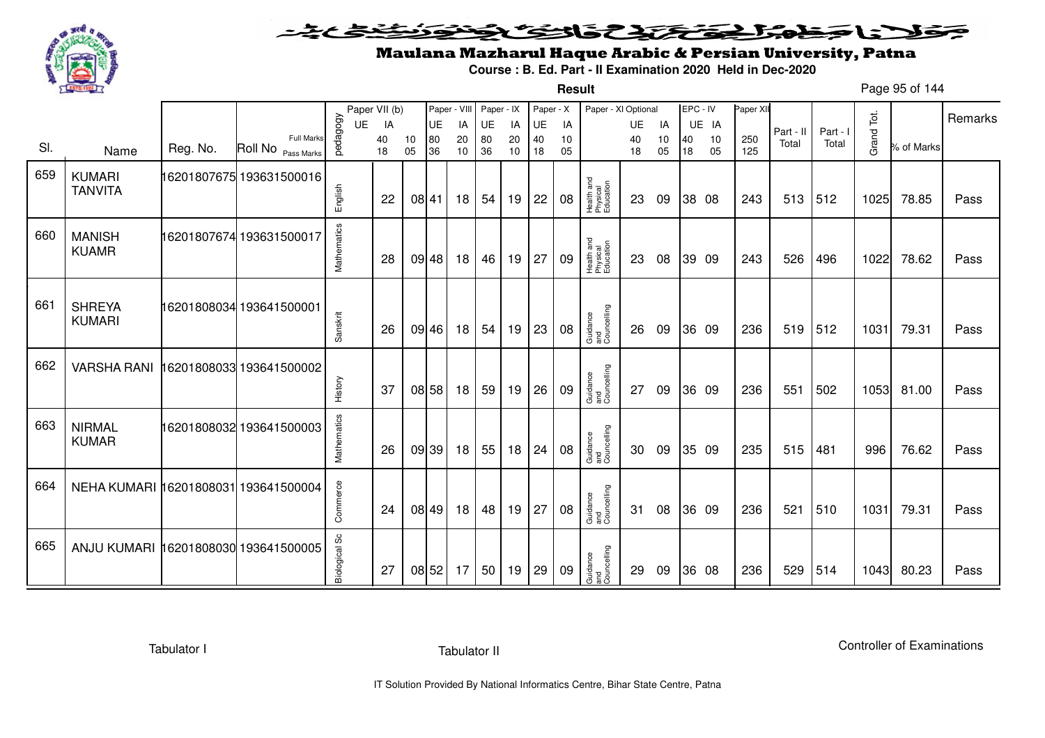# Maulana Mazharul Haque Arabic & Persian University, Patna

**Course : B. Ed. Part - II Examination 2020 Held in Dec-2020**

**Result**

| Sl. | Name | Reg. No. | Roll No | pedagogy | Paper VII (b) UE | IA | Paper - VIII UE | IA | Paper - IX UE | IA | Paper - X UE | IA | Paper - XI Optional | UE | IA | EPC - IV UE | IA | Paper XII | Part - II Total | Part - I Total | Grand Tot. | % of Marks | Remarks |
|---|---|---|---|---|---|---|---|---|---|---|---|---|---|---|---|---|---|---|---|---|---|---|---|
| | | | Full Marks | | 40 | 10 | 80 | 20 | 80 | 20 | 40 | 10 | | 40 | 10 | 40 | 10 | 250 | | | | | |
| | | | Pass Marks | | 18 | 05 | 36 | 10 | 36 | 10 | 18 | 05 | | 18 | 05 | 18 | 05 | 125 | | | | | |
| 659 | KUMARI TANVITA | 16201807675 | 193631500016 | English | 22 | 08 | 41 | 18 | 54 | 19 | 22 | 08 | Health and Physical Education | 23 | 09 | 38 | 08 | 243 | 513 | 512 | 1025 | 78.85 | Pass |
| 660 | MANISH KUAMR | 16201807674 | 193631500017 | Mathematics | 28 | 09 | 48 | 18 | 46 | 19 | 27 | 09 | Health and Physical Education | 23 | 08 | 39 | 09 | 243 | 526 | 496 | 1022 | 78.62 | Pass |
| 661 | SHREYA KUMARI | 16201808034 | 193641500001 | Sanskrit | 26 | 09 | 46 | 18 | 54 | 19 | 23 | 08 | Guidance and Councelling | 26 | 09 | 36 | 09 | 236 | 519 | 512 | 1031 | 79.31 | Pass |
| 662 | VARSHA RANI | 16201808033 | 193641500002 | History | 37 | 08 | 58 | 18 | 59 | 19 | 26 | 09 | Guidance and Councelling | 27 | 09 | 36 | 09 | 236 | 551 | 502 | 1053 | 81.00 | Pass |
| 663 | NIRMAL KUMAR | 16201808032 | 193641500003 | Mathematics | 26 | 09 | 39 | 18 | 55 | 18 | 24 | 08 | Guidance and Councelling | 30 | 09 | 35 | 09 | 235 | 515 | 481 | 996 | 76.62 | Pass |
| 664 | NEHA KUMARI | 16201808031 | 193641500004 | Commerce | 24 | 08 | 49 | 18 | 48 | 19 | 27 | 08 | Guidance and Councelling | 31 | 08 | 36 | 09 | 236 | 521 | 510 | 1031 | 79.31 | Pass |
| 665 | ANJU KUMARI | 16201808030 | 193641500005 | Biological Sc | 27 | 08 | 52 | 17 | 50 | 19 | 29 | 09 | Guidance and Councelling | 29 | 09 | 36 | 08 | 236 | 529 | 514 | 1043 | 80.23 | Pass |

Tabulator I &nbsp;&nbsp;&nbsp;&nbsp; Tabulator II &nbsp;&nbsp;&nbsp;&nbsp; Controller of Examinations

IT Solution Provided By National Informatics Centre, Bihar State Centre, Patna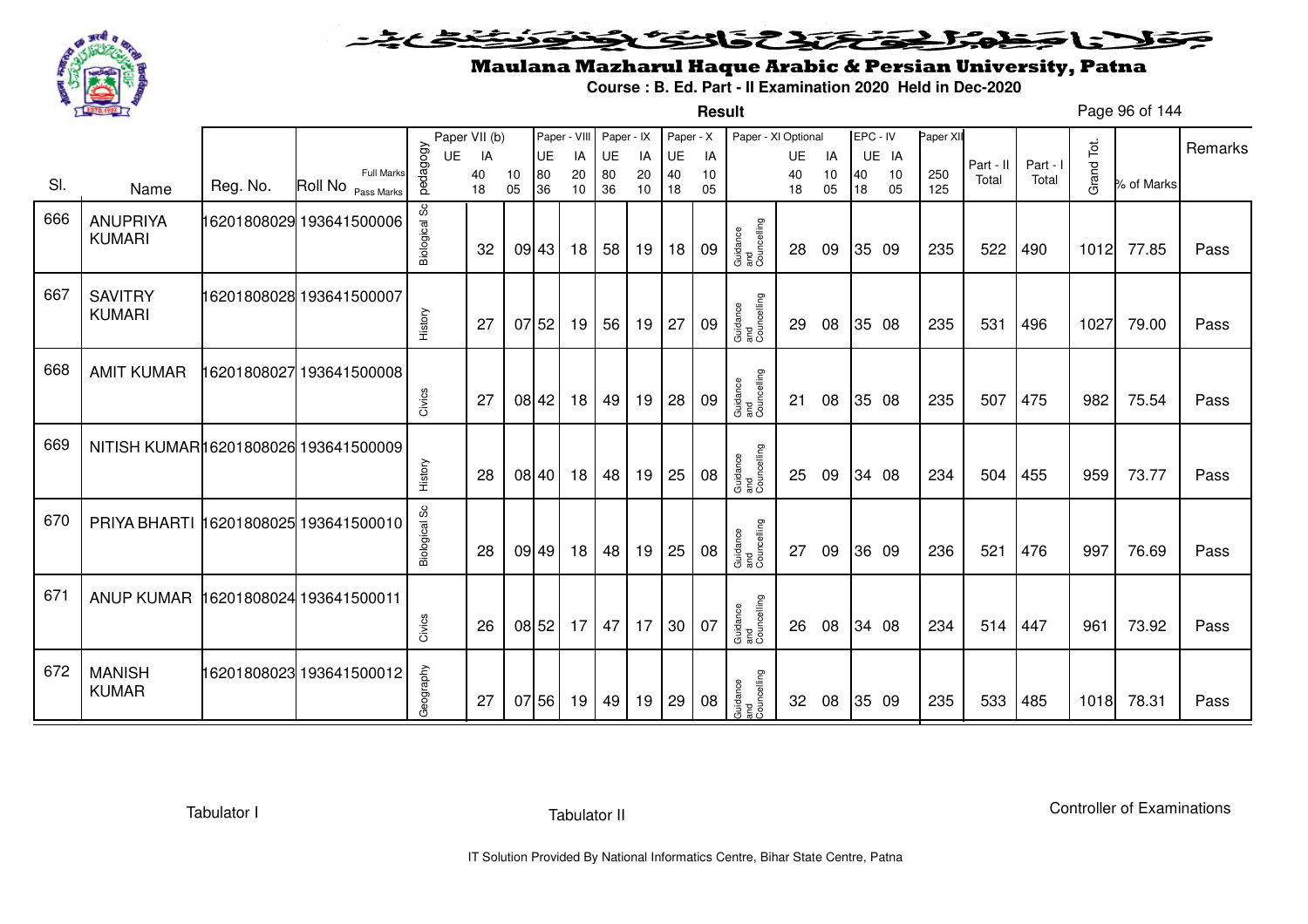# Maulana Mazharul Haque Arabic & Persian University, Patna

**Course : B. Ed. Part - II Examination 2020 Held in Dec-2020**

**Result**

| Sl. | Name | Reg. No. | Roll No | pedagogy | Paper VII (b) UE | Paper VII (b) IA | | Paper - VIII UE | Paper - VIII IA | Paper - IX UE | Paper - IX IA | Paper - X UE | Paper - X IA | Paper - XI Optional | Paper - XI UE | Paper - XI IA | EPC - IV UE | EPC - IV IA | Paper XII | Part - II Total | Part - I Total | Grand Tot. | % of Marks | Remarks |
|---|---|---|---|---|---|---|---|---|---|---|---|---|---|---|---|---|---|---|---|---|---|---|---|---|
| | | | Full Marks | | | 40 | 10 | 80 | 20 | 80 | 20 | 40 | 10 | | 40 | 10 | 40 | 10 | 250 | | | | | |
| | | | Pass Marks | | | 18 | 05 | 36 | 10 | 36 | 10 | 18 | 05 | | 18 | 05 | 18 | 05 | 125 | | | | | |
| 666 | ANUPRIYA KUMARI | 16201808029 | 193641500006 | Biological Sc | | 32 | 09 | 43 | 18 | 58 | 19 | 18 | 09 | Guidance and Councelling | 28 | 09 | 35 | 09 | 235 | 522 | 490 | 1012 | 77.85 | Pass |
| 667 | SAVITRY KUMARI | 16201808028 | 193641500007 | History | | 27 | 07 | 52 | 19 | 56 | 19 | 27 | 09 | Guidance and Councelling | 29 | 08 | 35 | 08 | 235 | 531 | 496 | 1027 | 79.00 | Pass |
| 668 | AMIT KUMAR | 16201808027 | 193641500008 | Civics | | 27 | 08 | 42 | 18 | 49 | 19 | 28 | 09 | Guidance and Councelling | 21 | 08 | 35 | 08 | 235 | 507 | 475 | 982 | 75.54 | Pass |
| 669 | NITISH KUMAR | 16201808026 | 193641500009 | History | | 28 | 08 | 40 | 18 | 48 | 19 | 25 | 08 | Guidance and Councelling | 25 | 09 | 34 | 08 | 234 | 504 | 455 | 959 | 73.77 | Pass |
| 670 | PRIYA BHARTI | 16201808025 | 193641500010 | Biological Sc | | 28 | 09 | 49 | 18 | 48 | 19 | 25 | 08 | Guidance and Councelling | 27 | 09 | 36 | 09 | 236 | 521 | 476 | 997 | 76.69 | Pass |
| 671 | ANUP KUMAR | 16201808024 | 193641500011 | Civics | | 26 | 08 | 52 | 17 | 47 | 17 | 30 | 07 | Guidance and Councelling | 26 | 08 | 34 | 08 | 234 | 514 | 447 | 961 | 73.92 | Pass |
| 672 | MANISH KUMAR | 16201808023 | 193641500012 | Geography | | 27 | 07 | 56 | 19 | 49 | 19 | 29 | 08 | Guidance and Councelling | 32 | 08 | 35 | 09 | 235 | 533 | 485 | 1018 | 78.31 | Pass |

Tabulator I | Tabulator II | Controller of Examinations

IT Solution Provided By National Informatics Centre, Bihar State Centre, Patna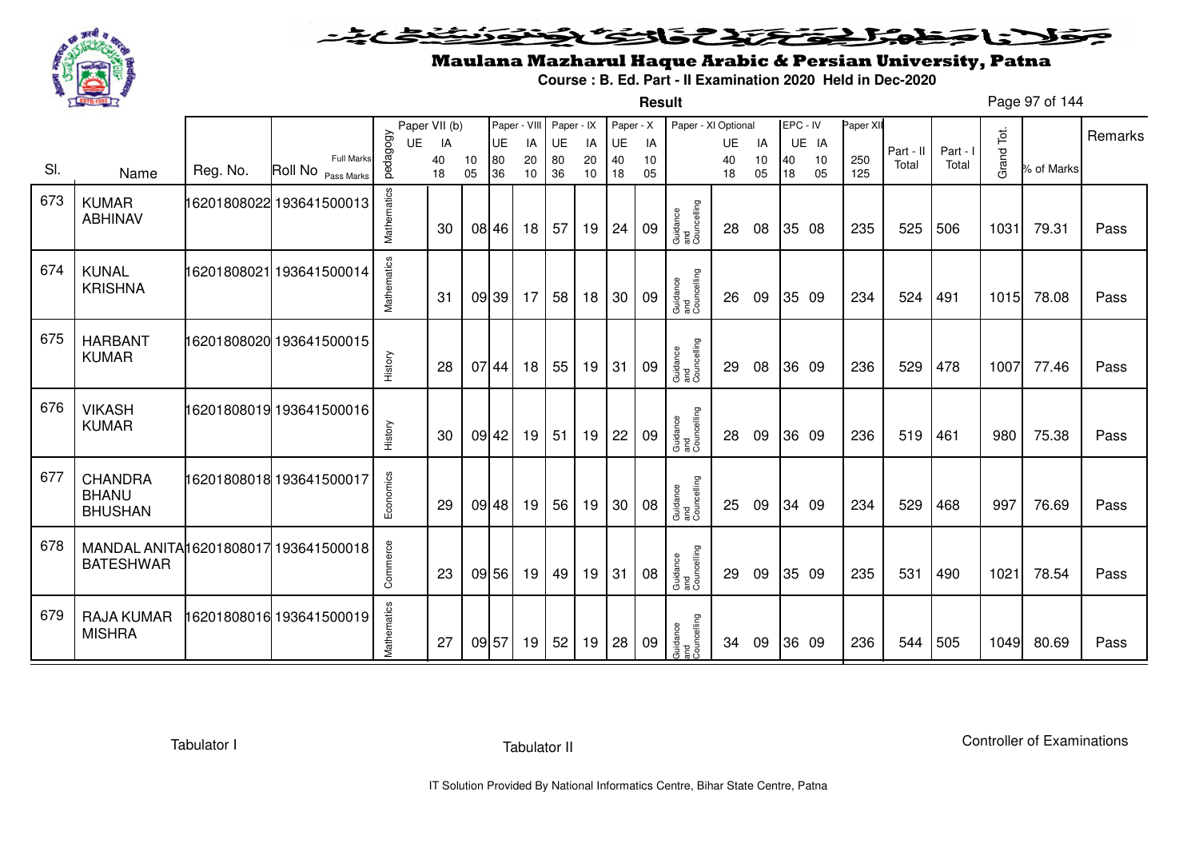# Maulana Mazharul Haque Arabic & Persian University, Patna

**Course : B. Ed. Part - II Examination 2020 Held in Dec-2020**

**Result**

| Sl. | Name | Reg. No. | Roll No | pedagogy | Paper VII (b) UE | Paper VII (b) IA | | Paper - VIII UE | Paper - VIII IA | Paper - IX UE | Paper - IX IA | Paper - X UE | Paper - X IA | Paper - XI Optional | UE | IA | EPC - IV UE | EPC - IV IA | Paper XII | Part - II Total | Part - I Total | Grand Tot. | % of Marks | Remarks |
|---|---|---|---|---|---|---|---|---|---|---|---|---|---|---|---|---|---|---|---|---|---|---|---|---|
| | | | Full Marks | | | 40 | 10 | 80 | 20 | 80 | 20 | 40 | 10 | | 40 | 10 | 40 | 10 | 250 | | | | | |
| | | | Pass Marks | | | 18 | 05 | 36 | 10 | 36 | 10 | 18 | 05 | | 18 | 05 | 18 | 05 | 125 | | | | | |
| 673 | KUMAR ABHINAV | 16201808022 | 193641500013 | Mathematics | | 30 | 08 | 46 | 18 | 57 | 19 | 24 | 09 | Guidance and Councelling | 28 | 08 | 35 | 08 | 235 | 525 | 506 | 1031 | 79.31 | Pass |
| 674 | KUNAL KRISHNA | 16201808021 | 193641500014 | Mathematics | | 31 | 09 | 39 | 17 | 58 | 18 | 30 | 09 | Guidance and Councelling | 26 | 09 | 35 | 09 | 234 | 524 | 491 | 1015 | 78.08 | Pass |
| 675 | HARBANT KUMAR | 16201808020 | 193641500015 | History | | 28 | 07 | 44 | 18 | 55 | 19 | 31 | 09 | Guidance and Councelling | 29 | 08 | 36 | 09 | 236 | 529 | 478 | 1007 | 77.46 | Pass |
| 676 | VIKASH KUMAR | 16201808019 | 193641500016 | History | | 30 | 09 | 42 | 19 | 51 | 19 | 22 | 09 | Guidance and Councelling | 28 | 09 | 36 | 09 | 236 | 519 | 461 | 980 | 75.38 | Pass |
| 677 | CHANDRA BHANU BHUSHAN | 16201808018 | 193641500017 | Economics | | 29 | 09 | 48 | 19 | 56 | 19 | 30 | 08 | Guidance and Councelling | 25 | 09 | 34 | 09 | 234 | 529 | 468 | 997 | 76.69 | Pass |
| 678 | MANDAL ANITA BATESHWAR | 16201808017 | 193641500018 | Commerce | | 23 | 09 | 56 | 19 | 49 | 19 | 31 | 08 | Guidance and Councelling | 29 | 09 | 35 | 09 | 235 | 531 | 490 | 1021 | 78.54 | Pass |
| 679 | RAJA KUMAR MISHRA | 16201808016 | 193641500019 | Mathematics | | 27 | 09 | 57 | 19 | 52 | 19 | 28 | 09 | Guidance and Councelling | 34 | 09 | 36 | 09 | 236 | 544 | 505 | 1049 | 80.69 | Pass |

Tabulator I Tabulator II Controller of Examinations

IT Solution Provided By National Informatics Centre, Bihar State Centre, Patna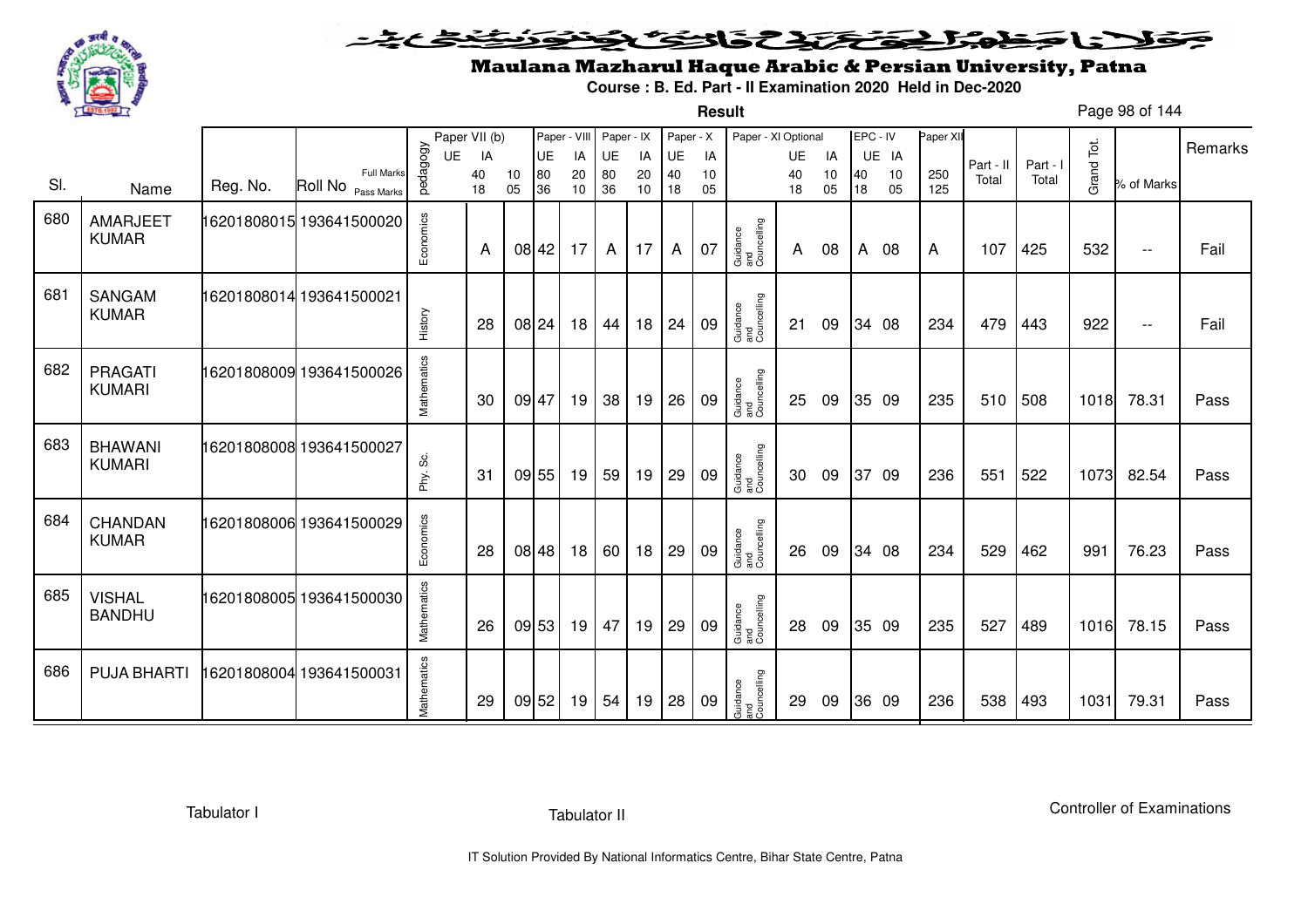# Maulana Mazharul Haque Arabic & Persian University, Patna

**Course : B. Ed. Part - II Examination 2020 Held in Dec-2020**

**Result**

| Sl. | Name | Reg. No. | Roll No | pedagogy | Paper VII (b) UE | IA | | Paper - VIII UE | IA | Paper - IX UE | IA | Paper - X UE | IA | Paper - XI Optional | UE | IA | EPC - IV UE | IA | Paper XII | Part - II Total | Part - I Total | Grand Tot. | % of Marks | Remarks |
|---|---|---|---|---|---|---|---|---|---|---|---|---|---|---|---|---|---|---|---|---|---|---|---|---|
| | | | Full Marks / Pass Marks | | 40 / 18 | 10 / 05 | | 80 / 36 | 20 / 10 | 80 / 36 | 20 / 10 | 40 / 18 | 10 / 05 | | 40 / 18 | 10 / 05 | 40 / 18 | 10 / 05 | 250 / 125 | | | | | |
| 680 | AMARJEET KUMAR | 16201808015 | 193641500020 | Economics | A | 08 | | 42 | 17 | A | 17 | A | 07 | Guidance and Councelling | A | 08 | A | 08 | A | 107 | 425 | 532 | -- | Fail |
| 681 | SANGAM KUMAR | 16201808014 | 193641500021 | History | 28 | 08 | | 24 | 18 | 44 | 18 | 24 | 09 | Guidance and Councelling | 21 | 09 | 34 | 08 | 234 | 479 | 443 | 922 | -- | Fail |
| 682 | PRAGATI KUMARI | 16201808009 | 193641500026 | Mathematics | 30 | 09 | | 47 | 19 | 38 | 19 | 26 | 09 | Guidance and Councelling | 25 | 09 | 35 | 09 | 235 | 510 | 508 | 1018 | 78.31 | Pass |
| 683 | BHAWANI KUMARI | 16201808008 | 193641500027 | Phy. Sc. | 31 | 09 | | 55 | 19 | 59 | 19 | 29 | 09 | Guidance and Councelling | 30 | 09 | 37 | 09 | 236 | 551 | 522 | 1073 | 82.54 | Pass |
| 684 | CHANDAN KUMAR | 16201808006 | 193641500029 | Economics | 28 | 08 | | 48 | 18 | 60 | 18 | 29 | 09 | Guidance and Councelling | 26 | 09 | 34 | 08 | 234 | 529 | 462 | 991 | 76.23 | Pass |
| 685 | VISHAL BANDHU | 16201808005 | 193641500030 | Mathematics | 26 | 09 | | 53 | 19 | 47 | 19 | 29 | 09 | Guidance and Councelling | 28 | 09 | 35 | 09 | 235 | 527 | 489 | 1016 | 78.15 | Pass |
| 686 | PUJA BHARTI | 16201808004 | 193641500031 | Mathematics | 29 | 09 | | 52 | 19 | 54 | 19 | 28 | 09 | Guidance and Councelling | 29 | 09 | 36 | 09 | 236 | 538 | 493 | 1031 | 79.31 | Pass |

Tabulator I　　　　Tabulator II　　　　Controller of Examinations

IT Solution Provided By National Informatics Centre, Bihar State Centre, Patna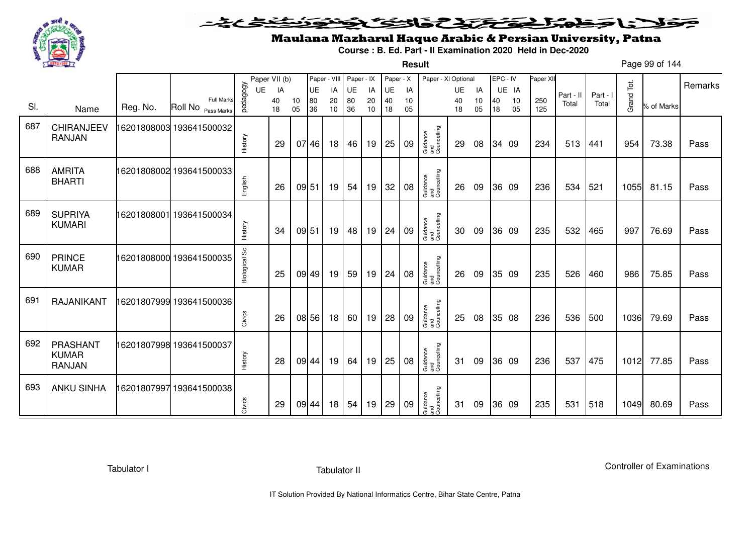# Maulana Mazharul Haque Arabic & Persian University, Patna

**Course : B. Ed. Part - II Examination 2020 Held in Dec-2020**

**Result**

| Sl. | Name | Reg. No. | Roll No | pedagogy | Paper VII (b) UE | Paper VII (b) IA | Paper - VIII UE | Paper - VIII IA | Paper - IX UE | Paper - IX IA | Paper - X UE | Paper - X IA | Paper - XI Optional | Paper - XI UE | Paper - XI IA | EPC - IV UE | EPC - IV IA | Paper XII | Part - II Total | Part - I Total | Grand Tot. | % of Marks | Remarks |
|---|---|---|---|---|---|---|---|---|---|---|---|---|---|---|---|---|---|---|---|---|---|---|---|
| | | | Full Marks | | 40 | 10 | 80 | 20 | 80 | 20 | 40 | 10 | | 40 | 10 | 40 | 10 | 250 | | | | | |
| | | | Pass Marks | | 18 | 05 | 36 | 10 | 36 | 10 | 18 | 05 | | 18 | 05 | 18 | 05 | 125 | | | | | |
| 687 | CHIRANJEEV RANJAN | 16201808003 | 193641500032 | History | 29 | 07 | 46 | 18 | 46 | 19 | 25 | 09 | Guidance and Councelling | 29 | 08 | 34 | 09 | 234 | 513 | 441 | 954 | 73.38 | Pass |
| 688 | AMRITA BHARTI | 16201808002 | 193641500033 | English | 26 | 09 | 51 | 19 | 54 | 19 | 32 | 08 | Guidance and Councelling | 26 | 09 | 36 | 09 | 236 | 534 | 521 | 1055 | 81.15 | Pass |
| 689 | SUPRIYA KUMARI | 16201808001 | 193641500034 | History | 34 | 09 | 51 | 19 | 48 | 19 | 24 | 09 | Guidance and Councelling | 30 | 09 | 36 | 09 | 235 | 532 | 465 | 997 | 76.69 | Pass |
| 690 | PRINCE KUMAR | 16201808000 | 193641500035 | Biological Sc | 25 | 09 | 49 | 19 | 59 | 19 | 24 | 08 | Guidance and Councelling | 26 | 09 | 35 | 09 | 235 | 526 | 460 | 986 | 75.85 | Pass |
| 691 | RAJANIKANT | 16201807999 | 193641500036 | Civics | 26 | 08 | 56 | 18 | 60 | 19 | 28 | 09 | Guidance and Councelling | 25 | 08 | 35 | 08 | 236 | 536 | 500 | 1036 | 79.69 | Pass |
| 692 | PRASHANT KUMAR RANJAN | 16201807998 | 193641500037 | History | 28 | 09 | 44 | 19 | 64 | 19 | 25 | 08 | Guidance and Councelling | 31 | 09 | 36 | 09 | 236 | 537 | 475 | 1012 | 77.85 | Pass |
| 693 | ANKU SINHA | 16201807997 | 193641500038 | Civics | 29 | 09 | 44 | 18 | 54 | 19 | 29 | 09 | Guidance and Councelling | 31 | 09 | 36 | 09 | 235 | 531 | 518 | 1049 | 80.69 | Pass |

Tabulator I | Tabulator II | Controller of Examinations

IT Solution Provided By National Informatics Centre, Bihar State Centre, Patna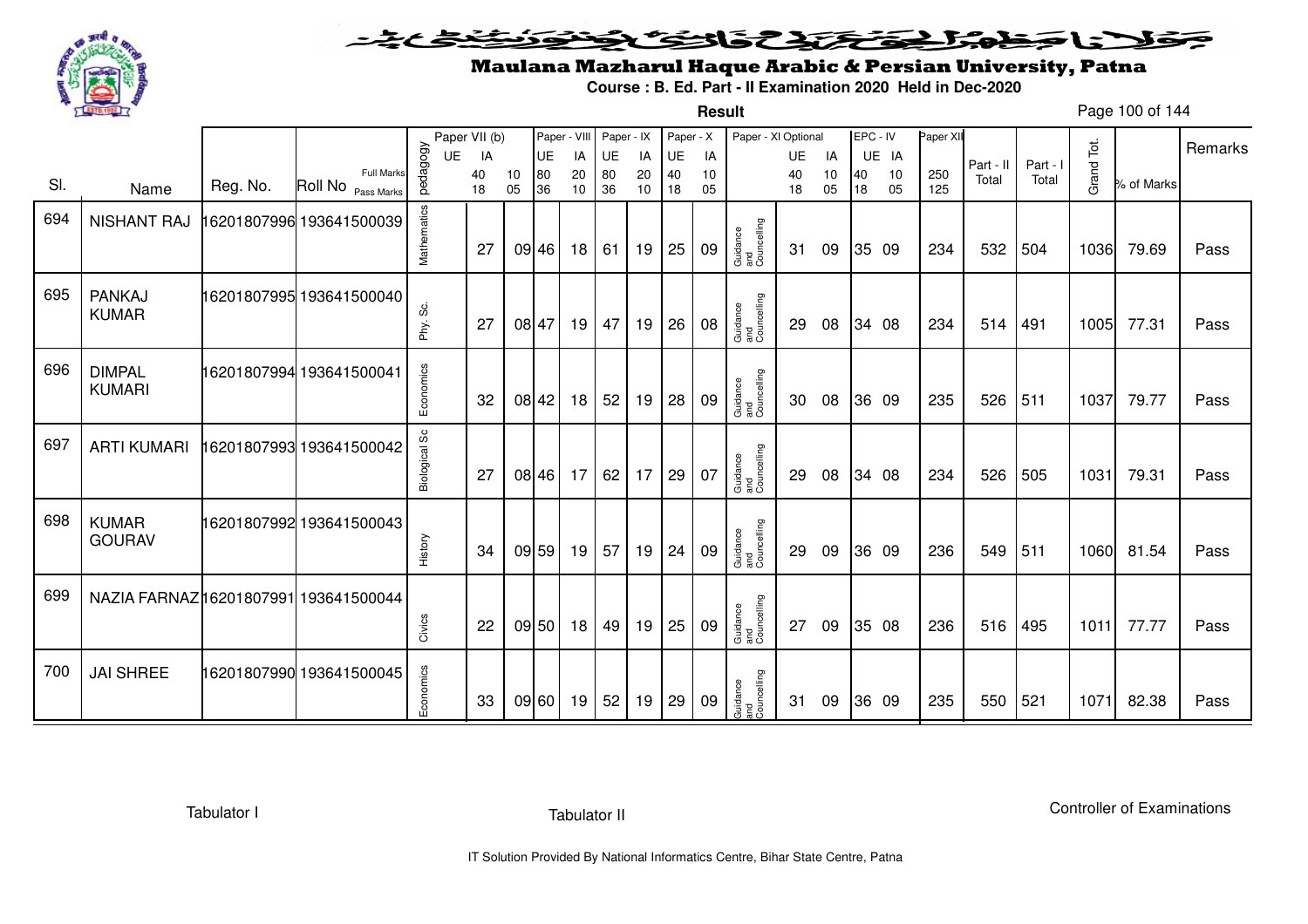# Maulana Mazharul Haque Arabic & Persian University, Patna

**Course : B. Ed. Part - II Examination 2020 Held in Dec-2020**

**Result**

| Sl. | Name | Reg. No. | Roll No | pedagogy | Paper VII (b) UE | IA 40 18 | 10 05 | Paper - VIII UE 80 36 | IA 20 10 | Paper - IX UE 80 36 | IA 20 10 | Paper - X UE 40 18 | IA 10 05 | Paper - XI Optional | UE 40 18 | IA 10 05 | EPC - IV UE 40 18 | IA 10 05 | Paper XII 250 125 | Part - II Total | Part - I Total | Grand Tot. | % of Marks | Remarks |
|---|---|---|---|---|---|---|---|---|---|---|---|---|---|---|---|---|---|---|---|---|---|---|---|---|
| 694 | NISHANT RAJ | 16201807996 | 193641500039 | Mathematics | | 27 | 09 | 46 | 18 | 61 | 19 | 25 | 09 | Guidance and Councelling | 31 | 09 | 35 | 09 | 234 | 532 | 504 | 1036 | 79.69 | Pass |
| 695 | PANKAJ KUMAR | 16201807995 | 193641500040 | Phy. Sc. | | 27 | 08 | 47 | 19 | 47 | 19 | 26 | 08 | Guidance and Councelling | 29 | 08 | 34 | 08 | 234 | 514 | 491 | 1005 | 77.31 | Pass |
| 696 | DIMPAL KUMARI | 16201807994 | 193641500041 | Economics | | 32 | 08 | 42 | 18 | 52 | 19 | 28 | 09 | Guidance and Councelling | 30 | 08 | 36 | 09 | 235 | 526 | 511 | 1037 | 79.77 | Pass |
| 697 | ARTI KUMARI | 16201807993 | 193641500042 | Biological Sc | | 27 | 08 | 46 | 17 | 62 | 17 | 29 | 07 | Guidance and Councelling | 29 | 08 | 34 | 08 | 234 | 526 | 505 | 1031 | 79.31 | Pass |
| 698 | KUMAR GOURAV | 16201807992 | 193641500043 | History | | 34 | 09 | 59 | 19 | 57 | 19 | 24 | 09 | Guidance and Councelling | 29 | 09 | 36 | 09 | 236 | 549 | 511 | 1060 | 81.54 | Pass |
| 699 | NAZIA FARNAZ | 16201807991 | 193641500044 | Civics | | 22 | 09 | 50 | 18 | 49 | 19 | 25 | 09 | Guidance and Councelling | 27 | 09 | 35 | 08 | 236 | 516 | 495 | 1011 | 77.77 | Pass |
| 700 | JAI SHREE | 16201807990 | 193641500045 | Economics | | 33 | 09 | 60 | 19 | 52 | 19 | 29 | 09 | Guidance and Councelling | 31 | 09 | 36 | 09 | 235 | 550 | 521 | 1071 | 82.38 | Pass |

Tabulator I | Tabulator II | Controller of Examinations

IT Solution Provided By National Informatics Centre, Bihar State Centre, Patna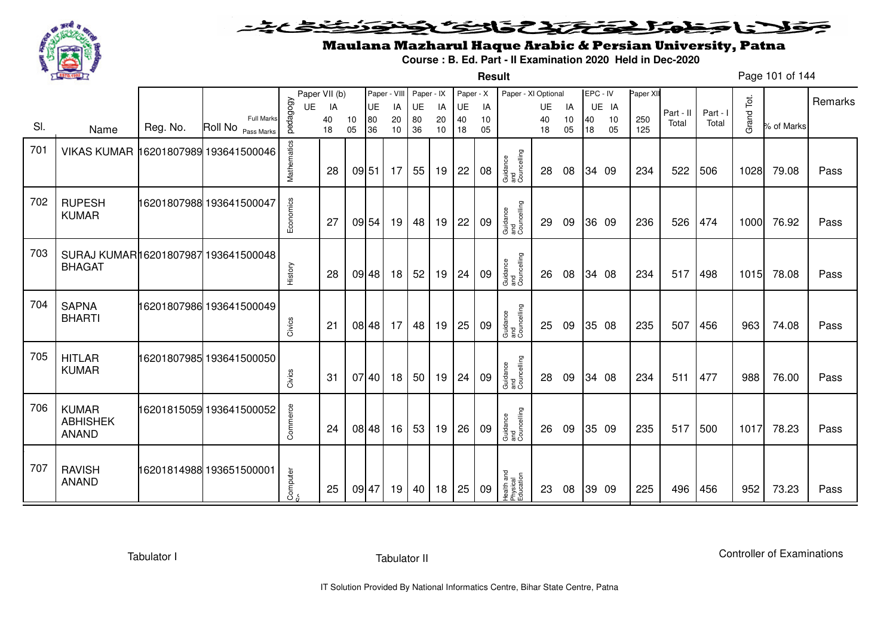# Maulana Mazharul Haque Arabic & Persian University, Patna

**Course : B. Ed. Part - II Examination 2020 Held in Dec-2020**

**Result**

| Sl. | Name | Reg. No. | Roll No | pedagogy | Paper VII (b) UE | IA | | Paper - VIII UE | IA | Paper - IX UE | IA | Paper - X UE | IA | Paper - XI Optional | UE | IA | EPC - IV UE | IA | Paper XII | Part - II Total | Part - I Total | Grand Tot. | % of Marks | Remarks |
|---|---|---|---|---|---|---|---|---|---|---|---|---|---|---|---|---|---|---|---|---|---|---|---|---|
| | | | Full Marks / Pass Marks | | 40 / 18 | 10 / 05 | | 80 / 36 | 20 / 10 | 80 / 36 | 20 / 10 | 40 / 18 | 10 / 05 | | 40 / 18 | 10 / 05 | 40 / 18 | 10 / 05 | 250 / 125 | | | | | |
| 701 | VIKAS KUMAR | 16201807989 | 193641500046 | Mathematics | 28 | 09 | | 51 | 17 | 55 | 19 | 22 | 08 | Guidance and Councelling | 28 | 08 | 34 | 09 | 234 | 522 | 506 | 1028 | 79.08 | Pass |
| 702 | RUPESH KUMAR | 16201807988 | 193641500047 | Economics | 27 | 09 | | 54 | 19 | 48 | 19 | 22 | 09 | Guidance and Councelling | 29 | 09 | 36 | 09 | 236 | 526 | 474 | 1000 | 76.92 | Pass |
| 703 | SURAJ KUMAR BHAGAT | 16201807987 | 193641500048 | History | 28 | 09 | | 48 | 18 | 52 | 19 | 24 | 09 | Guidance and Councelling | 26 | 08 | 34 | 08 | 234 | 517 | 498 | 1015 | 78.08 | Pass |
| 704 | SAPNA BHARTI | 16201807986 | 193641500049 | Civics | 21 | 08 | | 48 | 17 | 48 | 19 | 25 | 09 | Guidance and Councelling | 25 | 09 | 35 | 08 | 235 | 507 | 456 | 963 | 74.08 | Pass |
| 705 | HITLAR KUMAR | 16201807985 | 193641500050 | Civics | 31 | 07 | | 40 | 18 | 50 | 19 | 24 | 09 | Guidance and Councelling | 28 | 09 | 34 | 08 | 234 | 511 | 477 | 988 | 76.00 | Pass |
| 706 | KUMAR ABHISHEK ANAND | 16201815059 | 193641500052 | Commerce | 24 | 08 | | 48 | 16 | 53 | 19 | 26 | 09 | Guidance and Councelling | 26 | 09 | 35 | 09 | 235 | 517 | 500 | 1017 | 78.23 | Pass |
| 707 | RAVISH ANAND | 16201814988 | 193651500001 | Computer Sc. | 25 | 09 | | 47 | 19 | 40 | 18 | 25 | 09 | Health and Physical Education | 23 | 08 | 39 | 09 | 225 | 496 | 456 | 952 | 73.23 | Pass |

Tabulator I | Tabulator II | Controller of Examinations

IT Solution Provided By National Informatics Centre, Bihar State Centre, Patna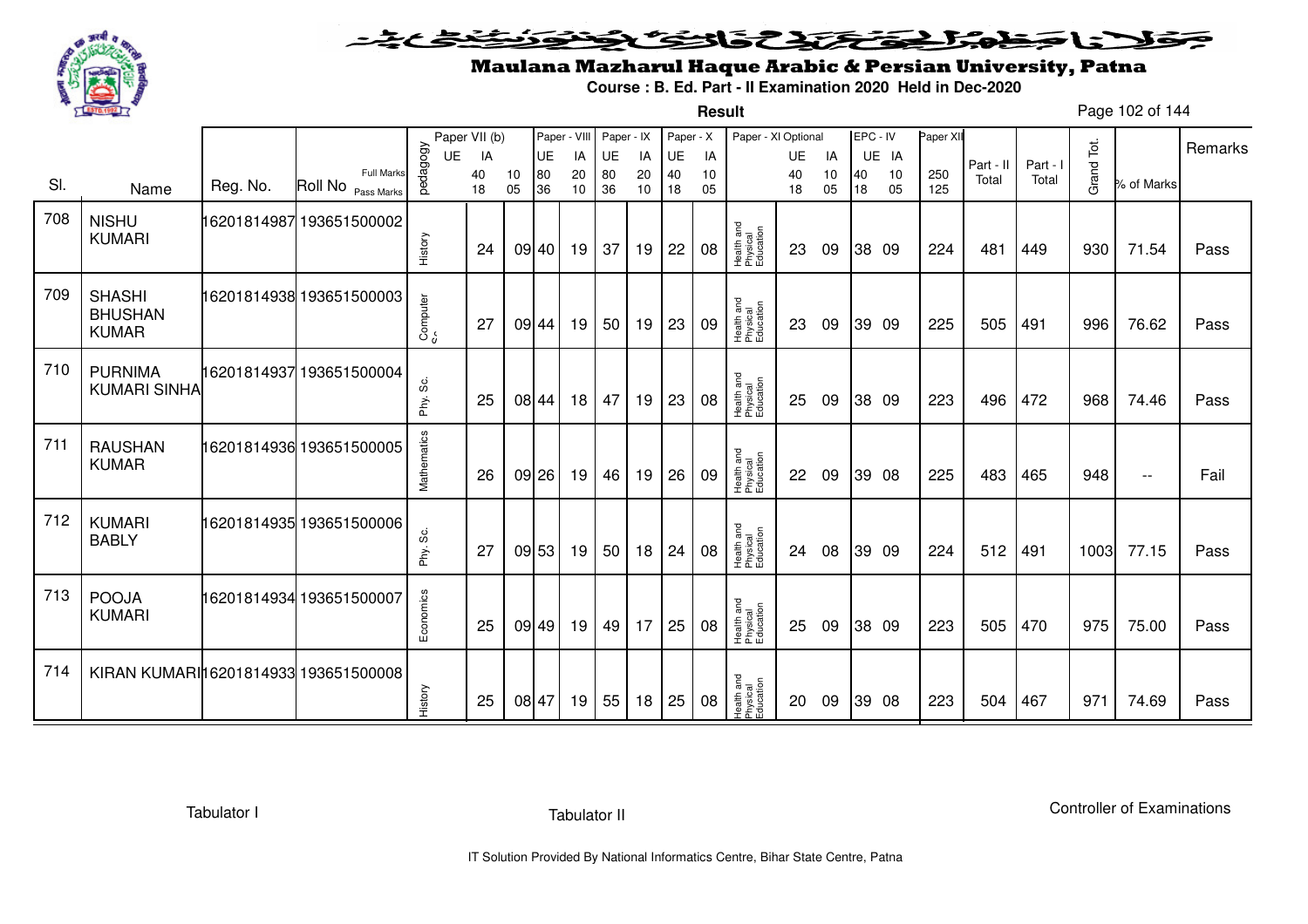# Maulana Mazharul Haque Arabic & Persian University, Patna

**Course : B. Ed. Part - II Examination 2020 Held in Dec-2020**

**Result**

| Sl. | Name | Reg. No. | Roll No | pedagogy | Paper VII (b) UE | Paper VII (b) IA | | Paper - VIII UE | Paper - VIII IA | Paper - IX UE | Paper - IX IA | Paper - X UE | Paper - X IA | Paper - XI Optional | Paper - XI UE | Paper - XI IA | EPC - IV UE | EPC - IV IA | Paper XII | Part - II Total | Part - I Total | Grand Tot. | % of Marks | Remarks |
|---|---|---|---|---|---|---|---|---|---|---|---|---|---|---|---|---|---|---|---|---|---|---|---|---|
| | | | Full Marks | | 40 | 10 | | 80 | 20 | 80 | 20 | 40 | 10 | | 40 | 10 | 40 | 10 | 250 | | | | | |
| | | | Pass Marks | | 18 | 05 | | 36 | 10 | 36 | 10 | 18 | 05 | | 18 | 05 | 18 | 05 | 125 | | | | | |
| 708 | NISHU KUMARI | 16201814987 | 193651500002 | History | 24 | 09 | | 40 | 19 | 37 | 19 | 22 | 08 | Health and Physical Education | 23 | 09 | 38 | 09 | 224 | 481 | 449 | 930 | 71.54 | Pass |
| 709 | SHASHI BHUSHAN KUMAR | 16201814938 | 193651500003 | Computer Sc. | 27 | 09 | | 44 | 19 | 50 | 19 | 23 | 09 | Health and Physical Education | 23 | 09 | 39 | 09 | 225 | 505 | 491 | 996 | 76.62 | Pass |
| 710 | PURNIMA KUMARI SINHA | 16201814937 | 193651500004 | Phy. Sc. | 25 | 08 | | 44 | 18 | 47 | 19 | 23 | 08 | Health and Physical Education | 25 | 09 | 38 | 09 | 223 | 496 | 472 | 968 | 74.46 | Pass |
| 711 | RAUSHAN KUMAR | 16201814936 | 193651500005 | Mathematics | 26 | 09 | | 26 | 19 | 46 | 19 | 26 | 09 | Health and Physical Education | 22 | 09 | 39 | 08 | 225 | 483 | 465 | 948 | -- | Fail |
| 712 | KUMARI BABLY | 16201814935 | 193651500006 | Phy. Sc. | 27 | 09 | | 53 | 19 | 50 | 18 | 24 | 08 | Health and Physical Education | 24 | 08 | 39 | 09 | 224 | 512 | 491 | 1003 | 77.15 | Pass |
| 713 | POOJA KUMARI | 16201814934 | 193651500007 | Economics | 25 | 09 | | 49 | 19 | 49 | 17 | 25 | 08 | Health and Physical Education | 25 | 09 | 38 | 09 | 223 | 505 | 470 | 975 | 75.00 | Pass |
| 714 | KIRAN KUMARI | 16201814933 | 193651500008 | History | 25 | 08 | | 47 | 19 | 55 | 18 | 25 | 08 | Health and Physical Education | 20 | 09 | 39 | 08 | 223 | 504 | 467 | 971 | 74.69 | Pass |

Tabulator I | Tabulator II | Controller of Examinations

IT Solution Provided By National Informatics Centre, Bihar State Centre, Patna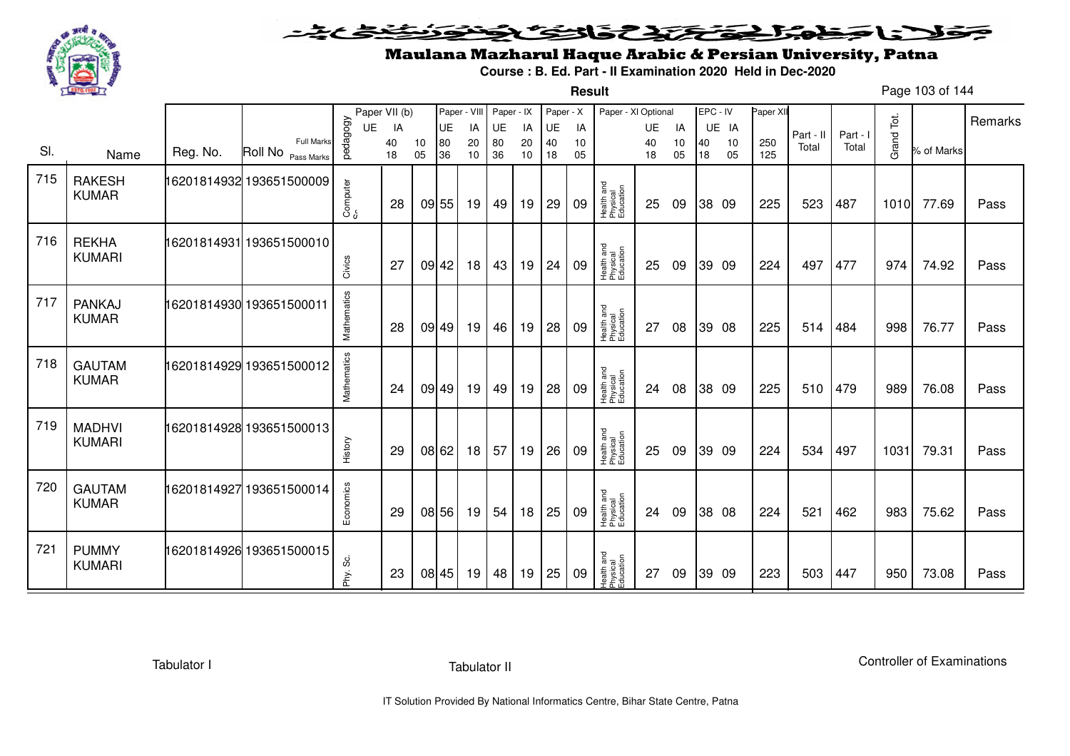# Maulana Mazharul Haque Arabic & Persian University, Patna

**Course : B. Ed. Part - II Examination 2020 Held in Dec-2020**

**Result**

| Sl. | Name | Reg. No. | Roll No | pedagogy | Paper VII (b) UE | Paper VII (b) IA | Paper - VIII UE | Paper - VIII IA | Paper - IX UE | Paper - IX IA | Paper - X UE | Paper - X IA | Paper - XI Optional | Paper - XI UE | Paper - XI IA | EPC - IV UE | EPC - IV IA | Paper XII | Part - II Total | Part - I Total | Grand Tot. | % of Marks | Remarks |
|---|---|---|---|---|---|---|---|---|---|---|---|---|---|---|---|---|---|---|---|---|---|---|---|
| | | | Full Marks | | 40 | 10 | 80 | 20 | 80 | 20 | 40 | 10 | | 40 | 10 | 40 | 10 | 250 | | | | | |
| | | | Pass Marks | | 18 | 05 | 36 | 10 | 36 | 10 | 18 | 05 | | 18 | 05 | 18 | 05 | 125 | | | | | |
| 715 | RAKESH KUMAR | 16201814932 | 193651500009 | Computer Sc. | 28 | 09 | 55 | 19 | 49 | 19 | 29 | 09 | Health and Physical Education | 25 | 09 | 38 | 09 | 225 | 523 | 487 | 1010 | 77.69 | Pass |
| 716 | REKHA KUMARI | 16201814931 | 193651500010 | Civics | 27 | 09 | 42 | 18 | 43 | 19 | 24 | 09 | Health and Physical Education | 25 | 09 | 39 | 09 | 224 | 497 | 477 | 974 | 74.92 | Pass |
| 717 | PANKAJ KUMAR | 16201814930 | 193651500011 | Mathematics | 28 | 09 | 49 | 19 | 46 | 19 | 28 | 09 | Health and Physical Education | 27 | 08 | 39 | 08 | 225 | 514 | 484 | 998 | 76.77 | Pass |
| 718 | GAUTAM KUMAR | 16201814929 | 193651500012 | Mathematics | 24 | 09 | 49 | 19 | 49 | 19 | 28 | 09 | Health and Physical Education | 24 | 08 | 38 | 09 | 225 | 510 | 479 | 989 | 76.08 | Pass |
| 719 | MADHVI KUMARI | 16201814928 | 193651500013 | History | 29 | 08 | 62 | 18 | 57 | 19 | 26 | 09 | Health and Physical Education | 25 | 09 | 39 | 09 | 224 | 534 | 497 | 1031 | 79.31 | Pass |
| 720 | GAUTAM KUMAR | 16201814927 | 193651500014 | Economics | 29 | 08 | 56 | 19 | 54 | 18 | 25 | 09 | Health and Physical Education | 24 | 09 | 38 | 08 | 224 | 521 | 462 | 983 | 75.62 | Pass |
| 721 | PUMMY KUMARI | 16201814926 | 193651500015 | Phy. Sc. | 23 | 08 | 45 | 19 | 48 | 19 | 25 | 09 | Health and Physical Education | 27 | 09 | 39 | 09 | 223 | 503 | 447 | 950 | 73.08 | Pass |

Tabulator I    Tabulator II    Controller of Examinations

IT Solution Provided By National Informatics Centre, Bihar State Centre, Patna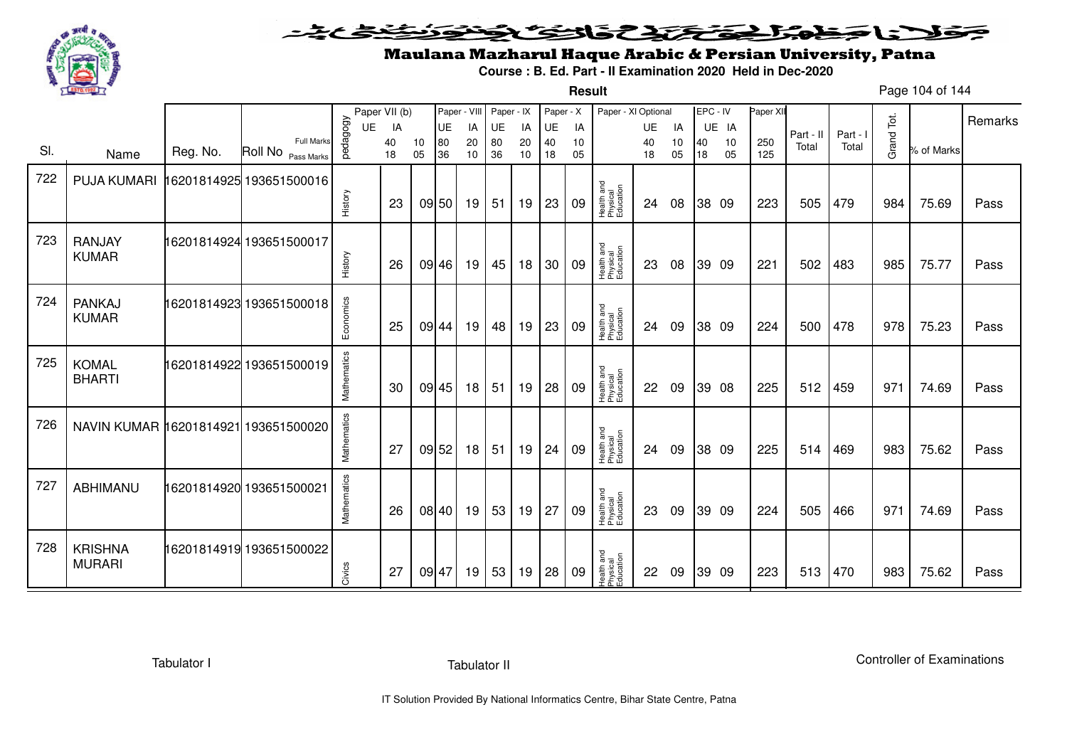# Maulana Mazharul Haque Arabic & Persian University, Patna

**Course : B. Ed. Part - II Examination 2020 Held in Dec-2020**

**Result**

| Sl. | Name | Reg. No. | Roll No | pedagogy | Paper VII (b) UE | IA | | Paper - VIII UE | IA | Paper - IX UE | IA | Paper - X UE | IA | Paper - XI Optional | UE | IA | EPC - IV UE | IA | Paper XII | Part - II Total | Part - I Total | Grand Tot. | % of Marks | Remarks |
|---|---|---|---|---|---|---|---|---|---|---|---|---|---|---|---|---|---|---|---|---|---|---|---|---|
| | | | Full Marks | | 40 | 10 | | 80 | 20 | 80 | 20 | 40 | 10 | | 40 | 10 | 40 | 10 | 250 | | | | | |
| | | | Pass Marks | | 18 | 05 | | 36 | 10 | 36 | 10 | 18 | 05 | | 18 | 05 | 18 | 05 | 125 | | | | | |
| 722 | PUJA KUMARI | 16201814925 | 193651500016 | History | 23 | 09 | | 50 | 19 | 51 | 19 | 23 | 09 | Health and Physical Education | 24 | 08 | 38 | 09 | 223 | 505 | 479 | 984 | 75.69 | Pass |
| 723 | RANJAY KUMAR | 16201814924 | 193651500017 | History | 26 | 09 | | 46 | 19 | 45 | 18 | 30 | 09 | Health and Physical Education | 23 | 08 | 39 | 09 | 221 | 502 | 483 | 985 | 75.77 | Pass |
| 724 | PANKAJ KUMAR | 16201814923 | 193651500018 | Economics | 25 | 09 | | 44 | 19 | 48 | 19 | 23 | 09 | Health and Physical Education | 24 | 09 | 38 | 09 | 224 | 500 | 478 | 978 | 75.23 | Pass |
| 725 | KOMAL BHARTI | 16201814922 | 193651500019 | Mathematics | 30 | 09 | | 45 | 18 | 51 | 19 | 28 | 09 | Health and Physical Education | 22 | 09 | 39 | 08 | 225 | 512 | 459 | 971 | 74.69 | Pass |
| 726 | NAVIN KUMAR | 16201814921 | 193651500020 | Mathematics | 27 | 09 | | 52 | 18 | 51 | 19 | 24 | 09 | Health and Physical Education | 24 | 09 | 38 | 09 | 225 | 514 | 469 | 983 | 75.62 | Pass |
| 727 | ABHIMANU | 16201814920 | 193651500021 | Mathematics | 26 | 08 | | 40 | 19 | 53 | 19 | 27 | 09 | Health and Physical Education | 23 | 09 | 39 | 09 | 224 | 505 | 466 | 971 | 74.69 | Pass |
| 728 | KRISHNA MURARI | 16201814919 | 193651500022 | Civics | 27 | 09 | | 47 | 19 | 53 | 19 | 28 | 09 | Health and Physical Education | 22 | 09 | 39 | 09 | 223 | 513 | 470 | 983 | 75.62 | Pass |

Tabulator I    Tabulator II    Controller of Examinations

IT Solution Provided By National Informatics Centre, Bihar State Centre, Patna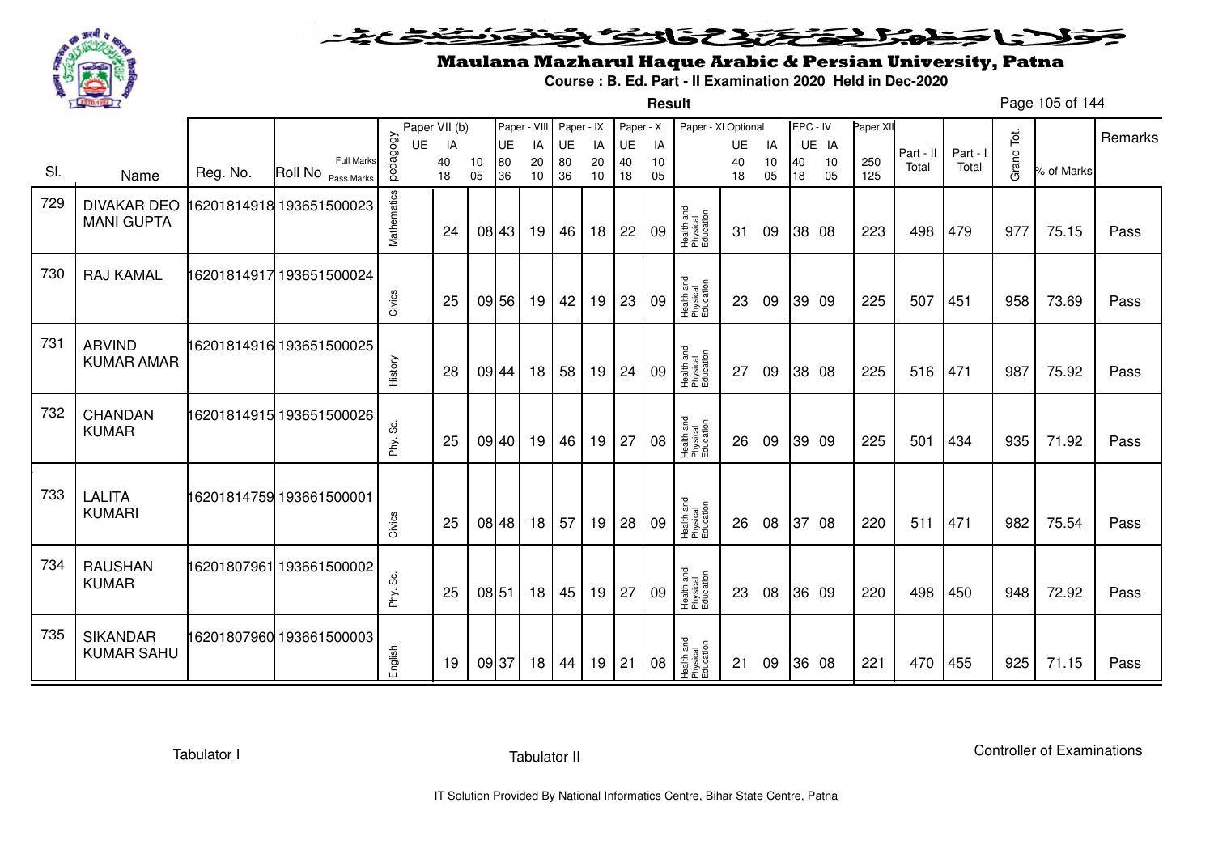# Maulana Mazharul Haque Arabic & Persian University, Patna

**Course : B. Ed. Part - II Examination 2020 Held in Dec-2020**

**Result**

| Sl. | Name | Reg. No. | Roll No | pedagogy | Paper VII (b) UE | IA (40/18) | (10/05) | Paper - VIII UE (80/36) | IA (20/10) | Paper - IX UE (80/36) | IA (20/10) | Paper - X UE (40/18) | IA (10/05) | Paper - XI Optional | UE (40/18) | IA (10/05) | EPC - IV UE (40/18) | IA (10/05) | Paper XII (250/125) | Part - II Total | Part - I Total | Grand Tot. | % of Marks | Remarks |
|---|---|---|---|---|---|---|---|---|---|---|---|---|---|---|---|---|---|---|---|---|---|---|---|---|
| 729 | DIVAKAR DEO MANI GUPTA | 16201814918 | 193651500023 | Mathematics | | 24 | 08 | 43 | 19 | 46 | 18 | 22 | 09 | Health and Physical Education | 31 | 09 | 38 | 08 | 223 | 498 | 479 | 977 | 75.15 | Pass |
| 730 | RAJ KAMAL | 16201814917 | 193651500024 | Civics | | 25 | 09 | 56 | 19 | 42 | 19 | 23 | 09 | Health and Physical Education | 23 | 09 | 39 | 09 | 225 | 507 | 451 | 958 | 73.69 | Pass |
| 731 | ARVIND KUMAR AMAR | 16201814916 | 193651500025 | History | | 28 | 09 | 44 | 18 | 58 | 19 | 24 | 09 | Health and Physical Education | 27 | 09 | 38 | 08 | 225 | 516 | 471 | 987 | 75.92 | Pass |
| 732 | CHANDAN KUMAR | 16201814915 | 193651500026 | Phy. Sc. | | 25 | 09 | 40 | 19 | 46 | 19 | 27 | 08 | Health and Physical Education | 26 | 09 | 39 | 09 | 225 | 501 | 434 | 935 | 71.92 | Pass |
| 733 | LALITA KUMARI | 16201814759 | 193661500001 | Civics | | 25 | 08 | 48 | 18 | 57 | 19 | 28 | 09 | Health and Physical Education | 26 | 08 | 37 | 08 | 220 | 511 | 471 | 982 | 75.54 | Pass |
| 734 | RAUSHAN KUMAR | 16201807961 | 193661500002 | Phy. Sc. | | 25 | 08 | 51 | 18 | 45 | 19 | 27 | 09 | Health and Physical Education | 23 | 08 | 36 | 09 | 220 | 498 | 450 | 948 | 72.92 | Pass |
| 735 | SIKANDAR KUMAR SAHU | 16201807960 | 193661500003 | English | | 19 | 09 | 37 | 18 | 44 | 19 | 21 | 08 | Health and Physical Education | 21 | 09 | 36 | 08 | 221 | 470 | 455 | 925 | 71.15 | Pass |

Tabulator I | Tabulator II | Controller of Examinations

IT Solution Provided By National Informatics Centre, Bihar State Centre, Patna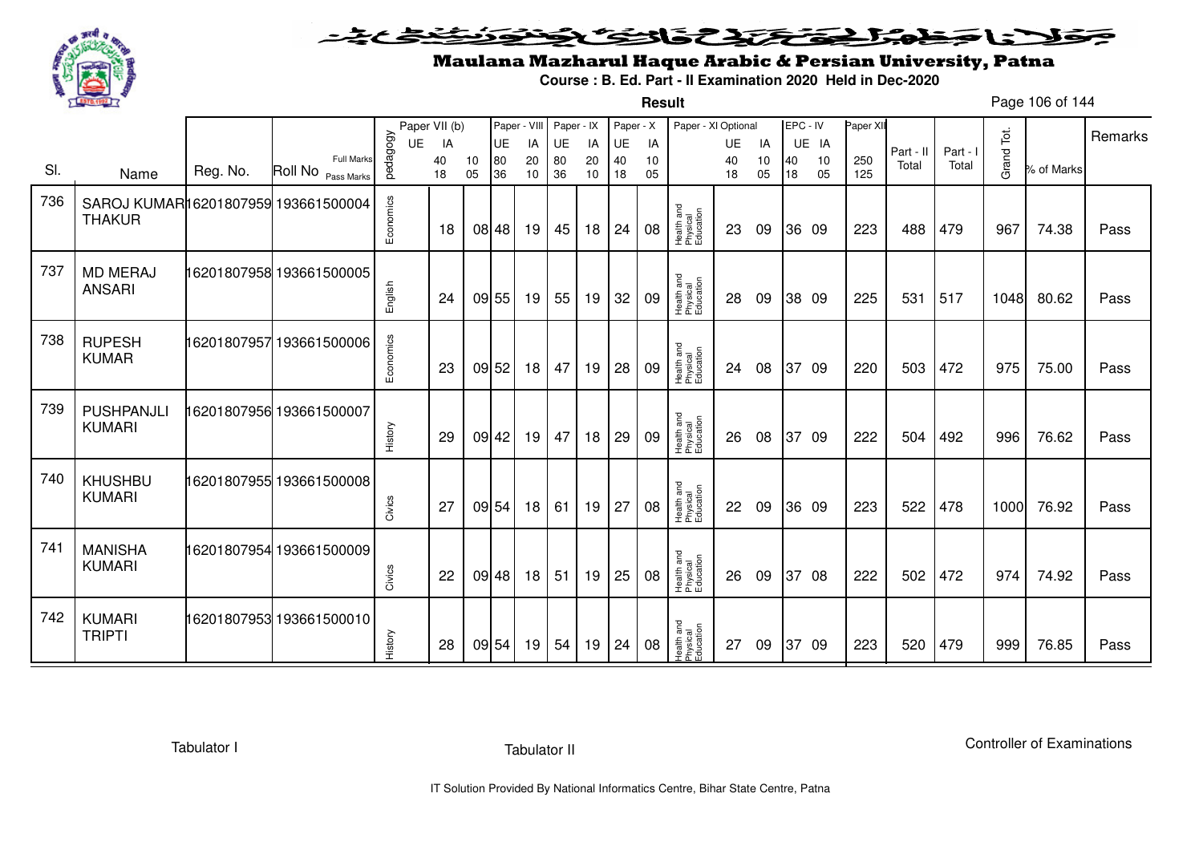# Maulana Mazharul Haque Arabic & Persian University, Patna

**Course : B. Ed. Part - II Examination 2020 Held in Dec-2020**

**Result**

| Sl. | Name | Reg. No. | Roll No | pedagogy | Paper VII (b) UE | Paper VII (b) IA | | Paper - VIII UE | Paper - VIII IA | Paper - IX UE | Paper - IX IA | Paper - X UE | Paper - X IA | Paper - XI Optional | UE | IA | EPC - IV UE | EPC - IV IA | Paper XII | Part - II Total | Part - I Total | Grand Tot. | % of Marks | Remarks |
|---|---|---|---|---|---|---|---|---|---|---|---|---|---|---|---|---|---|---|---|---|---|---|---|---|
| | | | Full Marks | | | 40 | 10 | 80 | 20 | 80 | 20 | 40 | 10 | | 40 | 10 | 40 | 10 | 250 | | | | | |
| | | | Pass Marks | | | 18 | 05 | 36 | 10 | 36 | 10 | 18 | 05 | | 18 | 05 | 18 | 05 | 125 | | | | | |
| 736 | SAROJ KUMAR THAKUR | 16201807959 | 193661500004 | Economics | | 18 | 08 | 48 | 19 | 45 | 18 | 24 | 08 | Health and Physical Education | 23 | 09 | 36 | 09 | 223 | 488 | 479 | 967 | 74.38 | Pass |
| 737 | MD MERAJ ANSARI | 16201807958 | 193661500005 | English | | 24 | 09 | 55 | 19 | 55 | 19 | 32 | 09 | Health and Physical Education | 28 | 09 | 38 | 09 | 225 | 531 | 517 | 1048 | 80.62 | Pass |
| 738 | RUPESH KUMAR | 16201807957 | 193661500006 | Economics | | 23 | 09 | 52 | 18 | 47 | 19 | 28 | 09 | Health and Physical Education | 24 | 08 | 37 | 09 | 220 | 503 | 472 | 975 | 75.00 | Pass |
| 739 | PUSHPANJLI KUMARI | 16201807956 | 193661500007 | History | | 29 | 09 | 42 | 19 | 47 | 18 | 29 | 09 | Health and Physical Education | 26 | 08 | 37 | 09 | 222 | 504 | 492 | 996 | 76.62 | Pass |
| 740 | KHUSHBU KUMARI | 16201807955 | 193661500008 | Civics | | 27 | 09 | 54 | 18 | 61 | 19 | 27 | 08 | Health and Physical Education | 22 | 09 | 36 | 09 | 223 | 522 | 478 | 1000 | 76.92 | Pass |
| 741 | MANISHA KUMARI | 16201807954 | 193661500009 | Civics | | 22 | 09 | 48 | 18 | 51 | 19 | 25 | 08 | Health and Physical Education | 26 | 09 | 37 | 08 | 222 | 502 | 472 | 974 | 74.92 | Pass |
| 742 | KUMARI TRIPTI | 16201807953 | 193661500010 | History | | 28 | 09 | 54 | 19 | 54 | 19 | 24 | 08 | Health and Physical Education | 27 | 09 | 37 | 09 | 223 | 520 | 479 | 999 | 76.85 | Pass |

Tabulator I　　　　Tabulator II　　　　Controller of Examinations

IT Solution Provided By National Informatics Centre, Bihar State Centre, Patna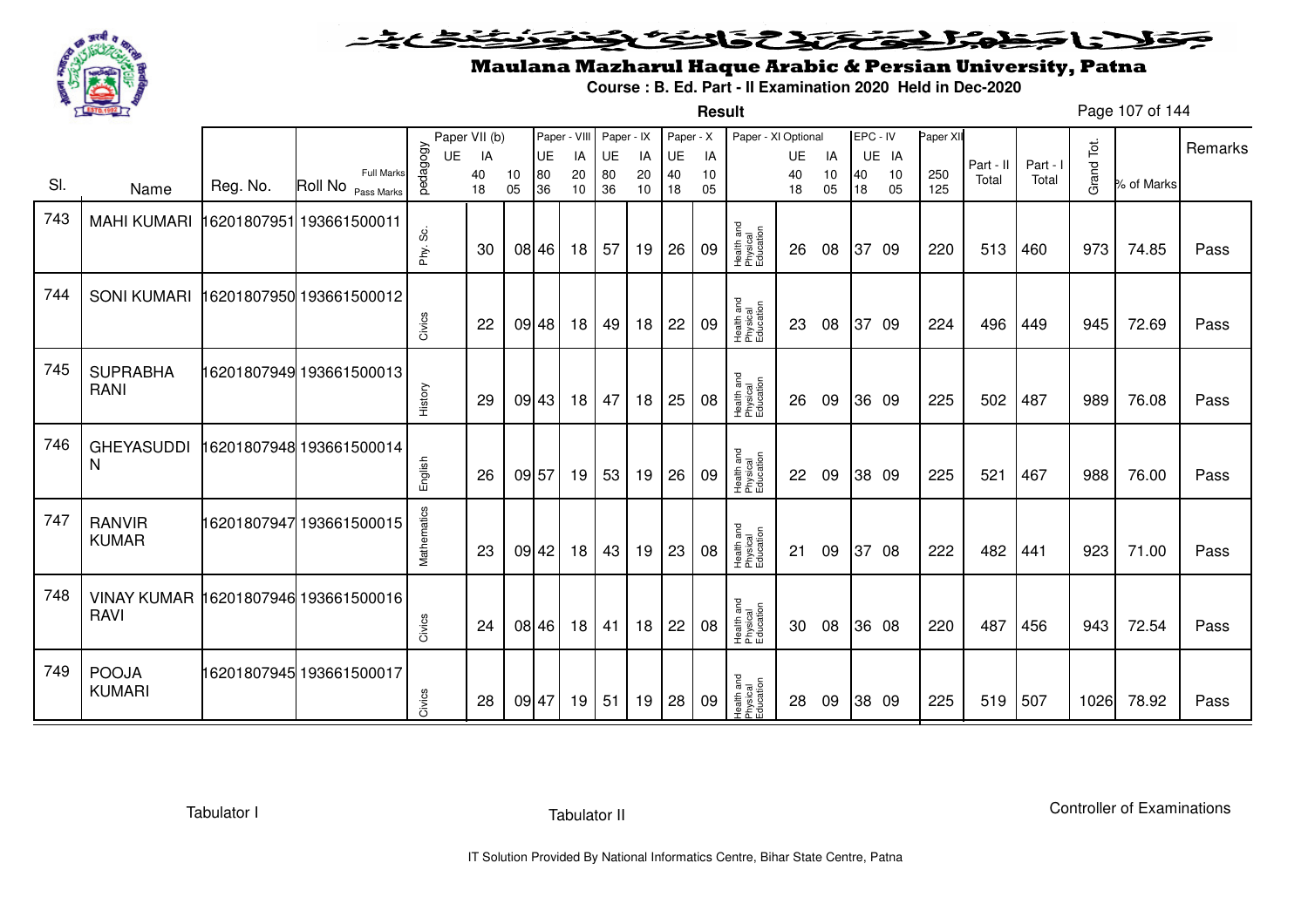# Maulana Mazharul Haque Arabic & Persian University, Patna

**Course : B. Ed. Part - II Examination 2020 Held in Dec-2020**

**Result**

| Sl. | Name | Reg. No. | Roll No | pedagogy | Paper VII (b) UE | IA | | Paper - VIII UE | IA | Paper - IX UE | IA | Paper - X UE | IA | Paper - XI Optional | UE | IA | EPC - IV UE | IA | Paper XII | Part - II Total | Part - I Total | Grand Tot. | % of Marks | Remarks |
|---|---|---|---|---|---|---|---|---|---|---|---|---|---|---|---|---|---|---|---|---|---|---|---|---|
| | | | Full Marks | | | 40 | 10 | 80 | 20 | 80 | 20 | 40 | 10 | | 40 | 10 | 40 | 10 | 250 | | | | | |
| | | | Pass Marks | | | 18 | 05 | 36 | 10 | 36 | 10 | 18 | 05 | | 18 | 05 | 18 | 05 | 125 | | | | | |
| 743 | MAHI KUMARI | 16201807951 | 193661500011 | Phy. Sc. | | 30 | 08 | 46 | 18 | 57 | 19 | 26 | 09 | Health and Physical Education | 26 | 08 | 37 | 09 | 220 | 513 | 460 | 973 | 74.85 | Pass |
| 744 | SONI KUMARI | 16201807950 | 193661500012 | Civics | | 22 | 09 | 48 | 18 | 49 | 18 | 22 | 09 | Health and Physical Education | 23 | 08 | 37 | 09 | 224 | 496 | 449 | 945 | 72.69 | Pass |
| 745 | SUPRABHA RANI | 16201807949 | 193661500013 | History | | 29 | 09 | 43 | 18 | 47 | 18 | 25 | 08 | Health and Physical Education | 26 | 09 | 36 | 09 | 225 | 502 | 487 | 989 | 76.08 | Pass |
| 746 | GHEYASUDDIN | 16201807948 | 193661500014 | English | | 26 | 09 | 57 | 19 | 53 | 19 | 26 | 09 | Health and Physical Education | 22 | 09 | 38 | 09 | 225 | 521 | 467 | 988 | 76.00 | Pass |
| 747 | RANVIR KUMAR | 16201807947 | 193661500015 | Mathematics | | 23 | 09 | 42 | 18 | 43 | 19 | 23 | 08 | Health and Physical Education | 21 | 09 | 37 | 08 | 222 | 482 | 441 | 923 | 71.00 | Pass |
| 748 | VINAY KUMAR RAVI | 16201807946 | 193661500016 | Civics | | 24 | 08 | 46 | 18 | 41 | 18 | 22 | 08 | Health and Physical Education | 30 | 08 | 36 | 08 | 220 | 487 | 456 | 943 | 72.54 | Pass |
| 749 | POOJA KUMARI | 16201807945 | 193661500017 | Civics | | 28 | 09 | 47 | 19 | 51 | 19 | 28 | 09 | Health and Physical Education | 28 | 09 | 38 | 09 | 225 | 519 | 507 | 1026 | 78.92 | Pass |

Tabulator I    Tabulator II    Controller of Examinations

IT Solution Provided By National Informatics Centre, Bihar State Centre, Patna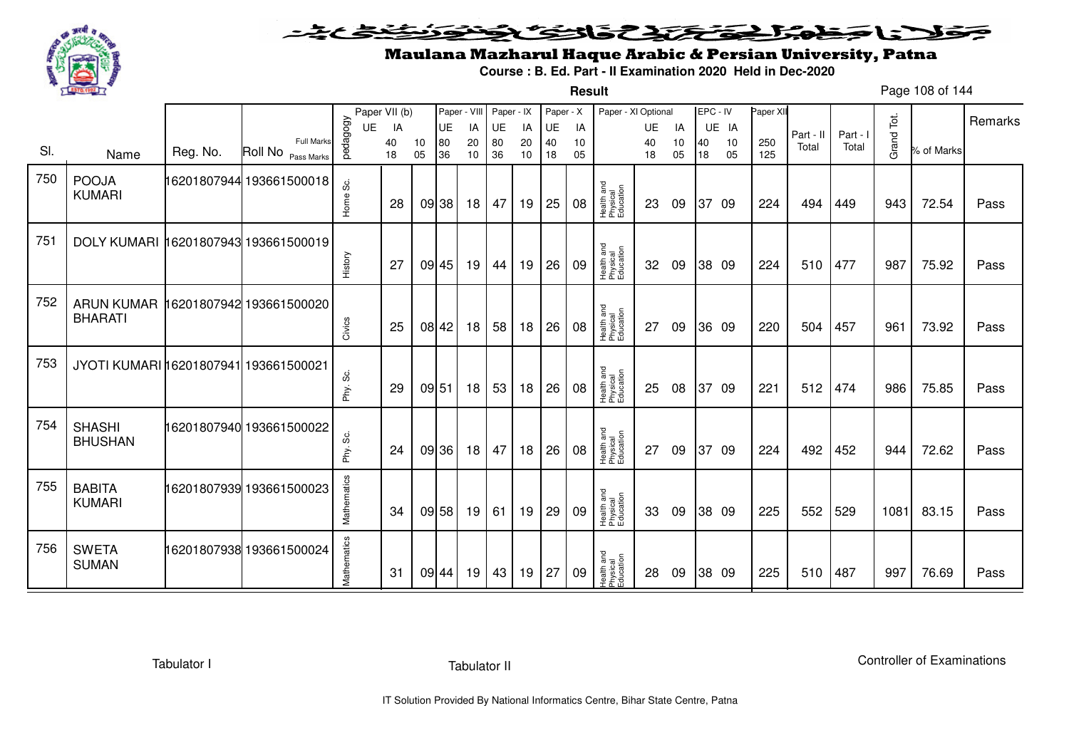# Maulana Mazharul Haque Arabic & Persian University, Patna

**Course : B. Ed. Part - II Examination 2020 Held in Dec-2020**

**Result**

| Sl. | Name | Reg. No. | Roll No | pedagogy | Paper VII (b) UE | Paper VII (b) IA | Paper - VIII UE | Paper - VIII IA | Paper - IX UE | Paper - IX IA | Paper - X UE | Paper - X IA | Paper - XI Optional | Paper - XI UE | Paper - XI IA | EPC - IV UE | EPC - IV IA | Paper XII | Part - II Total | Part - I Total | Grand Tot. | % of Marks | Remarks |
|---|---|---|---|---|---|---|---|---|---|---|---|---|---|---|---|---|---|---|---|---|---|---|---|
| | | | Full Marks / Pass Marks | | 40 / 18 | 10 / 05 | 80 / 36 | 20 / 10 | 80 / 36 | 20 / 10 | 40 / 18 | 10 / 05 | | 40 / 18 | 10 / 05 | 40 / 18 | 10 / 05 | 250 / 125 | | | | | |
| 750 | POOJA KUMARI | 16201807944 | 193661500018 | Home Sc. | 28 | 09 | 38 | 18 | 47 | 19 | 25 | 08 | Health and Physical Education | 23 | 09 | 37 | 09 | 224 | 494 | 449 | 943 | 72.54 | Pass |
| 751 | DOLY KUMARI | 16201807943 | 193661500019 | History | 27 | 09 | 45 | 19 | 44 | 19 | 26 | 09 | Health and Physical Education | 32 | 09 | 38 | 09 | 224 | 510 | 477 | 987 | 75.92 | Pass |
| 752 | ARUN KUMAR BHARATI | 16201807942 | 193661500020 | Civics | 25 | 08 | 42 | 18 | 58 | 18 | 26 | 08 | Health and Physical Education | 27 | 09 | 36 | 09 | 220 | 504 | 457 | 961 | 73.92 | Pass |
| 753 | JYOTI KUMARI | 16201807941 | 193661500021 | Phy. Sc. | 29 | 09 | 51 | 18 | 53 | 18 | 26 | 08 | Health and Physical Education | 25 | 08 | 37 | 09 | 221 | 512 | 474 | 986 | 75.85 | Pass |
| 754 | SHASHI BHUSHAN | 16201807940 | 193661500022 | Phy. Sc. | 24 | 09 | 36 | 18 | 47 | 18 | 26 | 08 | Health and Physical Education | 27 | 09 | 37 | 09 | 224 | 492 | 452 | 944 | 72.62 | Pass |
| 755 | BABITA KUMARI | 16201807939 | 193661500023 | Mathematics | 34 | 09 | 58 | 19 | 61 | 19 | 29 | 09 | Health and Physical Education | 33 | 09 | 38 | 09 | 225 | 552 | 529 | 1081 | 83.15 | Pass |
| 756 | SWETA SUMAN | 16201807938 | 193661500024 | Mathematics | 31 | 09 | 44 | 19 | 43 | 19 | 27 | 09 | Health and Physical Education | 28 | 09 | 38 | 09 | 225 | 510 | 487 | 997 | 76.69 | Pass |

Tabulator I | Tabulator II | Controller of Examinations

IT Solution Provided By National Informatics Centre, Bihar State Centre, Patna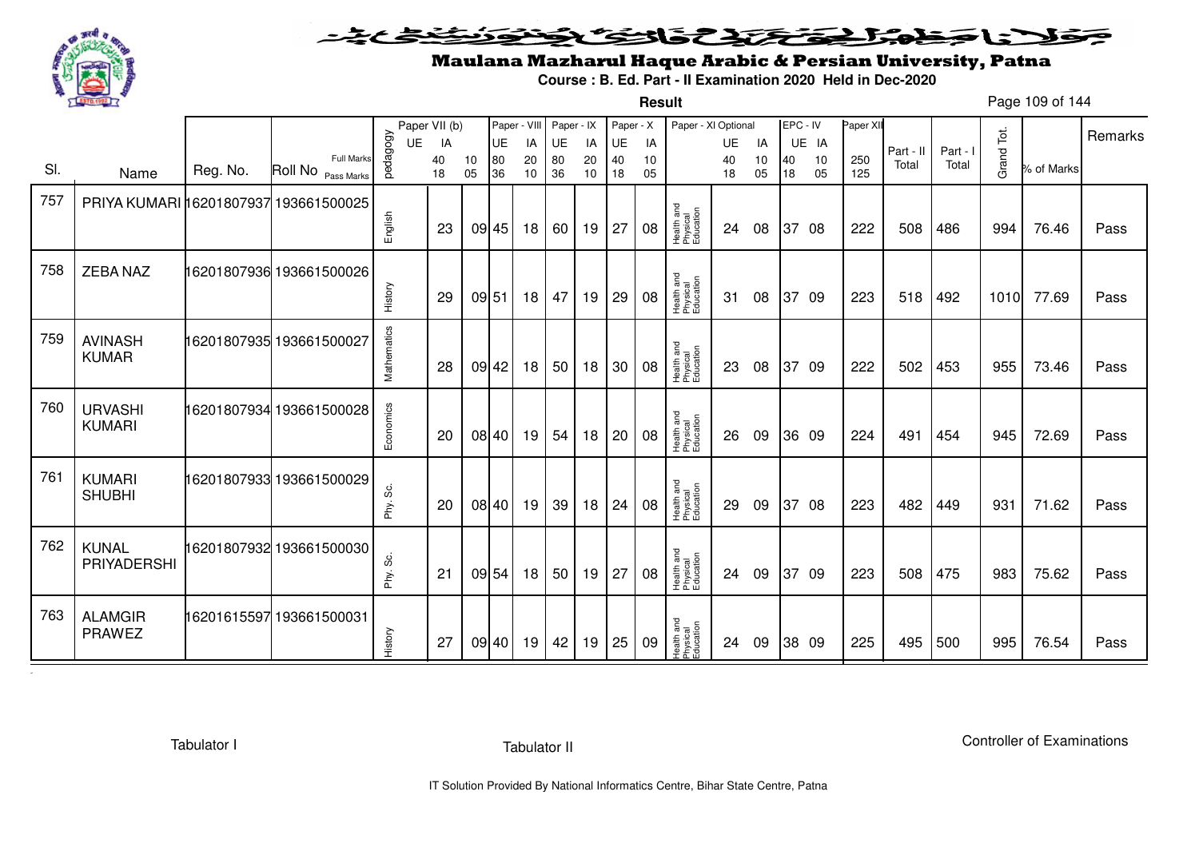# Maulana Mazharul Haque Arabic & Persian University, Patna

**Course : B. Ed. Part - II Examination 2020 Held in Dec-2020**

**Result**

| Sl. | Name | Reg. No. | Roll No | pedagogy | Paper VII (b) UE | IA | | Paper - VIII UE | IA | Paper - IX UE | IA | Paper - X UE | IA | Paper - XI Optional | UE | IA | EPC - IV UE | IA | Paper XII | Part - II Total | Part - I Total | Grand Tot. | % of Marks | Remarks |
|---|---|---|---|---|---|---|---|---|---|---|---|---|---|---|---|---|---|---|---|---|---|---|---|---|
| | | | Full Marks | | 40 | 10 | | 80 | 20 | 80 | 20 | 40 | 10 | | 40 | 10 | 40 | 10 | 250 | | | | | |
| | | | Pass Marks | | 18 | 05 | | 36 | 10 | 36 | 10 | 18 | 05 | | 18 | 05 | 18 | 05 | 125 | | | | | |
| 757 | PRIYA KUMARI | 16201807937 | 193661500025 | English | 23 | 09 | | 45 | 18 | 60 | 19 | 27 | 08 | Health and Physical Education | 24 | 08 | 37 | 08 | 222 | 508 | 486 | 994 | 76.46 | Pass |
| 758 | ZEBA NAZ | 16201807936 | 193661500026 | History | 29 | 09 | | 51 | 18 | 47 | 19 | 29 | 08 | Health and Physical Education | 31 | 08 | 37 | 09 | 223 | 518 | 492 | 1010 | 77.69 | Pass |
| 759 | AVINASH KUMAR | 16201807935 | 193661500027 | Mathematics | 28 | 09 | | 42 | 18 | 50 | 18 | 30 | 08 | Health and Physical Education | 23 | 08 | 37 | 09 | 222 | 502 | 453 | 955 | 73.46 | Pass |
| 760 | URVASHI KUMARI | 16201807934 | 193661500028 | Economics | 20 | 08 | | 40 | 19 | 54 | 18 | 20 | 08 | Health and Physical Education | 26 | 09 | 36 | 09 | 224 | 491 | 454 | 945 | 72.69 | Pass |
| 761 | KUMARI SHUBHI | 16201807933 | 193661500029 | Phy. Sc. | 20 | 08 | | 40 | 19 | 39 | 18 | 24 | 08 | Health and Physical Education | 29 | 09 | 37 | 08 | 223 | 482 | 449 | 931 | 71.62 | Pass |
| 762 | KUNAL PRIYADERSHI | 16201807932 | 193661500030 | Phy. Sc. | 21 | 09 | | 54 | 18 | 50 | 19 | 27 | 08 | Health and Physical Education | 24 | 09 | 37 | 09 | 223 | 508 | 475 | 983 | 75.62 | Pass |
| 763 | ALAMGIR PRAWEZ | 16201615597 | 193661500031 | History | 27 | 09 | | 40 | 19 | 42 | 19 | 25 | 09 | Health and Physical Education | 24 | 09 | 38 | 09 | 225 | 495 | 500 | 995 | 76.54 | Pass |

Tabulator I | Tabulator II | Controller of Examinations

IT Solution Provided By National Informatics Centre, Bihar State Centre, Patna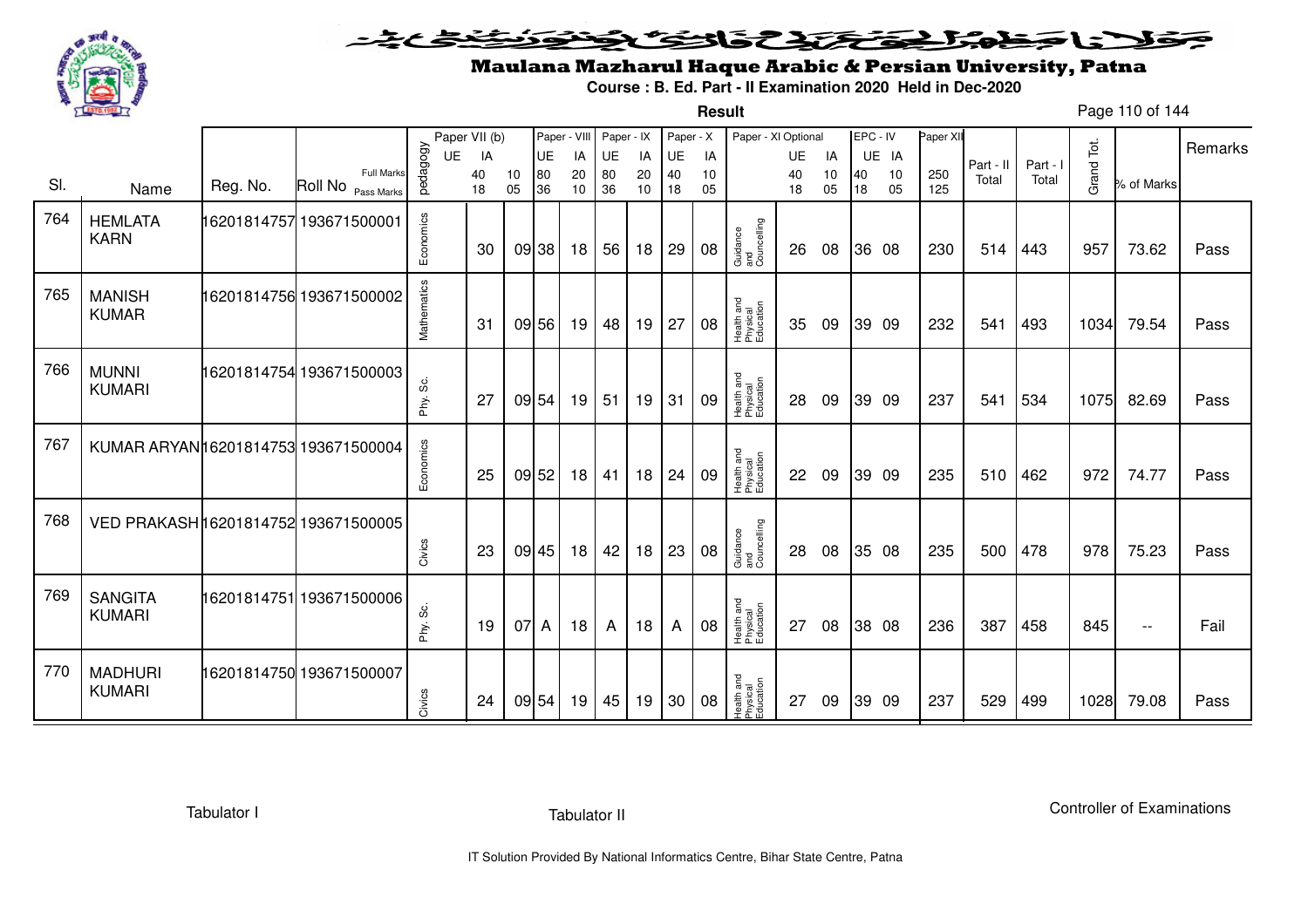# Maulana Mazharul Haque Arabic & Persian University, Patna

**Course : B. Ed. Part - II Examination 2020 Held in Dec-2020**

**Result**

| Sl. | Name | Reg. No. | Roll No | pedagogy | Paper VII (b) UE | Paper VII (b) IA | | Paper - VIII UE | Paper - VIII IA | Paper - IX UE | Paper - IX IA | Paper - X UE | Paper - X IA | Paper - XI Optional | UE | IA | EPC - IV UE | EPC - IV IA | Paper XII | Part - II Total | Part - I Total | Grand Tot. | % of Marks | Remarks |
|---|---|---|---|---|---|---|---|---|---|---|---|---|---|---|---|---|---|---|---|---|---|---|---|---|
| | | | Full Marks | | 40 | 10 | | 80 | 20 | 80 | 20 | 40 | 10 | | 40 | 10 | 40 | 10 | 250 | | | | | |
| | | | Pass Marks | | 18 | 05 | | 36 | 10 | 36 | 10 | 18 | 05 | | 18 | 05 | 18 | 05 | 125 | | | | | |
| 764 | HEMLATA KARN | 16201814757 | 193671500001 | Economics | 30 | 09 | | 38 | 18 | 56 | 18 | 29 | 08 | Guidance and Councelling | 26 | 08 | 36 | 08 | 230 | 514 | 443 | 957 | 73.62 | Pass |
| 765 | MANISH KUMAR | 16201814756 | 193671500002 | Mathematics | 31 | 09 | | 56 | 19 | 48 | 19 | 27 | 08 | Health and Physical Education | 35 | 09 | 39 | 09 | 232 | 541 | 493 | 1034 | 79.54 | Pass |
| 766 | MUNNI KUMARI | 16201814754 | 193671500003 | Phy. Sc. | 27 | 09 | | 54 | 19 | 51 | 19 | 31 | 09 | Health and Physical Education | 28 | 09 | 39 | 09 | 237 | 541 | 534 | 1075 | 82.69 | Pass |
| 767 | KUMAR ARYAN | 16201814753 | 193671500004 | Economics | 25 | 09 | | 52 | 18 | 41 | 18 | 24 | 09 | Health and Physical Education | 22 | 09 | 39 | 09 | 235 | 510 | 462 | 972 | 74.77 | Pass |
| 768 | VED PRAKASH | 16201814752 | 193671500005 | Civics | 23 | 09 | | 45 | 18 | 42 | 18 | 23 | 08 | Guidance and Councelling | 28 | 08 | 35 | 08 | 235 | 500 | 478 | 978 | 75.23 | Pass |
| 769 | SANGITA KUMARI | 16201814751 | 193671500006 | Phy. Sc. | 19 | 07 | | A | 18 | A | 18 | A | 08 | Health and Physical Education | 27 | 08 | 38 | 08 | 236 | 387 | 458 | 845 | -- | Fail |
| 770 | MADHURI KUMARI | 16201814750 | 193671500007 | Civics | 24 | 09 | | 54 | 19 | 45 | 19 | 30 | 08 | Health and Physical Education | 27 | 09 | 39 | 09 | 237 | 529 | 499 | 1028 | 79.08 | Pass |

Tabulator I　　　Tabulator II　　　Controller of Examinations

IT Solution Provided By National Informatics Centre, Bihar State Centre, Patna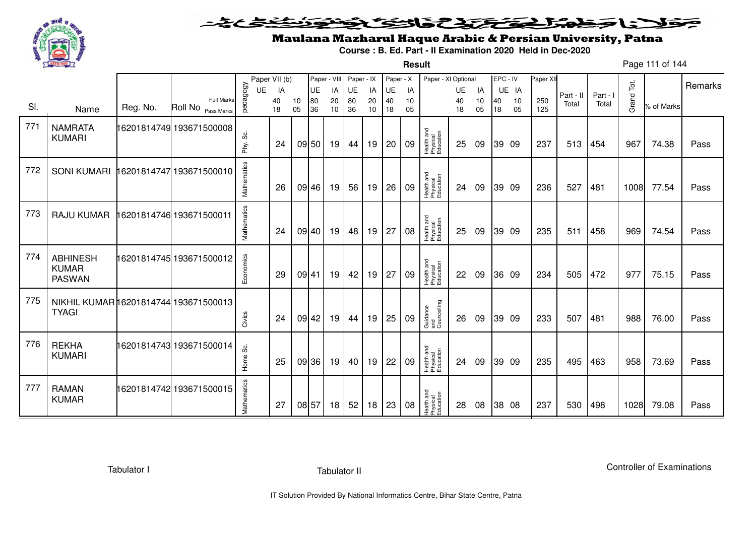# Maulana Mazharul Haque Arabic & Persian University, Patna

**Course : B. Ed. Part - II Examination 2020 Held in Dec-2020**

**Result**

| Sl. | Name | Reg. No. | Roll No | pedagogy | Paper VII (b) UE | IA | | Paper - VIII UE | IA | Paper - IX UE | IA | Paper - X UE | IA | Paper - XI Optional | UE | IA | EPC - IV UE | IA | Paper XII | Part - II Total | Part - I Total | Grand Tot. | % of Marks | Remarks |
|---|---|---|---|---|---|---|---|---|---|---|---|---|---|---|---|---|---|---|---|---|---|---|---|---|
| | | | Full Marks | | 40 | 10 | | 80 | 20 | 80 | 20 | 40 | 10 | | 40 | 10 | 40 | 10 | 250 | | | | | |
| | | | Pass Marks | | 18 | 05 | | 36 | 10 | 36 | 10 | 18 | 05 | | 18 | 05 | 18 | 05 | 125 | | | | | |
| 771 | NAMRATA KUMARI | 16201814749 | 193671500008 | Phy. Sc. | 24 | 09 | | 50 | 19 | 44 | 19 | 20 | 09 | Health and Physical Education | 25 | 09 | 39 | 09 | 237 | 513 | 454 | 967 | 74.38 | Pass |
| 772 | SONI KUMARI | 16201814747 | 193671500010 | Mathematics | 26 | 09 | | 46 | 19 | 56 | 19 | 26 | 09 | Health and Physical Education | 24 | 09 | 39 | 09 | 236 | 527 | 481 | 1008 | 77.54 | Pass |
| 773 | RAJU KUMAR | 16201814746 | 193671500011 | Mathematics | 24 | 09 | | 40 | 19 | 48 | 19 | 27 | 08 | Health and Physical Education | 25 | 09 | 39 | 09 | 235 | 511 | 458 | 969 | 74.54 | Pass |
| 774 | ABHINESH KUMAR PASWAN | 16201814745 | 193671500012 | Economics | 29 | 09 | | 41 | 19 | 42 | 19 | 27 | 09 | Health and Physical Education | 22 | 09 | 36 | 09 | 234 | 505 | 472 | 977 | 75.15 | Pass |
| 775 | NIKHIL KUMAR TYAGI | 16201814744 | 193671500013 | Civics | 24 | 09 | | 42 | 19 | 44 | 19 | 25 | 09 | Guidance and Councelling | 26 | 09 | 39 | 09 | 233 | 507 | 481 | 988 | 76.00 | Pass |
| 776 | REKHA KUMARI | 16201814743 | 193671500014 | Home Sc. | 25 | 09 | | 36 | 19 | 40 | 19 | 22 | 09 | Health and Physical Education | 24 | 09 | 39 | 09 | 235 | 495 | 463 | 958 | 73.69 | Pass |
| 777 | RAMAN KUMAR | 16201814742 | 193671500015 | Mathematics | 27 | 08 | | 57 | 18 | 52 | 18 | 23 | 08 | Health and Physical Education | 28 | 08 | 38 | 08 | 237 | 530 | 498 | 1028 | 79.08 | Pass |

Tabulator I | Tabulator II | Controller of Examinations

IT Solution Provided By National Informatics Centre, Bihar State Centre, Patna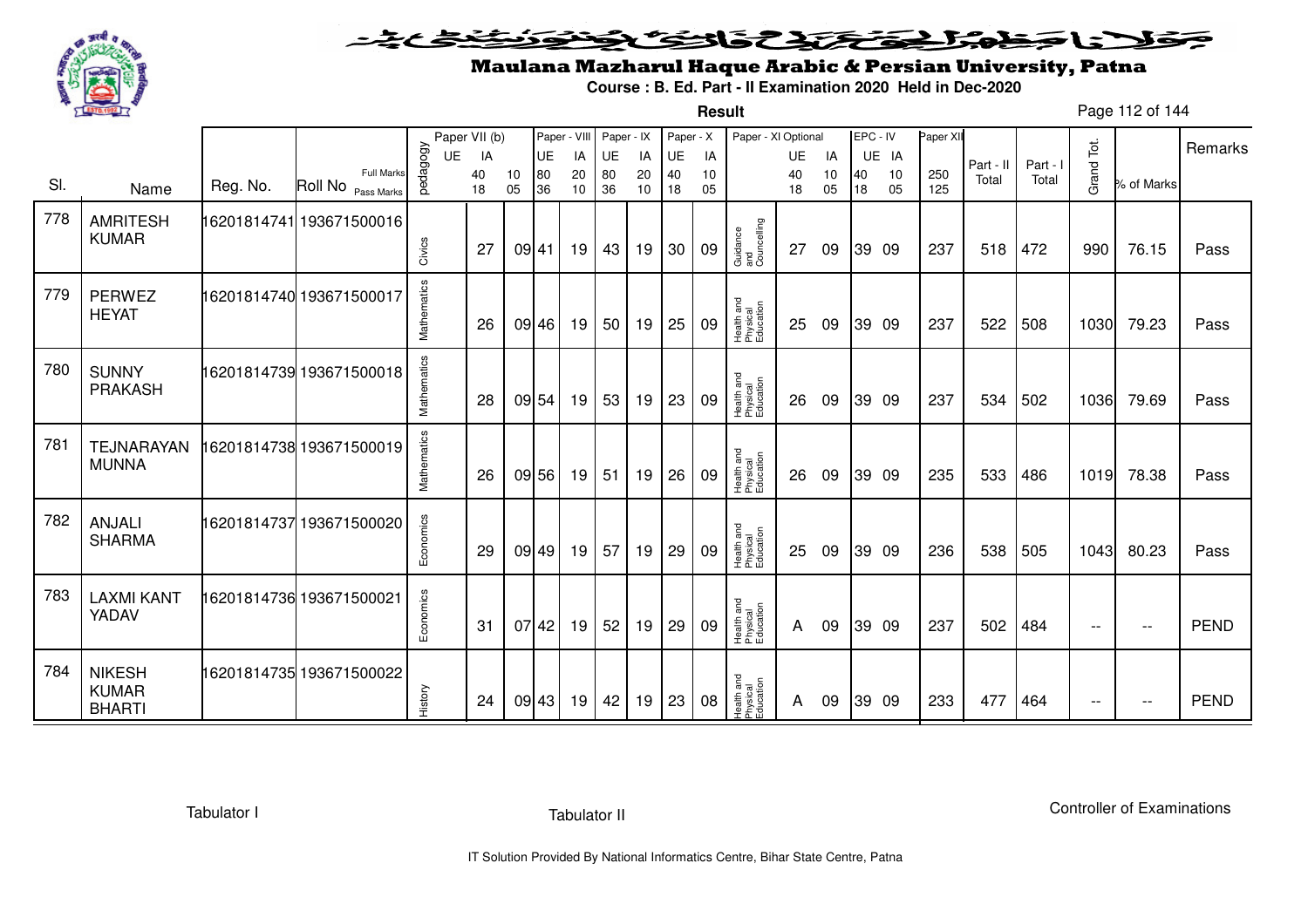# Maulana Mazharul Haque Arabic & Persian University, Patna

**Course : B. Ed. Part - II Examination 2020 Held in Dec-2020**

**Result**

| Sl. | Name | Reg. No. | Roll No | pedagogy | Paper VII (b) UE | Paper VII (b) IA | | Paper - VIII UE | Paper - VIII IA | Paper - IX UE | Paper - IX IA | Paper - X UE | Paper - X IA | Paper - XI Optional | UE | IA | EPC - IV UE | EPC - IV IA | Paper XII | Part - II Total | Part - I Total | Grand Tot. | % of Marks | Remarks |
|---|---|---|---|---|---|---|---|---|---|---|---|---|---|---|---|---|---|---|---|---|---|---|---|---|
| | | | Full Marks | | | 40 | 10 | 80 | 20 | 80 | 20 | 40 | 10 | | 40 | 10 | 40 | 10 | 250 | | | | | |
| | | | Pass Marks | | | 18 | 05 | 36 | 10 | 36 | 10 | 18 | 05 | | 18 | 05 | 18 | 05 | 125 | | | | | |
| 778 | AMRITESH KUMAR | 16201814741 | 193671500016 | Civics | | 27 | 09 | 41 | 19 | 43 | 19 | 30 | 09 | Guidance and Councelling | 27 | 09 | 39 | 09 | 237 | 518 | 472 | 990 | 76.15 | Pass |
| 779 | PERWEZ HEYAT | 16201814740 | 193671500017 | Mathematics | | 26 | 09 | 46 | 19 | 50 | 19 | 25 | 09 | Health and Physical Education | 25 | 09 | 39 | 09 | 237 | 522 | 508 | 1030 | 79.23 | Pass |
| 780 | SUNNY PRAKASH | 16201814739 | 193671500018 | Mathematics | | 28 | 09 | 54 | 19 | 53 | 19 | 23 | 09 | Health and Physical Education | 26 | 09 | 39 | 09 | 237 | 534 | 502 | 1036 | 79.69 | Pass |
| 781 | TEJNARAYAN MUNNA | 16201814738 | 193671500019 | Mathematics | | 26 | 09 | 56 | 19 | 51 | 19 | 26 | 09 | Health and Physical Education | 26 | 09 | 39 | 09 | 235 | 533 | 486 | 1019 | 78.38 | Pass |
| 782 | ANJALI SHARMA | 16201814737 | 193671500020 | Economics | | 29 | 09 | 49 | 19 | 57 | 19 | 29 | 09 | Health and Physical Education | 25 | 09 | 39 | 09 | 236 | 538 | 505 | 1043 | 80.23 | Pass |
| 783 | LAXMI KANT YADAV | 16201814736 | 193671500021 | Economics | | 31 | 07 | 42 | 19 | 52 | 19 | 29 | 09 | Health and Physical Education | A | 09 | 39 | 09 | 237 | 502 | 484 | -- | -- | PEND |
| 784 | NIKESH KUMAR BHARTI | 16201814735 | 193671500022 | History | | 24 | 09 | 43 | 19 | 42 | 19 | 23 | 08 | Health and Physical Education | A | 09 | 39 | 09 | 233 | 477 | 464 | -- | -- | PEND |

Tabulator I          Tabulator II          Controller of Examinations

IT Solution Provided By National Informatics Centre, Bihar State Centre, Patna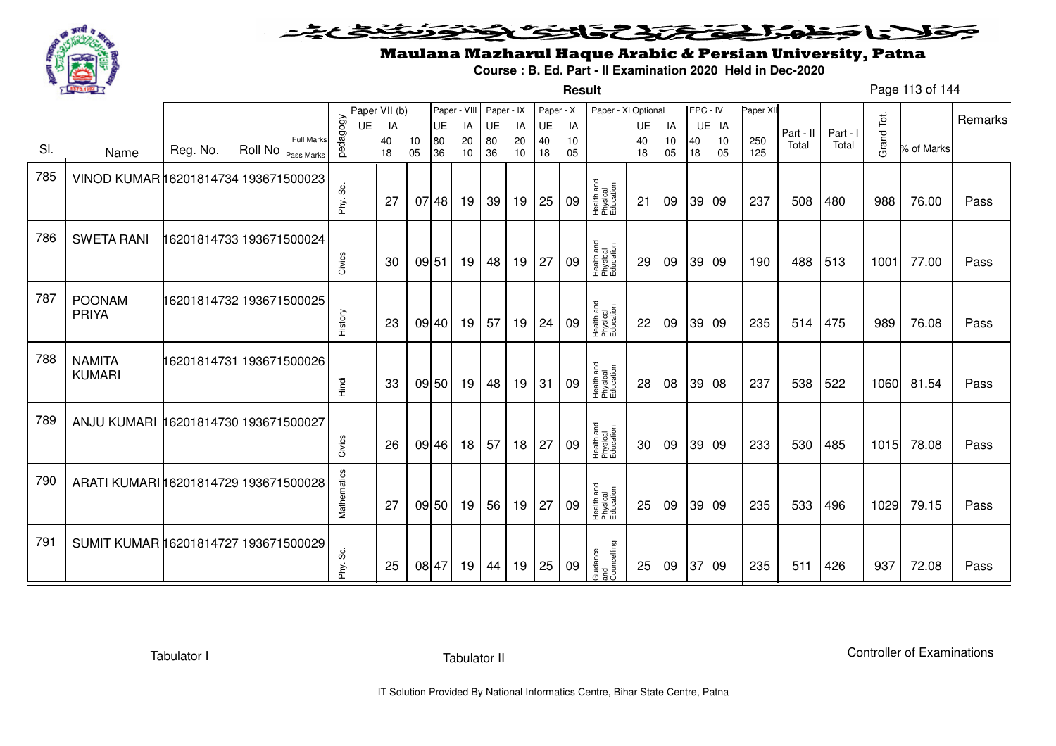# Maulana Mazharul Haque Arabic & Persian University, Patna

**Course : B. Ed. Part - II Examination 2020 Held in Dec-2020**

**Result**

| Sl. | Name | Reg. No. | Roll No | pedagogy | Paper VII (b) UE | IA | Paper - VIII UE | IA | Paper - IX UE | IA | Paper - X UE | IA | Paper - XI Optional | UE | IA | EPC - IV UE | IA | Paper XII | Part - II Total | Part - I Total | Grand Tot. | % of Marks | Remarks |
|---|---|---|---|---|---|---|---|---|---|---|---|---|---|---|---|---|---|---|---|---|---|---|---|
| | | | Full Marks | | 40 | 10 | 80 | 20 | 80 | 20 | 40 | 10 | | 40 | 10 | 40 | 10 | 250 | | | | | |
| | | | Pass Marks | | 18 | 05 | 36 | 10 | 36 | 10 | 18 | 05 | | 18 | 05 | 18 | 05 | 125 | | | | | |
| 785 | VINOD KUMAR | 16201814734 | 193671500023 | Phy. Sc. | 27 | 07 | 48 | 19 | 39 | 19 | 25 | 09 | Health and Physical Education | 21 | 09 | 39 | 09 | 237 | 508 | 480 | 988 | 76.00 | Pass |
| 786 | SWETA RANI | 16201814733 | 193671500024 | Civics | 30 | 09 | 51 | 19 | 48 | 19 | 27 | 09 | Health and Physical Education | 29 | 09 | 39 | 09 | 190 | 488 | 513 | 1001 | 77.00 | Pass |
| 787 | POONAM PRIYA | 16201814732 | 193671500025 | History | 23 | 09 | 40 | 19 | 57 | 19 | 24 | 09 | Health and Physical Education | 22 | 09 | 39 | 09 | 235 | 514 | 475 | 989 | 76.08 | Pass |
| 788 | NAMITA KUMARI | 16201814731 | 193671500026 | Hindi | 33 | 09 | 50 | 19 | 48 | 19 | 31 | 09 | Health and Physical Education | 28 | 08 | 39 | 08 | 237 | 538 | 522 | 1060 | 81.54 | Pass |
| 789 | ANJU KUMARI | 16201814730 | 193671500027 | Civics | 26 | 09 | 46 | 18 | 57 | 18 | 27 | 09 | Health and Physical Education | 30 | 09 | 39 | 09 | 233 | 530 | 485 | 1015 | 78.08 | Pass |
| 790 | ARATI KUMARI | 16201814729 | 193671500028 | Mathematics | 27 | 09 | 50 | 19 | 56 | 19 | 27 | 09 | Health and Physical Education | 25 | 09 | 39 | 09 | 235 | 533 | 496 | 1029 | 79.15 | Pass |
| 791 | SUMIT KUMAR | 16201814727 | 193671500029 | Phy. Sc. | 25 | 08 | 47 | 19 | 44 | 19 | 25 | 09 | Guidance and Counceling | 25 | 09 | 37 | 09 | 235 | 511 | 426 | 937 | 72.08 | Pass |

Tabulator I | Tabulator II | Controller of Examinations

IT Solution Provided By National Informatics Centre, Bihar State Centre, Patna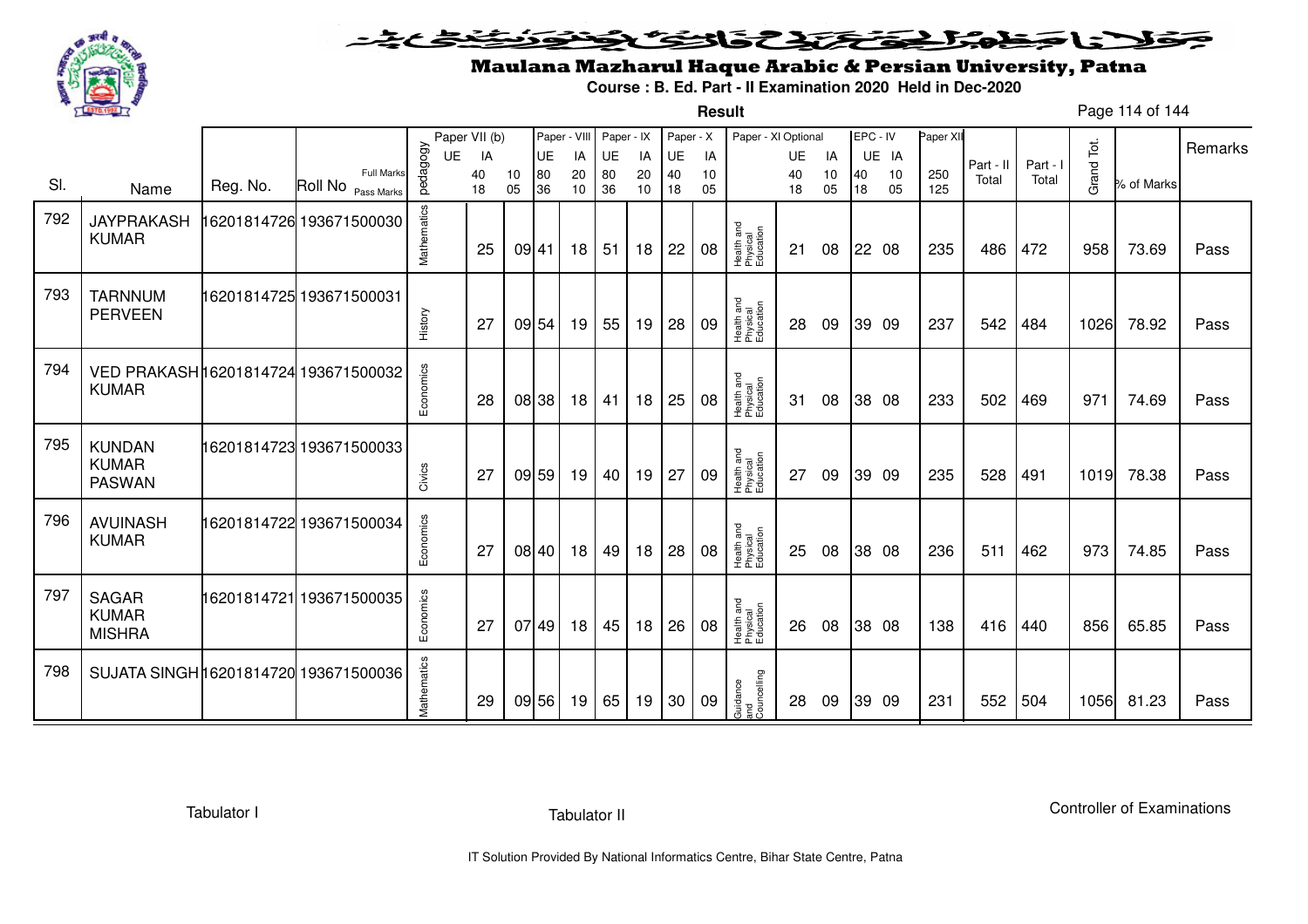# Maulana Mazharul Haque Arabic & Persian University, Patna

**Course : B. Ed. Part - II Examination 2020 Held in Dec-2020**

**Result**

| Sl. | Name | Reg. No. | Roll No | pedagogy | Paper VII (b) UE | Paper VII (b) IA (40/18) | (10/05) | Paper - VIII UE (80/36) | Paper - VIII IA (20/10) | Paper - IX UE (80/36) | Paper - IX IA (20/10) | Paper - X UE (40/18) | Paper - X IA (10/05) | Paper - XI Optional | Paper - XI UE (40/18) | Paper - XI IA (10/05) | EPC - IV UE (40/18) | EPC - IV IA (10/05) | Paper XII (250/125) | Part - II Total | Part - I Total | Grand Tot. | % of Marks | Remarks |
|---|---|---|---|---|---|---|---|---|---|---|---|---|---|---|---|---|---|---|---|---|---|---|---|---|
| 792 | JAYPRAKASH KUMAR | 16201814726 | 193671500030 | Mathematics | | 25 | 09 | 41 | 18 | 51 | 18 | 22 | 08 | Health and Physical Education | 21 | 08 | 22 | 08 | 235 | 486 | 472 | 958 | 73.69 | Pass |
| 793 | TARNNUM PERVEEN | 16201814725 | 193671500031 | History | | 27 | 09 | 54 | 19 | 55 | 19 | 28 | 09 | Health and Physical Education | 28 | 09 | 39 | 09 | 237 | 542 | 484 | 1026 | 78.92 | Pass |
| 794 | VED PRAKASH KUMAR | 16201814724 | 193671500032 | Economics | | 28 | 08 | 38 | 18 | 41 | 18 | 25 | 08 | Health and Physical Education | 31 | 08 | 38 | 08 | 233 | 502 | 469 | 971 | 74.69 | Pass |
| 795 | KUNDAN KUMAR PASWAN | 16201814723 | 193671500033 | Civics | | 27 | 09 | 59 | 19 | 40 | 19 | 27 | 09 | Health and Physical Education | 27 | 09 | 39 | 09 | 235 | 528 | 491 | 1019 | 78.38 | Pass |
| 796 | AVUINASH KUMAR | 16201814722 | 193671500034 | Economics | | 27 | 08 | 40 | 18 | 49 | 18 | 28 | 08 | Health and Physical Education | 25 | 08 | 38 | 08 | 236 | 511 | 462 | 973 | 74.85 | Pass |
| 797 | SAGAR KUMAR MISHRA | 16201814721 | 193671500035 | Economics | | 27 | 07 | 49 | 18 | 45 | 18 | 26 | 08 | Health and Physical Education | 26 | 08 | 38 | 08 | 138 | 416 | 440 | 856 | 65.85 | Pass |
| 798 | SUJATA SINGH | 16201814720 | 193671500036 | Mathematics | | 29 | 09 | 56 | 19 | 65 | 19 | 30 | 09 | Guidance and Counceling | 28 | 09 | 39 | 09 | 231 | 552 | 504 | 1056 | 81.23 | Pass |

Tabulator I | Tabulator II | Controller of Examinations

IT Solution Provided By National Informatics Centre, Bihar State Centre, Patna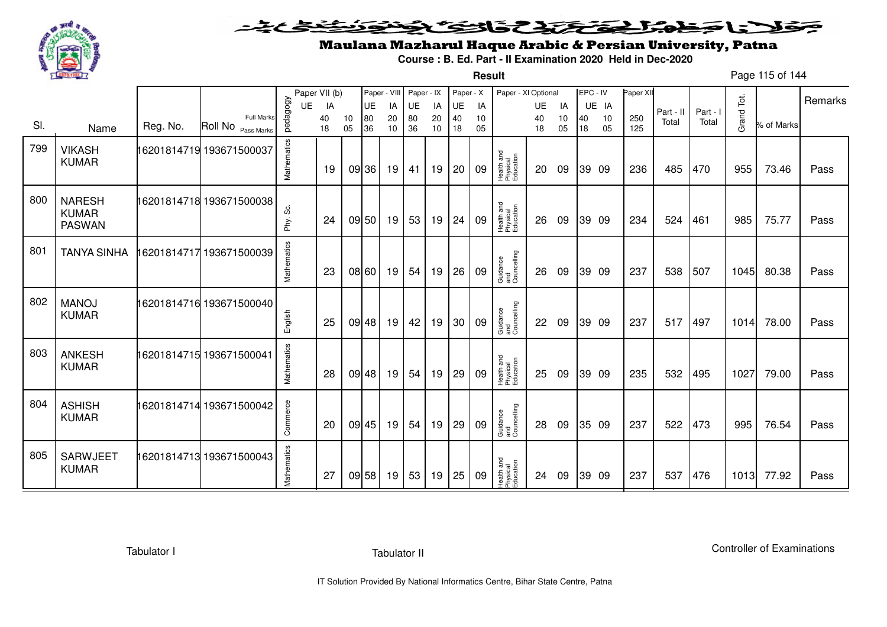# Maulana Mazharul Haque Arabic & Persian University, Patna

**Course : B. Ed. Part - II Examination 2020 Held in Dec-2020**

**Result**

| Sl. | Name | Reg. No. | Roll No | pedagogy | Paper VII (b) UE 40 18 | IA 10 05 | Paper - VIII UE 80 36 | IA 20 10 | Paper - IX UE 80 36 | IA 20 10 | Paper - X UE 40 18 | IA 10 05 | Paper - XI Optional | UE 40 18 | IA 10 05 | EPC - IV UE 40 18 | IA 10 05 | Paper XII 250 125 | Part - II Total | Part - I Total | Grand Tot. | % of Marks | Remarks |
|---|---|---|---|---|---|---|---|---|---|---|---|---|---|---|---|---|---|---|---|---|---|---|---|
| 799 | VIKASH KUMAR | 16201814719 | 193671500037 | Mathematics | 19 | 09 | 36 | 19 | 41 | 19 | 20 | 09 | Health and Physical Education | 20 | 09 | 39 | 09 | 236 | 485 | 470 | 955 | 73.46 | Pass |
| 800 | NARESH KUMAR PASWAN | 16201814718 | 193671500038 | Phy. Sc. | 24 | 09 | 50 | 19 | 53 | 19 | 24 | 09 | Health and Physical Education | 26 | 09 | 39 | 09 | 234 | 524 | 461 | 985 | 75.77 | Pass |
| 801 | TANYA SINHA | 16201814717 | 193671500039 | Mathematics | 23 | 08 | 60 | 19 | 54 | 19 | 26 | 09 | Guidance and Councelling | 26 | 09 | 39 | 09 | 237 | 538 | 507 | 1045 | 80.38 | Pass |
| 802 | MANOJ KUMAR | 16201814716 | 193671500040 | English | 25 | 09 | 48 | 19 | 42 | 19 | 30 | 09 | Guidance and Councelling | 22 | 09 | 39 | 09 | 237 | 517 | 497 | 1014 | 78.00 | Pass |
| 803 | ANKESH KUMAR | 16201814715 | 193671500041 | Mathematics | 28 | 09 | 48 | 19 | 54 | 19 | 29 | 09 | Health and Physical Education | 25 | 09 | 39 | 09 | 235 | 532 | 495 | 1027 | 79.00 | Pass |
| 804 | ASHISH KUMAR | 16201814714 | 193671500042 | Commerce | 20 | 09 | 45 | 19 | 54 | 19 | 29 | 09 | Guidance and Councelling | 28 | 09 | 35 | 09 | 237 | 522 | 473 | 995 | 76.54 | Pass |
| 805 | SARWJEET KUMAR | 16201814713 | 193671500043 | Mathematics | 27 | 09 | 58 | 19 | 53 | 19 | 25 | 09 | Health and Physical Education | 24 | 09 | 39 | 09 | 237 | 537 | 476 | 1013 | 77.92 | Pass |

Tabulator I &nbsp;&nbsp;&nbsp;&nbsp; Tabulator II &nbsp;&nbsp;&nbsp;&nbsp; Controller of Examinations

IT Solution Provided By National Informatics Centre, Bihar State Centre, Patna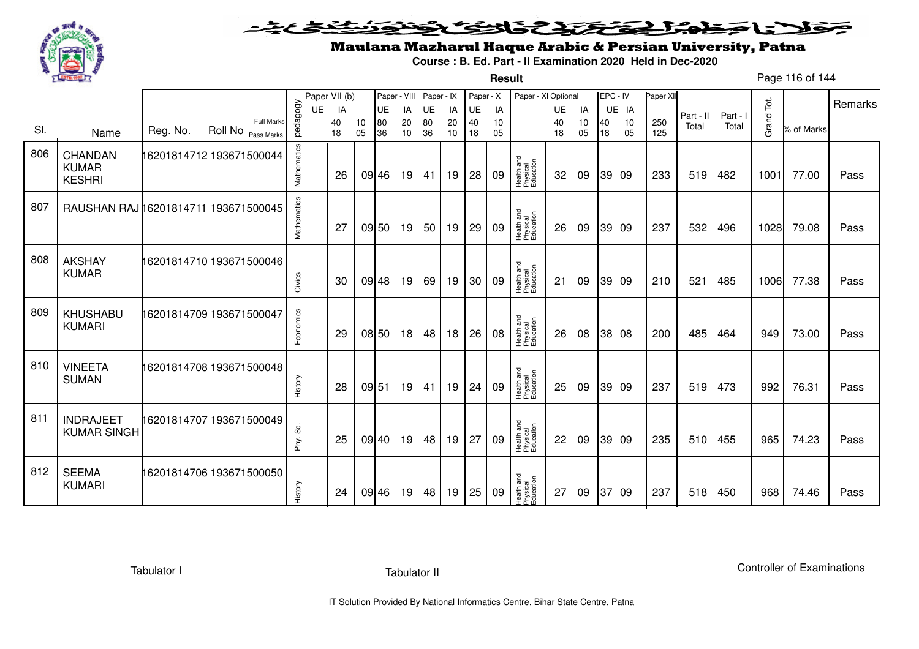# Maulana Mazharul Haque Arabic & Persian University, Patna

**Course : B. Ed. Part - II Examination 2020 Held in Dec-2020**

**Result**

| Sl. | Name | Reg. No. | Roll No | pedagogy | Paper VII (b) UE | Paper VII (b) IA | | Paper - VIII UE | Paper - VIII IA | Paper - IX UE | Paper - IX IA | Paper - X UE | Paper - X IA | Paper - XI Optional | Paper - XI UE | Paper - XI IA | EPC - IV UE | EPC - IV IA | Paper XII | Part - II Total | Part - I Total | Grand Tot. | % of Marks | Remarks |
|---|---|---|---|---|---|---|---|---|---|---|---|---|---|---|---|---|---|---|---|---|---|---|---|---|
| | | | Full Marks | | | 40 | 10 | 80 | 20 | 80 | 20 | 40 | 10 | | 40 | 10 | 40 | 10 | 250 | | | | | |
| | | | Pass Marks | | | 18 | 05 | 36 | 10 | 36 | 10 | 18 | 05 | | 18 | 05 | 18 | 05 | 125 | | | | | |
| 806 | CHANDAN KUMAR KESHRI | 16201814712 | 193671500044 | Mathematics | | 26 | 09 | 46 | 19 | 41 | 19 | 28 | 09 | Health and Physical Education | 32 | 09 | 39 | 09 | 233 | 519 | 482 | 1001 | 77.00 | Pass |
| 807 | RAUSHAN RAJ | 16201814711 | 193671500045 | Mathematics | | 27 | 09 | 50 | 19 | 50 | 19 | 29 | 09 | Health and Physical Education | 26 | 09 | 39 | 09 | 237 | 532 | 496 | 1028 | 79.08 | Pass |
| 808 | AKSHAY KUMAR | 16201814710 | 193671500046 | Civics | | 30 | 09 | 48 | 19 | 69 | 19 | 30 | 09 | Health and Physical Education | 21 | 09 | 39 | 09 | 210 | 521 | 485 | 1006 | 77.38 | Pass |
| 809 | KHUSHABU KUMARI | 16201814709 | 193671500047 | Economics | | 29 | 08 | 50 | 18 | 48 | 18 | 26 | 08 | Health and Physical Education | 26 | 08 | 38 | 08 | 200 | 485 | 464 | 949 | 73.00 | Pass |
| 810 | VINEETA SUMAN | 16201814708 | 193671500048 | History | | 28 | 09 | 51 | 19 | 41 | 19 | 24 | 09 | Health and Physical Education | 25 | 09 | 39 | 09 | 237 | 519 | 473 | 992 | 76.31 | Pass |
| 811 | INDRAJEET KUMAR SINGH | 16201814707 | 193671500049 | Phy. Sc. | | 25 | 09 | 40 | 19 | 48 | 19 | 27 | 09 | Health and Physical Education | 22 | 09 | 39 | 09 | 235 | 510 | 455 | 965 | 74.23 | Pass |
| 812 | SEEMA KUMARI | 16201814706 | 193671500050 | History | | 24 | 09 | 46 | 19 | 48 | 19 | 25 | 09 | Health and Physical Education | 27 | 09 | 37 | 09 | 237 | 518 | 450 | 968 | 74.46 | Pass |

Tabulator I          Tabulator II          Controller of Examinations

IT Solution Provided By National Informatics Centre, Bihar State Centre, Patna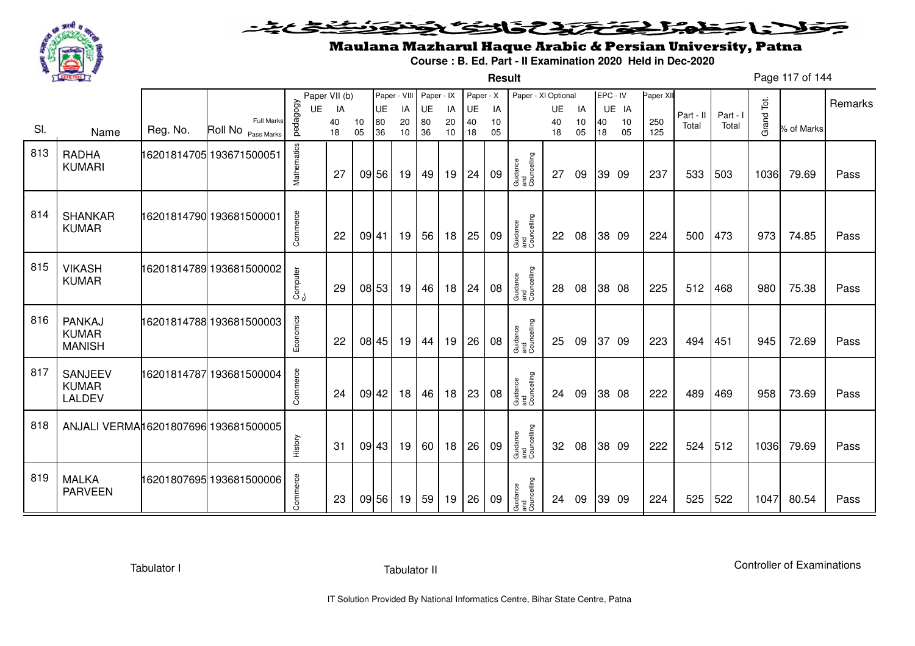# Maulana Mazharul Haque Arabic & Persian University, Patna

**Course : B. Ed. Part - II Examination 2020 Held in Dec-2020**

**Result**

| Sl. | Name | Reg. No. | Roll No | pedagogy | Paper VII (b) UE | Paper VII (b) IA | Paper - VIII UE | Paper - VIII IA | Paper - IX UE | Paper - IX IA | Paper - X UE | Paper - X IA | Paper - XI Optional | Paper - XI UE | Paper - XI IA | EPC - IV UE | EPC - IV IA | Paper XII | Part - II Total | Part - I Total | Grand Tot. | % of Marks | Remarks |
|---|---|---|---|---|---|---|---|---|---|---|---|---|---|---|---|---|---|---|---|---|---|---|---|
| | | | Full Marks | | 40 | 10 | 80 | 20 | 80 | 20 | 40 | 10 | | 40 | 10 | 40 | 10 | 250 | | | | | |
| | | | Pass Marks | | 18 | 05 | 36 | 10 | 36 | 10 | 18 | 05 | | 18 | 05 | 18 | 05 | 125 | | | | | |
| 813 | RADHA KUMARI | 16201814705 | 193671500051 | Mathematics | 27 | 09 | 56 | 19 | 49 | 19 | 24 | 09 | Guidance and Councelling | 27 | 09 | 39 | 09 | 237 | 533 | 503 | 1036 | 79.69 | Pass |
| 814 | SHANKAR KUMAR | 16201814790 | 193681500001 | Commerce | 22 | 09 | 41 | 19 | 56 | 18 | 25 | 09 | Guidance and Councelling | 22 | 08 | 38 | 09 | 224 | 500 | 473 | 973 | 74.85 | Pass |
| 815 | VIKASH KUMAR | 16201814789 | 193681500002 | Computer Sc | 29 | 08 | 53 | 19 | 46 | 18 | 24 | 08 | Guidance and Councelling | 28 | 08 | 38 | 08 | 225 | 512 | 468 | 980 | 75.38 | Pass |
| 816 | PANKAJ KUMAR MANISH | 16201814788 | 193681500003 | Economics | 22 | 08 | 45 | 19 | 44 | 19 | 26 | 08 | Guidance and Councelling | 25 | 09 | 37 | 09 | 223 | 494 | 451 | 945 | 72.69 | Pass |
| 817 | SANJEEV KUMAR LALDEV | 16201814787 | 193681500004 | Commerce | 24 | 09 | 42 | 18 | 46 | 18 | 23 | 08 | Guidance and Councelling | 24 | 09 | 38 | 08 | 222 | 489 | 469 | 958 | 73.69 | Pass |
| 818 | ANJALI VERMA | 16201807696 | 193681500005 | History | 31 | 09 | 43 | 19 | 60 | 18 | 26 | 09 | Guidance and Councelling | 32 | 08 | 38 | 09 | 222 | 524 | 512 | 1036 | 79.69 | Pass |
| 819 | MALKA PARVEEN | 16201807695 | 193681500006 | Commerce | 23 | 09 | 56 | 19 | 59 | 19 | 26 | 09 | Guidance and Councelling | 24 | 09 | 39 | 09 | 224 | 525 | 522 | 1047 | 80.54 | Pass |

Tabulator I    Tabulator II    Controller of Examinations

IT Solution Provided By National Informatics Centre, Bihar State Centre, Patna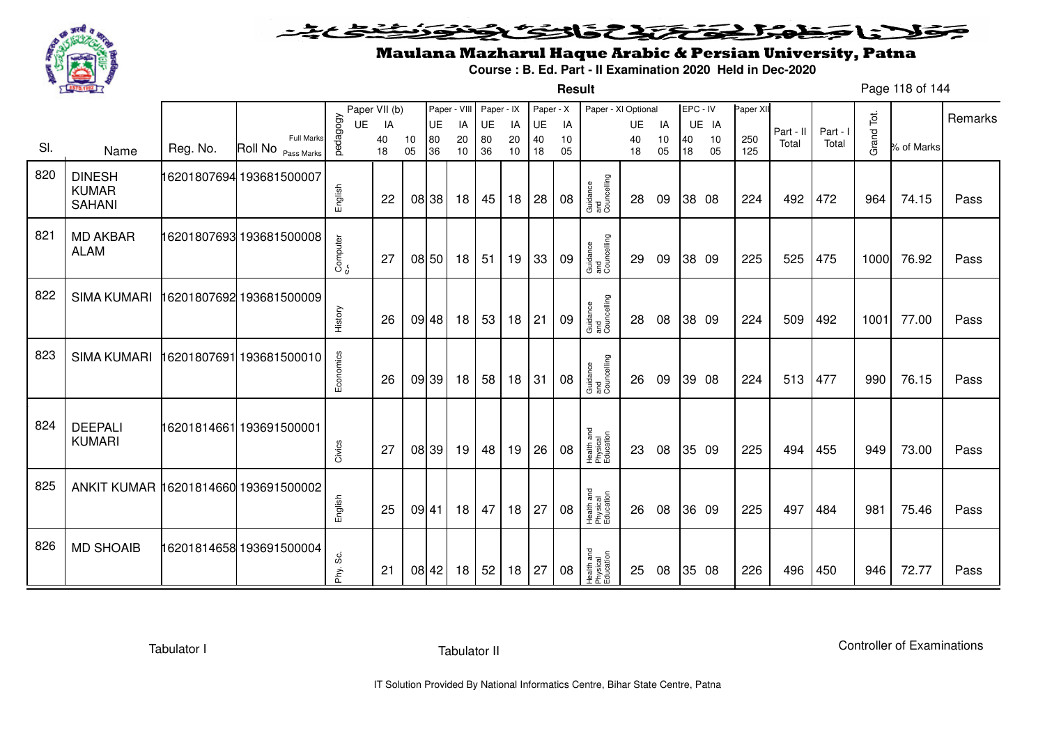# Maulana Mazharul Haque Arabic & Persian University, Patna

**Course : B. Ed. Part - II Examination 2020 Held in Dec-2020**

**Result**

| Sl. | Name | Reg. No. | Roll No | pedagogy | Paper VII (b) UE 40 18 | IA 10 05 | Paper - VIII UE 80 36 | IA 20 10 | Paper - IX UE 80 36 | IA 20 10 | Paper - X UE 40 18 | IA 10 05 | Paper - XI Optional | UE 40 18 | IA 10 05 | EPC - IV UE 40 18 | IA 10 05 | Paper XII 250 125 | Part - II Total | Part - I Total | Grand Tot. | % of Marks | Remarks |
|---|---|---|---|---|---|---|---|---|---|---|---|---|---|---|---|---|---|---|---|---|---|---|---|
| 820 | DINESH KUMAR SAHANI | 16201807694 | 193681500007 | English | 22 | 08 | 38 | 18 | 45 | 18 | 28 | 08 | Guidance and Councelling | 28 | 09 | 38 | 08 | 224 | 492 | 472 | 964 | 74.15 | Pass |
| 821 | MD AKBAR ALAM | 16201807693 | 193681500008 | Computer Sc. | 27 | 08 | 50 | 18 | 51 | 19 | 33 | 09 | Guidance and Councelling | 29 | 09 | 38 | 09 | 225 | 525 | 475 | 1000 | 76.92 | Pass |
| 822 | SIMA KUMARI | 16201807692 | 193681500009 | History | 26 | 09 | 48 | 18 | 53 | 18 | 21 | 09 | Guidance and Councelling | 28 | 08 | 38 | 09 | 224 | 509 | 492 | 1001 | 77.00 | Pass |
| 823 | SIMA KUMARI | 16201807691 | 193681500010 | Economics | 26 | 09 | 39 | 18 | 58 | 18 | 31 | 08 | Guidance and Councelling | 26 | 09 | 39 | 08 | 224 | 513 | 477 | 990 | 76.15 | Pass |
| 824 | DEEPALI KUMARI | 16201814661 | 193691500001 | Civics | 27 | 08 | 39 | 19 | 48 | 19 | 26 | 08 | Health and Physical Education | 23 | 08 | 35 | 09 | 225 | 494 | 455 | 949 | 73.00 | Pass |
| 825 | ANKIT KUMAR | 16201814660 | 193691500002 | English | 25 | 09 | 41 | 18 | 47 | 18 | 27 | 08 | Health and Physical Education | 26 | 08 | 36 | 09 | 225 | 497 | 484 | 981 | 75.46 | Pass |
| 826 | MD SHOAIB | 16201814658 | 193691500004 | Phy. Sc. | 21 | 08 | 42 | 18 | 52 | 18 | 27 | 08 | Health and Physical Education | 25 | 08 | 35 | 08 | 226 | 496 | 450 | 946 | 72.77 | Pass |

Tabulator I | Tabulator II | Controller of Examinations

IT Solution Provided By National Informatics Centre, Bihar State Centre, Patna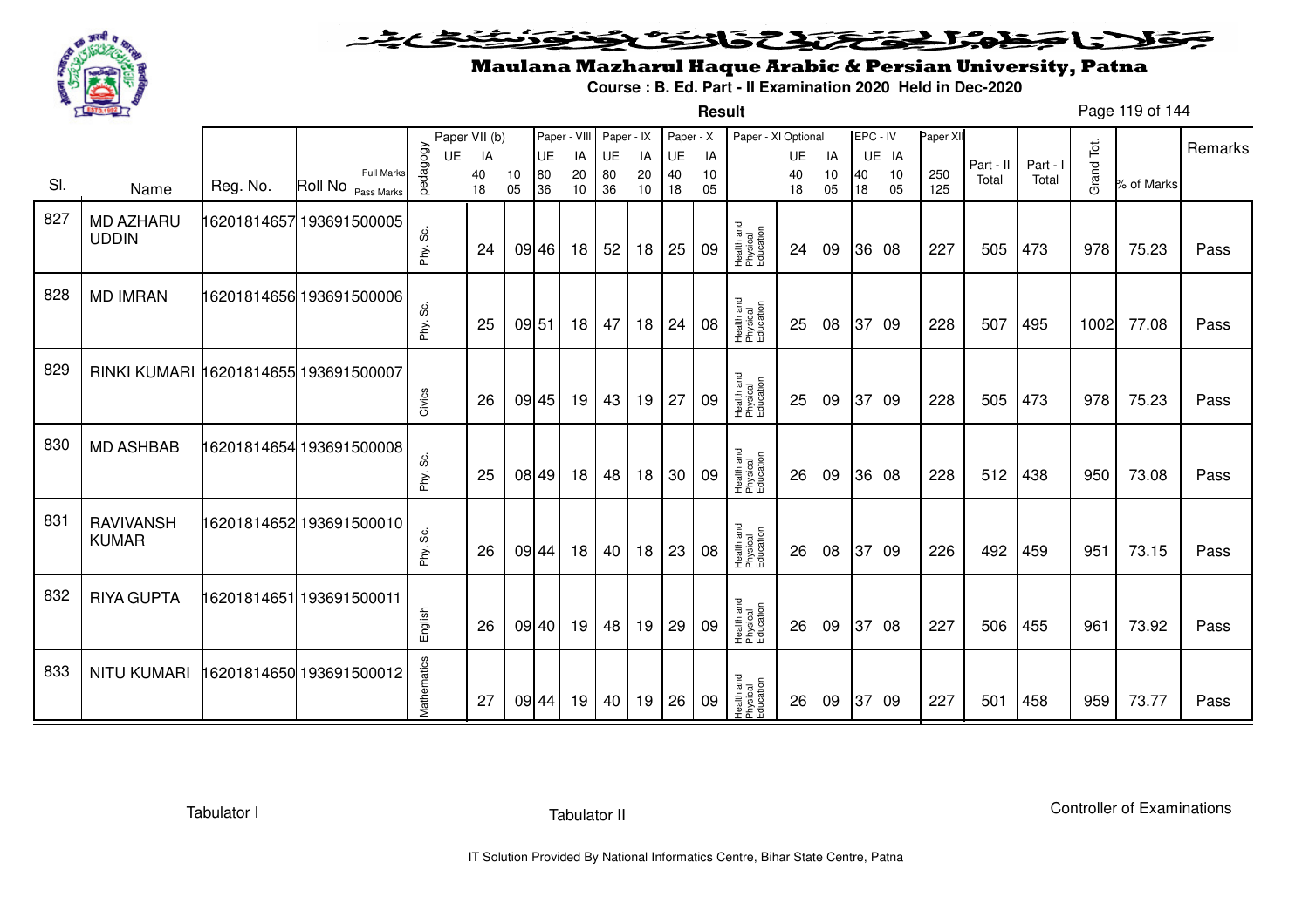# Maulana Mazharul Haque Arabic & Persian University, Patna

**Course : B. Ed. Part - II Examination 2020 Held in Dec-2020**

**Result**

| Sl. | Name | Reg. No. | Roll No | pedagogy | Paper VII (b) UE | Paper VII (b) IA | Paper - VIII UE | Paper - VIII IA | Paper - IX UE | Paper - IX IA | Paper - X UE | Paper - X IA | Paper - XI Optional | Paper - XI UE | Paper - XI IA | EPC - IV UE | EPC - IV IA | Paper XII | Part - II Total | Part - I Total | Grand Tot. | % of Marks | Remarks |
|---|---|---|---|---|---|---|---|---|---|---|---|---|---|---|---|---|---|---|---|---|---|---|---|
| | | | Full Marks | | 40 | 10 | 80 | 20 | 80 | 20 | 40 | 10 | | 40 | 10 | 40 | 10 | 250 | | | | | |
| | | | Pass Marks | | 18 | 05 | 36 | 10 | 36 | 10 | 18 | 05 | | 18 | 05 | 18 | 05 | 125 | | | | | |
| 827 | MD AZHARU UDDIN | 16201814657 | 193691500005 | Phy. Sc. | 24 | 09 | 46 | 18 | 52 | 18 | 25 | 09 | Health and Physical Education | 24 | 09 | 36 | 08 | 227 | 505 | 473 | 978 | 75.23 | Pass |
| 828 | MD IMRAN | 16201814656 | 193691500006 | Phy. Sc. | 25 | 09 | 51 | 18 | 47 | 18 | 24 | 08 | Health and Physical Education | 25 | 08 | 37 | 09 | 228 | 507 | 495 | 1002 | 77.08 | Pass |
| 829 | RINKI KUMARI | 16201814655 | 193691500007 | Civics | 26 | 09 | 45 | 19 | 43 | 19 | 27 | 09 | Health and Physical Education | 25 | 09 | 37 | 09 | 228 | 505 | 473 | 978 | 75.23 | Pass |
| 830 | MD ASHBAB | 16201814654 | 193691500008 | Phy. Sc. | 25 | 08 | 49 | 18 | 48 | 18 | 30 | 09 | Health and Physical Education | 26 | 09 | 36 | 08 | 228 | 512 | 438 | 950 | 73.08 | Pass |
| 831 | RAVIVANSH KUMAR | 16201814652 | 193691500010 | Phy. Sc. | 26 | 09 | 44 | 18 | 40 | 18 | 23 | 08 | Health and Physical Education | 26 | 08 | 37 | 09 | 226 | 492 | 459 | 951 | 73.15 | Pass |
| 832 | RIYA GUPTA | 16201814651 | 193691500011 | English | 26 | 09 | 40 | 19 | 48 | 19 | 29 | 09 | Health and Physical Education | 26 | 09 | 37 | 08 | 227 | 506 | 455 | 961 | 73.92 | Pass |
| 833 | NITU KUMARI | 16201814650 | 193691500012 | Mathematics | 27 | 09 | 44 | 19 | 40 | 19 | 26 | 09 | Health and Physical Education | 26 | 09 | 37 | 09 | 227 | 501 | 458 | 959 | 73.77 | Pass |

Tabulator I | Tabulator II | Controller of Examinations

IT Solution Provided By National Informatics Centre, Bihar State Centre, Patna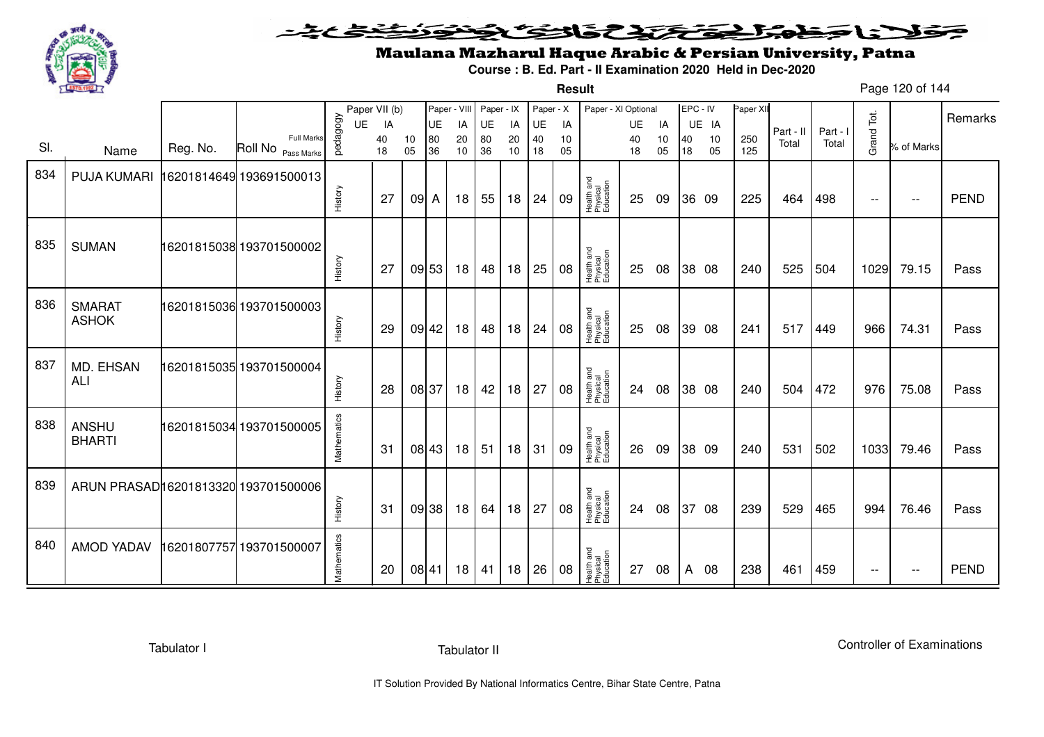# Maulana Mazharul Haque Arabic & Persian University, Patna

**Course : B. Ed. Part - II Examination 2020 Held in Dec-2020**

**Result**

| Sl. | Name | Reg. No. | Roll No | pedagogy | Paper VII (b) UE | IA | Paper - VIII UE | IA | Paper - IX UE | IA | Paper - X UE | IA | Paper - XI Optional | UE | IA | EPC - IV UE | IA | Paper XII | Part - II Total | Part - I Total | Grand Tot. | % of Marks | Remarks |
|---|---|---|---|---|---|---|---|---|---|---|---|---|---|---|---|---|---|---|---|---|---|---|---|
| | | | Full Marks | | 40 | 10 | 80 | 20 | 80 | 20 | 40 | 10 | | 40 | 10 | 40 | 10 | 250 | | | | | |
| | | | Pass Marks | | 18 | 05 | 36 | 10 | 36 | 10 | 18 | 05 | | 18 | 05 | 18 | 05 | 125 | | | | | |
| 834 | PUJA KUMARI | 16201814649 | 193691500013 | History | 27 | 09 | A | 18 | 55 | 18 | 24 | 09 | Health and Physical Education | 25 | 09 | 36 | 09 | 225 | 464 | 498 | -- | -- | PEND |
| 835 | SUMAN | 16201815038 | 193701500002 | History | 27 | 09 | 53 | 18 | 48 | 18 | 25 | 08 | Health and Physical Education | 25 | 08 | 38 | 08 | 240 | 525 | 504 | 1029 | 79.15 | Pass |
| 836 | SMARAT ASHOK | 16201815036 | 193701500003 | History | 29 | 09 | 42 | 18 | 48 | 18 | 24 | 08 | Health and Physical Education | 25 | 08 | 39 | 08 | 241 | 517 | 449 | 966 | 74.31 | Pass |
| 837 | MD. EHSAN ALI | 16201815035 | 193701500004 | History | 28 | 08 | 37 | 18 | 42 | 18 | 27 | 08 | Health and Physical Education | 24 | 08 | 38 | 08 | 240 | 504 | 472 | 976 | 75.08 | Pass |
| 838 | ANSHU BHARTI | 16201815034 | 193701500005 | Mathematics | 31 | 08 | 43 | 18 | 51 | 18 | 31 | 09 | Health and Physical Education | 26 | 09 | 38 | 09 | 240 | 531 | 502 | 1033 | 79.46 | Pass |
| 839 | ARUN PRASAD | 16201813320 | 193701500006 | History | 31 | 09 | 38 | 18 | 64 | 18 | 27 | 08 | Health and Physical Education | 24 | 08 | 37 | 08 | 239 | 529 | 465 | 994 | 76.46 | Pass |
| 840 | AMOD YADAV | 16201807757 | 193701500007 | Mathematics | 20 | 08 | 41 | 18 | 41 | 18 | 26 | 08 | Health and Physical Education | 27 | 08 | A | 08 | 238 | 461 | 459 | -- | -- | PEND |

Tabulator I | Tabulator II | Controller of Examinations

IT Solution Provided By National Informatics Centre, Bihar State Centre, Patna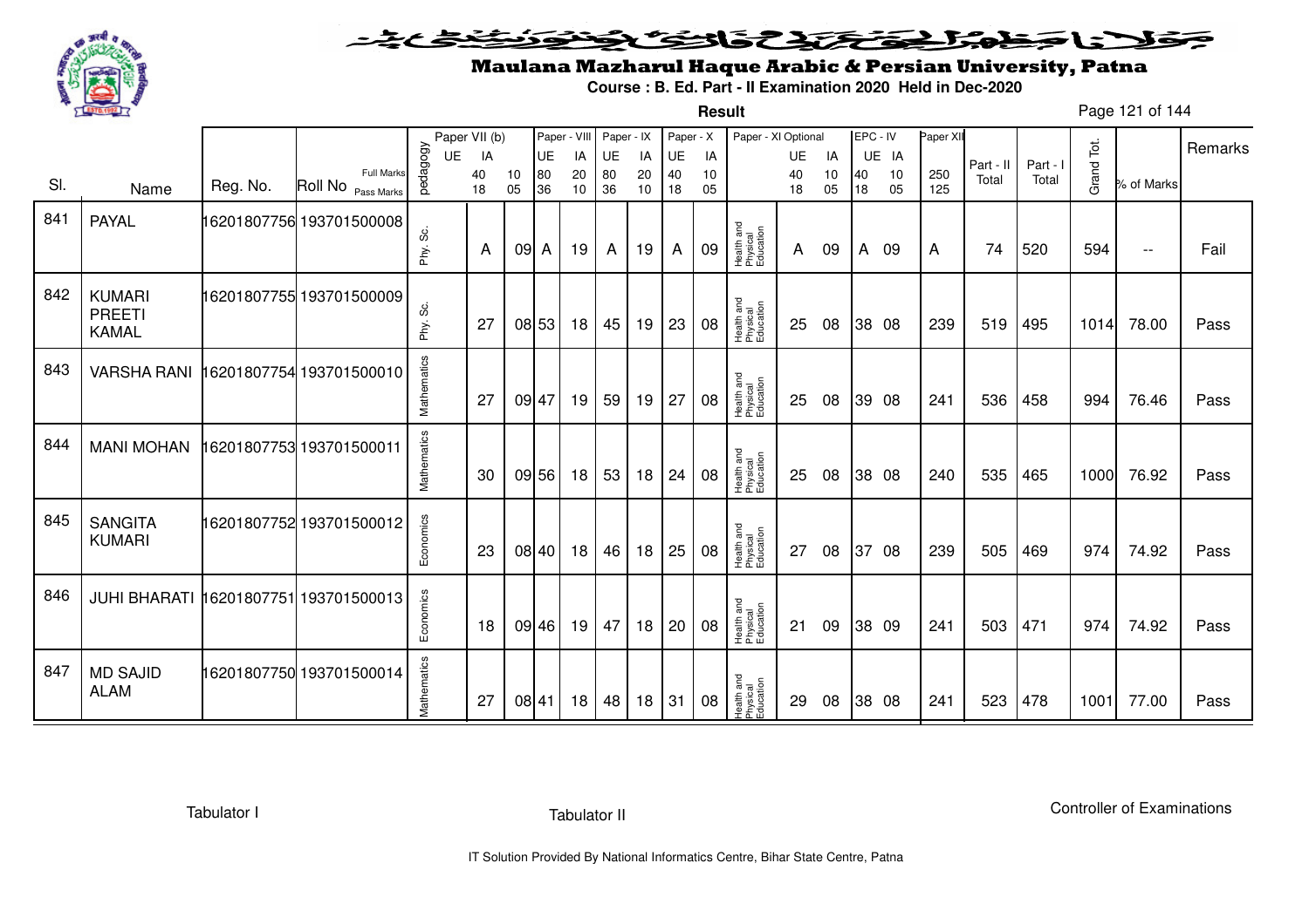# Maulana Mazharul Haque Arabic & Persian University, Patna

**Course : B. Ed. Part - II Examination 2020 Held in Dec-2020**

**Result**

| Sl. | Name | Reg. No. | Roll No | pedagogy | Paper VII (b) UE | IA | Paper - VIII UE | IA | Paper - IX UE | IA | Paper - X UE | IA | Paper - XI Optional | UE | IA | EPC - IV UE | IA | Paper XII | Part - II Total | Part - I Total | Grand Tot. | % of Marks | Remarks |
|---|---|---|---|---|---|---|---|---|---|---|---|---|---|---|---|---|---|---|---|---|---|---|---|
| | | | Full Marks | | 40 | 10 | 80 | 20 | 80 | 20 | 40 | 10 | | 40 | 10 | 40 | 10 | 250 | | | | | |
| | | | Pass Marks | | 18 | 05 | 36 | 10 | 36 | 10 | 18 | 05 | | 18 | 05 | 18 | 05 | 125 | | | | | |
| 841 | PAYAL | 16201807756 | 193701500008 | Phy. Sc. | A | 09 | A | 19 | A | 19 | A | 09 | Health and Physical Education | A | 09 | A | 09 | A | 74 | 520 | 594 | -- | Fail |
| 842 | KUMARI PREETI KAMAL | 16201807755 | 193701500009 | Phy. Sc. | 27 | 08 | 53 | 18 | 45 | 19 | 23 | 08 | Health and Physical Education | 25 | 08 | 38 | 08 | 239 | 519 | 495 | 1014 | 78.00 | Pass |
| 843 | VARSHA RANI | 16201807754 | 193701500010 | Mathematics | 27 | 09 | 47 | 19 | 59 | 19 | 27 | 08 | Health and Physical Education | 25 | 08 | 39 | 08 | 241 | 536 | 458 | 994 | 76.46 | Pass |
| 844 | MANI MOHAN | 16201807753 | 193701500011 | Mathematics | 30 | 09 | 56 | 18 | 53 | 18 | 24 | 08 | Health and Physical Education | 25 | 08 | 38 | 08 | 240 | 535 | 465 | 1000 | 76.92 | Pass |
| 845 | SANGITA KUMARI | 16201807752 | 193701500012 | Economics | 23 | 08 | 40 | 18 | 46 | 18 | 25 | 08 | Health and Physical Education | 27 | 08 | 37 | 08 | 239 | 505 | 469 | 974 | 74.92 | Pass |
| 846 | JUHI BHARATI | 16201807751 | 193701500013 | Economics | 18 | 09 | 46 | 19 | 47 | 18 | 20 | 08 | Health and Physical Education | 21 | 09 | 38 | 09 | 241 | 503 | 471 | 974 | 74.92 | Pass |
| 847 | MD SAJID ALAM | 16201807750 | 193701500014 | Mathematics | 27 | 08 | 41 | 18 | 48 | 18 | 31 | 08 | Health and Physical Education | 29 | 08 | 38 | 08 | 241 | 523 | 478 | 1001 | 77.00 | Pass |

Tabulator I　　　　Tabulator II　　　　Controller of Examinations

IT Solution Provided By National Informatics Centre, Bihar State Centre, Patna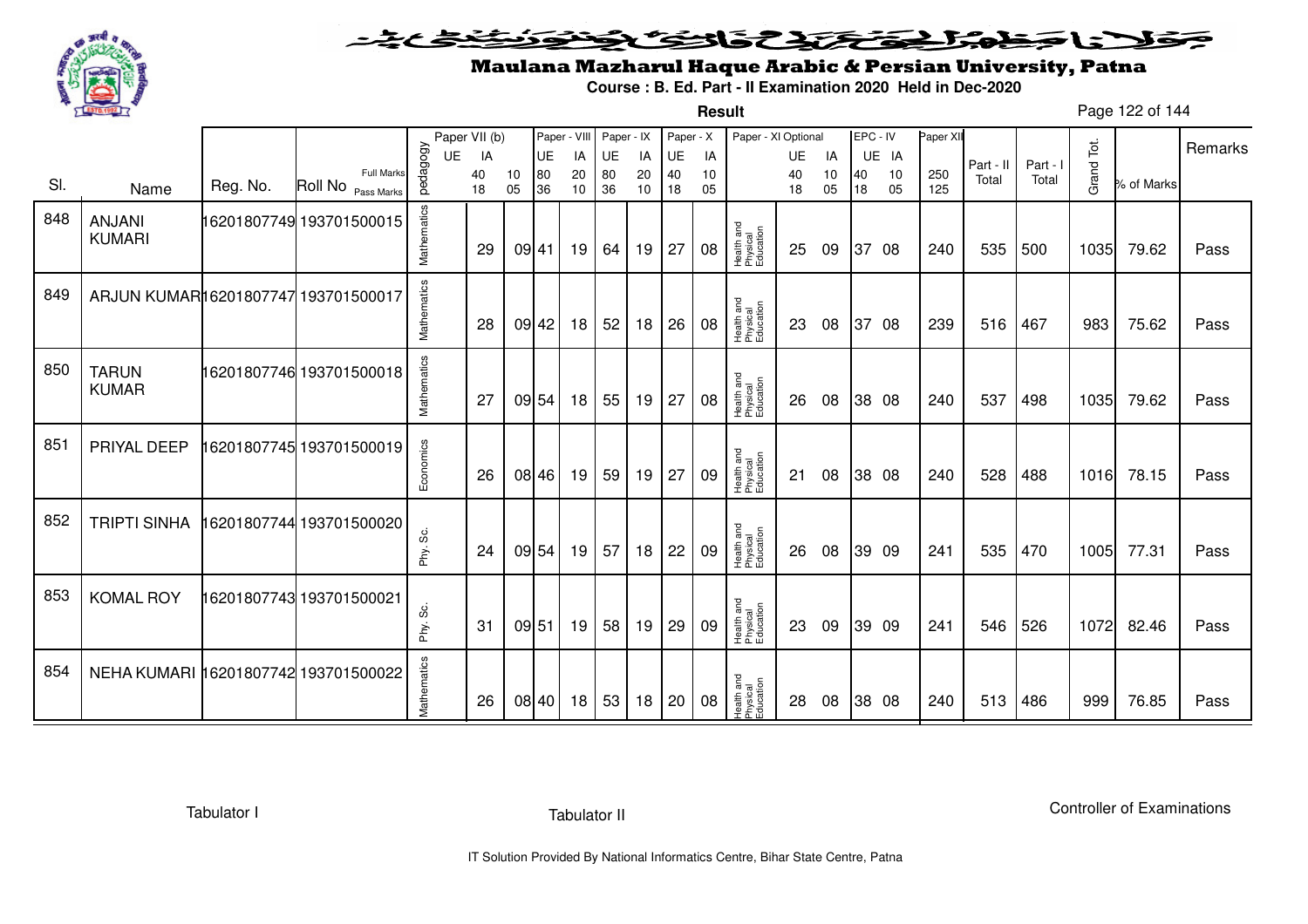# Maulana Mazharul Haque Arabic & Persian University, Patna

**Course : B. Ed. Part - II Examination 2020 Held in Dec-2020**

**Result**

| Sl. | Name | Reg. No. | Roll No | pedagogy | Paper VII (b) UE | IA | | Paper - VIII UE | IA | Paper - IX UE | IA | Paper - X UE | IA | Paper - XI Optional | UE | IA | EPC - IV UE | IA | Paper XII | Part - II Total | Part - I Total | Grand Tot. | % of Marks | Remarks |
|---|---|---|---|---|---|---|---|---|---|---|---|---|---|---|---|---|---|---|---|---|---|---|---|---|
| | | | Full Marks | | 40 | 10 | | 80 | 20 | 80 | 20 | 40 | 10 | | 40 | 10 | 40 | 10 | 250 | | | | | |
| | | | Pass Marks | | 18 | 05 | | 36 | 10 | 36 | 10 | 18 | 05 | | 18 | 05 | 18 | 05 | 125 | | | | | |
| 848 | ANJANI KUMARI | 16201807749 | 193701500015 | Mathematics | 29 | 09 | | 41 | 19 | 64 | 19 | 27 | 08 | Health and Physical Education | 25 | 09 | 37 | 08 | 240 | 535 | 500 | 1035 | 79.62 | Pass |
| 849 | ARJUN KUMAR | 16201807747 | 193701500017 | Mathematics | 28 | 09 | | 42 | 18 | 52 | 18 | 26 | 08 | Health and Physical Education | 23 | 08 | 37 | 08 | 239 | 516 | 467 | 983 | 75.62 | Pass |
| 850 | TARUN KUMAR | 16201807746 | 193701500018 | Mathematics | 27 | 09 | | 54 | 18 | 55 | 19 | 27 | 08 | Health and Physical Education | 26 | 08 | 38 | 08 | 240 | 537 | 498 | 1035 | 79.62 | Pass |
| 851 | PRIYAL DEEP | 16201807745 | 193701500019 | Economics | 26 | 08 | | 46 | 19 | 59 | 19 | 27 | 09 | Health and Physical Education | 21 | 08 | 38 | 08 | 240 | 528 | 488 | 1016 | 78.15 | Pass |
| 852 | TRIPTI SINHA | 16201807744 | 193701500020 | Phy. Sc. | 24 | 09 | | 54 | 19 | 57 | 18 | 22 | 09 | Health and Physical Education | 26 | 08 | 39 | 09 | 241 | 535 | 470 | 1005 | 77.31 | Pass |
| 853 | KOMAL ROY | 16201807743 | 193701500021 | Phy. Sc. | 31 | 09 | | 51 | 19 | 58 | 19 | 29 | 09 | Health and Physical Education | 23 | 09 | 39 | 09 | 241 | 546 | 526 | 1072 | 82.46 | Pass |
| 854 | NEHA KUMARI | 16201807742 | 193701500022 | Mathematics | 26 | 08 | | 40 | 18 | 53 | 18 | 20 | 08 | Health and Physical Education | 28 | 08 | 38 | 08 | 240 | 513 | 486 | 999 | 76.85 | Pass |

Tabulator I | Tabulator II | Controller of Examinations

IT Solution Provided By National Informatics Centre, Bihar State Centre, Patna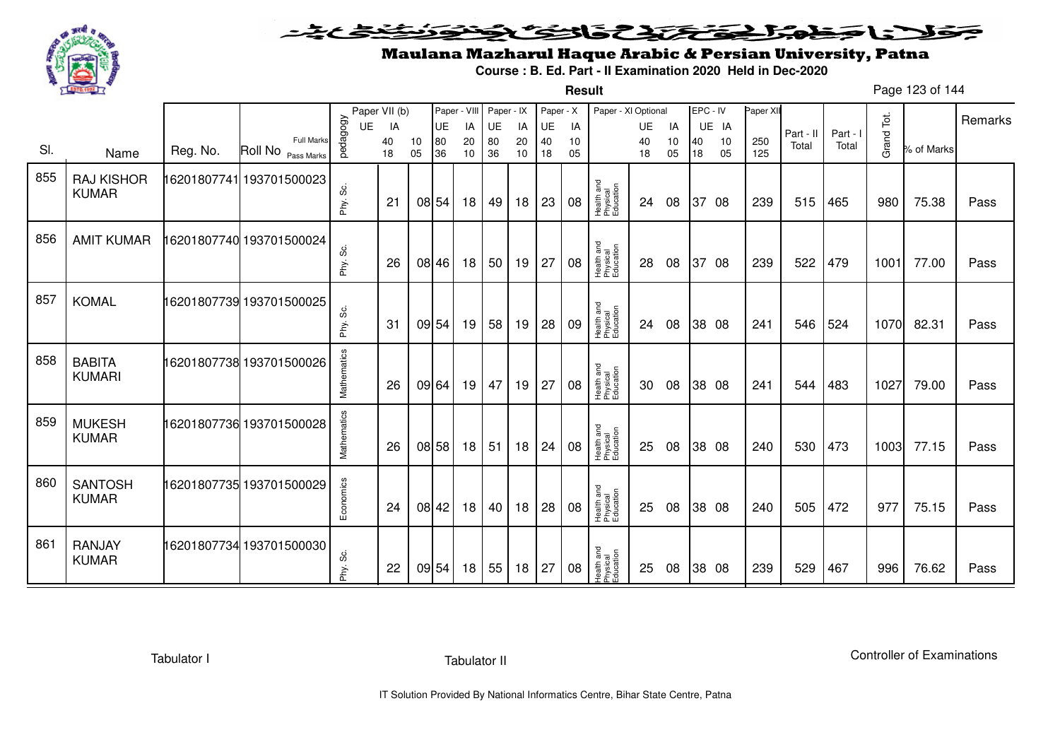# Maulana Mazharul Haque Arabic & Persian University, Patna

**Course : B. Ed. Part - II Examination 2020 Held in Dec-2020**

**Result**

| Sl. | Name | Reg. No. | Roll No | pedagogy | Paper VII (b) UE | Paper VII (b) IA | | Paper - VIII UE | Paper - VIII IA | Paper - IX UE | Paper - IX IA | Paper - X UE | Paper - X IA | Paper - XI Optional | Paper - XI UE | Paper - XI IA | EPC - IV UE | EPC - IV IA | Paper XII | Part - II Total | Part - I Total | Grand Tot. | % of Marks | Remarks |
|---|---|---|---|---|---|---|---|---|---|---|---|---|---|---|---|---|---|---|---|---|---|---|---|---|
| | | | Full Marks | | | 40 | 10 | 80 | 20 | 80 | 20 | 40 | 10 | | 40 | 10 | 40 | 10 | 250 | | | | | |
| | | | Pass Marks | | | 18 | 05 | 36 | 10 | 36 | 10 | 18 | 05 | | 18 | 05 | 18 | 05 | 125 | | | | | |
| 855 | RAJ KISHOR KUMAR | 16201807741 | 193701500023 | Phy. Sc. | | 21 | 08 | 54 | 18 | 49 | 18 | 23 | 08 | Health and Physical Education | 24 | 08 | 37 | 08 | 239 | 515 | 465 | 980 | 75.38 | Pass |
| 856 | AMIT KUMAR | 16201807740 | 193701500024 | Phy. Sc. | | 26 | 08 | 46 | 18 | 50 | 19 | 27 | 08 | Health and Physical Education | 28 | 08 | 37 | 08 | 239 | 522 | 479 | 1001 | 77.00 | Pass |
| 857 | KOMAL | 16201807739 | 193701500025 | Phy. Sc. | | 31 | 09 | 54 | 19 | 58 | 19 | 28 | 09 | Health and Physical Education | 24 | 08 | 38 | 08 | 241 | 546 | 524 | 1070 | 82.31 | Pass |
| 858 | BABITA KUMARI | 16201807738 | 193701500026 | Mathematics | | 26 | 09 | 64 | 19 | 47 | 19 | 27 | 08 | Health and Physical Education | 30 | 08 | 38 | 08 | 241 | 544 | 483 | 1027 | 79.00 | Pass |
| 859 | MUKESH KUMAR | 16201807736 | 193701500028 | Mathematics | | 26 | 08 | 58 | 18 | 51 | 18 | 24 | 08 | Health and Physical Education | 25 | 08 | 38 | 08 | 240 | 530 | 473 | 1003 | 77.15 | Pass |
| 860 | SANTOSH KUMAR | 16201807735 | 193701500029 | Economics | | 24 | 08 | 42 | 18 | 40 | 18 | 28 | 08 | Health and Physical Education | 25 | 08 | 38 | 08 | 240 | 505 | 472 | 977 | 75.15 | Pass |
| 861 | RANJAY KUMAR | 16201807734 | 193701500030 | Phy. Sc. | | 22 | 09 | 54 | 18 | 55 | 18 | 27 | 08 | Health and Physical Education | 25 | 08 | 38 | 08 | 239 | 529 | 467 | 996 | 76.62 | Pass |

Tabulator I          Tabulator II          Controller of Examinations

IT Solution Provided By National Informatics Centre, Bihar State Centre, Patna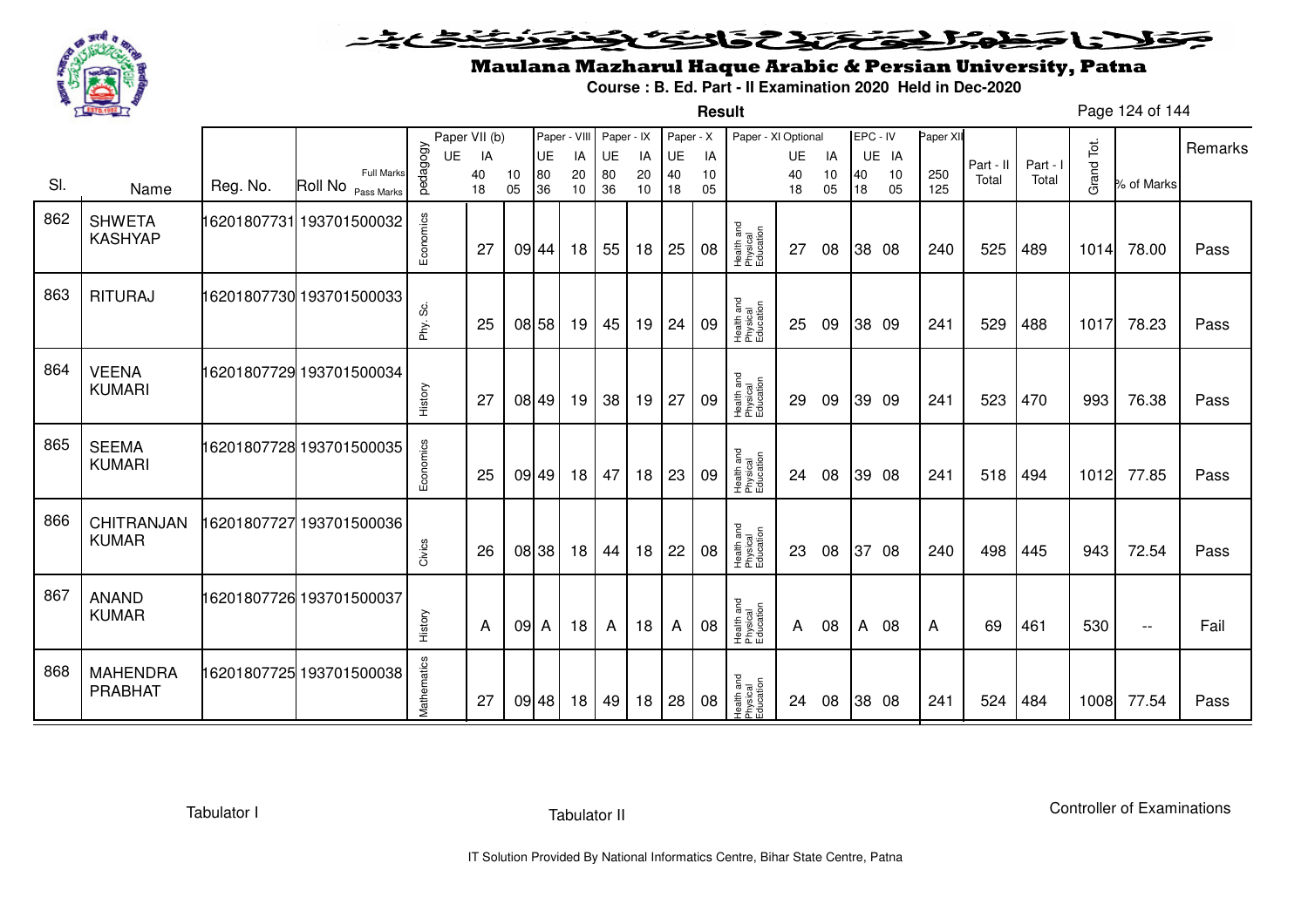# Maulana Mazharul Haque Arabic & Persian University, Patna

**Course : B. Ed. Part - II Examination 2020 Held in Dec-2020**

**Result**

| Sl. | Name | Reg. No. | Roll No | pedagogy | Paper VII (b) UE (40/18) | Paper VII (b) IA (10/05) | Paper - VIII UE (80/36) | Paper - VIII IA (20/10) | Paper - IX UE (80/36) | Paper - IX IA (20/10) | Paper - X UE (40/18) | Paper - X IA (10/05) | Paper - XI Optional | Paper - XI UE (40/18) | Paper - XI IA (10/05) | EPC - IV UE (40/18) | EPC - IV IA (10/05) | Paper XII (250/125) | Part - II Total | Part - I Total | Grand Tot. | % of Marks | Remarks |
|---|---|---|---|---|---|---|---|---|---|---|---|---|---|---|---|---|---|---|---|---|---|---|---|
| 862 | SHWETA KASHYAP | 16201807731 | 193701500032 | Economics | 27 | 09 | 44 | 18 | 55 | 18 | 25 | 08 | Health and Physical Education | 27 | 08 | 38 | 08 | 240 | 525 | 489 | 1014 | 78.00 | Pass |
| 863 | RITURAJ | 16201807730 | 193701500033 | Phy. Sc. | 25 | 08 | 58 | 19 | 45 | 19 | 24 | 09 | Health and Physical Education | 25 | 09 | 38 | 09 | 241 | 529 | 488 | 1017 | 78.23 | Pass |
| 864 | VEENA KUMARI | 16201807729 | 193701500034 | History | 27 | 08 | 49 | 19 | 38 | 19 | 27 | 09 | Health and Physical Education | 29 | 09 | 39 | 09 | 241 | 523 | 470 | 993 | 76.38 | Pass |
| 865 | SEEMA KUMARI | 16201807728 | 193701500035 | Economics | 25 | 09 | 49 | 18 | 47 | 18 | 23 | 09 | Health and Physical Education | 24 | 08 | 39 | 08 | 241 | 518 | 494 | 1012 | 77.85 | Pass |
| 866 | CHITRANJAN KUMAR | 16201807727 | 193701500036 | Civics | 26 | 08 | 38 | 18 | 44 | 18 | 22 | 08 | Health and Physical Education | 23 | 08 | 37 | 08 | 240 | 498 | 445 | 943 | 72.54 | Pass |
| 867 | ANAND KUMAR | 16201807726 | 193701500037 | History | A | 09 | A | 18 | A | 18 | A | 08 | Health and Physical Education | A | 08 | A | 08 | A | 69 | 461 | 530 | -- | Fail |
| 868 | MAHENDRA PRABHAT | 16201807725 | 193701500038 | Mathematics | 27 | 09 | 48 | 18 | 49 | 18 | 28 | 08 | Health and Physical Education | 24 | 08 | 38 | 08 | 241 | 524 | 484 | 1008 | 77.54 | Pass |

Tabulator I | Tabulator II | Controller of Examinations

IT Solution Provided By National Informatics Centre, Bihar State Centre, Patna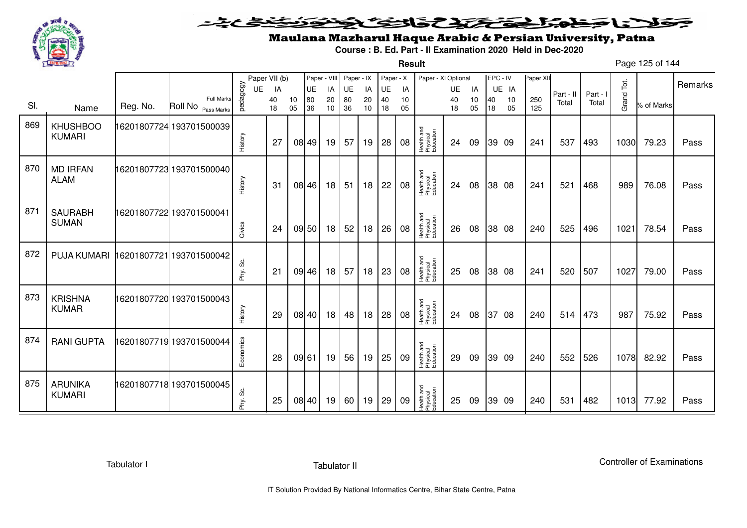# Maulana Mazharul Haque Arabic & Persian University, Patna

**Course : B. Ed. Part - II Examination 2020 Held in Dec-2020**

**Result**

| Sl. | Name | Reg. No. | Roll No | pedagogy | Paper VII (b) UE | IA | | Paper - VIII UE | IA | Paper - IX UE | IA | Paper - X UE | IA | Paper - XI Optional | UE | IA | EPC - IV UE | IA | Paper XII | Part - II Total | Part - I Total | Grand Tot. | % of Marks | Remarks |
|---|---|---|---|---|---|---|---|---|---|---|---|---|---|---|---|---|---|---|---|---|---|---|---|---|
| | | | Full Marks | | 40 | 10 | | 80 | 20 | 80 | 20 | 40 | 10 | | 40 | 10 | 40 | 10 | 250 | | | | | |
| | | | Pass Marks | | 18 | 05 | | 36 | 10 | 36 | 10 | 18 | 05 | | 18 | 05 | 18 | 05 | 125 | | | | | |
| 869 | KHUSHBOO KUMARI | 16201807724 | 193701500039 | History | 27 | 08 | | 49 | 19 | 57 | 19 | 28 | 08 | Health and Physical Education | 24 | 09 | 39 | 09 | 241 | 537 | 493 | 1030 | 79.23 | Pass |
| 870 | MD IRFAN ALAM | 16201807723 | 193701500040 | History | 31 | 08 | | 46 | 18 | 51 | 18 | 22 | 08 | Health and Physical Education | 24 | 08 | 38 | 08 | 241 | 521 | 468 | 989 | 76.08 | Pass |
| 871 | SAURABH SUMAN | 16201807722 | 193701500041 | Civics | 24 | 09 | | 50 | 18 | 52 | 18 | 26 | 08 | Health and Physical Education | 26 | 08 | 38 | 08 | 240 | 525 | 496 | 1021 | 78.54 | Pass |
| 872 | PUJA KUMARI | 16201807721 | 193701500042 | Phy. Sc. | 21 | 09 | | 46 | 18 | 57 | 18 | 23 | 08 | Health and Physical Education | 25 | 08 | 38 | 08 | 241 | 520 | 507 | 1027 | 79.00 | Pass |
| 873 | KRISHNA KUMAR | 16201807720 | 193701500043 | History | 29 | 08 | | 40 | 18 | 48 | 18 | 28 | 08 | Health and Physical Education | 24 | 08 | 37 | 08 | 240 | 514 | 473 | 987 | 75.92 | Pass |
| 874 | RANI GUPTA | 16201807719 | 193701500044 | Economics | 28 | 09 | | 61 | 19 | 56 | 19 | 25 | 09 | Health and Physical Education | 29 | 09 | 39 | 09 | 240 | 552 | 526 | 1078 | 82.92 | Pass |
| 875 | ARUNIKA KUMARI | 16201807718 | 193701500045 | Phy. Sc. | 25 | 08 | | 40 | 19 | 60 | 19 | 29 | 09 | Health and Physical Education | 25 | 09 | 39 | 09 | 240 | 531 | 482 | 1013 | 77.92 | Pass |

Tabulator I　　　　Tabulator II　　　　Controller of Examinations

IT Solution Provided By National Informatics Centre, Bihar State Centre, Patna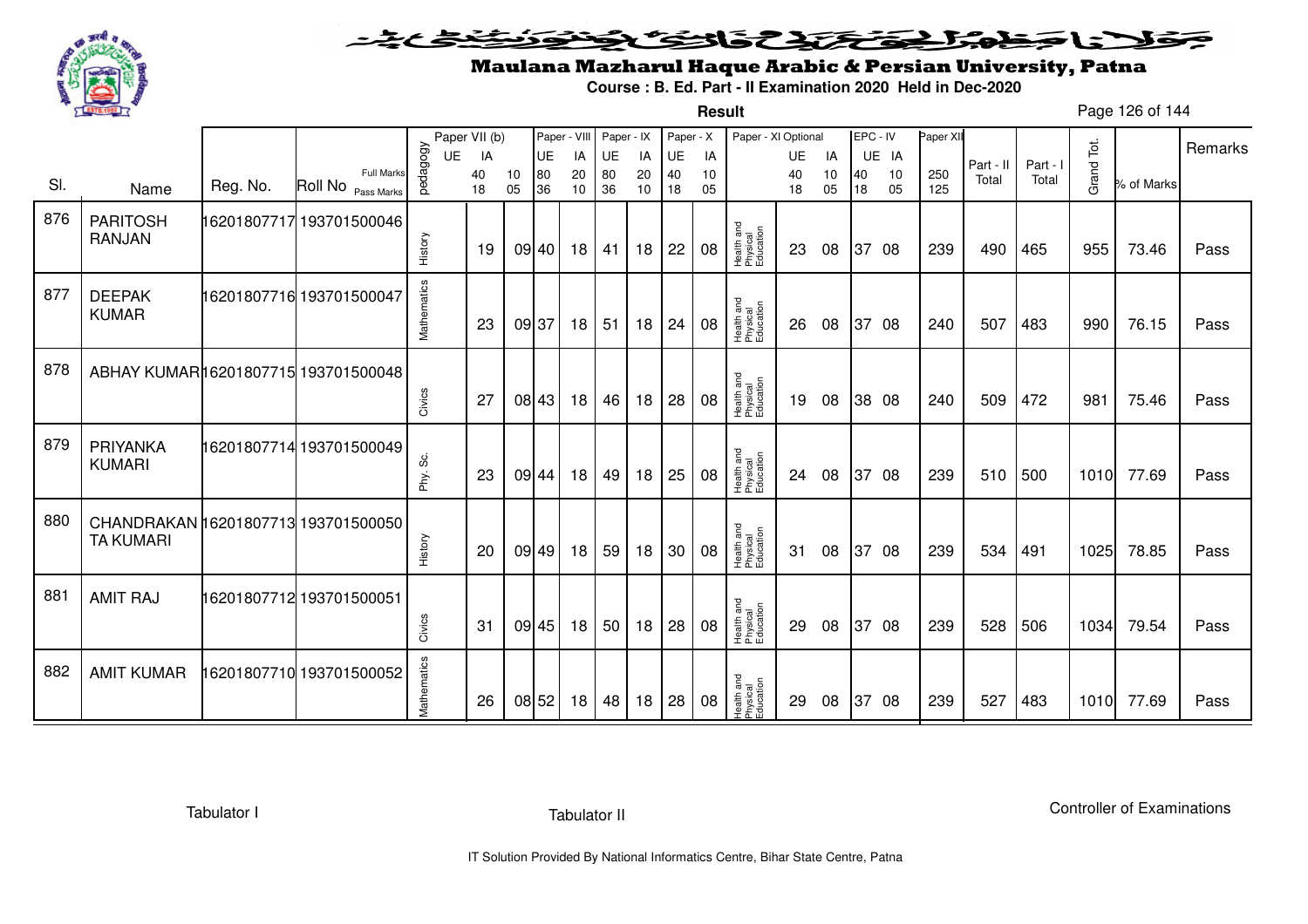# Maulana Mazharul Haque Arabic & Persian University, Patna

**Course : B. Ed. Part - II Examination 2020 Held in Dec-2020**

**Result**

| Sl. | Name | Reg. No. | Roll No | pedagogy | Paper VII (b) UE | Paper VII (b) IA | | Paper - VIII UE | Paper - VIII IA | Paper - IX UE | Paper - IX IA | Paper - X UE | Paper - X IA | Paper - XI Optional | UE | IA | EPC - IV UE | EPC - IV IA | Paper XII | Part - II Total | Part - I Total | Grand Tot. | % of Marks | Remarks |
|---|---|---|---|---|---|---|---|---|---|---|---|---|---|---|---|---|---|---|---|---|---|---|---|---|
| | | | Full Marks | | | 40 | 10 | 80 | 20 | 80 | 20 | 40 | 10 | | 40 | 10 | 40 | 10 | 250 | | | | | |
| | | | Pass Marks | | | 18 | 05 | 36 | 10 | 36 | 10 | 18 | 05 | | 18 | 05 | 18 | 05 | 125 | | | | | |
| 876 | PARITOSH RANJAN | 16201807717 | 193701500046 | History | | 19 | 09 | 40 | 18 | 41 | 18 | 22 | 08 | Health and Physical Education | 23 | 08 | 37 | 08 | 239 | 490 | 465 | 955 | 73.46 | Pass |
| 877 | DEEPAK KUMAR | 16201807716 | 193701500047 | Mathematics | | 23 | 09 | 37 | 18 | 51 | 18 | 24 | 08 | Health and Physical Education | 26 | 08 | 37 | 08 | 240 | 507 | 483 | 990 | 76.15 | Pass |
| 878 | ABHAY KUMAR | 16201807715 | 193701500048 | Civics | | 27 | 08 | 43 | 18 | 46 | 18 | 28 | 08 | Health and Physical Education | 19 | 08 | 38 | 08 | 240 | 509 | 472 | 981 | 75.46 | Pass |
| 879 | PRIYANKA KUMARI | 16201807714 | 193701500049 | Phy. Sc. | | 23 | 09 | 44 | 18 | 49 | 18 | 25 | 08 | Health and Physical Education | 24 | 08 | 37 | 08 | 239 | 510 | 500 | 1010 | 77.69 | Pass |
| 880 | CHANDRAKANTA KUMARI | 16201807713 | 193701500050 | History | | 20 | 09 | 49 | 18 | 59 | 18 | 30 | 08 | Health and Physical Education | 31 | 08 | 37 | 08 | 239 | 534 | 491 | 1025 | 78.85 | Pass |
| 881 | AMIT RAJ | 16201807712 | 193701500051 | Civics | | 31 | 09 | 45 | 18 | 50 | 18 | 28 | 08 | Health and Physical Education | 29 | 08 | 37 | 08 | 239 | 528 | 506 | 1034 | 79.54 | Pass |
| 882 | AMIT KUMAR | 16201807710 | 193701500052 | Mathematics | | 26 | 08 | 52 | 18 | 48 | 18 | 28 | 08 | Health and Physical Education | 29 | 08 | 37 | 08 | 239 | 527 | 483 | 1010 | 77.69 | Pass |

Tabulator I　　　　Tabulator II　　　　Controller of Examinations

IT Solution Provided By National Informatics Centre, Bihar State Centre, Patna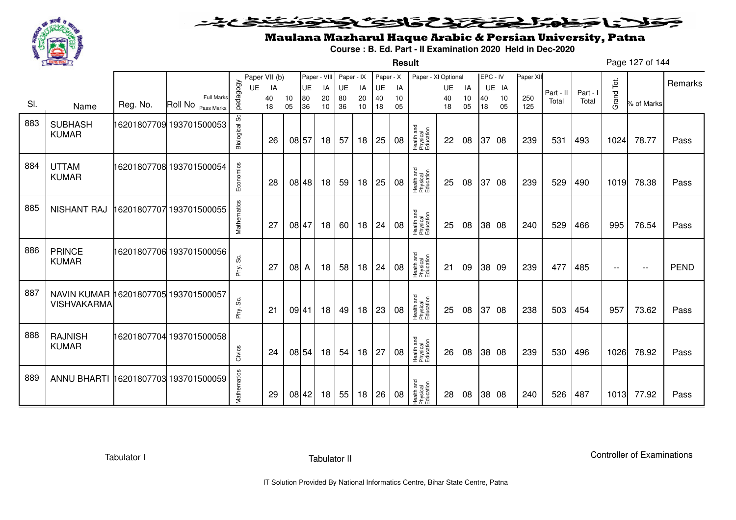# Maulana Mazharul Haque Arabic & Persian University, Patna

**Course : B. Ed. Part - II Examination 2020 Held in Dec-2020**

**Result**

| Sl. | Name | Reg. No. | Roll No | pedagogy | Paper VII (b) UE | Paper VII (b) IA | | Paper - VIII UE | Paper - VIII IA | Paper - IX UE | Paper - IX IA | Paper - X UE | Paper - X IA | Paper - XI Optional | Paper - XI UE | Paper - XI IA | EPC - IV UE | EPC - IV IA | Paper XII | Part - II Total | Part - I Total | Grand Tot. | % of Marks | Remarks |
|---|---|---|---|---|---|---|---|---|---|---|---|---|---|---|---|---|---|---|---|---|---|---|---|---|
| | | | Full Marks | | | 40 | 10 | 80 | 20 | 80 | 20 | 40 | 10 | | 40 | 10 | 40 | 10 | 250 | | | | | |
| | | | Pass Marks | | | 18 | 05 | 36 | 10 | 36 | 10 | 18 | 05 | | 18 | 05 | 18 | 05 | 125 | | | | | |
| 883 | SUBHASH KUMAR | 16201807709 | 193701500053 | Biological Sc | | 26 | 08 | 57 | 18 | 57 | 18 | 25 | 08 | Health and Physical Education | 22 | 08 | 37 | 08 | 239 | 531 | 493 | 1024 | 78.77 | Pass |
| 884 | UTTAM KUMAR | 16201807708 | 193701500054 | Economics | | 28 | 08 | 48 | 18 | 59 | 18 | 25 | 08 | Health and Physical Education | 25 | 08 | 37 | 08 | 239 | 529 | 490 | 1019 | 78.38 | Pass |
| 885 | NISHANT RAJ | 16201807707 | 193701500055 | Mathematics | | 27 | 08 | 47 | 18 | 60 | 18 | 24 | 08 | Health and Physical Education | 25 | 08 | 38 | 08 | 240 | 529 | 466 | 995 | 76.54 | Pass |
| 886 | PRINCE KUMAR | 16201807706 | 193701500056 | Phy. Sc. | | 27 | 08 | A | 18 | 58 | 18 | 24 | 08 | Health and Physical Education | 21 | 09 | 38 | 09 | 239 | 477 | 485 | -- | -- | PEND |
| 887 | NAVIN KUMAR VISHVAKARMA | 16201807705 | 193701500057 | Phy. Sc. | | 21 | 09 | 41 | 18 | 49 | 18 | 23 | 08 | Health and Physical Education | 25 | 08 | 37 | 08 | 238 | 503 | 454 | 957 | 73.62 | Pass |
| 888 | RAJNISH KUMAR | 16201807704 | 193701500058 | Civics | | 24 | 08 | 54 | 18 | 54 | 18 | 27 | 08 | Health and Physical Education | 26 | 08 | 38 | 08 | 239 | 530 | 496 | 1026 | 78.92 | Pass |
| 889 | ANNU BHARTI | 16201807703 | 193701500059 | Mathematics | | 29 | 08 | 42 | 18 | 55 | 18 | 26 | 08 | Health and Physical Education | 28 | 08 | 38 | 08 | 240 | 526 | 487 | 1013 | 77.92 | Pass |

Tabulator I | Tabulator II | Controller of Examinations

IT Solution Provided By National Informatics Centre, Bihar State Centre, Patna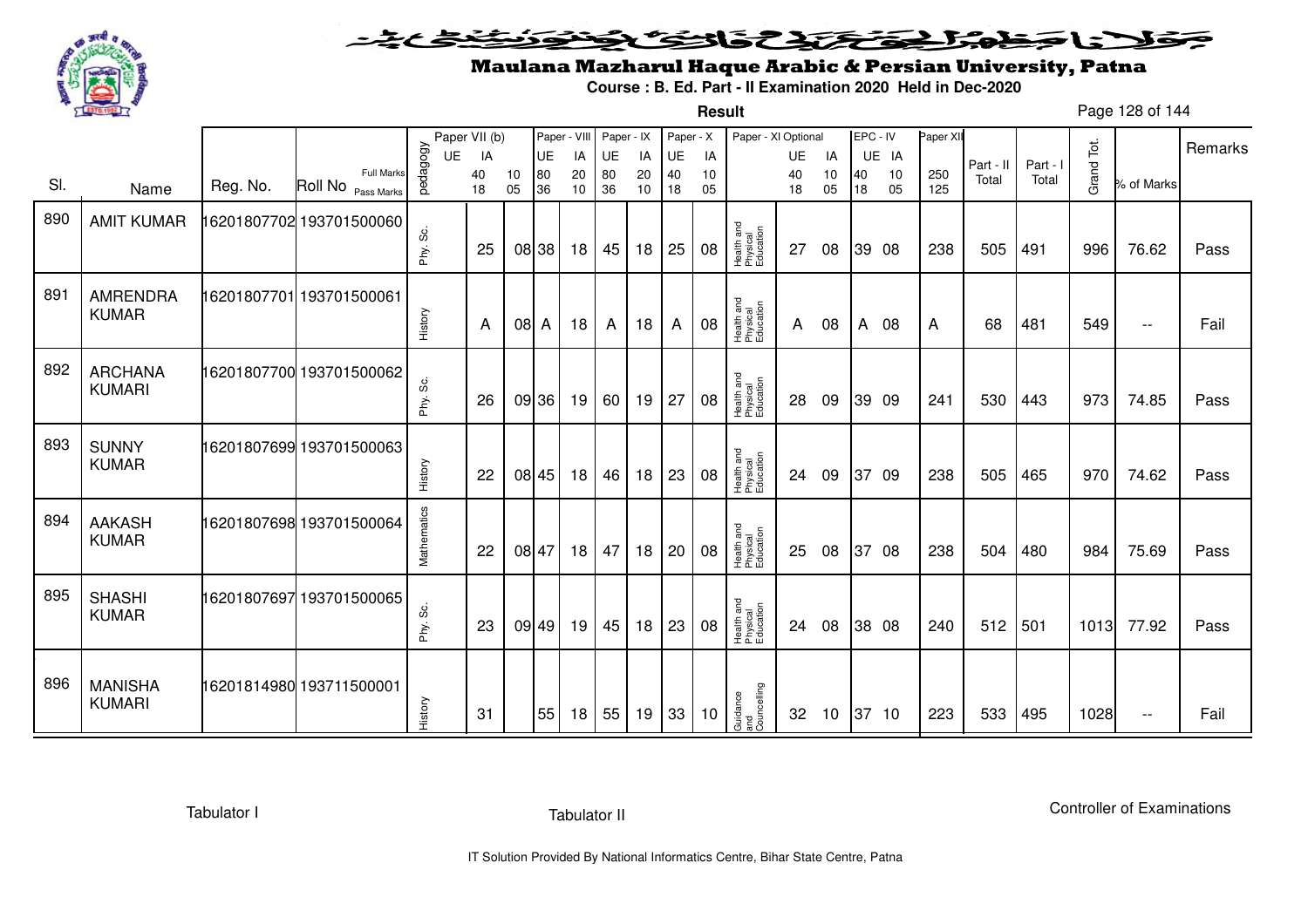# Maulana Mazharul Haque Arabic & Persian University, Patna

**Course : B. Ed. Part - II Examination 2020 Held in Dec-2020**

**Result**

| Sl. | Name | Reg. No. | Roll No | pedagogy | Paper VII (b) UE | IA | | Paper - VIII UE | IA | Paper - IX UE | IA | Paper - X UE | IA | Paper - XI Optional | UE | IA | EPC - IV UE | IA | Paper XII | Part - II Total | Part - I Total | Grand Tot. | % of Marks | Remarks |
|---|---|---|---|---|---|---|---|---|---|---|---|---|---|---|---|---|---|---|---|---|---|---|---|---|
| | | | Full Marks / Pass Marks | | 40 / 18 | 10 / 05 | | 80 / 36 | 20 / 10 | 80 / 36 | 20 / 10 | 40 / 18 | 10 / 05 | | 40 / 18 | 10 / 05 | 40 / 18 | 10 / 05 | 250 / 125 | | | | | |
| 890 | AMIT KUMAR | 16201807702 | 193701500060 | Phy. Sc. | 25 | 08 | | 38 | 18 | 45 | 18 | 25 | 08 | Health and Physical Education | 27 | 08 | 39 | 08 | 238 | 505 | 491 | 996 | 76.62 | Pass |
| 891 | AMRENDRA KUMAR | 16201807701 | 193701500061 | History | A | 08 | | A | 18 | A | 18 | A | 08 | Health and Physical Education | A | 08 | A | 08 | A | 68 | 481 | 549 | -- | Fail |
| 892 | ARCHANA KUMARI | 16201807700 | 193701500062 | Phy. Sc. | 26 | 09 | | 36 | 19 | 60 | 19 | 27 | 08 | Health and Physical Education | 28 | 09 | 39 | 09 | 241 | 530 | 443 | 973 | 74.85 | Pass |
| 893 | SUNNY KUMAR | 16201807699 | 193701500063 | History | 22 | 08 | | 45 | 18 | 46 | 18 | 23 | 08 | Health and Physical Education | 24 | 09 | 37 | 09 | 238 | 505 | 465 | 970 | 74.62 | Pass |
| 894 | AAKASH KUMAR | 16201807698 | 193701500064 | Mathematics | 22 | 08 | | 47 | 18 | 47 | 18 | 20 | 08 | Health and Physical Education | 25 | 08 | 37 | 08 | 238 | 504 | 480 | 984 | 75.69 | Pass |
| 895 | SHASHI KUMAR | 16201807697 | 193701500065 | Phy. Sc. | 23 | 09 | | 49 | 19 | 45 | 18 | 23 | 08 | Health and Physical Education | 24 | 08 | 38 | 08 | 240 | 512 | 501 | 1013 | 77.92 | Pass |
| 896 | MANISHA KUMARI | 16201814980 | 193711500001 | History | 31 | | | 55 | 18 | 55 | 19 | 33 | 10 | Guidance and Councelling | 32 | 10 | 37 | 10 | 223 | 533 | 495 | 1028 | -- | Fail |

Tabulator I

Tabulator II

Controller of Examinations

IT Solution Provided By National Informatics Centre, Bihar State Centre, Patna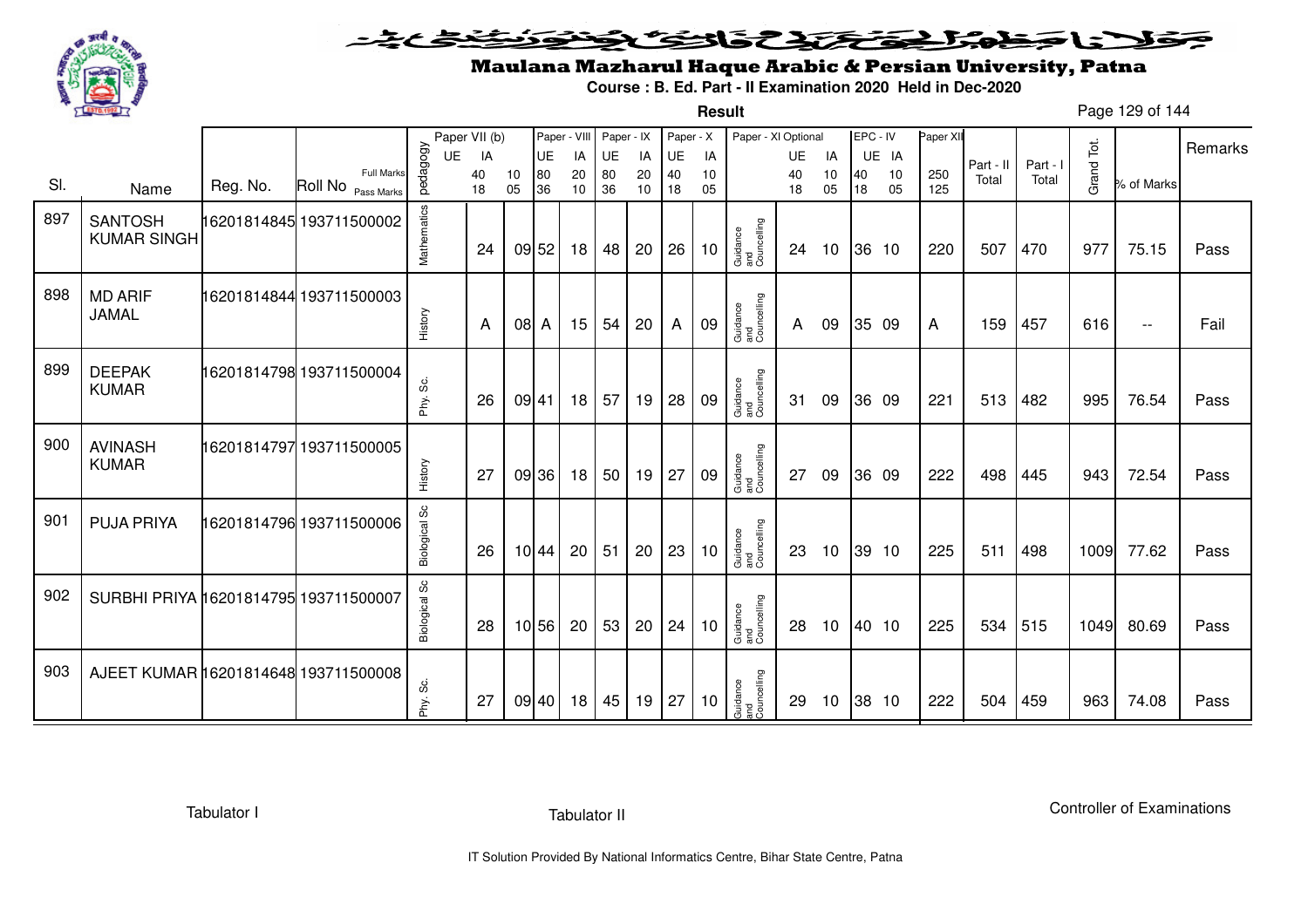# Maulana Mazharul Haque Arabic & Persian University, Patna

**Course : B. Ed. Part - II Examination 2020 Held in Dec-2020**

**Result**

| Sl. | Name | Reg. No. | Roll No | pedagogy | Paper VII (b) UE | IA | | Paper - VIII UE | IA | Paper - IX UE | IA | Paper - X UE | IA | Paper - XI Optional | UE | IA | EPC - IV UE | IA | Paper XII | Part - II Total | Part - I Total | Grand Tot. | % of Marks | Remarks |
|---|---|---|---|---|---|---|---|---|---|---|---|---|---|---|---|---|---|---|---|---|---|---|---|---|
| | | | Full Marks / Pass Marks | | 40 / 18 | 10 / 05 | | 80 / 36 | 20 / 10 | 80 / 36 | 20 / 10 | 40 / 18 | 10 / 05 | | 40 / 18 | 10 / 05 | 40 / 18 | 10 / 05 | 250 / 125 | | | | | |
| 897 | SANTOSH KUMAR SINGH | 16201814845 | 193711500002 | Mathematics | 24 | 09 | | 52 | 18 | 48 | 20 | 26 | 10 | Guidance and Councelling | 24 | 10 | 36 | 10 | 220 | 507 | 470 | 977 | 75.15 | Pass |
| 898 | MD ARIF JAMAL | 16201814844 | 193711500003 | History | A | 08 | | A | 15 | 54 | 20 | A | 09 | Guidance and Councelling | A | 09 | 35 | 09 | A | 159 | 457 | 616 | -- | Fail |
| 899 | DEEPAK KUMAR | 16201814798 | 193711500004 | Phy. Sc. | 26 | 09 | | 41 | 18 | 57 | 19 | 28 | 09 | Guidance and Councelling | 31 | 09 | 36 | 09 | 221 | 513 | 482 | 995 | 76.54 | Pass |
| 900 | AVINASH KUMAR | 16201814797 | 193711500005 | History | 27 | 09 | | 36 | 18 | 50 | 19 | 27 | 09 | Guidance and Councelling | 27 | 09 | 36 | 09 | 222 | 498 | 445 | 943 | 72.54 | Pass |
| 901 | PUJA PRIYA | 16201814796 | 193711500006 | Biological Sc | 26 | 10 | | 44 | 20 | 51 | 20 | 23 | 10 | Guidance and Councelling | 23 | 10 | 39 | 10 | 225 | 511 | 498 | 1009 | 77.62 | Pass |
| 902 | SURBHI PRIYA | 16201814795 | 193711500007 | Biological Sc | 28 | 10 | | 56 | 20 | 53 | 20 | 24 | 10 | Guidance and Councelling | 28 | 10 | 40 | 10 | 225 | 534 | 515 | 1049 | 80.69 | Pass |
| 903 | AJEET KUMAR | 16201814648 | 193711500008 | Phy. Sc. | 27 | 09 | | 40 | 18 | 45 | 19 | 27 | 10 | Guidance and Councelling | 29 | 10 | 38 | 10 | 222 | 504 | 459 | 963 | 74.08 | Pass |

Tabulator I

Tabulator II

Controller of Examinations

IT Solution Provided By National Informatics Centre, Bihar State Centre, Patna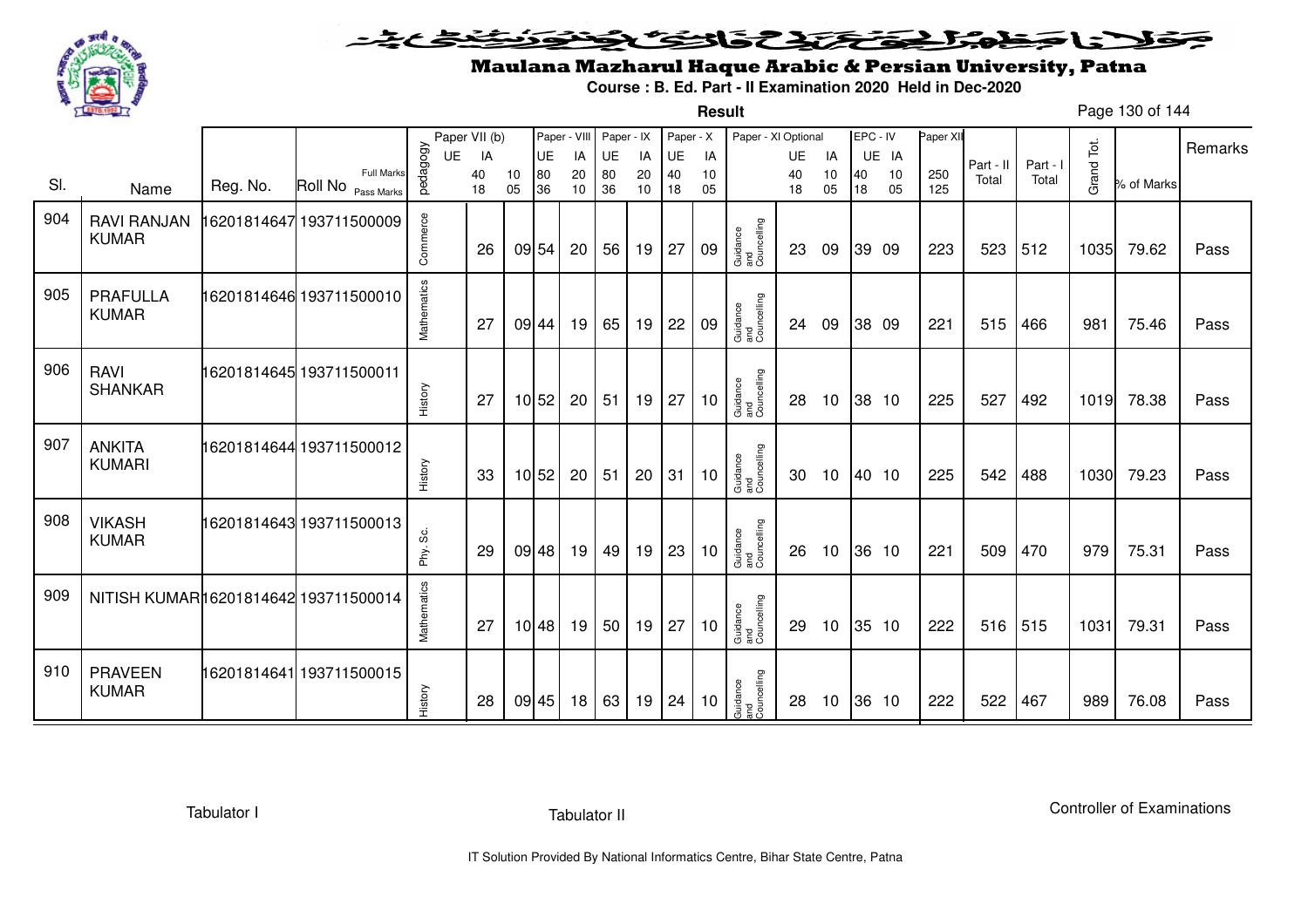# Maulana Mazharul Haque Arabic & Persian University, Patna

**Course : B. Ed. Part - II Examination 2020 Held in Dec-2020**

**Result**

| Sl. | Name | Reg. No. | Roll No | pedagogy | Paper VII (b) UE | Paper VII (b) IA | | Paper - VIII UE | Paper - VIII IA | Paper - IX UE | Paper - IX IA | Paper - X UE | Paper - X IA | Paper - XI Optional | UE | IA | EPC - IV UE | EPC - IV IA | Paper XII | Part - II Total | Part - I Total | Grand Tot. | % of Marks | Remarks |
|---|---|---|---|---|---|---|---|---|---|---|---|---|---|---|---|---|---|---|---|---|---|---|---|---|
| | | | Full Marks | | | 40 | 10 | 80 | 20 | 80 | 20 | 40 | 10 | | 40 | 10 | 40 | 10 | 250 | | | | | |
| | | | Pass Marks | | | 18 | 05 | 36 | 10 | 36 | 10 | 18 | 05 | | 18 | 05 | 18 | 05 | 125 | | | | | |
| 904 | RAVI RANJAN KUMAR | 16201814647 | 193711500009 | Commerce | | 26 | 09 | 54 | 20 | 56 | 19 | 27 | 09 | Guidance and Councelling | 23 | 09 | 39 | 09 | 223 | 523 | 512 | 1035 | 79.62 | Pass |
| 905 | PRAFULLA KUMAR | 16201814646 | 193711500010 | Mathematics | | 27 | 09 | 44 | 19 | 65 | 19 | 22 | 09 | Guidance and Councelling | 24 | 09 | 38 | 09 | 221 | 515 | 466 | 981 | 75.46 | Pass |
| 906 | RAVI SHANKAR | 16201814645 | 193711500011 | History | | 27 | 10 | 52 | 20 | 51 | 19 | 27 | 10 | Guidance and Councelling | 28 | 10 | 38 | 10 | 225 | 527 | 492 | 1019 | 78.38 | Pass |
| 907 | ANKITA KUMARI | 16201814644 | 193711500012 | History | | 33 | 10 | 52 | 20 | 51 | 20 | 31 | 10 | Guidance and Councelling | 30 | 10 | 40 | 10 | 225 | 542 | 488 | 1030 | 79.23 | Pass |
| 908 | VIKASH KUMAR | 16201814643 | 193711500013 | Phy. Sc. | | 29 | 09 | 48 | 19 | 49 | 19 | 23 | 10 | Guidance and Councelling | 26 | 10 | 36 | 10 | 221 | 509 | 470 | 979 | 75.31 | Pass |
| 909 | NITISH KUMAR | 16201814642 | 193711500014 | Mathematics | | 27 | 10 | 48 | 19 | 50 | 19 | 27 | 10 | Guidance and Councelling | 29 | 10 | 35 | 10 | 222 | 516 | 515 | 1031 | 79.31 | Pass |
| 910 | PRAVEEN KUMAR | 16201814641 | 193711500015 | History | | 28 | 09 | 45 | 18 | 63 | 19 | 24 | 10 | Guidance and Councelling | 28 | 10 | 36 | 10 | 222 | 522 | 467 | 989 | 76.08 | Pass |

Tabulator I　　　　Tabulator II　　　　Controller of Examinations

IT Solution Provided By National Informatics Centre, Bihar State Centre, Patna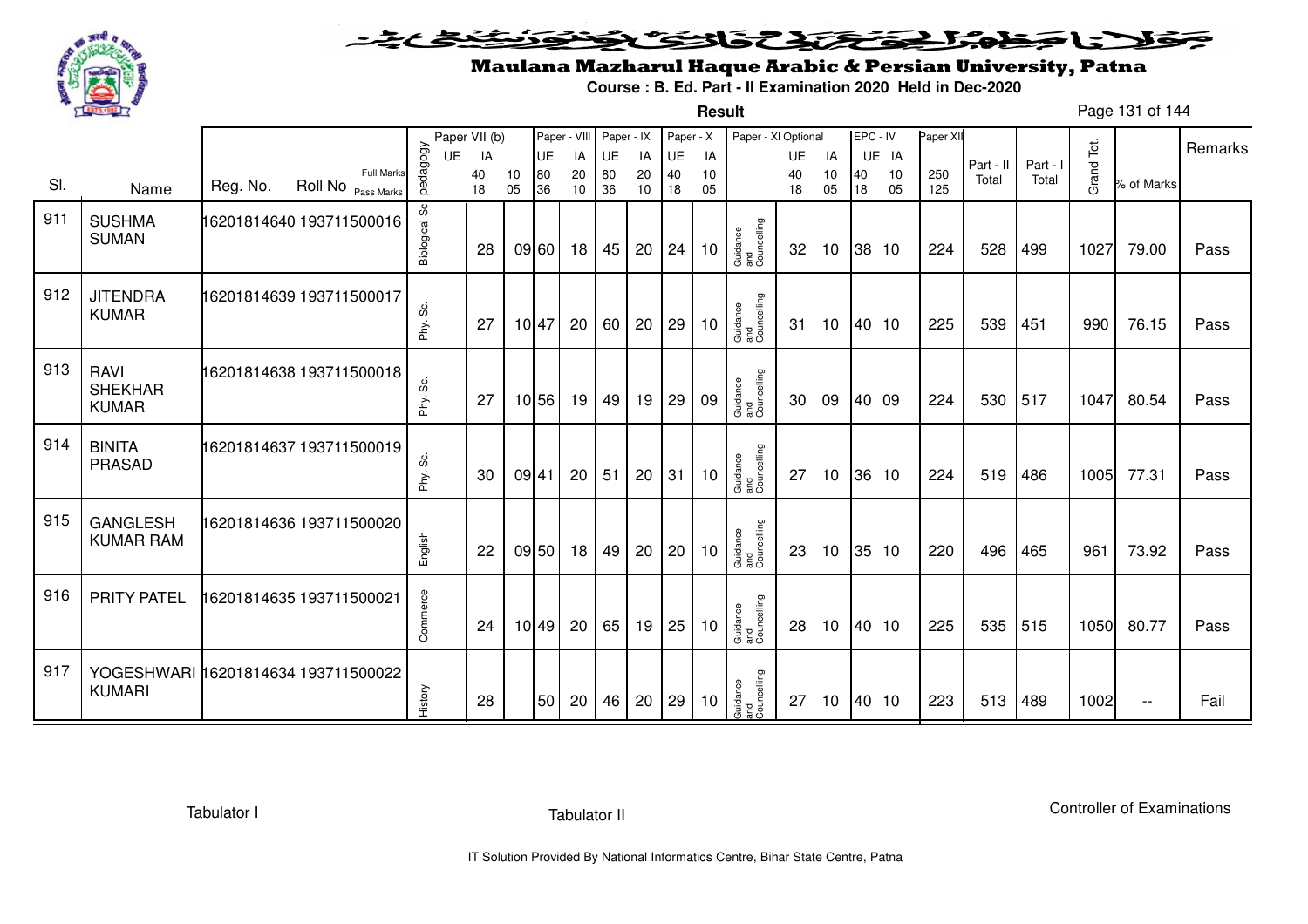# Maulana Mazharul Haque Arabic & Persian University, Patna

**Course : B. Ed. Part - II Examination 2020 Held in Dec-2020**

**Result**

| Sl. | Name | Reg. No. | Roll No | pedagogy | Paper VII (b) UE | Paper VII (b) IA (40/18) | (10/05) | Paper - VIII UE (80/36) | Paper - VIII IA (20/10) | Paper - IX UE (80/36) | Paper - IX IA (20/10) | Paper - X UE (40/18) | Paper - X IA (10/05) | Paper - XI Optional | Paper - XI UE (40/18) | Paper - XI IA (10/05) | EPC - IV UE (40/18) | EPC - IV IA (10/05) | Paper XII (250/125) | Part - II Total | Part - I Total | Grand Tot. | % of Marks | Remarks |
|---|---|---|---|---|---|---|---|---|---|---|---|---|---|---|---|---|---|---|---|---|---|---|---|---|
| 911 | SUSHMA SUMAN | 16201814640 | 193711500016 | Biological Sc | | 28 | 09 | 60 | 18 | 45 | 20 | 24 | 10 | Guidance and Councelling | 32 | 10 | 38 | 10 | 224 | 528 | 499 | 1027 | 79.00 | Pass |
| 912 | JITENDRA KUMAR | 16201814639 | 193711500017 | Phy. Sc. | | 27 | 10 | 47 | 20 | 60 | 20 | 29 | 10 | Guidance and Councelling | 31 | 10 | 40 | 10 | 225 | 539 | 451 | 990 | 76.15 | Pass |
| 913 | RAVI SHEKHAR KUMAR | 16201814638 | 193711500018 | Phy. Sc. | | 27 | 10 | 56 | 19 | 49 | 19 | 29 | 09 | Guidance and Councelling | 30 | 09 | 40 | 09 | 224 | 530 | 517 | 1047 | 80.54 | Pass |
| 914 | BINITA PRASAD | 16201814637 | 193711500019 | Phy. Sc. | | 30 | 09 | 41 | 20 | 51 | 20 | 31 | 10 | Guidance and Councelling | 27 | 10 | 36 | 10 | 224 | 519 | 486 | 1005 | 77.31 | Pass |
| 915 | GANGLESH KUMAR RAM | 16201814636 | 193711500020 | English | | 22 | 09 | 50 | 18 | 49 | 20 | 20 | 10 | Guidance and Councelling | 23 | 10 | 35 | 10 | 220 | 496 | 465 | 961 | 73.92 | Pass |
| 916 | PRITY PATEL | 16201814635 | 193711500021 | Commerce | | 24 | 10 | 49 | 20 | 65 | 19 | 25 | 10 | Guidance and Councelling | 28 | 10 | 40 | 10 | 225 | 535 | 515 | 1050 | 80.77 | Pass |
| 917 | YOGESHWARI KUMARI | 16201814634 | 193711500022 | History | | 28 | | 50 | 20 | 46 | 20 | 29 | 10 | Guidance and Councelling | 27 | 10 | 40 | 10 | 223 | 513 | 489 | 1002 | -- | Fail |

Tabulator I | Tabulator II | Controller of Examinations

IT Solution Provided By National Informatics Centre, Bihar State Centre, Patna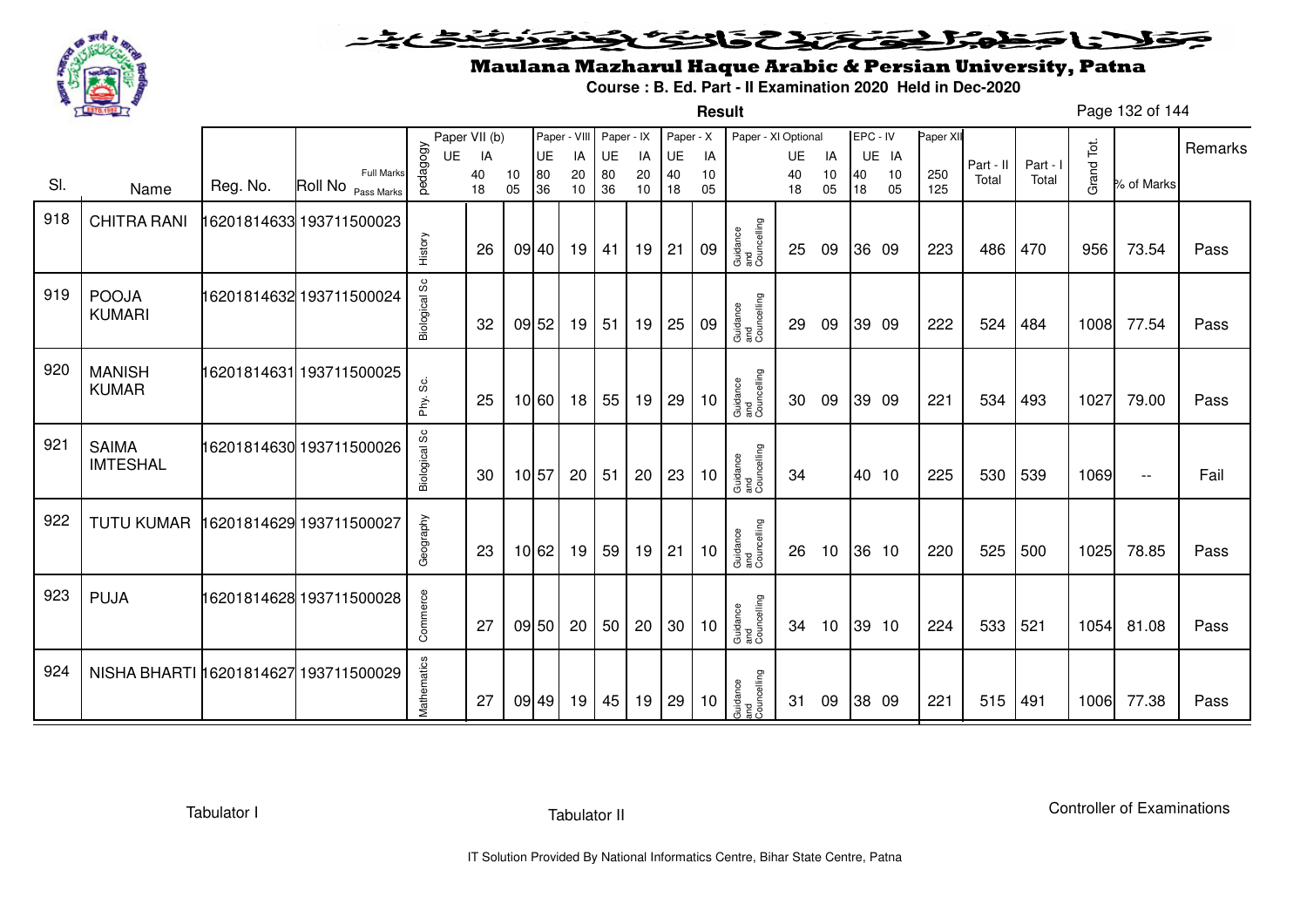# Maulana Mazharul Haque Arabic & Persian University, Patna

**Course : B. Ed. Part - II Examination 2020 Held in Dec-2020**

**Result**

| Sl. | Name | Reg. No. | Roll No | pedagogy | Paper VII (b) UE | Paper VII (b) IA | | Paper - VIII UE | Paper - VIII IA | Paper - IX UE | Paper - IX IA | Paper - X UE | Paper - X IA | Paper - XI Optional | Paper - XI UE | Paper - XI IA | EPC - IV UE | EPC - IV IA | Paper XII | Part - II Total | Part - I Total | Grand Tot. | % of Marks | Remarks |
|---|---|---|---|---|---|---|---|---|---|---|---|---|---|---|---|---|---|---|---|---|---|---|---|---|
| | | | Full Marks | | | 40 | 10 | 80 | 20 | 80 | 20 | 40 | 10 | | 40 | 10 | 40 | 10 | 250 | | | | | |
| | | | Pass Marks | | | 18 | 05 | 36 | 10 | 36 | 10 | 18 | 05 | | 18 | 05 | 18 | 05 | 125 | | | | | |
| 918 | CHITRA RANI | 16201814633 | 193711500023 | History | | 26 | 09 | 40 | 19 | 41 | 19 | 21 | 09 | Guidance and Councelling | 25 | 09 | 36 | 09 | 223 | 486 | 470 | 956 | 73.54 | Pass |
| 919 | POOJA KUMARI | 16201814632 | 193711500024 | Biological Sc | | 32 | 09 | 52 | 19 | 51 | 19 | 25 | 09 | Guidance and Councelling | 29 | 09 | 39 | 09 | 222 | 524 | 484 | 1008 | 77.54 | Pass |
| 920 | MANISH KUMAR | 16201814631 | 193711500025 | Phy. Sc. | | 25 | 10 | 60 | 18 | 55 | 19 | 29 | 10 | Guidance and Councelling | 30 | 09 | 39 | 09 | 221 | 534 | 493 | 1027 | 79.00 | Pass |
| 921 | SAIMA IMTESHAL | 16201814630 | 193711500026 | Biological Sc | | 30 | 10 | 57 | 20 | 51 | 20 | 23 | 10 | Guidance and Councelling | 34 | | 40 | 10 | 225 | 530 | 539 | 1069 | -- | Fail |
| 922 | TUTU KUMAR | 16201814629 | 193711500027 | Geography | | 23 | 10 | 62 | 19 | 59 | 19 | 21 | 10 | Guidance and Councelling | 26 | 10 | 36 | 10 | 220 | 525 | 500 | 1025 | 78.85 | Pass |
| 923 | PUJA | 16201814628 | 193711500028 | Commerce | | 27 | 09 | 50 | 20 | 50 | 20 | 30 | 10 | Guidance and Councelling | 34 | 10 | 39 | 10 | 224 | 533 | 521 | 1054 | 81.08 | Pass |
| 924 | NISHA BHARTI | 16201814627 | 193711500029 | Mathematics | | 27 | 09 | 49 | 19 | 45 | 19 | 29 | 10 | Guidance and Councelling | 31 | 09 | 38 | 09 | 221 | 515 | 491 | 1006 | 77.38 | Pass |

Tabulator I          Tabulator II          Controller of Examinations

IT Solution Provided By National Informatics Centre, Bihar State Centre, Patna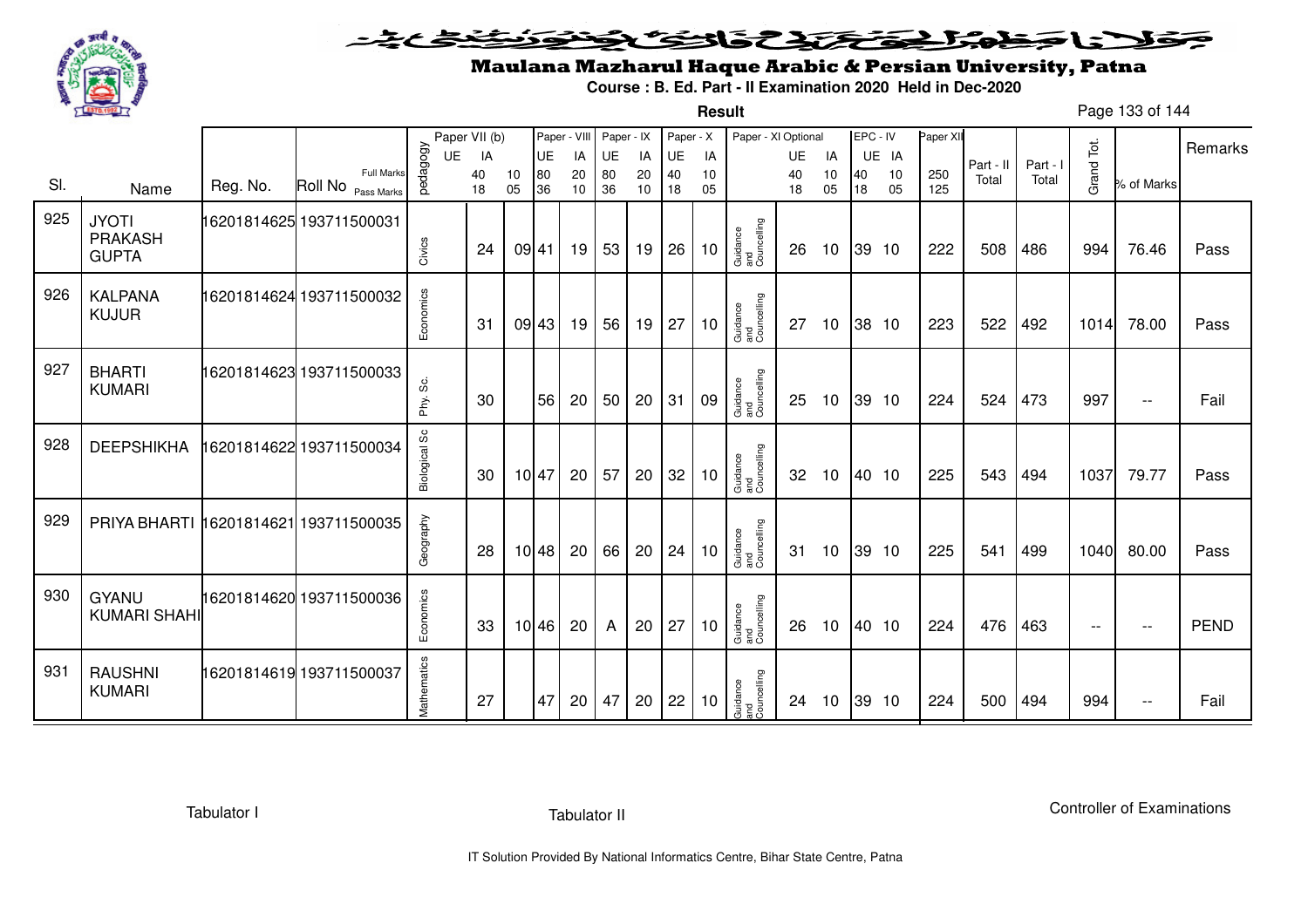# Maulana Mazharul Haque Arabic & Persian University, Patna

**Course : B. Ed. Part - II Examination 2020 Held in Dec-2020**

**Result**

| Sl. | Name | Reg. No. | Roll No | pedagogy | Paper VII (b) UE | IA | Paper - VIII UE | IA | Paper - IX UE | IA | Paper - X UE | IA | Paper - XI Optional | UE | IA | EPC - IV UE | IA | Paper XII | Part - II Total | Part - I Total | Grand Tot. | % of Marks | Remarks |
|---|---|---|---|---|---|---|---|---|---|---|---|---|---|---|---|---|---|---|---|---|---|---|---|
| | | | Full Marks | | 40 | 10 | 80 | 20 | 80 | 20 | 40 | 10 | | 40 | 10 | 40 | 10 | 250 | | | | | |
| | | | Pass Marks | | 18 | 05 | 36 | 10 | 36 | 10 | 18 | 05 | | 18 | 05 | 18 | 05 | 125 | | | | | |
| 925 | JYOTI PRAKASH GUPTA | 16201814625 | 193711500031 | Civics | 24 | 09 | 41 | 19 | 53 | 19 | 26 | 10 | Guidance and Councelling | 26 | 10 | 39 | 10 | 222 | 508 | 486 | 994 | 76.46 | Pass |
| 926 | KALPANA KUJUR | 16201814624 | 193711500032 | Economics | 31 | 09 | 43 | 19 | 56 | 19 | 27 | 10 | Guidance and Councelling | 27 | 10 | 38 | 10 | 223 | 522 | 492 | 1014 | 78.00 | Pass |
| 927 | BHARTI KUMARI | 16201814623 | 193711500033 | Phy. Sc. | 30 | | 56 | 20 | 50 | 20 | 31 | 09 | Guidance and Councelling | 25 | 10 | 39 | 10 | 224 | 524 | 473 | 997 | -- | Fail |
| 928 | DEEPSHIKHA | 16201814622 | 193711500034 | Biological Sc | 30 | 10 | 47 | 20 | 57 | 20 | 32 | 10 | Guidance and Councelling | 32 | 10 | 40 | 10 | 225 | 543 | 494 | 1037 | 79.77 | Pass |
| 929 | PRIYA BHARTI | 16201814621 | 193711500035 | Geography | 28 | 10 | 48 | 20 | 66 | 20 | 24 | 10 | Guidance and Councelling | 31 | 10 | 39 | 10 | 225 | 541 | 499 | 1040 | 80.00 | Pass |
| 930 | GYANU KUMARI SHAHI | 16201814620 | 193711500036 | Economics | 33 | 10 | 46 | 20 | A | 20 | 27 | 10 | Guidance and Councelling | 26 | 10 | 40 | 10 | 224 | 476 | 463 | -- | -- | PEND |
| 931 | RAUSHNI KUMARI | 16201814619 | 193711500037 | Mathematics | 27 | | 47 | 20 | 47 | 20 | 22 | 10 | Guidance and Councelling | 24 | 10 | 39 | 10 | 224 | 500 | 494 | 994 | -- | Fail |

Tabulator I    Tabulator II    Controller of Examinations

IT Solution Provided By National Informatics Centre, Bihar State Centre, Patna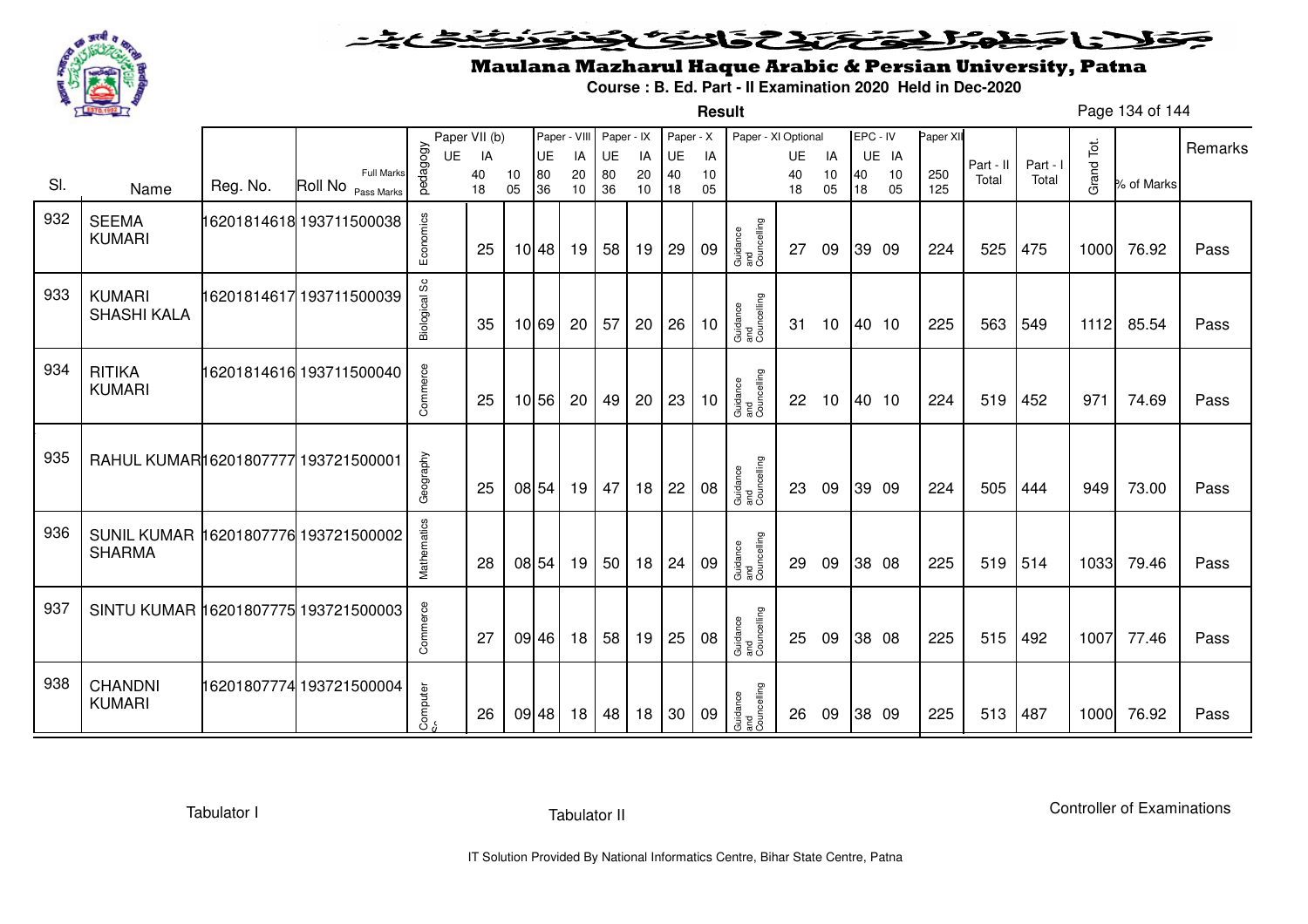# Maulana Mazharul Haque Arabic & Persian University, Patna

**Course : B. Ed. Part - II Examination 2020 Held in Dec-2020**

**Result**

| Sl. | Name | Reg. No. | Roll No | pedagogy | Paper VII (b) UE | IA | Paper - VIII UE | IA | Paper - IX UE | IA | Paper - X UE | IA | Paper - XI Optional | UE | IA | EPC - IV UE | IA | Paper XII | Part - II Total | Part - I Total | Grand Tot. | % of Marks | Remarks |
|---|---|---|---|---|---|---|---|---|---|---|---|---|---|---|---|---|---|---|---|---|---|---|---|
| | | | Full Marks | | 40 | 10 | 80 | 20 | 80 | 20 | 40 | 10 | | 40 | 10 | 40 | 10 | 250 | | | | | |
| | | | Pass Marks | | 18 | 05 | 36 | 10 | 36 | 10 | 18 | 05 | | 18 | 05 | 18 | 05 | 125 | | | | | |
| 932 | SEEMA KUMARI | 16201814618 | 193711500038 | Economics | 25 | 10 | 48 | 19 | 58 | 19 | 29 | 09 | Guidance and Councelling | 27 | 09 | 39 | 09 | 224 | 525 | 475 | 1000 | 76.92 | Pass |
| 933 | KUMARI SHASHI KALA | 16201814617 | 193711500039 | Biological Sc | 35 | 10 | 69 | 20 | 57 | 20 | 26 | 10 | Guidance and Councelling | 31 | 10 | 40 | 10 | 225 | 563 | 549 | 1112 | 85.54 | Pass |
| 934 | RITIKA KUMARI | 16201814616 | 193711500040 | Commerce | 25 | 10 | 56 | 20 | 49 | 20 | 23 | 10 | Guidance and Councelling | 22 | 10 | 40 | 10 | 224 | 519 | 452 | 971 | 74.69 | Pass |
| 935 | RAHUL KUMAR | 16201807777 | 193721500001 | Geography | 25 | 08 | 54 | 19 | 47 | 18 | 22 | 08 | Guidance and Councelling | 23 | 09 | 39 | 09 | 224 | 505 | 444 | 949 | 73.00 | Pass |
| 936 | SUNIL KUMAR SHARMA | 16201807776 | 193721500002 | Mathematics | 28 | 08 | 54 | 19 | 50 | 18 | 24 | 09 | Guidance and Councelling | 29 | 09 | 38 | 08 | 225 | 519 | 514 | 1033 | 79.46 | Pass |
| 937 | SINTU KUMAR | 16201807775 | 193721500003 | Commerce | 27 | 09 | 46 | 18 | 58 | 19 | 25 | 08 | Guidance and Councelling | 25 | 09 | 38 | 08 | 225 | 515 | 492 | 1007 | 77.46 | Pass |
| 938 | CHANDNI KUMARI | 16201807774 | 193721500004 | Computer Sc | 26 | 09 | 48 | 18 | 48 | 18 | 30 | 09 | Guidance and Councelling | 26 | 09 | 38 | 09 | 225 | 513 | 487 | 1000 | 76.92 | Pass |

Tabulator I | Tabulator II | Controller of Examinations

IT Solution Provided By National Informatics Centre, Bihar State Centre, Patna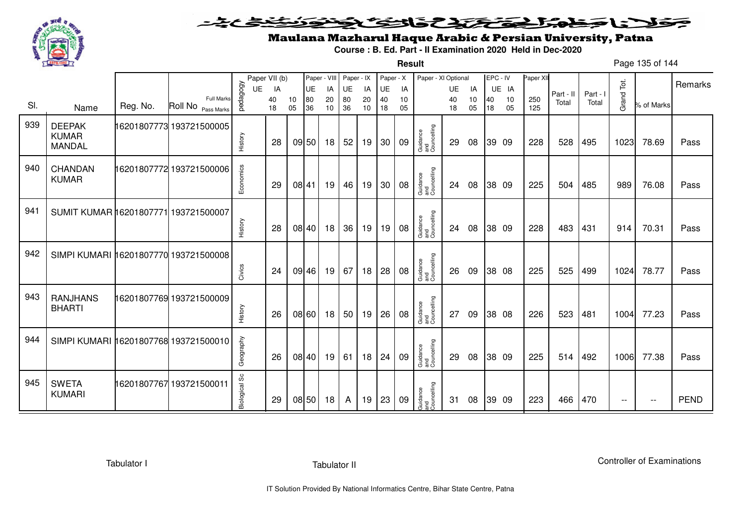# Maulana Mazharul Haque Arabic & Persian University, Patna

**Course : B. Ed. Part - II Examination 2020 Held in Dec-2020**

**Result**

| Sl. | Name | Reg. No. | Roll No | pedagogy | Paper VII (b) UE | Paper VII (b) IA | | Paper - VIII UE | Paper - VIII IA | Paper - IX UE | Paper - IX IA | Paper - X UE | Paper - X IA | Paper - XI Optional | UE | IA | EPC - IV UE | EPC - IV IA | Paper XII | Part - II Total | Part - I Total | Grand Tot. | % of Marks | Remarks |
|---|---|---|---|---|---|---|---|---|---|---|---|---|---|---|---|---|---|---|---|---|---|---|---|---|
| | | | Full Marks | | | 40 | 10 | 80 | 20 | 80 | 20 | 40 | 10 | | 40 | 10 | 40 | 10 | 250 | | | | | |
| | | | Pass Marks | | | 18 | 05 | 36 | 10 | 36 | 10 | 18 | 05 | | 18 | 05 | 18 | 05 | 125 | | | | | |
| 939 | DEEPAK KUMAR MANDAL | 16201807773 | 193721500005 | History | | 28 | 09 | 50 | 18 | 52 | 19 | 30 | 09 | Guidance and Councelling | 29 | 08 | 39 | 09 | 228 | 528 | 495 | 1023 | 78.69 | Pass |
| 940 | CHANDAN KUMAR | 16201807772 | 193721500006 | Economics | | 29 | 08 | 41 | 19 | 46 | 19 | 30 | 08 | Guidance and Councelling | 24 | 08 | 38 | 09 | 225 | 504 | 485 | 989 | 76.08 | Pass |
| 941 | SUMIT KUMAR | 16201807771 | 193721500007 | History | | 28 | 08 | 40 | 18 | 36 | 19 | 19 | 08 | Guidance and Councelling | 24 | 08 | 38 | 09 | 228 | 483 | 431 | 914 | 70.31 | Pass |
| 942 | SIMPI KUMARI | 16201807770 | 193721500008 | Civics | | 24 | 09 | 46 | 19 | 67 | 18 | 28 | 08 | Guidance and Councelling | 26 | 09 | 38 | 08 | 225 | 525 | 499 | 1024 | 78.77 | Pass |
| 943 | RANJHANS BHARTI | 16201807769 | 193721500009 | History | | 26 | 08 | 60 | 18 | 50 | 19 | 26 | 08 | Guidance and Councelling | 27 | 09 | 38 | 08 | 226 | 523 | 481 | 1004 | 77.23 | Pass |
| 944 | SIMPI KUMARI | 16201807768 | 193721500010 | Geography | | 26 | 08 | 40 | 19 | 61 | 18 | 24 | 09 | Guidance and Councelling | 29 | 08 | 38 | 09 | 225 | 514 | 492 | 1006 | 77.38 | Pass |
| 945 | SWETA KUMARI | 16201807767 | 193721500011 | Biological Sc | | 29 | 08 | 50 | 18 | A | 19 | 23 | 09 | Guidance and Councelling | 31 | 08 | 39 | 09 | 223 | 466 | 470 | -- | -- | PEND |

Tabulator I | Tabulator II | Controller of Examinations

IT Solution Provided By National Informatics Centre, Bihar State Centre, Patna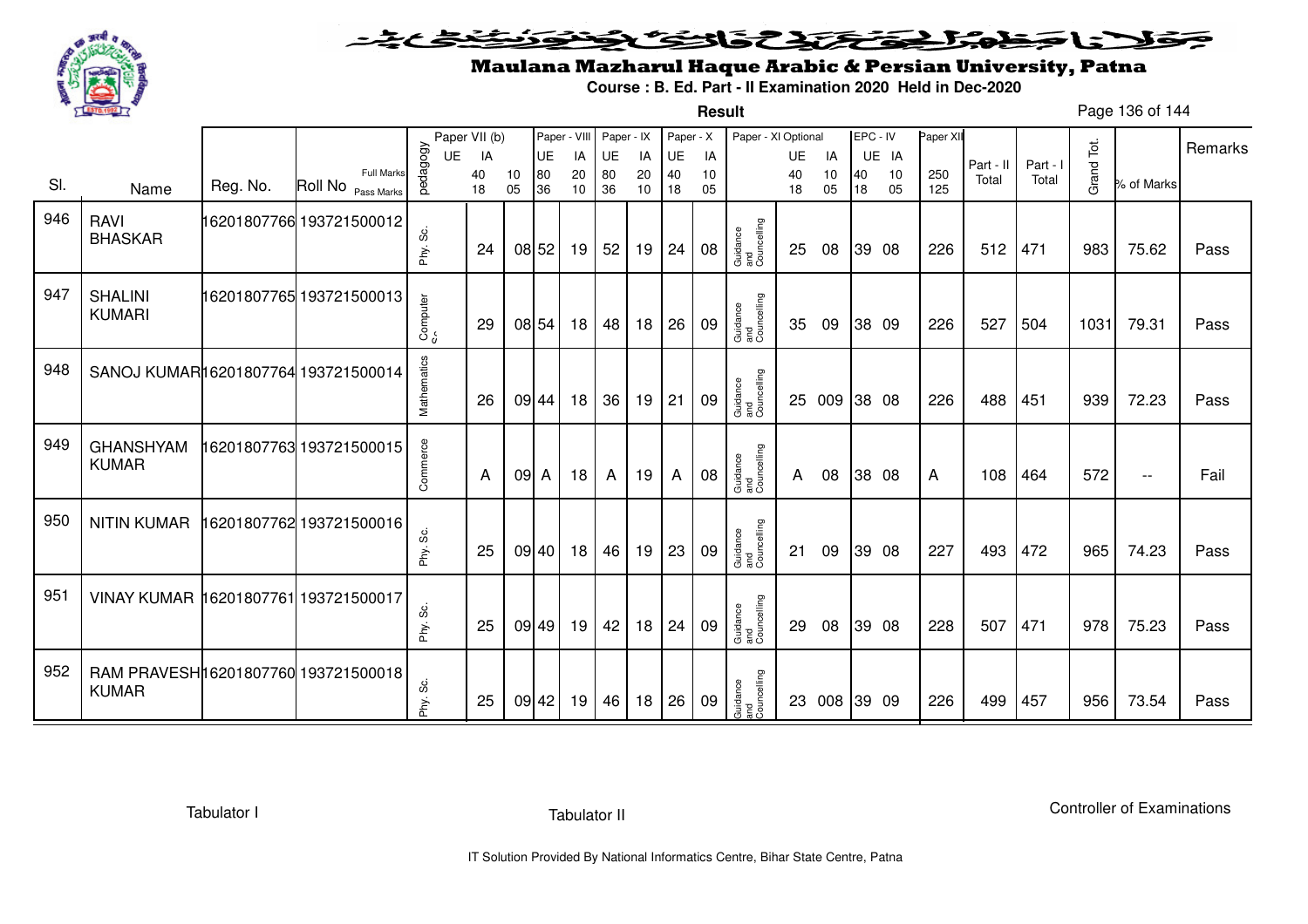# Maulana Mazharul Haque Arabic & Persian University, Patna

**Course : B. Ed. Part - II Examination 2020 Held in Dec-2020**

**Result**

| Sl. | Name | Reg. No. | Roll No | pedagogy | Paper VII (b) UE | IA | | Paper - VIII UE | IA | Paper - IX UE | IA | Paper - X UE | IA | Paper - XI Optional | UE | IA | EPC - IV UE | IA | Paper XII | Part - II Total | Part - I Total | Grand Tot. | % of Marks | Remarks |
|---|---|---|---|---|---|---|---|---|---|---|---|---|---|---|---|---|---|---|---|---|---|---|---|---|
| | | | Full Marks | | 40 | 10 | | 80 | 20 | 80 | 20 | 40 | 10 | | 40 | 10 | 40 | 10 | 250 | | | | | |
| | | | Pass Marks | | 18 | 05 | | 36 | 10 | 36 | 10 | 18 | 05 | | 18 | 05 | 18 | 05 | 125 | | | | | |
| 946 | RAVI BHASKAR | 16201807766 | 193721500012 | Phy. Sc. | 24 | 08 | | 52 | 19 | 52 | 19 | 24 | 08 | Guidance and Councelling | 25 | 08 | 39 | 08 | 226 | 512 | 471 | 983 | 75.62 | Pass |
| 947 | SHALINI KUMARI | 16201807765 | 193721500013 | Computer Sc. | 29 | 08 | | 54 | 18 | 48 | 18 | 26 | 09 | Guidance and Councelling | 35 | 09 | 38 | 09 | 226 | 527 | 504 | 1031 | 79.31 | Pass |
| 948 | SANOJ KUMAR | 16201807764 | 193721500014 | Mathematics | 26 | 09 | | 44 | 18 | 36 | 19 | 21 | 09 | Guidance and Councelling | 25 | 009 | 38 | 08 | 226 | 488 | 451 | 939 | 72.23 | Pass |
| 949 | GHANSHYAM KUMAR | 16201807763 | 193721500015 | Commerce | A | 09 | | A | 18 | A | 19 | A | 08 | Guidance and Councelling | A | 08 | 38 | 08 | A | 108 | 464 | 572 | -- | Fail |
| 950 | NITIN KUMAR | 16201807762 | 193721500016 | Phy. Sc. | 25 | 09 | | 40 | 18 | 46 | 19 | 23 | 09 | Guidance and Councelling | 21 | 09 | 39 | 08 | 227 | 493 | 472 | 965 | 74.23 | Pass |
| 951 | VINAY KUMAR | 16201807761 | 193721500017 | Phy. Sc. | 25 | 09 | | 49 | 19 | 42 | 18 | 24 | 09 | Guidance and Councelling | 29 | 08 | 39 | 08 | 228 | 507 | 471 | 978 | 75.23 | Pass |
| 952 | RAM PRAVESH KUMAR | 16201807760 | 193721500018 | Phy. Sc. | 25 | 09 | | 42 | 19 | 46 | 18 | 26 | 09 | Guidance and Councelling | 23 | 008 | 39 | 09 | 226 | 499 | 457 | 956 | 73.54 | Pass |

Tabulator I     Tabulator II     Controller of Examinations

IT Solution Provided By National Informatics Centre, Bihar State Centre, Patna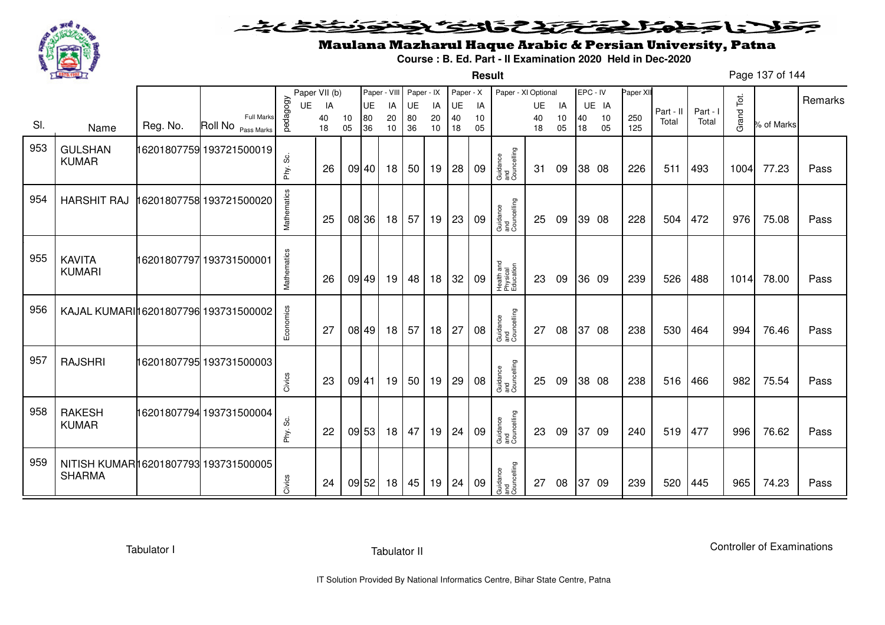# Maulana Mazharul Haque Arabic & Persian University, Patna

**Course : B. Ed. Part - II Examination 2020 Held in Dec-2020**

**Result**

| Sl. | Name | Reg. No. | Roll No | pedagogy | Paper VII (b) UE (40/18) | Paper VII (b) IA (10/05) | Paper - VIII UE (80/36) | Paper - VIII IA (20/10) | Paper - IX UE (80/36) | Paper - IX IA (20/10) | Paper - X UE (40/18) | Paper - X IA (10/05) | Paper - XI Optional | Paper - XI UE (40/18) | Paper - XI IA (10/05) | EPC - IV UE (40/18) | EPC - IV IA (10/05) | Paper XII (250/125) | Part - II Total | Part - I Total | Grand Tot. | % of Marks | Remarks |
|---|---|---|---|---|---|---|---|---|---|---|---|---|---|---|---|---|---|---|---|---|---|---|---|
| 953 | GULSHAN KUMAR | 16201807759 | 193721500019 | Phy. Sc. | 26 | 09 | 40 | 18 | 50 | 19 | 28 | 09 | Guidance and Councelling | 31 | 09 | 38 | 08 | 226 | 511 | 493 | 1004 | 77.23 | Pass |
| 954 | HARSHIT RAJ | 16201807758 | 193721500020 | Mathematics | 25 | 08 | 36 | 18 | 57 | 19 | 23 | 09 | Guidance and Councelling | 25 | 09 | 39 | 08 | 228 | 504 | 472 | 976 | 75.08 | Pass |
| 955 | KAVITA KUMARI | 16201807797 | 193731500001 | Mathematics | 26 | 09 | 49 | 19 | 48 | 18 | 32 | 09 | Health and Physical Education | 23 | 09 | 36 | 09 | 239 | 526 | 488 | 1014 | 78.00 | Pass |
| 956 | KAJAL KUMARI | 16201807796 | 193731500002 | Economics | 27 | 08 | 49 | 18 | 57 | 18 | 27 | 08 | Guidance and Councelling | 27 | 08 | 37 | 08 | 238 | 530 | 464 | 994 | 76.46 | Pass |
| 957 | RAJSHRI | 16201807795 | 193731500003 | Civics | 23 | 09 | 41 | 19 | 50 | 19 | 29 | 08 | Guidance and Councelling | 25 | 09 | 38 | 08 | 238 | 516 | 466 | 982 | 75.54 | Pass |
| 958 | RAKESH KUMAR | 16201807794 | 193731500004 | Phy. Sc. | 22 | 09 | 53 | 18 | 47 | 19 | 24 | 09 | Guidance and Councelling | 23 | 09 | 37 | 09 | 240 | 519 | 477 | 996 | 76.62 | Pass |
| 959 | NITISH KUMAR SHARMA | 16201807793 | 193731500005 | Civics | 24 | 09 | 52 | 18 | 45 | 19 | 24 | 09 | Guidance and Councelling | 27 | 08 | 37 | 09 | 239 | 520 | 445 | 965 | 74.23 | Pass |

Tabulator I | Tabulator II | Controller of Examinations

IT Solution Provided By National Informatics Centre, Bihar State Centre, Patna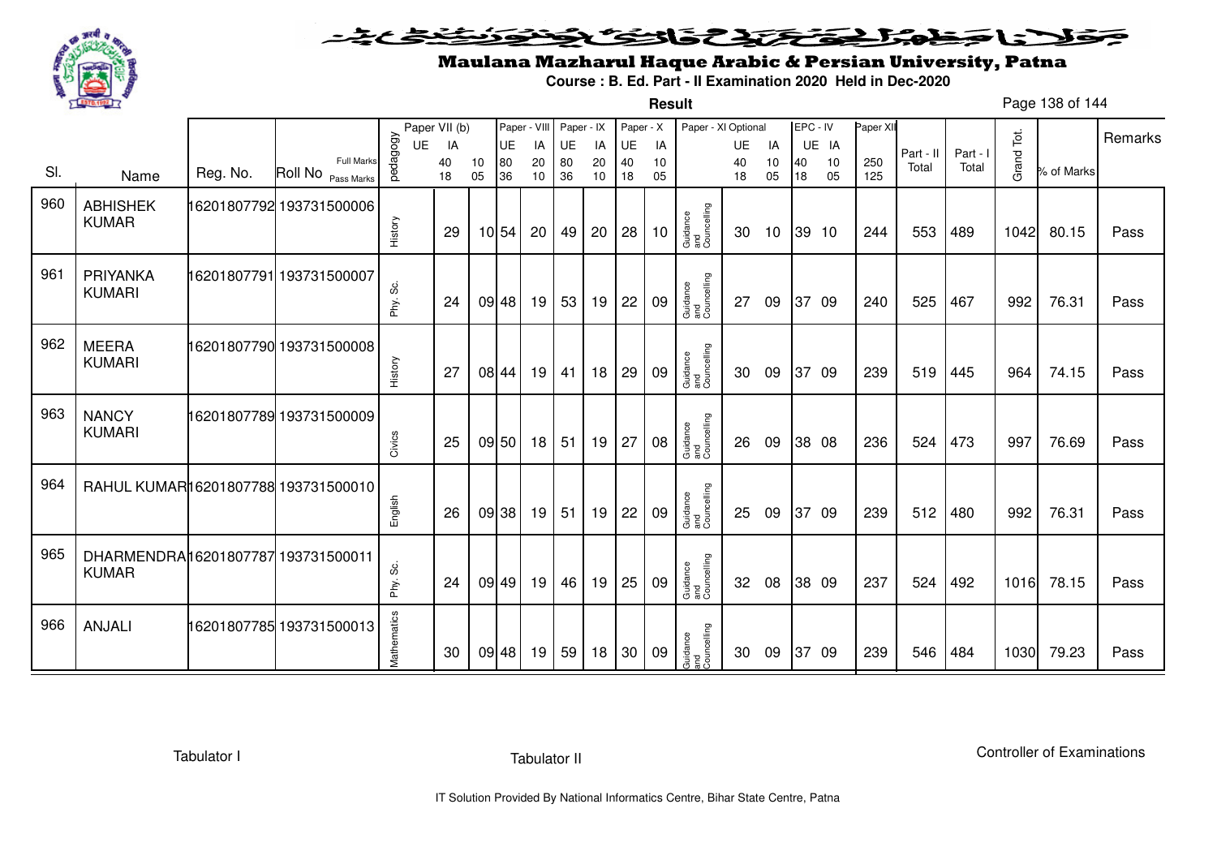# Maulana Mazharul Haque Arabic & Persian University, Patna

**Course : B. Ed. Part - II Examination 2020 Held in Dec-2020**

**Result**

| Sl. | Name | Reg. No. | Roll No | pedagogy | Paper VII (b) UE | Paper VII (b) IA | Paper - VIII UE | Paper - VIII IA | Paper - IX UE | Paper - IX IA | Paper - X UE | Paper - X IA | Paper - XI Optional | Paper - XI UE | Paper - XI IA | EPC - IV UE | EPC - IV IA | Paper XII | Part - II Total | Part - I Total | Grand Tot. | % of Marks | Remarks |
|---|---|---|---|---|---|---|---|---|---|---|---|---|---|---|---|---|---|---|---|---|---|---|---|
| | | | Full Marks | | 40 | 10 | 80 | 20 | 80 | 20 | 40 | 10 | | 40 | 10 | 40 | 10 | 250 | | | | | |
| | | | Pass Marks | | 18 | 05 | 36 | 10 | 36 | 10 | 18 | 05 | | 18 | 05 | 18 | 05 | 125 | | | | | |
| 960 | ABHISHEK KUMAR | 16201807792 | 193731500006 | History | 29 | 10 | 54 | 20 | 49 | 20 | 28 | 10 | Guidance and Councelling | 30 | 10 | 39 | 10 | 244 | 553 | 489 | 1042 | 80.15 | Pass |
| 961 | PRIYANKA KUMARI | 16201807791 | 193731500007 | Phy. Sc. | 24 | 09 | 48 | 19 | 53 | 19 | 22 | 09 | Guidance and Councelling | 27 | 09 | 37 | 09 | 240 | 525 | 467 | 992 | 76.31 | Pass |
| 962 | MEERA KUMARI | 16201807790 | 193731500008 | History | 27 | 08 | 44 | 19 | 41 | 18 | 29 | 09 | Guidance and Councelling | 30 | 09 | 37 | 09 | 239 | 519 | 445 | 964 | 74.15 | Pass |
| 963 | NANCY KUMARI | 16201807789 | 193731500009 | Civics | 25 | 09 | 50 | 18 | 51 | 19 | 27 | 08 | Guidance and Councelling | 26 | 09 | 38 | 08 | 236 | 524 | 473 | 997 | 76.69 | Pass |
| 964 | RAHUL KUMAR | 16201807788 | 193731500010 | English | 26 | 09 | 38 | 19 | 51 | 19 | 22 | 09 | Guidance and Councelling | 25 | 09 | 37 | 09 | 239 | 512 | 480 | 992 | 76.31 | Pass |
| 965 | DHARMENDRA KUMAR | 16201807787 | 193731500011 | Phy. Sc. | 24 | 09 | 49 | 19 | 46 | 19 | 25 | 09 | Guidance and Councelling | 32 | 08 | 38 | 09 | 237 | 524 | 492 | 1016 | 78.15 | Pass |
| 966 | ANJALI | 16201807785 | 193731500013 | Mathematics | 30 | 09 | 48 | 19 | 59 | 18 | 30 | 09 | Guidance and Councelling | 30 | 09 | 37 | 09 | 239 | 546 | 484 | 1030 | 79.23 | Pass |

Tabulator I    Tabulator II    Controller of Examinations

IT Solution Provided By National Informatics Centre, Bihar State Centre, Patna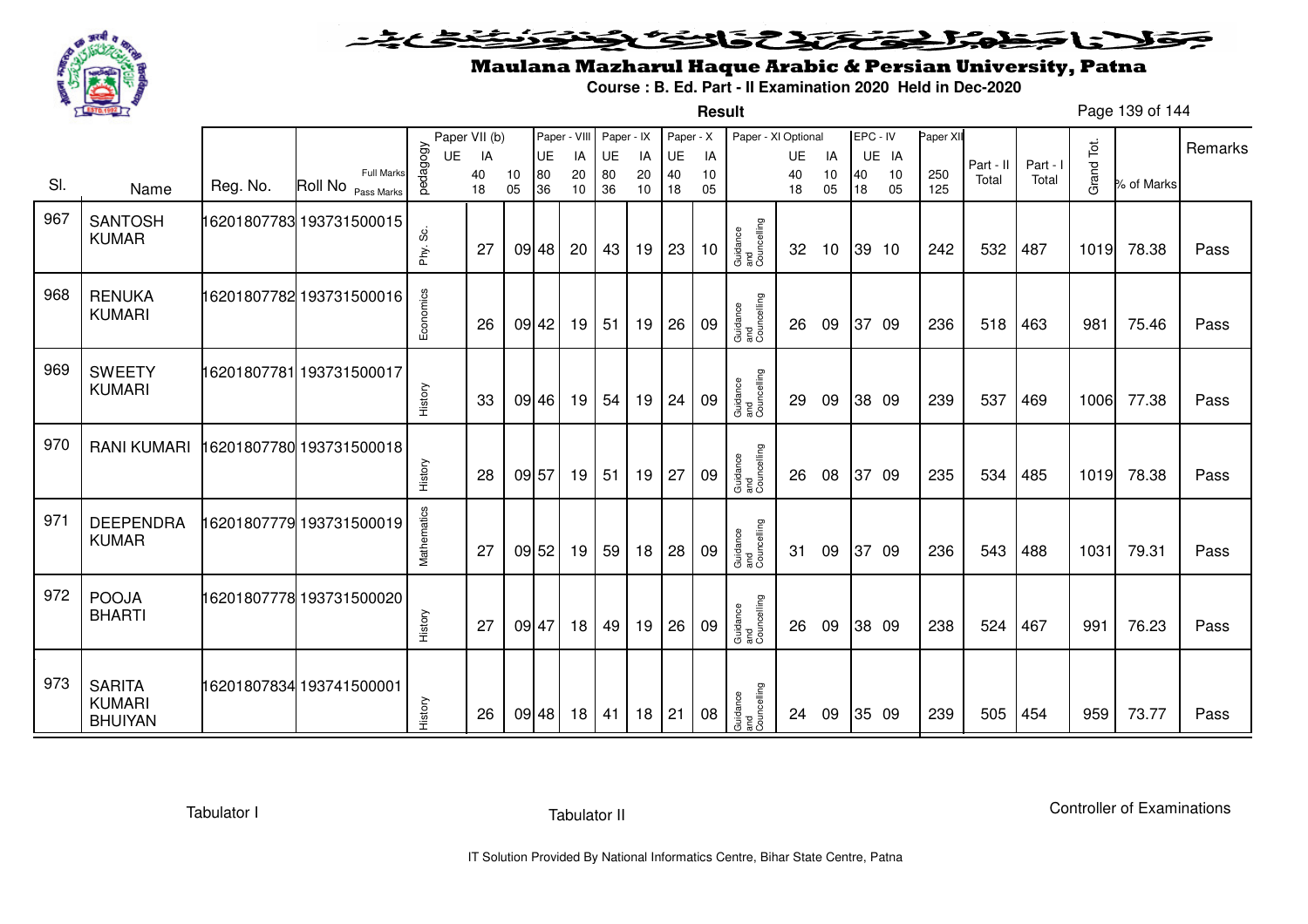# Maulana Mazharul Haque Arabic & Persian University, Patna

**Course : B. Ed. Part - II Examination 2020 Held in Dec-2020**

**Result**

| Sl. | Name | Reg. No. | Roll No | pedagogy | Paper VII (b) UE | IA | | Paper - VIII UE | IA | Paper - IX UE | IA | Paper - X UE | IA | Paper - XI Optional | UE | IA | EPC - IV UE | IA | Paper XII | Part - II Total | Part - I Total | Grand Tot. | % of Marks | Remarks |
|---|---|---|---|---|---|---|---|---|---|---|---|---|---|---|---|---|---|---|---|---|---|---|---|---|
| | | | Full Marks / Pass Marks | | 40 / 18 | 10 / 05 | | 80 / 36 | 20 / 10 | 80 / 36 | 20 / 10 | 40 / 18 | 10 / 05 | | 40 / 18 | 10 / 05 | 40 / 18 | 10 / 05 | 250 / 125 | | | | | |
| 967 | SANTOSH KUMAR | 16201807783 | 193731500015 | Phy. Sc. | 27 | 09 | | 48 | 20 | 43 | 19 | 23 | 10 | Guidance and Councelling | 32 | 10 | 39 | 10 | 242 | 532 | 487 | 1019 | 78.38 | Pass |
| 968 | RENUKA KUMARI | 16201807782 | 193731500016 | Economics | 26 | 09 | | 42 | 19 | 51 | 19 | 26 | 09 | Guidance and Councelling | 26 | 09 | 37 | 09 | 236 | 518 | 463 | 981 | 75.46 | Pass |
| 969 | SWEETY KUMARI | 16201807781 | 193731500017 | History | 33 | 09 | | 46 | 19 | 54 | 19 | 24 | 09 | Guidance and Councelling | 29 | 09 | 38 | 09 | 239 | 537 | 469 | 1006 | 77.38 | Pass |
| 970 | RANI KUMARI | 16201807780 | 193731500018 | History | 28 | 09 | | 57 | 19 | 51 | 19 | 27 | 09 | Guidance and Councelling | 26 | 08 | 37 | 09 | 235 | 534 | 485 | 1019 | 78.38 | Pass |
| 971 | DEEPENDRA KUMAR | 16201807779 | 193731500019 | Mathematics | 27 | 09 | | 52 | 19 | 59 | 18 | 28 | 09 | Guidance and Councelling | 31 | 09 | 37 | 09 | 236 | 543 | 488 | 1031 | 79.31 | Pass |
| 972 | POOJA BHARTI | 16201807778 | 193731500020 | History | 27 | 09 | | 47 | 18 | 49 | 19 | 26 | 09 | Guidance and Councelling | 26 | 09 | 38 | 09 | 238 | 524 | 467 | 991 | 76.23 | Pass |
| 973 | SARITA KUMARI BHUIYAN | 16201807834 | 193741500001 | History | 26 | 09 | | 48 | 18 | 41 | 18 | 21 | 08 | Guidance and Councelling | 24 | 09 | 35 | 09 | 239 | 505 | 454 | 959 | 73.77 | Pass |

Tabulator I | Tabulator II | Controller of Examinations

IT Solution Provided By National Informatics Centre, Bihar State Centre, Patna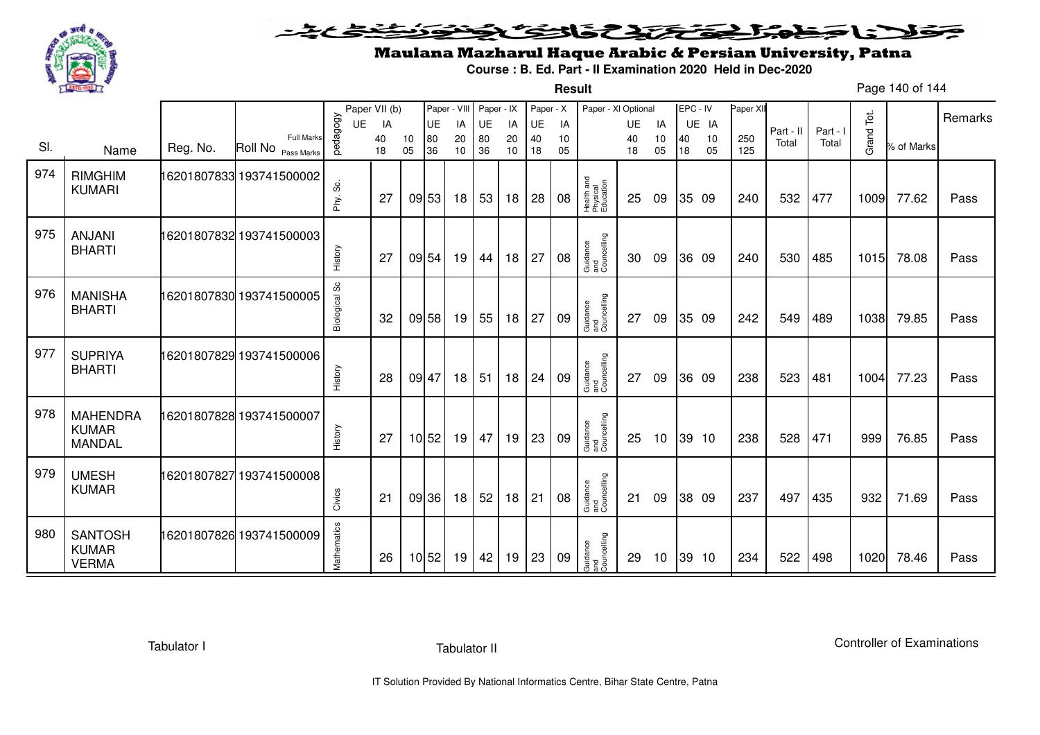# Maulana Mazharul Haque Arabic & Persian University, Patna

**Course : B. Ed. Part - II Examination 2020 Held in Dec-2020**

**Result**

| Sl. | Name | Reg. No. | Roll No | pedagogy | Paper VII (b) UE | IA | Paper - VIII UE | IA | Paper - IX UE | IA | Paper - X UE | IA | Paper - XI Optional | UE | IA | EPC - IV UE | IA | Paper XII | Part - II Total | Part - I Total | Grand Tot. | % of Marks | Remarks |
|---|---|---|---|---|---|---|---|---|---|---|---|---|---|---|---|---|---|---|---|---|---|---|---|
| | | | Full Marks | | 40 | 10 | 80 | 20 | 80 | 20 | 40 | 10 | | 40 | 10 | 40 | 10 | 250 | | | | | |
| | | | Pass Marks | | 18 | 05 | 36 | 10 | 36 | 10 | 18 | 05 | | 18 | 05 | 18 | 05 | 125 | | | | | |
| 974 | RIMGHIM KUMARI | 16201807833 | 193741500002 | Phy. Sc. | 27 | 09 | 53 | 18 | 53 | 18 | 28 | 08 | Health and Physical Education | 25 | 09 | 35 | 09 | 240 | 532 | 477 | 1009 | 77.62 | Pass |
| 975 | ANJANI BHARTI | 16201807832 | 193741500003 | History | 27 | 09 | 54 | 19 | 44 | 18 | 27 | 08 | Guidance and Councelling | 30 | 09 | 36 | 09 | 240 | 530 | 485 | 1015 | 78.08 | Pass |
| 976 | MANISHA BHARTI | 16201807830 | 193741500005 | Biological Sc | 32 | 09 | 58 | 19 | 55 | 18 | 27 | 09 | Guidance and Councelling | 27 | 09 | 35 | 09 | 242 | 549 | 489 | 1038 | 79.85 | Pass |
| 977 | SUPRIYA BHARTI | 16201807829 | 193741500006 | History | 28 | 09 | 47 | 18 | 51 | 18 | 24 | 09 | Guidance and Councelling | 27 | 09 | 36 | 09 | 238 | 523 | 481 | 1004 | 77.23 | Pass |
| 978 | MAHENDRA KUMAR MANDAL | 16201807828 | 193741500007 | History | 27 | 10 | 52 | 19 | 47 | 19 | 23 | 09 | Guidance and Councelling | 25 | 10 | 39 | 10 | 238 | 528 | 471 | 999 | 76.85 | Pass |
| 979 | UMESH KUMAR | 16201807827 | 193741500008 | Civics | 21 | 09 | 36 | 18 | 52 | 18 | 21 | 08 | Guidance and Councelling | 21 | 09 | 38 | 09 | 237 | 497 | 435 | 932 | 71.69 | Pass |
| 980 | SANTOSH KUMAR VERMA | 16201807826 | 193741500009 | Mathematics | 26 | 10 | 52 | 19 | 42 | 19 | 23 | 09 | Guidance and Councelling | 29 | 10 | 39 | 10 | 234 | 522 | 498 | 1020 | 78.46 | Pass |

Tabulator I | Tabulator II | Controller of Examinations

IT Solution Provided By National Informatics Centre, Bihar State Centre, Patna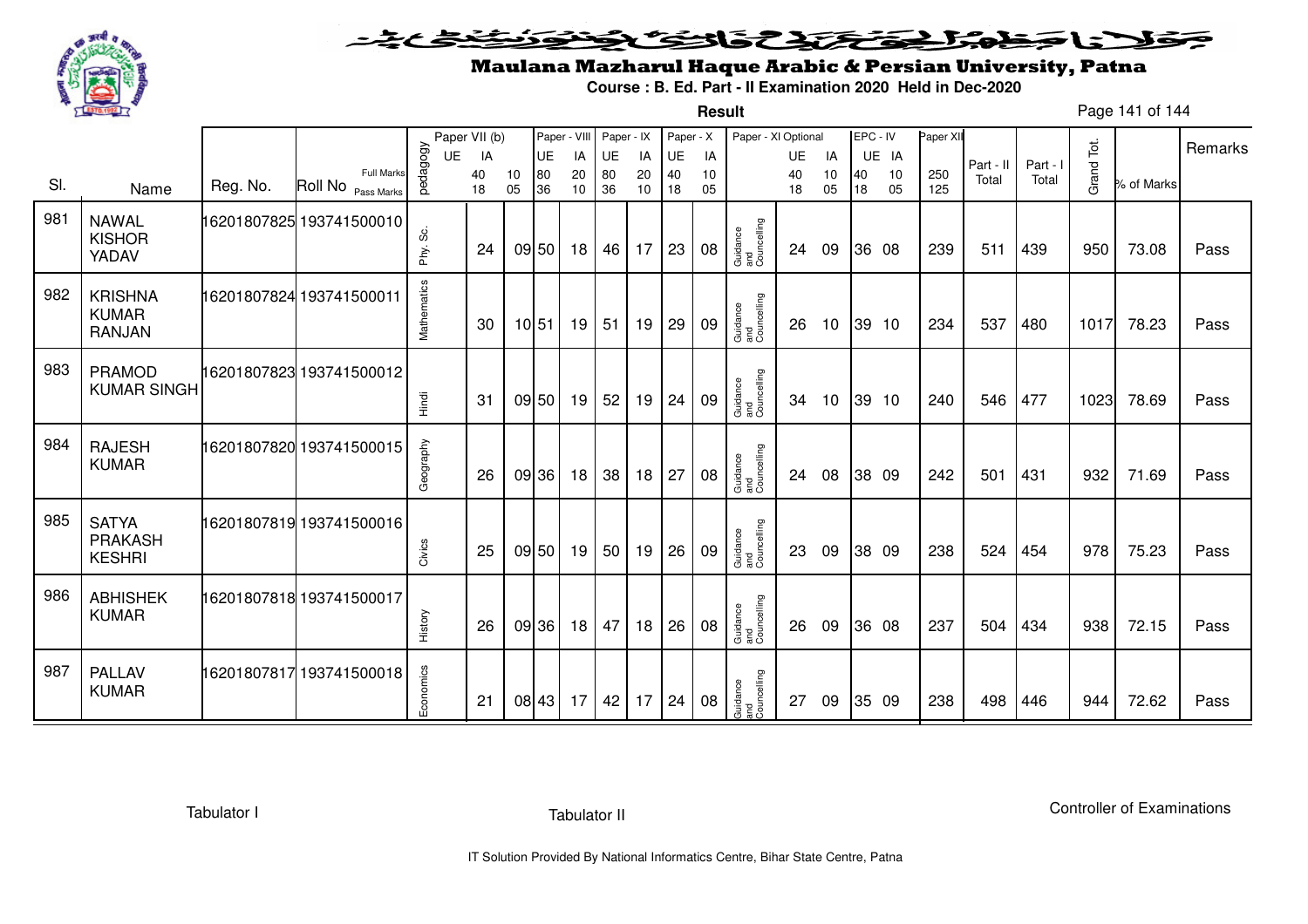# Maulana Mazharul Haque Arabic & Persian University, Patna

**Course : B. Ed. Part - II Examination 2020 Held in Dec-2020**

**Result**

| Sl. | Name | Reg. No. | Roll No | pedagogy | Paper VII (b) UE | Paper VII (b) IA | Paper - VIII UE | Paper - VIII IA | Paper - IX UE | Paper - IX IA | Paper - X UE | Paper - X IA | Paper - XI Optional | Paper - XI UE | Paper - XI IA | EPC - IV UE | EPC - IV IA | Paper XII | Part - II Total | Part - I Total | Grand Tot. | % of Marks | Remarks |
|---|---|---|---|---|---|---|---|---|---|---|---|---|---|---|---|---|---|---|---|---|---|---|---|
| | | | Full Marks | | 40 | 10 | 80 | 20 | 80 | 20 | 40 | 10 | | 40 | 10 | 40 | 10 | 250 | | | | | |
| | | | Pass Marks | | 18 | 05 | 36 | 10 | 36 | 10 | 18 | 05 | | 18 | 05 | 18 | 05 | 125 | | | | | |
| 981 | NAWAL KISHOR YADAV | 16201807825 | 193741500010 | Phy. Sc. | 24 | 09 | 50 | 18 | 46 | 17 | 23 | 08 | Guidance and Councelling | 24 | 09 | 36 | 08 | 239 | 511 | 439 | 950 | 73.08 | Pass |
| 982 | KRISHNA KUMAR RANJAN | 16201807824 | 193741500011 | Mathematics | 30 | 10 | 51 | 19 | 51 | 19 | 29 | 09 | Guidance and Councelling | 26 | 10 | 39 | 10 | 234 | 537 | 480 | 1017 | 78.23 | Pass |
| 983 | PRAMOD KUMAR SINGH | 16201807823 | 193741500012 | Hindi | 31 | 09 | 50 | 19 | 52 | 19 | 24 | 09 | Guidance and Councelling | 34 | 10 | 39 | 10 | 240 | 546 | 477 | 1023 | 78.69 | Pass |
| 984 | RAJESH KUMAR | 16201807820 | 193741500015 | Geography | 26 | 09 | 36 | 18 | 38 | 18 | 27 | 08 | Guidance and Councelling | 24 | 08 | 38 | 09 | 242 | 501 | 431 | 932 | 71.69 | Pass |
| 985 | SATYA PRAKASH KESHRI | 16201807819 | 193741500016 | Civics | 25 | 09 | 50 | 19 | 50 | 19 | 26 | 09 | Guidance and Councelling | 23 | 09 | 38 | 09 | 238 | 524 | 454 | 978 | 75.23 | Pass |
| 986 | ABHISHEK KUMAR | 16201807818 | 193741500017 | History | 26 | 09 | 36 | 18 | 47 | 18 | 26 | 08 | Guidance and Councelling | 26 | 09 | 36 | 08 | 237 | 504 | 434 | 938 | 72.15 | Pass |
| 987 | PALLAV KUMAR | 16201807817 | 193741500018 | Economics | 21 | 08 | 43 | 17 | 42 | 17 | 24 | 08 | Guidance and Councelling | 27 | 09 | 35 | 09 | 238 | 498 | 446 | 944 | 72.62 | Pass |

Tabulator I

Tabulator II

Controller of Examinations

IT Solution Provided By National Informatics Centre, Bihar State Centre, Patna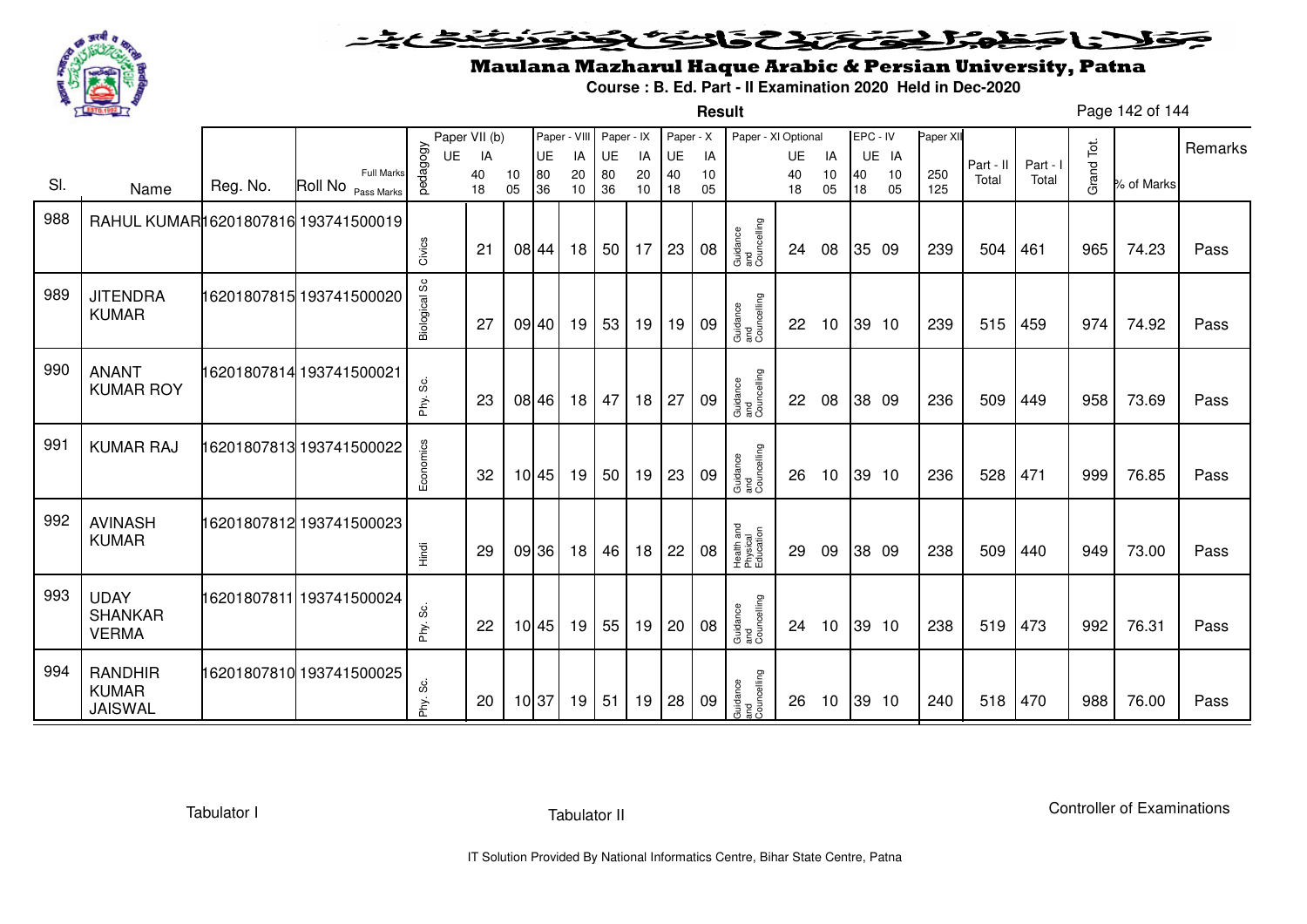# Maulana Mazharul Haque Arabic & Persian University, Patna

**Course : B. Ed. Part - II Examination 2020 Held in Dec-2020**

**Result**

| Sl. | Name | Reg. No. | Roll No | pedagogy | Paper VII (b) UE | IA | | Paper - VIII UE | IA | Paper - IX UE | IA | Paper - X UE | IA | Paper - XI Optional | UE | IA | EPC - IV UE | IA | Paper XII | Part - II Total | Part - I Total | Grand Tot. | % of Marks | Remarks |
|---|---|---|---|---|---|---|---|---|---|---|---|---|---|---|---|---|---|---|---|---|---|---|---|---|
| | | | Full Marks | | 40 | 10 | | 80 | 20 | 80 | 20 | 40 | 10 | | 40 | 10 | 40 | 10 | 250 | | | | | |
| | | | Pass Marks | | 18 | 05 | | 36 | 10 | 36 | 10 | 18 | 05 | | 18 | 05 | 18 | 05 | 125 | | | | | |
| 988 | RAHUL KUMAR | 16201807816 | 193741500019 | Civics | 21 | 08 | | 44 | 18 | 50 | 17 | 23 | 08 | Guidance and Councelling | 24 | 08 | 35 | 09 | 239 | 504 | 461 | 965 | 74.23 | Pass |
| 989 | JITENDRA KUMAR | 16201807815 | 193741500020 | Biological Sc | 27 | 09 | | 40 | 19 | 53 | 19 | 19 | 09 | Guidance and Councelling | 22 | 10 | 39 | 10 | 239 | 515 | 459 | 974 | 74.92 | Pass |
| 990 | ANANT KUMAR ROY | 16201807814 | 193741500021 | Phy. Sc. | 23 | 08 | | 46 | 18 | 47 | 18 | 27 | 09 | Guidance and Councelling | 22 | 08 | 38 | 09 | 236 | 509 | 449 | 958 | 73.69 | Pass |
| 991 | KUMAR RAJ | 16201807813 | 193741500022 | Economics | 32 | 10 | | 45 | 19 | 50 | 19 | 23 | 09 | Guidance and Councelling | 26 | 10 | 39 | 10 | 236 | 528 | 471 | 999 | 76.85 | Pass |
| 992 | AVINASH KUMAR | 16201807812 | 193741500023 | Hindi | 29 | 09 | | 36 | 18 | 46 | 18 | 22 | 08 | Health and Physical Education | 29 | 09 | 38 | 09 | 238 | 509 | 440 | 949 | 73.00 | Pass |
| 993 | UDAY SHANKAR VERMA | 16201807811 | 193741500024 | Phy. Sc. | 22 | 10 | | 45 | 19 | 55 | 19 | 20 | 08 | Guidance and Councelling | 24 | 10 | 39 | 10 | 238 | 519 | 473 | 992 | 76.31 | Pass |
| 994 | RANDHIR KUMAR JAISWAL | 16201807810 | 193741500025 | Phy. Sc. | 20 | 10 | | 37 | 19 | 51 | 19 | 28 | 09 | Guidance and Councelling | 26 | 10 | 39 | 10 | 240 | 518 | 470 | 988 | 76.00 | Pass |

Tabulator I

Tabulator II

Controller of Examinations

IT Solution Provided By National Informatics Centre, Bihar State Centre, Patna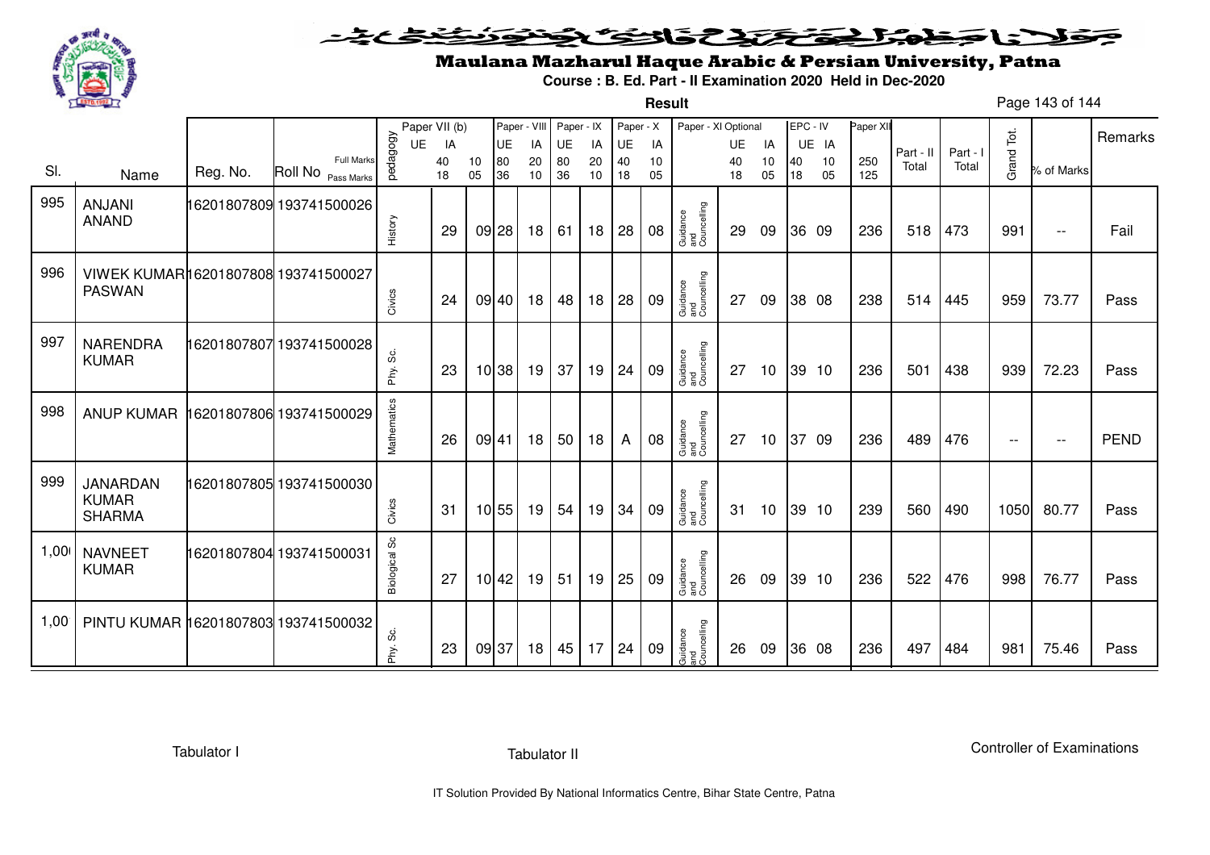# Maulana Mazharul Haque Arabic & Persian University, Patna

**Course : B. Ed. Part - II Examination 2020 Held in Dec-2020**

**Result**

| Sl. | Name | Reg. No. | Roll No | pedagogy | Paper VII (b) UE | Paper VII (b) IA | | Paper - VIII UE | Paper - VIII IA | Paper - IX UE | Paper - IX IA | Paper - X UE | Paper - X IA | Paper - XI Optional | UE | IA | EPC - IV UE | EPC - IV IA | Paper XII | Part - II Total | Part - I Total | Grand Tot. | % of Marks | Remarks |
|---|---|---|---|---|---|---|---|---|---|---|---|---|---|---|---|---|---|---|---|---|---|---|---|---|
| | | | Full Marks | | | 40 | 10 | 80 | 20 | 80 | 20 | 40 | 10 | | 40 | 10 | 40 | 10 | 250 | | | | | |
| | | | Pass Marks | | | 18 | 05 | 36 | 10 | 36 | 10 | 18 | 05 | | 18 | 05 | 18 | 05 | 125 | | | | | |
| 995 | ANJANI ANAND | 16201807809 | 193741500026 | History | | 29 | 09 | 28 | 18 | 61 | 18 | 28 | 08 | Guidance and Councelling | 29 | 09 | 36 | 09 | 236 | 518 | 473 | 991 | -- | Fail |
| 996 | VIWEK KUMAR PASWAN | 16201807808 | 193741500027 | Civics | | 24 | 09 | 40 | 18 | 48 | 18 | 28 | 09 | Guidance and Councelling | 27 | 09 | 38 | 08 | 238 | 514 | 445 | 959 | 73.77 | Pass |
| 997 | NARENDRA KUMAR | 16201807807 | 193741500028 | Phy. Sc. | | 23 | 10 | 38 | 19 | 37 | 19 | 24 | 09 | Guidance and Councelling | 27 | 10 | 39 | 10 | 236 | 501 | 438 | 939 | 72.23 | Pass |
| 998 | ANUP KUMAR | 16201807806 | 193741500029 | Mathematics | | 26 | 09 | 41 | 18 | 50 | 18 | A | 08 | Guidance and Councelling | 27 | 10 | 37 | 09 | 236 | 489 | 476 | -- | -- | PEND |
| 999 | JANARDAN KUMAR SHARMA | 16201807805 | 193741500030 | Civics | | 31 | 10 | 55 | 19 | 54 | 19 | 34 | 09 | Guidance and Councelling | 31 | 10 | 39 | 10 | 239 | 560 | 490 | 1050 | 80.77 | Pass |
| 1,00 | NAVNEET KUMAR | 16201807804 | 193741500031 | Biological Sc | | 27 | 10 | 42 | 19 | 51 | 19 | 25 | 09 | Guidance and Councelling | 26 | 09 | 39 | 10 | 236 | 522 | 476 | 998 | 76.77 | Pass |
| 1,00 | PINTU KUMAR | 16201807803 | 193741500032 | Phy. Sc. | | 23 | 09 | 37 | 18 | 45 | 17 | 24 | 09 | Guidance and Councelling | 26 | 09 | 36 | 08 | 236 | 497 | 484 | 981 | 75.46 | Pass |

Tabulator I &nbsp;&nbsp;&nbsp;&nbsp; Tabulator II &nbsp;&nbsp;&nbsp;&nbsp; Controller of Examinations

IT Solution Provided By National Informatics Centre, Bihar State Centre, Patna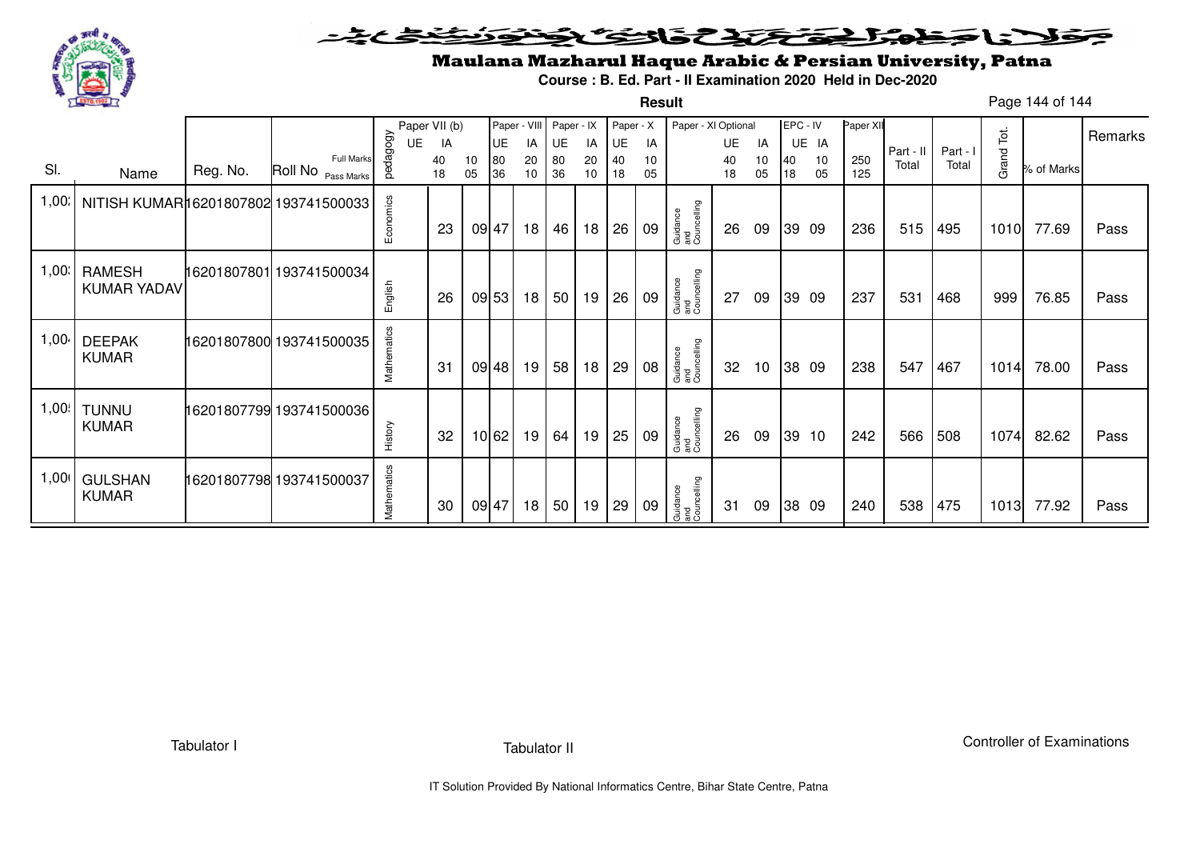# Maulana Mazharul Haque Arabic & Persian University, Patna

**Course : B. Ed. Part - II Examination 2020 Held in Dec-2020**

**Result**

| Sl. | Name | Reg. No. | Roll No (Full Marks / Pass Marks) | pedagogy | Paper VII (b) UE | Paper VII (b) IA 40/18 | 10/05 | Paper - VIII UE 80/36 | Paper - VIII IA 20/10 | Paper - IX UE 80/36 | Paper - IX IA 20/10 | Paper - X UE 40/18 | Paper - X IA 10/05 | Paper - XI Optional | UE 40/18 | IA 10/05 | EPC - IV UE 40/18 | EPC - IV IA 10/05 | Paper XII 250/125 | Part - II Total | Part - I Total | Grand Tot. | % of Marks | Remarks |
|---|---|---|---|---|---|---|---|---|---|---|---|---|---|---|---|---|---|---|---|---|---|---|---|---|
| 1,00 | NITISH KUMAR | 16201807802 | 193741500033 | Economics | | 23 | 09 | 47 | 18 | 46 | 18 | 26 | 09 | Guidance and Councelling | 26 | 09 | 39 | 09 | 236 | 515 | 495 | 1010 | 77.69 | Pass |
| 1,00 | RAMESH KUMAR YADAV | 16201807801 | 193741500034 | English | | 26 | 09 | 53 | 18 | 50 | 19 | 26 | 09 | Guidance and Councelling | 27 | 09 | 39 | 09 | 237 | 531 | 468 | 999 | 76.85 | Pass |
| 1,00 | DEEPAK KUMAR | 16201807800 | 193741500035 | Mathematics | | 31 | 09 | 48 | 19 | 58 | 18 | 29 | 08 | Guidance and Councelling | 32 | 10 | 38 | 09 | 238 | 547 | 467 | 1014 | 78.00 | Pass |
| 1,00 | TUNNU KUMAR | 16201807799 | 193741500036 | History | | 32 | 10 | 62 | 19 | 64 | 19 | 25 | 09 | Guidance and Councelling | 26 | 09 | 39 | 10 | 242 | 566 | 508 | 1074 | 82.62 | Pass |
| 1,00 | GULSHAN KUMAR | 16201807798 | 193741500037 | Mathematics | | 30 | 09 | 47 | 18 | 50 | 19 | 29 | 09 | Guidance and Councelling | 31 | 09 | 38 | 09 | 240 | 538 | 475 | 1013 | 77.92 | Pass |

Tabulator I | Tabulator II | Controller of Examinations

IT Solution Provided By National Informatics Centre, Bihar State Centre, Patna